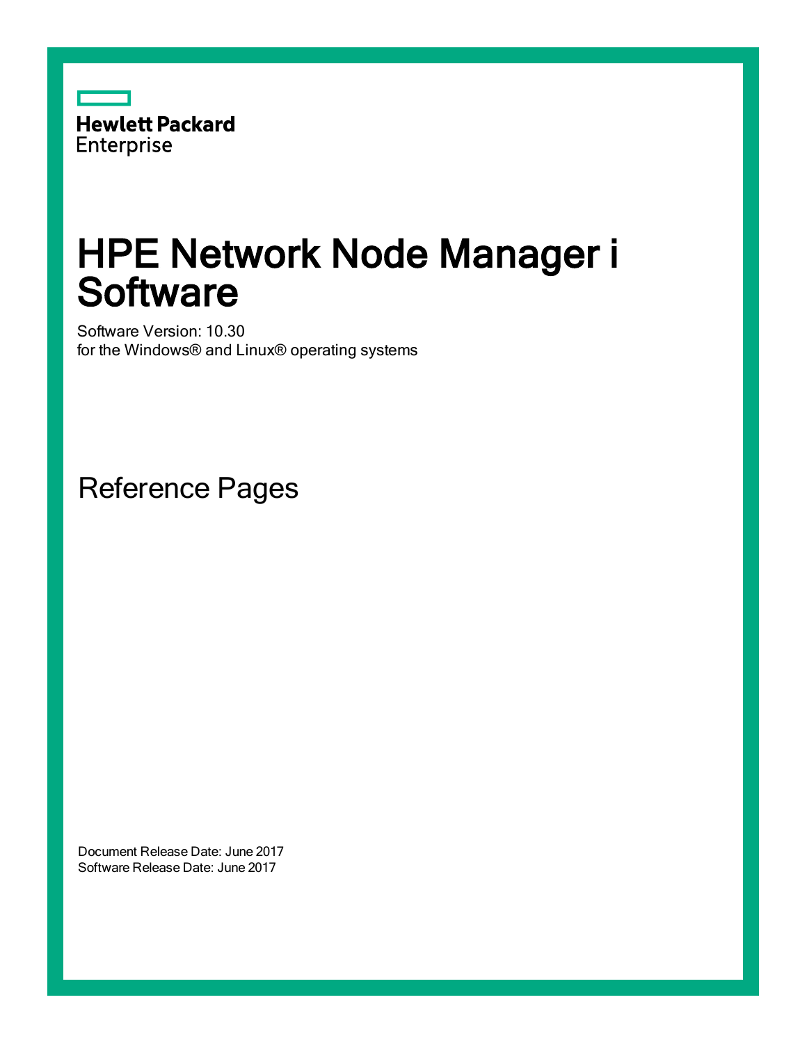Hewlett Packard
Enterprise

# HPE Network Node Manager i Software

Software Version: 10.30
for the Windows® and Linux® operating systems

## Reference Pages

Document Release Date: June 2017
Software Release Date: June 2017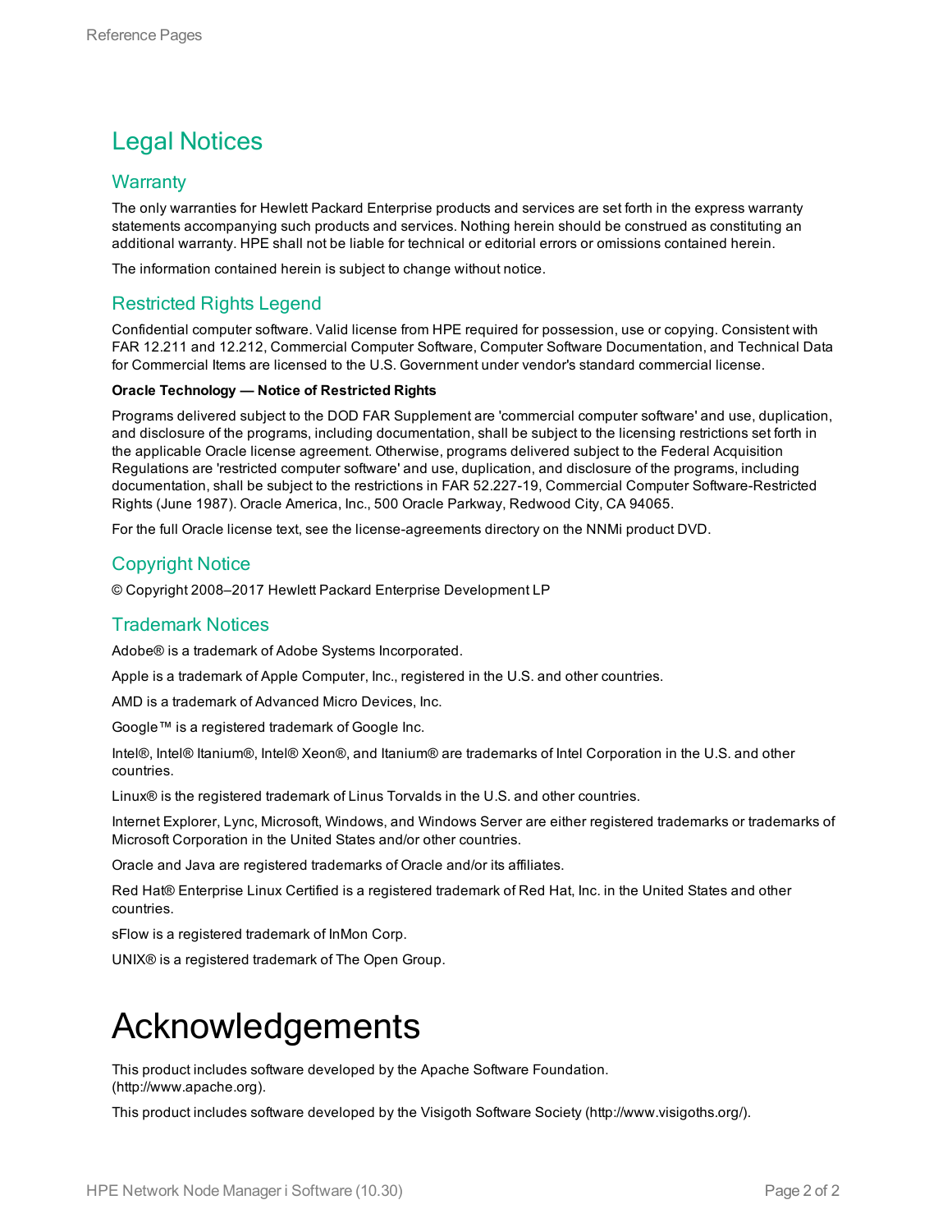# Legal Notices

## Warranty

The only warranties for Hewlett Packard Enterprise products and services are set forth in the express warranty statements accompanying such products and services. Nothing herein should be construed as constituting an additional warranty. HPE shall not be liable for technical or editorial errors or omissions contained herein.

The information contained herein is subject to change without notice.

## Restricted Rights Legend

Confidential computer software. Valid license from HPE required for possession, use or copying. Consistent with FAR 12.211 and 12.212, Commercial Computer Software, Computer Software Documentation, and Technical Data for Commercial Items are licensed to the U.S. Government under vendor's standard commercial license.

**Oracle Technology — Notice of Restricted Rights**

Programs delivered subject to the DOD FAR Supplement are 'commercial computer software' and use, duplication, and disclosure of the programs, including documentation, shall be subject to the licensing restrictions set forth in the applicable Oracle license agreement. Otherwise, programs delivered subject to the Federal Acquisition Regulations are 'restricted computer software' and use, duplication, and disclosure of the programs, including documentation, shall be subject to the restrictions in FAR 52.227-19, Commercial Computer Software-Restricted Rights (June 1987). Oracle America, Inc., 500 Oracle Parkway, Redwood City, CA 94065.

For the full Oracle license text, see the license-agreements directory on the NNMi product DVD.

## Copyright Notice

© Copyright 2008–2017 Hewlett Packard Enterprise Development LP

## Trademark Notices

Adobe® is a trademark of Adobe Systems Incorporated.

Apple is a trademark of Apple Computer, Inc., registered in the U.S. and other countries.

AMD is a trademark of Advanced Micro Devices, Inc.

Google™ is a registered trademark of Google Inc.

Intel®, Intel® Itanium®, Intel® Xeon®, and Itanium® are trademarks of Intel Corporation in the U.S. and other countries.

Linux® is the registered trademark of Linus Torvalds in the U.S. and other countries.

Internet Explorer, Lync, Microsoft, Windows, and Windows Server are either registered trademarks or trademarks of Microsoft Corporation in the United States and/or other countries.

Oracle and Java are registered trademarks of Oracle and/or its affiliates.

Red Hat® Enterprise Linux Certified is a registered trademark of Red Hat, Inc. in the United States and other countries.

sFlow is a registered trademark of InMon Corp.

UNIX® is a registered trademark of The Open Group.

# Acknowledgements

This product includes software developed by the Apache Software Foundation. (http://www.apache.org).

This product includes software developed by the Visigoth Software Society (http://www.visigoths.org/).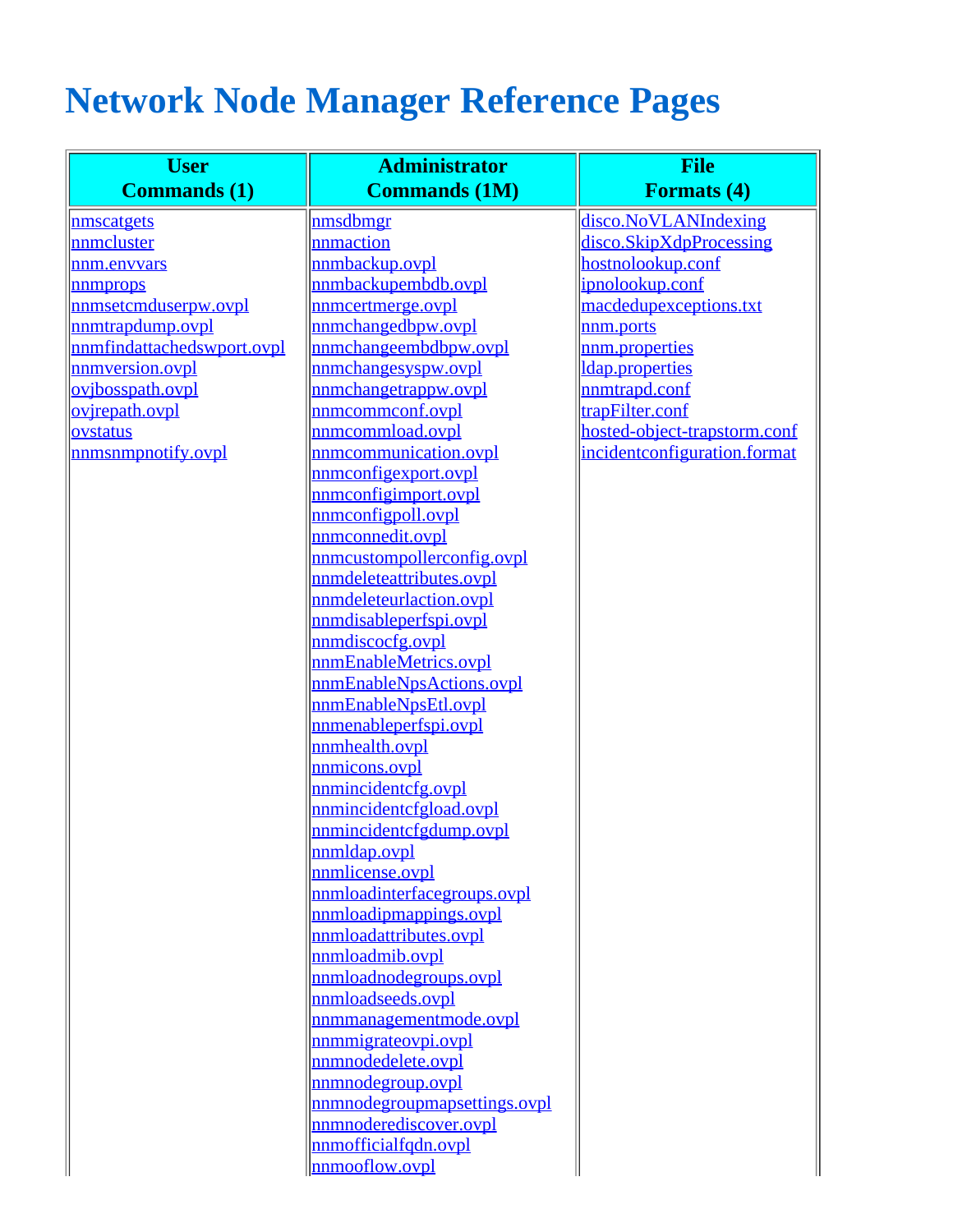# Network Node Manager Reference Pages

| User Commands (1) | Administrator Commands (1M) | File Formats (4) |
|---|---|---|
| nmscatgets | nmsdbmgr | disco.NoVLANIndexing |
| nnmcluster | nnmaction | disco.SkipXdpProcessing |
| nnm.envvars | nnmbackup.ovpl | hostnolookup.conf |
| nnmprops | nnmbackupembdb.ovpl | ipnolookup.conf |
| nnmsetcmduserpw.ovpl | nnmcertmerge.ovpl | macdedupexceptions.txt |
| nnmtrapdump.ovpl | nnmchangedbpw.ovpl | nnm.ports |
| nnmfindattachedswport.ovpl | nnmchangeembdbpw.ovpl | nnm.properties |
| nnmversion.ovpl | nnmchangesyspw.ovpl | ldap.properties |
| ovjbosspath.ovpl | nnmchangetrappw.ovpl | nnmtrapd.conf |
| ovjrepath.ovpl | nnmcommconf.ovpl | trapFilter.conf |
| ovstatus | nnmcommload.ovpl | hosted-object-trapstorm.conf |
| nnmsnmpnotify.ovpl | nnmcommunication.ovpl | incidentconfiguration.format |
| | nnmconfigexport.ovpl | |
| | nnmconfigimport.ovpl | |
| | nnmconfigpoll.ovpl | |
| | nnmconnedit.ovpl | |
| | nnmcustompollerconfig.ovpl | |
| | nnmdeleteattributes.ovpl | |
| | nnmdeleteurlaction.ovpl | |
| | nnmdisableperfspi.ovpl | |
| | nnmdiscocfg.ovpl | |
| | nnmEnableMetrics.ovpl | |
| | nnmEnableNpsActions.ovpl | |
| | nnmEnableNpsEtl.ovpl | |
| | nnmenableperfspi.ovpl | |
| | nnmhealth.ovpl | |
| | nnmicons.ovpl | |
| | nnmincidentcfg.ovpl | |
| | nnmincidentcfgload.ovpl | |
| | nnmincidentcfgdump.ovpl | |
| | nnmldap.ovpl | |
| | nnmlicense.ovpl | |
| | nnmloadinterfacegroups.ovpl | |
| | nnmloadipmappings.ovpl | |
| | nnmloadattributes.ovpl | |
| | nnmloadmib.ovpl | |
| | nnmloadnodegroups.ovpl | |
| | nnmloadseeds.ovpl | |
| | nnmmanagementmode.ovpl | |
| | nnmmigrateovpi.ovpl | |
| | nnmnodedelete.ovpl | |
| | nnmnodegroup.ovpl | |
| | nnmnodegroupmapsettings.ovpl | |
| | nnmnoderediscover.ovpl | |
| | nnmofficialfqdn.ovpl | |
| | nnmooflow.ovpl | |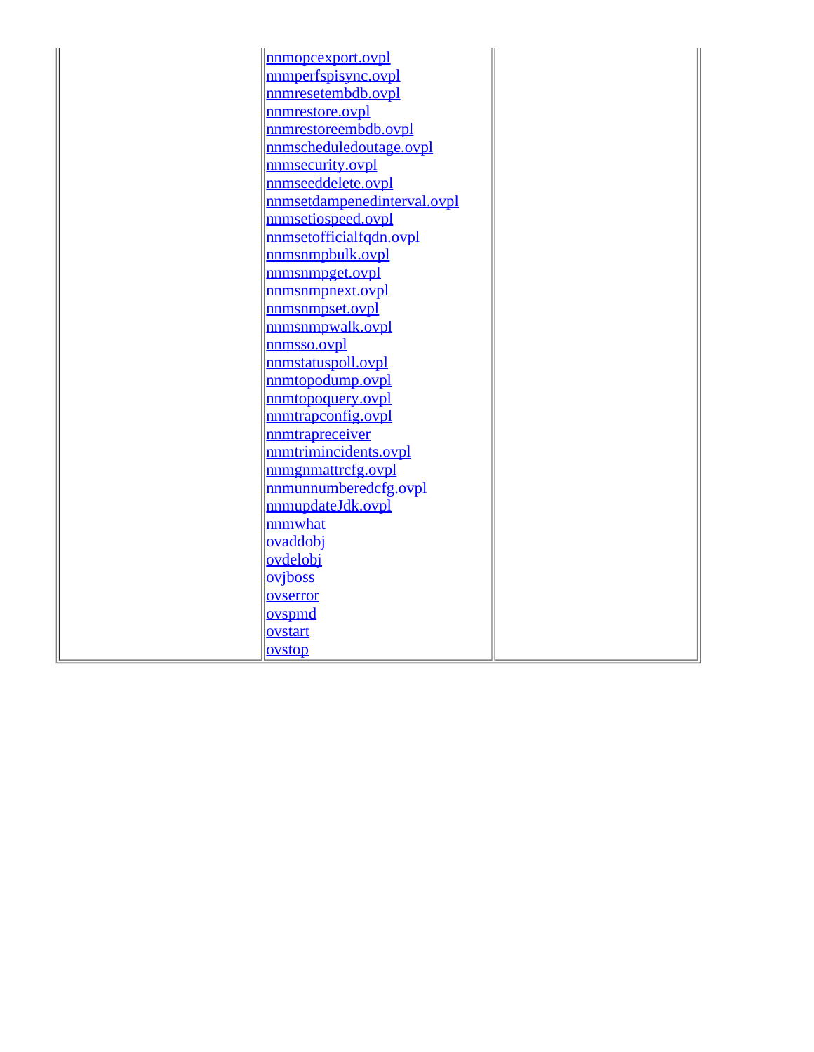| | | |
|---|---|---|
| | nnmopcexport.ovpl<br>nnmperfspisync.ovpl<br>nnmresetembdb.ovpl<br>nnmrestore.ovpl<br>nnmrestoreembdb.ovpl<br>nnmscheduledoutage.ovpl<br>nnmsecurity.ovpl<br>nnmseeddelete.ovpl<br>nnmsetdampenedinterval.ovpl<br>nnmsetiospeed.ovpl<br>nnmsetofficialfqdn.ovpl<br>nnmsnmpbulk.ovpl<br>nnmsnmpget.ovpl<br>nnmsnmpnext.ovpl<br>nnmsnmpset.ovpl<br>nnmsnmpwalk.ovpl<br>nnmsso.ovpl<br>nnmstatuspoll.ovpl<br>nnmtopodump.ovpl<br>nnmtopoquery.ovpl<br>nnmtrapconfig.ovpl<br>nnmtrapreceiver<br>nnmtrimincidents.ovpl<br>nnmgnmattrcfg.ovpl<br>nnmunnumberedcfg.ovpl<br>nnmupdateJdk.ovpl<br>nnmwhat<br>ovaddobj<br>ovdelobj<br>ovjboss<br>ovserror<br>ovspmd<br>ovstart<br>ovstop | |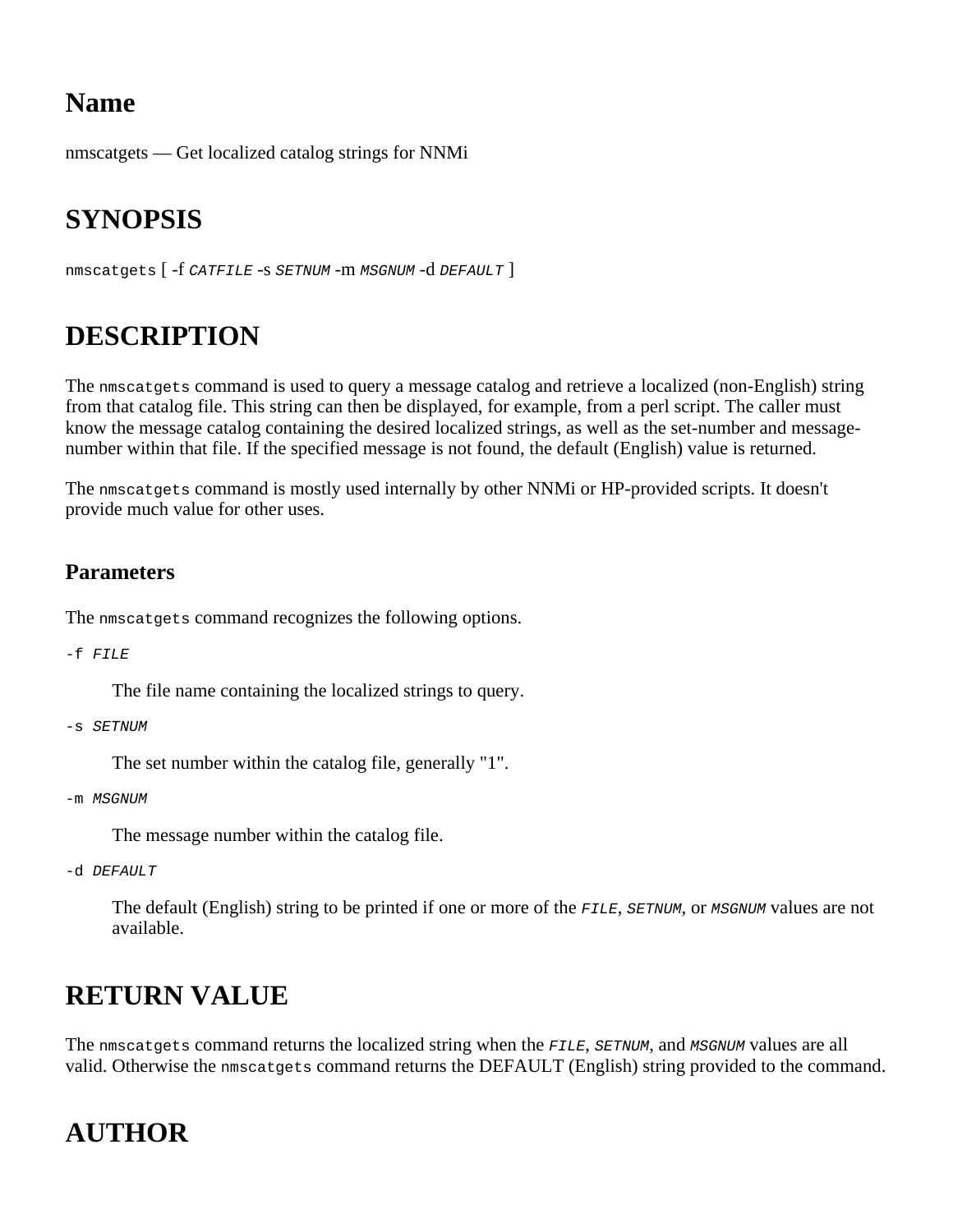# Name

nmscatgets — Get localized catalog strings for NNMi

# SYNOPSIS

`nmscatgets` [ -f *CATFILE* -s *SETNUM* -m *MSGNUM* -d *DEFAULT* ]

# DESCRIPTION

The `nmscatgets` command is used to query a message catalog and retrieve a localized (non-English) string from that catalog file. This string can then be displayed, for example, from a perl script. The caller must know the message catalog containing the desired localized strings, as well as the set-number and message-number within that file. If the specified message is not found, the default (English) value is returned.

The `nmscatgets` command is mostly used internally by other NNMi or HP-provided scripts. It doesn't provide much value for other uses.

## Parameters

The `nmscatgets` command recognizes the following options.

`-f` *FILE*

> The file name containing the localized strings to query.

`-s` *SETNUM*

> The set number within the catalog file, generally "1".

`-m` *MSGNUM*

> The message number within the catalog file.

`-d` *DEFAULT*

> The default (English) string to be printed if one or more of the *FILE*, *SETNUM*, or *MSGNUM* values are not available.

# RETURN VALUE

The `nmscatgets` command returns the localized string when the *FILE*, *SETNUM*, and *MSGNUM* values are all valid. Otherwise the `nmscatgets` command returns the DEFAULT (English) string provided to the command.

# AUTHOR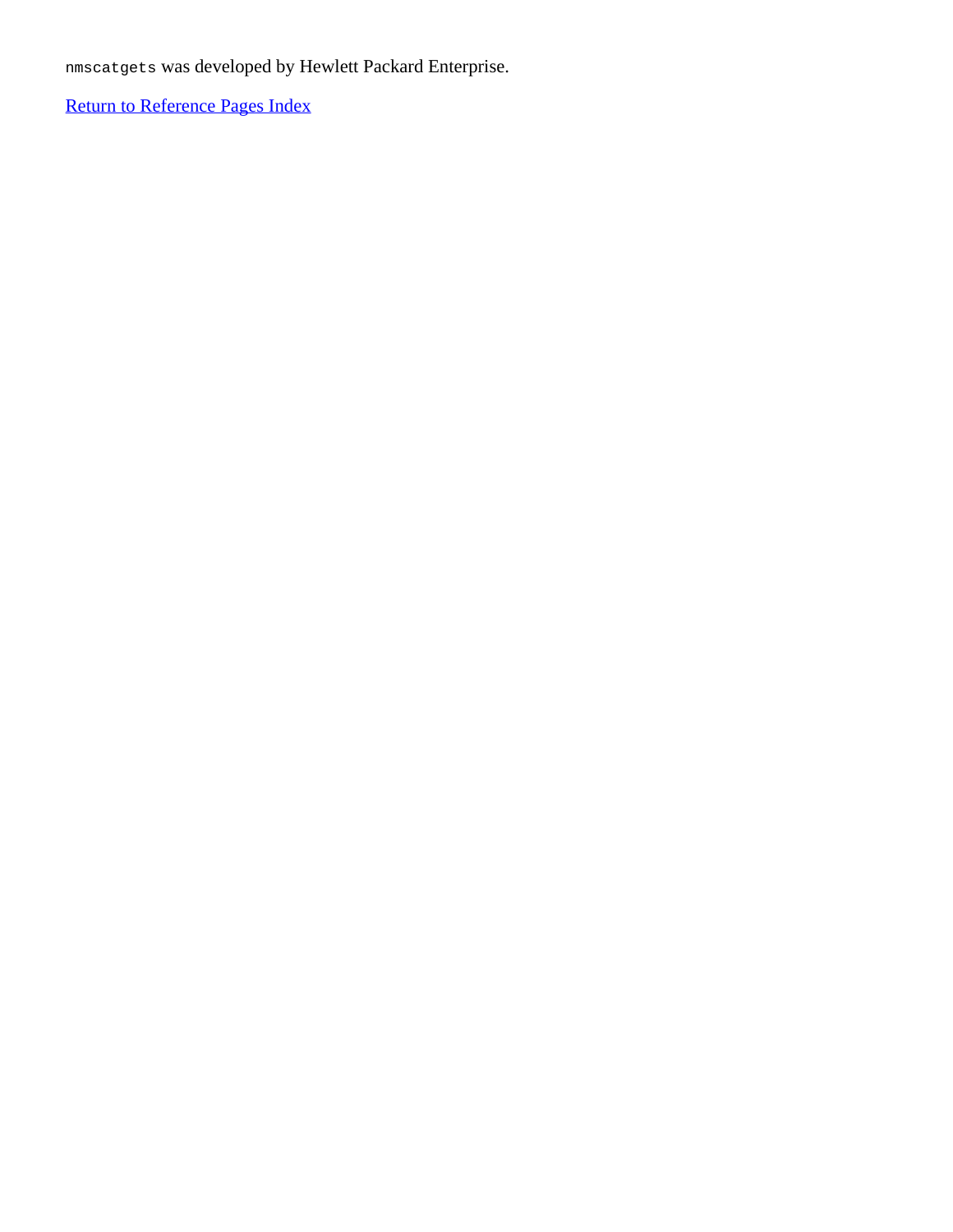`nmscatgets` was developed by Hewlett Packard Enterprise.

Return to Reference Pages Index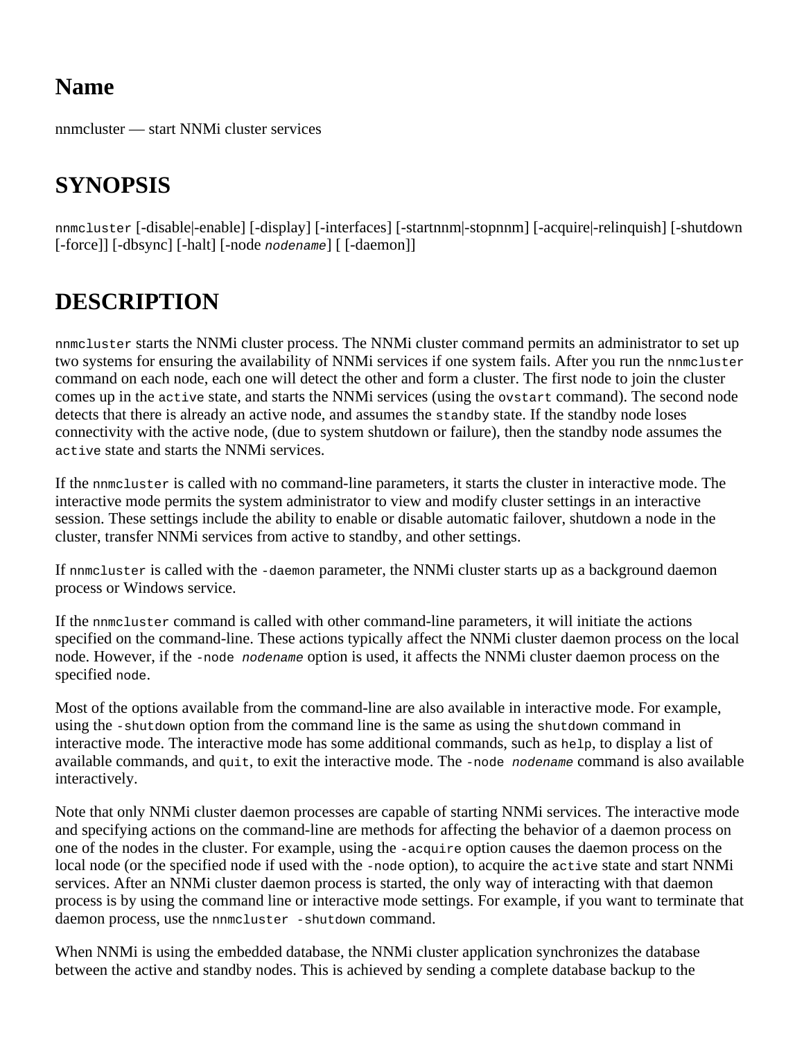## Name

nnmcluster — start NNMi cluster services

## SYNOPSIS

`nnmcluster` [-disable|-enable] [-display] [-interfaces] [-startnnm|-stopnnm] [-acquire|-relinquish] [-shutdown [-force]] [-dbsync] [-halt] [-node *nodename*] [ [-daemon]]

## DESCRIPTION

`nnmcluster` starts the NNMi cluster process. The NNMi cluster command permits an administrator to set up two systems for ensuring the availability of NNMi services if one system fails. After you run the `nnmcluster` command on each node, each one will detect the other and form a cluster. The first node to join the cluster comes up in the `active` state, and starts the NNMi services (using the `ovstart` command). The second node detects that there is already an active node, and assumes the `standby` state. If the standby node loses connectivity with the active node, (due to system shutdown or failure), then the standby node assumes the `active` state and starts the NNMi services.

If the `nnmcluster` is called with no command-line parameters, it starts the cluster in interactive mode. The interactive mode permits the system administrator to view and modify cluster settings in an interactive session. These settings include the ability to enable or disable automatic failover, shutdown a node in the cluster, transfer NNMi services from active to standby, and other settings.

If `nnmcluster` is called with the `-daemon` parameter, the NNMi cluster starts up as a background daemon process or Windows service.

If the `nnmcluster` command is called with other command-line parameters, it will initiate the actions specified on the command-line. These actions typically affect the NNMi cluster daemon process on the local node. However, if the `-node` *`nodename`* option is used, it affects the NNMi cluster daemon process on the specified `node`.

Most of the options available from the command-line are also available in interactive mode. For example, using the `-shutdown` option from the command line is the same as using the `shutdown` command in interactive mode. The interactive mode has some additional commands, such as `help`, to display a list of available commands, and `quit`, to exit the interactive mode. The `-node` *`nodename`* command is also available interactively.

Note that only NNMi cluster daemon processes are capable of starting NNMi services. The interactive mode and specifying actions on the command-line are methods for affecting the behavior of a daemon process on one of the nodes in the cluster. For example, using the `-acquire` option causes the daemon process on the local node (or the specified node if used with the `-node` option), to acquire the `active` state and start NNMi services. After an NNMi cluster daemon process is started, the only way of interacting with that daemon process is by using the command line or interactive mode settings. For example, if you want to terminate that daemon process, use the `nnmcluster -shutdown` command.

When NNMi is using the embedded database, the NNMi cluster application synchronizes the database between the active and standby nodes. This is achieved by sending a complete database backup to the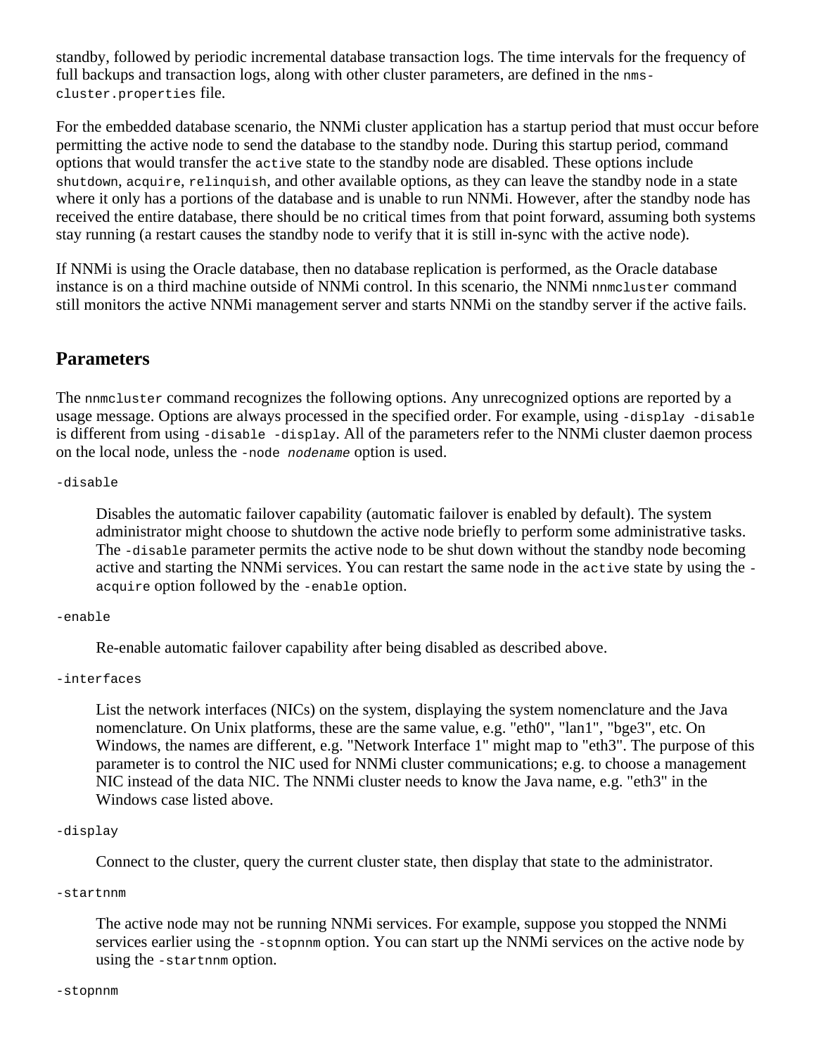standby, followed by periodic incremental database transaction logs. The time intervals for the frequency of full backups and transaction logs, along with other cluster parameters, are defined in the `nms-cluster.properties` file.

For the embedded database scenario, the NNMi cluster application has a startup period that must occur before permitting the active node to send the database to the standby node. During this startup period, command options that would transfer the `active` state to the standby node are disabled. These options include `shutdown`, `acquire`, `relinquish`, and other available options, as they can leave the standby node in a state where it only has a portions of the database and is unable to run NNMi. However, after the standby node has received the entire database, there should be no critical times from that point forward, assuming both systems stay running (a restart causes the standby node to verify that it is still in-sync with the active node).

If NNMi is using the Oracle database, then no database replication is performed, as the Oracle database instance is on a third machine outside of NNMi control. In this scenario, the NNMi `nnmcluster` command still monitors the active NNMi management server and starts NNMi on the standby server if the active fails.

## Parameters

The `nnmcluster` command recognizes the following options. Any unrecognized options are reported by a usage message. Options are always processed in the specified order. For example, using `-display -disable` is different from using `-disable -display`. All of the parameters refer to the NNMi cluster daemon process on the local node, unless the `-node` *`nodename`* option is used.

`-disable`

Disables the automatic failover capability (automatic failover is enabled by default). The system administrator might choose to shutdown the active node briefly to perform some administrative tasks. The `-disable` parameter permits the active node to be shut down without the standby node becoming active and starting the NNMi services. You can restart the same node in the `active` state by using the `-acquire` option followed by the `-enable` option.

`-enable`

Re-enable automatic failover capability after being disabled as described above.

`-interfaces`

List the network interfaces (NICs) on the system, displaying the system nomenclature and the Java nomenclature. On Unix platforms, these are the same value, e.g. "eth0", "lan1", "bge3", etc. On Windows, the names are different, e.g. "Network Interface 1" might map to "eth3". The purpose of this parameter is to control the NIC used for NNMi cluster communications; e.g. to choose a management NIC instead of the data NIC. The NNMi cluster needs to know the Java name, e.g. "eth3" in the Windows case listed above.

`-display`

Connect to the cluster, query the current cluster state, then display that state to the administrator.

`-startnnm`

The active node may not be running NNMi services. For example, suppose you stopped the NNMi services earlier using the `-stopnnm` option. You can start up the NNMi services on the active node by using the `-startnnm` option.

`-stopnnm`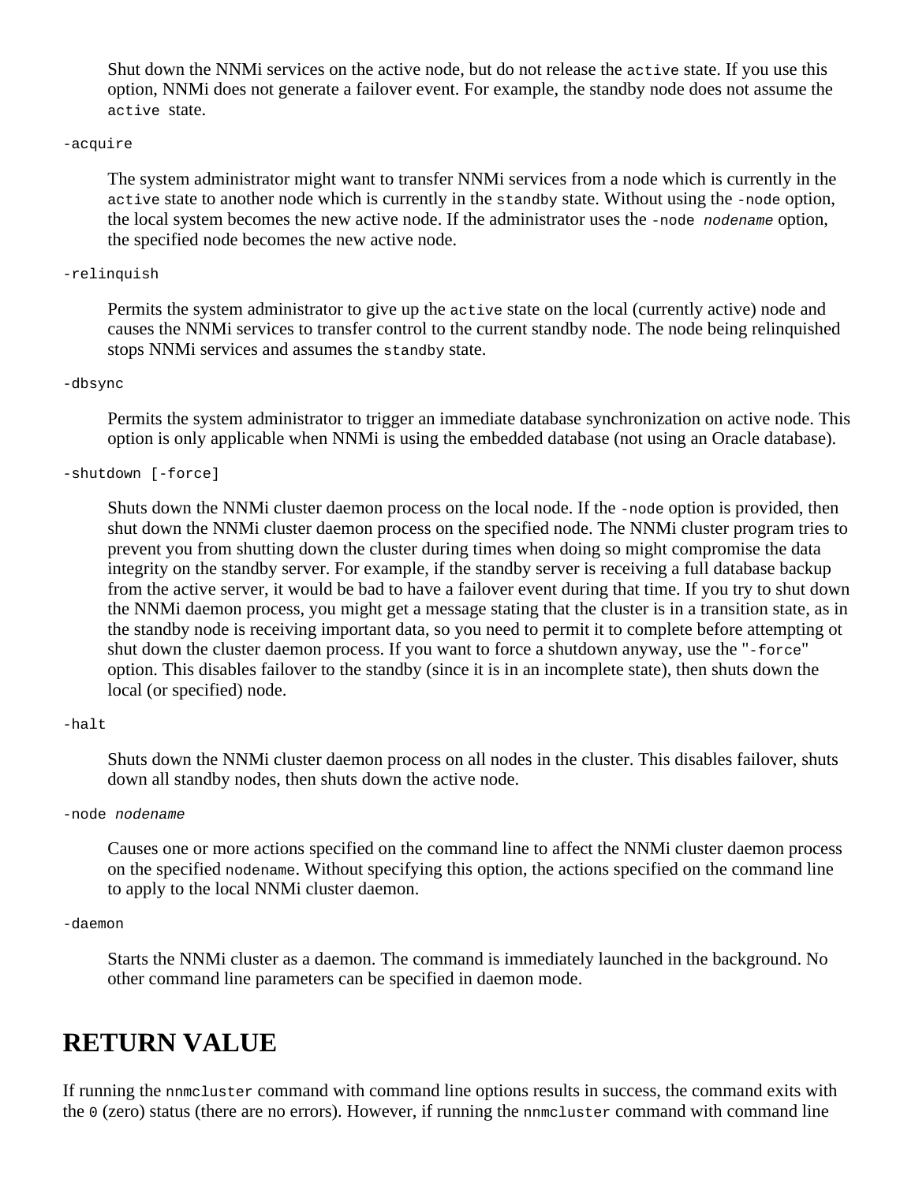Shut down the NNMi services on the active node, but do not release the `active` state. If you use this option, NNMi does not generate a failover event. For example, the standby node does not assume the `active` state.

`-acquire`

The system administrator might want to transfer NNMi services from a node which is currently in the `active` state to another node which is currently in the `standby` state. Without using the `-node` option, the local system becomes the new active node. If the administrator uses the `-node` *`nodename`* option, the specified node becomes the new active node.

`-relinquish`

Permits the system administrator to give up the `active` state on the local (currently active) node and causes the NNMi services to transfer control to the current standby node. The node being relinquished stops NNMi services and assumes the `standby` state.

`-dbsync`

Permits the system administrator to trigger an immediate database synchronization on active node. This option is only applicable when NNMi is using the embedded database (not using an Oracle database).

`-shutdown [-force]`

Shuts down the NNMi cluster daemon process on the local node. If the `-node` option is provided, then shut down the NNMi cluster daemon process on the specified node. The NNMi cluster program tries to prevent you from shutting down the cluster during times when doing so might compromise the data integrity on the standby server. For example, if the standby server is receiving a full database backup from the active server, it would be bad to have a failover event during that time. If you try to shut down the NNMi daemon process, you might get a message stating that the cluster is in a transition state, as in the standby node is receiving important data, so you need to permit it to complete before attempting ot shut down the cluster daemon process. If you want to force a shutdown anyway, use the "`-force`" option. This disables failover to the standby (since it is in an incomplete state), then shuts down the local (or specified) node.

`-halt`

Shuts down the NNMi cluster daemon process on all nodes in the cluster. This disables failover, shuts down all standby nodes, then shuts down the active node.

`-node` *`nodename`*

Causes one or more actions specified on the command line to affect the NNMi cluster daemon process on the specified `nodename`. Without specifying this option, the actions specified on the command line to apply to the local NNMi cluster daemon.

`-daemon`

Starts the NNMi cluster as a daemon. The command is immediately launched in the background. No other command line parameters can be specified in daemon mode.

# RETURN VALUE

If running the `nnmcluster` command with command line options results in success, the command exits with the `0` (zero) status (there are no errors). However, if running the `nnmcluster` command with command line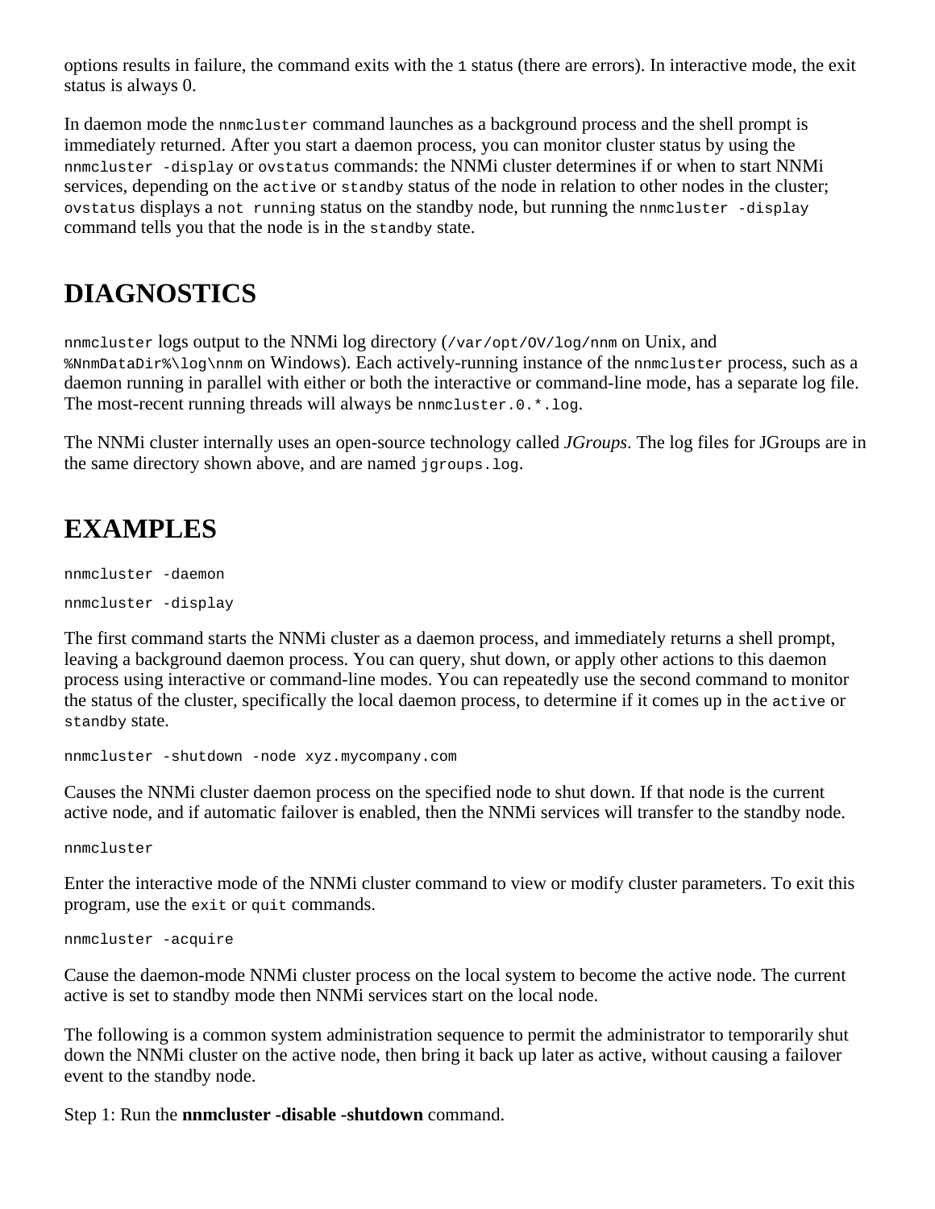options results in failure, the command exits with the `1` status (there are errors). In interactive mode, the exit status is always 0.

In daemon mode the `nnmcluster` command launches as a background process and the shell prompt is immediately returned. After you start a daemon process, you can monitor cluster status by using the `nnmcluster -display` or `ovstatus` commands: the NNMi cluster determines if or when to start NNMi services, depending on the `active` or `standby` status of the node in relation to other nodes in the cluster; `ovstatus` displays a `not running` status on the standby node, but running the `nnmcluster -display` command tells you that the node is in the `standby` state.

## DIAGNOSTICS

`nnmcluster` logs output to the NNMi log directory (`/var/opt/OV/log/nnm` on Unix, and `%NnmDataDir%\log\nnm` on Windows). Each actively-running instance of the `nnmcluster` process, such as a daemon running in parallel with either or both the interactive or command-line mode, has a separate log file. The most-recent running threads will always be `nnmcluster.0.*.log`.

The NNMi cluster internally uses an open-source technology called *JGroups*. The log files for JGroups are in the same directory shown above, and are named `jgroups.log`.

## EXAMPLES

```
nnmcluster -daemon
nnmcluster -display
```

The first command starts the NNMi cluster as a daemon process, and immediately returns a shell prompt, leaving a background daemon process. You can query, shut down, or apply other actions to this daemon process using interactive or command-line modes. You can repeatedly use the second command to monitor the status of the cluster, specifically the local daemon process, to determine if it comes up in the `active` or `standby` state.

```
nnmcluster -shutdown -node xyz.mycompany.com
```

Causes the NNMi cluster daemon process on the specified node to shut down. If that node is the current active node, and if automatic failover is enabled, then the NNMi services will transfer to the standby node.

```
nnmcluster
```

Enter the interactive mode of the NNMi cluster command to view or modify cluster parameters. To exit this program, use the `exit` or `quit` commands.

```
nnmcluster -acquire
```

Cause the daemon-mode NNMi cluster process on the local system to become the active node. The current active is set to standby mode then NNMi services start on the local node.

The following is a common system administration sequence to permit the administrator to temporarily shut down the NNMi cluster on the active node, then bring it back up later as active, without causing a failover event to the standby node.

Step 1: Run the **nnmcluster -disable -shutdown** command.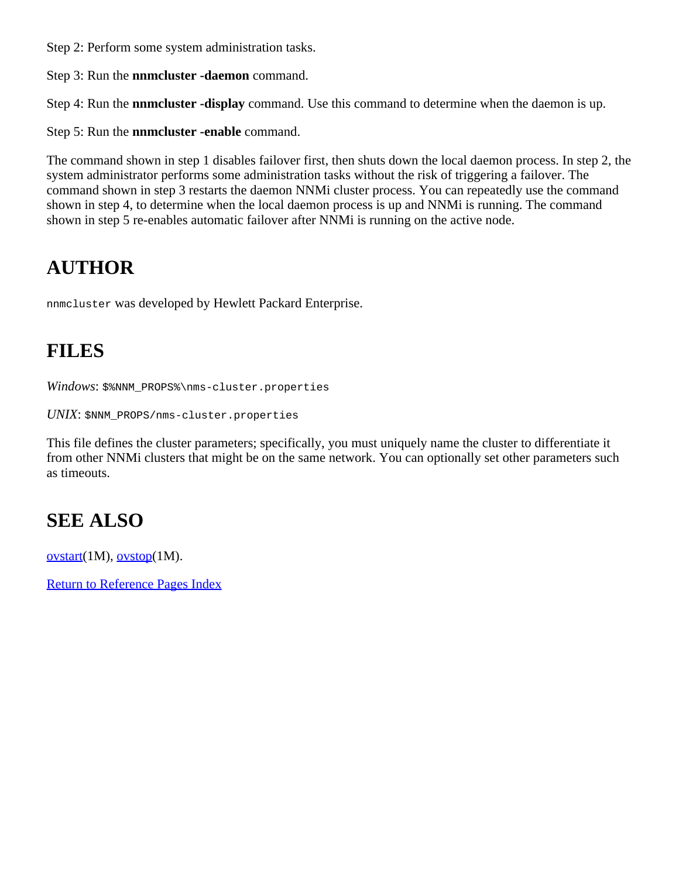Step 2: Perform some system administration tasks.

Step 3: Run the **nnmcluster -daemon** command.

Step 4: Run the **nnmcluster -display** command. Use this command to determine when the daemon is up.

Step 5: Run the **nnmcluster -enable** command.

The command shown in step 1 disables failover first, then shuts down the local daemon process. In step 2, the system administrator performs some administration tasks without the risk of triggering a failover. The command shown in step 3 restarts the daemon NNMi cluster process. You can repeatedly use the command shown in step 4, to determine when the local daemon process is up and NNMi is running. The command shown in step 5 re-enables automatic failover after NNMi is running on the active node.

## AUTHOR

`nnmcluster` was developed by Hewlett Packard Enterprise.

## FILES

*Windows*: `$%NNM_PROPS%\nms-cluster.properties`

*UNIX*: `$NNM_PROPS/nms-cluster.properties`

This file defines the cluster parameters; specifically, you must uniquely name the cluster to differentiate it from other NNMi clusters that might be on the same network. You can optionally set other parameters such as timeouts.

## SEE ALSO

ovstart(1M), ovstop(1M).

Return to Reference Pages Index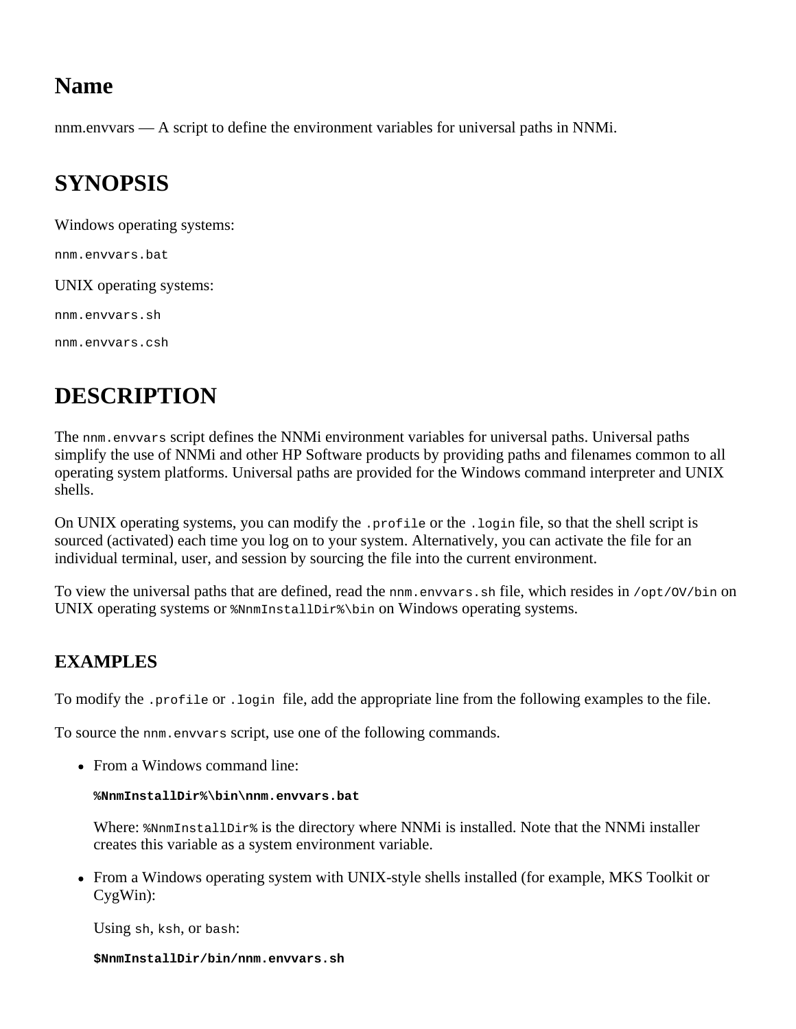# Name

nnm.envvars — A script to define the environment variables for universal paths in NNMi.

# SYNOPSIS

Windows operating systems:

`nnm.envvars.bat`

UNIX operating systems:

`nnm.envvars.sh`

`nnm.envvars.csh`

# DESCRIPTION

The `nnm.envvars` script defines the NNMi environment variables for universal paths. Universal paths simplify the use of NNMi and other HP Software products by providing paths and filenames common to all operating system platforms. Universal paths are provided for the Windows command interpreter and UNIX shells.

On UNIX operating systems, you can modify the `.profile` or the `.login` file, so that the shell script is sourced (activated) each time you log on to your system. Alternatively, you can activate the file for an individual terminal, user, and session by sourcing the file into the current environment.

To view the universal paths that are defined, read the `nnm.envvars.sh` file, which resides in `/opt/OV/bin` on UNIX operating systems or `%NnmInstallDir%\bin` on Windows operating systems.

## EXAMPLES

To modify the `.profile` or `.login` file, add the appropriate line from the following examples to the file.

To source the `nnm.envvars` script, use one of the following commands.

- From a Windows command line:

  **`%NnmInstallDir%\bin\nnm.envvars.bat`**

  Where: `%NnmInstallDir%` is the directory where NNMi is installed. Note that the NNMi installer creates this variable as a system environment variable.

- From a Windows operating system with UNIX-style shells installed (for example, MKS Toolkit or CygWin):

  Using `sh`, `ksh`, or `bash`:

  **`$NnmInstallDir/bin/nnm.envvars.sh`**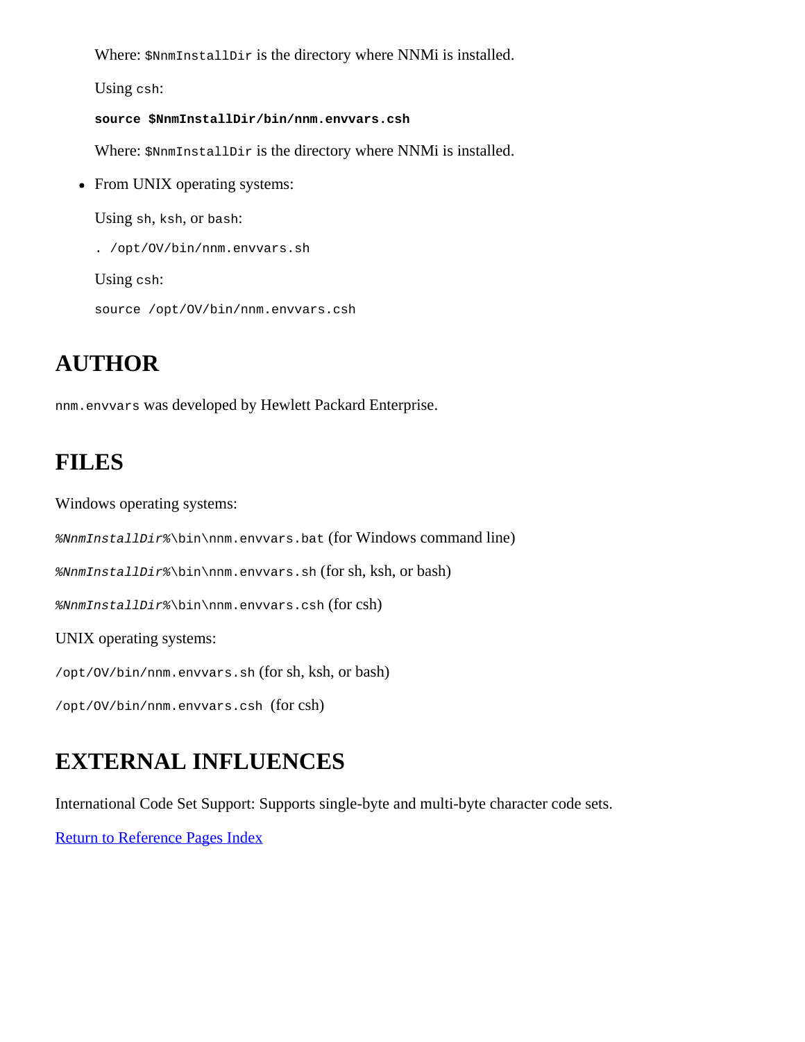Where: `$NnmInstallDir` is the directory where NNMi is installed.

Using `csh`:

**`source $NnmInstallDir/bin/nnm.envvars.csh`**

Where: `$NnmInstallDir` is the directory where NNMi is installed.

- From UNIX operating systems:

  Using `sh`, `ksh`, or `bash`:

  ```
  . /opt/OV/bin/nnm.envvars.sh
  ```

  Using `csh`:

  ```
  source /opt/OV/bin/nnm.envvars.csh
  ```

## AUTHOR

`nnm.envvars` was developed by Hewlett Packard Enterprise.

## FILES

Windows operating systems:

*`%NnmInstallDir%`*`\bin\nnm.envvars.bat` (for Windows command line)

*`%NnmInstallDir%`*`\bin\nnm.envvars.sh` (for sh, ksh, or bash)

*`%NnmInstallDir%`*`\bin\nnm.envvars.csh` (for csh)

UNIX operating systems:

`/opt/OV/bin/nnm.envvars.sh` (for sh, ksh, or bash)

`/opt/OV/bin/nnm.envvars.csh` (for csh)

## EXTERNAL INFLUENCES

International Code Set Support: Supports single-byte and multi-byte character code sets.

Return to Reference Pages Index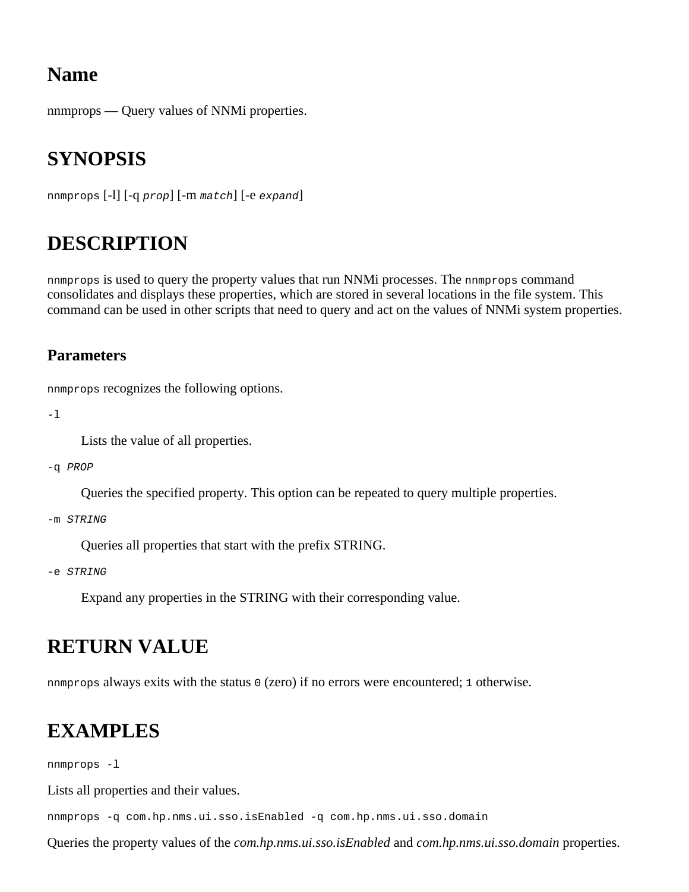# Name

nnmprops — Query values of NNMi properties.

# SYNOPSIS

`nnmprops` [-l] [-q *prop*] [-m *match*] [-e *expand*]

# DESCRIPTION

`nnmprops` is used to query the property values that run NNMi processes. The `nnmprops` command consolidates and displays these properties, which are stored in several locations in the file system. This command can be used in other scripts that need to query and act on the values of NNMi system properties.

## Parameters

`nnmprops` recognizes the following options.

`-l`

Lists the value of all properties.

`-q` *PROP*

Queries the specified property. This option can be repeated to query multiple properties.

`-m` *STRING*

Queries all properties that start with the prefix STRING.

`-e` *STRING*

Expand any properties in the STRING with their corresponding value.

# RETURN VALUE

`nnmprops` always exits with the status `0` (zero) if no errors were encountered; `1` otherwise.

# EXAMPLES

```
nnmprops -l
```

Lists all properties and their values.

```
nnmprops -q com.hp.nms.ui.sso.isEnabled -q com.hp.nms.ui.sso.domain
```

Queries the property values of the *com.hp.nms.ui.sso.isEnabled* and *com.hp.nms.ui.sso.domain* properties.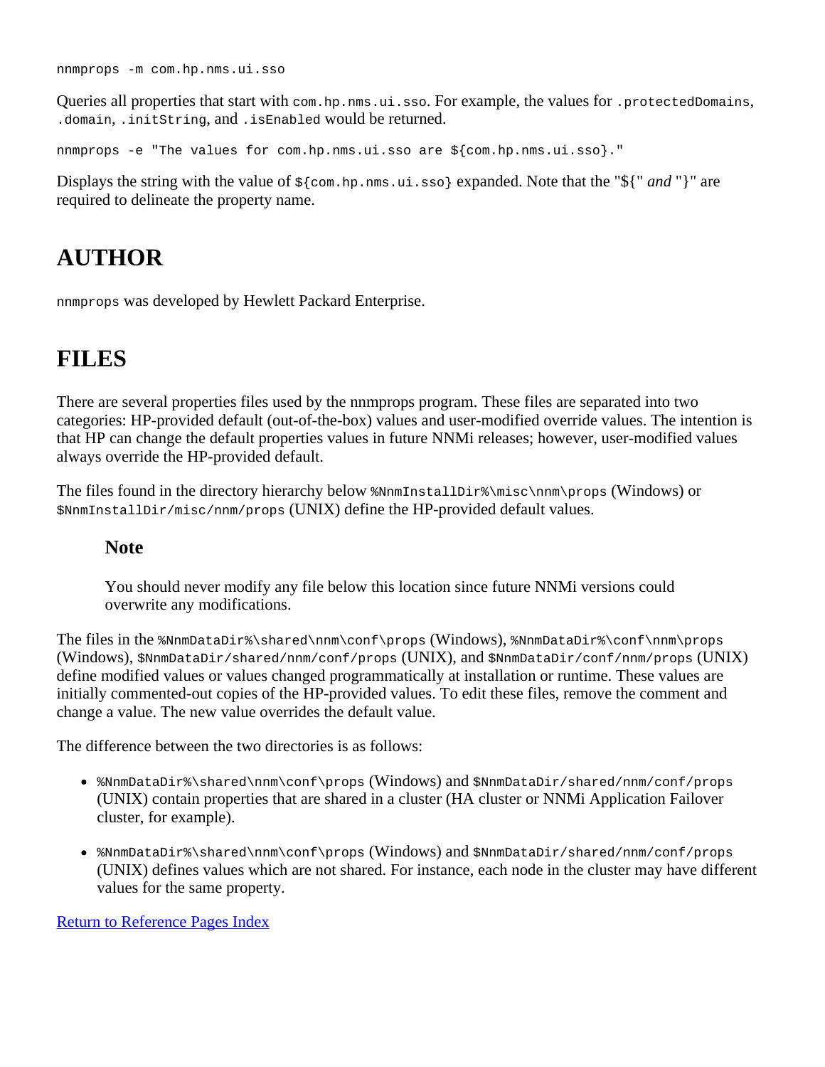```
nnmprops -m com.hp.nms.ui.sso
```

Queries all properties that start with `com.hp.nms.ui.sso`. For example, the values for `.protectedDomains`, `.domain`, `.initString`, and `.isEnabled` would be returned.

```
nnmprops -e "The values for com.hp.nms.ui.sso are ${com.hp.nms.ui.sso}."
```

Displays the string with the value of `${com.hp.nms.ui.sso}` expanded. Note that the "${" *and* "}" are required to delineate the property name.

## AUTHOR

`nnmprops` was developed by Hewlett Packard Enterprise.

## FILES

There are several properties files used by the nnmprops program. These files are separated into two categories: HP-provided default (out-of-the-box) values and user-modified override values. The intention is that HP can change the default properties values in future NNMi releases; however, user-modified values always override the HP-provided default.

The files found in the directory hierarchy below `%NnmInstallDir%\misc\nnm\props` (Windows) or `$NnmInstallDir/misc/nnm/props` (UNIX) define the HP-provided default values.

> **Note**
>
> You should never modify any file below this location since future NNMi versions could overwrite any modifications.

The files in the `%NnmDataDir%\shared\nnm\conf\props` (Windows), `%NnmDataDir%\conf\nnm\props` (Windows), `$NnmDataDir/shared/nnm/conf/props` (UNIX), and `$NnmDataDir/conf/nnm/props` (UNIX) define modified values or values changed programmatically at installation or runtime. These values are initially commented-out copies of the HP-provided values. To edit these files, remove the comment and change a value. The new value overrides the default value.

The difference between the two directories is as follows:

- `%NnmDataDir%\shared\nnm\conf\props` (Windows) and `$NnmDataDir/shared/nnm/conf/props` (UNIX) contain properties that are shared in a cluster (HA cluster or NNMi Application Failover cluster, for example).
- `%NnmDataDir%\shared\nnm\conf\props` (Windows) and `$NnmDataDir/shared/nnm/conf/props` (UNIX) defines values which are not shared. For instance, each node in the cluster may have different values for the same property.

Return to Reference Pages Index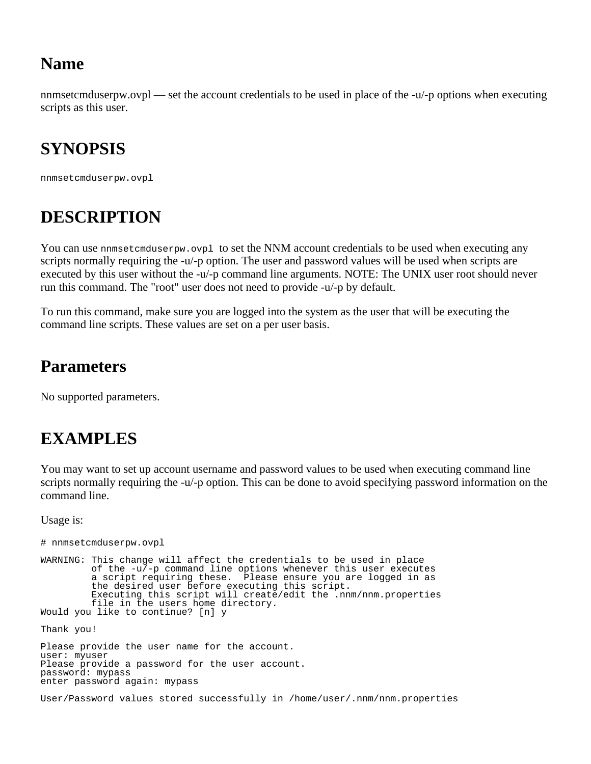## Name

nnmsetcmduserpw.ovpl — set the account credentials to be used in place of the -u/-p options when executing scripts as this user.

## SYNOPSIS

`nnmsetcmduserpw.ovpl`

## DESCRIPTION

You can use `nnmsetcmduserpw.ovpl` to set the NNM account credentials to be used when executing any scripts normally requiring the -u/-p option. The user and password values will be used when scripts are executed by this user without the -u/-p command line arguments. NOTE: The UNIX user root should never run this command. The "root" user does not need to provide -u/-p by default.

To run this command, make sure you are logged into the system as the user that will be executing the command line scripts. These values are set on a per user basis.

## Parameters

No supported parameters.

## EXAMPLES

You may want to set up account username and password values to be used when executing command line scripts normally requiring the -u/-p option. This can be done to avoid specifying password information on the command line.

Usage is:

```
# nnmsetcmduserpw.ovpl

WARNING: This change will affect the credentials to be used in place
         of the -u/-p command line options whenever this user executes
         a script requiring these.  Please ensure you are logged in as
         the desired user before executing this script.
         Executing this script will create/edit the .nnm/nnm.properties
         file in the users home directory.
Would you like to continue? [n] y

Thank you!

Please provide the user name for the account.
user: myuser
Please provide a password for the user account.
password: mypass
enter password again: mypass

User/Password values stored successfully in /home/user/.nnm/nnm.properties
```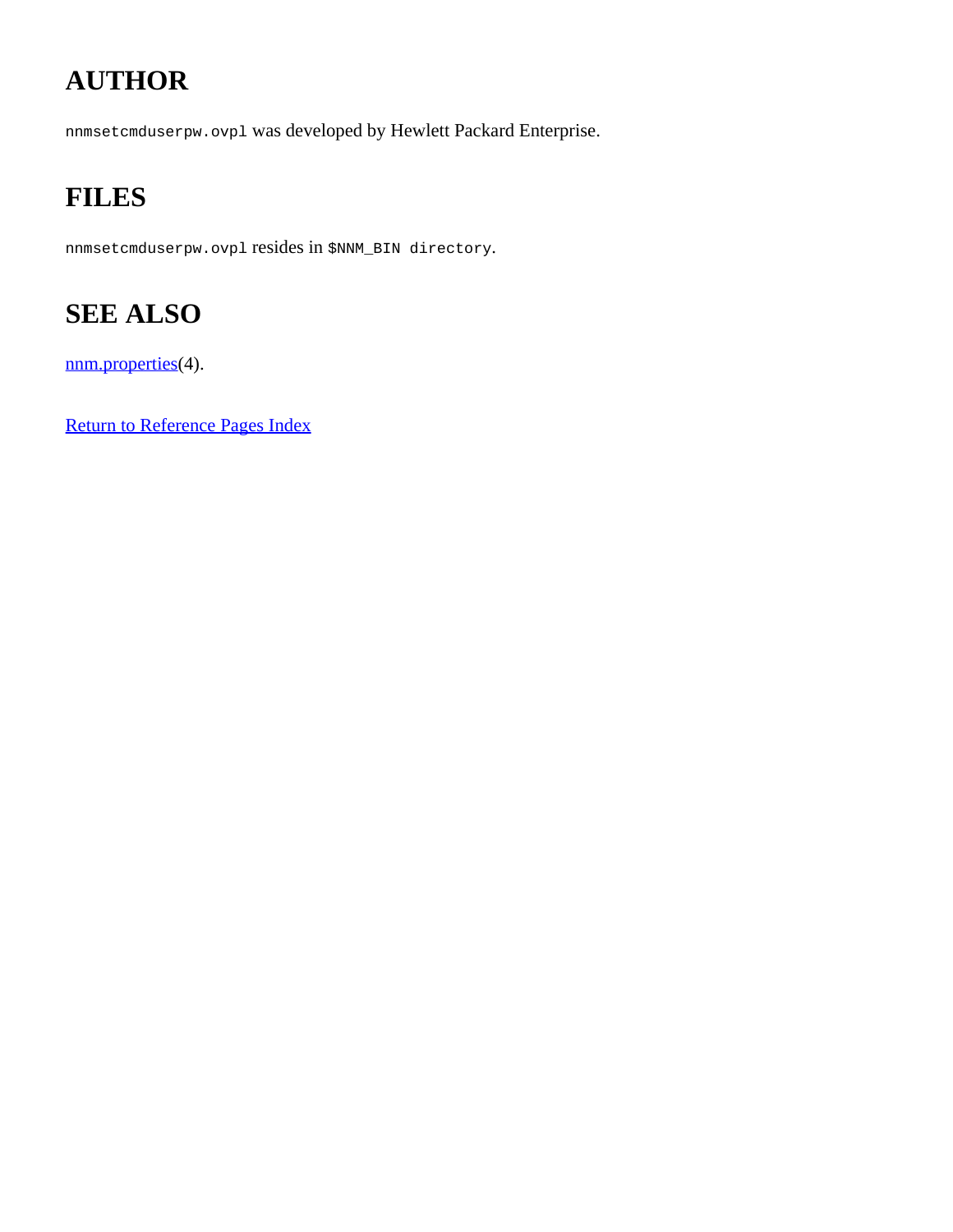## AUTHOR

`nnmsetcmduserpw.ovpl` was developed by Hewlett Packard Enterprise.

## FILES

`nnmsetcmduserpw.ovpl` resides in `$NNM_BIN directory`.

## SEE ALSO

nnm.properties(4).

Return to Reference Pages Index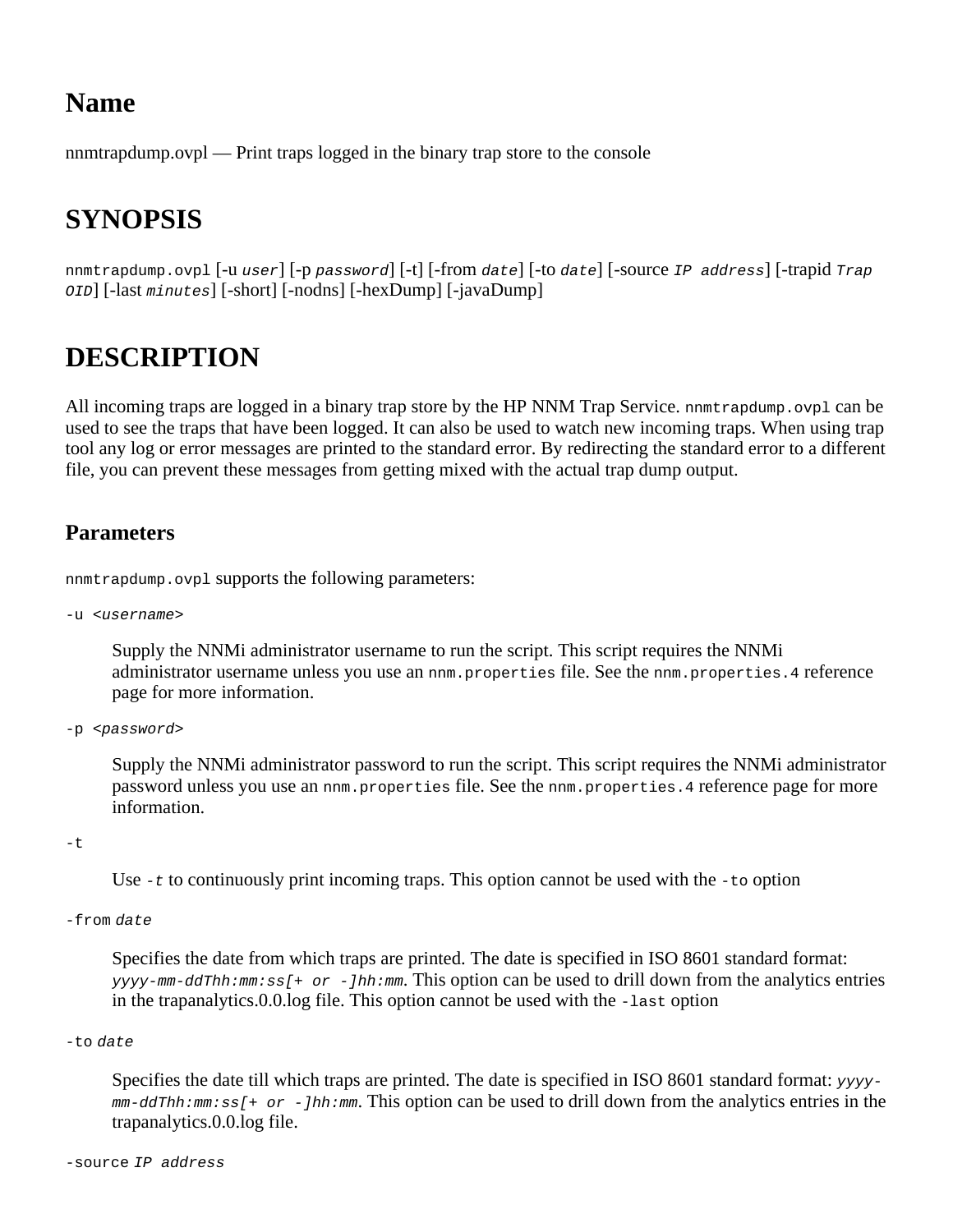# Name

nnmtrapdump.ovpl — Print traps logged in the binary trap store to the console

# SYNOPSIS

`nnmtrapdump.ovpl` [-u *user*] [-p *password*] [-t] [-from *date*] [-to *date*] [-source *IP address*] [-trapid *Trap OID*] [-last *minutes*] [-short] [-nodns] [-hexDump] [-javaDump]

# DESCRIPTION

All incoming traps are logged in a binary trap store by the HP NNM Trap Service. `nnmtrapdump.ovpl` can be used to see the traps that have been logged. It can also be used to watch new incoming traps. When using trap tool any log or error messages are printed to the standard error. By redirecting the standard error to a different file, you can prevent these messages from getting mixed with the actual trap dump output.

## Parameters

`nnmtrapdump.ovpl` supports the following parameters:

`-u <username>`

Supply the NNMi administrator username to run the script. This script requires the NNMi administrator username unless you use an `nnm.properties` file. See the `nnm.properties.4` reference page for more information.

`-p <password>`

Supply the NNMi administrator password to run the script. This script requires the NNMi administrator password unless you use an `nnm.properties` file. See the `nnm.properties.4` reference page for more information.

`-t`

Use `-t` to continuously print incoming traps. This option cannot be used with the `-to` option

`-from date`

Specifies the date from which traps are printed. The date is specified in ISO 8601 standard format: *yyyy-mm-ddThh:mm:ss[+ or -]hh:mm*. This option can be used to drill down from the analytics entries in the trapanalytics.0.0.log file. This option cannot be used with the `-last` option

`-to date`

Specifies the date till which traps are printed. The date is specified in ISO 8601 standard format: *yyyy-mm-ddThh:mm:ss[+ or -]hh:mm*. This option can be used to drill down from the analytics entries in the trapanalytics.0.0.log file.

`-source IP address`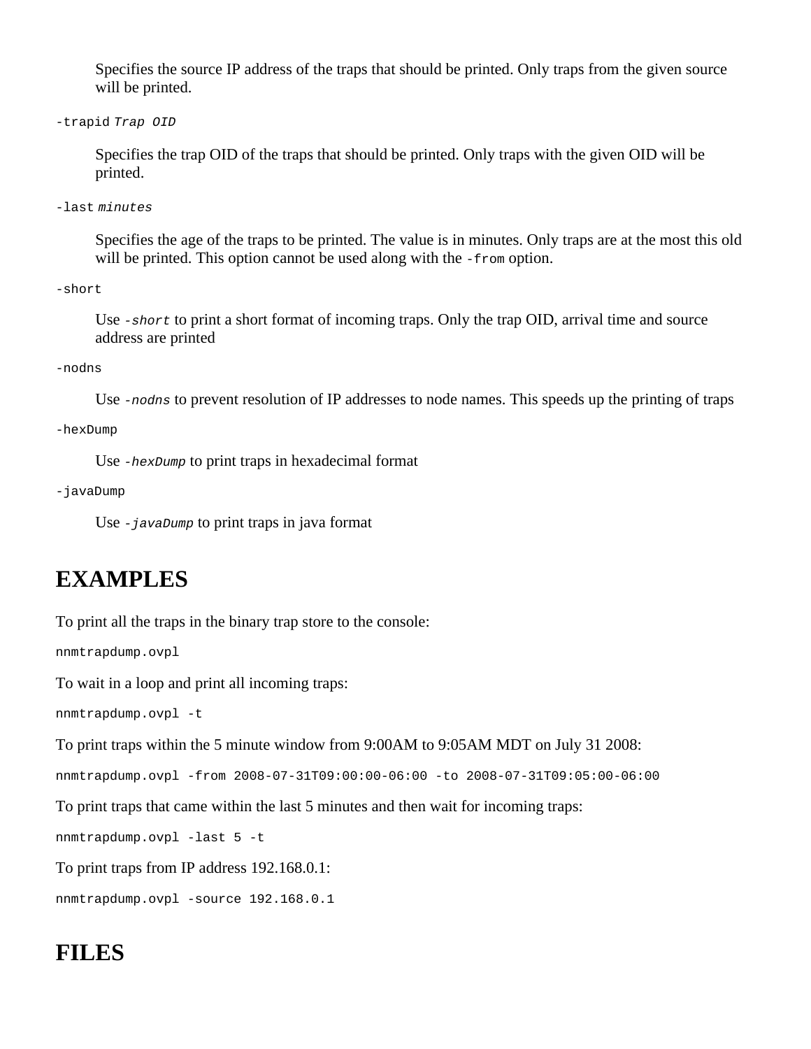Specifies the source IP address of the traps that should be printed. Only traps from the given source will be printed.

`-trapid` *`Trap OID`*

Specifies the trap OID of the traps that should be printed. Only traps with the given OID will be printed.

`-last` *`minutes`*

Specifies the age of the traps to be printed. The value is in minutes. Only traps are at the most this old will be printed. This option cannot be used along with the `-from` option.

`-short`

Use *`-short`* to print a short format of incoming traps. Only the trap OID, arrival time and source address are printed

`-nodns`

Use *`-nodns`* to prevent resolution of IP addresses to node names. This speeds up the printing of traps

`-hexDump`

Use *`-hexDump`* to print traps in hexadecimal format

`-javaDump`

Use *`-javaDump`* to print traps in java format

# EXAMPLES

To print all the traps in the binary trap store to the console:

```
nnmtrapdump.ovpl
```

To wait in a loop and print all incoming traps:

```
nnmtrapdump.ovpl -t
```

To print traps within the 5 minute window from 9:00AM to 9:05AM MDT on July 31 2008:

```
nnmtrapdump.ovpl -from 2008-07-31T09:00:00-06:00 -to 2008-07-31T09:05:00-06:00
```

To print traps that came within the last 5 minutes and then wait for incoming traps:

```
nnmtrapdump.ovpl -last 5 -t
```

To print traps from IP address 192.168.0.1:

```
nnmtrapdump.ovpl -source 192.168.0.1
```

# FILES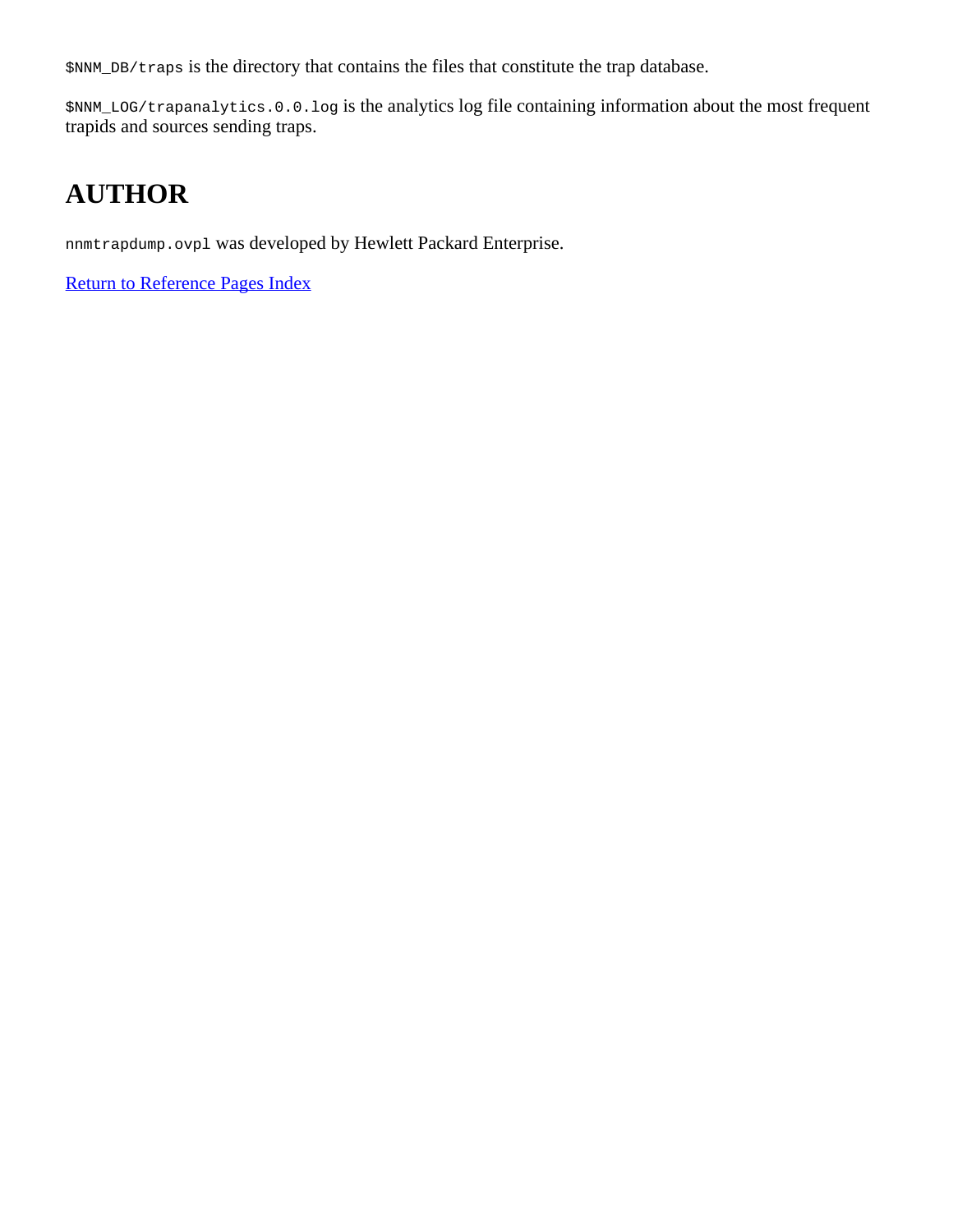`$NNM_DB/traps` is the directory that contains the files that constitute the trap database.

`$NNM_LOG/trapanalytics.0.0.log` is the analytics log file containing information about the most frequent trapids and sources sending traps.

## AUTHOR

`nnmtrapdump.ovpl` was developed by Hewlett Packard Enterprise.

Return to Reference Pages Index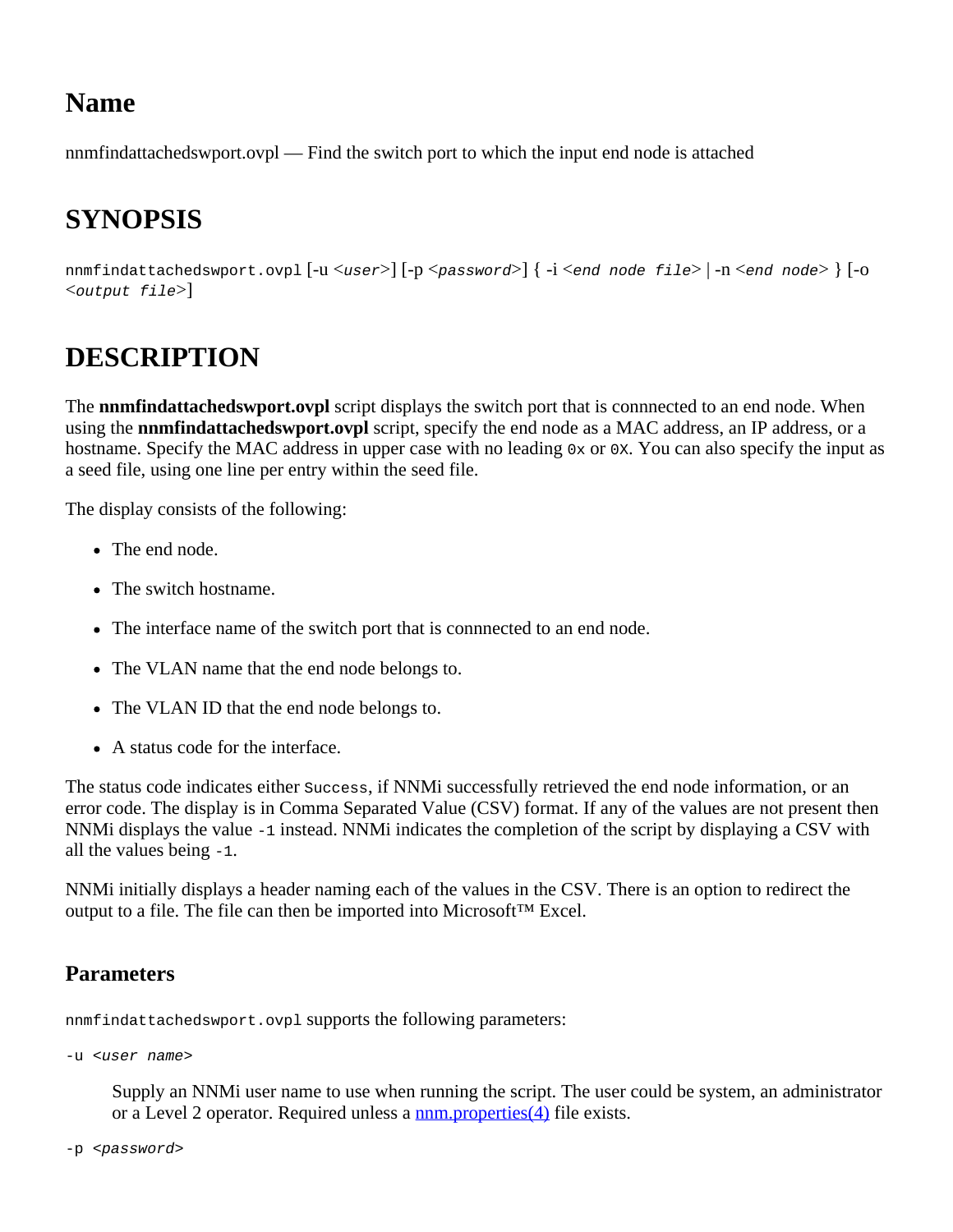## Name

nnmfindattachedswport.ovpl — Find the switch port to which the input end node is attached

## SYNOPSIS

`nnmfindattachedswport.ovpl` [-u <*user*>] [-p <*password*>] { -i <*end node file*> | -n <*end node*> } [-o <*output file*>]

## DESCRIPTION

The **nnmfindattachedswport.ovpl** script displays the switch port that is connnected to an end node. When using the **nnmfindattachedswport.ovpl** script, specify the end node as a MAC address, an IP address, or a hostname. Specify the MAC address in upper case with no leading `0x` or `0X`. You can also specify the input as a seed file, using one line per entry within the seed file.

The display consists of the following:

- The end node.
- The switch hostname.
- The interface name of the switch port that is connnected to an end node.
- The VLAN name that the end node belongs to.
- The VLAN ID that the end node belongs to.
- A status code for the interface.

The status code indicates either `Success`, if NNMi successfully retrieved the end node information, or an error code. The display is in Comma Separated Value (CSV) format. If any of the values are not present then NNMi displays the value `-1` instead. NNMi indicates the completion of the script by displaying a CSV with all the values being `-1`.

NNMi initially displays a header naming each of the values in the CSV. There is an option to redirect the output to a file. The file can then be imported into Microsoft™ Excel.

### Parameters

`nnmfindattachedswport.ovpl` supports the following parameters:

`-u <user name>`

Supply an NNMi user name to use when running the script. The user could be system, an administrator or a Level 2 operator. Required unless a nnm.properties(4) file exists.

`-p <password>`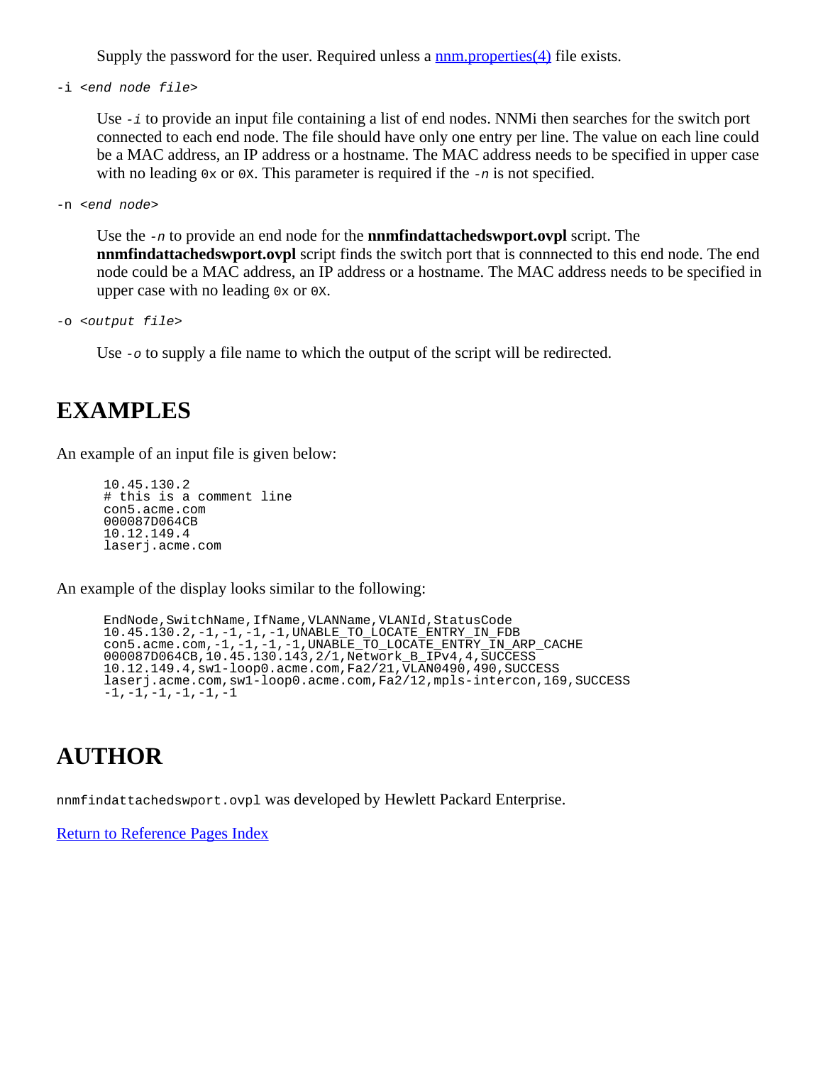Supply the password for the user. Required unless a [nnm.properties(4)](#) file exists.

`-i <end node file>`

Use `-i` to provide an input file containing a list of end nodes. NNMi then searches for the switch port connected to each end node. The file should have only one entry per line. The value on each line could be a MAC address, an IP address or a hostname. The MAC address needs to be specified in upper case with no leading `0x` or `0X`. This parameter is required if the `-n` is not specified.

`-n <end node>`

Use the `-n` to provide an end node for the **nnmfindattachedswport.ovpl** script. The **nnmfindattachedswport.ovpl** script finds the switch port that is connnected to this end node. The end node could be a MAC address, an IP address or a hostname. The MAC address needs to be specified in upper case with no leading `0x` or `0X`.

`-o <output file>`

Use `-o` to supply a file name to which the output of the script will be redirected.

# EXAMPLES

An example of an input file is given below:

```
10.45.130.2
# this is a comment line
con5.acme.com
000087D064CB
10.12.149.4
laserj.acme.com
```

An example of the display looks similar to the following:

```
EndNode,SwitchName,IfName,VLANName,VLANId,StatusCode
10.45.130.2,-1,-1,-1,-1,UNABLE_TO_LOCATE_ENTRY_IN_FDB
con5.acme.com,-1,-1,-1,-1,UNABLE_TO_LOCATE_ENTRY_IN_ARP_CACHE
000087D064CB,10.45.130.143,2/1,Network_B_IPv4,4,SUCCESS
10.12.149.4,sw1-loop0.acme.com,Fa2/21,VLAN0490,490,SUCCESS
laserj.acme.com,sw1-loop0.acme.com,Fa2/12,mpls-intercon,169,SUCCESS
-1,-1,-1,-1,-1,-1
```

# AUTHOR

`nnmfindattachedswport.ovpl` was developed by Hewlett Packard Enterprise.

[Return to Reference Pages Index](#)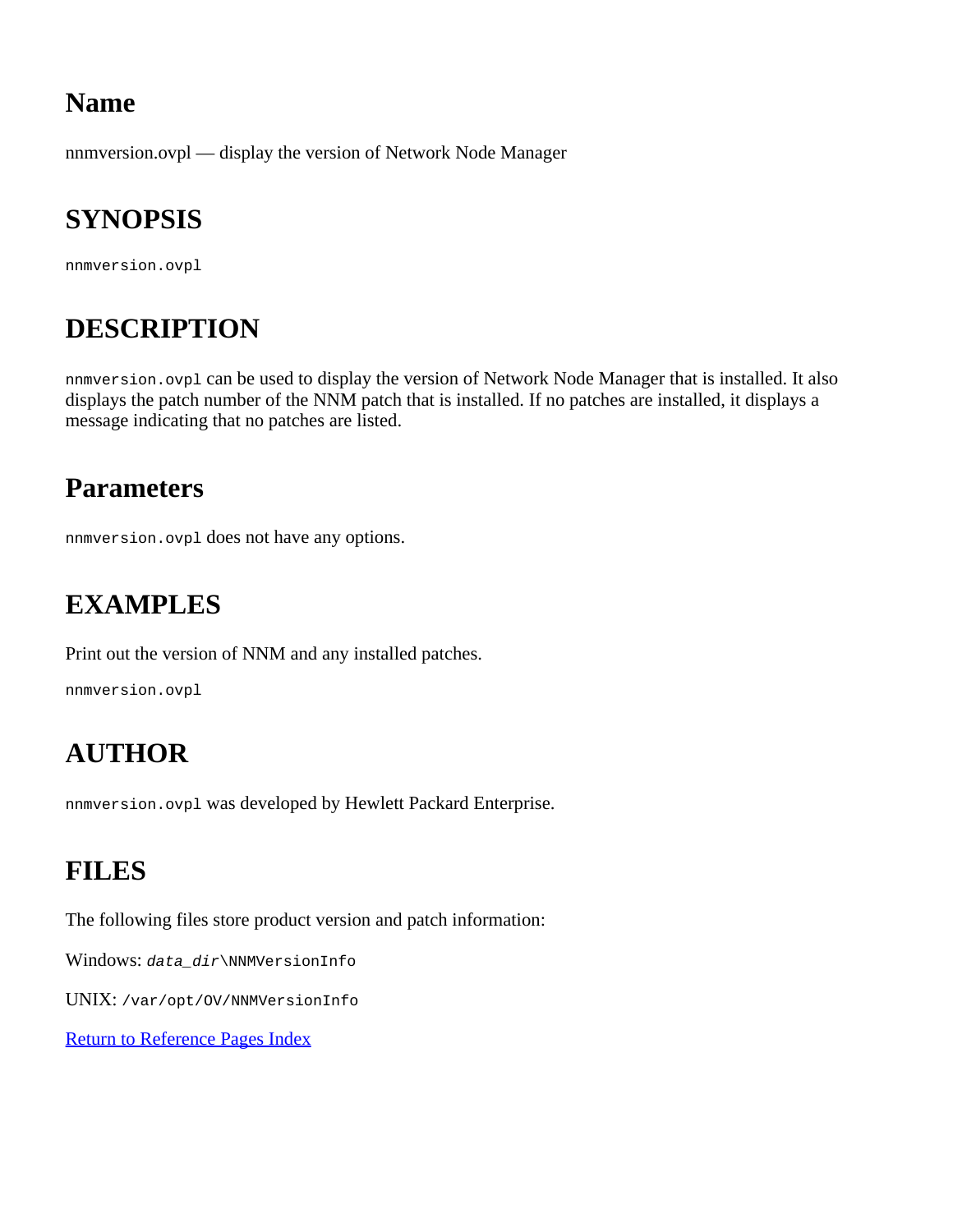## Name

nnmversion.ovpl — display the version of Network Node Manager

## SYNOPSIS

```
nnmversion.ovpl
```

## DESCRIPTION

`nnmversion.ovpl` can be used to display the version of Network Node Manager that is installed. It also displays the patch number of the NNM patch that is installed. If no patches are installed, it displays a message indicating that no patches are listed.

## Parameters

`nnmversion.ovpl` does not have any options.

## EXAMPLES

Print out the version of NNM and any installed patches.

```
nnmversion.ovpl
```

## AUTHOR

`nnmversion.ovpl` was developed by Hewlett Packard Enterprise.

## FILES

The following files store product version and patch information:

Windows: `*data_dir*\NNMVersionInfo`

UNIX: `/var/opt/OV/NNMVersionInfo`

Return to Reference Pages Index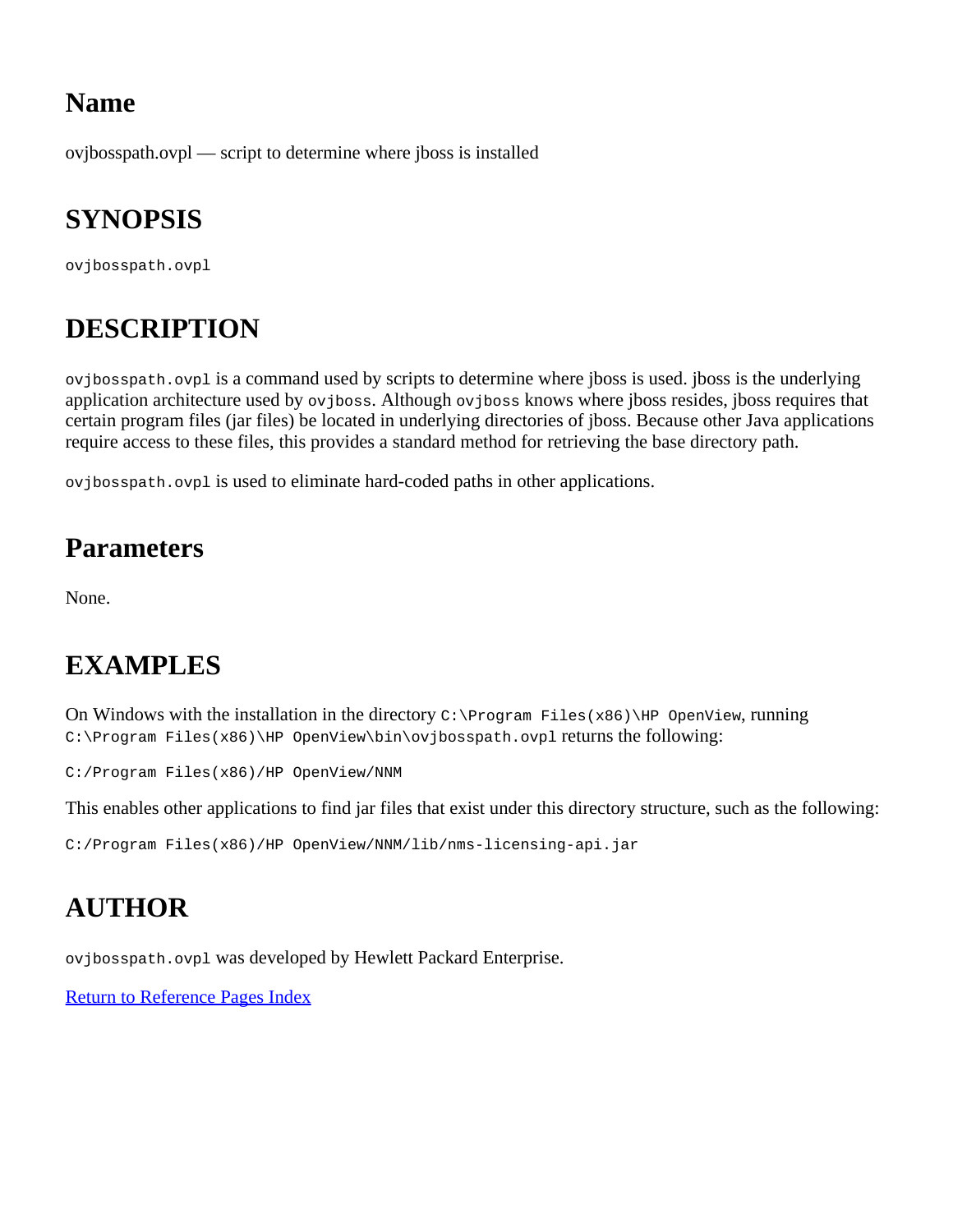## Name

ovjbosspath.ovpl — script to determine where jboss is installed

## SYNOPSIS

`ovjbosspath.ovpl`

## DESCRIPTION

`ovjbosspath.ovpl` is a command used by scripts to determine where jboss is used. jboss is the underlying application architecture used by `ovjboss`. Although `ovjboss` knows where jboss resides, jboss requires that certain program files (jar files) be located in underlying directories of jboss. Because other Java applications require access to these files, this provides a standard method for retrieving the base directory path.

`ovjbosspath.ovpl` is used to eliminate hard-coded paths in other applications.

## Parameters

None.

## EXAMPLES

On Windows with the installation in the directory `C:\Program Files(x86)\HP OpenView`, running `C:\Program Files(x86)\HP OpenView\bin\ovjbosspath.ovpl` returns the following:

```
C:/Program Files(x86)/HP OpenView/NNM
```

This enables other applications to find jar files that exist under this directory structure, such as the following:

```
C:/Program Files(x86)/HP OpenView/NNM/lib/nms-licensing-api.jar
```

## AUTHOR

`ovjbosspath.ovpl` was developed by Hewlett Packard Enterprise.

Return to Reference Pages Index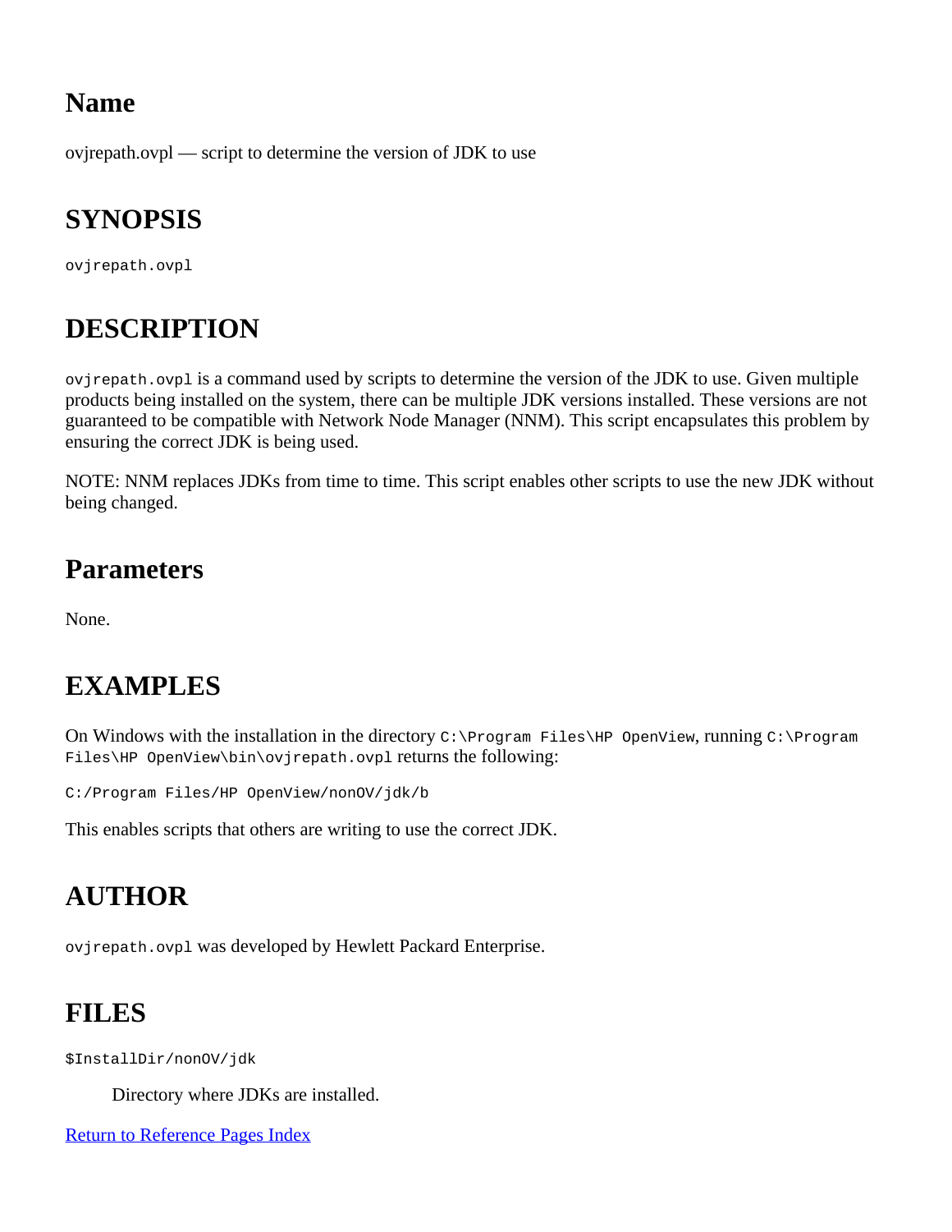## Name

ovjrepath.ovpl — script to determine the version of JDK to use

## SYNOPSIS

```
ovjrepath.ovpl
```

## DESCRIPTION

`ovjrepath.ovpl` is a command used by scripts to determine the version of the JDK to use. Given multiple products being installed on the system, there can be multiple JDK versions installed. These versions are not guaranteed to be compatible with Network Node Manager (NNM). This script encapsulates this problem by ensuring the correct JDK is being used.

NOTE: NNM replaces JDKs from time to time. This script enables other scripts to use the new JDK without being changed.

## Parameters

None.

## EXAMPLES

On Windows with the installation in the directory `C:\Program Files\HP OpenView`, running `C:\Program Files\HP OpenView\bin\ovjrepath.ovpl` returns the following:

```
C:/Program Files/HP OpenView/nonOV/jdk/b
```

This enables scripts that others are writing to use the correct JDK.

## AUTHOR

`ovjrepath.ovpl` was developed by Hewlett Packard Enterprise.

## FILES

`$InstallDir/nonOV/jdk`

Directory where JDKs are installed.

Return to Reference Pages Index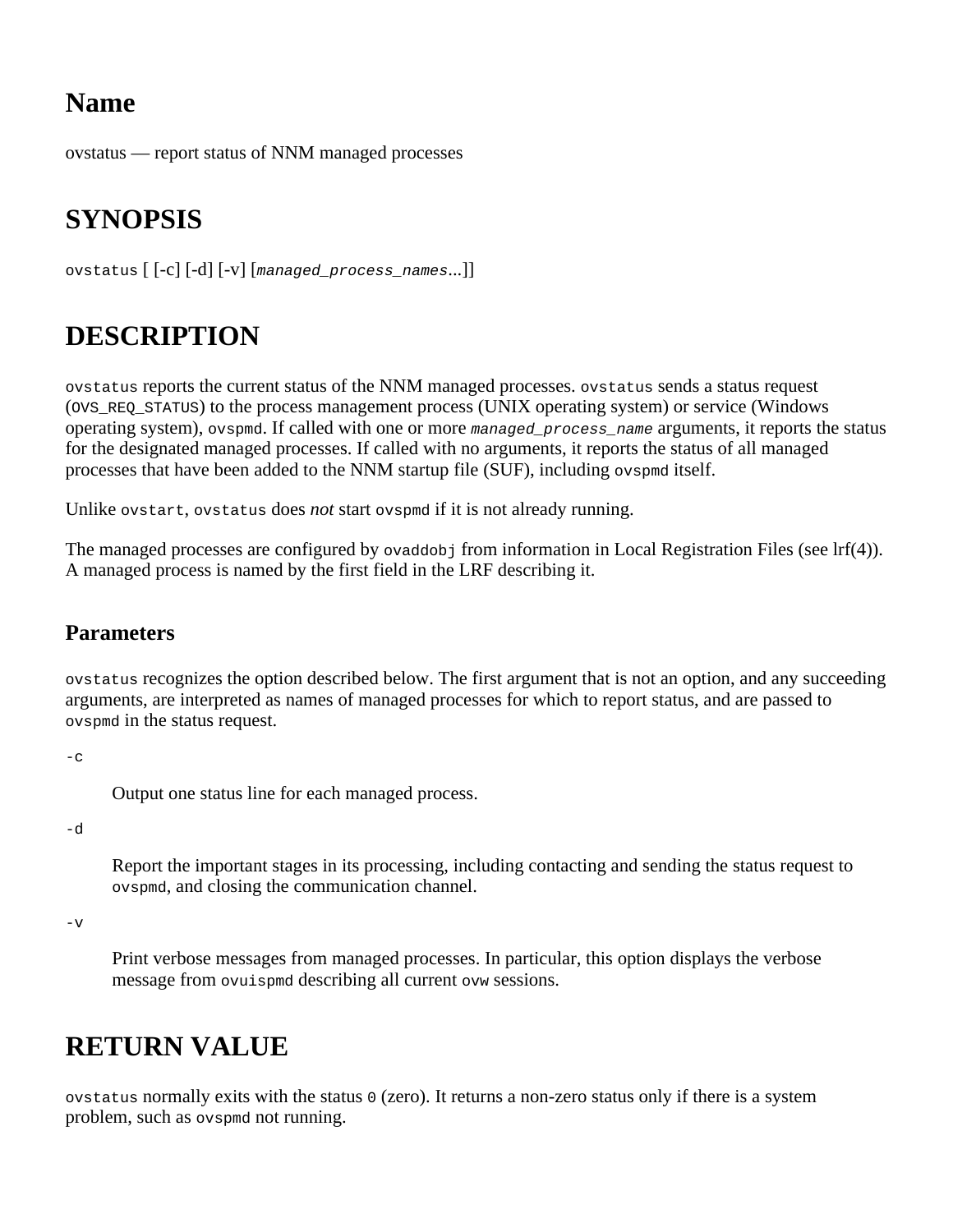# Name

ovstatus — report status of NNM managed processes

# SYNOPSIS

`ovstatus` [ [-c] [-d] [-v] [*managed_process_names*...]]

# DESCRIPTION

`ovstatus` reports the current status of the NNM managed processes. `ovstatus` sends a status request (`OVS_REQ_STATUS`) to the process management process (UNIX operating system) or service (Windows operating system), `ovspmd`. If called with one or more *managed_process_name* arguments, it reports the status for the designated managed processes. If called with no arguments, it reports the status of all managed processes that have been added to the NNM startup file (SUF), including `ovspmd` itself.

Unlike `ovstart`, `ovstatus` does *not* start `ovspmd` if it is not already running.

The managed processes are configured by `ovaddobj` from information in Local Registration Files (see lrf(4)). A managed process is named by the first field in the LRF describing it.

## Parameters

`ovstatus` recognizes the option described below. The first argument that is not an option, and any succeeding arguments, are interpreted as names of managed processes for which to report status, and are passed to `ovspmd` in the status request.

`-c`

Output one status line for each managed process.

`-d`

Report the important stages in its processing, including contacting and sending the status request to `ovspmd`, and closing the communication channel.

`-v`

Print verbose messages from managed processes. In particular, this option displays the verbose message from `ovuispmd` describing all current `ovw` sessions.

# RETURN VALUE

`ovstatus` normally exits with the status `0` (zero). It returns a non-zero status only if there is a system problem, such as `ovspmd` not running.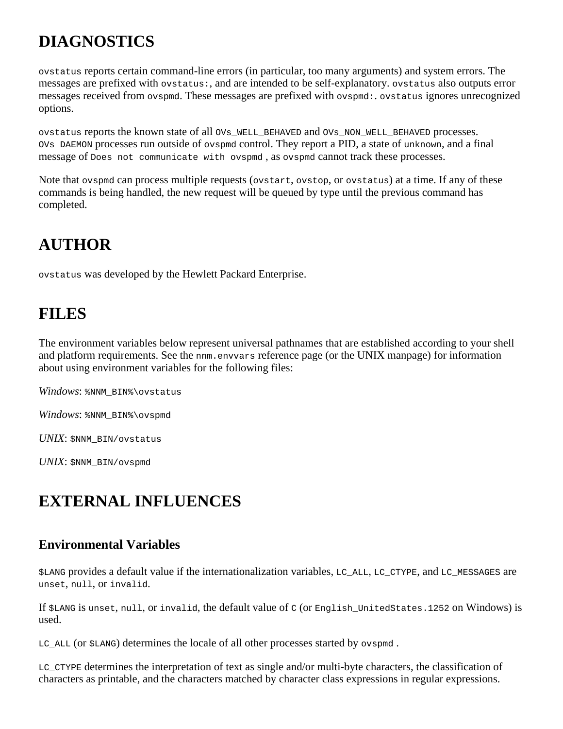## DIAGNOSTICS

`ovstatus` reports certain command-line errors (in particular, too many arguments) and system errors. The messages are prefixed with `ovstatus:`, and are intended to be self-explanatory. `ovstatus` also outputs error messages received from `ovspmd`. These messages are prefixed with `ovspmd:`. `ovstatus` ignores unrecognized options.

`ovstatus` reports the known state of all `OVs_WELL_BEHAVED` and `OVs_NON_WELL_BEHAVED` processes. `OVs_DAEMON` processes run outside of `ovspmd` control. They report a PID, a state of `unknown`, and a final message of `Does not communicate with ovspmd` , as `ovspmd` cannot track these processes.

Note that `ovspmd` can process multiple requests (`ovstart`, `ovstop`, or `ovstatus`) at a time. If any of these commands is being handled, the new request will be queued by type until the previous command has completed.

## AUTHOR

`ovstatus` was developed by the Hewlett Packard Enterprise.

## FILES

The environment variables below represent universal pathnames that are established according to your shell and platform requirements. See the `nnm.envvars` reference page (or the UNIX manpage) for information about using environment variables for the following files:

*Windows*: `%NNM_BIN%\ovstatus`

*Windows*: `%NNM_BIN%\ovspmd`

*UNIX*: `$NNM_BIN/ovstatus`

*UNIX*: `$NNM_BIN/ovspmd`

## EXTERNAL INFLUENCES

### Environmental Variables

`$LANG` provides a default value if the internationalization variables, `LC_ALL`, `LC_CTYPE`, and `LC_MESSAGES` are `unset`, `null`, or `invalid`.

If `$LANG` is `unset`, `null`, or `invalid`, the default value of `C` (or `English_UnitedStates.1252` on Windows) is used.

`LC_ALL` (or `$LANG`) determines the locale of all other processes started by `ovspmd` .

`LC_CTYPE` determines the interpretation of text as single and/or multi-byte characters, the classification of characters as printable, and the characters matched by character class expressions in regular expressions.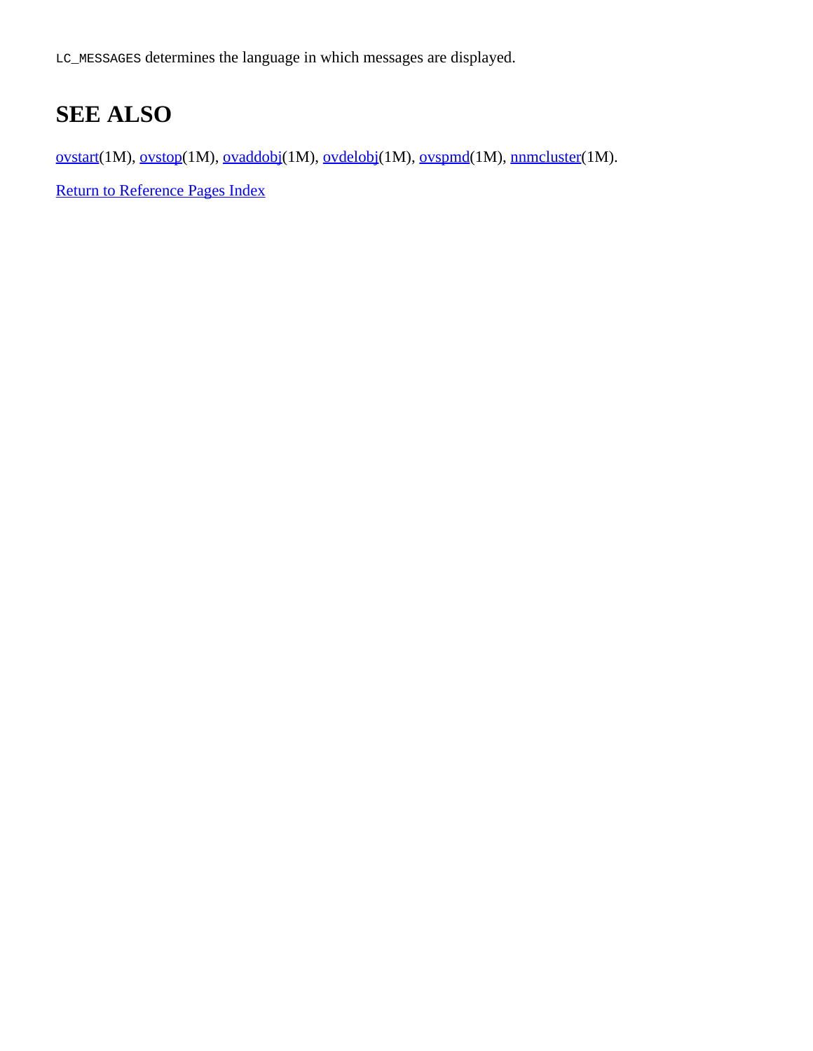`LC_MESSAGES` determines the language in which messages are displayed.

## SEE ALSO

ovstart(1M), ovstop(1M), ovaddobj(1M), ovdelobj(1M), ovspmd(1M), nnmcluster(1M).

Return to Reference Pages Index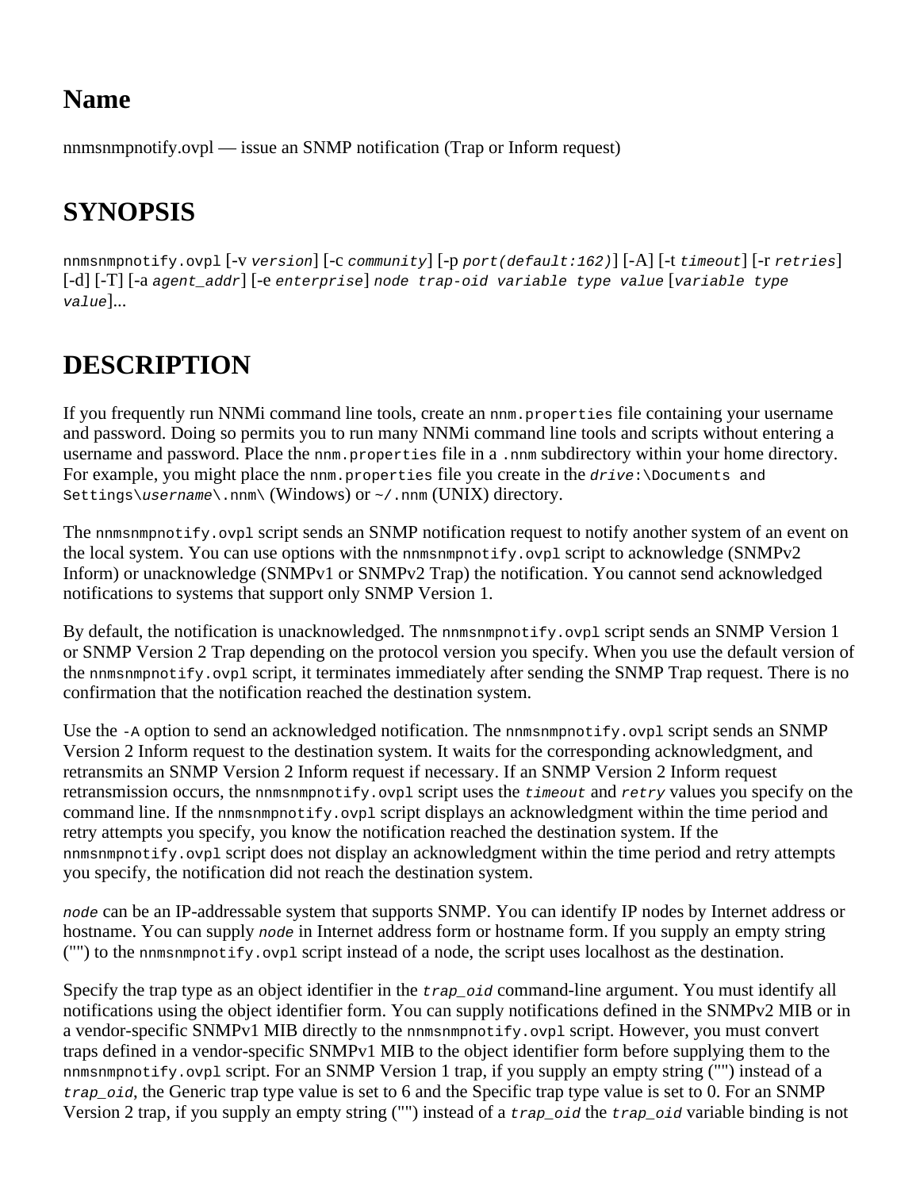## Name

nnmsnmpnotify.ovpl — issue an SNMP notification (Trap or Inform request)

## SYNOPSIS

`nnmsnmpnotify.ovpl` [-v *version*] [-c *community*] [-p *port(default:162)*] [-A] [-t *timeout*] [-r *retries*] [-d] [-T] [-a *agent_addr*] [-e *enterprise*] *node trap-oid variable type value* [*variable type value*]...

## DESCRIPTION

If you frequently run NNMi command line tools, create an `nnm.properties` file containing your username and password. Doing so permits you to run many NNMi command line tools and scripts without entering a username and password. Place the `nnm.properties` file in a `.nnm` subdirectory within your home directory. For example, you might place the `nnm.properties` file you create in the *drive*`:\Documents and Settings\`*username*`\.nnm\` (Windows) or `~/.nnm` (UNIX) directory.

The `nnmsnmpnotify.ovpl` script sends an SNMP notification request to notify another system of an event on the local system. You can use options with the `nnmsnmpnotify.ovpl` script to acknowledge (SNMPv2 Inform) or unacknowledge (SNMPv1 or SNMPv2 Trap) the notification. You cannot send acknowledged notifications to systems that support only SNMP Version 1.

By default, the notification is unacknowledged. The `nnmsnmpnotify.ovpl` script sends an SNMP Version 1 or SNMP Version 2 Trap depending on the protocol version you specify. When you use the default version of the `nnmsnmpnotify.ovpl` script, it terminates immediately after sending the SNMP Trap request. There is no confirmation that the notification reached the destination system.

Use the `-A` option to send an acknowledged notification. The `nnmsnmpnotify.ovpl` script sends an SNMP Version 2 Inform request to the destination system. It waits for the corresponding acknowledgment, and retransmits an SNMP Version 2 Inform request if necessary. If an SNMP Version 2 Inform request retransmission occurs, the `nnmsnmpnotify.ovpl` script uses the *timeout* and *retry* values you specify on the command line. If the `nnmsnmpnotify.ovpl` script displays an acknowledgment within the time period and retry attempts you specify, you know the notification reached the destination system. If the `nnmsnmpnotify.ovpl` script does not display an acknowledgment within the time period and retry attempts you specify, the notification did not reach the destination system.

*node* can be an IP-addressable system that supports SNMP. You can identify IP nodes by Internet address or hostname. You can supply *node* in Internet address form or hostname form. If you supply an empty string ("") to the `nnmsnmpnotify.ovpl` script instead of a node, the script uses localhost as the destination.

Specify the trap type as an object identifier in the *trap_oid* command-line argument. You must identify all notifications using the object identifier form. You can supply notifications defined in the SNMPv2 MIB or in a vendor-specific SNMPv1 MIB directly to the `nnmsnmpnotify.ovpl` script. However, you must convert traps defined in a vendor-specific SNMPv1 MIB to the object identifier form before supplying them to the `nnmsnmpnotify.ovpl` script. For an SNMP Version 1 trap, if you supply an empty string ("") instead of a *trap_oid*, the Generic trap type value is set to 6 and the Specific trap type value is set to 0. For an SNMP Version 2 trap, if you supply an empty string ("") instead of a *trap_oid* the *trap_oid* variable binding is not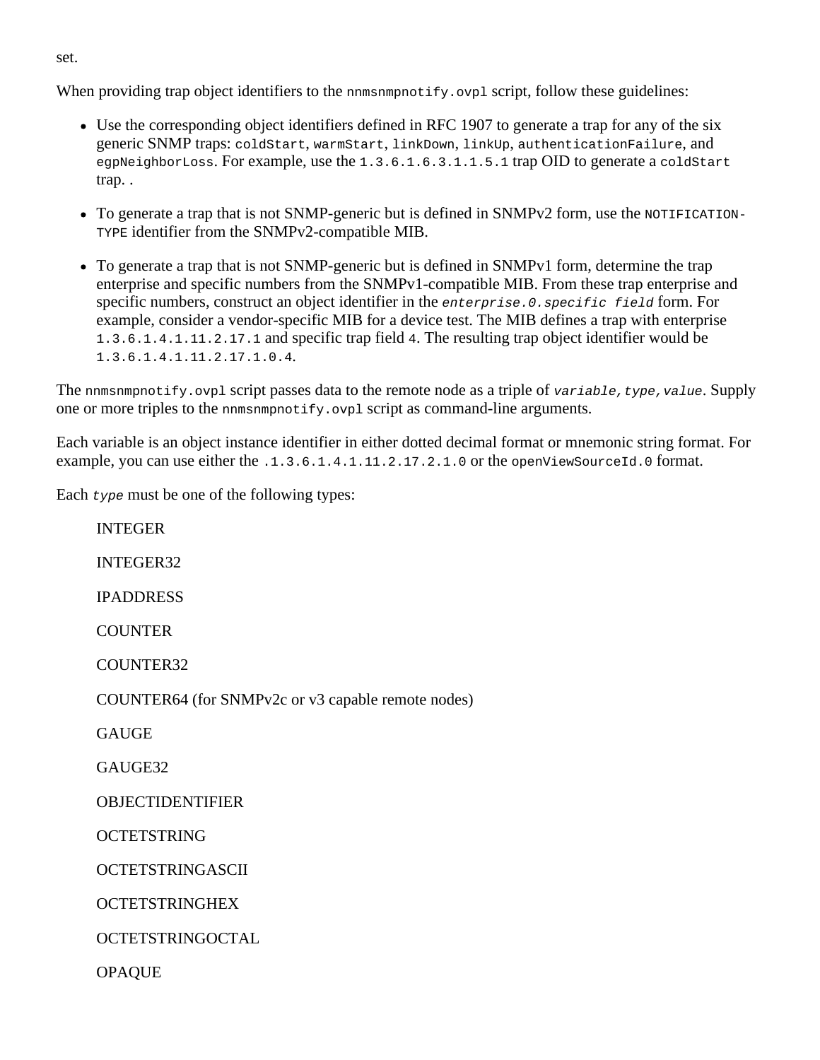set.

When providing trap object identifiers to the `nnmsnmpnotify.ovpl` script, follow these guidelines:

- Use the corresponding object identifiers defined in RFC 1907 to generate a trap for any of the six generic SNMP traps: `coldStart`, `warmStart`, `linkDown`, `linkUp`, `authenticationFailure`, and `egpNeighborLoss`. For example, use the `1.3.6.1.6.3.1.1.5.1` trap OID to generate a `coldStart` trap. .
- To generate a trap that is not SNMP-generic but is defined in SNMPv2 form, use the `NOTIFICATION-TYPE` identifier from the SNMPv2-compatible MIB.
- To generate a trap that is not SNMP-generic but is defined in SNMPv1 form, determine the trap enterprise and specific numbers from the SNMPv1-compatible MIB. From these trap enterprise and specific numbers, construct an object identifier in the *`enterprise.0.specific field`* form. For example, consider a vendor-specific MIB for a device test. The MIB defines a trap with enterprise `1.3.6.1.4.1.11.2.17.1` and specific trap field `4`. The resulting trap object identifier would be `1.3.6.1.4.1.11.2.17.1.0.4`.

The `nnmsnmpnotify.ovpl` script passes data to the remote node as a triple of *`variable,type,value`*. Supply one or more triples to the `nnmsnmpnotify.ovpl` script as command-line arguments.

Each variable is an object instance identifier in either dotted decimal format or mnemonic string format. For example, you can use either the `.1.3.6.1.4.1.11.2.17.2.1.0` or the `openViewSourceId.0` format.

Each *`type`* must be one of the following types:

INTEGER

INTEGER32

IPADDRESS

COUNTER

COUNTER32

COUNTER64 (for SNMPv2c or v3 capable remote nodes)

GAUGE

GAUGE32

OBJECTIDENTIFIER

OCTETSTRING

OCTETSTRINGASCII

OCTETSTRINGHEX

OCTETSTRINGOCTAL

OPAQUE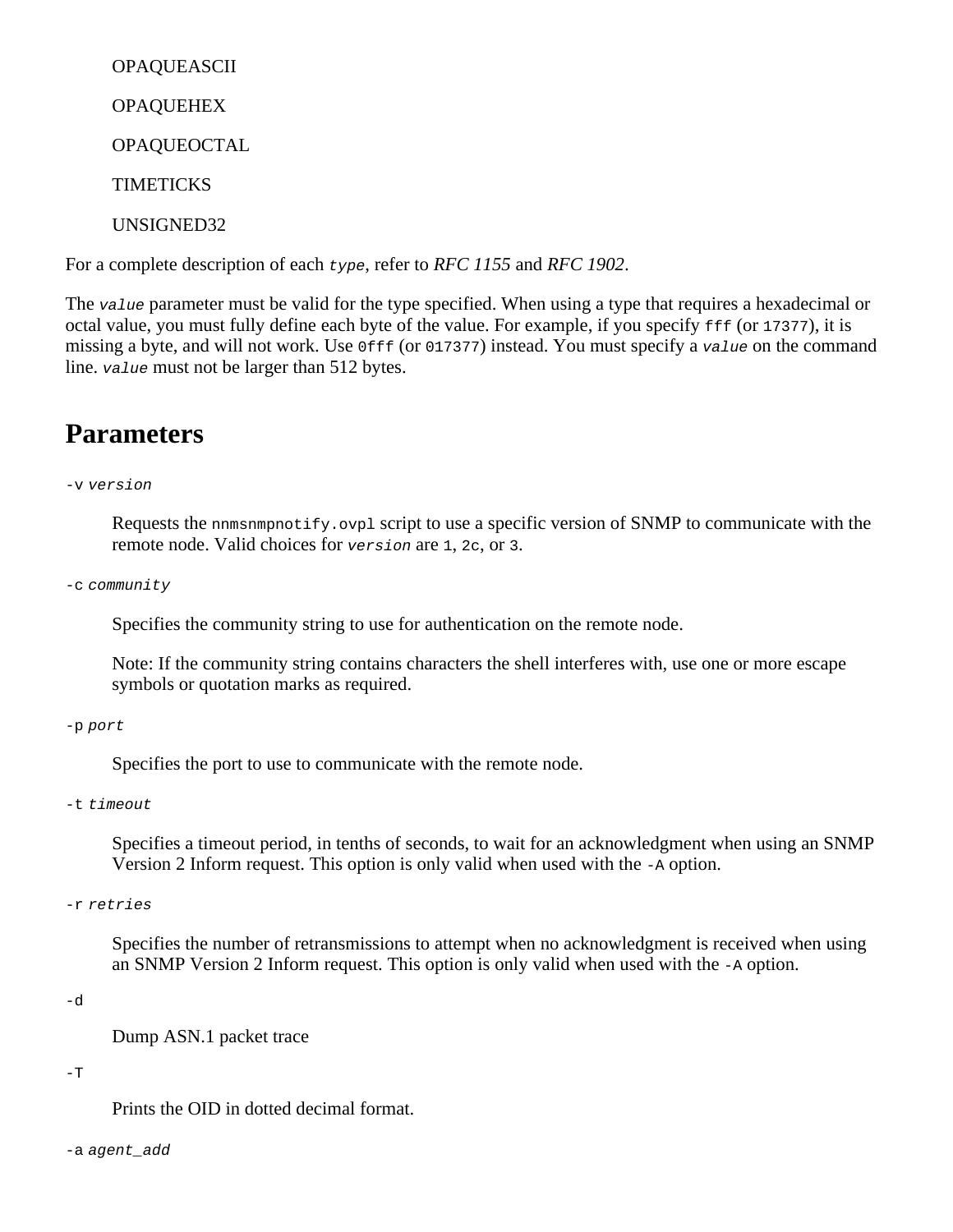OPAQUEASCII

OPAQUEHEX

OPAQUEOCTAL

TIMETICKS

UNSIGNED32

For a complete description of each *type*, refer to *RFC 1155* and *RFC 1902*.

The *value* parameter must be valid for the type specified. When using a type that requires a hexadecimal or octal value, you must fully define each byte of the value. For example, if you specify `fff` (or `17377`), it is missing a byte, and will not work. Use `0fff` (or `017377`) instead. You must specify a *value* on the command line. *value* must not be larger than 512 bytes.

## Parameters

`-v` *version*

Requests the `nnmsnmpnotify.ovpl` script to use a specific version of SNMP to communicate with the remote node. Valid choices for *version* are `1`, `2c`, or `3`.

`-c` *community*

Specifies the community string to use for authentication on the remote node.

Note: If the community string contains characters the shell interferes with, use one or more escape symbols or quotation marks as required.

`-p` *port*

Specifies the port to use to communicate with the remote node.

`-t` *timeout*

Specifies a timeout period, in tenths of seconds, to wait for an acknowledgment when using an SNMP Version 2 Inform request. This option is only valid when used with the `-A` option.

`-r` *retries*

Specifies the number of retransmissions to attempt when no acknowledgment is received when using an SNMP Version 2 Inform request. This option is only valid when used with the `-A` option.

`-d`

Dump ASN.1 packet trace

`-T`

Prints the OID in dotted decimal format.

`-a` *agent_add*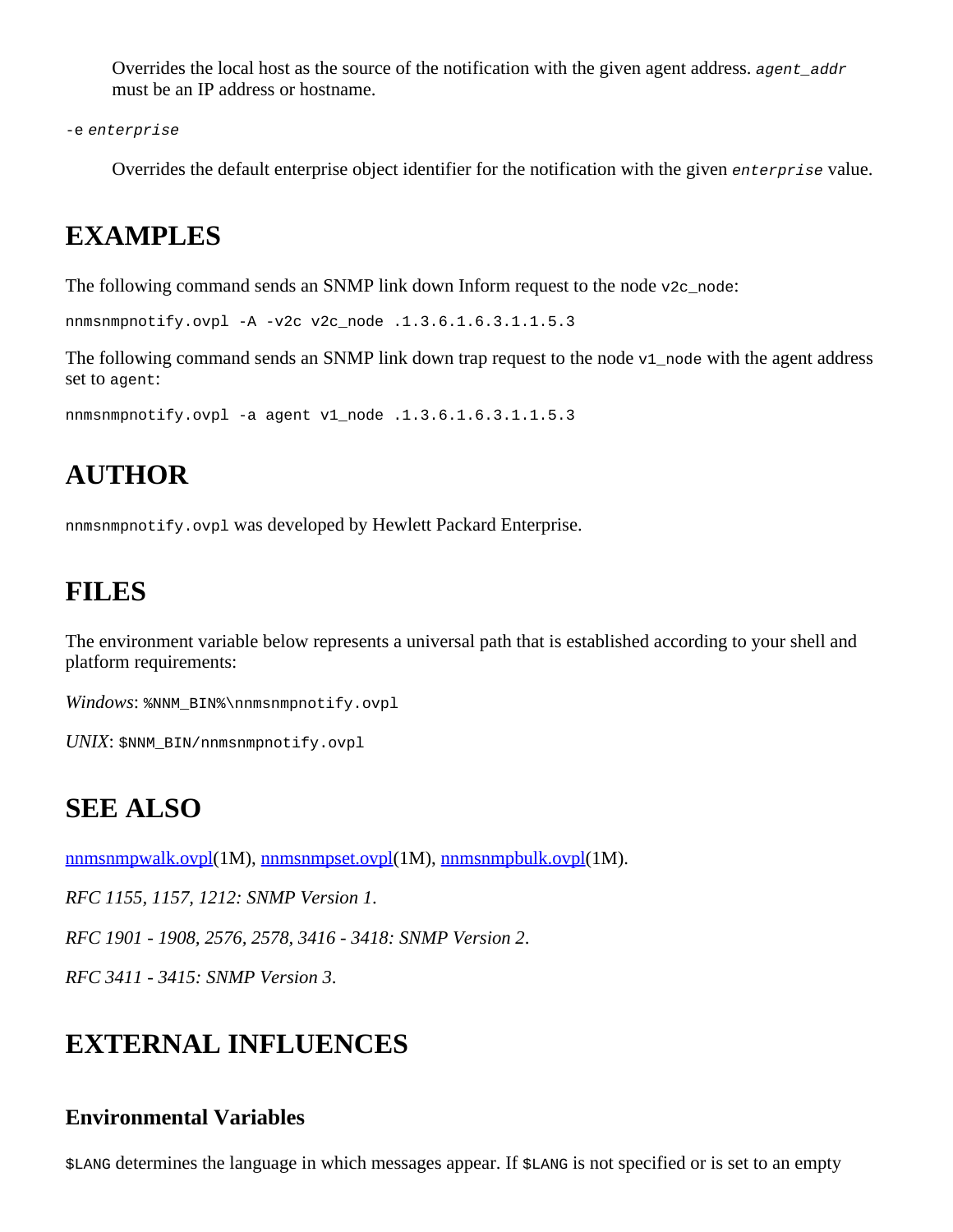Overrides the local host as the source of the notification with the given agent address. *agent_addr* must be an IP address or hostname.

-e *enterprise*

Overrides the default enterprise object identifier for the notification with the given *enterprise* value.

## EXAMPLES

The following command sends an SNMP link down Inform request to the node `v2c_node`:

```
nnmsnmpnotify.ovpl -A -v2c v2c_node .1.3.6.1.6.3.1.1.5.3
```

The following command sends an SNMP link down trap request to the node `v1_node` with the agent address set to `agent`:

```
nnmsnmpnotify.ovpl -a agent v1_node .1.3.6.1.6.3.1.1.5.3
```

## AUTHOR

`nnmsnmpnotify.ovpl` was developed by Hewlett Packard Enterprise.

## FILES

The environment variable below represents a universal path that is established according to your shell and platform requirements:

*Windows*: `%NNM_BIN%\nnmsnmpnotify.ovpl`

*UNIX*: `$NNM_BIN/nnmsnmpnotify.ovpl`

## SEE ALSO

nnmsnmpwalk.ovpl(1M), nnmsnmpset.ovpl(1M), nnmsnmpbulk.ovpl(1M).

*RFC 1155, 1157, 1212: SNMP Version 1*.

*RFC 1901 - 1908, 2576, 2578, 3416 - 3418: SNMP Version 2*.

*RFC 3411 - 3415: SNMP Version 3*.

## EXTERNAL INFLUENCES

### Environmental Variables

`$LANG` determines the language in which messages appear. If `$LANG` is not specified or is set to an empty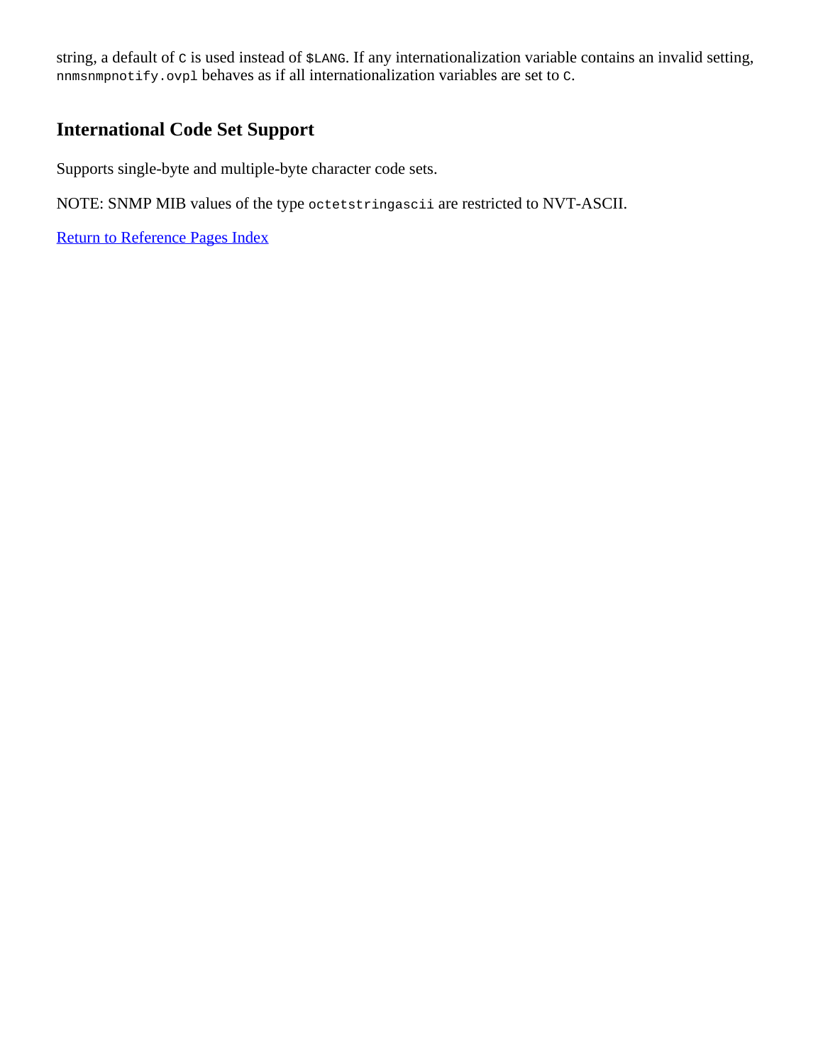string, a default of `C` is used instead of `$LANG`. If any internationalization variable contains an invalid setting, `nnmsnmpnotify.ovpl` behaves as if all internationalization variables are set to `C`.

## International Code Set Support

Supports single-byte and multiple-byte character code sets.

NOTE: SNMP MIB values of the type `octetstringascii` are restricted to NVT-ASCII.

Return to Reference Pages Index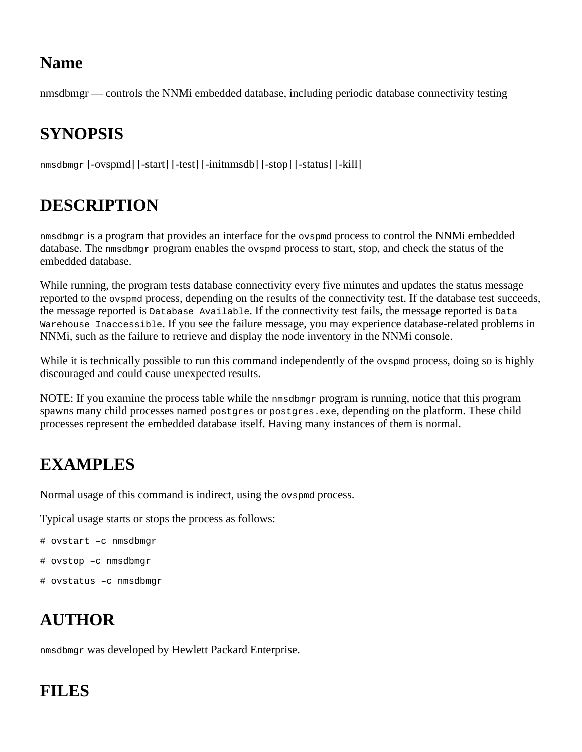## Name

nmsdbmgr — controls the NNMi embedded database, including periodic database connectivity testing

## SYNOPSIS

`nmsdbmgr` [-ovspmd] [-start] [-test] [-initnmsdb] [-stop] [-status] [-kill]

## DESCRIPTION

`nmsdbmgr` is a program that provides an interface for the `ovspmd` process to control the NNMi embedded database. The `nmsdbmgr` program enables the `ovspmd` process to start, stop, and check the status of the embedded database.

While running, the program tests database connectivity every five minutes and updates the status message reported to the `ovspmd` process, depending on the results of the connectivity test. If the database test succeeds, the message reported is `Database Available`. If the connectivity test fails, the message reported is `Data Warehouse Inaccessible`. If you see the failure message, you may experience database-related problems in NNMi, such as the failure to retrieve and display the node inventory in the NNMi console.

While it is technically possible to run this command independently of the `ovspmd` process, doing so is highly discouraged and could cause unexpected results.

NOTE: If you examine the process table while the `nmsdbmgr` program is running, notice that this program spawns many child processes named `postgres` or `postgres.exe`, depending on the platform. These child processes represent the embedded database itself. Having many instances of them is normal.

## EXAMPLES

Normal usage of this command is indirect, using the `ovspmd` process.

Typical usage starts or stops the process as follows:

```
# ovstart –c nmsdbmgr
```

```
# ovstop –c nmsdbmgr
```

```
# ovstatus –c nmsdbmgr
```

## AUTHOR

`nmsdbmgr` was developed by Hewlett Packard Enterprise.

## FILES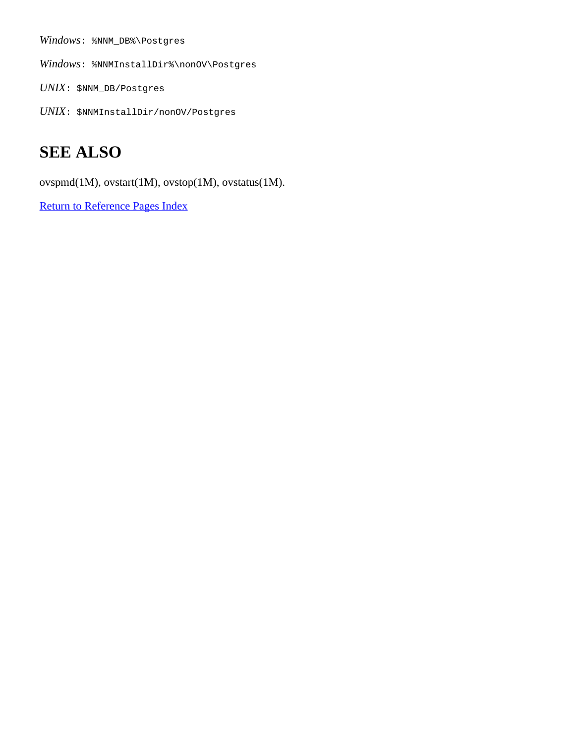*Windows*: `%NNM_DB%\Postgres`

*Windows*: `%NNMInstallDir%\nonOV\Postgres`

*UNIX*: `$NNM_DB/Postgres`

*UNIX*: `$NNMInstallDir/nonOV/Postgres`

## SEE ALSO

ovspmd(1M), ovstart(1M), ovstop(1M), ovstatus(1M).

Return to Reference Pages Index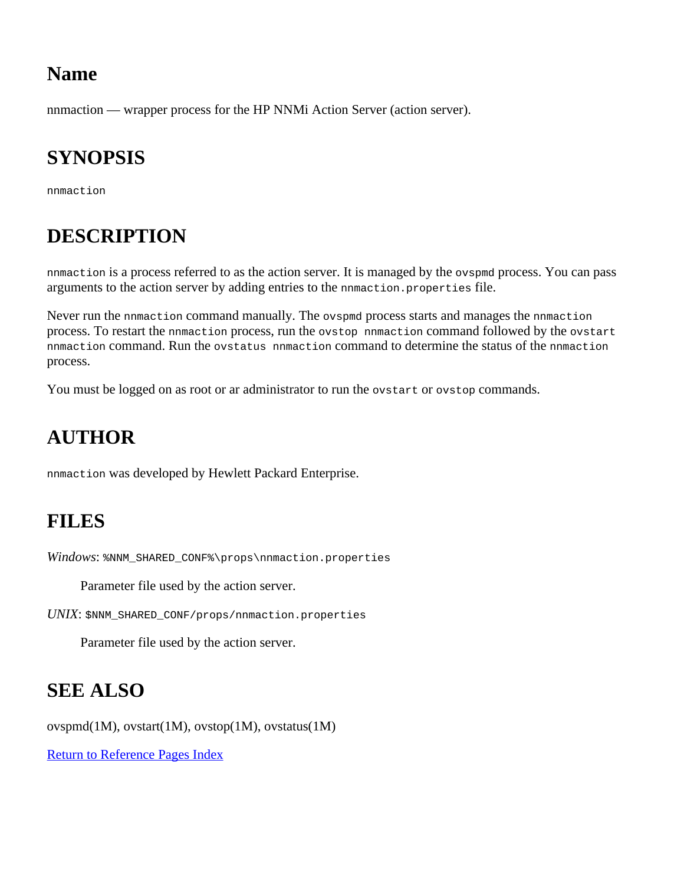## Name

nnmaction — wrapper process for the HP NNMi Action Server (action server).

## SYNOPSIS

`nnmaction`

## DESCRIPTION

`nnmaction` is a process referred to as the action server. It is managed by the `ovspmd` process. You can pass arguments to the action server by adding entries to the `nnmaction.properties` file.

Never run the `nnmaction` command manually. The `ovspmd` process starts and manages the `nnmaction` process. To restart the `nnmaction` process, run the `ovstop nnmaction` command followed by the `ovstart nnmaction` command. Run the `ovstatus nnmaction` command to determine the status of the `nnmaction` process.

You must be logged on as root or ar administrator to run the `ovstart` or `ovstop` commands.

## AUTHOR

`nnmaction` was developed by Hewlett Packard Enterprise.

## FILES

*Windows*: `%NNM_SHARED_CONF%\props\nnmaction.properties`

> Parameter file used by the action server.

*UNIX*: `$NNM_SHARED_CONF/props/nnmaction.properties`

> Parameter file used by the action server.

## SEE ALSO

ovspmd(1M), ovstart(1M), ovstop(1M), ovstatus(1M)

Return to Reference Pages Index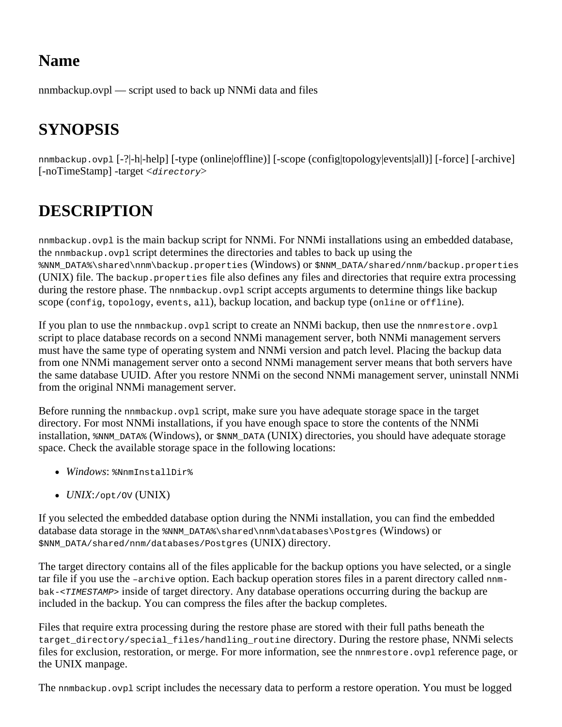# Name

nnmbackup.ovpl — script used to back up NNMi data and files

# SYNOPSIS

`nnmbackup.ovpl` [-?|-h|-help] [-type (online|offline)] [-scope (config|topology|events|all)] [-force] [-archive] [-noTimeStamp] -target <*directory*>

# DESCRIPTION

`nnmbackup.ovpl` is the main backup script for NNMi. For NNMi installations using an embedded database, the `nnmbackup.ovpl` script determines the directories and tables to back up using the `%NNM_DATA%\shared\nnm\backup.properties` (Windows) or `$NNM_DATA/shared/nnm/backup.properties` (UNIX) file. The `backup.properties` file also defines any files and directories that require extra processing during the restore phase. The `nnmbackup.ovpl` script accepts arguments to determine things like backup scope (`config`, `topology`, `events`, `all`), backup location, and backup type (`online` or `offline`).

If you plan to use the `nnmbackup.ovpl` script to create an NNMi backup, then use the `nnmrestore.ovpl` script to place database records on a second NNMi management server, both NNMi management servers must have the same type of operating system and NNMi version and patch level. Placing the backup data from one NNMi management server onto a second NNMi management server means that both servers have the same database UUID. After you restore NNMi on the second NNMi management server, uninstall NNMi from the original NNMi management server.

Before running the `nnmbackup.ovpl` script, make sure you have adequate storage space in the target directory. For most NNMi installations, if you have enough space to store the contents of the NNMi installation, `%NNM_DATA%` (Windows), or `$NNM_DATA` (UNIX) directories, you should have adequate storage space. Check the available storage space in the following locations:

- *Windows*: `%NnmInstallDir%`
- *UNIX*: `/opt/OV` (UNIX)

If you selected the embedded database option during the NNMi installation, you can find the embedded database data storage in the `%NNM_DATA%\shared\nnm\databases\Postgres` (Windows) or `$NNM_DATA/shared/nnm/databases/Postgres` (UNIX) directory.

The target directory contains all of the files applicable for the backup options you have selected, or a single tar file if you use the `–archive` option. Each backup operation stores files in a parent directory called `nnm-bak-<TIMESTAMP>` inside of target directory. Any database operations occurring during the backup are included in the backup. You can compress the files after the backup completes.

Files that require extra processing during the restore phase are stored with their full paths beneath the `target_directory/special_files/handling_routine` directory. During the restore phase, NNMi selects files for exclusion, restoration, or merge. For more information, see the `nnmrestore.ovpl` reference page, or the UNIX manpage.

The `nnmbackup.ovpl` script includes the necessary data to perform a restore operation. You must be logged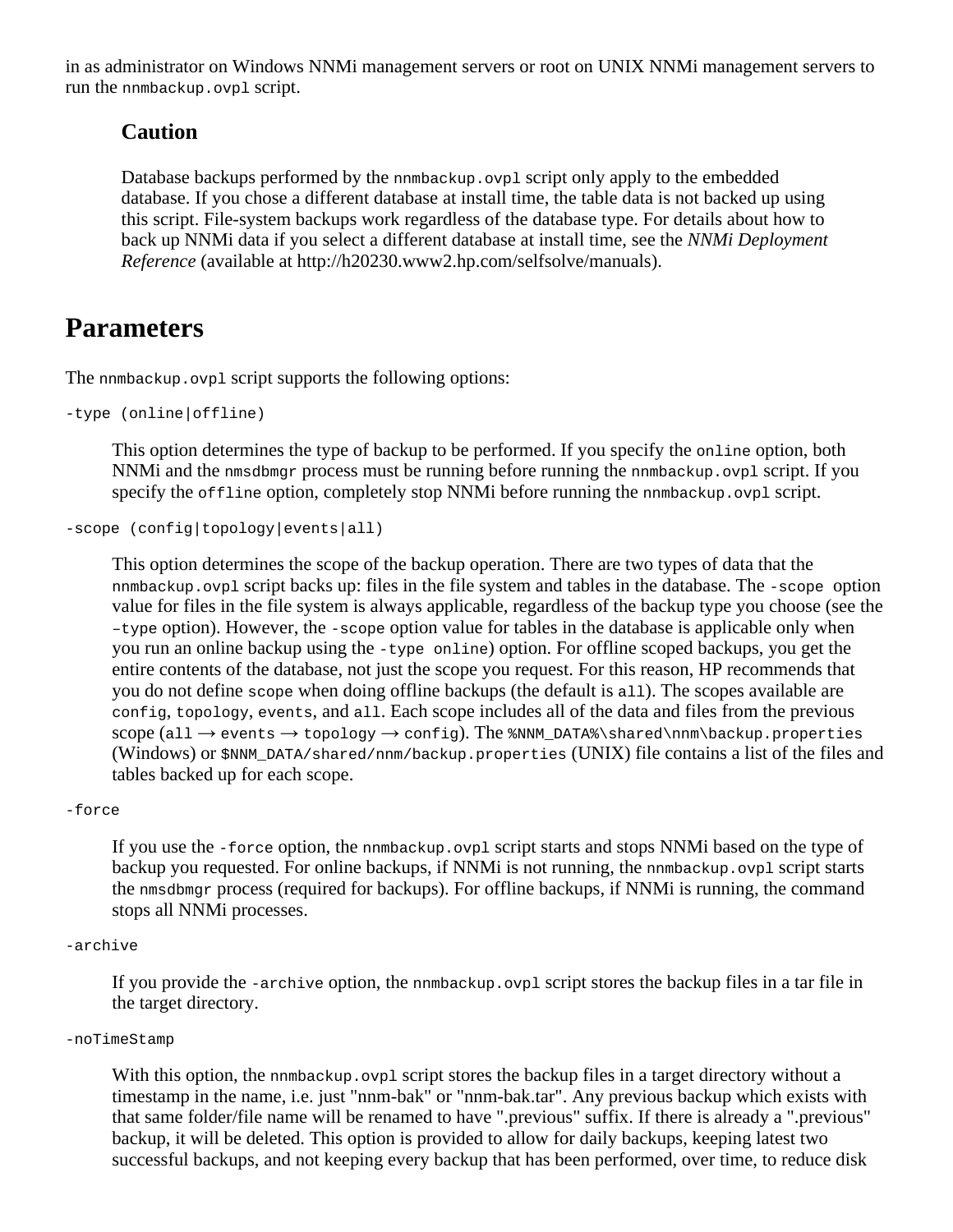in as administrator on Windows NNMi management servers or root on UNIX NNMi management servers to run the `nnmbackup.ovpl` script.

> **Caution**
>
> Database backups performed by the `nnmbackup.ovpl` script only apply to the embedded database. If you chose a different database at install time, the table data is not backed up using this script. File-system backups work regardless of the database type. For details about how to back up NNMi data if you select a different database at install time, see the *NNMi Deployment Reference* (available at http://h20230.www2.hp.com/selfsolve/manuals).

# Parameters

The `nnmbackup.ovpl` script supports the following options:

`-type (online|offline)`

This option determines the type of backup to be performed. If you specify the `online` option, both NNMi and the `nmsdbmgr` process must be running before running the `nnmbackup.ovpl` script. If you specify the `offline` option, completely stop NNMi before running the `nnmbackup.ovpl` script.

`-scope (config|topology|events|all)`

This option determines the scope of the backup operation. There are two types of data that the `nnmbackup.ovpl` script backs up: files in the file system and tables in the database. The `-scope` option value for files in the file system is always applicable, regardless of the backup type you choose (see the `–type` option). However, the `-scope` option value for tables in the database is applicable only when you run an online backup using the `-type online`) option. For offline scoped backups, you get the entire contents of the database, not just the scope you request. For this reason, HP recommends that you do not define `scope` when doing offline backups (the default is `all`). The scopes available are `config`, `topology`, `events`, and `all`. Each scope includes all of the data and files from the previous scope (`all` → `events` → `topology` → `config`). The `%NNM_DATA%\shared\nnm\backup.properties` (Windows) or `$NNM_DATA/shared/nnm/backup.properties` (UNIX) file contains a list of the files and tables backed up for each scope.

`-force`

If you use the `-force` option, the `nnmbackup.ovpl` script starts and stops NNMi based on the type of backup you requested. For online backups, if NNMi is not running, the `nnmbackup.ovpl` script starts the `nmsdbmgr` process (required for backups). For offline backups, if NNMi is running, the command stops all NNMi processes.

`-archive`

If you provide the `-archive` option, the `nnmbackup.ovpl` script stores the backup files in a tar file in the target directory.

`-noTimeStamp`

With this option, the `nnmbackup.ovpl` script stores the backup files in a target directory without a timestamp in the name, i.e. just "nnm-bak" or "nnm-bak.tar". Any previous backup which exists with that same folder/file name will be renamed to have ".previous" suffix. If there is already a ".previous" backup, it will be deleted. This option is provided to allow for daily backups, keeping latest two successful backups, and not keeping every backup that has been performed, over time, to reduce disk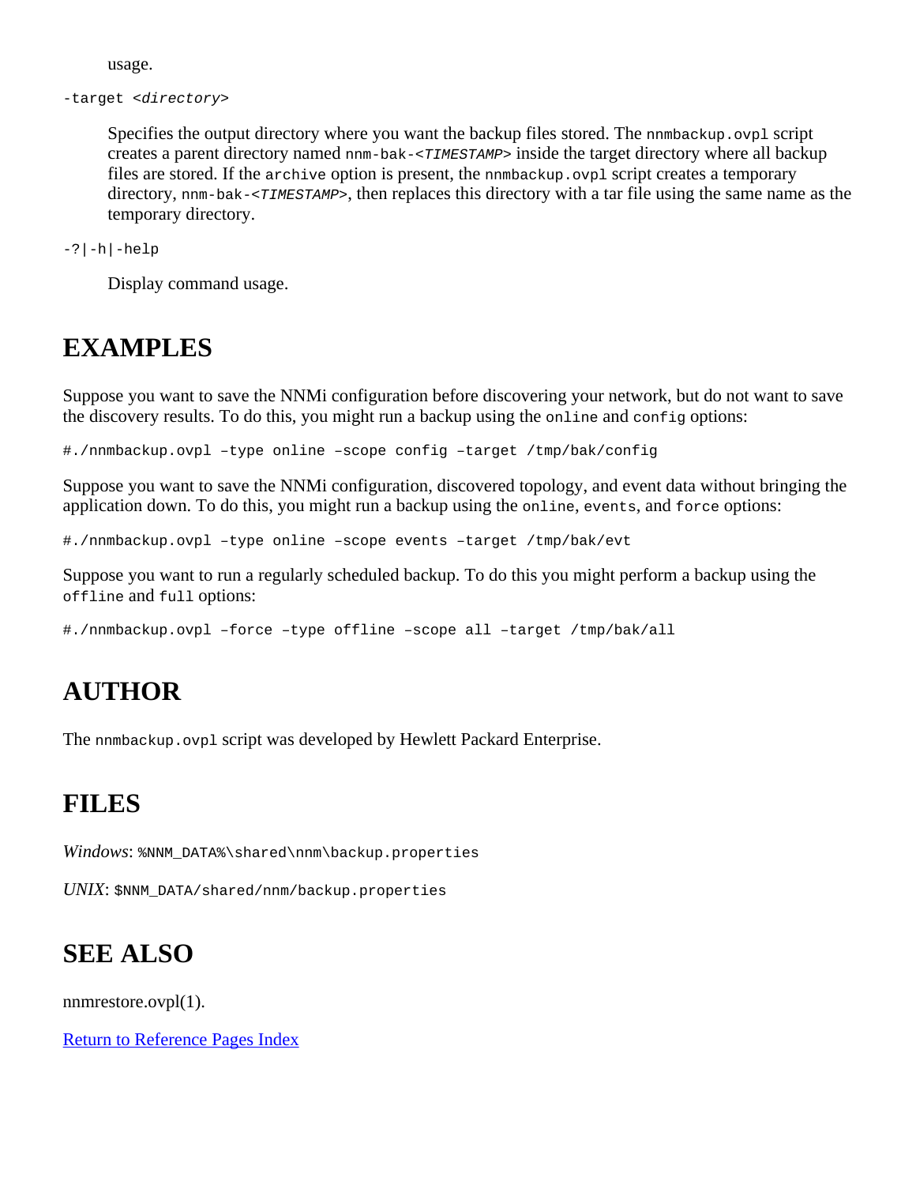usage.

`-target <directory>`

Specifies the output directory where you want the backup files stored. The `nnmbackup.ovpl` script creates a parent directory named `nnm-bak-<TIMESTAMP>` inside the target directory where all backup files are stored. If the `archive` option is present, the `nnmbackup.ovpl` script creates a temporary directory, `nnm-bak-<TIMESTAMP>`, then replaces this directory with a tar file using the same name as the temporary directory.

`-?|-h|-help`

Display command usage.

## EXAMPLES

Suppose you want to save the NNMi configuration before discovering your network, but do not want to save the discovery results. To do this, you might run a backup using the `online` and `config` options:

```
#./nnmbackup.ovpl –type online –scope config –target /tmp/bak/config
```

Suppose you want to save the NNMi configuration, discovered topology, and event data without bringing the application down. To do this, you might run a backup using the `online`, `events`, and `force` options:

```
#./nnmbackup.ovpl –type online –scope events –target /tmp/bak/evt
```

Suppose you want to run a regularly scheduled backup. To do this you might perform a backup using the `offline` and `full` options:

```
#./nnmbackup.ovpl –force –type offline –scope all –target /tmp/bak/all
```

## AUTHOR

The `nnmbackup.ovpl` script was developed by Hewlett Packard Enterprise.

## FILES

*Windows*: `%NNM_DATA%\shared\nnm\backup.properties`

*UNIX*: `$NNM_DATA/shared/nnm/backup.properties`

## SEE ALSO

nnmrestore.ovpl(1).

Return to Reference Pages Index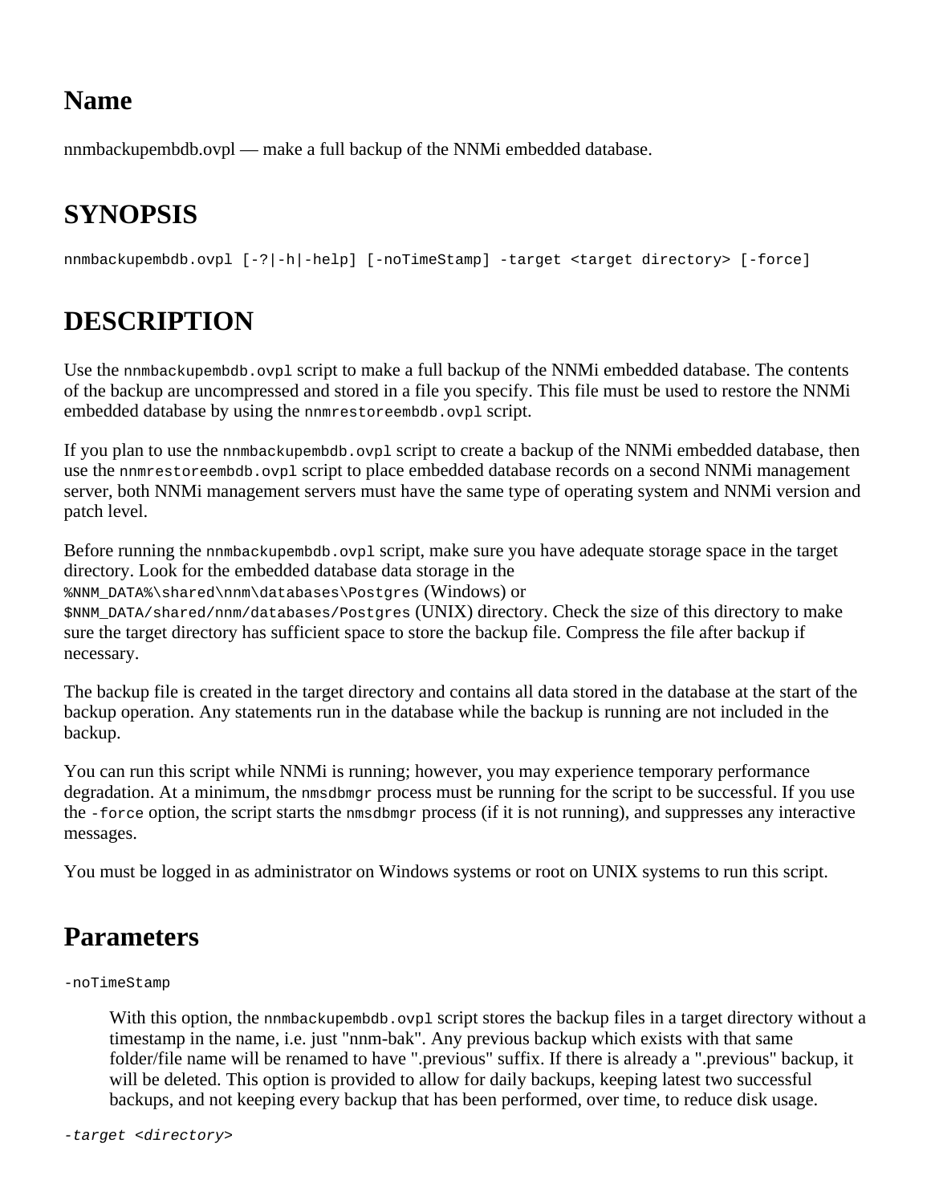## Name

nnmbackupembdb.ovpl — make a full backup of the NNMi embedded database.

## SYNOPSIS

```
nnmbackupembdb.ovpl [-?|-h|-help] [-noTimeStamp] -target <target directory> [-force]
```

## DESCRIPTION

Use the `nnmbackupembdb.ovpl` script to make a full backup of the NNMi embedded database. The contents of the backup are uncompressed and stored in a file you specify. This file must be used to restore the NNMi embedded database by using the `nnmrestoreembdb.ovpl` script.

If you plan to use the `nnmbackupembdb.ovpl` script to create a backup of the NNMi embedded database, then use the `nnmrestoreembdb.ovpl` script to place embedded database records on a second NNMi management server, both NNMi management servers must have the same type of operating system and NNMi version and patch level.

Before running the `nnmbackupembdb.ovpl` script, make sure you have adequate storage space in the target directory. Look for the embedded database data storage in the `%NNM_DATA%\shared\nnm\databases\Postgres` (Windows) or `$NNM_DATA/shared/nnm/databases/Postgres` (UNIX) directory. Check the size of this directory to make sure the target directory has sufficient space to store the backup file. Compress the file after backup if necessary.

The backup file is created in the target directory and contains all data stored in the database at the start of the backup operation. Any statements run in the database while the backup is running are not included in the backup.

You can run this script while NNMi is running; however, you may experience temporary performance degradation. At a minimum, the `nmsdbmgr` process must be running for the script to be successful. If you use the `-force` option, the script starts the `nmsdbmgr` process (if it is not running), and suppresses any interactive messages.

You must be logged in as administrator on Windows systems or root on UNIX systems to run this script.

## Parameters

`-noTimeStamp`

With this option, the `nnmbackupembdb.ovpl` script stores the backup files in a target directory without a timestamp in the name, i.e. just "nnm-bak". Any previous backup which exists with that same folder/file name will be renamed to have ".previous" suffix. If there is already a ".previous" backup, it will be deleted. This option is provided to allow for daily backups, keeping latest two successful backups, and not keeping every backup that has been performed, over time, to reduce disk usage.

*`-target <directory>`*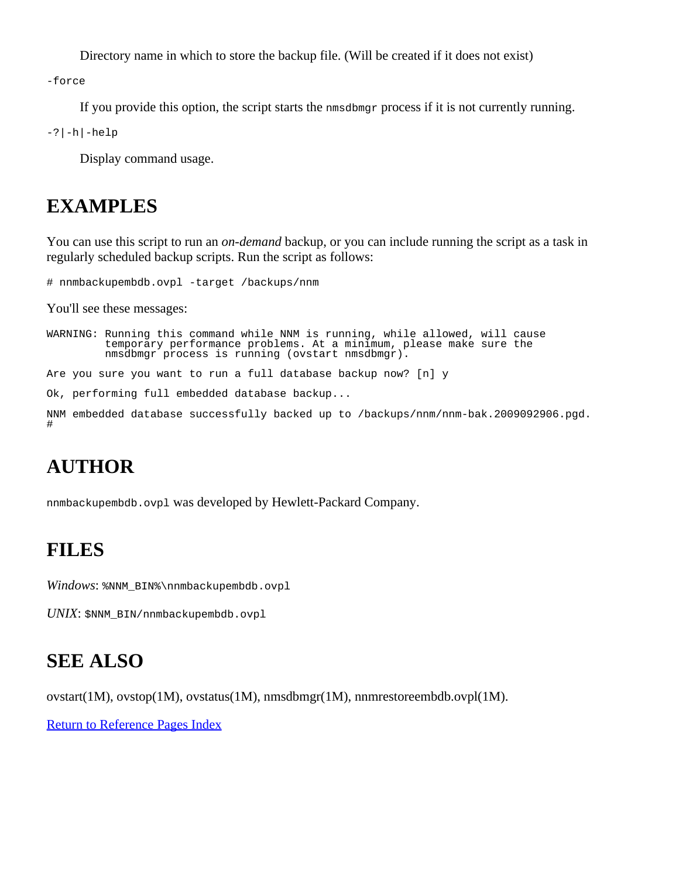Directory name in which to store the backup file. (Will be created if it does not exist)

`-force`

If you provide this option, the script starts the `nmsdbmgr` process if it is not currently running.

`-?|-h|-help`

Display command usage.

## EXAMPLES

You can use this script to run an *on-demand* backup, or you can include running the script as a task in regularly scheduled backup scripts. Run the script as follows:

```
# nnmbackupembdb.ovpl -target /backups/nnm
```

You'll see these messages:

```
WARNING: Running this command while NNM is running, while allowed, will cause
         temporary performance problems. At a minimum, please make sure the
         nmsdbmgr process is running (ovstart nmsdbmgr).

Are you sure you want to run a full database backup now? [n] y

Ok, performing full embedded database backup...

NNM embedded database successfully backed up to /backups/nnm/nnm-bak.2009092906.pgd.
#
```

## AUTHOR

`nnmbackupembdb.ovpl` was developed by Hewlett-Packard Company.

## FILES

*Windows*: `%NNM_BIN%\nnmbackupembdb.ovpl`

*UNIX*: `$NNM_BIN/nnmbackupembdb.ovpl`

## SEE ALSO

ovstart(1M), ovstop(1M), ovstatus(1M), nmsdbmgr(1M), nnmrestoreembdb.ovpl(1M).

Return to Reference Pages Index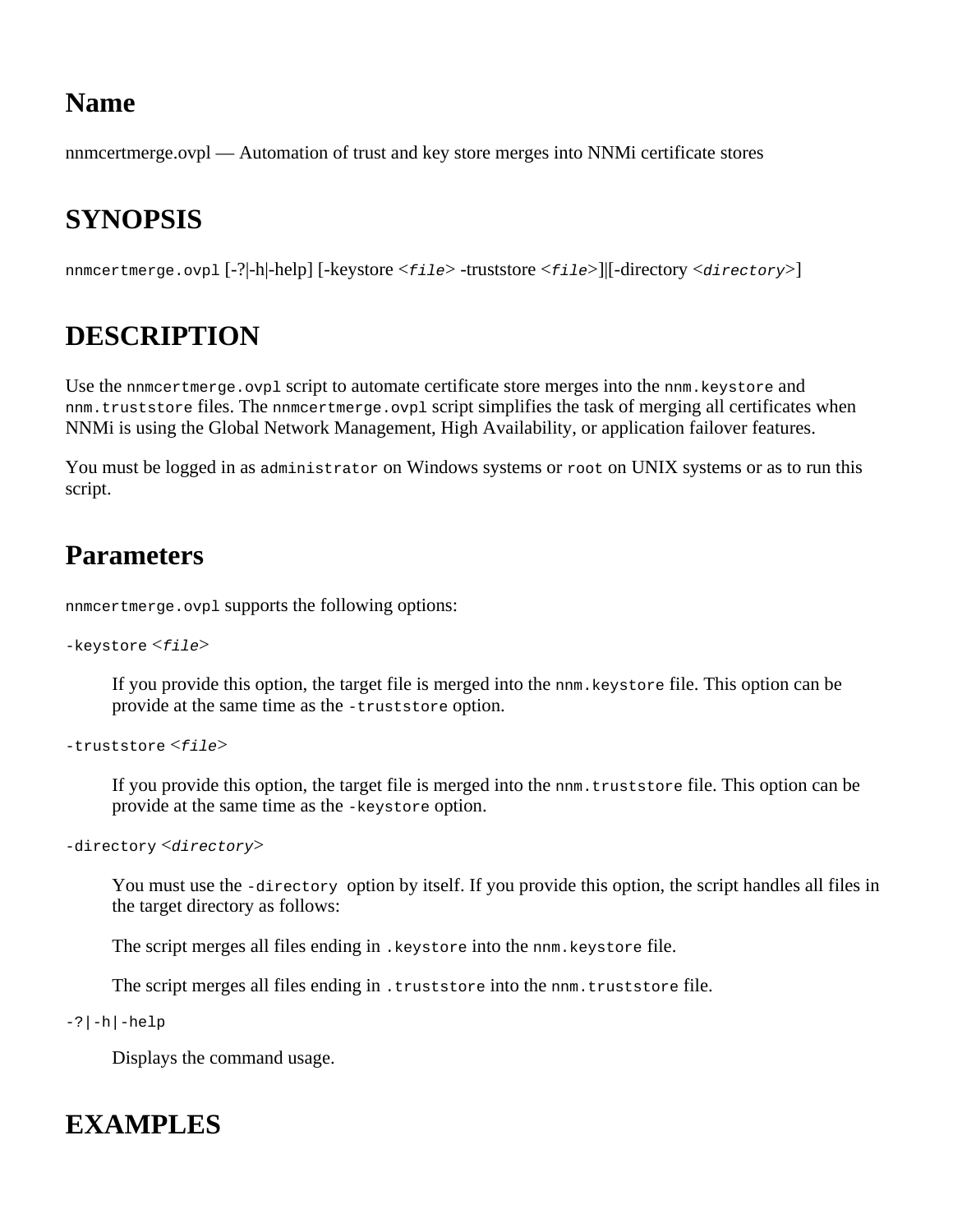## Name

nnmcertmerge.ovpl — Automation of trust and key store merges into NNMi certificate stores

## SYNOPSIS

`nnmcertmerge.ovpl` [-?|-h|-help] [-keystore <*file*> -truststore <*file*>]|[-directory <*directory*>]

## DESCRIPTION

Use the `nnmcertmerge.ovpl` script to automate certificate store merges into the `nnm.keystore` and `nnm.truststore` files. The `nnmcertmerge.ovpl` script simplifies the task of merging all certificates when NNMi is using the Global Network Management, High Availability, or application failover features.

You must be logged in as `administrator` on Windows systems or `root` on UNIX systems or as to run this script.

## Parameters

`nnmcertmerge.ovpl` supports the following options:

`-keystore` <*file*>

> If you provide this option, the target file is merged into the `nnm.keystore` file. This option can be provide at the same time as the `-truststore` option.

`-truststore` <*file*>

> If you provide this option, the target file is merged into the `nnm.truststore` file. This option can be provide at the same time as the `-keystore` option.

`-directory` <*directory*>

> You must use the `-directory` option by itself. If you provide this option, the script handles all files in the target directory as follows:
>
> The script merges all files ending in `.keystore` into the `nnm.keystore` file.
>
> The script merges all files ending in `.truststore` into the `nnm.truststore` file.

`-?|-h|-help`

> Displays the command usage.

## EXAMPLES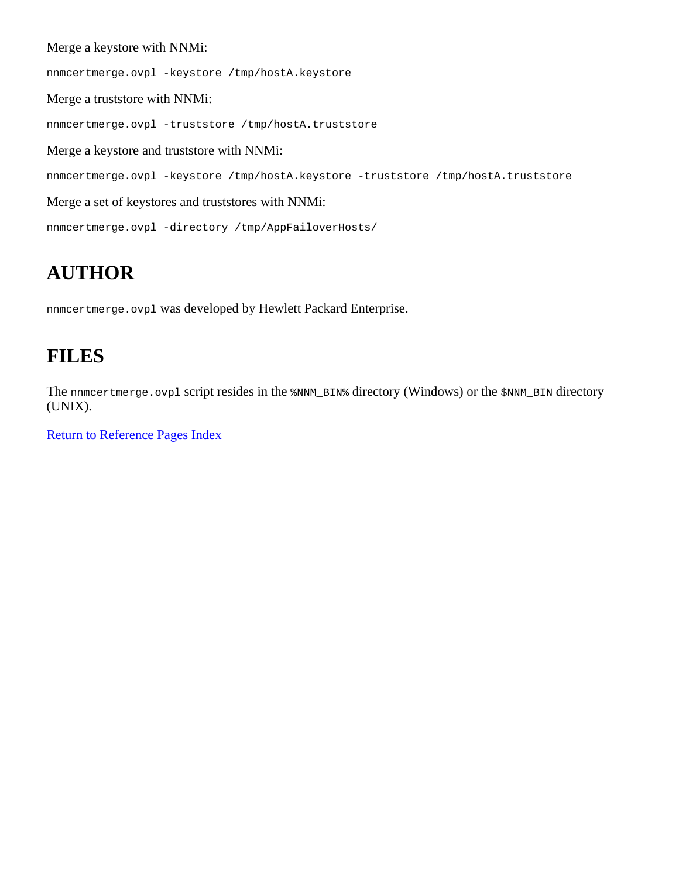Merge a keystore with NNMi:

```
nnmcertmerge.ovpl -keystore /tmp/hostA.keystore
```

Merge a truststore with NNMi:

```
nnmcertmerge.ovpl -truststore /tmp/hostA.truststore
```

Merge a keystore and truststore with NNMi:

```
nnmcertmerge.ovpl -keystore /tmp/hostA.keystore -truststore /tmp/hostA.truststore
```

Merge a set of keystores and truststores with NNMi:

```
nnmcertmerge.ovpl -directory /tmp/AppFailoverHosts/
```

## AUTHOR

`nnmcertmerge.ovpl` was developed by Hewlett Packard Enterprise.

## FILES

The `nnmcertmerge.ovpl` script resides in the `%NNM_BIN%` directory (Windows) or the `$NNM_BIN` directory (UNIX).

Return to Reference Pages Index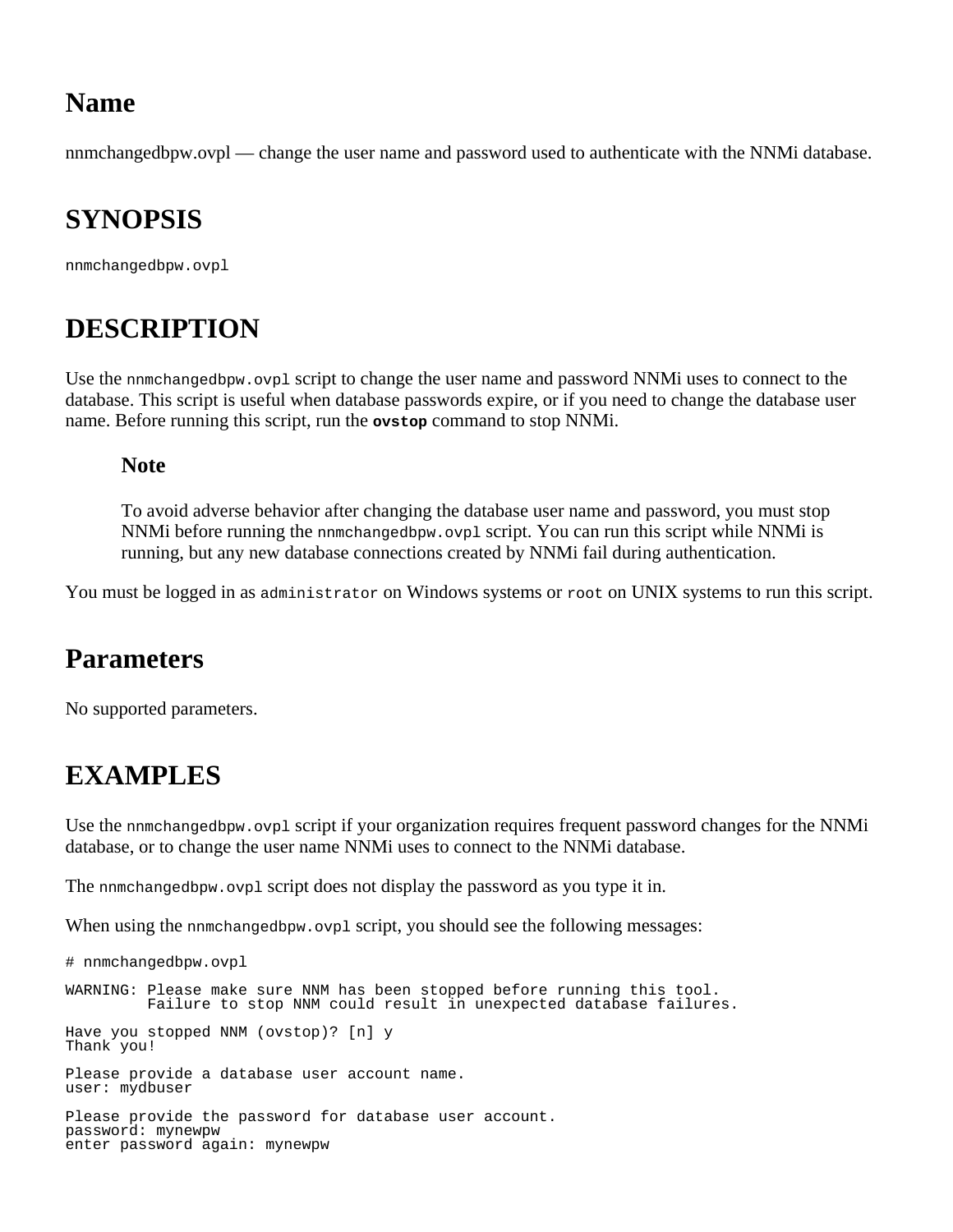## Name

nnmchangedbpw.ovpl — change the user name and password used to authenticate with the NNMi database.

## SYNOPSIS

`nnmchangedbpw.ovpl`

## DESCRIPTION

Use the `nnmchangedbpw.ovpl` script to change the user name and password NNMi uses to connect to the database. This script is useful when database passwords expire, or if you need to change the database user name. Before running this script, run the **`ovstop`** command to stop NNMi.

> ### Note
>
> To avoid adverse behavior after changing the database user name and password, you must stop NNMi before running the `nnmchangedbpw.ovpl` script. You can run this script while NNMi is running, but any new database connections created by NNMi fail during authentication.

You must be logged in as `administrator` on Windows systems or `root` on UNIX systems to run this script.

## Parameters

No supported parameters.

## EXAMPLES

Use the `nnmchangedbpw.ovpl` script if your organization requires frequent password changes for the NNMi database, or to change the user name NNMi uses to connect to the NNMi database.

The `nnmchangedbpw.ovpl` script does not display the password as you type it in.

When using the `nnmchangedbpw.ovpl` script, you should see the following messages:

```
# nnmchangedbpw.ovpl

WARNING: Please make sure NNM has been stopped before running this tool.
         Failure to stop NNM could result in unexpected database failures.

Have you stopped NNM (ovstop)? [n] y
Thank you!

Please provide a database user account name.
user: mydbuser

Please provide the password for database user account.
password: mynewpw
enter password again: mynewpw
```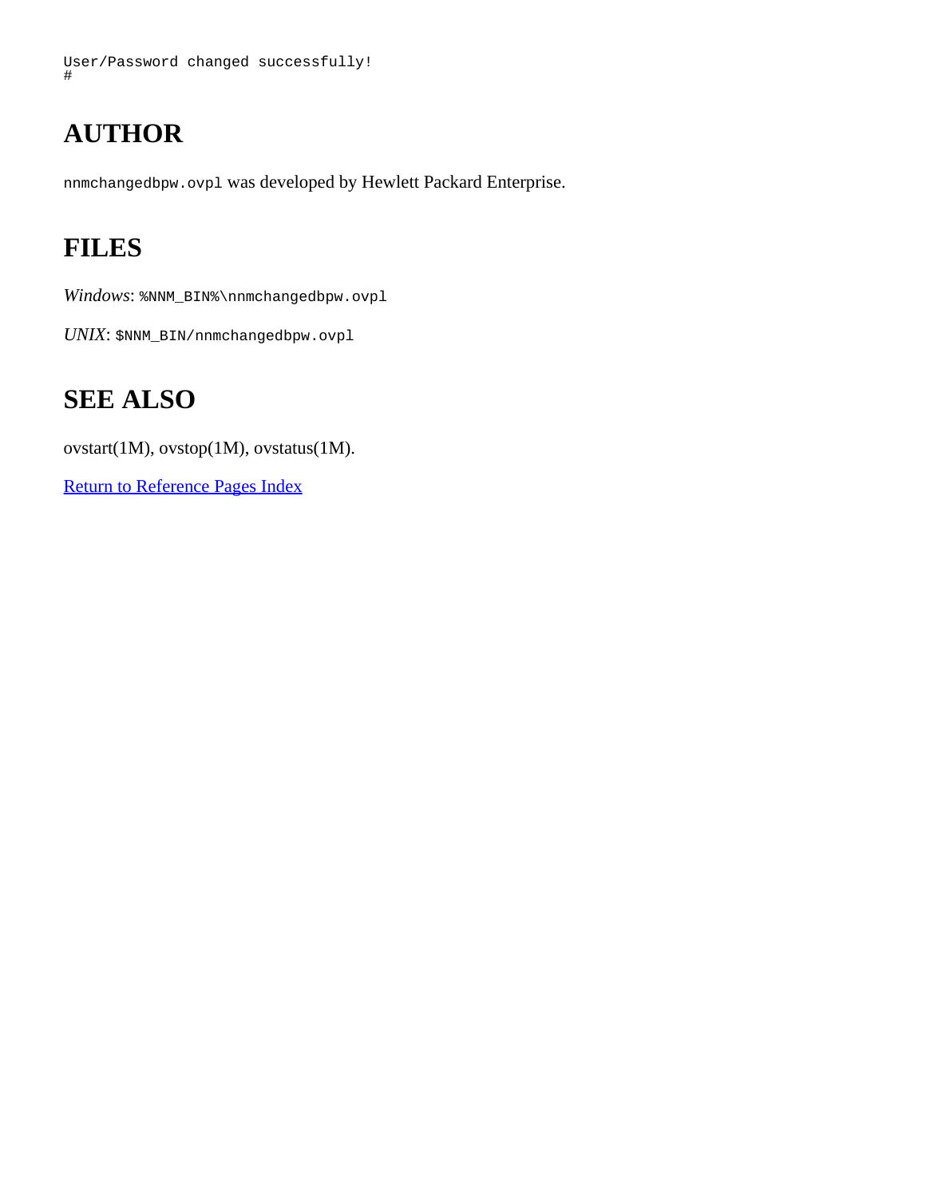```
User/Password changed successfully!
#
```

## AUTHOR

`nnmchangedbpw.ovpl` was developed by Hewlett Packard Enterprise.

## FILES

*Windows*: `%NNM_BIN%\nnmchangedbpw.ovpl`

*UNIX*: `$NNM_BIN/nnmchangedbpw.ovpl`

## SEE ALSO

ovstart(1M), ovstop(1M), ovstatus(1M).

Return to Reference Pages Index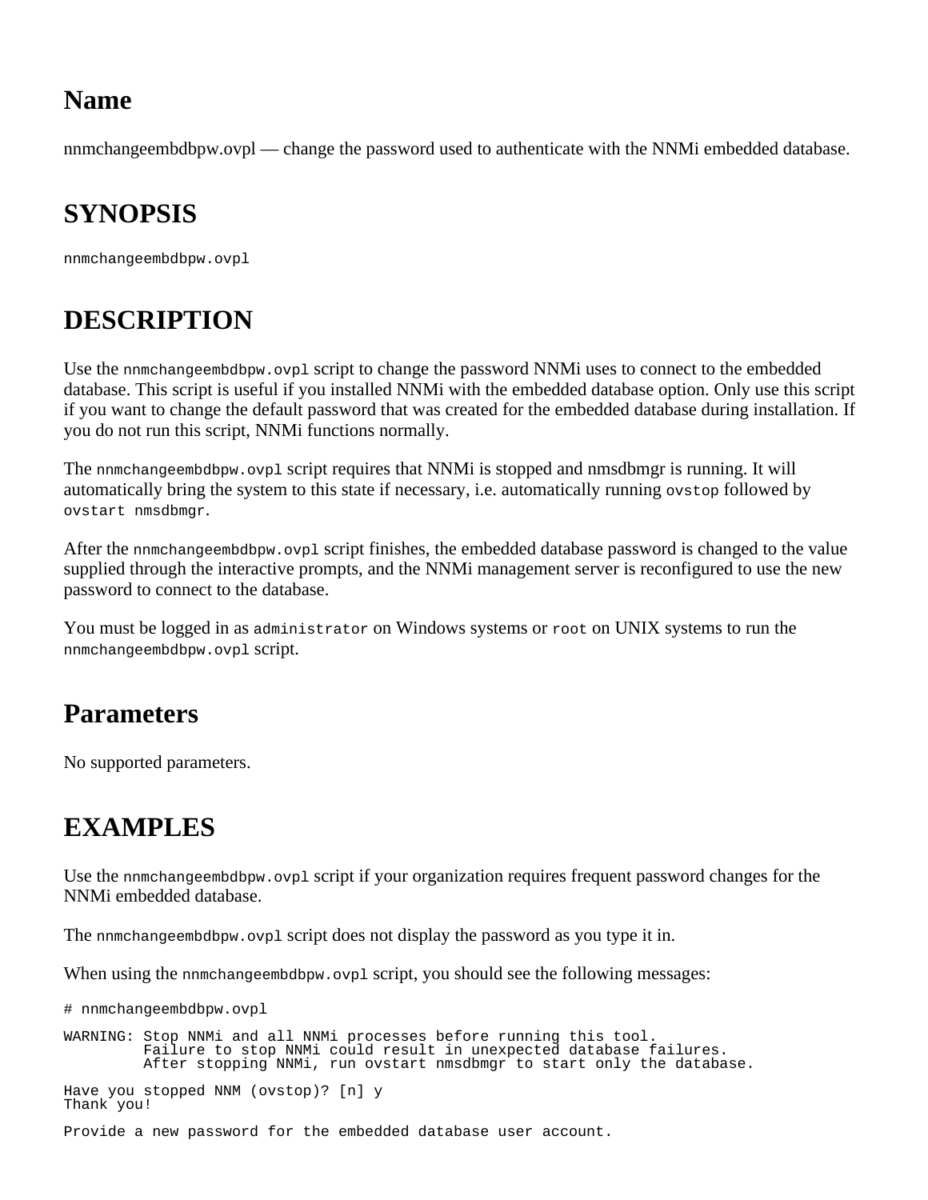## Name

nnmchangeembdbpw.ovpl — change the password used to authenticate with the NNMi embedded database.

## SYNOPSIS

`nnmchangeembdbpw.ovpl`

## DESCRIPTION

Use the `nnmchangeembdbpw.ovpl` script to change the password NNMi uses to connect to the embedded database. This script is useful if you installed NNMi with the embedded database option. Only use this script if you want to change the default password that was created for the embedded database during installation. If you do not run this script, NNMi functions normally.

The `nnmchangeembdbpw.ovpl` script requires that NNMi is stopped and nmsdbmgr is running. It will automatically bring the system to this state if necessary, i.e. automatically running `ovstop` followed by `ovstart nmsdbmgr`.

After the `nnmchangeembdbpw.ovpl` script finishes, the embedded database password is changed to the value supplied through the interactive prompts, and the NNMi management server is reconfigured to use the new password to connect to the database.

You must be logged in as `administrator` on Windows systems or `root` on UNIX systems to run the `nnmchangeembdbpw.ovpl` script.

## Parameters

No supported parameters.

## EXAMPLES

Use the `nnmchangeembdbpw.ovpl` script if your organization requires frequent password changes for the NNMi embedded database.

The `nnmchangeembdbpw.ovpl` script does not display the password as you type it in.

When using the `nnmchangeembdbpw.ovpl` script, you should see the following messages:

```
# nnmchangeembdbpw.ovpl

WARNING: Stop NNMi and all NNMi processes before running this tool.
         Failure to stop NNMi could result in unexpected database failures.
         After stopping NNMi, run ovstart nmsdbmgr to start only the database.

Have you stopped NNM (ovstop)? [n] y
Thank you!

Provide a new password for the embedded database user account.
```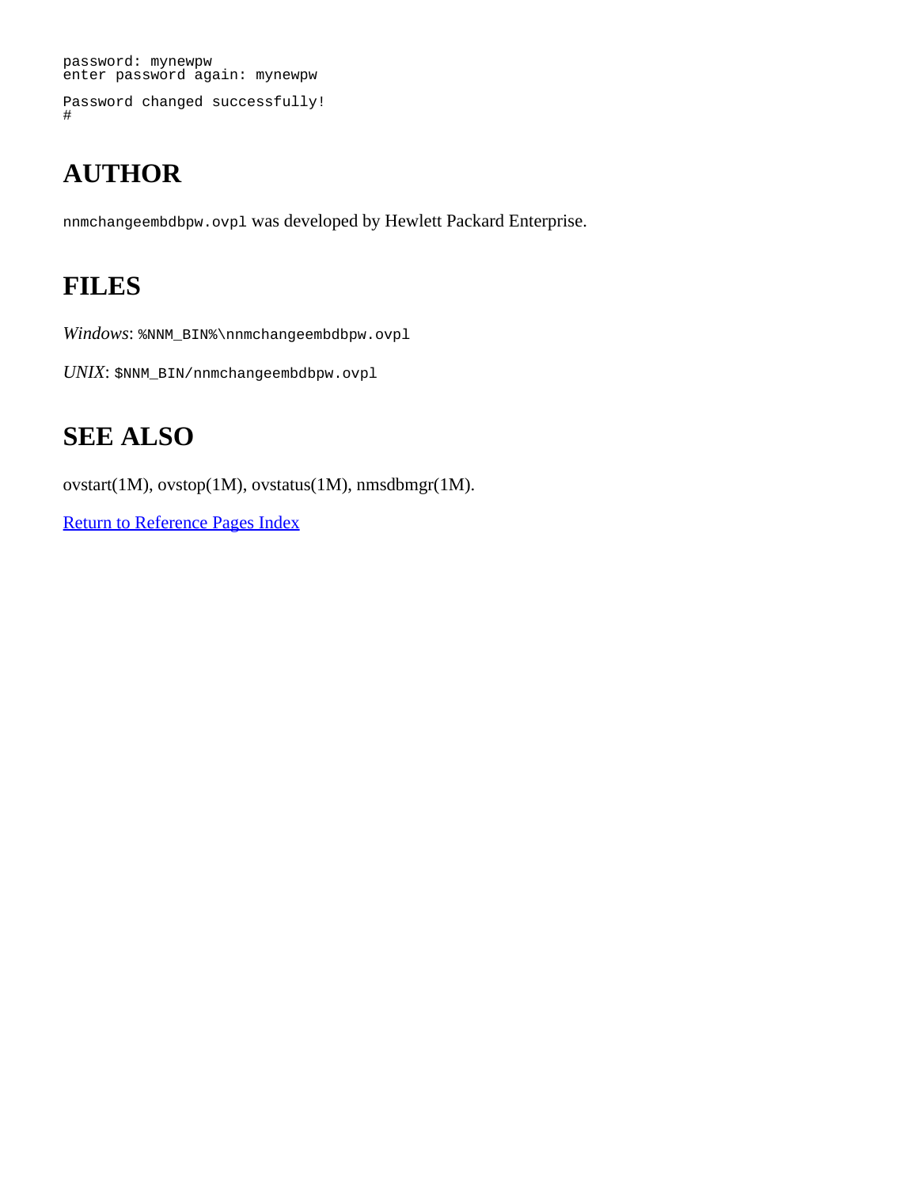```
password: mynewpw
enter password again: mynewpw

Password changed successfully!
#
```

## AUTHOR

`nnmchangeembdbpw.ovpl` was developed by Hewlett Packard Enterprise.

## FILES

*Windows*: `%NNM_BIN%\nnmchangeembdbpw.ovpl`

*UNIX*: `$NNM_BIN/nnmchangeembdbpw.ovpl`

## SEE ALSO

ovstart(1M), ovstop(1M), ovstatus(1M), nmsdbmgr(1M).

Return to Reference Pages Index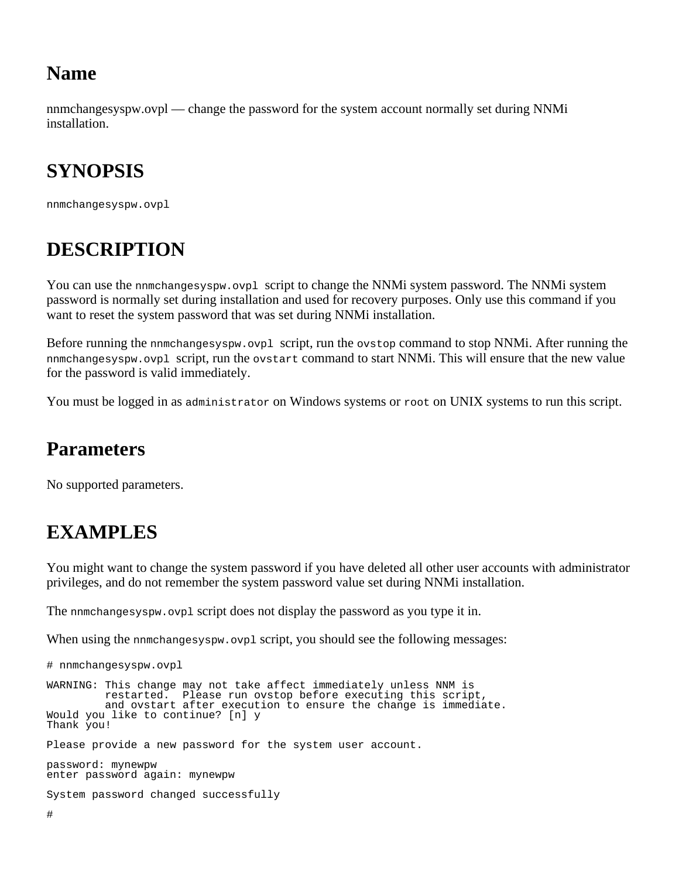## Name

nnmchangesyspw.ovpl — change the password for the system account normally set during NNMi installation.

## SYNOPSIS

`nnmchangesyspw.ovpl`

## DESCRIPTION

You can use the `nnmchangesyspw.ovpl` script to change the NNMi system password. The NNMi system password is normally set during installation and used for recovery purposes. Only use this command if you want to reset the system password that was set during NNMi installation.

Before running the `nnmchangesyspw.ovpl` script, run the `ovstop` command to stop NNMi. After running the `nnmchangesyspw.ovpl` script, run the `ovstart` command to start NNMi. This will ensure that the new value for the password is valid immediately.

You must be logged in as `administrator` on Windows systems or `root` on UNIX systems to run this script.

## Parameters

No supported parameters.

## EXAMPLES

You might want to change the system password if you have deleted all other user accounts with administrator privileges, and do not remember the system password value set during NNMi installation.

The `nnmchangesyspw.ovpl` script does not display the password as you type it in.

When using the `nnmchangesyspw.ovpl` script, you should see the following messages:

```
# nnmchangesyspw.ovpl

WARNING: This change may not take affect immediately unless NNM is
         restarted.  Please run ovstop before executing this script,
         and ovstart after execution to ensure the change is immediate.
Would you like to continue? [n] y
Thank you!

Please provide a new password for the system user account.

password: mynewpw
enter password again: mynewpw

System password changed successfully

#
```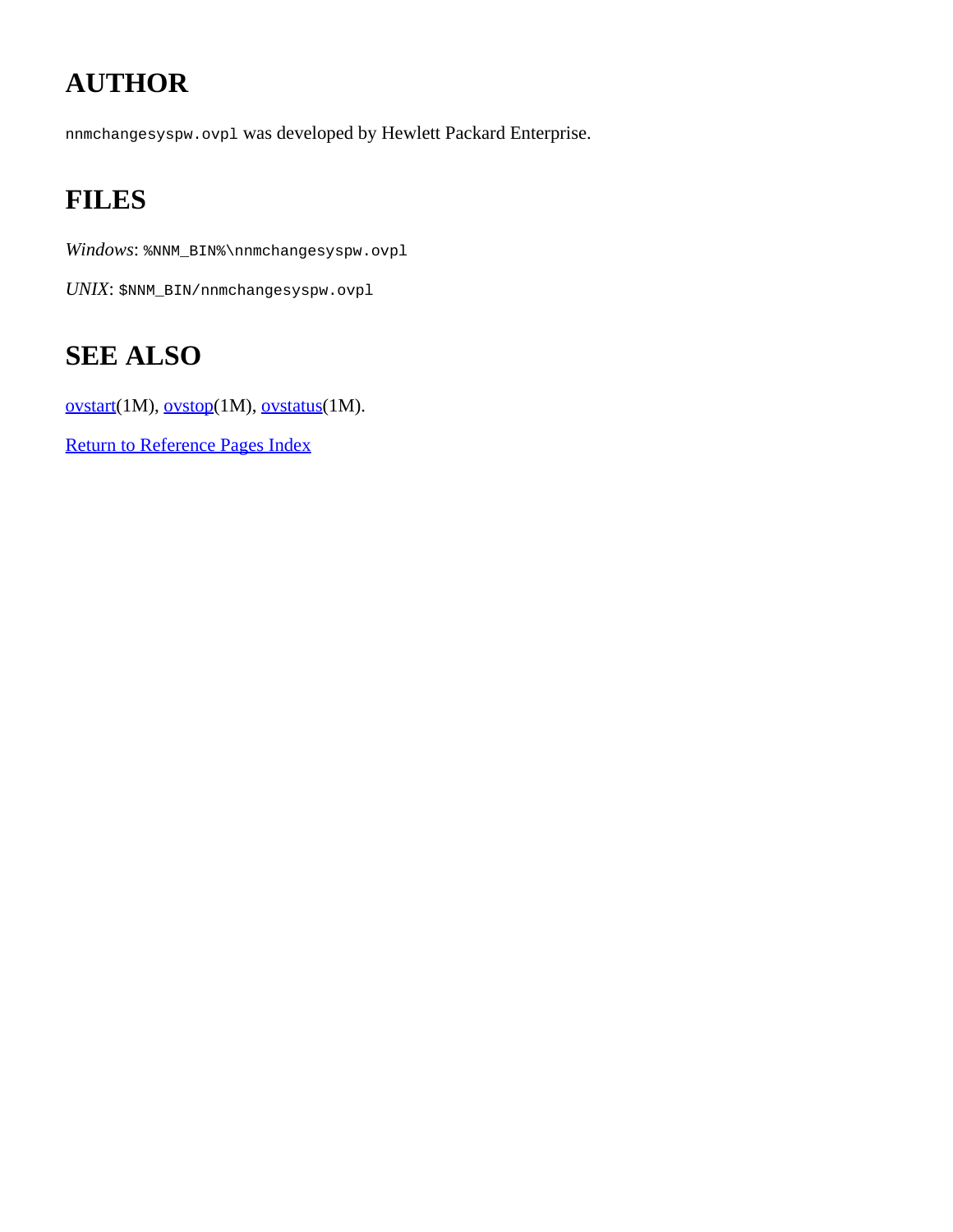## AUTHOR

`nnmchangesyspw.ovpl` was developed by Hewlett Packard Enterprise.

## FILES

*Windows*: `%NNM_BIN%\nnmchangesyspw.ovpl`

*UNIX*: `$NNM_BIN/nnmchangesyspw.ovpl`

## SEE ALSO

ovstart(1M), ovstop(1M), ovstatus(1M).

Return to Reference Pages Index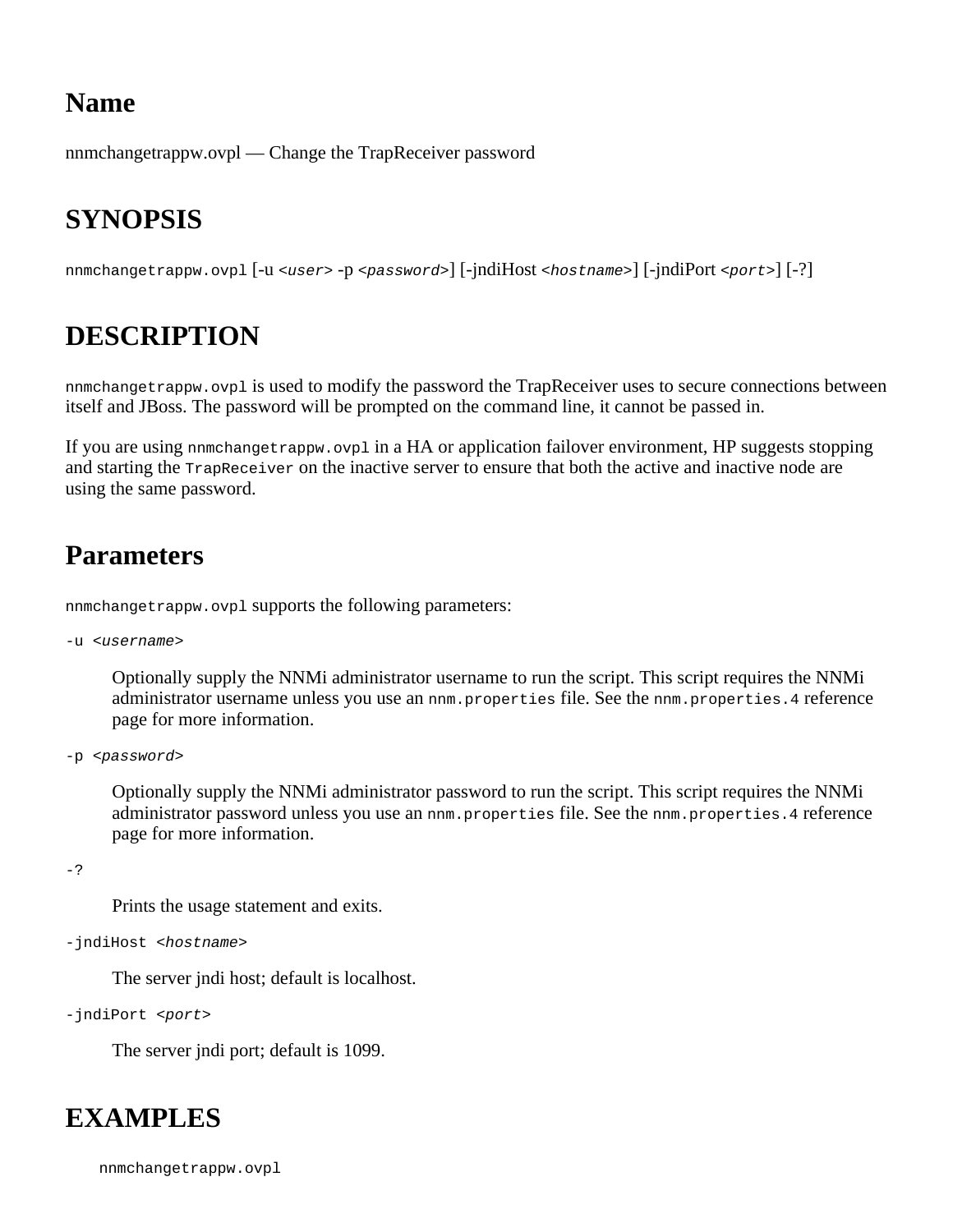## Name

nnmchangetrappw.ovpl — Change the TrapReceiver password

## SYNOPSIS

`nnmchangetrappw.ovpl` [-u <*user*> -p <*password*>] [-jndiHost <*hostname*>] [-jndiPort <*port*>] [-?]

## DESCRIPTION

`nnmchangetrappw.ovpl` is used to modify the password the TrapReceiver uses to secure connections between itself and JBoss. The password will be prompted on the command line, it cannot be passed in.

If you are using `nnmchangetrappw.ovpl` in a HA or application failover environment, HP suggests stopping and starting the `TrapReceiver` on the inactive server to ensure that both the active and inactive node are using the same password.

## Parameters

`nnmchangetrappw.ovpl` supports the following parameters:

`-u <username>`

> Optionally supply the NNMi administrator username to run the script. This script requires the NNMi administrator username unless you use an `nnm.properties` file. See the `nnm.properties.4` reference page for more information.

`-p <password>`

> Optionally supply the NNMi administrator password to run the script. This script requires the NNMi administrator password unless you use an `nnm.properties` file. See the `nnm.properties.4` reference page for more information.

`-?`

> Prints the usage statement and exits.

`-jndiHost <hostname>`

> The server jndi host; default is localhost.

`-jndiPort <port>`

> The server jndi port; default is 1099.

## EXAMPLES

```
nnmchangetrappw.ovpl
```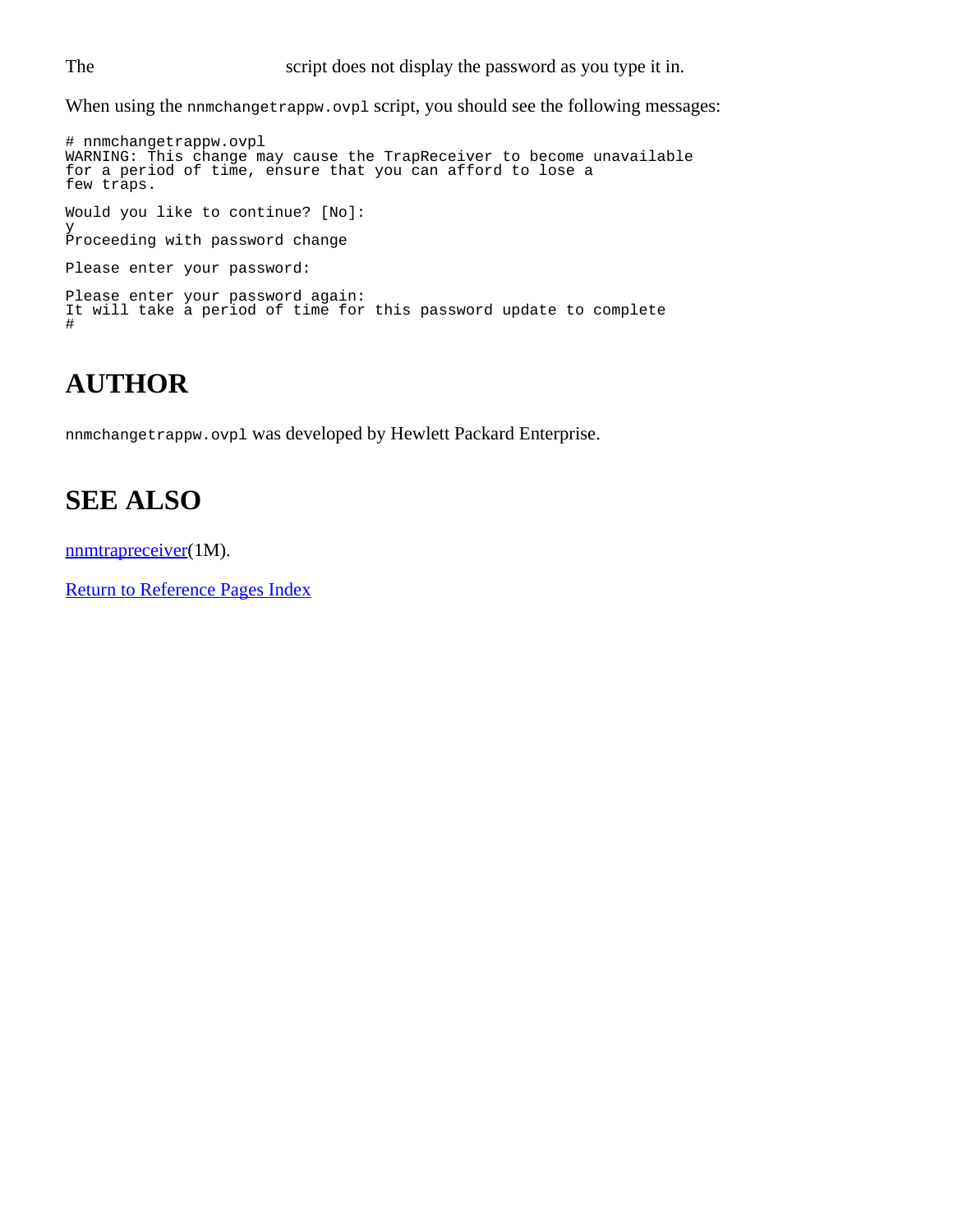The script does not display the password as you type it in.

When using the `nnmchangetrappw.ovpl` script, you should see the following messages:

```
# nnmchangetrappw.ovpl
WARNING: This change may cause the TrapReceiver to become unavailable
for a period of time, ensure that you can afford to lose a
few traps.

Would you like to continue? [No]:
y
Proceeding with password change

Please enter your password:

Please enter your password again:
It will take a period of time for this password update to complete
#
```

## AUTHOR

`nnmchangetrappw.ovpl` was developed by Hewlett Packard Enterprise.

## SEE ALSO

nnmtrapreceiver(1M).

Return to Reference Pages Index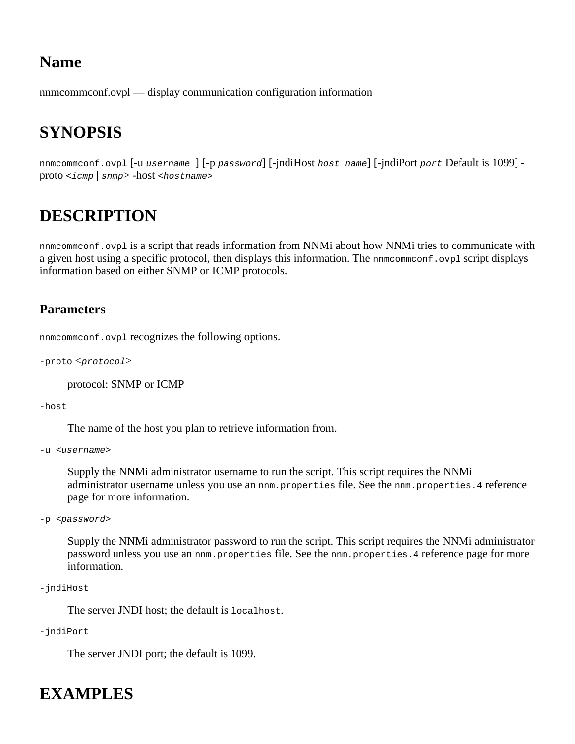# Name

nnmcommconf.ovpl — display communication configuration information

# SYNOPSIS

`nnmcommconf.ovpl` [-u *username* ] [-p *password*] [-jndiHost *host name*] [-jndiPort *port* Default is 1099] -proto <*icmp* | *snmp*> -host <*hostname*>

# DESCRIPTION

`nnmcommconf.ovpl` is a script that reads information from NNMi about how NNMi tries to communicate with a given host using a specific protocol, then displays this information. The `nnmcommconf.ovpl` script displays information based on either SNMP or ICMP protocols.

## Parameters

`nnmcommconf.ovpl` recognizes the following options.

`-proto` <*protocol*>

protocol: SNMP or ICMP

`-host`

The name of the host you plan to retrieve information from.

`-u` <*username*>

Supply the NNMi administrator username to run the script. This script requires the NNMi administrator username unless you use an `nnm.properties` file. See the `nnm.properties.4` reference page for more information.

`-p` <*password*>

Supply the NNMi administrator password to run the script. This script requires the NNMi administrator password unless you use an `nnm.properties` file. See the `nnm.properties.4` reference page for more information.

`-jndiHost`

The server JNDI host; the default is `localhost`.

`-jndiPort`

The server JNDI port; the default is 1099.

# EXAMPLES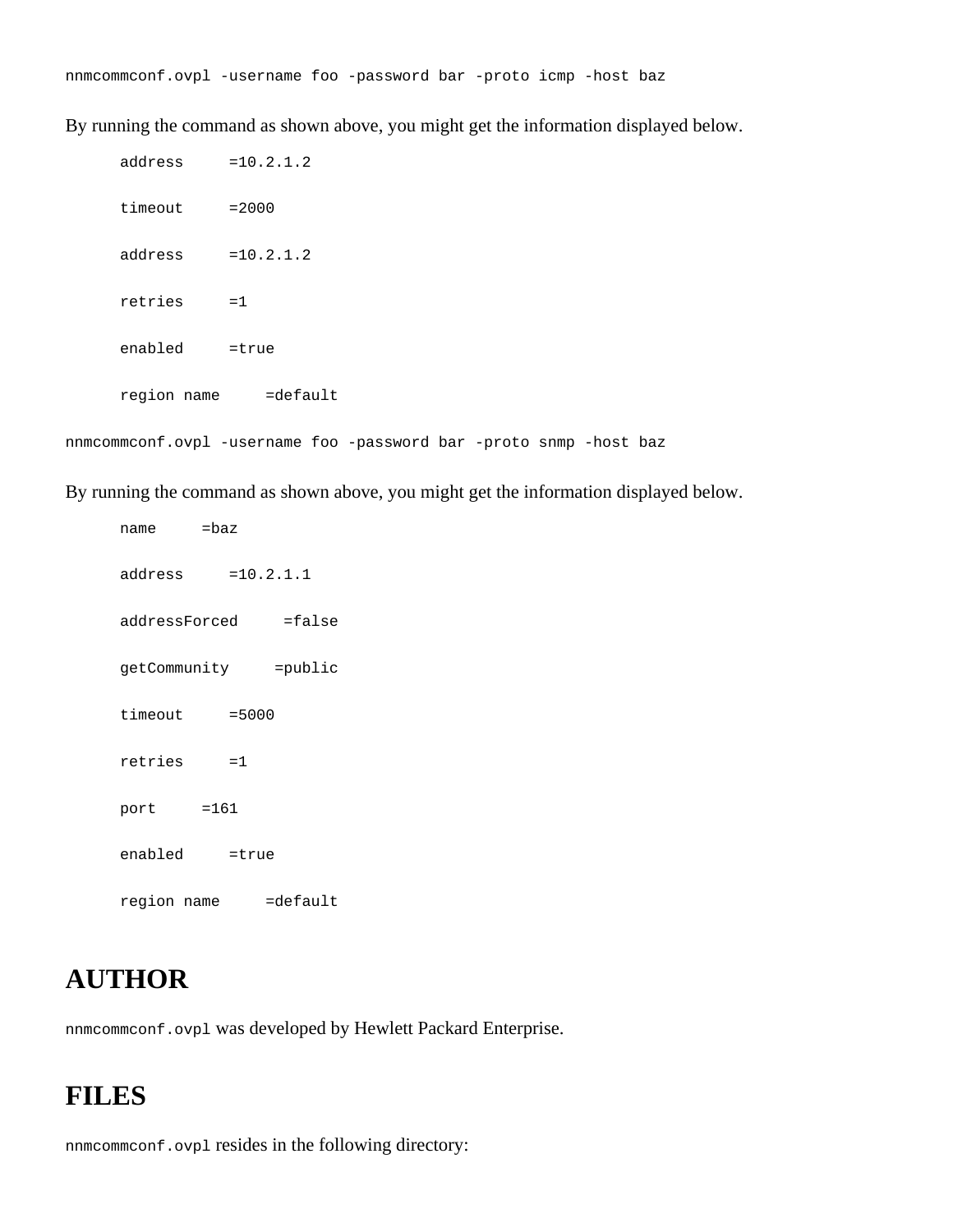```
nnmcommconf.ovpl -username foo -password bar -proto icmp -host baz
```

By running the command as shown above, you might get the information displayed below.

```
address     =10.2.1.2

timeout     =2000

address     =10.2.1.2

retries     =1

enabled     =true

region name     =default
```

```
nnmcommconf.ovpl -username foo -password bar -proto snmp -host baz
```

By running the command as shown above, you might get the information displayed below.

```
name     =baz

address     =10.2.1.1

addressForced     =false

getCommunity     =public

timeout     =5000

retries     =1

port     =161

enabled     =true

region name     =default
```

## AUTHOR

`nnmcommconf.ovpl` was developed by Hewlett Packard Enterprise.

## FILES

`nnmcommconf.ovpl` resides in the following directory: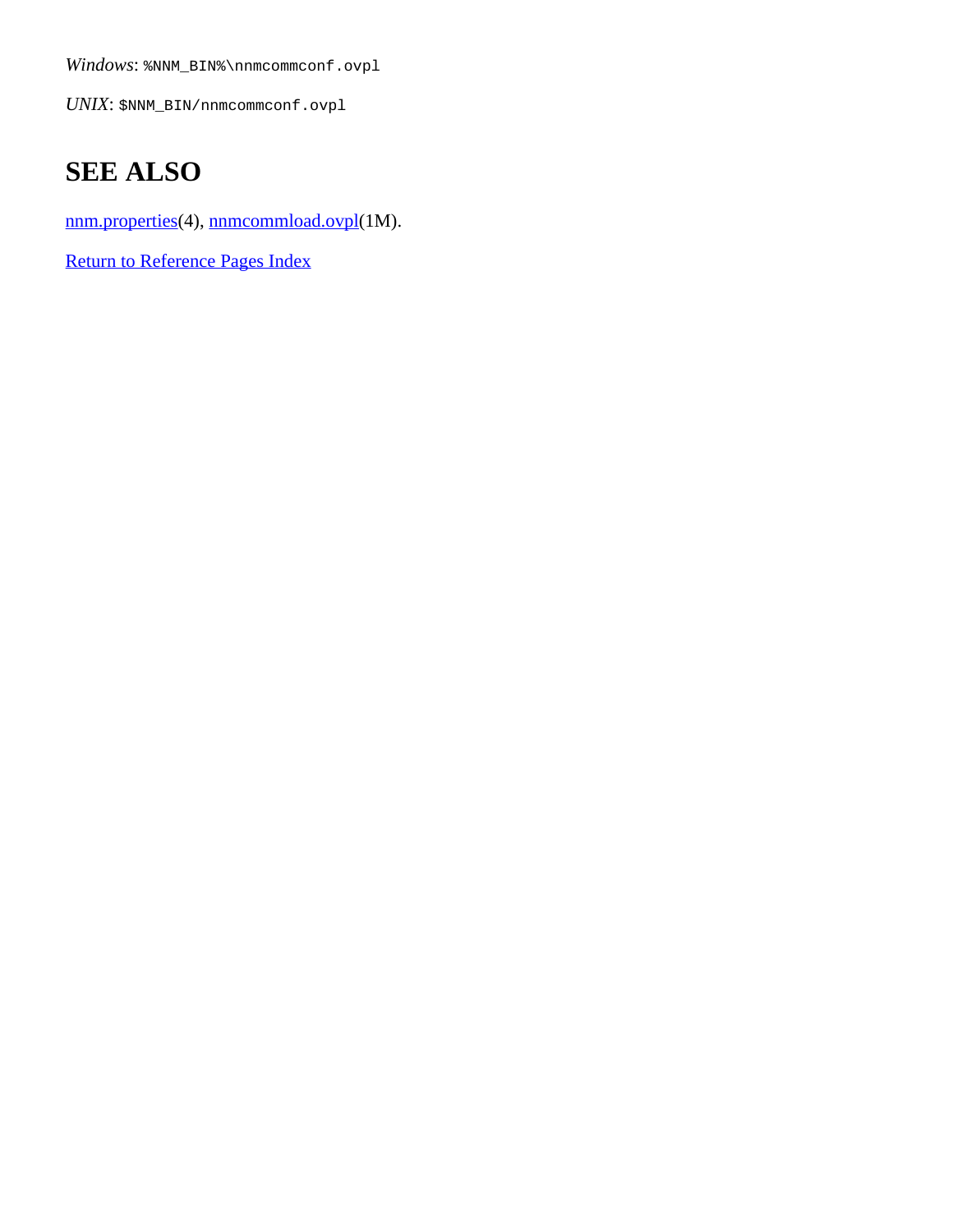*Windows*: `%NNM_BIN%\nnmcommconf.ovpl`

*UNIX*: `$NNM_BIN/nnmcommconf.ovpl`

## SEE ALSO

nnm.properties(4), nnmcommload.ovpl(1M).

Return to Reference Pages Index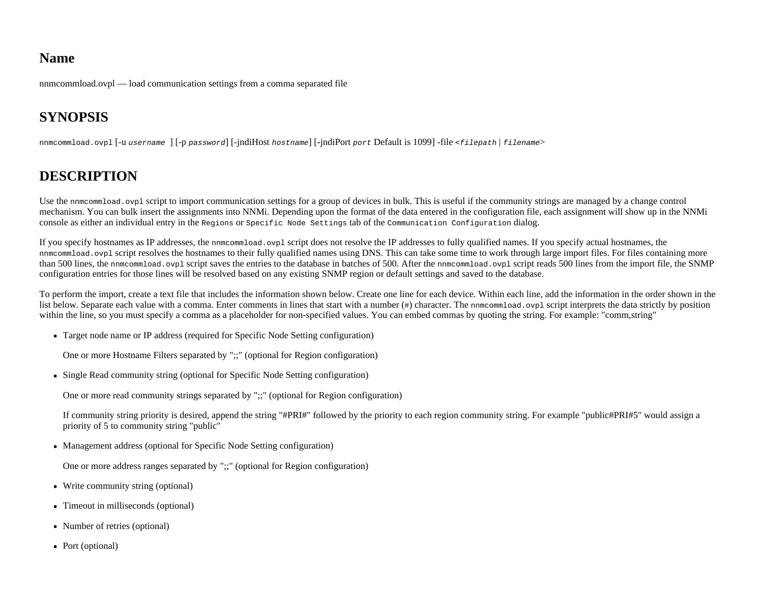## Name

nnmcommload.ovpl — load communication settings from a comma separated file

## SYNOPSIS

`nnmcommload.ovpl` [-u *username* ] [-p *password*] [-jndiHost *hostname*] [-jndiPort *port* Default is 1099] -file <*filepath* | *filename*>

## DESCRIPTION

Use the `nnmcommload.ovpl` script to import communication settings for a group of devices in bulk. This is useful if the community strings are managed by a change control mechanism. You can bulk insert the assignments into NNMi. Depending upon the format of the data entered in the configuration file, each assignment will show up in the NNMi console as either an individual entry in the `Regions` or `Specific Node Settings` tab of the `Communication Configuration` dialog.

If you specify hostnames as IP addresses, the `nnmcommload.ovpl` script does not resolve the IP addresses to fully qualified names. If you specify actual hostnames, the `nnmcommload.ovpl` script resolves the hostnames to their fully qualified names using DNS. This can take some time to work through large import files. For files containing more than 500 lines, the `nnmcommload.ovpl` script saves the entries to the database in batches of 500. After the `nnmcommload.ovpl` script reads 500 lines from the import file, the SNMP configuration entries for those lines will be resolved based on any existing SNMP region or default settings and saved to the database.

To perform the import, create a text file that includes the information shown below. Create one line for each device. Within each line, add the information in the order shown in the list below. Separate each value with a comma. Enter comments in lines that start with a number (`#`) character. The `nnmcommload.ovpl` script interprets the data strictly by position within the line, so you must specify a comma as a placeholder for non-specified values. You can embed commas by quoting the string. For example: "comm,string"

- Target node name or IP address (required for Specific Node Setting configuration)

  One or more Hostname Filters separated by ";;" (optional for Region configuration)

- Single Read community string (optional for Specific Node Setting configuration)

  One or more read community strings separated by ";;" (optional for Region configuration)

  If community string priority is desired, append the string "#PRI#" followed by the priority to each region community string. For example "public#PRI#5" would assign a priority of 5 to community string "public"

- Management address (optional for Specific Node Setting configuration)

  One or more address ranges separated by ";;" (optional for Region configuration)

- Write community string (optional)
- Timeout in milliseconds (optional)
- Number of retries (optional)
- Port (optional)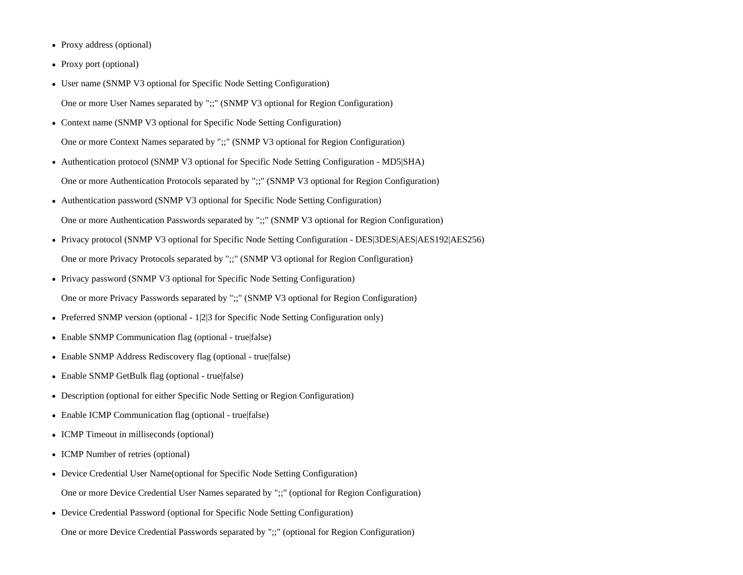- Proxy address (optional)
- Proxy port (optional)
- User name (SNMP V3 optional for Specific Node Setting Configuration)

  One or more User Names separated by ";;" (SNMP V3 optional for Region Configuration)
- Context name (SNMP V3 optional for Specific Node Setting Configuration)

  One or more Context Names separated by ";;" (SNMP V3 optional for Region Configuration)
- Authentication protocol (SNMP V3 optional for Specific Node Setting Configuration - MD5|SHA)

  One or more Authentication Protocols separated by ";;" (SNMP V3 optional for Region Configuration)
- Authentication password (SNMP V3 optional for Specific Node Setting Configuration)

  One or more Authentication Passwords separated by ";;" (SNMP V3 optional for Region Configuration)
- Privacy protocol (SNMP V3 optional for Specific Node Setting Configuration - DES|3DES|AES|AES192|AES256)

  One or more Privacy Protocols separated by ";;" (SNMP V3 optional for Region Configuration)
- Privacy password (SNMP V3 optional for Specific Node Setting Configuration)

  One or more Privacy Passwords separated by ";;" (SNMP V3 optional for Region Configuration)
- Preferred SNMP version (optional - 1|2|3 for Specific Node Setting Configuration only)
- Enable SNMP Communication flag (optional - true|false)
- Enable SNMP Address Rediscovery flag (optional - true|false)
- Enable SNMP GetBulk flag (optional - true|false)
- Description (optional for either Specific Node Setting or Region Configuration)
- Enable ICMP Communication flag (optional - true|false)
- ICMP Timeout in milliseconds (optional)
- ICMP Number of retries (optional)
- Device Credential User Name(optional for Specific Node Setting Configuration)

  One or more Device Credential User Names separated by ";;" (optional for Region Configuration)
- Device Credential Password (optional for Specific Node Setting Configuration)

  One or more Device Credential Passwords separated by ";;" (optional for Region Configuration)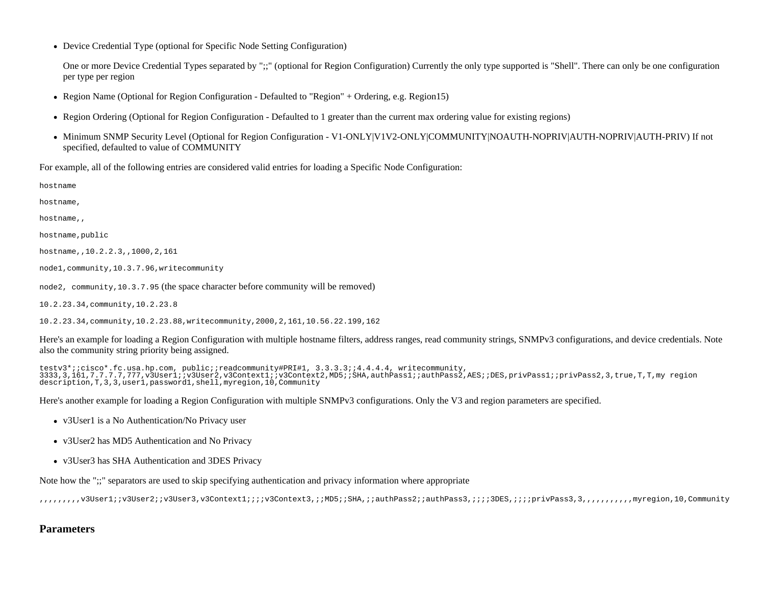- Device Credential Type (optional for Specific Node Setting Configuration)

  One or more Device Credential Types separated by ";;" (optional for Region Configuration) Currently the only type supported is "Shell". There can only be one configuration per type per region

- Region Name (Optional for Region Configuration - Defaulted to "Region" + Ordering, e.g. Region15)

- Region Ordering (Optional for Region Configuration - Defaulted to 1 greater than the current max ordering value for existing regions)

- Minimum SNMP Security Level (Optional for Region Configuration - V1-ONLY|V1V2-ONLY|COMMUNITY|NOAUTH-NOPRIV|AUTH-NOPRIV|AUTH-PRIV) If not specified, defaulted to value of COMMUNITY

For example, all of the following entries are considered valid entries for loading a Specific Node Configuration:

```
hostname
```

```
hostname,
```

```
hostname,,
```

```
hostname,public
```

```
hostname,,10.2.2.3,,1000,2,161
```

```
node1,community,10.3.7.96,writecommunity
```

`node2, community,10.3.7.95` (the space character before community will be removed)

```
10.2.23.34,community,10.2.23.8
```

```
10.2.23.34,community,10.2.23.88,writecommunity,2000,2,161,10.56.22.199,162
```

Here's an example for loading a Region Configuration with multiple hostname filters, address ranges, read community strings, SNMPv3 configurations, and device credentials. Note also the community string priority being assigned.

```
testv3*;;cisco*.fc.usa.hp.com, public;;readcommunity#PRI#1, 3.3.3.3;;4.4.4.4, writecommunity,
3333,3,161,7.7.7.7,777,v3User1;;v3User2,v3Context1;;v3Context2,MD5;;SHA,authPass1;;authPass2,AES;;DES,privPass1;;privPass2,3,true,T,T,my region
description,T,3,3,user1,password1,shell,myregion,10,Community
```

Here's another example for loading a Region Configuration with multiple SNMPv3 configurations. Only the V3 and region parameters are specified.

- v3User1 is a No Authentication/No Privacy user
- v3User2 has MD5 Authentication and No Privacy
- v3User3 has SHA Authentication and 3DES Privacy

Note how the ";;" separators are used to skip specifying authentication and privacy information where appropriate

```
,,,,,,,,v3User1;;v3User2;;v3User3,v3Context1;;;;v3Context3,;;MD5;;SHA,;;authPass2;;authPass3,;;;;3DES,;;;;privPass3,3,,,,,,,,,,myregion,10,Community
```

## Parameters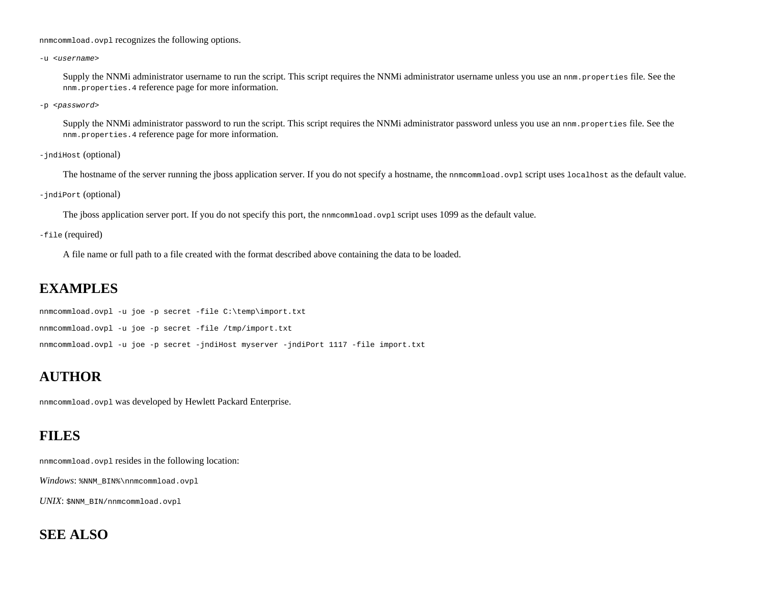`nnmcommload.ovpl` recognizes the following options.

`-u <username>`

Supply the NNMi administrator username to run the script. This script requires the NNMi administrator username unless you use an `nnm.properties` file. See the `nnm.properties.4` reference page for more information.

`-p <password>`

Supply the NNMi administrator password to run the script. This script requires the NNMi administrator password unless you use an `nnm.properties` file. See the `nnm.properties.4` reference page for more information.

`-jndiHost` (optional)

The hostname of the server running the jboss application server. If you do not specify a hostname, the `nnmcommload.ovpl` script uses `localhost` as the default value.

`-jndiPort` (optional)

The jboss application server port. If you do not specify this port, the `nnmcommload.ovpl` script uses 1099 as the default value.

`-file` (required)

A file name or full path to a file created with the format described above containing the data to be loaded.

## EXAMPLES

```
nnmcommload.ovpl -u joe -p secret -file C:\temp\import.txt
```

```
nnmcommload.ovpl -u joe -p secret -file /tmp/import.txt
```

```
nnmcommload.ovpl -u joe -p secret -jndiHost myserver -jndiPort 1117 -file import.txt
```

## AUTHOR

`nnmcommload.ovpl` was developed by Hewlett Packard Enterprise.

## FILES

`nnmcommload.ovpl` resides in the following location:

*Windows*: `%NNM_BIN%\nnmcommload.ovpl`

*UNIX*: `$NNM_BIN/nnmcommload.ovpl`

## SEE ALSO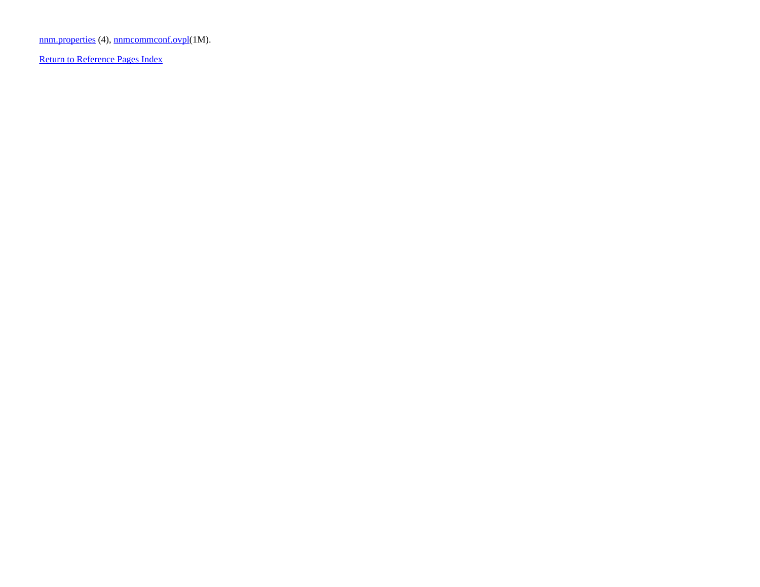nnm.properties (4), nnmcommconf.ovpl(1M).

Return to Reference Pages Index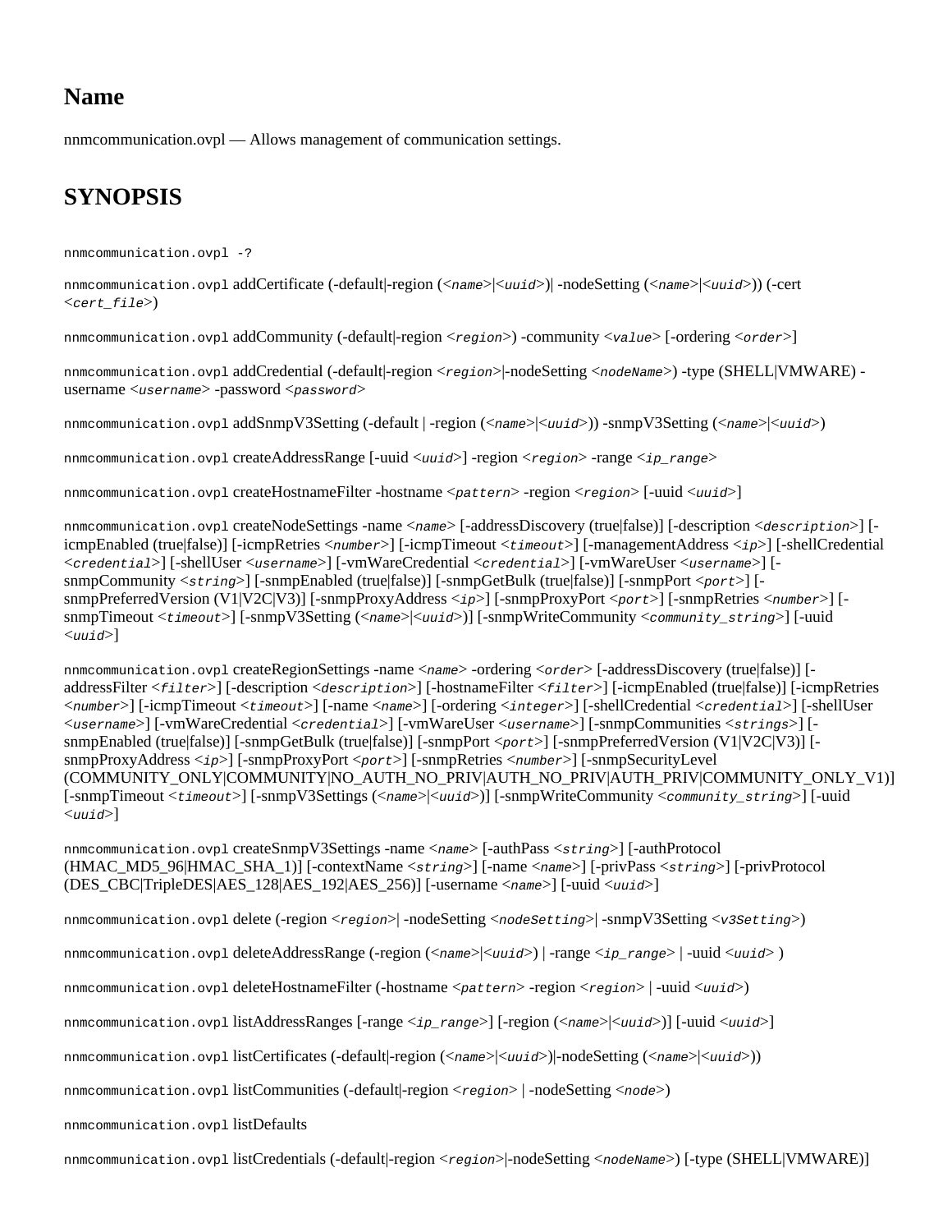## Name

nnmcommunication.ovpl — Allows management of communication settings.

## SYNOPSIS

`nnmcommunication.ovpl -?`

`nnmcommunication.ovpl` addCertificate (-default|-region (<*name*>|<*uuid*>)| -nodeSetting (<*name*>|<*uuid*>)) (-cert <*cert_file*>)

`nnmcommunication.ovpl` addCommunity (-default|-region <*region*>) -community <*value*> [-ordering <*order*>]

`nnmcommunication.ovpl` addCredential (-default|-region <*region*>|-nodeSetting <*nodeName*>) -type (SHELL|VMWARE) -username <*username*> -password <*password*>

`nnmcommunication.ovpl` addSnmpV3Setting (-default | -region (<*name*>|<*uuid*>)) -snmpV3Setting (<*name*>|<*uuid*>)

`nnmcommunication.ovpl` createAddressRange [-uuid <*uuid*>] -region <*region*> -range <*ip_range*>

`nnmcommunication.ovpl` createHostnameFilter -hostname <*pattern*> -region <*region*> [-uuid <*uuid*>]

`nnmcommunication.ovpl` createNodeSettings -name <*name*> [-addressDiscovery (true|false)] [-description <*description*>] [-icmpEnabled (true|false)] [-icmpRetries <*number*>] [-icmpTimeout <*timeout*>] [-managementAddress <*ip*>] [-shellCredential <*credential*>] [-shellUser <*username*>] [-vmWareCredential <*credential*>] [-vmWareUser <*username*>] [-snmpCommunity <*string*>] [-snmpEnabled (true|false)] [-snmpGetBulk (true|false)] [-snmpPort <*port*>] [-snmpPreferredVersion (V1|V2C|V3)] [-snmpProxyAddress <*ip*>] [-snmpProxyPort <*port*>] [-snmpRetries <*number*>] [-snmpTimeout <*timeout*>] [-snmpV3Setting (<*name*>|<*uuid*>)] [-snmpWriteCommunity <*community_string*>] [-uuid <*uuid*>]

`nnmcommunication.ovpl` createRegionSettings -name <*name*> -ordering <*order*> [-addressDiscovery (true|false)] [-addressFilter <*filter*>] [-description <*description*>] [-hostnameFilter <*filter*>] [-icmpEnabled (true|false)] [-icmpRetries <*number*>] [-icmpTimeout <*timeout*>] [-name <*name*>] [-ordering <*integer*>] [-shellCredential <*credential*>] [-shellUser <*username*>] [-vmWareCredential <*credential*>] [-vmWareUser <*username*>] [-snmpCommunities <*strings*>] [-snmpEnabled (true|false)] [-snmpGetBulk (true|false)] [-snmpPort <*port*>] [-snmpPreferredVersion (V1|V2C|V3)] [-snmpProxyAddress <*ip*>] [-snmpProxyPort <*port*>] [-snmpRetries <*number*>] [-snmpSecurityLevel (COMMUNITY_ONLY|COMMUNITY|NO_AUTH_NO_PRIV|AUTH_NO_PRIV|AUTH_PRIV|COMMUNITY_ONLY_V1)] [-snmpTimeout <*timeout*>] [-snmpV3Settings (<*name*>|<*uuid*>)] [-snmpWriteCommunity <*community_string*>] [-uuid <*uuid*>]

`nnmcommunication.ovpl` createSnmpV3Settings -name <*name*> [-authPass <*string*>] [-authProtocol (HMAC_MD5_96|HMAC_SHA_1)] [-contextName <*string*>] [-name <*name*>] [-privPass <*string*>] [-privProtocol (DES_CBC|TripleDES|AES_128|AES_192|AES_256)] [-username <*name*>] [-uuid <*uuid*>]

`nnmcommunication.ovpl` delete (-region <*region*>| -nodeSetting <*nodeSetting*>| -snmpV3Setting <*v3Setting*>)

`nnmcommunication.ovpl` deleteAddressRange (-region (<*name*>|<*uuid*>) | -range <*ip_range*> | -uuid <*uuid*> )

`nnmcommunication.ovpl` deleteHostnameFilter (-hostname <*pattern*> -region <*region*> | -uuid <*uuid*>)

`nnmcommunication.ovpl` listAddressRanges [-range <*ip_range*>] [-region (<*name*>|<*uuid*>)] [-uuid <*uuid*>]

`nnmcommunication.ovpl` listCertificates (-default|-region (<*name*>|<*uuid*>)|-nodeSetting (<*name*>|<*uuid*>))

`nnmcommunication.ovpl` listCommunities (-default|-region <*region*> | -nodeSetting <*node*>)

`nnmcommunication.ovpl` listDefaults

`nnmcommunication.ovpl` listCredentials (-default|-region <*region*>|-nodeSetting <*nodeName*>) [-type (SHELL|VMWARE)]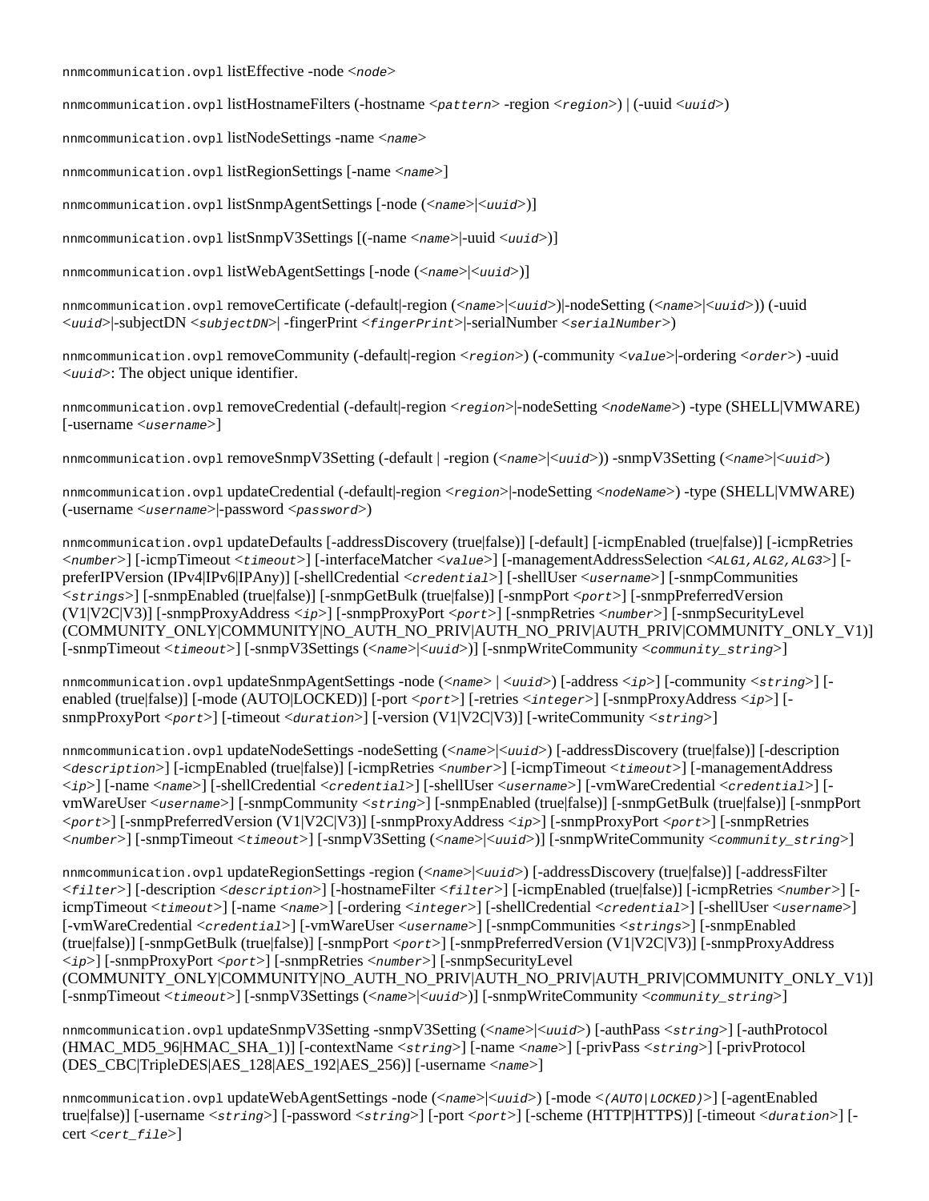`nnmcommunication.ovpl` listEffective -node <*node*>

`nnmcommunication.ovpl` listHostnameFilters (-hostname <*pattern*> -region <*region*>) | (-uuid <*uuid*>)

`nnmcommunication.ovpl` listNodeSettings -name <*name*>

`nnmcommunication.ovpl` listRegionSettings [-name <*name*>]

`nnmcommunication.ovpl` listSnmpAgentSettings [-node (<*name*>|<*uuid*>)]

`nnmcommunication.ovpl` listSnmpV3Settings [(-name <*name*>|-uuid <*uuid*>)]

`nnmcommunication.ovpl` listWebAgentSettings [-node (<*name*>|<*uuid*>)]

`nnmcommunication.ovpl` removeCertificate (-default|-region (<*name*>|<*uuid*>)|-nodeSetting (<*name*>|<*uuid*>)) (-uuid <*uuid*>|-subjectDN <*subjectDN*>| -fingerPrint <*fingerPrint*>|-serialNumber <*serialNumber*>)

`nnmcommunication.ovpl` removeCommunity (-default|-region <*region*>) (-community <*value*>|-ordering <*order*>) -uuid <*uuid*>: The object unique identifier.

`nnmcommunication.ovpl` removeCredential (-default|-region <*region*>|-nodeSetting <*nodeName*>) -type (SHELL|VMWARE) [-username <*username*>]

`nnmcommunication.ovpl` removeSnmpV3Setting (-default | -region (<*name*>|<*uuid*>)) -snmpV3Setting (<*name*>|<*uuid*>)

`nnmcommunication.ovpl` updateCredential (-default|-region <*region*>|-nodeSetting <*nodeName*>) -type (SHELL|VMWARE) (-username <*username*>|-password <*password*>)

`nnmcommunication.ovpl` updateDefaults [-addressDiscovery (true|false)] [-default] [-icmpEnabled (true|false)] [-icmpRetries <*number*>] [-icmpTimeout <*timeout*>] [-interfaceMatcher <*value*>] [-managementAddressSelection <*ALG1,ALG2,ALG3*>] [-preferIPVersion (IPv4|IPv6|IPAny)] [-shellCredential <*credential*>] [-shellUser <*username*>] [-snmpCommunities <*strings*>] [-snmpEnabled (true|false)] [-snmpGetBulk (true|false)] [-snmpPort <*port*>] [-snmpPreferredVersion (V1|V2C|V3)] [-snmpProxyAddress <*ip*>] [-snmpProxyPort <*port*>] [-snmpRetries <*number*>] [-snmpSecurityLevel (COMMUNITY_ONLY|COMMUNITY|NO_AUTH_NO_PRIV|AUTH_NO_PRIV|AUTH_PRIV|COMMUNITY_ONLY_V1)] [-snmpTimeout <*timeout*>] [-snmpV3Settings (<*name*>|<*uuid*>)] [-snmpWriteCommunity <*community_string*>]

`nnmcommunication.ovpl` updateSnmpAgentSettings -node (<*name*> | <*uuid*>) [-address <*ip*>] [-community <*string*>] [-enabled (true|false)] [-mode (AUTO|LOCKED)] [-port <*port*>] [-retries <*integer*>] [-snmpProxyAddress <*ip*>] [-snmpProxyPort <*port*>] [-timeout <*duration*>] [-version (V1|V2C|V3)] [-writeCommunity <*string*>]

`nnmcommunication.ovpl` updateNodeSettings -nodeSetting (<*name*>|<*uuid*>) [-addressDiscovery (true|false)] [-description <*description*>] [-icmpEnabled (true|false)] [-icmpRetries <*number*>] [-icmpTimeout <*timeout*>] [-managementAddress <*ip*>] [-name <*name*>] [-shellCredential <*credential*>] [-shellUser <*username*>] [-vmWareCredential <*credential*>] [-vmWareUser <*username*>] [-snmpCommunity <*string*>] [-snmpEnabled (true|false)] [-snmpGetBulk (true|false)] [-snmpPort <*port*>] [-snmpPreferredVersion (V1|V2C|V3)] [-snmpProxyAddress <*ip*>] [-snmpProxyPort <*port*>] [-snmpRetries <*number*>] [-snmpTimeout <*timeout*>] [-snmpV3Setting (<*name*>|<*uuid*>)] [-snmpWriteCommunity <*community_string*>]

`nnmcommunication.ovpl` updateRegionSettings -region (<*name*>|<*uuid*>) [-addressDiscovery (true|false)] [-addressFilter <*filter*>] [-description <*description*>] [-hostnameFilter <*filter*>] [-icmpEnabled (true|false)] [-icmpRetries <*number*>] [-icmpTimeout <*timeout*>] [-name <*name*>] [-ordering <*integer*>] [-shellCredential <*credential*>] [-shellUser <*username*>] [-vmWareCredential <*credential*>] [-vmWareUser <*username*>] [-snmpCommunities <*strings*>] [-snmpEnabled (true|false)] [-snmpGetBulk (true|false)] [-snmpPort <*port*>] [-snmpPreferredVersion (V1|V2C|V3)] [-snmpProxyAddress <*ip*>] [-snmpProxyPort <*port*>] [-snmpRetries <*number*>] [-snmpSecurityLevel (COMMUNITY_ONLY|COMMUNITY|NO_AUTH_NO_PRIV|AUTH_NO_PRIV|AUTH_PRIV|COMMUNITY_ONLY_V1)] [-snmpTimeout <*timeout*>] [-snmpV3Settings (<*name*>|<*uuid*>)] [-snmpWriteCommunity <*community_string*>]

`nnmcommunication.ovpl` updateSnmpV3Setting -snmpV3Setting (<*name*>|<*uuid*>) [-authPass <*string*>] [-authProtocol (HMAC_MD5_96|HMAC_SHA_1)] [-contextName <*string*>] [-name <*name*>] [-privPass <*string*>] [-privProtocol (DES_CBC|TripleDES|AES_128|AES_192|AES_256)] [-username <*name*>]

`nnmcommunication.ovpl` updateWebAgentSettings -node (<*name*>|<*uuid*>) [-mode <*(AUTO|LOCKED)*>] [-agentEnabled true|false)] [-username <*string*>] [-password <*string*>] [-port <*port*>] [-scheme (HTTP|HTTPS)] [-timeout <*duration*>] [-cert <*cert_file*>]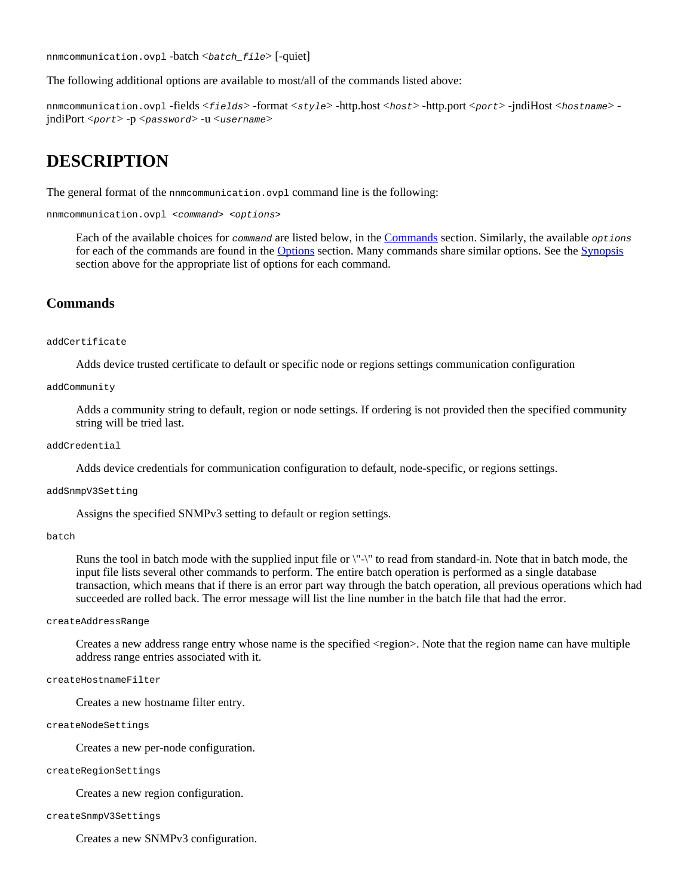`nnmcommunication.ovpl` -batch <*batch_file*> [-quiet]

The following additional options are available to most/all of the commands listed above:

`nnmcommunication.ovpl` -fields <*fields*> -format <*style*> -http.host <*host*> -http.port <*port*> -jndiHost <*hostname*> -jndiPort <*port*> -p <*password*> -u <*username*>

# DESCRIPTION

The general format of the `nnmcommunication.ovpl` command line is the following:

`nnmcommunication.ovpl <command> <options>`

Each of the available choices for *command* are listed below, in the Commands section. Similarly, the available *options* for each of the commands are found in the Options section. Many commands share similar options. See the Synopsis section above for the appropriate list of options for each command.

## Commands

`addCertificate`

Adds device trusted certificate to default or specific node or regions settings communication configuration

`addCommunity`

Adds a community string to default, region or node settings. If ordering is not provided then the specified community string will be tried last.

`addCredential`

Adds device credentials for communication configuration to default, node-specific, or regions settings.

`addSnmpV3Setting`

Assigns the specified SNMPv3 setting to default or region settings.

`batch`

Runs the tool in batch mode with the supplied input file or \"-\" to read from standard-in. Note that in batch mode, the input file lists several other commands to perform. The entire batch operation is performed as a single database transaction, which means that if there is an error part way through the batch operation, all previous operations which had succeeded are rolled back. The error message will list the line number in the batch file that had the error.

`createAddressRange`

Creates a new address range entry whose name is the specified <region>. Note that the region name can have multiple address range entries associated with it.

`createHostnameFilter`

Creates a new hostname filter entry.

`createNodeSettings`

Creates a new per-node configuration.

`createRegionSettings`

Creates a new region configuration.

`createSnmpV3Settings`

Creates a new SNMPv3 configuration.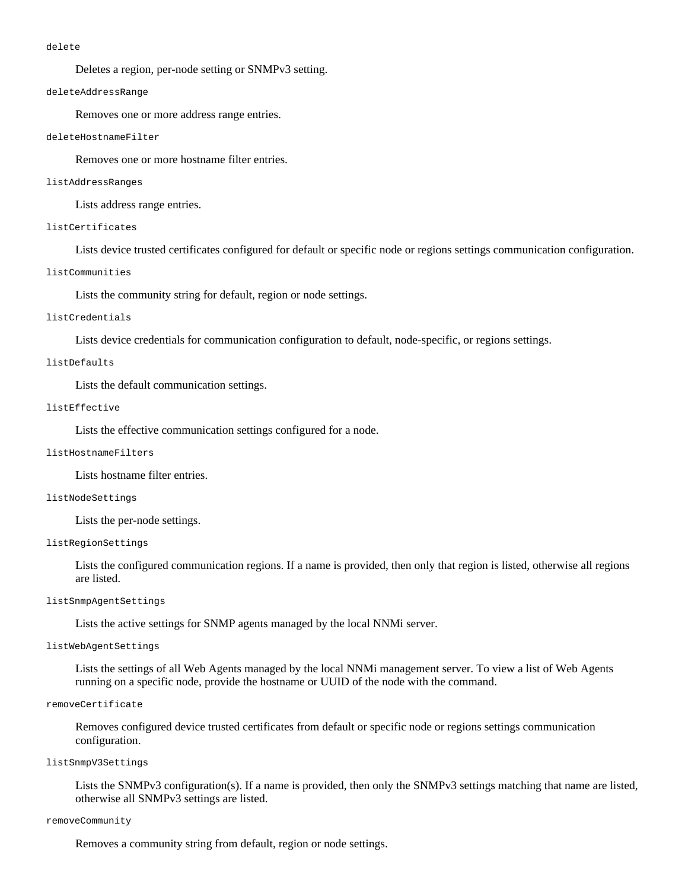`delete`

Deletes a region, per-node setting or SNMPv3 setting.

`deleteAddressRange`

Removes one or more address range entries.

`deleteHostnameFilter`

Removes one or more hostname filter entries.

`listAddressRanges`

Lists address range entries.

`listCertificates`

Lists device trusted certificates configured for default or specific node or regions settings communication configuration.

`listCommunities`

Lists the community string for default, region or node settings.

`listCredentials`

Lists device credentials for communication configuration to default, node-specific, or regions settings.

`listDefaults`

Lists the default communication settings.

`listEffective`

Lists the effective communication settings configured for a node.

`listHostnameFilters`

Lists hostname filter entries.

`listNodeSettings`

Lists the per-node settings.

`listRegionSettings`

Lists the configured communication regions. If a name is provided, then only that region is listed, otherwise all regions are listed.

`listSnmpAgentSettings`

Lists the active settings for SNMP agents managed by the local NNMi server.

`listWebAgentSettings`

Lists the settings of all Web Agents managed by the local NNMi management server. To view a list of Web Agents running on a specific node, provide the hostname or UUID of the node with the command.

`removeCertificate`

Removes configured device trusted certificates from default or specific node or regions settings communication configuration.

`listSnmpV3Settings`

Lists the SNMPv3 configuration(s). If a name is provided, then only the SNMPv3 settings matching that name are listed, otherwise all SNMPv3 settings are listed.

`removeCommunity`

Removes a community string from default, region or node settings.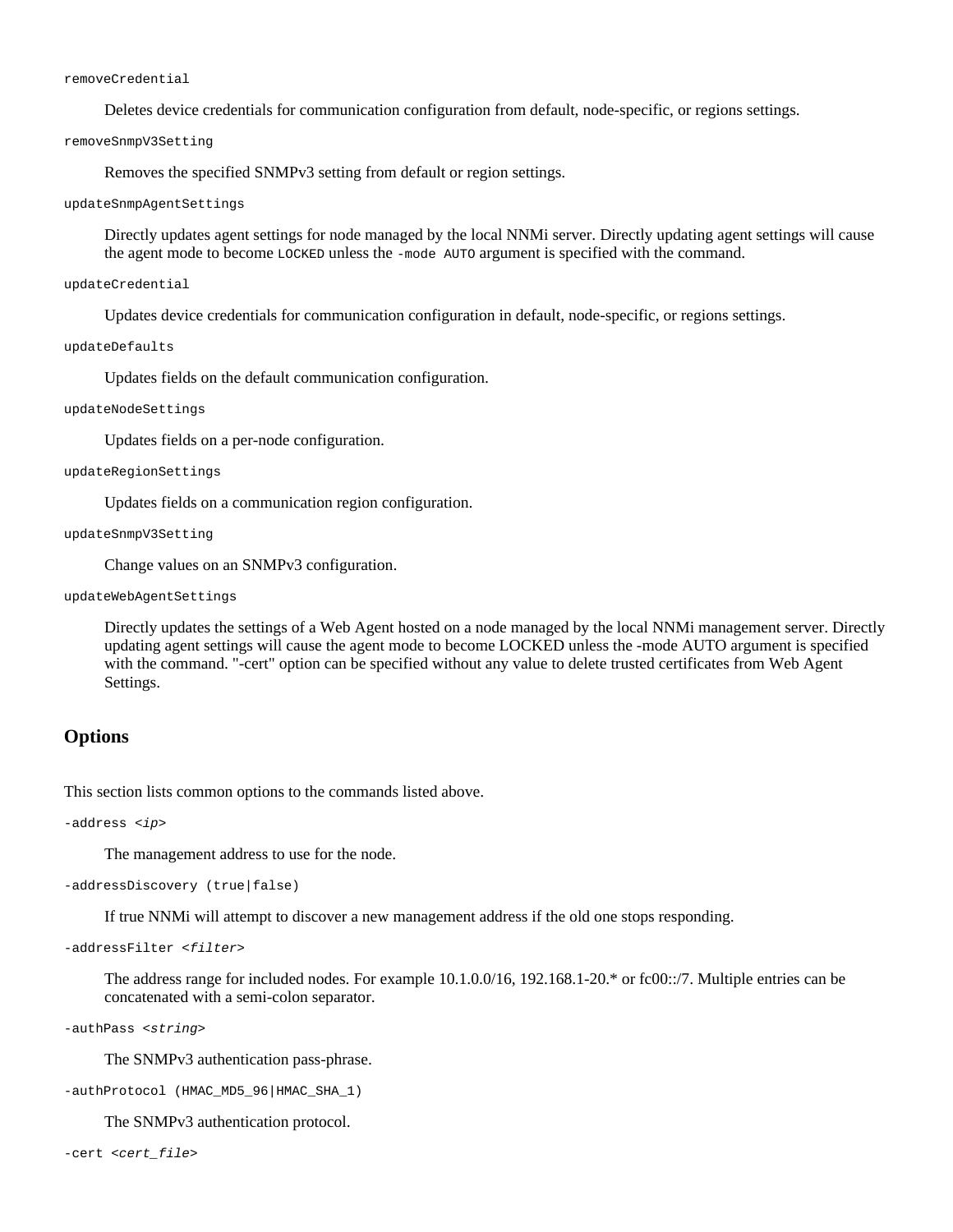`removeCredential`

Deletes device credentials for communication configuration from default, node-specific, or regions settings.

`removeSnmpV3Setting`

Removes the specified SNMPv3 setting from default or region settings.

`updateSnmpAgentSettings`

Directly updates agent settings for node managed by the local NNMi server. Directly updating agent settings will cause the agent mode to become `LOCKED` unless the `-mode AUTO` argument is specified with the command.

`updateCredential`

Updates device credentials for communication configuration in default, node-specific, or regions settings.

`updateDefaults`

Updates fields on the default communication configuration.

`updateNodeSettings`

Updates fields on a per-node configuration.

`updateRegionSettings`

Updates fields on a communication region configuration.

`updateSnmpV3Setting`

Change values on an SNMPv3 configuration.

`updateWebAgentSettings`

Directly updates the settings of a Web Agent hosted on a node managed by the local NNMi management server. Directly updating agent settings will cause the agent mode to become LOCKED unless the -mode AUTO argument is specified with the command. "-cert" option can be specified without any value to delete trusted certificates from Web Agent Settings.

## Options

This section lists common options to the commands listed above.

`-address <ip>`

The management address to use for the node.

`-addressDiscovery (true|false)`

If true NNMi will attempt to discover a new management address if the old one stops responding.

`-addressFilter <filter>`

The address range for included nodes. For example 10.1.0.0/16, 192.168.1-20.* or fc00::/7. Multiple entries can be concatenated with a semi-colon separator.

`-authPass <string>`

The SNMPv3 authentication pass-phrase.

`-authProtocol (HMAC_MD5_96|HMAC_SHA_1)`

The SNMPv3 authentication protocol.

`-cert <cert_file>`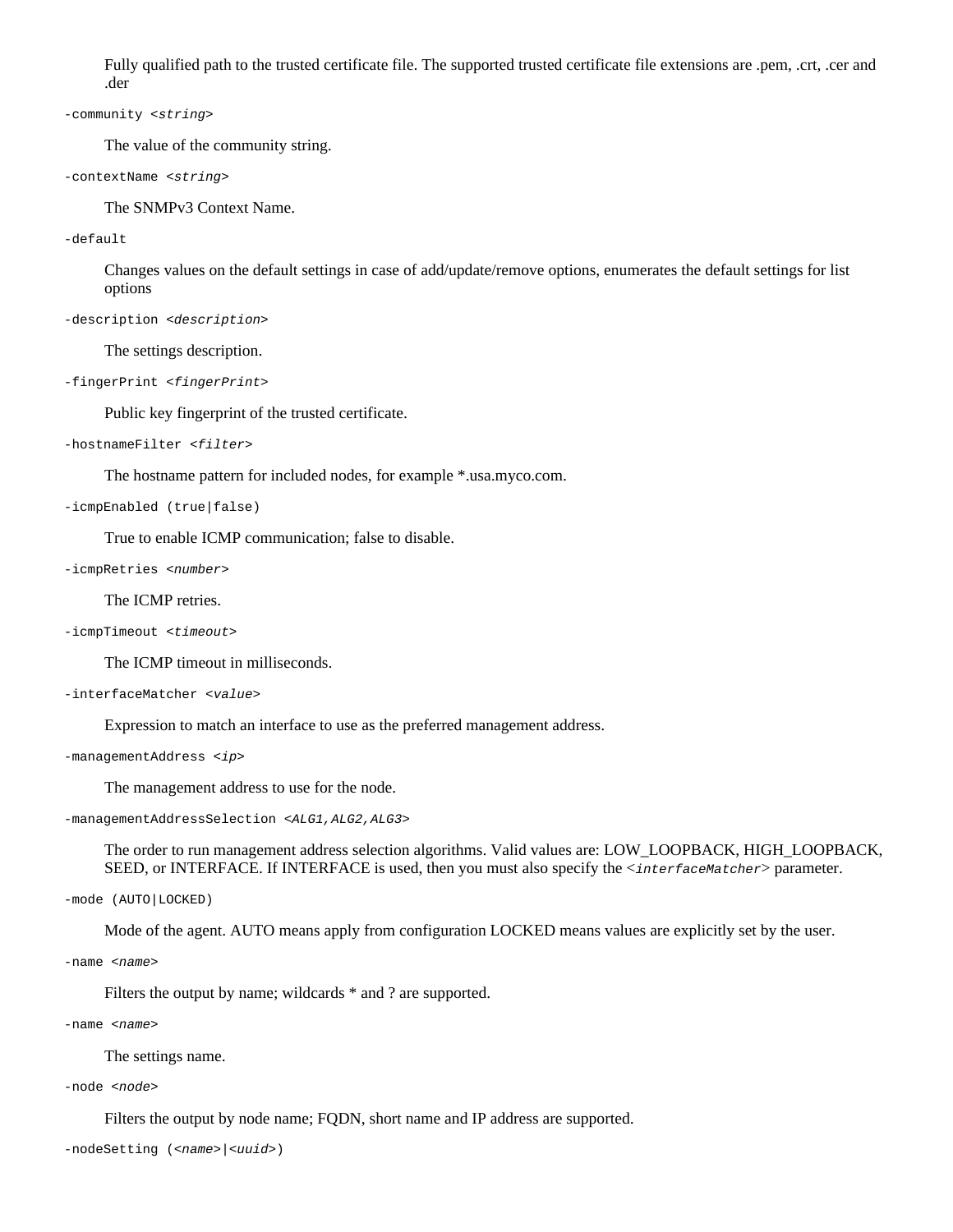Fully qualified path to the trusted certificate file. The supported trusted certificate file extensions are .pem, .crt, .cer and .der

`-community <string>`

The value of the community string.

`-contextName <string>`

The SNMPv3 Context Name.

`-default`

Changes values on the default settings in case of add/update/remove options, enumerates the default settings for list options

`-description <description>`

The settings description.

`-fingerPrint <fingerPrint>`

Public key fingerprint of the trusted certificate.

`-hostnameFilter <filter>`

The hostname pattern for included nodes, for example *.usa.myco.com.

`-icmpEnabled (true|false)`

True to enable ICMP communication; false to disable.

`-icmpRetries <number>`

The ICMP retries.

`-icmpTimeout <timeout>`

The ICMP timeout in milliseconds.

`-interfaceMatcher <value>`

Expression to match an interface to use as the preferred management address.

`-managementAddress <ip>`

The management address to use for the node.

`-managementAddressSelection <ALG1,ALG2,ALG3>`

The order to run management address selection algorithms. Valid values are: LOW_LOOPBACK, HIGH_LOOPBACK, SEED, or INTERFACE. If INTERFACE is used, then you must also specify the <*interfaceMatcher*> parameter.

`-mode (AUTO|LOCKED)`

Mode of the agent. AUTO means apply from configuration LOCKED means values are explicitly set by the user.

`-name <name>`

Filters the output by name; wildcards * and ? are supported.

`-name <name>`

The settings name.

`-node <node>`

Filters the output by node name; FQDN, short name and IP address are supported.

`-nodeSetting (<name>|<uuid>)`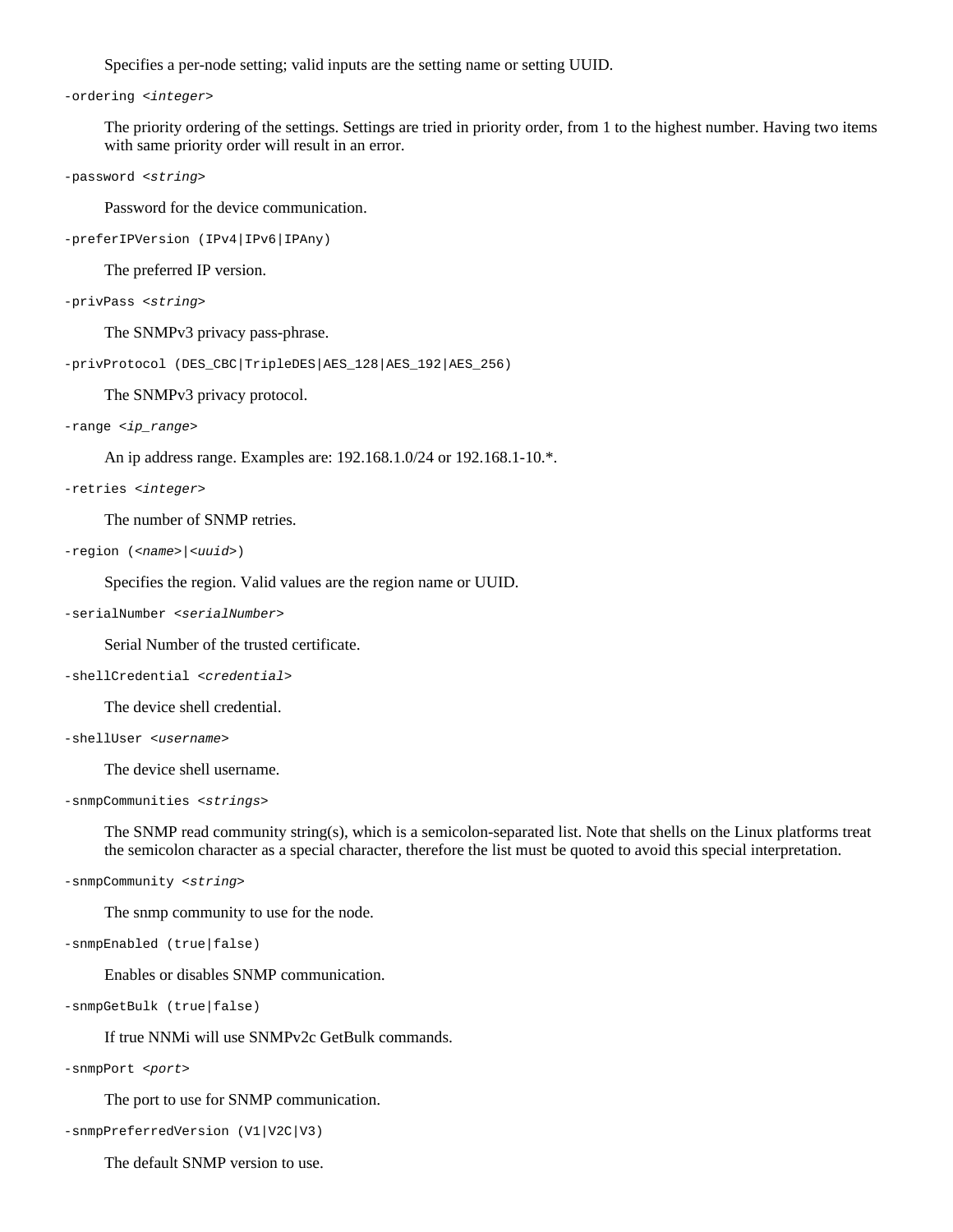Specifies a per-node setting; valid inputs are the setting name or setting UUID.

`-ordering <integer>`

The priority ordering of the settings. Settings are tried in priority order, from 1 to the highest number. Having two items with same priority order will result in an error.

`-password <string>`

Password for the device communication.

`-preferIPVersion (IPv4|IPv6|IPAny)`

The preferred IP version.

`-privPass <string>`

The SNMPv3 privacy pass-phrase.

`-privProtocol (DES_CBC|TripleDES|AES_128|AES_192|AES_256)`

The SNMPv3 privacy protocol.

`-range <ip_range>`

An ip address range. Examples are: 192.168.1.0/24 or 192.168.1-10.*.

`-retries <integer>`

The number of SNMP retries.

`-region (<name>|<uuid>)`

Specifies the region. Valid values are the region name or UUID.

`-serialNumber <serialNumber>`

Serial Number of the trusted certificate.

`-shellCredential <credential>`

The device shell credential.

`-shellUser <username>`

The device shell username.

`-snmpCommunities <strings>`

The SNMP read community string(s), which is a semicolon-separated list. Note that shells on the Linux platforms treat the semicolon character as a special character, therefore the list must be quoted to avoid this special interpretation.

`-snmpCommunity <string>`

The snmp community to use for the node.

`-snmpEnabled (true|false)`

Enables or disables SNMP communication.

`-snmpGetBulk (true|false)`

If true NNMi will use SNMPv2c GetBulk commands.

`-snmpPort <port>`

The port to use for SNMP communication.

`-snmpPreferredVersion (V1|V2C|V3)`

The default SNMP version to use.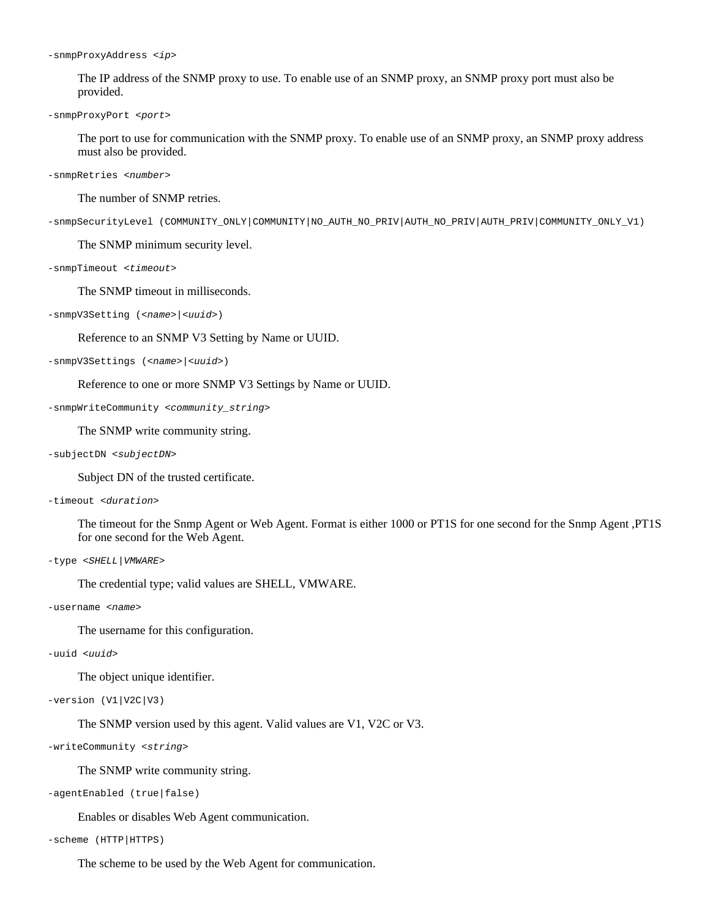`-snmpProxyAddress <ip>`

The IP address of the SNMP proxy to use. To enable use of an SNMP proxy, an SNMP proxy port must also be provided.

`-snmpProxyPort <port>`

The port to use for communication with the SNMP proxy. To enable use of an SNMP proxy, an SNMP proxy address must also be provided.

`-snmpRetries <number>`

The number of SNMP retries.

`-snmpSecurityLevel (COMMUNITY_ONLY|COMMUNITY|NO_AUTH_NO_PRIV|AUTH_NO_PRIV|AUTH_PRIV|COMMUNITY_ONLY_V1)`

The SNMP minimum security level.

`-snmpTimeout <timeout>`

The SNMP timeout in milliseconds.

`-snmpV3Setting (<name>|<uuid>)`

Reference to an SNMP V3 Setting by Name or UUID.

`-snmpV3Settings (<name>|<uuid>)`

Reference to one or more SNMP V3 Settings by Name or UUID.

`-snmpWriteCommunity <community_string>`

The SNMP write community string.

`-subjectDN <subjectDN>`

Subject DN of the trusted certificate.

`-timeout <duration>`

The timeout for the Snmp Agent or Web Agent. Format is either 1000 or PT1S for one second for the Snmp Agent ,PT1S for one second for the Web Agent.

`-type <SHELL|VMWARE>`

The credential type; valid values are SHELL, VMWARE.

`-username <name>`

The username for this configuration.

`-uuid <uuid>`

The object unique identifier.

`-version (V1|V2C|V3)`

The SNMP version used by this agent. Valid values are V1, V2C or V3.

`-writeCommunity <string>`

The SNMP write community string.

`-agentEnabled (true|false)`

Enables or disables Web Agent communication.

`-scheme (HTTP|HTTPS)`

The scheme to be used by the Web Agent for communication.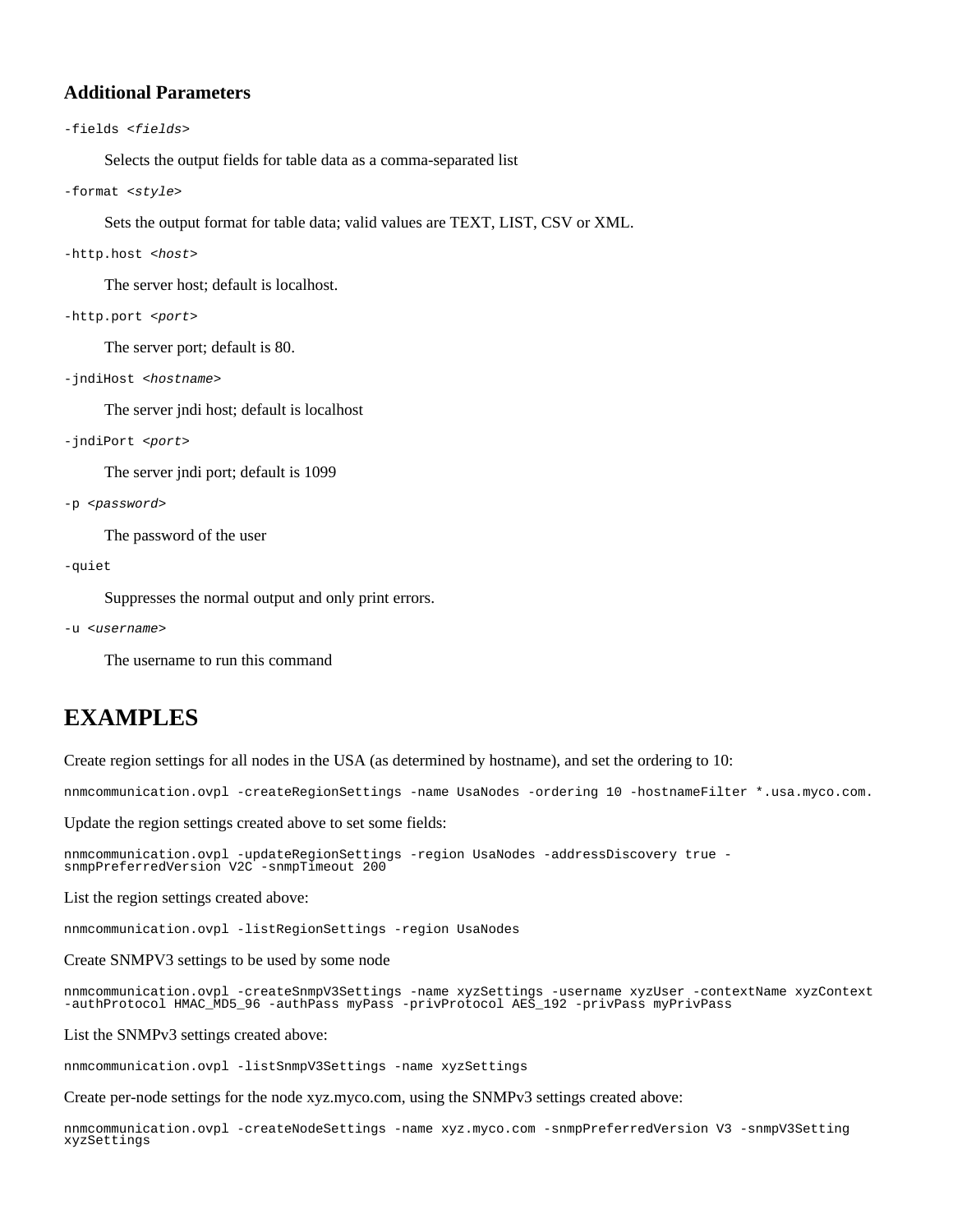### Additional Parameters

`-fields <fields>`

Selects the output fields for table data as a comma-separated list

`-format <style>`

Sets the output format for table data; valid values are TEXT, LIST, CSV or XML.

`-http.host <host>`

The server host; default is localhost.

`-http.port <port>`

The server port; default is 80.

`-jndiHost <hostname>`

The server jndi host; default is localhost

`-jndiPort <port>`

The server jndi port; default is 1099

`-p <password>`

The password of the user

`-quiet`

Suppresses the normal output and only print errors.

`-u <username>`

The username to run this command

## EXAMPLES

Create region settings for all nodes in the USA (as determined by hostname), and set the ordering to 10:

```
nnmcommunication.ovpl -createRegionSettings -name UsaNodes -ordering 10 -hostnameFilter *.usa.myco.com.
```

Update the region settings created above to set some fields:

```
nnmcommunication.ovpl -updateRegionSettings -region UsaNodes -addressDiscovery true -
snmpPreferredVersion V2C -snmpTimeout 200
```

List the region settings created above:

```
nnmcommunication.ovpl -listRegionSettings -region UsaNodes
```

Create SNMPV3 settings to be used by some node

```
nnmcommunication.ovpl -createSnmpV3Settings -name xyzSettings -username xyzUser -contextName xyzContext
-authProtocol HMAC_MD5_96 -authPass myPass -privProtocol AES_192 -privPass myPrivPass
```

List the SNMPv3 settings created above:

```
nnmcommunication.ovpl -listSnmpV3Settings -name xyzSettings
```

Create per-node settings for the node xyz.myco.com, using the SNMPv3 settings created above:

```
nnmcommunication.ovpl -createNodeSettings -name xyz.myco.com -snmpPreferredVersion V3 -snmpV3Setting
xyzSettings
```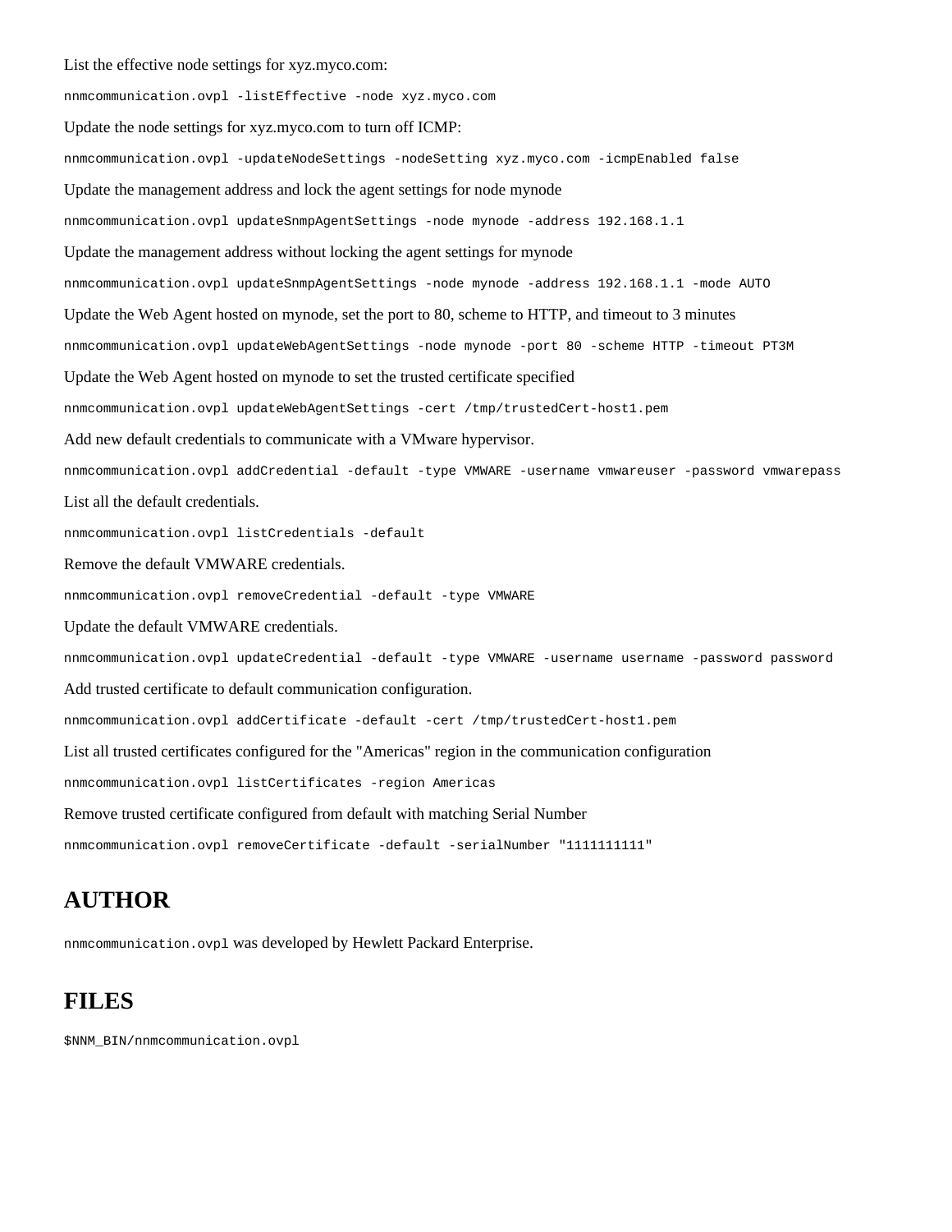List the effective node settings for xyz.myco.com:

```
nnmcommunication.ovpl -listEffective -node xyz.myco.com
```

Update the node settings for xyz.myco.com to turn off ICMP:

```
nnmcommunication.ovpl -updateNodeSettings -nodeSetting xyz.myco.com -icmpEnabled false
```

Update the management address and lock the agent settings for node mynode

```
nnmcommunication.ovpl updateSnmpAgentSettings -node mynode -address 192.168.1.1
```

Update the management address without locking the agent settings for mynode

```
nnmcommunication.ovpl updateSnmpAgentSettings -node mynode -address 192.168.1.1 -mode AUTO
```

Update the Web Agent hosted on mynode, set the port to 80, scheme to HTTP, and timeout to 3 minutes

```
nnmcommunication.ovpl updateWebAgentSettings -node mynode -port 80 -scheme HTTP -timeout PT3M
```

Update the Web Agent hosted on mynode to set the trusted certificate specified

```
nnmcommunication.ovpl updateWebAgentSettings -cert /tmp/trustedCert-host1.pem
```

Add new default credentials to communicate with a VMware hypervisor.

```
nnmcommunication.ovpl addCredential -default -type VMWARE -username vmwareuser -password vmwarepass
```

List all the default credentials.

```
nnmcommunication.ovpl listCredentials -default
```

Remove the default VMWARE credentials.

```
nnmcommunication.ovpl removeCredential -default -type VMWARE
```

Update the default VMWARE credentials.

```
nnmcommunication.ovpl updateCredential -default -type VMWARE -username username -password password
```

Add trusted certificate to default communication configuration.

```
nnmcommunication.ovpl addCertificate -default -cert /tmp/trustedCert-host1.pem
```

List all trusted certificates configured for the "Americas" region in the communication configuration

```
nnmcommunication.ovpl listCertificates -region Americas
```

Remove trusted certificate configured from default with matching Serial Number

```
nnmcommunication.ovpl removeCertificate -default -serialNumber "1111111111"
```

## AUTHOR

`nnmcommunication.ovpl` was developed by Hewlett Packard Enterprise.

## FILES

`$NNM_BIN/nnmcommunication.ovpl`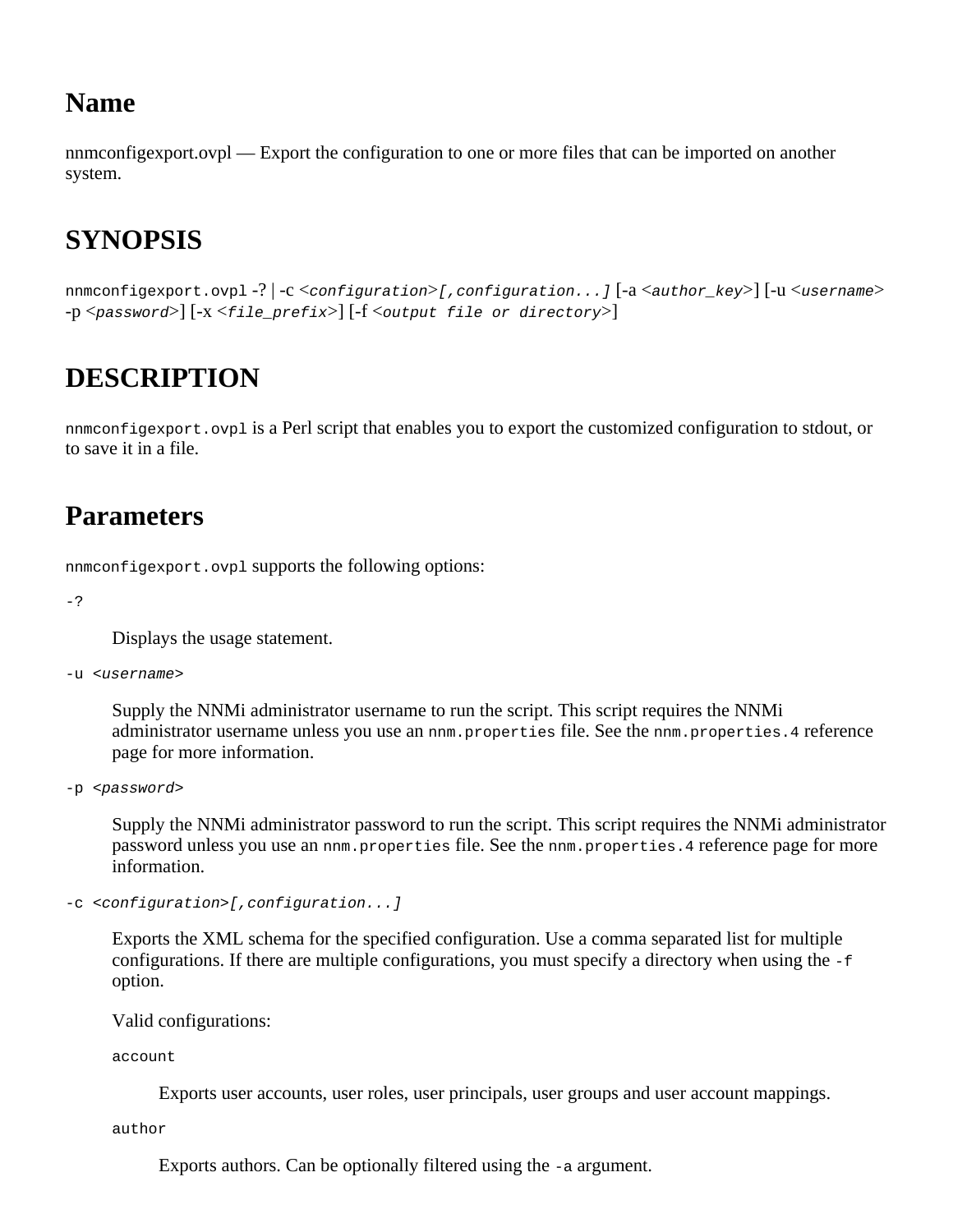## Name

nnmconfigexport.ovpl — Export the configuration to one or more files that can be imported on another system.

## SYNOPSIS

`nnmconfigexport.ovpl` -? | -c <*configuration*>*[,configuration...]* [-a <*author_key*>] [-u <*username*> -p <*password*>] [-x <*file_prefix*>] [-f <*output file or directory*>]

## DESCRIPTION

`nnmconfigexport.ovpl` is a Perl script that enables you to export the customized configuration to stdout, or to save it in a file.

## Parameters

`nnmconfigexport.ovpl` supports the following options:

`-?`

Displays the usage statement.

`-u <username>`

Supply the NNMi administrator username to run the script. This script requires the NNMi administrator username unless you use an `nnm.properties` file. See the `nnm.properties.4` reference page for more information.

`-p <password>`

Supply the NNMi administrator password to run the script. This script requires the NNMi administrator password unless you use an `nnm.properties` file. See the `nnm.properties.4` reference page for more information.

`-c <configuration>[,configuration...]`

Exports the XML schema for the specified configuration. Use a comma separated list for multiple configurations. If there are multiple configurations, you must specify a directory when using the `-f` option.

Valid configurations:

`account`

Exports user accounts, user roles, user principals, user groups and user account mappings.

`author`

Exports authors. Can be optionally filtered using the `-a` argument.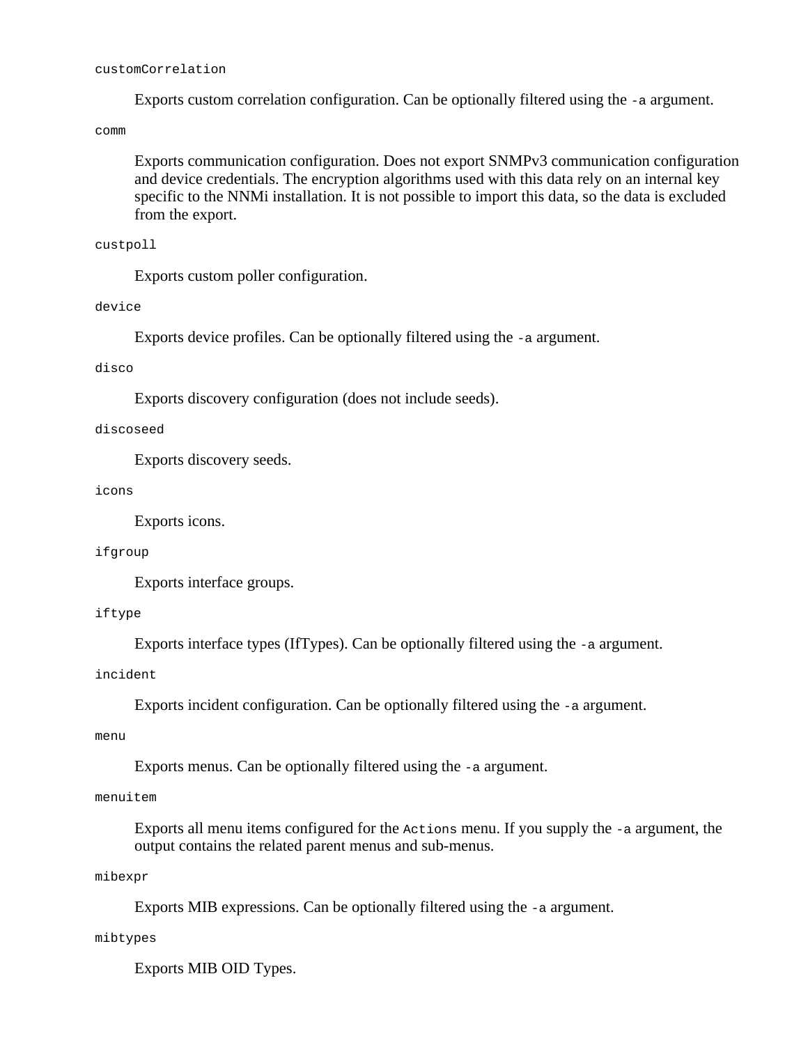`customCorrelation`

Exports custom correlation configuration. Can be optionally filtered using the `-a` argument.

`comm`

Exports communication configuration. Does not export SNMPv3 communication configuration and device credentials. The encryption algorithms used with this data rely on an internal key specific to the NNMi installation. It is not possible to import this data, so the data is excluded from the export.

`custpoll`

Exports custom poller configuration.

`device`

Exports device profiles. Can be optionally filtered using the `-a` argument.

`disco`

Exports discovery configuration (does not include seeds).

`discoseed`

Exports discovery seeds.

`icons`

Exports icons.

`ifgroup`

Exports interface groups.

`iftype`

Exports interface types (IfTypes). Can be optionally filtered using the `-a` argument.

`incident`

Exports incident configuration. Can be optionally filtered using the `-a` argument.

`menu`

Exports menus. Can be optionally filtered using the `-a` argument.

`menuitem`

Exports all menu items configured for the `Actions` menu. If you supply the `-a` argument, the output contains the related parent menus and sub-menus.

`mibexpr`

Exports MIB expressions. Can be optionally filtered using the `-a` argument.

`mibtypes`

Exports MIB OID Types.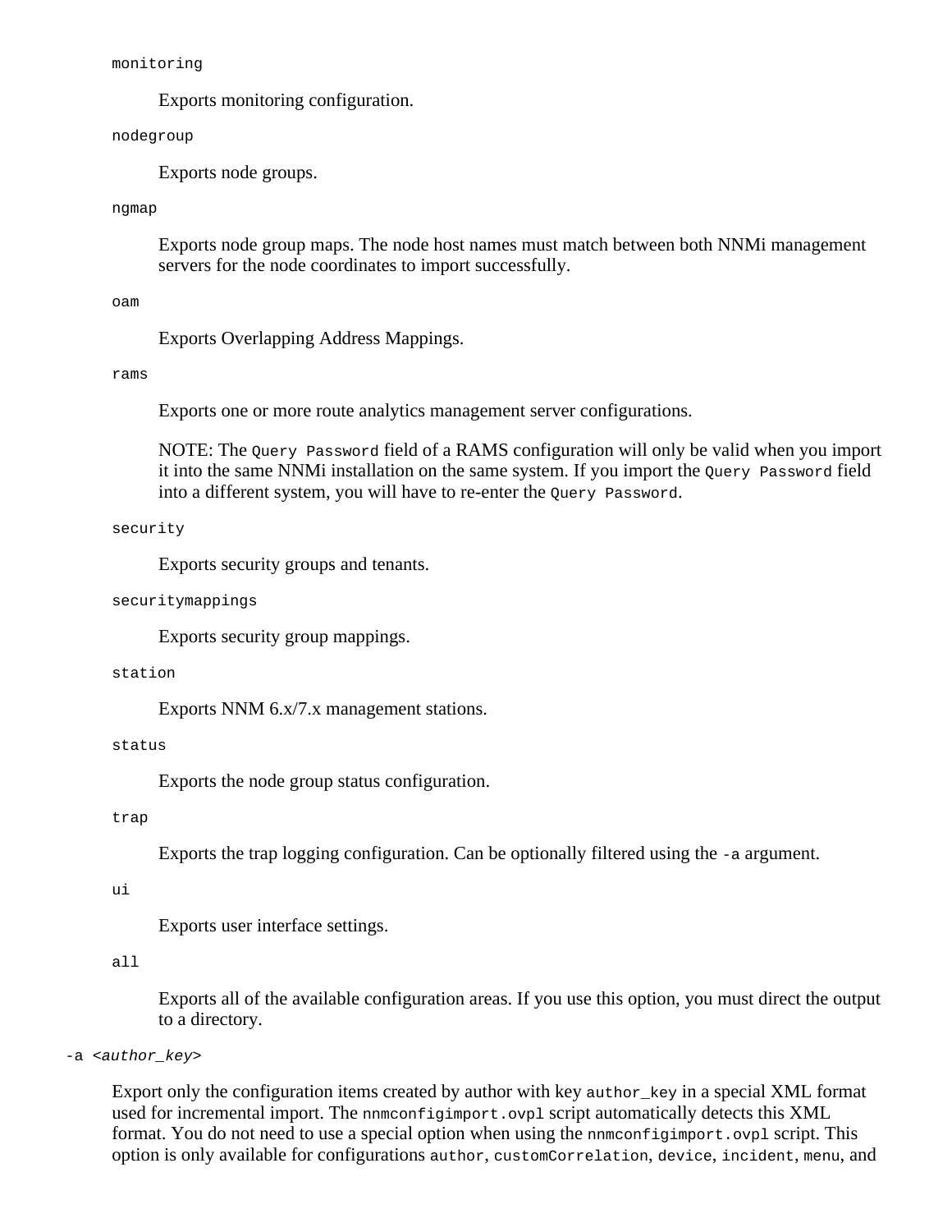`monitoring`

Exports monitoring configuration.

`nodegroup`

Exports node groups.

`ngmap`

Exports node group maps. The node host names must match between both NNMi management servers for the node coordinates to import successfully.

`oam`

Exports Overlapping Address Mappings.

`rams`

Exports one or more route analytics management server configurations.

NOTE: The `Query Password` field of a RAMS configuration will only be valid when you import it into the same NNMi installation on the same system. If you import the `Query Password` field into a different system, you will have to re-enter the `Query Password`.

`security`

Exports security groups and tenants.

`securitymappings`

Exports security group mappings.

`station`

Exports NNM 6.x/7.x management stations.

`status`

Exports the node group status configuration.

`trap`

Exports the trap logging configuration. Can be optionally filtered using the `-a` argument.

`ui`

Exports user interface settings.

`all`

Exports all of the available configuration areas. If you use this option, you must direct the output to a directory.

`-a <author_key>`

Export only the configuration items created by author with key `author_key` in a special XML format used for incremental import. The `nnmconfigimport.ovpl` script automatically detects this XML format. You do not need to use a special option when using the `nnmconfigimport.ovpl` script. This option is only available for configurations `author`, `customCorrelation`, `device`, `incident`, `menu`, and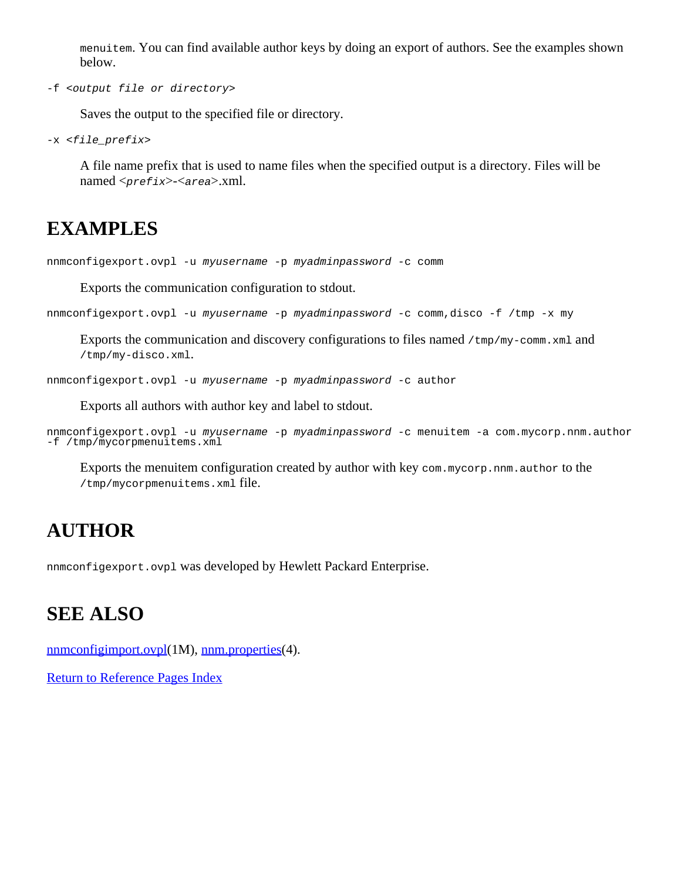`menuitem`. You can find available author keys by doing an export of authors. See the examples shown below.

`-f <output file or directory>`

Saves the output to the specified file or directory.

`-x <file_prefix>`

A file name prefix that is used to name files when the specified output is a directory. Files will be named <*prefix*>-<*area*>.xml.

## EXAMPLES

`nnmconfigexport.ovpl -u myusername -p myadminpassword -c comm`

Exports the communication configuration to stdout.

`nnmconfigexport.ovpl -u myusername -p myadminpassword -c comm,disco -f /tmp -x my`

Exports the communication and discovery configurations to files named `/tmp/my-comm.xml` and `/tmp/my-disco.xml`.

`nnmconfigexport.ovpl -u myusername -p myadminpassword -c author`

Exports all authors with author key and label to stdout.

```
nnmconfigexport.ovpl -u myusername -p myadminpassword -c menuitem -a com.mycorp.nnm.author
-f /tmp/mycorpmenuitems.xml
```

Exports the menuitem configuration created by author with key `com.mycorp.nnm.author` to the `/tmp/mycorpmenuitems.xml` file.

## AUTHOR

`nnmconfigexport.ovpl` was developed by Hewlett Packard Enterprise.

## SEE ALSO

nnmconfigimport.ovpl(1M), nnm.properties(4).

Return to Reference Pages Index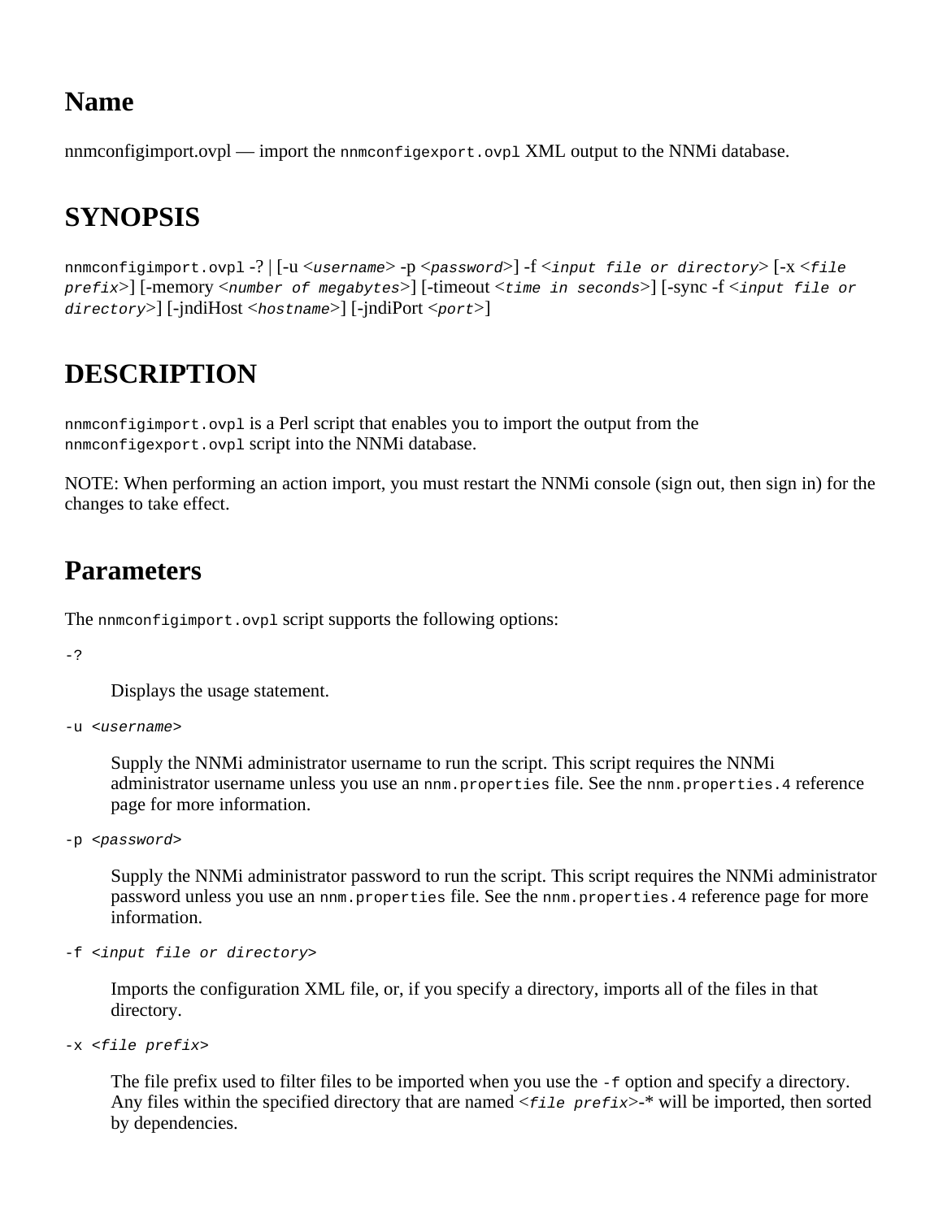## Name

nnmconfigimport.ovpl — import the `nnmconfigexport.ovpl` XML output to the NNMi database.

## SYNOPSIS

`nnmconfigimport.ovpl` -? | [-u <*username*> -p <*password*>] -f <*input file or directory*> [-x <*file prefix*>] [-memory <*number of megabytes*>] [-timeout <*time in seconds*>] [-sync -f <*input file or directory*>] [-jndiHost <*hostname*>] [-jndiPort <*port*>]

## DESCRIPTION

`nnmconfigimport.ovpl` is a Perl script that enables you to import the output from the `nnmconfigexport.ovpl` script into the NNMi database.

NOTE: When performing an action import, you must restart the NNMi console (sign out, then sign in) for the changes to take effect.

## Parameters

The `nnmconfigimport.ovpl` script supports the following options:

`-?`

> Displays the usage statement.

`-u <username>`

> Supply the NNMi administrator username to run the script. This script requires the NNMi administrator username unless you use an `nnm.properties` file. See the `nnm.properties.4` reference page for more information.

`-p <password>`

> Supply the NNMi administrator password to run the script. This script requires the NNMi administrator password unless you use an `nnm.properties` file. See the `nnm.properties.4` reference page for more information.

`-f <input file or directory>`

> Imports the configuration XML file, or, if you specify a directory, imports all of the files in that directory.

`-x <file prefix>`

> The file prefix used to filter files to be imported when you use the `-f` option and specify a directory. Any files within the specified directory that are named <*file prefix*>-* will be imported, then sorted by dependencies.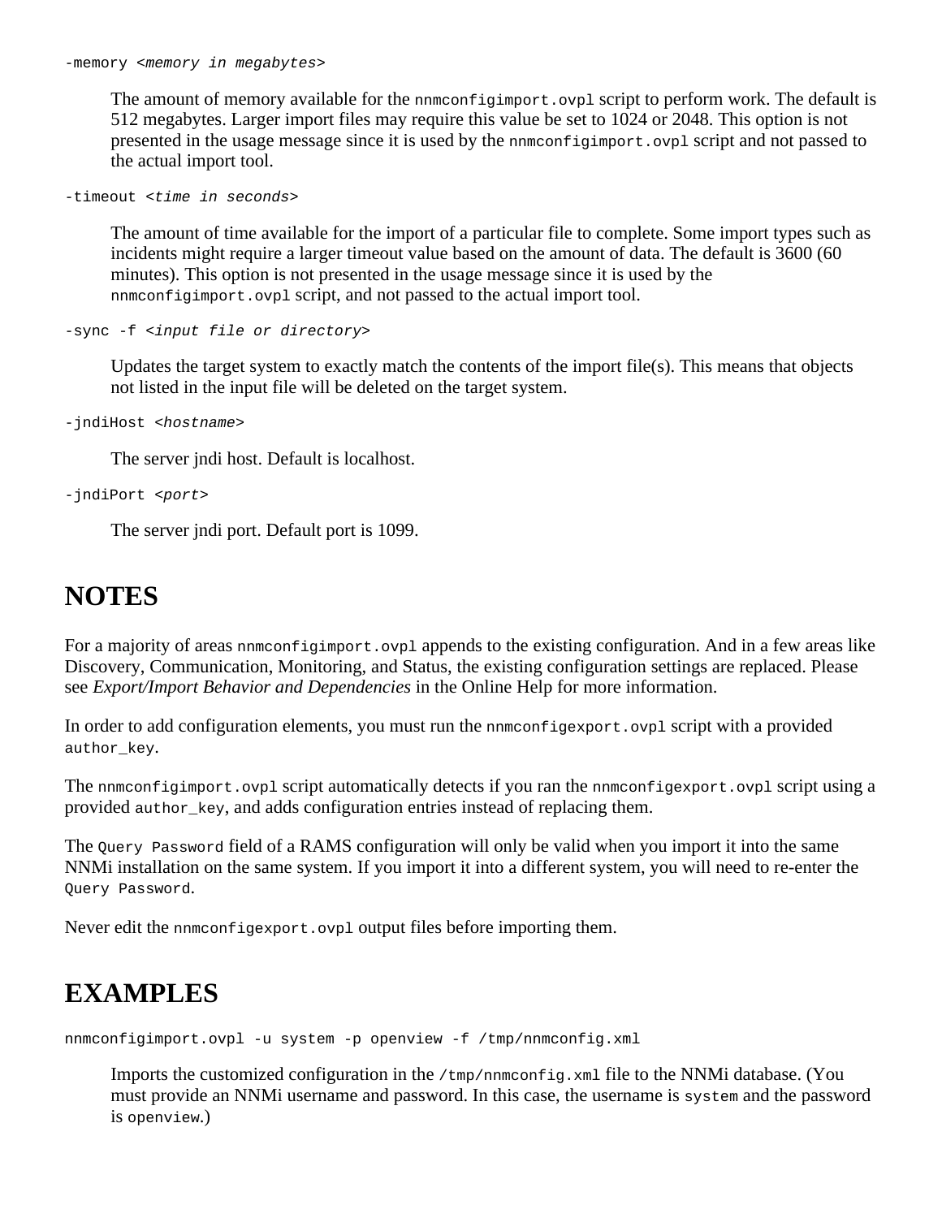`-memory <memory in megabytes>`

The amount of memory available for the `nnmconfigimport.ovpl` script to perform work. The default is 512 megabytes. Larger import files may require this value be set to 1024 or 2048. This option is not presented in the usage message since it is used by the `nnmconfigimport.ovpl` script and not passed to the actual import tool.

`-timeout <time in seconds>`

The amount of time available for the import of a particular file to complete. Some import types such as incidents might require a larger timeout value based on the amount of data. The default is 3600 (60 minutes). This option is not presented in the usage message since it is used by the `nnmconfigimport.ovpl` script, and not passed to the actual import tool.

`-sync -f <input file or directory>`

Updates the target system to exactly match the contents of the import file(s). This means that objects not listed in the input file will be deleted on the target system.

`-jndiHost <hostname>`

The server jndi host. Default is localhost.

`-jndiPort <port>`

The server jndi port. Default port is 1099.

## NOTES

For a majority of areas `nnmconfigimport.ovpl` appends to the existing configuration. And in a few areas like Discovery, Communication, Monitoring, and Status, the existing configuration settings are replaced. Please see *Export/Import Behavior and Dependencies* in the Online Help for more information.

In order to add configuration elements, you must run the `nnmconfigexport.ovpl` script with a provided `author_key`.

The `nnmconfigimport.ovpl` script automatically detects if you ran the `nnmconfigexport.ovpl` script using a provided `author_key`, and adds configuration entries instead of replacing them.

The `Query Password` field of a RAMS configuration will only be valid when you import it into the same NNMi installation on the same system. If you import it into a different system, you will need to re-enter the `Query Password`.

Never edit the `nnmconfigexport.ovpl` output files before importing them.

## EXAMPLES

```
nnmconfigimport.ovpl -u system -p openview -f /tmp/nnmconfig.xml
```

Imports the customized configuration in the `/tmp/nnmconfig.xml` file to the NNMi database. (You must provide an NNMi username and password. In this case, the username is `system` and the password is `openview`.)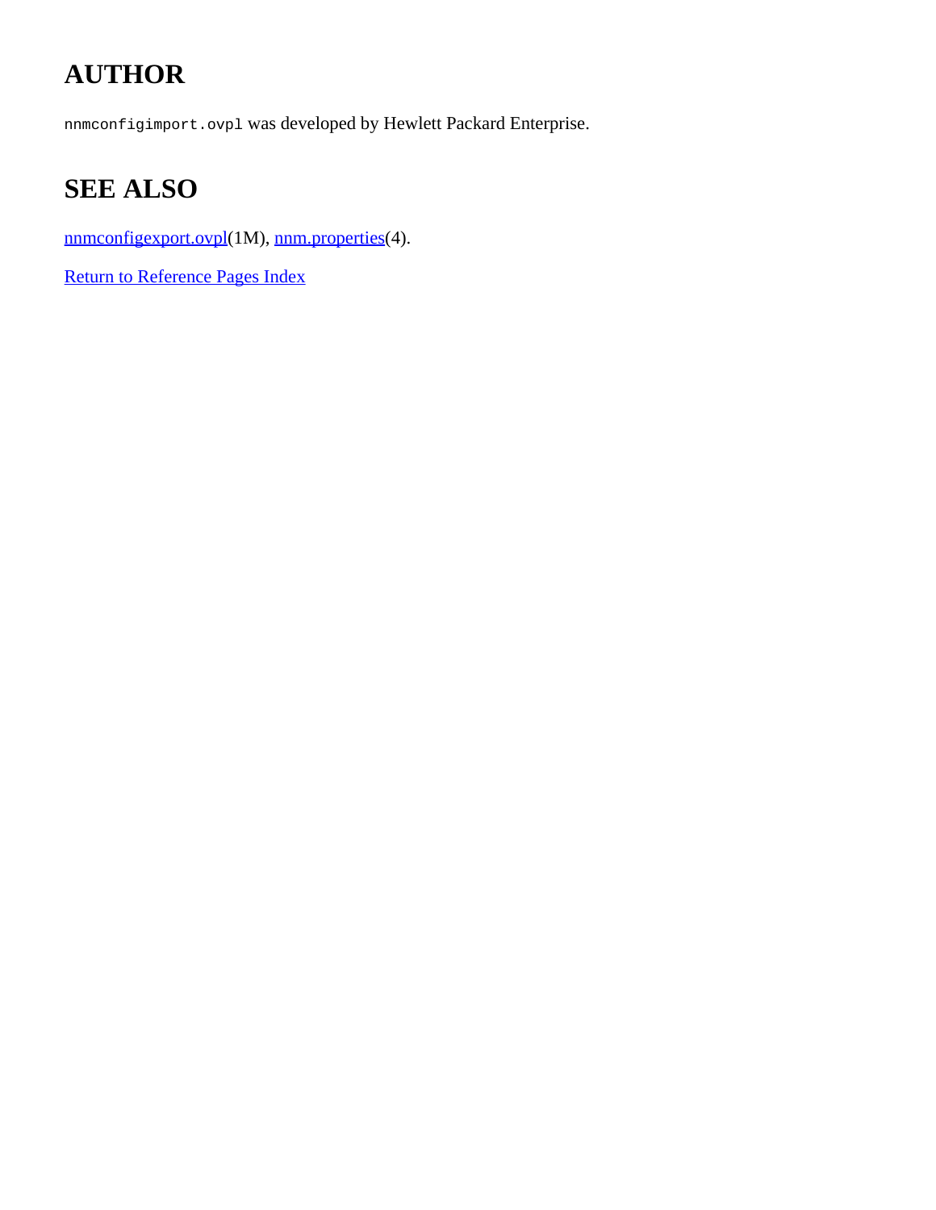## AUTHOR

`nnmconfigimport.ovpl` was developed by Hewlett Packard Enterprise.

## SEE ALSO

nnmconfigexport.ovpl(1M), nnm.properties(4).

Return to Reference Pages Index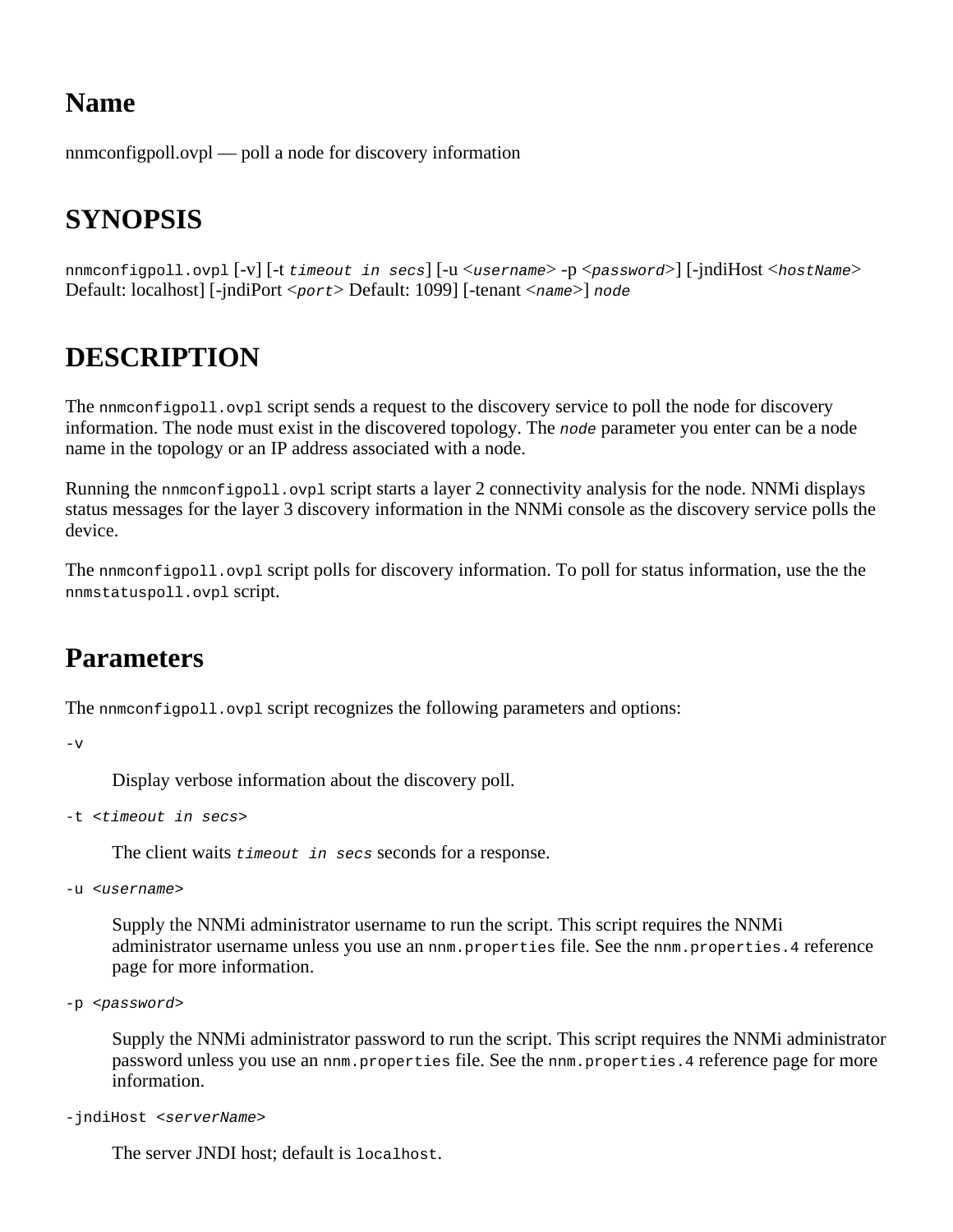# Name

nnmconfigpoll.ovpl — poll a node for discovery information

# SYNOPSIS

`nnmconfigpoll.ovpl` [-v] [-t *`timeout in secs`*] [-u <*`username`*> -p <*`password`*>] [-jndiHost <*`hostName`*> Default: localhost] [-jndiPort <*`port`*> Default: 1099] [-tenant <*`name`*>] *`node`*

# DESCRIPTION

The `nnmconfigpoll.ovpl` script sends a request to the discovery service to poll the node for discovery information. The node must exist in the discovered topology. The *`node`* parameter you enter can be a node name in the topology or an IP address associated with a node.

Running the `nnmconfigpoll.ovpl` script starts a layer 2 connectivity analysis for the node. NNMi displays status messages for the layer 3 discovery information in the NNMi console as the discovery service polls the device.

The `nnmconfigpoll.ovpl` script polls for discovery information. To poll for status information, use the the `nnmstatuspoll.ovpl` script.

# Parameters

The `nnmconfigpoll.ovpl` script recognizes the following parameters and options:

`-v`

> Display verbose information about the discovery poll.

`-t <`*`timeout in secs`*`>`

> The client waits *`timeout in secs`* seconds for a response.

`-u <`*`username`*`>`

> Supply the NNMi administrator username to run the script. This script requires the NNMi administrator username unless you use an `nnm.properties` file. See the `nnm.properties.4` reference page for more information.

`-p <`*`password`*`>`

> Supply the NNMi administrator password to run the script. This script requires the NNMi administrator password unless you use an `nnm.properties` file. See the `nnm.properties.4` reference page for more information.

`-jndiHost <`*`serverName`*`>`

> The server JNDI host; default is `localhost`.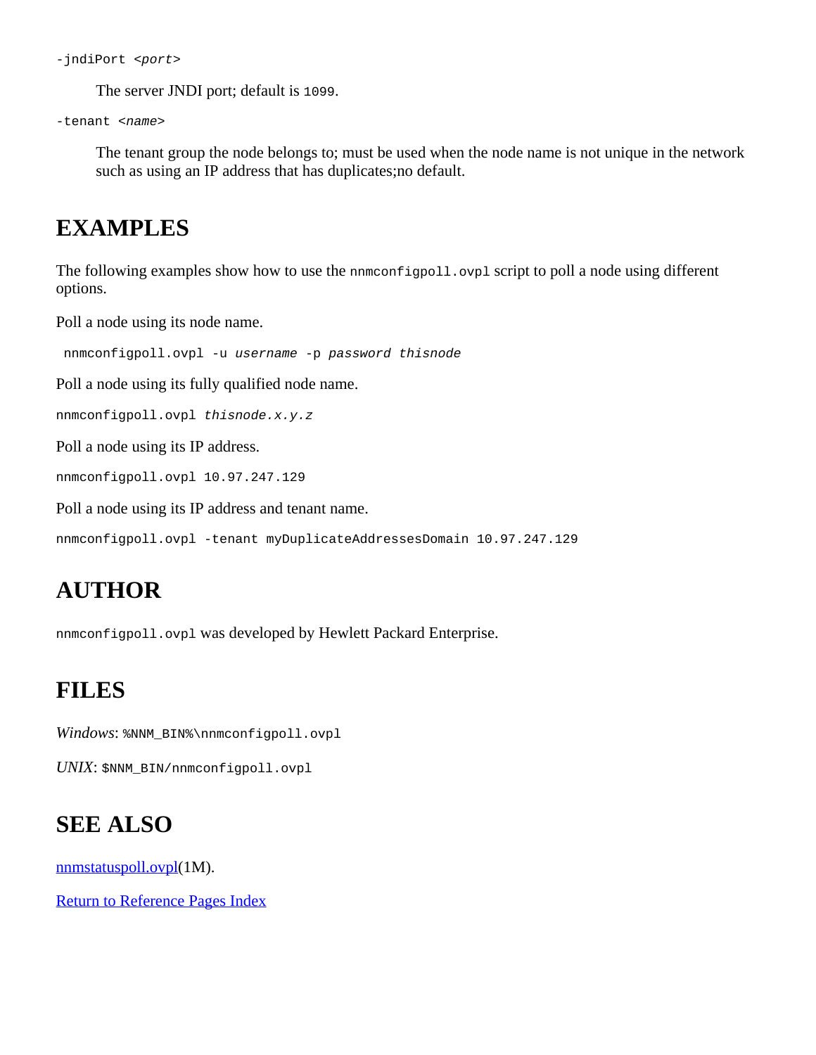`-jndiPort <port>`

The server JNDI port; default is `1099`.

`-tenant <name>`

The tenant group the node belongs to; must be used when the node name is not unique in the network such as using an IP address that has duplicates;no default.

## EXAMPLES

The following examples show how to use the `nnmconfigpoll.ovpl` script to poll a node using different options.

Poll a node using its node name.

```
nnmconfigpoll.ovpl -u username -p password thisnode
```

Poll a node using its fully qualified node name.

```
nnmconfigpoll.ovpl thisnode.x.y.z
```

Poll a node using its IP address.

```
nnmconfigpoll.ovpl 10.97.247.129
```

Poll a node using its IP address and tenant name.

```
nnmconfigpoll.ovpl -tenant myDuplicateAddressesDomain 10.97.247.129
```

## AUTHOR

`nnmconfigpoll.ovpl` was developed by Hewlett Packard Enterprise.

## FILES

*Windows*: `%NNM_BIN%\nnmconfigpoll.ovpl`

*UNIX*: `$NNM_BIN/nnmconfigpoll.ovpl`

## SEE ALSO

nnmstatuspoll.ovpl(1M).

Return to Reference Pages Index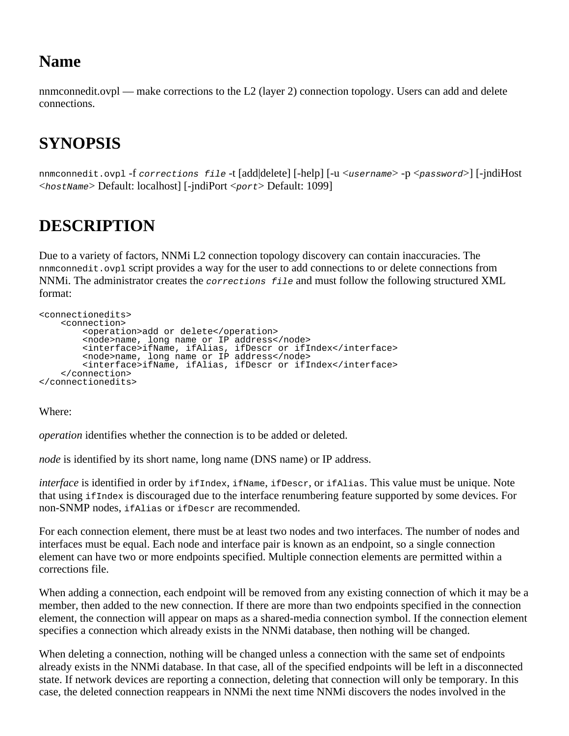## Name

nnmconnedit.ovpl — make corrections to the L2 (layer 2) connection topology. Users can add and delete connections.

## SYNOPSIS

`nnmconnedit.ovpl` -f *`corrections file`* -t [add|delete] [-help] [-u <*`username`*> -p <*`password`*>] [-jndiHost <*`hostName`*> Default: localhost] [-jndiPort <*`port`*> Default: 1099]

## DESCRIPTION

Due to a variety of factors, NNMi L2 connection topology discovery can contain inaccuracies. The `nnmconnedit.ovpl` script provides a way for the user to add connections to or delete connections from NNMi. The administrator creates the *`corrections file`* and must follow the following structured XML format:

```
<connectionedits>
    <connection>
        <operation>add or delete</operation>
        <node>name, long name or IP address</node>
        <interface>ifName, ifAlias, ifDescr or ifIndex</interface>
        <node>name, long name or IP address</node>
        <interface>ifName, ifAlias, ifDescr or ifIndex</interface>
    </connection>
</connectionedits>
```

Where:

*operation* identifies whether the connection is to be added or deleted.

*node* is identified by its short name, long name (DNS name) or IP address.

*interface* is identified in order by `ifIndex`, `ifName`, `ifDescr`, or `ifAlias`. This value must be unique. Note that using `ifIndex` is discouraged due to the interface renumbering feature supported by some devices. For non-SNMP nodes, `ifAlias` or `ifDescr` are recommended.

For each connection element, there must be at least two nodes and two interfaces. The number of nodes and interfaces must be equal. Each node and interface pair is known as an endpoint, so a single connection element can have two or more endpoints specified. Multiple connection elements are permitted within a corrections file.

When adding a connection, each endpoint will be removed from any existing connection of which it may be a member, then added to the new connection. If there are more than two endpoints specified in the connection element, the connection will appear on maps as a shared-media connection symbol. If the connection element specifies a connection which already exists in the NNMi database, then nothing will be changed.

When deleting a connection, nothing will be changed unless a connection with the same set of endpoints already exists in the NNMi database. In that case, all of the specified endpoints will be left in a disconnected state. If network devices are reporting a connection, deleting that connection will only be temporary. In this case, the deleted connection reappears in NNMi the next time NNMi discovers the nodes involved in the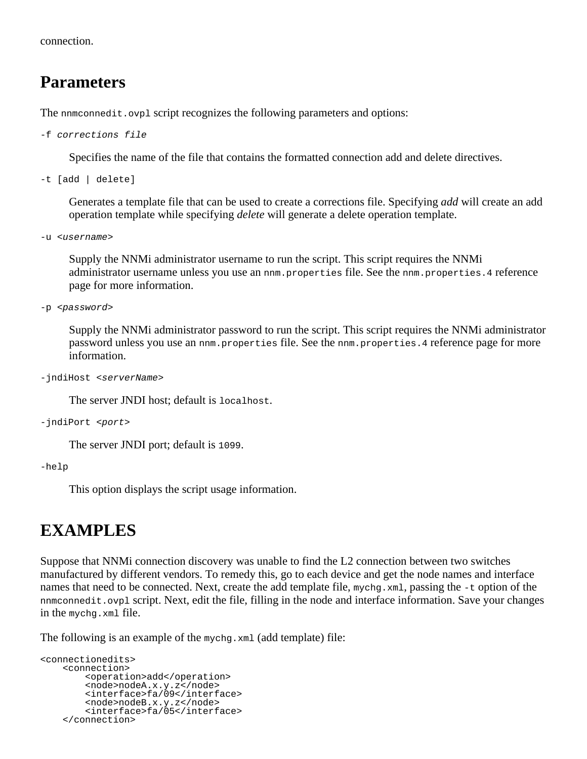connection.

## Parameters

The `nnmconnedit.ovpl` script recognizes the following parameters and options:

`-f` *`corrections file`*

> Specifies the name of the file that contains the formatted connection add and delete directives.

`-t [add | delete]`

> Generates a template file that can be used to create a corrections file. Specifying *add* will create an add operation template while specifying *delete* will generate a delete operation template.

`-u <`*`username`*`>`

> Supply the NNMi administrator username to run the script. This script requires the NNMi administrator username unless you use an `nnm.properties` file. See the `nnm.properties.4` reference page for more information.

`-p <`*`password`*`>`

> Supply the NNMi administrator password to run the script. This script requires the NNMi administrator password unless you use an `nnm.properties` file. See the `nnm.properties.4` reference page for more information.

`-jndiHost <`*`serverName`*`>`

> The server JNDI host; default is `localhost`.

`-jndiPort <`*`port`*`>`

> The server JNDI port; default is `1099`.

`-help`

> This option displays the script usage information.

## EXAMPLES

Suppose that NNMi connection discovery was unable to find the L2 connection between two switches manufactured by different vendors. To remedy this, go to each device and get the node names and interface names that need to be connected. Next, create the add template file, `mychg.xml`, passing the `-t` option of the `nnmconnedit.ovpl` script. Next, edit the file, filling in the node and interface information. Save your changes in the `mychg.xml` file.

The following is an example of the `mychg.xml` (add template) file:

```
<connectionedits>
    <connection>
        <operation>add</operation>
        <node>nodeA.x.y.z</node>
        <interface>fa/09</interface>
        <node>nodeB.x.y.z</node>
        <interface>fa/05</interface>
    </connection>
```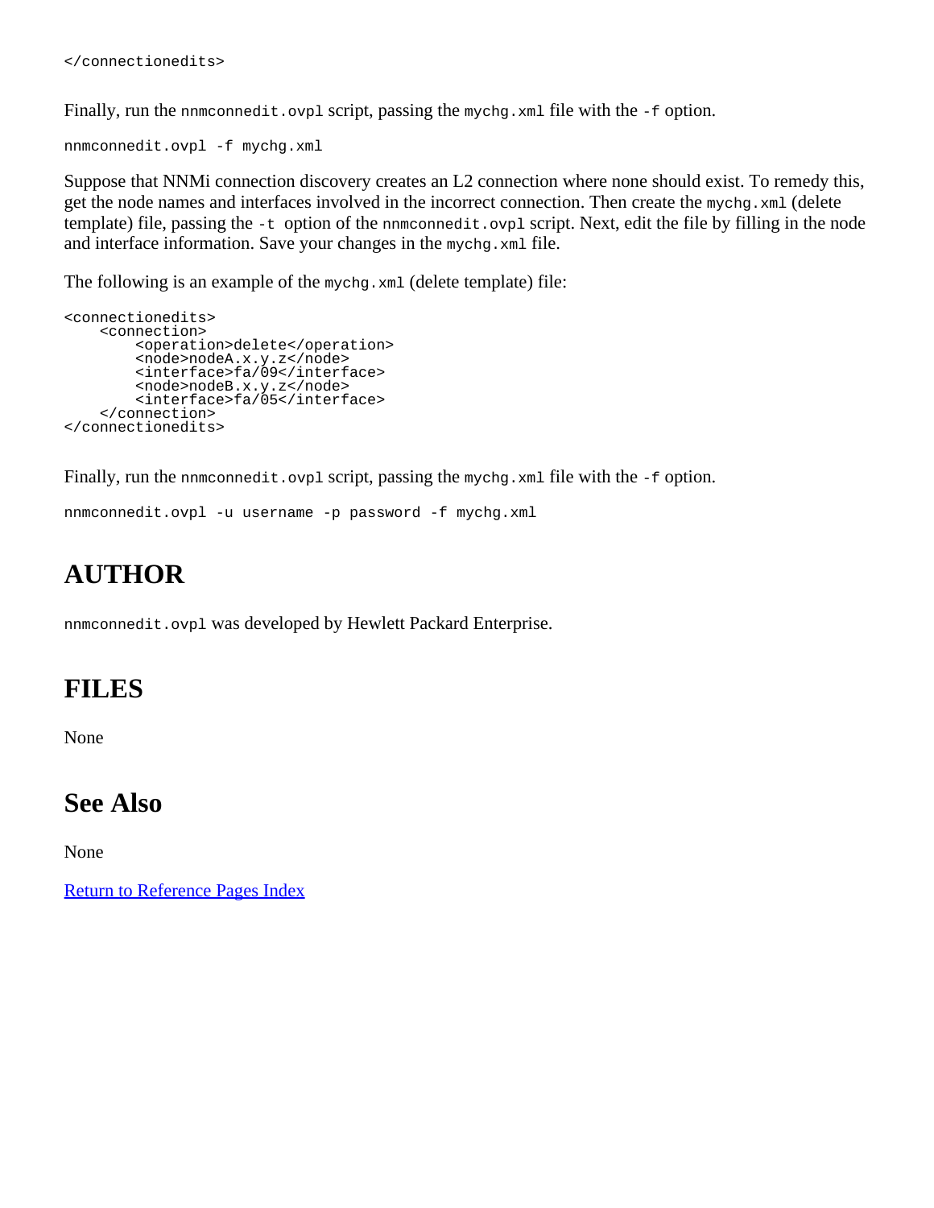```
</connectionedits>
```

Finally, run the `nnmconnedit.ovpl` script, passing the `mychg.xml` file with the `-f` option.

```
nnmconnedit.ovpl -f mychg.xml
```

Suppose that NNMi connection discovery creates an L2 connection where none should exist. To remedy this, get the node names and interfaces involved in the incorrect connection. Then create the `mychg.xml` (delete template) file, passing the `-t` option of the `nnmconnedit.ovpl` script. Next, edit the file by filling in the node and interface information. Save your changes in the `mychg.xml` file.

The following is an example of the `mychg.xml` (delete template) file:

```
<connectionedits>
    <connection>
        <operation>delete</operation>
        <node>nodeA.x.y.z</node>
        <interface>fa/09</interface>
        <node>nodeB.x.y.z</node>
        <interface>fa/05</interface>
    </connection>
</connectionedits>
```

Finally, run the `nnmconnedit.ovpl` script, passing the `mychg.xml` file with the `-f` option.

```
nnmconnedit.ovpl -u username -p password -f mychg.xml
```

## AUTHOR

`nnmconnedit.ovpl` was developed by Hewlett Packard Enterprise.

## FILES

None

## See Also

None

Return to Reference Pages Index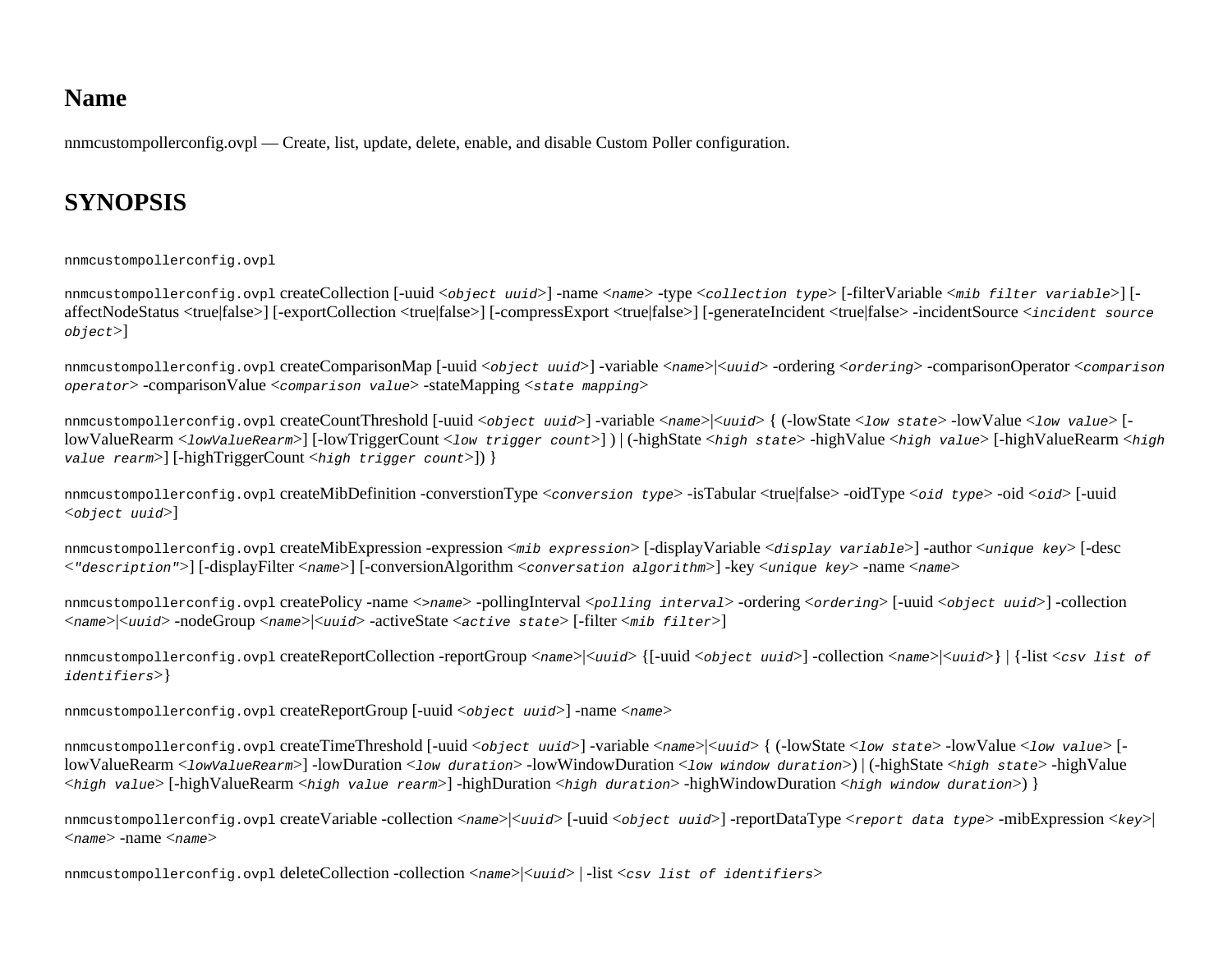## Name

nnmcustompollerconfig.ovpl — Create, list, update, delete, enable, and disable Custom Poller configuration.

## SYNOPSIS

`nnmcustompollerconfig.ovpl`

`nnmcustompollerconfig.ovpl` createCollection [-uuid <*object uuid*>] -name <*name*> -type <*collection type*> [-filterVariable <*mib filter variable*>] [-affectNodeStatus <true|false>] [-exportCollection <true|false>] [-compressExport <true|false>] [-generateIncident <true|false> -incidentSource <*incident source object*>]

`nnmcustompollerconfig.ovpl` createComparisonMap [-uuid <*object uuid*>] -variable <*name*>|<*uuid*> -ordering <*ordering*> -comparisonOperator <*comparison operator*> -comparisonValue <*comparison value*> -stateMapping <*state mapping*>

`nnmcustompollerconfig.ovpl` createCountThreshold [-uuid <*object uuid*>] -variable <*name*>|<*uuid*> { (-lowState <*low state*> -lowValue <*low value*> [-lowValueRearm <*lowValueRearm*>] [-lowTriggerCount <*low trigger count*>] ) | (-highState <*high state*> -highValue <*high value*> [-highValueRearm <*high value rearm*>] [-highTriggerCount <*high trigger count*>]) }

`nnmcustompollerconfig.ovpl` createMibDefinition -converstionType <*conversion type*> -isTabular <true|false> -oidType <*oid type*> -oid <*oid*> [-uuid <*object uuid*>]

`nnmcustompollerconfig.ovpl` createMibExpression -expression <*mib expression*> [-displayVariable <*display variable*>] -author <*unique key*> [-desc <*"description"*>] [-displayFilter <*name*>] [-conversionAlgorithm <*conversation algorithm*>] -key <*unique key*> -name <*name*>

`nnmcustompollerconfig.ovpl` createPolicy -name <>*name*> -pollingInterval <*polling interval*> -ordering <*ordering*> [-uuid <*object uuid*>] -collection <*name*>|<*uuid*> -nodeGroup <*name*>|<*uuid*> -activeState <*active state*> [-filter <*mib filter*>]

`nnmcustompollerconfig.ovpl` createReportCollection -reportGroup <*name*>|<*uuid*> {[-uuid <*object uuid*>] -collection <*name*>|<*uuid*>} | {-list <*csv list of identifiers*>}

`nnmcustompollerconfig.ovpl` createReportGroup [-uuid <*object uuid*>] -name <*name*>

`nnmcustompollerconfig.ovpl` createTimeThreshold [-uuid <*object uuid*>] -variable <*name*>|<*uuid*> { (-lowState <*low state*> -lowValue <*low value*> [-lowValueRearm <*lowValueRearm*>] -lowDuration <*low duration*> -lowWindowDuration <*low window duration*>) | (-highState <*high state*> -highValue <*high value*> [-highValueRearm <*high value rearm*>] -highDuration <*high duration*> -highWindowDuration <*high window duration*>) }

`nnmcustompollerconfig.ovpl` createVariable -collection <*name*>|<*uuid*> [-uuid <*object uuid*>] -reportDataType <*report data type*> -mibExpression <*key*>|<*name*> -name <*name*>

`nnmcustompollerconfig.ovpl` deleteCollection -collection <*name*>|<*uuid*> | -list <*csv list of identifiers*>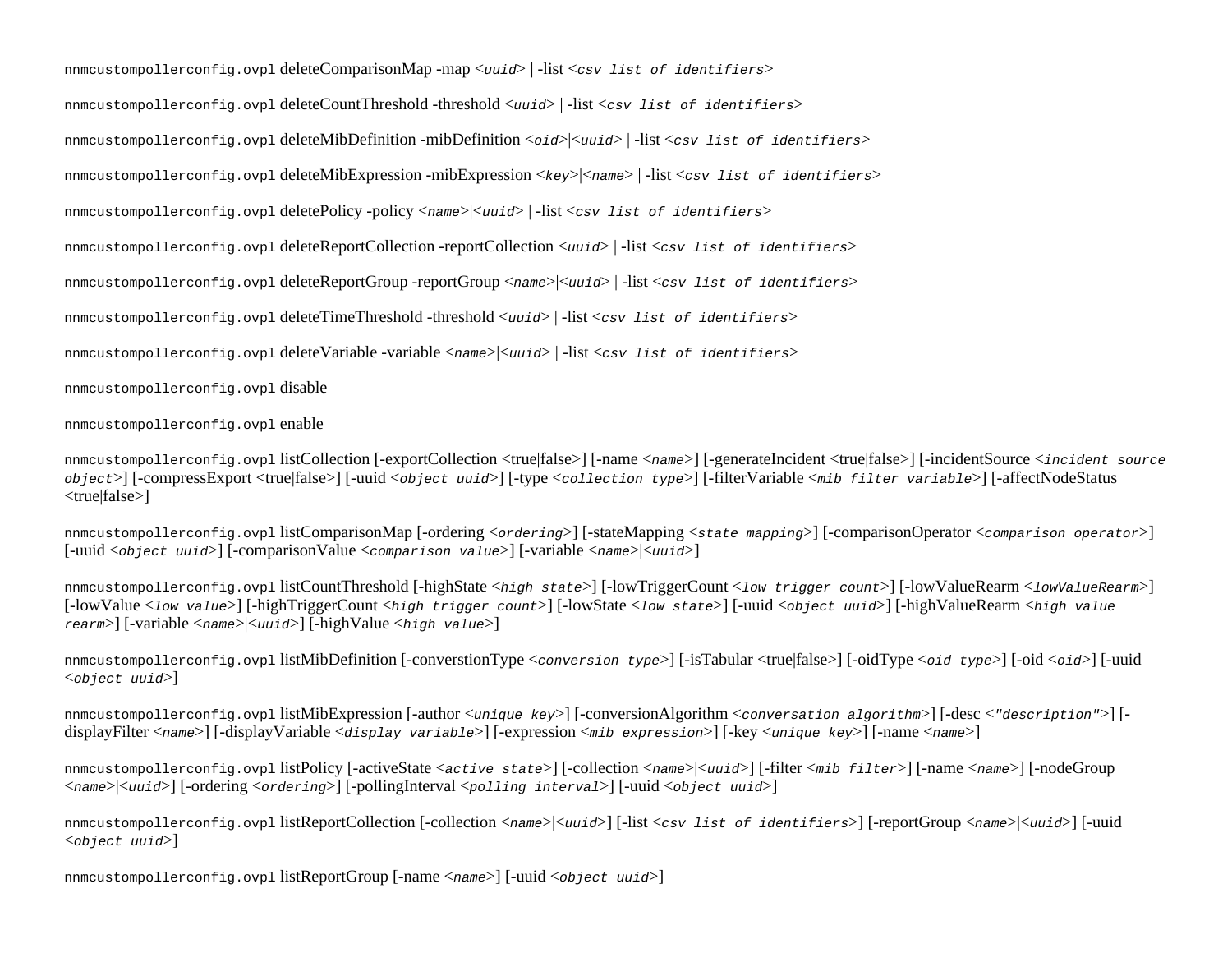`nnmcustompollerconfig.ovpl` deleteComparisonMap -map <*uuid*> | -list <*csv list of identifiers*>

`nnmcustompollerconfig.ovpl` deleteCountThreshold -threshold <*uuid*> | -list <*csv list of identifiers*>

`nnmcustompollerconfig.ovpl` deleteMibDefinition -mibDefinition <*oid*>|<*uuid*> | -list <*csv list of identifiers*>

`nnmcustompollerconfig.ovpl` deleteMibExpression -mibExpression <*key*>|<*name*> | -list <*csv list of identifiers*>

`nnmcustompollerconfig.ovpl` deletePolicy -policy <*name*>|<*uuid*> | -list <*csv list of identifiers*>

`nnmcustompollerconfig.ovpl` deleteReportCollection -reportCollection <*uuid*> | -list <*csv list of identifiers*>

`nnmcustompollerconfig.ovpl` deleteReportGroup -reportGroup <*name*>|<*uuid*> | -list <*csv list of identifiers*>

`nnmcustompollerconfig.ovpl` deleteTimeThreshold -threshold <*uuid*> | -list <*csv list of identifiers*>

`nnmcustompollerconfig.ovpl` deleteVariable -variable <*name*>|<*uuid*> | -list <*csv list of identifiers*>

`nnmcustompollerconfig.ovpl` disable

`nnmcustompollerconfig.ovpl` enable

`nnmcustompollerconfig.ovpl` listCollection [-exportCollection <true|false>] [-name <*name*>] [-generateIncident <true|false>] [-incidentSource <*incident source object*>] [-compressExport <true|false>] [-uuid <*object uuid*>] [-type <*collection type*>] [-filterVariable <*mib filter variable*>] [-affectNodeStatus <true|false>]

`nnmcustompollerconfig.ovpl` listComparisonMap [-ordering <*ordering*>] [-stateMapping <*state mapping*>] [-comparisonOperator <*comparison operator*>] [-uuid <*object uuid*>] [-comparisonValue <*comparison value*>] [-variable <*name*>|<*uuid*>]

`nnmcustompollerconfig.ovpl` listCountThreshold [-highState <*high state*>] [-lowTriggerCount <*low trigger count*>] [-lowValueRearm <*lowValueRearm*>] [-lowValue <*low value*>] [-highTriggerCount <*high trigger count*>] [-lowState <*low state*>] [-uuid <*object uuid*>] [-highValueRearm <*high value rearm*>] [-variable <*name*>|<*uuid*>] [-highValue <*high value*>]

`nnmcustompollerconfig.ovpl` listMibDefinition [-converstionType <*conversion type*>] [-isTabular <true|false>] [-oidType <*oid type*>] [-oid <*oid*>] [-uuid <*object uuid*>]

`nnmcustompollerconfig.ovpl` listMibExpression [-author <*unique key*>] [-conversionAlgorithm <*conversation algorithm*>] [-desc <*"description"*>] [-displayFilter <*name*>] [-displayVariable <*display variable*>] [-expression <*mib expression*>] [-key <*unique key*>] [-name <*name*>]

`nnmcustompollerconfig.ovpl` listPolicy [-activeState <*active state*>] [-collection <*name*>|<*uuid*>] [-filter <*mib filter*>] [-name <*name*>] [-nodeGroup <*name*>|<*uuid*>] [-ordering <*ordering*>] [-pollingInterval <*polling interval*>] [-uuid <*object uuid*>]

`nnmcustompollerconfig.ovpl` listReportCollection [-collection <*name*>|<*uuid*>] [-list <*csv list of identifiers*>] [-reportGroup <*name*>|<*uuid*>] [-uuid <*object uuid*>]

`nnmcustompollerconfig.ovpl` listReportGroup [-name <*name*>] [-uuid <*object uuid*>]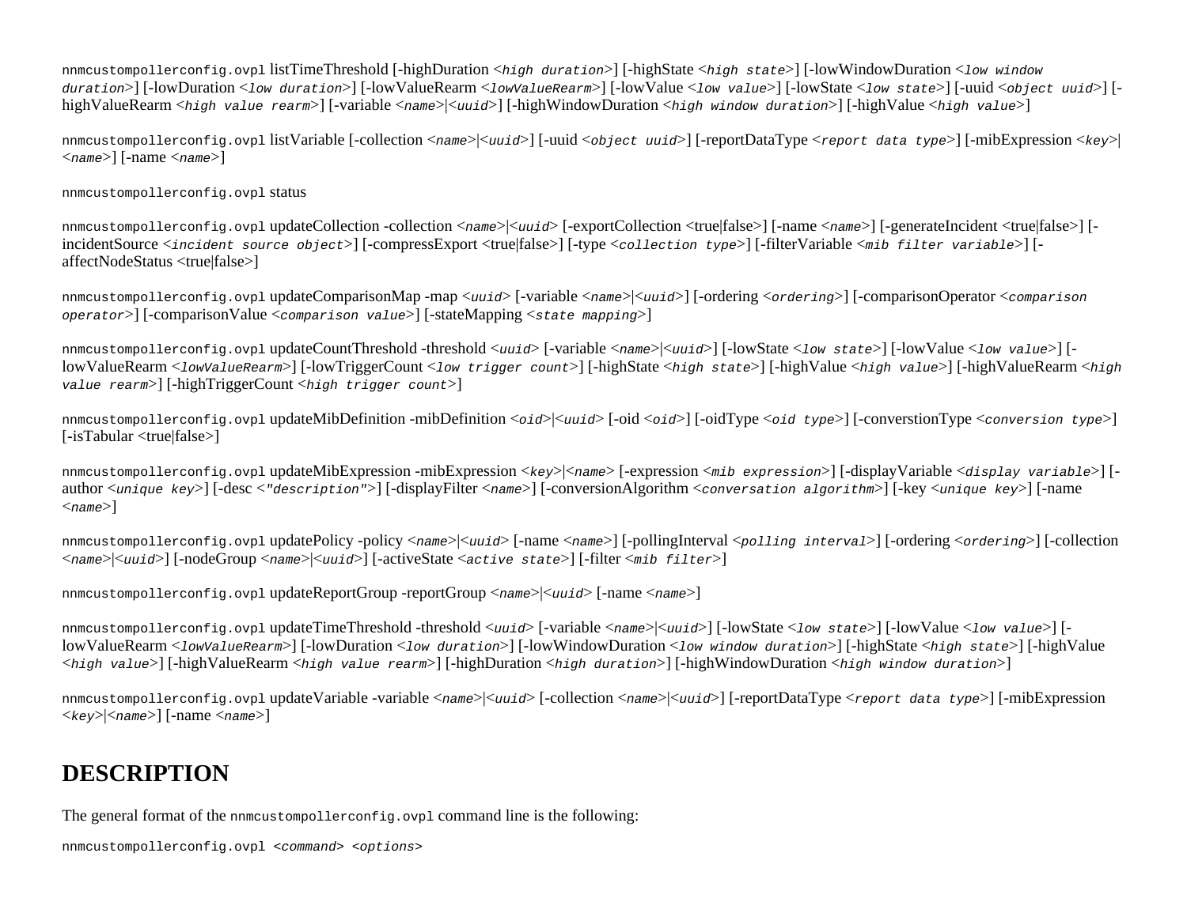`nnmcustompollerconfig.ovpl` listTimeThreshold [-highDuration <*high duration*>] [-highState <*high state*>] [-lowWindowDuration <*low window duration*>] [-lowDuration <*low duration*>] [-lowValueRearm <*lowValueRearm*>] [-lowValue <*low value*>] [-lowState <*low state*>] [-uuid <*object uuid*>] [-highValueRearm <*high value rearm*>] [-variable <*name*>|<*uuid*>] [-highWindowDuration <*high window duration*>] [-highValue <*high value*>]

`nnmcustompollerconfig.ovpl` listVariable [-collection <*name*>|<*uuid*>] [-uuid <*object uuid*>] [-reportDataType <*report data type*>] [-mibExpression <*key*>|<*name*>] [-name <*name*>]

`nnmcustompollerconfig.ovpl` status

`nnmcustompollerconfig.ovpl` updateCollection -collection <*name*>|<*uuid*> [-exportCollection <true|false>] [-name <*name*>] [-generateIncident <true|false>] [-incidentSource <*incident source object*>] [-compressExport <true|false>] [-type <*collection type*>] [-filterVariable <*mib filter variable*>] [-affectNodeStatus <true|false>]

`nnmcustompollerconfig.ovpl` updateComparisonMap -map <*uuid*> [-variable <*name*>|<*uuid*>] [-ordering <*ordering*>] [-comparisonOperator <*comparison operator*>] [-comparisonValue <*comparison value*>] [-stateMapping <*state mapping*>]

`nnmcustompollerconfig.ovpl` updateCountThreshold -threshold <*uuid*> [-variable <*name*>|<*uuid*>] [-lowState <*low state*>] [-lowValue <*low value*>] [-lowValueRearm <*lowValueRearm*>] [-lowTriggerCount <*low trigger count*>] [-highState <*high state*>] [-highValue <*high value*>] [-highValueRearm <*high value rearm*>] [-highTriggerCount <*high trigger count*>]

`nnmcustompollerconfig.ovpl` updateMibDefinition -mibDefinition <*oid*>|<*uuid*> [-oid <*oid*>] [-oidType <*oid type*>] [-converstionType <*conversion type*>] [-isTabular <true|false>]

`nnmcustompollerconfig.ovpl` updateMibExpression -mibExpression <*key*>|<*name*> [-expression <*mib expression*>] [-displayVariable <*display variable*>] [-author <*unique key*>] [-desc <*"description"*>] [-displayFilter <*name*>] [-conversionAlgorithm <*conversation algorithm*>] [-key <*unique key*>] [-name <*name*>]

`nnmcustompollerconfig.ovpl` updatePolicy -policy <*name*>|<*uuid*> [-name <*name*>] [-pollingInterval <*polling interval*>] [-ordering <*ordering*>] [-collection <*name*>|<*uuid*>] [-nodeGroup <*name*>|<*uuid*>] [-activeState <*active state*>] [-filter <*mib filter*>]

`nnmcustompollerconfig.ovpl` updateReportGroup -reportGroup <*name*>|<*uuid*> [-name <*name*>]

`nnmcustompollerconfig.ovpl` updateTimeThreshold -threshold <*uuid*> [-variable <*name*>|<*uuid*>] [-lowState <*low state*>] [-lowValue <*low value*>] [-lowValueRearm <*lowValueRearm*>] [-lowDuration <*low duration*>] [-lowWindowDuration <*low window duration*>] [-highState <*high state*>] [-highValue <*high value*>] [-highValueRearm <*high value rearm*>] [-highDuration <*high duration*>] [-highWindowDuration <*high window duration*>]

`nnmcustompollerconfig.ovpl` updateVariable -variable <*name*>|<*uuid*> [-collection <*name*>|<*uuid*>] [-reportDataType <*report data type*>] [-mibExpression <*key*>|<*name*>] [-name <*name*>]

## DESCRIPTION

The general format of the `nnmcustompollerconfig.ovpl` command line is the following:

```
nnmcustompollerconfig.ovpl <command> <options>
```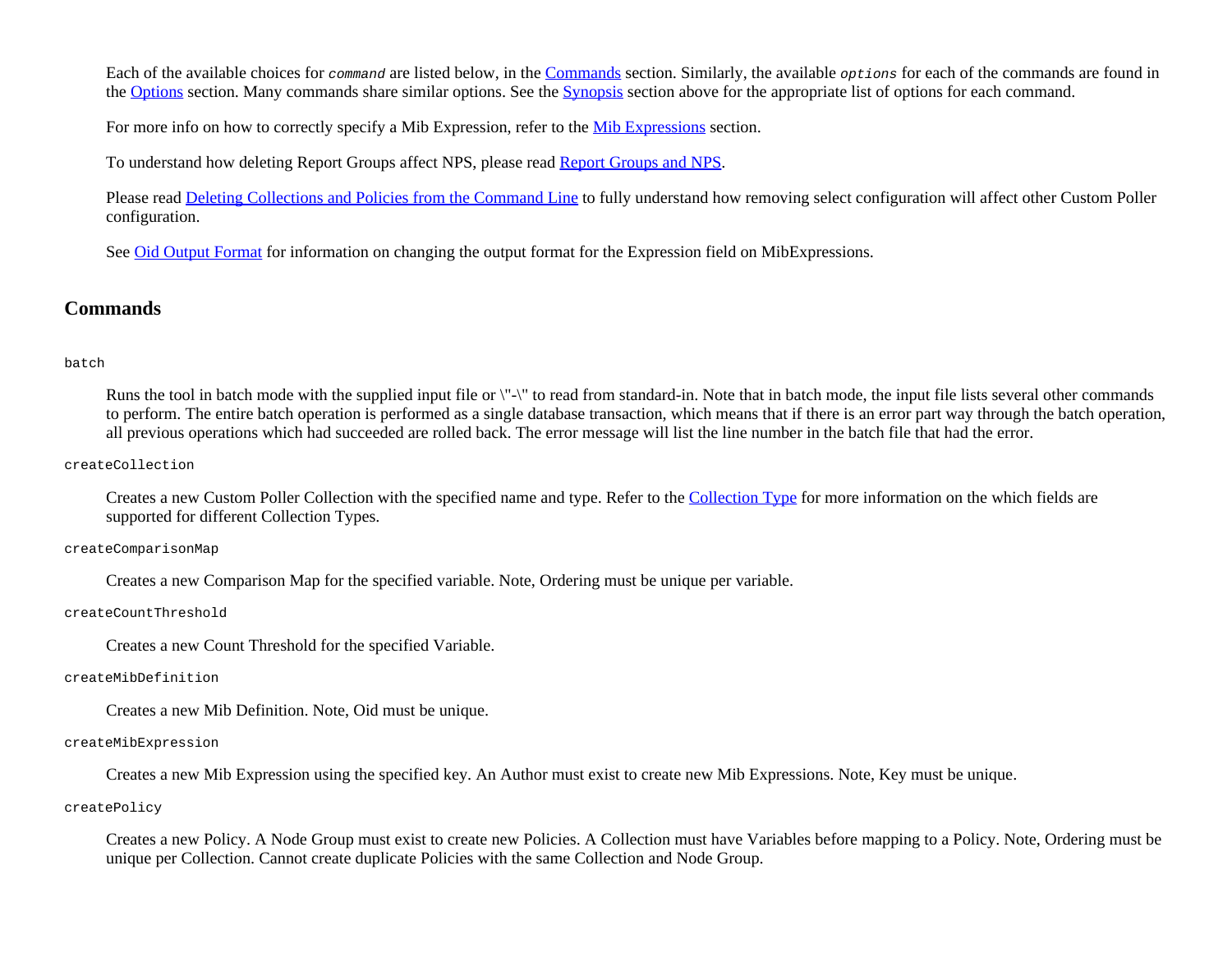Each of the available choices for *command* are listed below, in the Commands section. Similarly, the available *options* for each of the commands are found in the Options section. Many commands share similar options. See the Synopsis section above for the appropriate list of options for each command.

For more info on how to correctly specify a Mib Expression, refer to the Mib Expressions section.

To understand how deleting Report Groups affect NPS, please read Report Groups and NPS.

Please read Deleting Collections and Policies from the Command Line to fully understand how removing select configuration will affect other Custom Poller configuration.

See Oid Output Format for information on changing the output format for the Expression field on MibExpressions.

## Commands

`batch`

Runs the tool in batch mode with the supplied input file or \"-\" to read from standard-in. Note that in batch mode, the input file lists several other commands to perform. The entire batch operation is performed as a single database transaction, which means that if there is an error part way through the batch operation, all previous operations which had succeeded are rolled back. The error message will list the line number in the batch file that had the error.

`createCollection`

Creates a new Custom Poller Collection with the specified name and type. Refer to the Collection Type for more information on the which fields are supported for different Collection Types.

`createComparisonMap`

Creates a new Comparison Map for the specified variable. Note, Ordering must be unique per variable.

`createCountThreshold`

Creates a new Count Threshold for the specified Variable.

`createMibDefinition`

Creates a new Mib Definition. Note, Oid must be unique.

`createMibExpression`

Creates a new Mib Expression using the specified key. An Author must exist to create new Mib Expressions. Note, Key must be unique.

`createPolicy`

Creates a new Policy. A Node Group must exist to create new Policies. A Collection must have Variables before mapping to a Policy. Note, Ordering must be unique per Collection. Cannot create duplicate Policies with the same Collection and Node Group.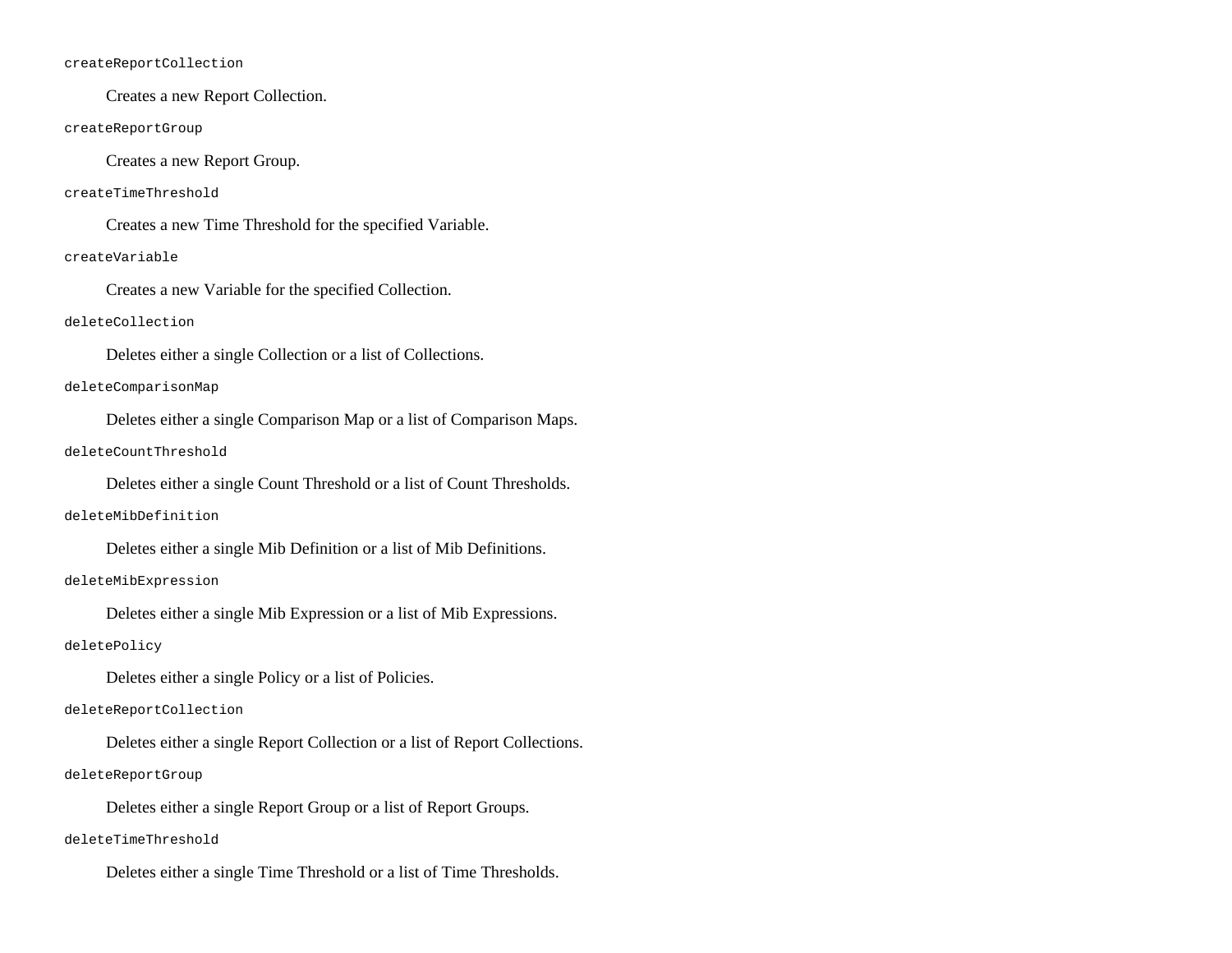`createReportCollection`

Creates a new Report Collection.

`createReportGroup`

Creates a new Report Group.

`createTimeThreshold`

Creates a new Time Threshold for the specified Variable.

`createVariable`

Creates a new Variable for the specified Collection.

`deleteCollection`

Deletes either a single Collection or a list of Collections.

`deleteComparisonMap`

Deletes either a single Comparison Map or a list of Comparison Maps.

`deleteCountThreshold`

Deletes either a single Count Threshold or a list of Count Thresholds.

`deleteMibDefinition`

Deletes either a single Mib Definition or a list of Mib Definitions.

`deleteMibExpression`

Deletes either a single Mib Expression or a list of Mib Expressions.

`deletePolicy`

Deletes either a single Policy or a list of Policies.

`deleteReportCollection`

Deletes either a single Report Collection or a list of Report Collections.

`deleteReportGroup`

Deletes either a single Report Group or a list of Report Groups.

`deleteTimeThreshold`

Deletes either a single Time Threshold or a list of Time Thresholds.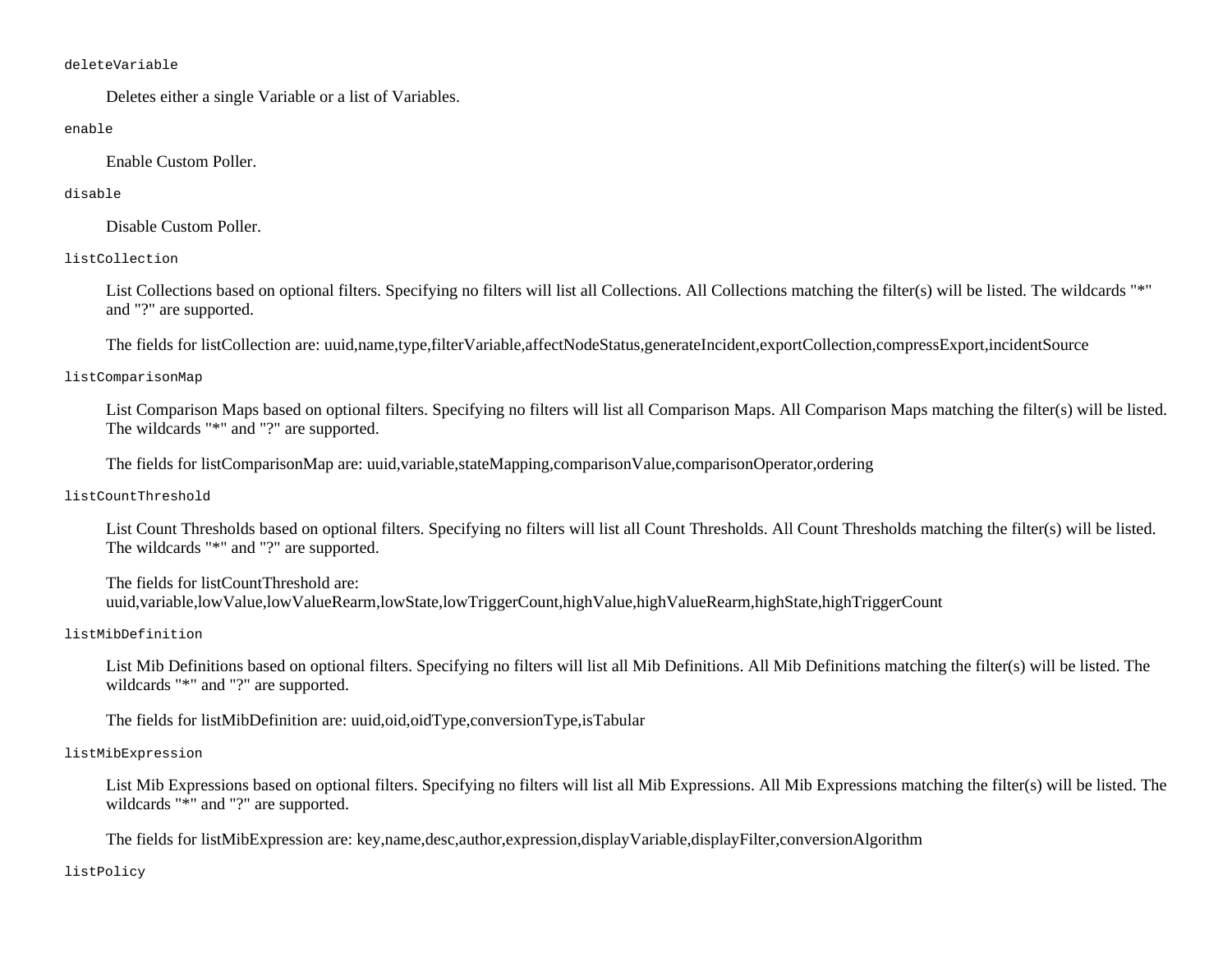`deleteVariable`

Deletes either a single Variable or a list of Variables.

`enable`

Enable Custom Poller.

`disable`

Disable Custom Poller.

`listCollection`

List Collections based on optional filters. Specifying no filters will list all Collections. All Collections matching the filter(s) will be listed. The wildcards "*" and "?" are supported.

The fields for listCollection are: uuid,name,type,filterVariable,affectNodeStatus,generateIncident,exportCollection,compressExport,incidentSource

`listComparisonMap`

List Comparison Maps based on optional filters. Specifying no filters will list all Comparison Maps. All Comparison Maps matching the filter(s) will be listed. The wildcards "*" and "?" are supported.

The fields for listComparisonMap are: uuid,variable,stateMapping,comparisonValue,comparisonOperator,ordering

`listCountThreshold`

List Count Thresholds based on optional filters. Specifying no filters will list all Count Thresholds. All Count Thresholds matching the filter(s) will be listed. The wildcards "*" and "?" are supported.

The fields for listCountThreshold are: uuid,variable,lowValue,lowValueRearm,lowState,lowTriggerCount,highValue,highValueRearm,highState,highTriggerCount

`listMibDefinition`

List Mib Definitions based on optional filters. Specifying no filters will list all Mib Definitions. All Mib Definitions matching the filter(s) will be listed. The wildcards "*" and "?" are supported.

The fields for listMibDefinition are: uuid,oid,oidType,conversionType,isTabular

`listMibExpression`

List Mib Expressions based on optional filters. Specifying no filters will list all Mib Expressions. All Mib Expressions matching the filter(s) will be listed. The wildcards "*" and "?" are supported.

The fields for listMibExpression are: key,name,desc,author,expression,displayVariable,displayFilter,conversionAlgorithm

`listPolicy`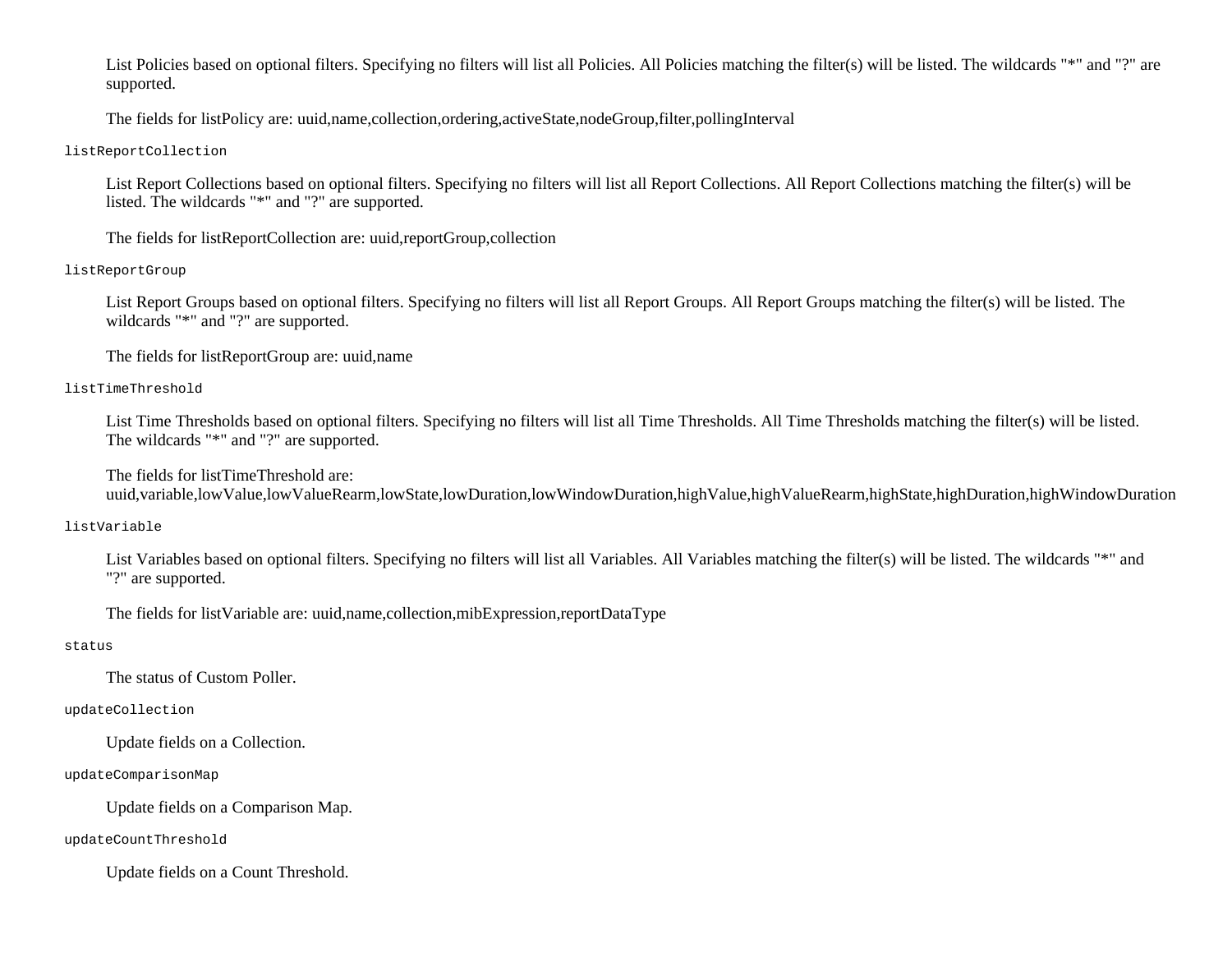List Policies based on optional filters. Specifying no filters will list all Policies. All Policies matching the filter(s) will be listed. The wildcards "*" and "?" are supported.

The fields for listPolicy are: uuid,name,collection,ordering,activeState,nodeGroup,filter,pollingInterval

`listReportCollection`

List Report Collections based on optional filters. Specifying no filters will list all Report Collections. All Report Collections matching the filter(s) will be listed. The wildcards "*" and "?" are supported.

The fields for listReportCollection are: uuid,reportGroup,collection

`listReportGroup`

List Report Groups based on optional filters. Specifying no filters will list all Report Groups. All Report Groups matching the filter(s) will be listed. The wildcards "*" and "?" are supported.

The fields for listReportGroup are: uuid,name

`listTimeThreshold`

List Time Thresholds based on optional filters. Specifying no filters will list all Time Thresholds. All Time Thresholds matching the filter(s) will be listed. The wildcards "*" and "?" are supported.

The fields for listTimeThreshold are: uuid,variable,lowValue,lowValueRearm,lowState,lowDuration,lowWindowDuration,highValue,highValueRearm,highState,highDuration,highWindowDuration

`listVariable`

List Variables based on optional filters. Specifying no filters will list all Variables. All Variables matching the filter(s) will be listed. The wildcards "*" and "?" are supported.

The fields for listVariable are: uuid,name,collection,mibExpression,reportDataType

`status`

The status of Custom Poller.

`updateCollection`

Update fields on a Collection.

`updateComparisonMap`

Update fields on a Comparison Map.

`updateCountThreshold`

Update fields on a Count Threshold.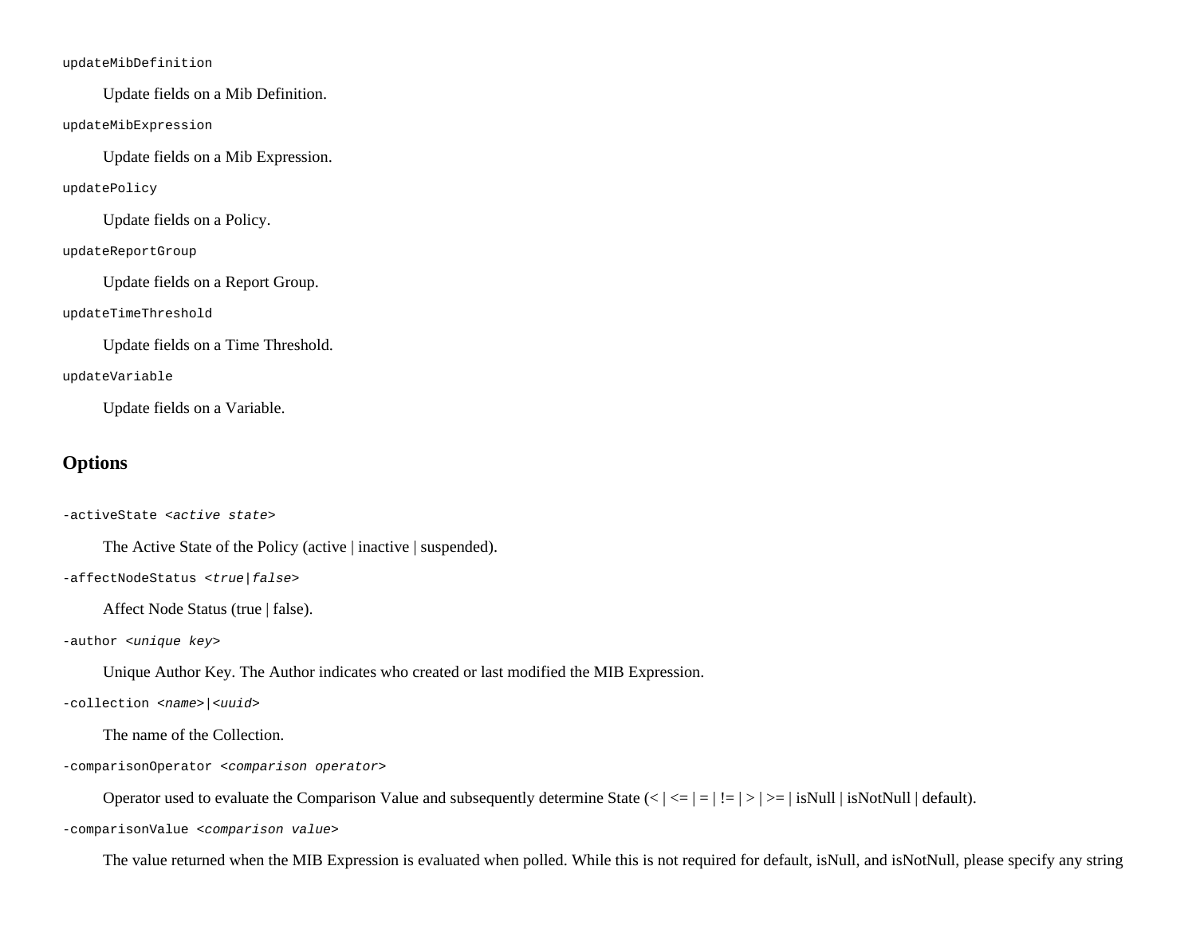`updateMibDefinition`

Update fields on a Mib Definition.

`updateMibExpression`

Update fields on a Mib Expression.

`updatePolicy`

Update fields on a Policy.

`updateReportGroup`

Update fields on a Report Group.

`updateTimeThreshold`

Update fields on a Time Threshold.

`updateVariable`

Update fields on a Variable.

## Options

`-activeState` *`<active state>`*

The Active State of the Policy (active | inactive | suspended).

`-affectNodeStatus` *`<true|false>`*

Affect Node Status (true | false).

`-author` *`<unique key>`*

Unique Author Key. The Author indicates who created or last modified the MIB Expression.

`-collection` *`<name>|<uuid>`*

The name of the Collection.

`-comparisonOperator` *`<comparison operator>`*

Operator used to evaluate the Comparison Value and subsequently determine State (< | <= | = | != | > | >= | isNull | isNotNull | default).

`-comparisonValue` *`<comparison value>`*

The value returned when the MIB Expression is evaluated when polled. While this is not required for default, isNull, and isNotNull, please specify any string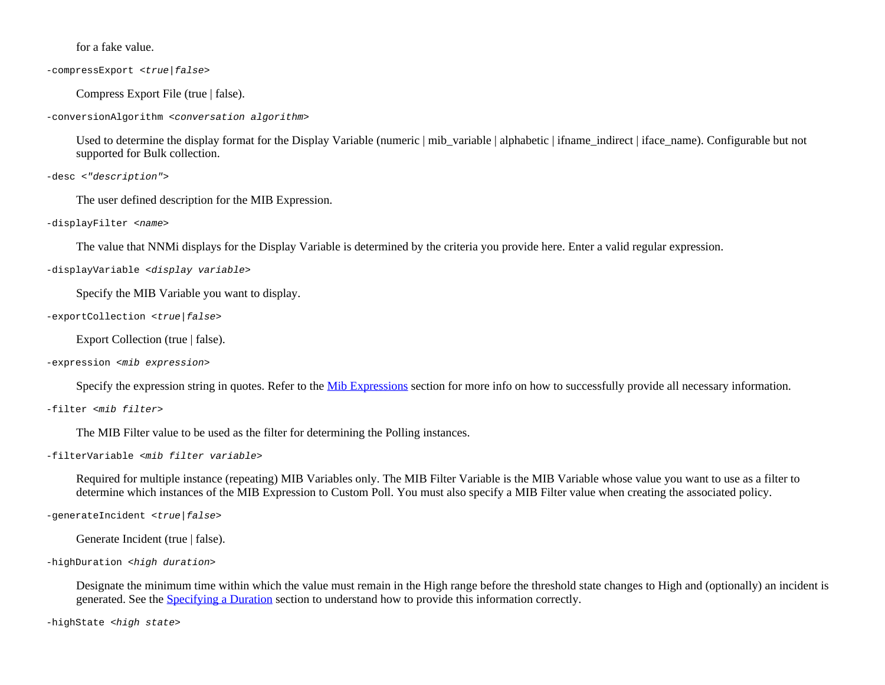for a fake value.

`-compressExport <true|false>`

Compress Export File (true | false).

`-conversionAlgorithm <conversation algorithm>`

Used to determine the display format for the Display Variable (numeric | mib_variable | alphabetic | ifname_indirect | iface_name). Configurable but not supported for Bulk collection.

`-desc <"description">`

The user defined description for the MIB Expression.

`-displayFilter <name>`

The value that NNMi displays for the Display Variable is determined by the criteria you provide here. Enter a valid regular expression.

`-displayVariable <display variable>`

Specify the MIB Variable you want to display.

`-exportCollection <true|false>`

Export Collection (true | false).

`-expression <mib expression>`

Specify the expression string in quotes. Refer to the Mib Expressions section for more info on how to successfully provide all necessary information.

`-filter <mib filter>`

The MIB Filter value to be used as the filter for determining the Polling instances.

`-filterVariable <mib filter variable>`

Required for multiple instance (repeating) MIB Variables only. The MIB Filter Variable is the MIB Variable whose value you want to use as a filter to determine which instances of the MIB Expression to Custom Poll. You must also specify a MIB Filter value when creating the associated policy.

`-generateIncident <true|false>`

Generate Incident (true | false).

`-highDuration <high duration>`

Designate the minimum time within which the value must remain in the High range before the threshold state changes to High and (optionally) an incident is generated. See the Specifying a Duration section to understand how to provide this information correctly.

`-highState <high state>`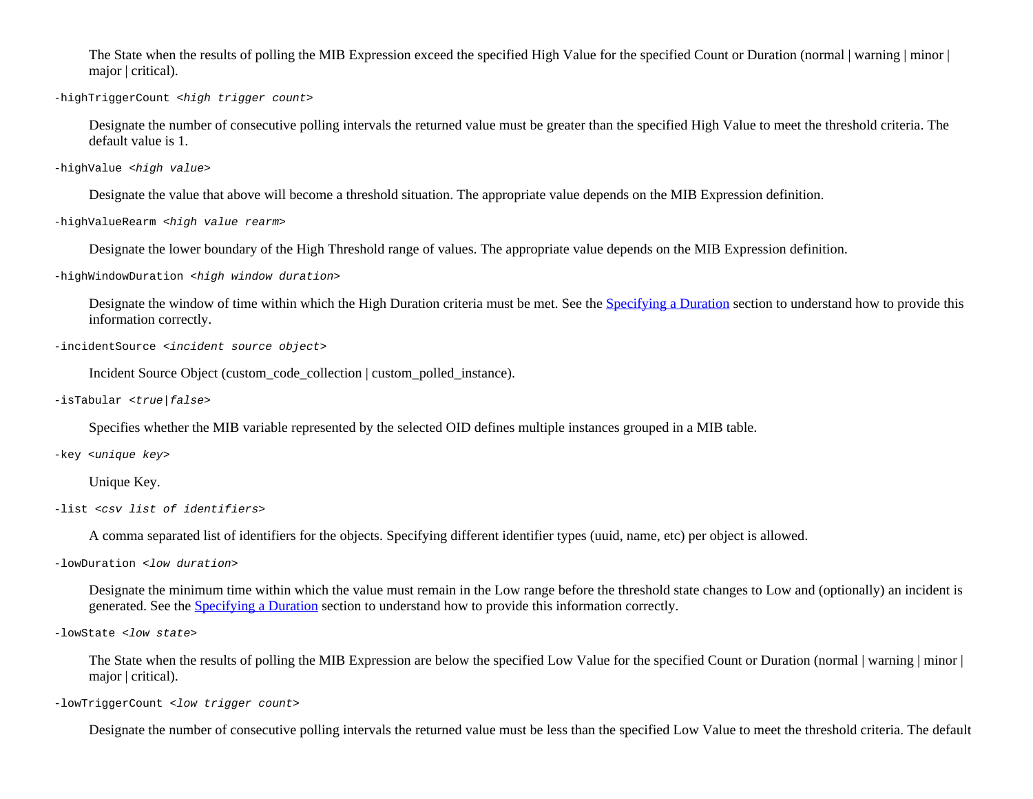The State when the results of polling the MIB Expression exceed the specified High Value for the specified Count or Duration (normal | warning | minor | major | critical).

`-highTriggerCount <high trigger count>`

Designate the number of consecutive polling intervals the returned value must be greater than the specified High Value to meet the threshold criteria. The default value is 1.

`-highValue <high value>`

Designate the value that above will become a threshold situation. The appropriate value depends on the MIB Expression definition.

`-highValueRearm <high value rearm>`

Designate the lower boundary of the High Threshold range of values. The appropriate value depends on the MIB Expression definition.

`-highWindowDuration <high window duration>`

Designate the window of time within which the High Duration criteria must be met. See the Specifying a Duration section to understand how to provide this information correctly.

`-incidentSource <incident source object>`

Incident Source Object (custom_code_collection | custom_polled_instance).

`-isTabular <true|false>`

Specifies whether the MIB variable represented by the selected OID defines multiple instances grouped in a MIB table.

`-key <unique key>`

Unique Key.

`-list <csv list of identifiers>`

A comma separated list of identifiers for the objects. Specifying different identifier types (uuid, name, etc) per object is allowed.

`-lowDuration <low duration>`

Designate the minimum time within which the value must remain in the Low range before the threshold state changes to Low and (optionally) an incident is generated. See the Specifying a Duration section to understand how to provide this information correctly.

`-lowState <low state>`

The State when the results of polling the MIB Expression are below the specified Low Value for the specified Count or Duration (normal | warning | minor | major | critical).

`-lowTriggerCount <low trigger count>`

Designate the number of consecutive polling intervals the returned value must be less than the specified Low Value to meet the threshold criteria. The default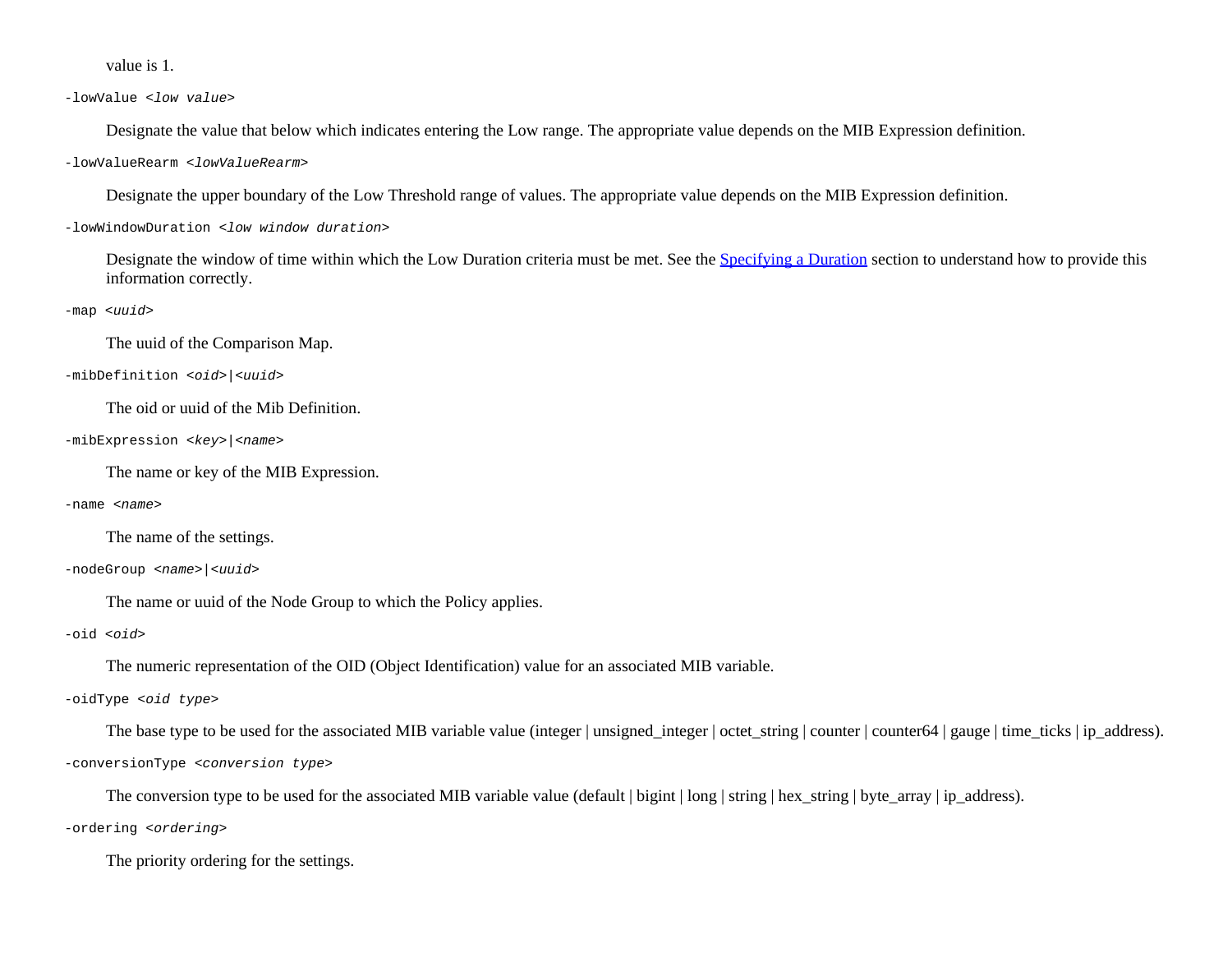value is 1.

`-lowValue <low value>`

Designate the value that below which indicates entering the Low range. The appropriate value depends on the MIB Expression definition.

`-lowValueRearm <lowValueRearm>`

Designate the upper boundary of the Low Threshold range of values. The appropriate value depends on the MIB Expression definition.

`-lowWindowDuration <low window duration>`

Designate the window of time within which the Low Duration criteria must be met. See the Specifying a Duration section to understand how to provide this information correctly.

`-map <uuid>`

The uuid of the Comparison Map.

`-mibDefinition <oid>|<uuid>`

The oid or uuid of the Mib Definition.

`-mibExpression <key>|<name>`

The name or key of the MIB Expression.

`-name <name>`

The name of the settings.

`-nodeGroup <name>|<uuid>`

The name or uuid of the Node Group to which the Policy applies.

`-oid <oid>`

The numeric representation of the OID (Object Identification) value for an associated MIB variable.

`-oidType <oid type>`

The base type to be used for the associated MIB variable value (integer | unsigned_integer | octet_string | counter | counter64 | gauge | time_ticks | ip_address).

`-conversionType <conversion type>`

The conversion type to be used for the associated MIB variable value (default | bigint | long | string | hex_string | byte_array | ip_address).

`-ordering <ordering>`

The priority ordering for the settings.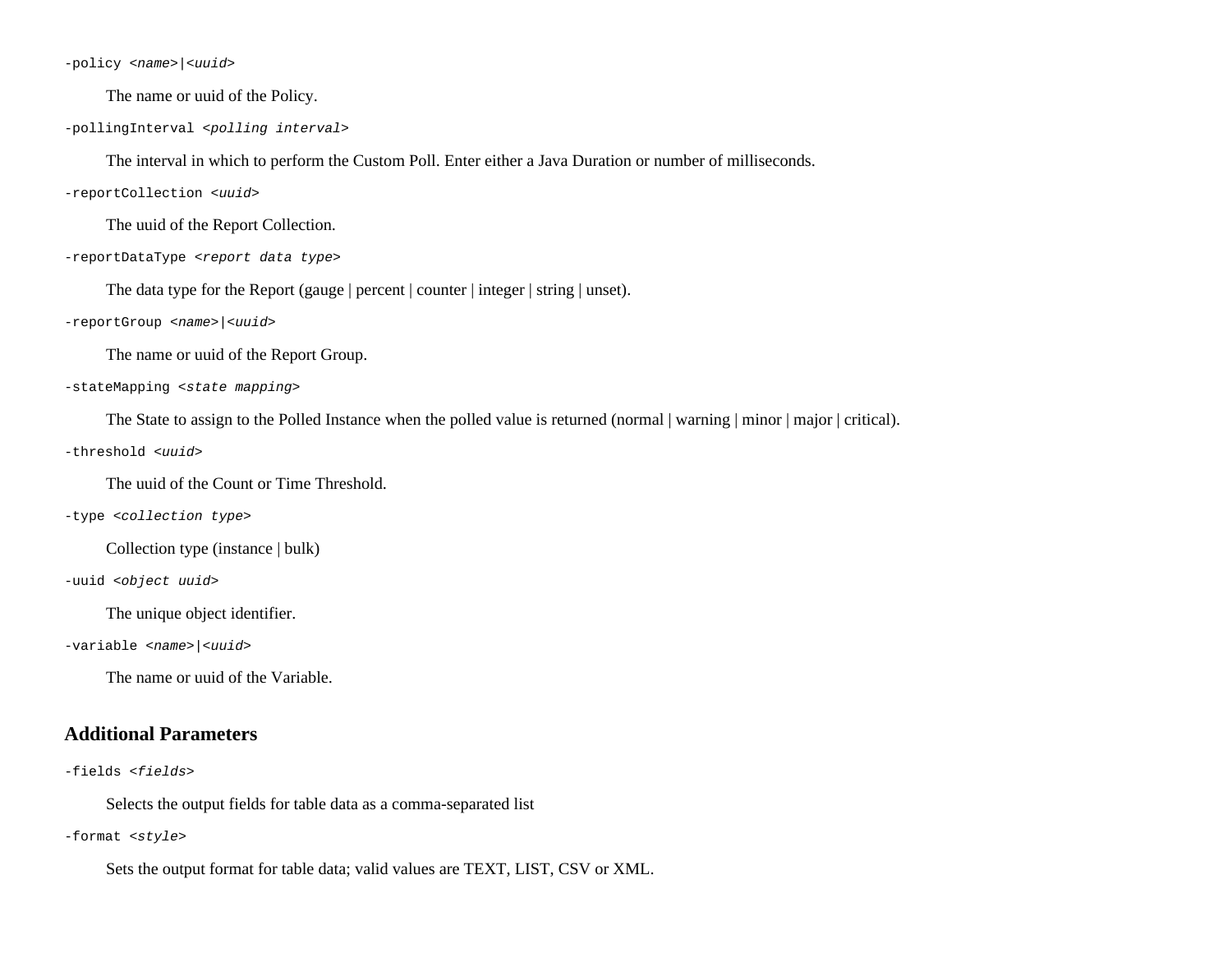`-policy <name>|<uuid>`

The name or uuid of the Policy.

`-pollingInterval <polling interval>`

The interval in which to perform the Custom Poll. Enter either a Java Duration or number of milliseconds.

`-reportCollection <uuid>`

The uuid of the Report Collection.

`-reportDataType <report data type>`

The data type for the Report (gauge | percent | counter | integer | string | unset).

`-reportGroup <name>|<uuid>`

The name or uuid of the Report Group.

`-stateMapping <state mapping>`

The State to assign to the Polled Instance when the polled value is returned (normal | warning | minor | major | critical).

`-threshold <uuid>`

The uuid of the Count or Time Threshold.

`-type <collection type>`

Collection type (instance | bulk)

`-uuid <object uuid>`

The unique object identifier.

`-variable <name>|<uuid>`

The name or uuid of the Variable.

## Additional Parameters

`-fields <fields>`

Selects the output fields for table data as a comma-separated list

`-format <style>`

Sets the output format for table data; valid values are TEXT, LIST, CSV or XML.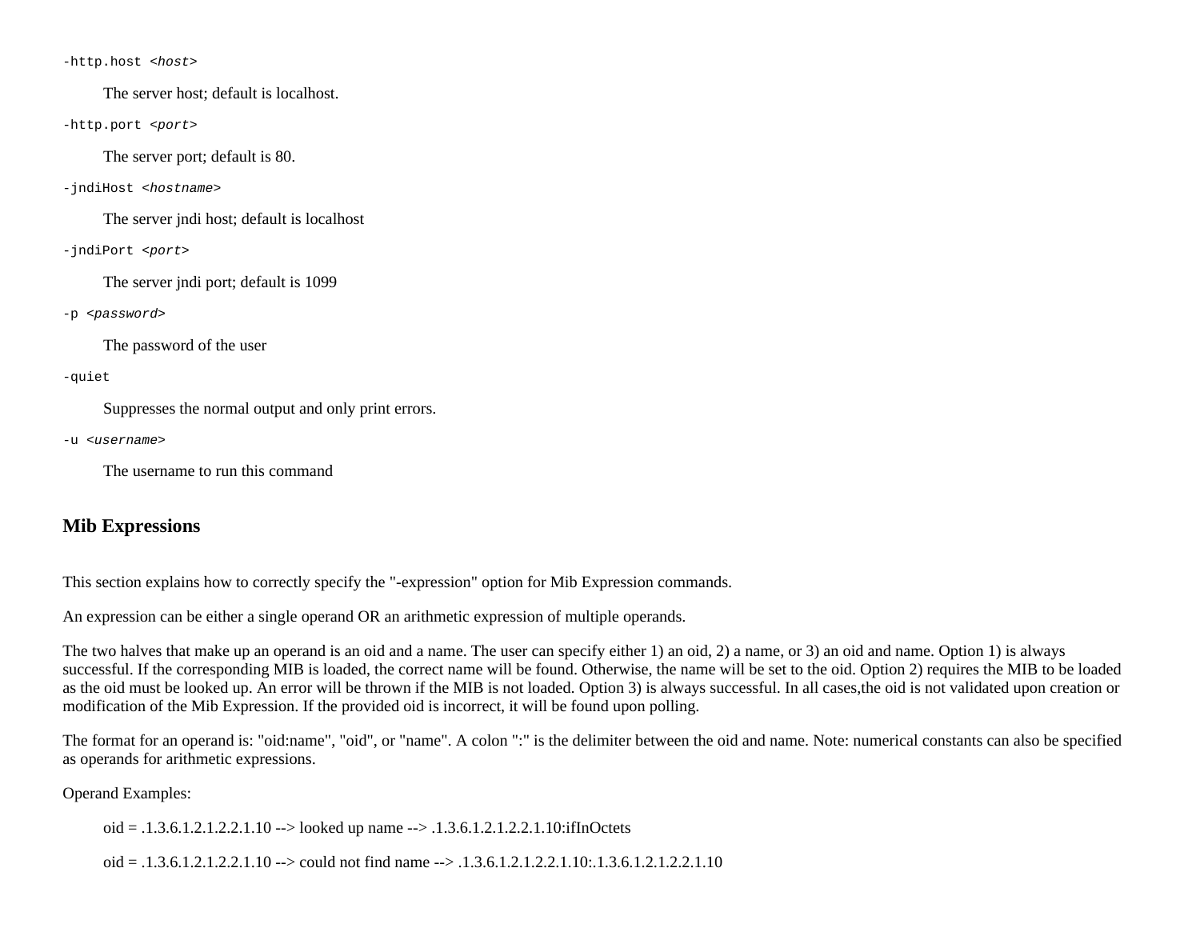`-http.host <host>`

The server host; default is localhost.

`-http.port <port>`

The server port; default is 80.

`-jndiHost <hostname>`

The server jndi host; default is localhost

`-jndiPort <port>`

The server jndi port; default is 1099

`-p <password>`

The password of the user

`-quiet`

Suppresses the normal output and only print errors.

`-u <username>`

The username to run this command

## Mib Expressions

This section explains how to correctly specify the "-expression" option for Mib Expression commands.

An expression can be either a single operand OR an arithmetic expression of multiple operands.

The two halves that make up an operand is an oid and a name. The user can specify either 1) an oid, 2) a name, or 3) an oid and name. Option 1) is always successful. If the corresponding MIB is loaded, the correct name will be found. Otherwise, the name will be set to the oid. Option 2) requires the MIB to be loaded as the oid must be looked up. An error will be thrown if the MIB is not loaded. Option 3) is always successful. In all cases,the oid is not validated upon creation or modification of the Mib Expression. If the provided oid is incorrect, it will be found upon polling.

The format for an operand is: "oid:name", "oid", or "name". A colon ":" is the delimiter between the oid and name. Note: numerical constants can also be specified as operands for arithmetic expressions.

Operand Examples:

oid = .1.3.6.1.2.1.2.2.1.10 --> looked up name --> .1.3.6.1.2.1.2.2.1.10:ifInOctets

oid = .1.3.6.1.2.1.2.2.1.10 --> could not find name --> .1.3.6.1.2.1.2.2.1.10:.1.3.6.1.2.1.2.2.1.10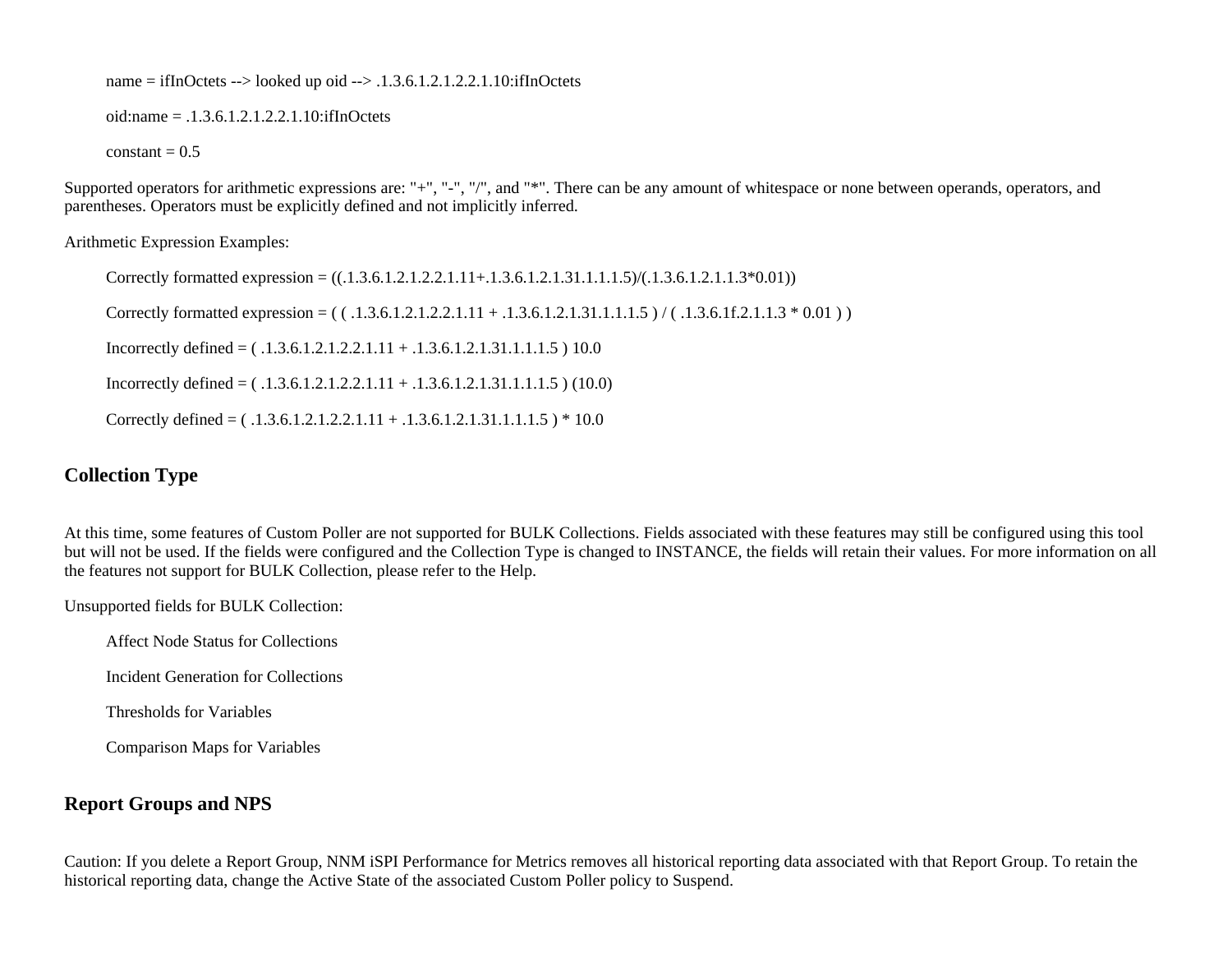name = ifInOctets --> looked up oid --> .1.3.6.1.2.1.2.2.1.10:ifInOctets

oid:name = .1.3.6.1.2.1.2.2.1.10:ifInOctets

constant = 0.5

Supported operators for arithmetic expressions are: "+", "-", "/", and "*". There can be any amount of whitespace or none between operands, operators, and parentheses. Operators must be explicitly defined and not implicitly inferred.

Arithmetic Expression Examples:

Correctly formatted expression = ((.1.3.6.1.2.1.2.2.1.11+.1.3.6.1.2.1.31.1.1.1.5)/(.1.3.6.1.2.1.1.3*0.01))

Correctly formatted expression = ( ( .1.3.6.1.2.1.2.2.1.11 + .1.3.6.1.2.1.31.1.1.1.5 ) / ( .1.3.6.1f.2.1.1.3 * 0.01 ) )

Incorrectly defined = ( .1.3.6.1.2.1.2.2.1.11 + .1.3.6.1.2.1.31.1.1.1.5 ) 10.0

Incorrectly defined = ( .1.3.6.1.2.1.2.2.1.11 + .1.3.6.1.2.1.31.1.1.1.5 ) (10.0)

Correctly defined = ( .1.3.6.1.2.1.2.2.1.11 + .1.3.6.1.2.1.31.1.1.1.5 ) * 10.0

## Collection Type

At this time, some features of Custom Poller are not supported for BULK Collections. Fields associated with these features may still be configured using this tool but will not be used. If the fields were configured and the Collection Type is changed to INSTANCE, the fields will retain their values. For more information on all the features not support for BULK Collection, please refer to the Help.

Unsupported fields for BULK Collection:

Affect Node Status for Collections

Incident Generation for Collections

Thresholds for Variables

Comparison Maps for Variables

## Report Groups and NPS

Caution: If you delete a Report Group, NNM iSPI Performance for Metrics removes all historical reporting data associated with that Report Group. To retain the historical reporting data, change the Active State of the associated Custom Poller policy to Suspend.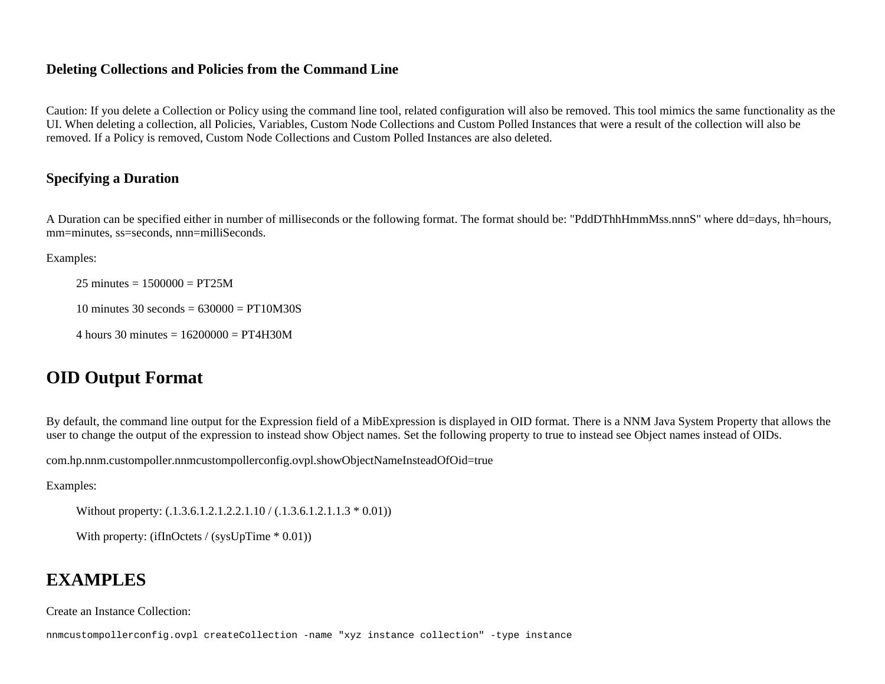### Deleting Collections and Policies from the Command Line

Caution: If you delete a Collection or Policy using the command line tool, related configuration will also be removed. This tool mimics the same functionality as the UI. When deleting a collection, all Policies, Variables, Custom Node Collections and Custom Polled Instances that were a result of the collection will also be removed. If a Policy is removed, Custom Node Collections and Custom Polled Instances are also deleted.

### Specifying a Duration

A Duration can be specified either in number of milliseconds or the following format. The format should be: "PddDThhHmmMss.nnnS" where dd=days, hh=hours, mm=minutes, ss=seconds, nnn=milliSeconds.

Examples:

> 25 minutes = 1500000 = PT25M
>
> 10 minutes 30 seconds = 630000 = PT10M30S
>
> 4 hours 30 minutes = 16200000 = PT4H30M

## OID Output Format

By default, the command line output for the Expression field of a MibExpression is displayed in OID format. There is a NNM Java System Property that allows the user to change the output of the expression to instead show Object names. Set the following property to true to instead see Object names instead of OIDs.

com.hp.nnm.custompoller.nnmcustompollerconfig.ovpl.showObjectNameInsteadOfOid=true

Examples:

> Without property: (.1.3.6.1.2.1.2.2.1.10 / (.1.3.6.1.2.1.1.3 * 0.01))
>
> With property: (ifInOctets / (sysUpTime * 0.01))

## EXAMPLES

Create an Instance Collection:

```
nnmcustompollerconfig.ovpl createCollection -name "xyz instance collection" -type instance
```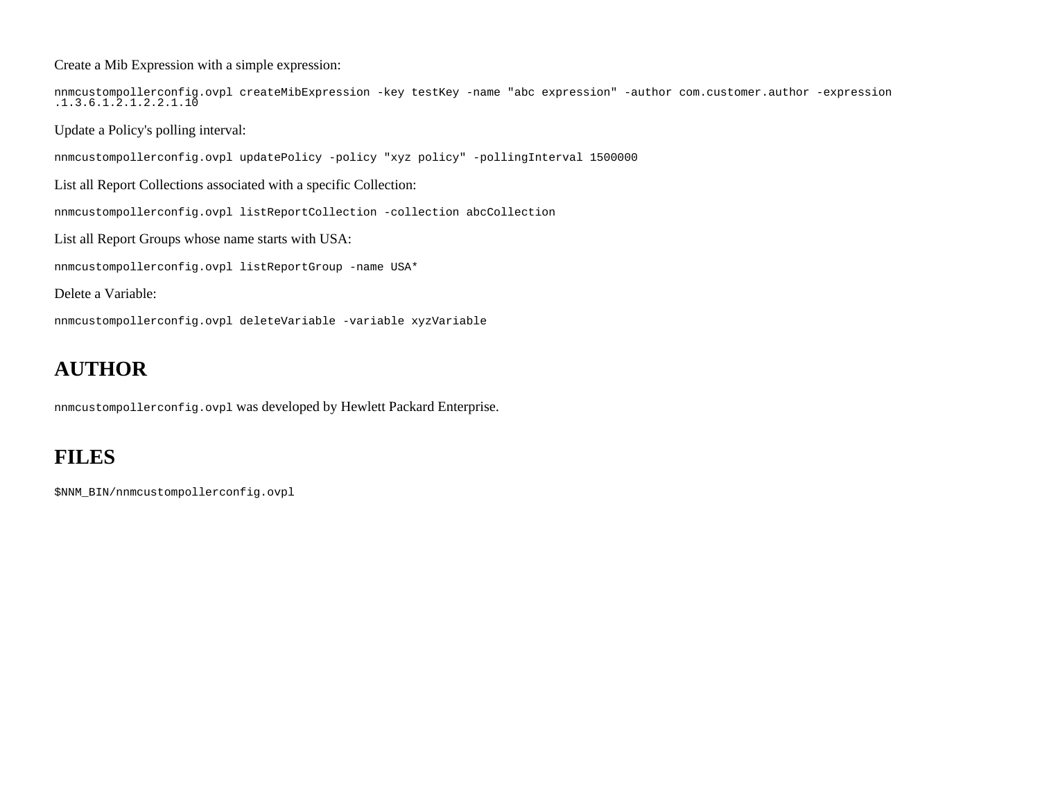Create a Mib Expression with a simple expression:

```
nnmcustompollerconfig.ovpl createMibExpression -key testKey -name "abc expression" -author com.customer.author -expression
.1.3.6.1.2.1.2.2.1.10
```

Update a Policy's polling interval:

```
nnmcustompollerconfig.ovpl updatePolicy -policy "xyz policy" -pollingInterval 1500000
```

List all Report Collections associated with a specific Collection:

```
nnmcustompollerconfig.ovpl listReportCollection -collection abcCollection
```

List all Report Groups whose name starts with USA:

```
nnmcustompollerconfig.ovpl listReportGroup -name USA*
```

Delete a Variable:

```
nnmcustompollerconfig.ovpl deleteVariable -variable xyzVariable
```

## AUTHOR

`nnmcustompollerconfig.ovpl` was developed by Hewlett Packard Enterprise.

## FILES

`$NNM_BIN/nnmcustompollerconfig.ovpl`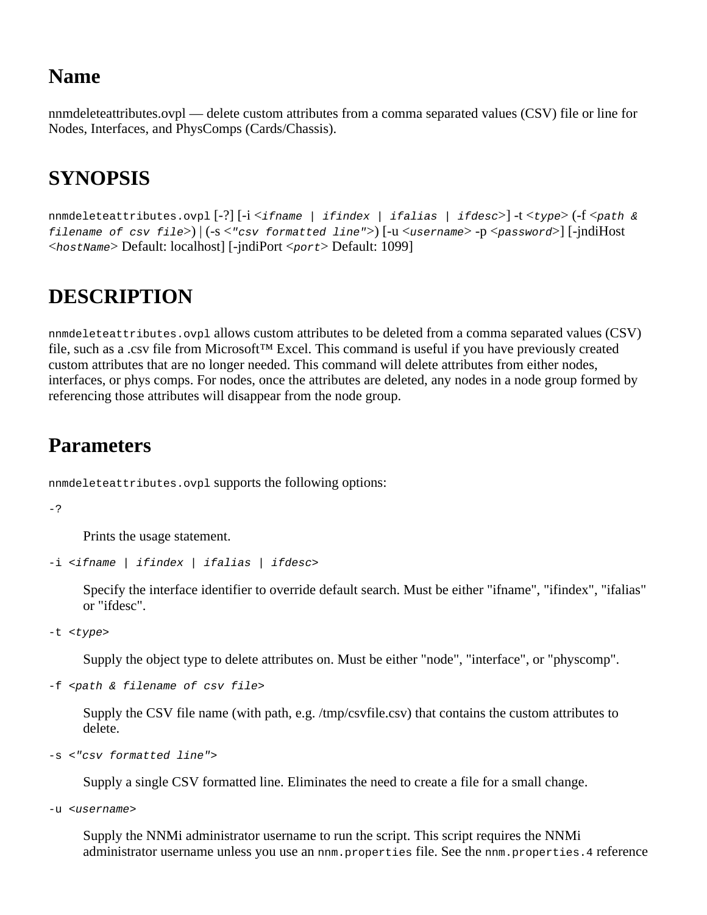## Name

nnmdeleteattributes.ovpl — delete custom attributes from a comma separated values (CSV) file or line for Nodes, Interfaces, and PhysComps (Cards/Chassis).

## SYNOPSIS

`nnmdeleteattributes.ovpl` [-?] [-i <*ifname | ifindex | ifalias | ifdesc*>] -t <*type*> (-f <*path & filename of csv file*>) | (-s <*"csv formatted line"*>) [-u <*username*> -p <*password*>] [-jndiHost <*hostName*> Default: localhost] [-jndiPort <*port*> Default: 1099]

## DESCRIPTION

`nnmdeleteattributes.ovpl` allows custom attributes to be deleted from a comma separated values (CSV) file, such as a .csv file from Microsoft™ Excel. This command is useful if you have previously created custom attributes that are no longer needed. This command will delete attributes from either nodes, interfaces, or phys comps. For nodes, once the attributes are deleted, any nodes in a node group formed by referencing those attributes will disappear from the node group.

## Parameters

`nnmdeleteattributes.ovpl` supports the following options:

`-?`

Prints the usage statement.

`-i <ifname | ifindex | ifalias | ifdesc>`

Specify the interface identifier to override default search. Must be either "ifname", "ifindex", "ifalias" or "ifdesc".

`-t <type>`

Supply the object type to delete attributes on. Must be either "node", "interface", or "physcomp".

`-f <path & filename of csv file>`

Supply the CSV file name (with path, e.g. /tmp/csvfile.csv) that contains the custom attributes to delete.

`-s <"csv formatted line">`

Supply a single CSV formatted line. Eliminates the need to create a file for a small change.

`-u <username>`

Supply the NNMi administrator username to run the script. This script requires the NNMi administrator username unless you use an `nnm.properties` file. See the `nnm.properties.4` reference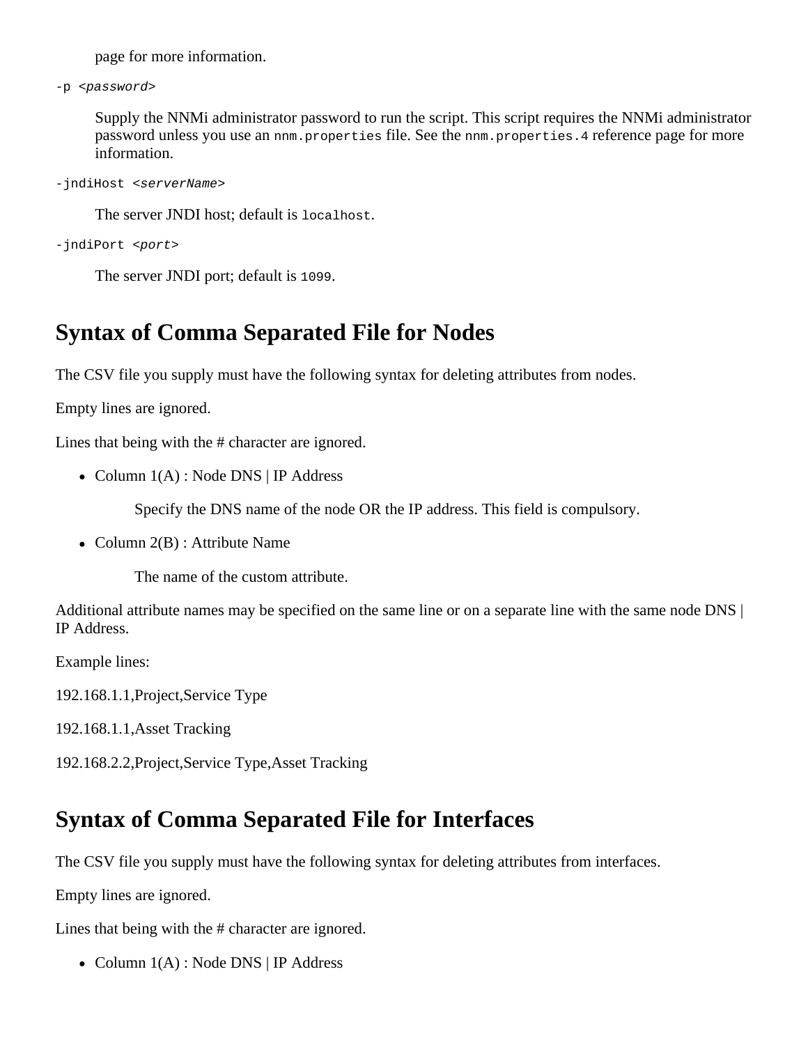page for more information.

`-p <password>`

Supply the NNMi administrator password to run the script. This script requires the NNMi administrator password unless you use an `nnm.properties` file. See the `nnm.properties.4` reference page for more information.

`-jndiHost <serverName>`

The server JNDI host; default is `localhost`.

`-jndiPort <port>`

The server JNDI port; default is `1099`.

## Syntax of Comma Separated File for Nodes

The CSV file you supply must have the following syntax for deleting attributes from nodes.

Empty lines are ignored.

Lines that being with the # character are ignored.

- Column 1(A) : Node DNS | IP Address

  Specify the DNS name of the node OR the IP address. This field is compulsory.

- Column 2(B) : Attribute Name

  The name of the custom attribute.

Additional attribute names may be specified on the same line or on a separate line with the same node DNS | IP Address.

Example lines:

192.168.1.1,Project,Service Type

192.168.1.1,Asset Tracking

192.168.2.2,Project,Service Type,Asset Tracking

## Syntax of Comma Separated File for Interfaces

The CSV file you supply must have the following syntax for deleting attributes from interfaces.

Empty lines are ignored.

Lines that being with the # character are ignored.

- Column 1(A) : Node DNS | IP Address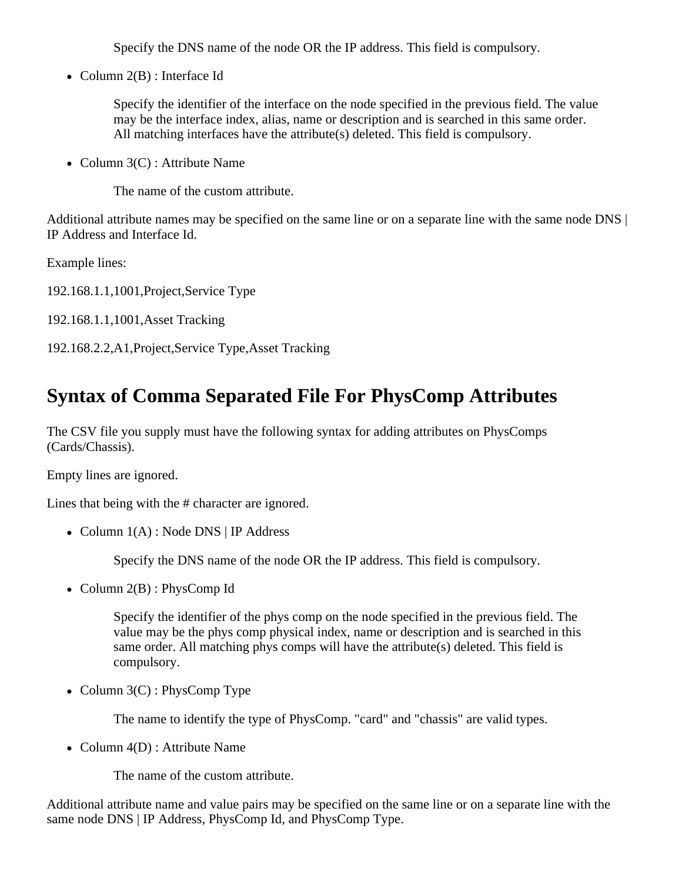Specify the DNS name of the node OR the IP address. This field is compulsory.

- Column 2(B) : Interface Id

    Specify the identifier of the interface on the node specified in the previous field. The value may be the interface index, alias, name or description and is searched in this same order. All matching interfaces have the attribute(s) deleted. This field is compulsory.

- Column 3(C) : Attribute Name

    The name of the custom attribute.

Additional attribute names may be specified on the same line or on a separate line with the same node DNS | IP Address and Interface Id.

Example lines:

192.168.1.1,1001,Project,Service Type

192.168.1.1,1001,Asset Tracking

192.168.2.2,A1,Project,Service Type,Asset Tracking

## Syntax of Comma Separated File For PhysComp Attributes

The CSV file you supply must have the following syntax for adding attributes on PhysComps (Cards/Chassis).

Empty lines are ignored.

Lines that being with the # character are ignored.

- Column 1(A) : Node DNS | IP Address

    Specify the DNS name of the node OR the IP address. This field is compulsory.

- Column 2(B) : PhysComp Id

    Specify the identifier of the phys comp on the node specified in the previous field. The value may be the phys comp physical index, name or description and is searched in this same order. All matching phys comps will have the attribute(s) deleted. This field is compulsory.

- Column 3(C) : PhysComp Type

    The name to identify the type of PhysComp. "card" and "chassis" are valid types.

- Column 4(D) : Attribute Name

    The name of the custom attribute.

Additional attribute name and value pairs may be specified on the same line or on a separate line with the same node DNS | IP Address, PhysComp Id, and PhysComp Type.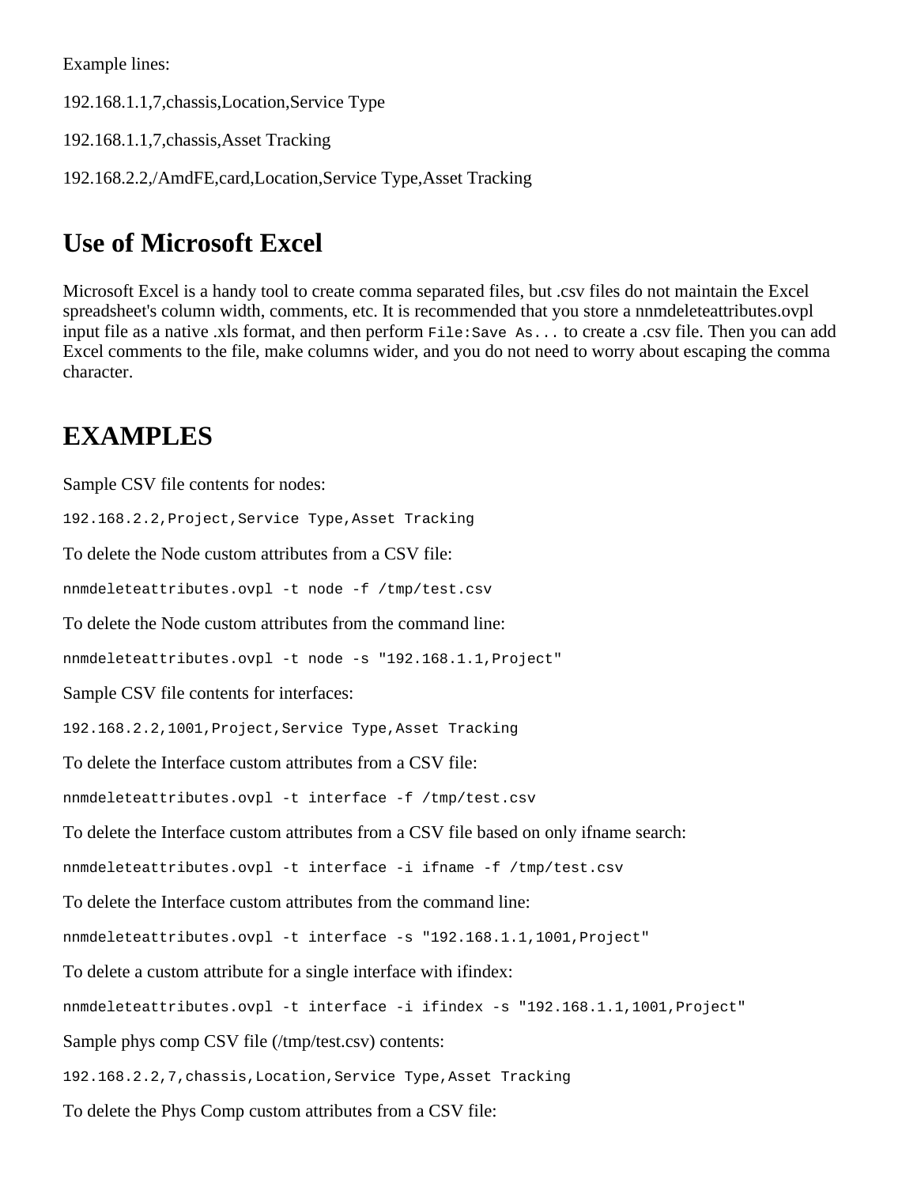Example lines:

192.168.1.1,7,chassis,Location,Service Type

192.168.1.1,7,chassis,Asset Tracking

192.168.2.2,/AmdFE,card,Location,Service Type,Asset Tracking

## Use of Microsoft Excel

Microsoft Excel is a handy tool to create comma separated files, but .csv files do not maintain the Excel spreadsheet's column width, comments, etc. It is recommended that you store a nnmdeleteattributes.ovpl input file as a native .xls format, and then perform `File:Save As...` to create a .csv file. Then you can add Excel comments to the file, make columns wider, and you do not need to worry about escaping the comma character.

## EXAMPLES

Sample CSV file contents for nodes:

```
192.168.2.2,Project,Service Type,Asset Tracking
```

To delete the Node custom attributes from a CSV file:

```
nnmdeleteattributes.ovpl -t node -f /tmp/test.csv
```

To delete the Node custom attributes from the command line:

```
nnmdeleteattributes.ovpl -t node -s "192.168.1.1,Project"
```

Sample CSV file contents for interfaces:

```
192.168.2.2,1001,Project,Service Type,Asset Tracking
```

To delete the Interface custom attributes from a CSV file:

```
nnmdeleteattributes.ovpl -t interface -f /tmp/test.csv
```

To delete the Interface custom attributes from a CSV file based on only ifname search:

```
nnmdeleteattributes.ovpl -t interface -i ifname -f /tmp/test.csv
```

To delete the Interface custom attributes from the command line:

```
nnmdeleteattributes.ovpl -t interface -s "192.168.1.1,1001,Project"
```

To delete a custom attribute for a single interface with ifindex:

```
nnmdeleteattributes.ovpl -t interface -i ifindex -s "192.168.1.1,1001,Project"
```

Sample phys comp CSV file (/tmp/test.csv) contents:

```
192.168.2.2,7,chassis,Location,Service Type,Asset Tracking
```

To delete the Phys Comp custom attributes from a CSV file: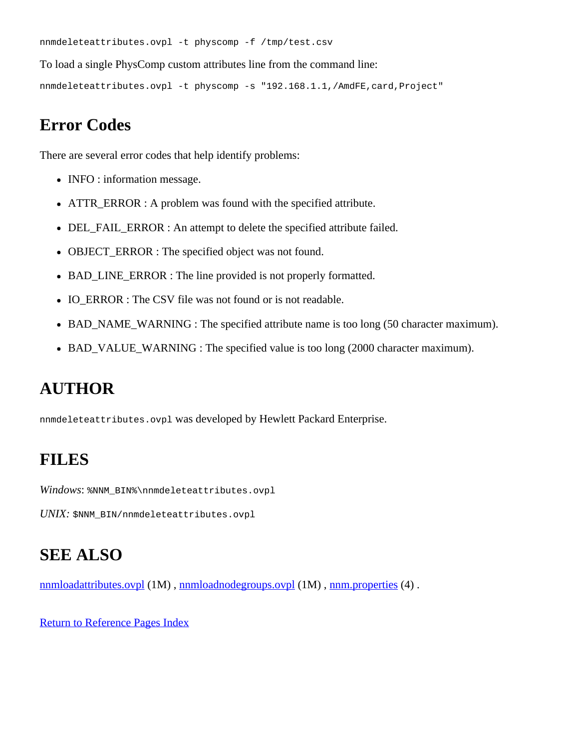```
nnmdeleteattributes.ovpl -t physcomp -f /tmp/test.csv
```

To load a single PhysComp custom attributes line from the command line:

```
nnmdeleteattributes.ovpl -t physcomp -s "192.168.1.1,/AmdFE,card,Project"
```

## Error Codes

There are several error codes that help identify problems:

- INFO : information message.
- ATTR_ERROR : A problem was found with the specified attribute.
- DEL_FAIL_ERROR : An attempt to delete the specified attribute failed.
- OBJECT_ERROR : The specified object was not found.
- BAD_LINE_ERROR : The line provided is not properly formatted.
- IO_ERROR : The CSV file was not found or is not readable.
- BAD_NAME_WARNING : The specified attribute name is too long (50 character maximum).
- BAD_VALUE_WARNING : The specified value is too long (2000 character maximum).

## AUTHOR

`nnmdeleteattributes.ovpl` was developed by Hewlett Packard Enterprise.

## FILES

*Windows*: `%NNM_BIN%\nnmdeleteattributes.ovpl`

*UNIX:* `$NNM_BIN/nnmdeleteattributes.ovpl`

## SEE ALSO

nnmloadattributes.ovpl (1M) , nnmloadnodegroups.ovpl (1M) , nnm.properties (4) .

Return to Reference Pages Index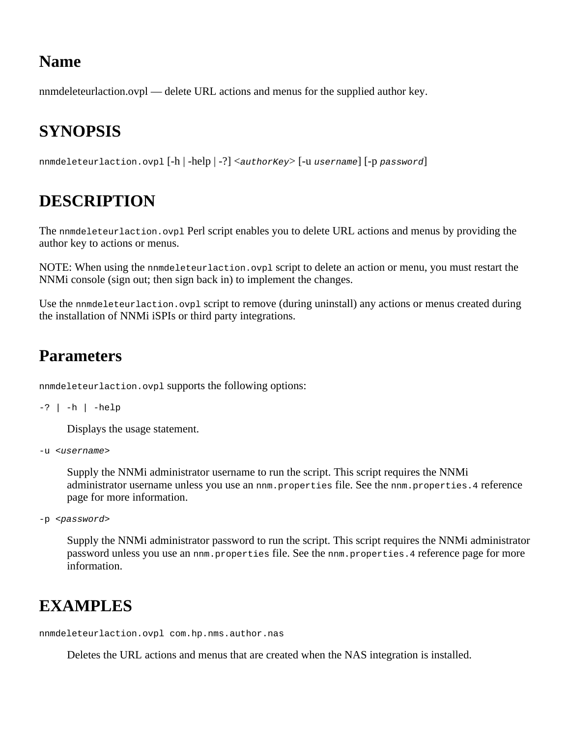## Name

nnmdeleteurlaction.ovpl — delete URL actions and menus for the supplied author key.

## SYNOPSIS

`nnmdeleteurlaction.ovpl` [-h | -help | -?] <*authorKey*> [-u *username*] [-p *password*]

## DESCRIPTION

The `nnmdeleteurlaction.ovpl` Perl script enables you to delete URL actions and menus by providing the author key to actions or menus.

NOTE: When using the `nnmdeleteurlaction.ovpl` script to delete an action or menu, you must restart the NNMi console (sign out; then sign back in) to implement the changes.

Use the `nnmdeleteurlaction.ovpl` script to remove (during uninstall) any actions or menus created during the installation of NNMi iSPIs or third party integrations.

## Parameters

`nnmdeleteurlaction.ovpl` supports the following options:

`-? | -h | -help`

Displays the usage statement.

`-u <username>`

Supply the NNMi administrator username to run the script. This script requires the NNMi administrator username unless you use an `nnm.properties` file. See the `nnm.properties.4` reference page for more information.

`-p <password>`

Supply the NNMi administrator password to run the script. This script requires the NNMi administrator password unless you use an `nnm.properties` file. See the `nnm.properties.4` reference page for more information.

## EXAMPLES

```
nnmdeleteurlaction.ovpl com.hp.nms.author.nas
```

Deletes the URL actions and menus that are created when the NAS integration is installed.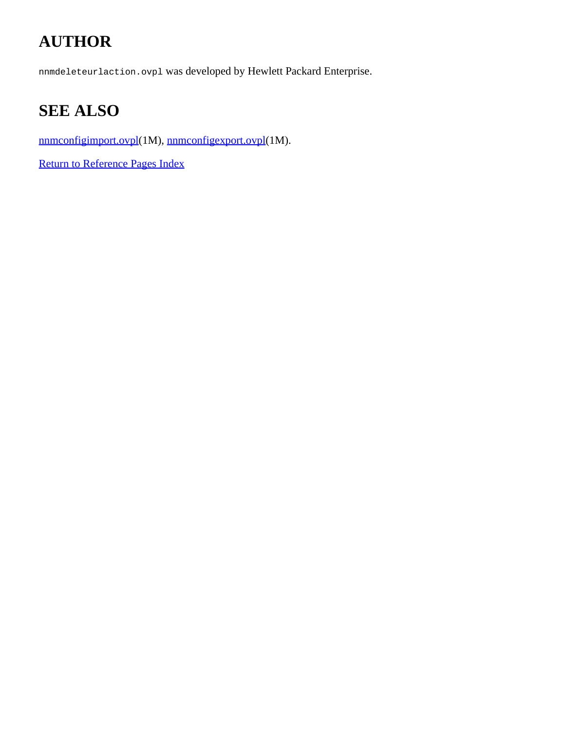## AUTHOR

`nnmdeleteurlaction.ovpl` was developed by Hewlett Packard Enterprise.

## SEE ALSO

nnmconfigimport.ovpl(1M), nnmconfigexport.ovpl(1M).

Return to Reference Pages Index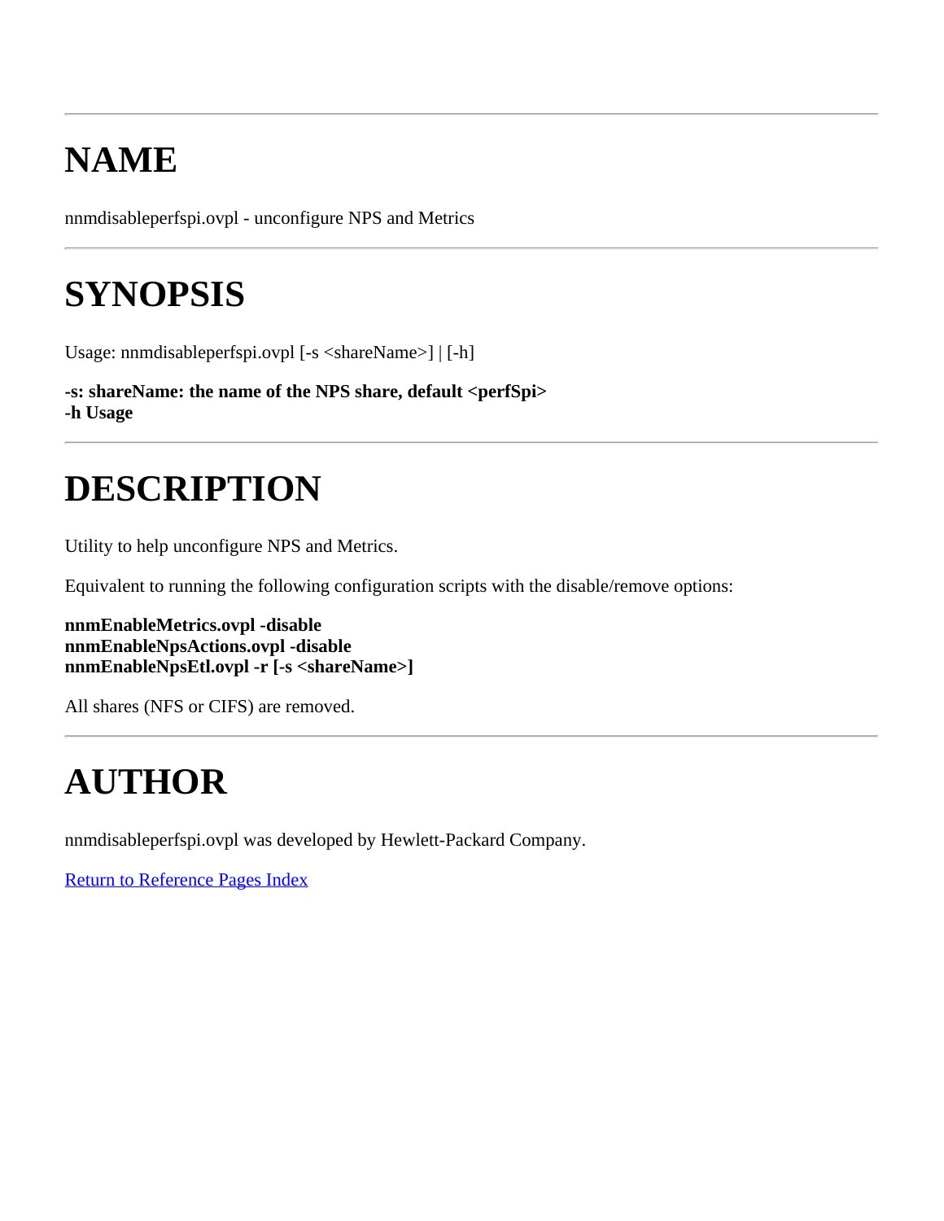# NAME

nnmdisableperfspi.ovpl - unconfigure NPS and Metrics

# SYNOPSIS

Usage: nnmdisableperfspi.ovpl [-s <shareName>] | [-h]

**-s: shareName: the name of the NPS share, default <perfSpi>**
**-h Usage**

# DESCRIPTION

Utility to help unconfigure NPS and Metrics.

Equivalent to running the following configuration scripts with the disable/remove options:

**nnmEnableMetrics.ovpl -disable**
**nnmEnableNpsActions.ovpl -disable**
**nnmEnableNpsEtl.ovpl -r [-s <shareName>]**

All shares (NFS or CIFS) are removed.

# AUTHOR

nnmdisableperfspi.ovpl was developed by Hewlett-Packard Company.

Return to Reference Pages Index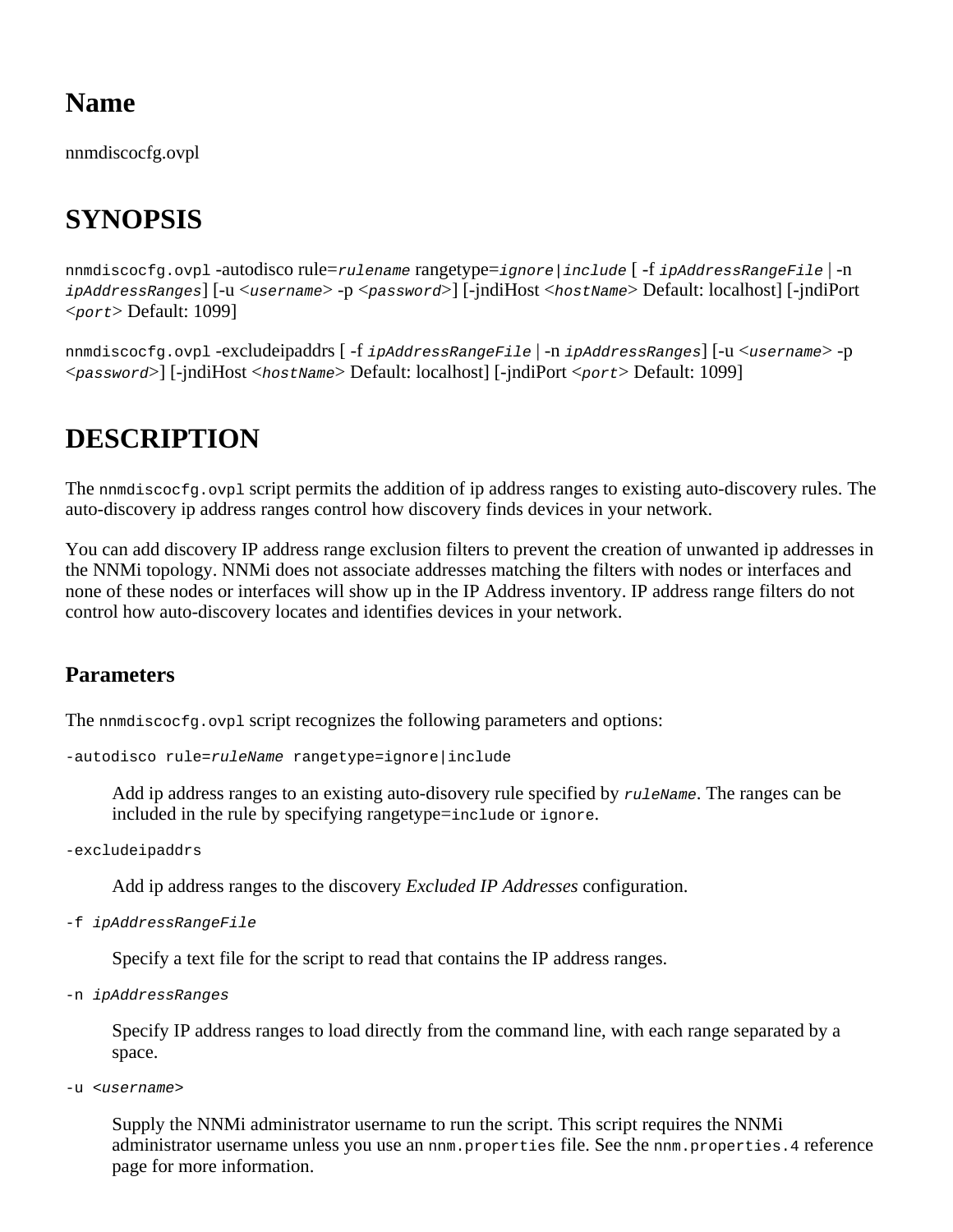# Name

nnmdiscocfg.ovpl

# SYNOPSIS

`nnmdiscocfg.ovpl` -autodisco rule=*`rulename`* rangetype=*`ignore|include`* [ -f *`ipAddressRangeFile`* | -n *`ipAddressRanges`*] [-u <*`username`*> -p <*`password`*>] [-jndiHost <*`hostName`*> Default: localhost] [-jndiPort <*`port`*> Default: 1099]

`nnmdiscocfg.ovpl` -excludeipaddrs [ -f *`ipAddressRangeFile`* | -n *`ipAddressRanges`*] [-u <*`username`*> -p <*`password`*>] [-jndiHost <*`hostName`*> Default: localhost] [-jndiPort <*`port`*> Default: 1099]

# DESCRIPTION

The `nnmdiscocfg.ovpl` script permits the addition of ip address ranges to existing auto-discovery rules. The auto-discovery ip address ranges control how discovery finds devices in your network.

You can add discovery IP address range exclusion filters to prevent the creation of unwanted ip addresses in the NNMi topology. NNMi does not associate addresses matching the filters with nodes or interfaces and none of these nodes or interfaces will show up in the IP Address inventory. IP address range filters do not control how auto-discovery locates and identifies devices in your network.

## Parameters

The `nnmdiscocfg.ovpl` script recognizes the following parameters and options:

`-autodisco rule=`*`ruleName`* `rangetype=ignore|include`

> Add ip address ranges to an existing auto-disovery rule specified by *`ruleName`*. The ranges can be included in the rule by specifying rangetype=`include` or `ignore`.

`-excludeipaddrs`

> Add ip address ranges to the discovery *Excluded IP Addresses* configuration.

`-f` *`ipAddressRangeFile`*

> Specify a text file for the script to read that contains the IP address ranges.

`-n` *`ipAddressRanges`*

> Specify IP address ranges to load directly from the command line, with each range separated by a space.

`-u <`*`username`*`>`

> Supply the NNMi administrator username to run the script. This script requires the NNMi administrator username unless you use an `nnm.properties` file. See the `nnm.properties.4` reference page for more information.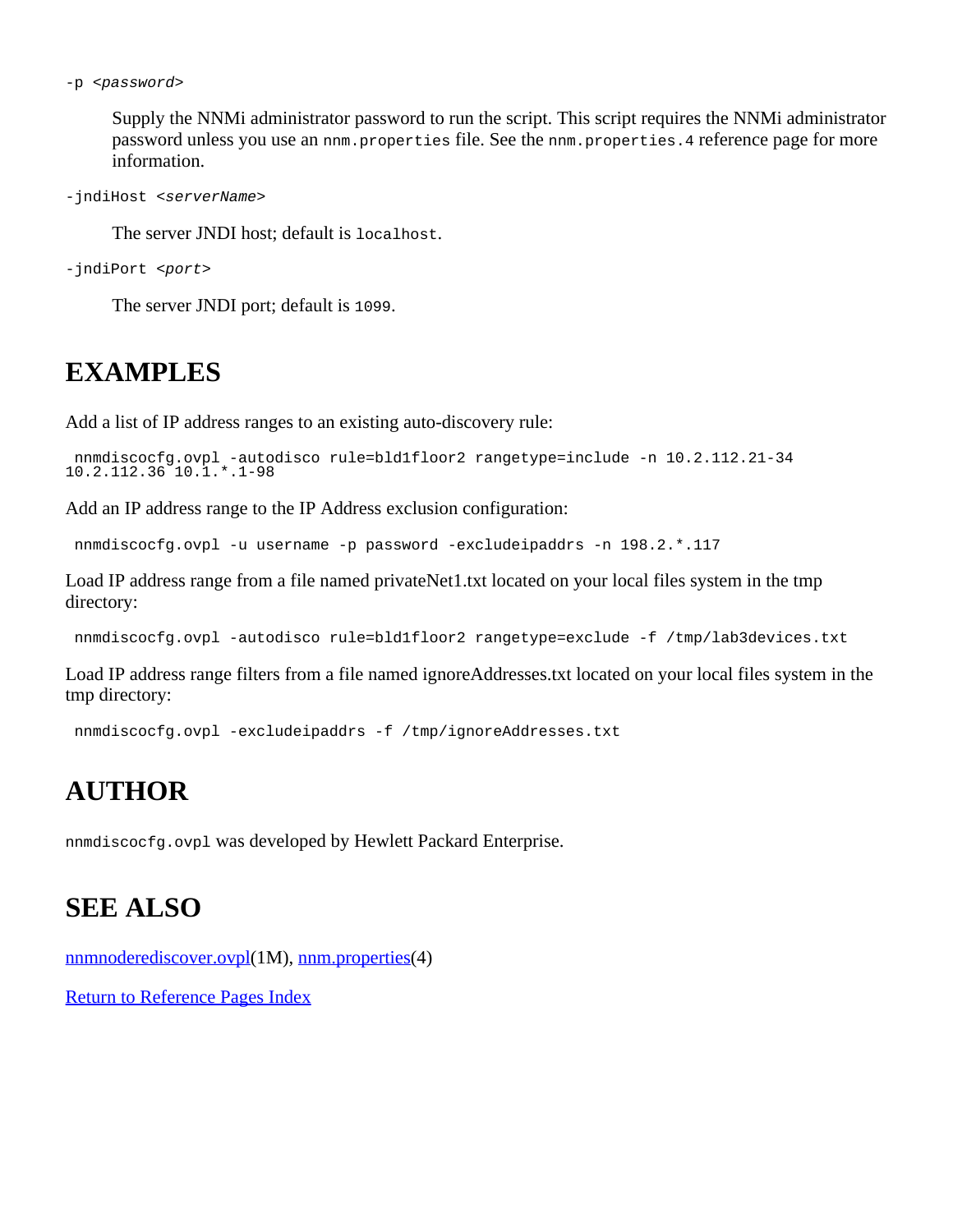`-p <password>`

Supply the NNMi administrator password to run the script. This script requires the NNMi administrator password unless you use an `nnm.properties` file. See the `nnm.properties.4` reference page for more information.

`-jndiHost <serverName>`

The server JNDI host; default is `localhost`.

`-jndiPort <port>`

The server JNDI port; default is `1099`.

## EXAMPLES

Add a list of IP address ranges to an existing auto-discovery rule:

```
 nnmdiscocfg.ovpl -autodisco rule=bld1floor2 rangetype=include -n 10.2.112.21-34
10.2.112.36 10.1.*.1-98
```

Add an IP address range to the IP Address exclusion configuration:

```
 nnmdiscocfg.ovpl -u username -p password -excludeipaddrs -n 198.2.*.117
```

Load IP address range from a file named privateNet1.txt located on your local files system in the tmp directory:

```
 nnmdiscocfg.ovpl -autodisco rule=bld1floor2 rangetype=exclude -f /tmp/lab3devices.txt
```

Load IP address range filters from a file named ignoreAddresses.txt located on your local files system in the tmp directory:

```
 nnmdiscocfg.ovpl -excludeipaddrs -f /tmp/ignoreAddresses.txt
```

## AUTHOR

`nnmdiscocfg.ovpl` was developed by Hewlett Packard Enterprise.

## SEE ALSO

nnmnoderediscover.ovpl(1M), nnm.properties(4)

Return to Reference Pages Index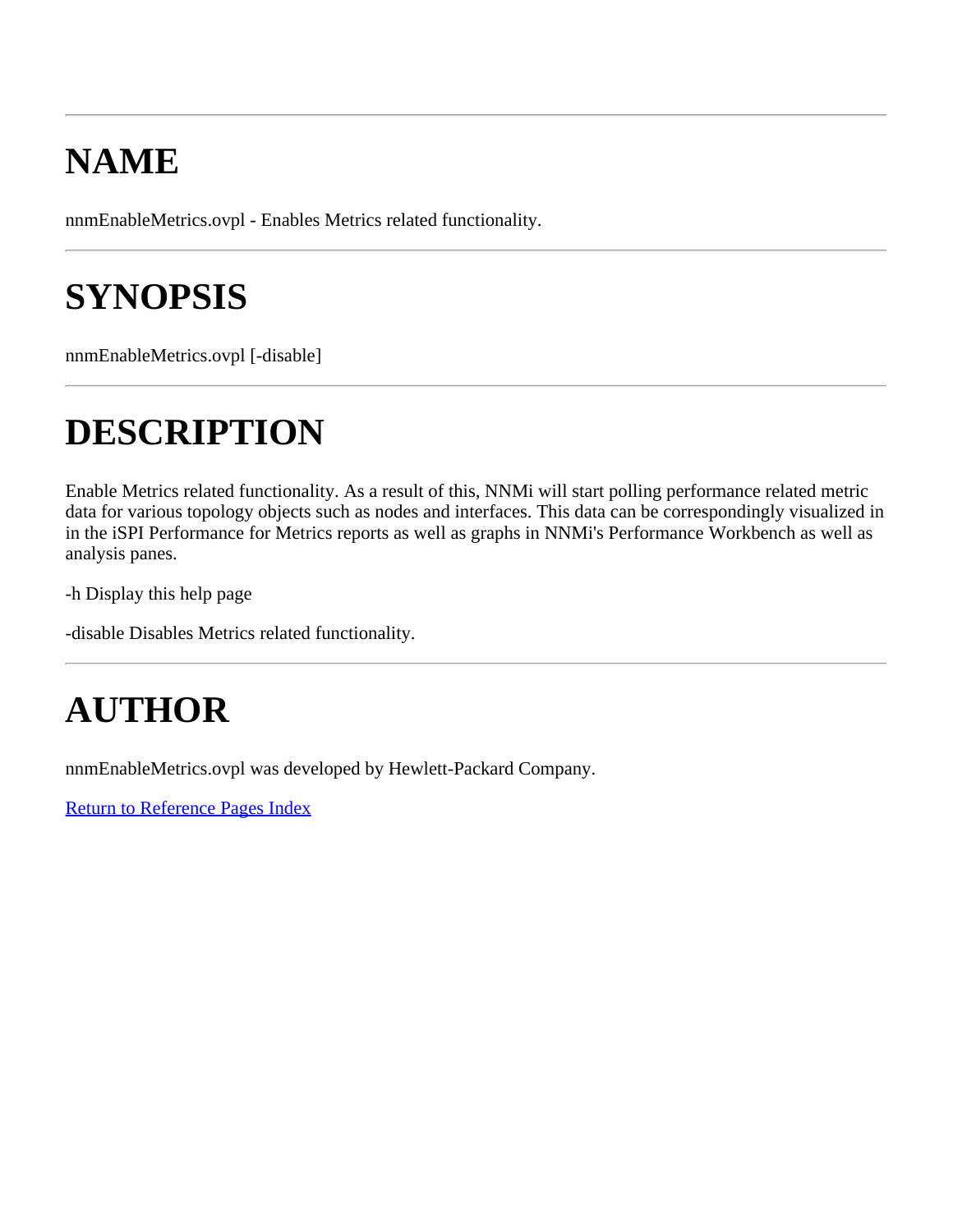---

# NAME

nnmEnableMetrics.ovpl - Enables Metrics related functionality.

---

# SYNOPSIS

nnmEnableMetrics.ovpl [-disable]

---

# DESCRIPTION

Enable Metrics related functionality. As a result of this, NNMi will start polling performance related metric data for various topology objects such as nodes and interfaces. This data can be correspondingly visualized in in the iSPI Performance for Metrics reports as well as graphs in NNMi's Performance Workbench as well as analysis panes.

-h Display this help page

-disable Disables Metrics related functionality.

---

# AUTHOR

nnmEnableMetrics.ovpl was developed by Hewlett-Packard Company.

Return to Reference Pages Index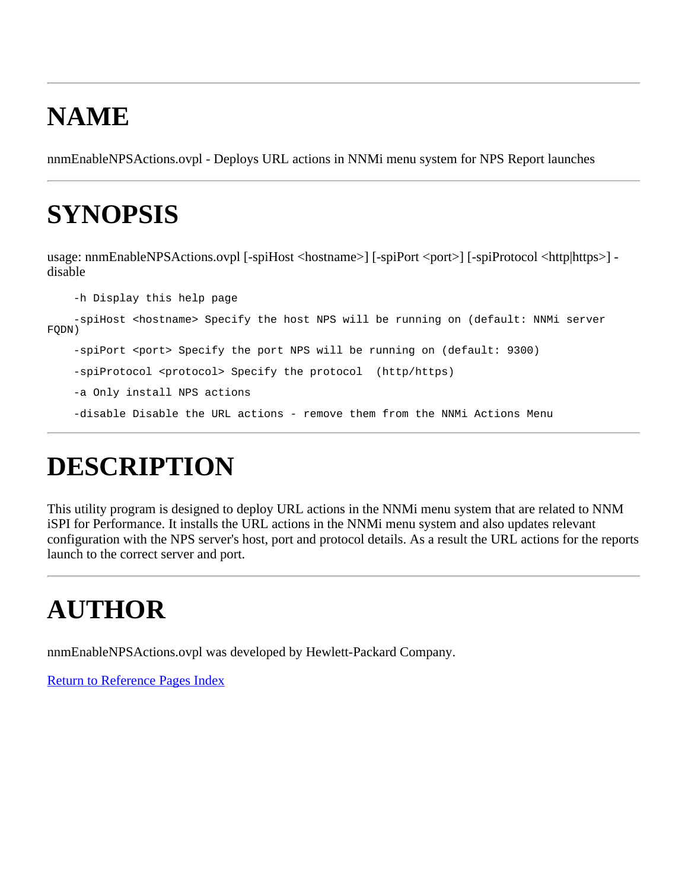# NAME

nnmEnableNPSActions.ovpl - Deploys URL actions in NNMi menu system for NPS Report launches

# SYNOPSIS

usage: nnmEnableNPSActions.ovpl [-spiHost <hostname>] [-spiPort <port>] [-spiProtocol <http|https>] -disable

```
    -h Display this help page

    -spiHost <hostname> Specify the host NPS will be running on (default: NNMi server FQDN)

    -spiPort <port> Specify the port NPS will be running on (default: 9300)

    -spiProtocol <protocol> Specify the protocol  (http/https)

    -a Only install NPS actions

    -disable Disable the URL actions - remove them from the NNMi Actions Menu
```

# DESCRIPTION

This utility program is designed to deploy URL actions in the NNMi menu system that are related to NNM iSPI for Performance. It installs the URL actions in the NNMi menu system and also updates relevant configuration with the NPS server's host, port and protocol details. As a result the URL actions for the reports launch to the correct server and port.

# AUTHOR

nnmEnableNPSActions.ovpl was developed by Hewlett-Packard Company.

Return to Reference Pages Index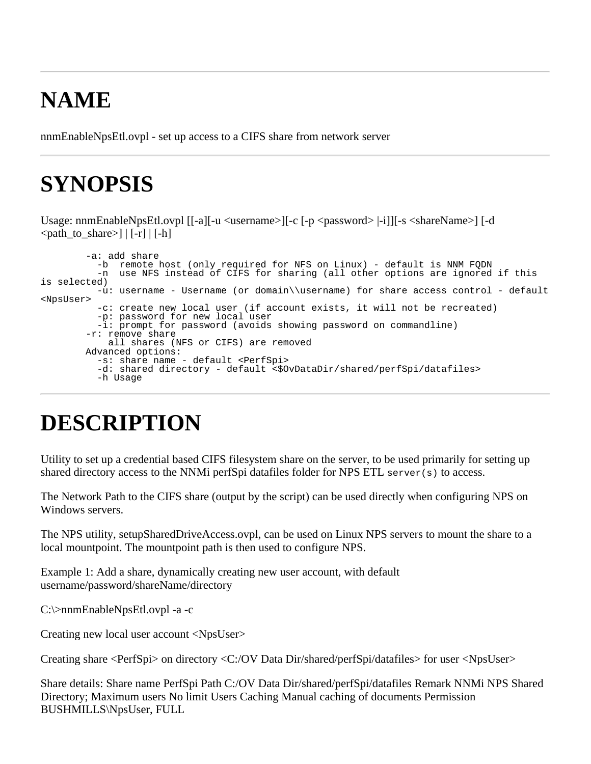# NAME

nnmEnableNpsEtl.ovpl - set up access to a CIFS share from network server

# SYNOPSIS

Usage: nnmEnableNpsEtl.ovpl [[-a][-u <username>][-c [-p <password> |-i]][-s <shareName>] [-d <path_to_share>] | [-r] | [-h]

```
        -a: add share
          -b  remote host (only required for NFS on Linux) - default is NNM FQDN
          -n  use NFS instead of CIFS for sharing (all other options are ignored if this
is selected)
          -u: username - Username (or domain\\username) for share access control - default
<NpsUser>
          -c: create new local user (if account exists, it will not be recreated)
          -p: password for new local user
          -i: prompt for password (avoids showing password on commandline)
        -r: remove share
            all shares (NFS or CIFS) are removed
        Advanced options:
          -s: share name - default <PerfSpi>
          -d: shared directory - default <$OvDataDir/shared/perfSpi/datafiles>
          -h Usage
```

# DESCRIPTION

Utility to set up a credential based CIFS filesystem share on the server, to be used primarily for setting up shared directory access to the NNMi perfSpi datafiles folder for NPS ETL `server(s)` to access.

The Network Path to the CIFS share (output by the script) can be used directly when configuring NPS on Windows servers.

The NPS utility, setupSharedDriveAccess.ovpl, can be used on Linux NPS servers to mount the share to a local mountpoint. The mountpoint path is then used to configure NPS.

Example 1: Add a share, dynamically creating new user account, with default username/password/shareName/directory

C:\>nnmEnableNpsEtl.ovpl -a -c

Creating new local user account <NpsUser>

Creating share <PerfSpi> on directory <C:/OV Data Dir/shared/perfSpi/datafiles> for user <NpsUser>

Share details: Share name PerfSpi Path C:/OV Data Dir/shared/perfSpi/datafiles Remark NNMi NPS Shared Directory; Maximum users No limit Users Caching Manual caching of documents Permission BUSHMILLS\NpsUser, FULL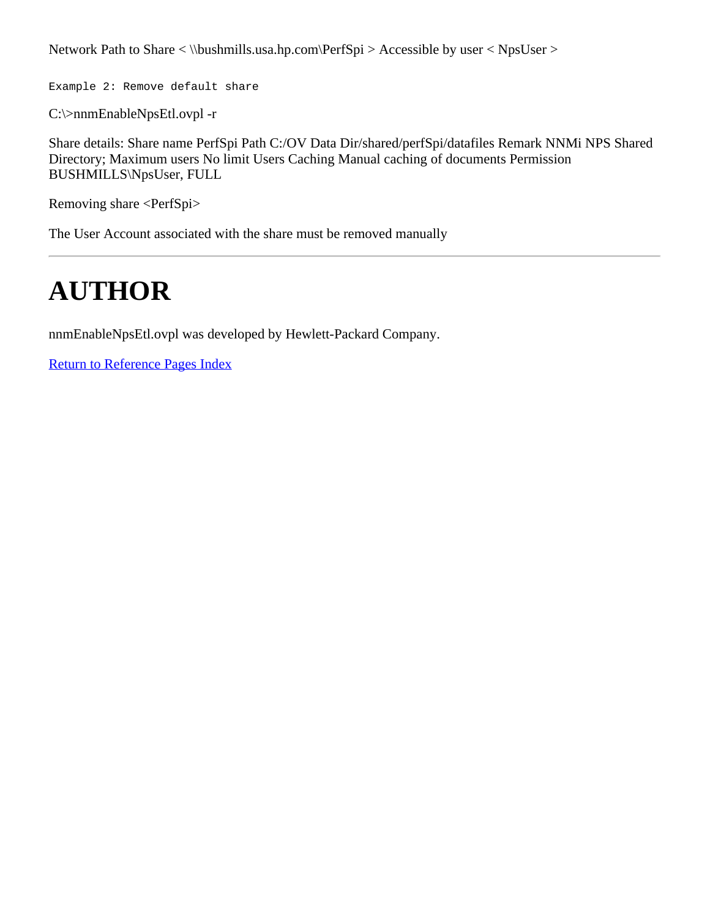Network Path to Share < \\bushmills.usa.hp.com\PerfSpi > Accessible by user < NpsUser >

```
Example 2: Remove default share
```

C:\>nnmEnableNpsEtl.ovpl -r

Share details: Share name PerfSpi Path C:/OV Data Dir/shared/perfSpi/datafiles Remark NNMi NPS Shared Directory; Maximum users No limit Users Caching Manual caching of documents Permission BUSHMILLS\NpsUser, FULL

Removing share <PerfSpi>

The User Account associated with the share must be removed manually

---

# AUTHOR

nnmEnableNpsEtl.ovpl was developed by Hewlett-Packard Company.

Return to Reference Pages Index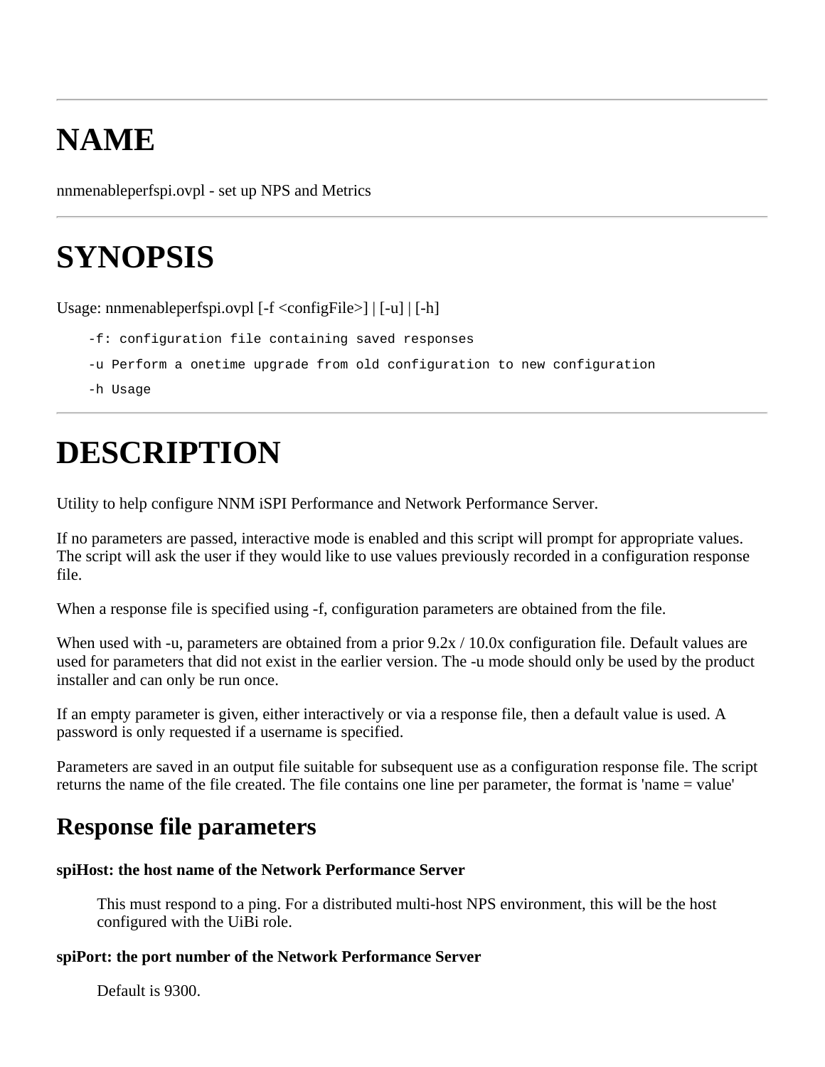# NAME

nnmenableperfspi.ovpl - set up NPS and Metrics

# SYNOPSIS

Usage: nnmenableperfspi.ovpl [-f <configFile>] | [-u] | [-h]

```
-f: configuration file containing saved responses

-u Perform a onetime upgrade from old configuration to new configuration

-h Usage
```

# DESCRIPTION

Utility to help configure NNM iSPI Performance and Network Performance Server.

If no parameters are passed, interactive mode is enabled and this script will prompt for appropriate values. The script will ask the user if they would like to use values previously recorded in a configuration response file.

When a response file is specified using -f, configuration parameters are obtained from the file.

When used with -u, parameters are obtained from a prior 9.2x / 10.0x configuration file. Default values are used for parameters that did not exist in the earlier version. The -u mode should only be used by the product installer and can only be run once.

If an empty parameter is given, either interactively or via a response file, then a default value is used. A password is only requested if a username is specified.

Parameters are saved in an output file suitable for subsequent use as a configuration response file. The script returns the name of the file created. The file contains one line per parameter, the format is 'name = value'

## Response file parameters

**spiHost: the host name of the Network Performance Server**

This must respond to a ping. For a distributed multi-host NPS environment, this will be the host configured with the UiBi role.

**spiPort: the port number of the Network Performance Server**

Default is 9300.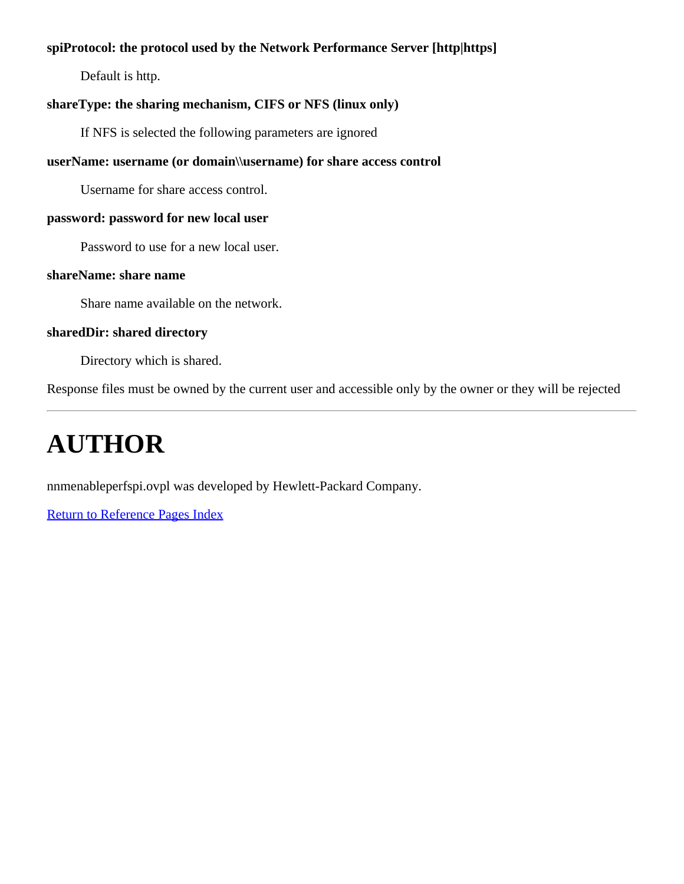**spiProtocol: the protocol used by the Network Performance Server [http|https]**

Default is http.

**shareType: the sharing mechanism, CIFS or NFS (linux only)**

If NFS is selected the following parameters are ignored

**userName: username (or domain\\username) for share access control**

Username for share access control.

**password: password for new local user**

Password to use for a new local user.

**shareName: share name**

Share name available on the network.

**sharedDir: shared directory**

Directory which is shared.

Response files must be owned by the current user and accessible only by the owner or they will be rejected

---

# AUTHOR

nnmenableperfspi.ovpl was developed by Hewlett-Packard Company.

Return to Reference Pages Index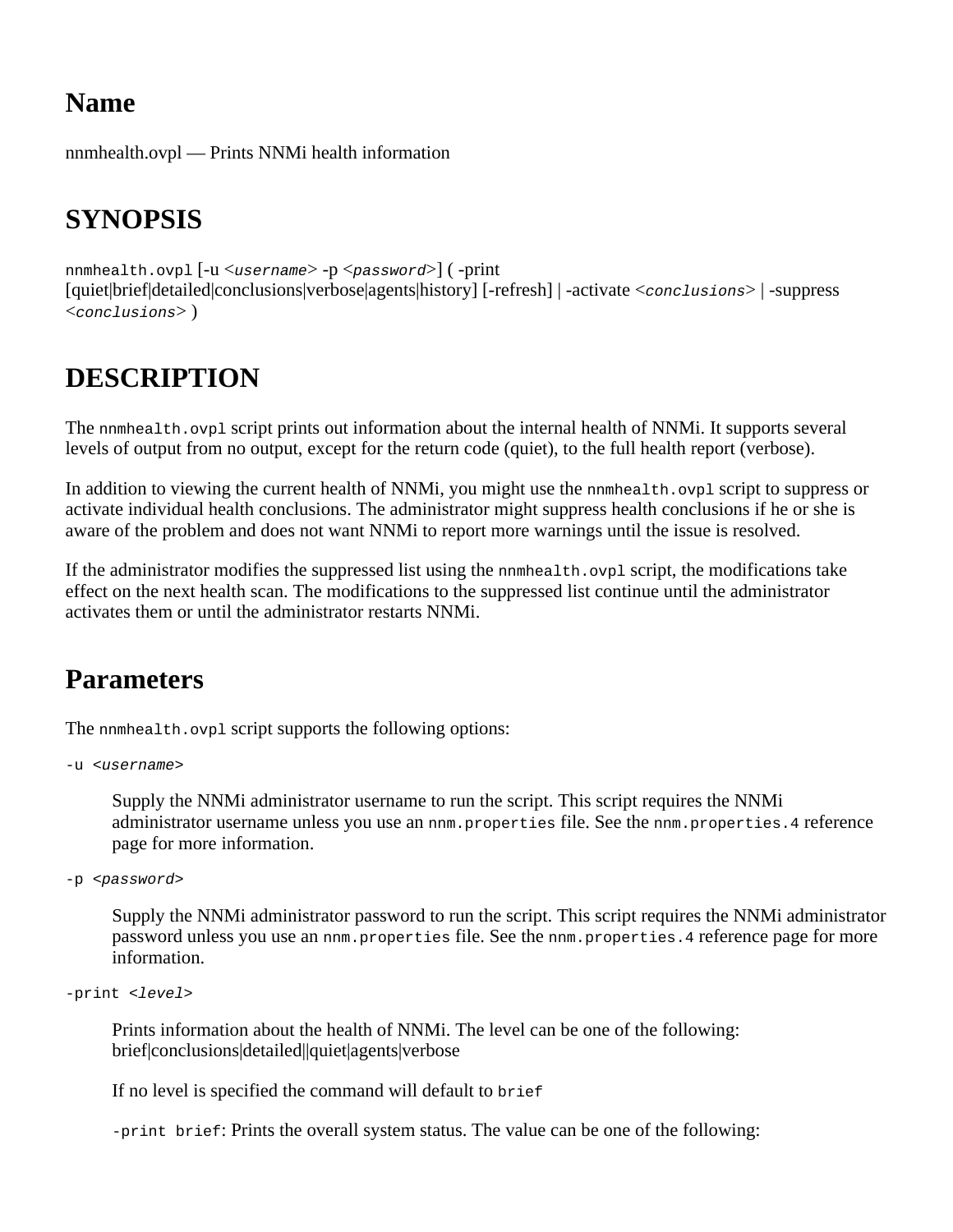# Name

nnmhealth.ovpl — Prints NNMi health information

# SYNOPSIS

`nnmhealth.ovpl` [-u <*username*> -p <*password*>] ( -print [quiet|brief|detailed|conclusions|verbose|agents|history] [-refresh] | -activate <*conclusions*> | -suppress <*conclusions*> )

# DESCRIPTION

The `nnmhealth.ovpl` script prints out information about the internal health of NNMi. It supports several levels of output from no output, except for the return code (quiet), to the full health report (verbose).

In addition to viewing the current health of NNMi, you might use the `nnmhealth.ovpl` script to suppress or activate individual health conclusions. The administrator might suppress health conclusions if he or she is aware of the problem and does not want NNMi to report more warnings until the issue is resolved.

If the administrator modifies the suppressed list using the `nnmhealth.ovpl` script, the modifications take effect on the next health scan. The modifications to the suppressed list continue until the administrator activates them or until the administrator restarts NNMi.

# Parameters

The `nnmhealth.ovpl` script supports the following options:

`-u <username>`

Supply the NNMi administrator username to run the script. This script requires the NNMi administrator username unless you use an `nnm.properties` file. See the `nnm.properties.4` reference page for more information.

`-p <password>`

Supply the NNMi administrator password to run the script. This script requires the NNMi administrator password unless you use an `nnm.properties` file. See the `nnm.properties.4` reference page for more information.

`-print <level>`

Prints information about the health of NNMi. The level can be one of the following: brief|conclusions|detailed||quiet|agents|verbose

If no level is specified the command will default to `brief`

`-print brief`: Prints the overall system status. The value can be one of the following: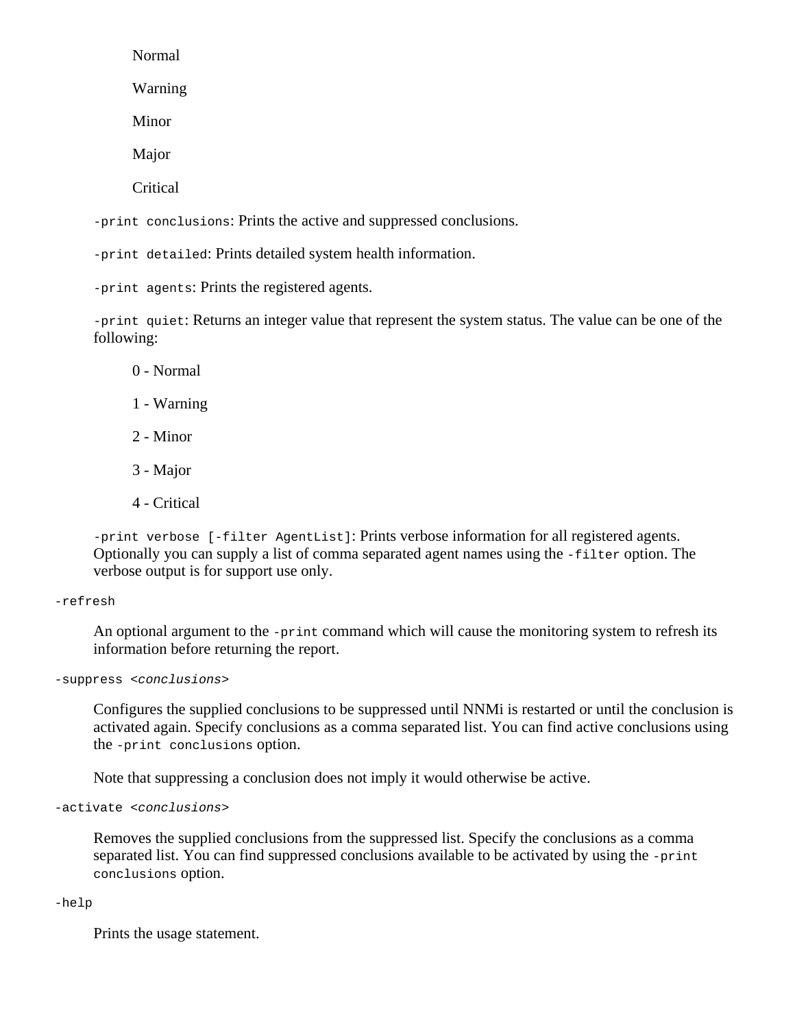Normal

Warning

Minor

Major

Critical

`-print conclusions`: Prints the active and suppressed conclusions.

`-print detailed`: Prints detailed system health information.

`-print agents`: Prints the registered agents.

`-print quiet`: Returns an integer value that represent the system status. The value can be one of the following:

0 - Normal

1 - Warning

2 - Minor

3 - Major

4 - Critical

`-print verbose [-filter AgentList]`: Prints verbose information for all registered agents. Optionally you can supply a list of comma separated agent names using the `-filter` option. The verbose output is for support use only.

`-refresh`

An optional argument to the `-print` command which will cause the monitoring system to refresh its information before returning the report.

`-suppress <conclusions>`

Configures the supplied conclusions to be suppressed until NNMi is restarted or until the conclusion is activated again. Specify conclusions as a comma separated list. You can find active conclusions using the `-print conclusions` option.

Note that suppressing a conclusion does not imply it would otherwise be active.

`-activate <conclusions>`

Removes the supplied conclusions from the suppressed list. Specify the conclusions as a comma separated list. You can find suppressed conclusions available to be activated by using the `-print conclusions` option.

`-help`

Prints the usage statement.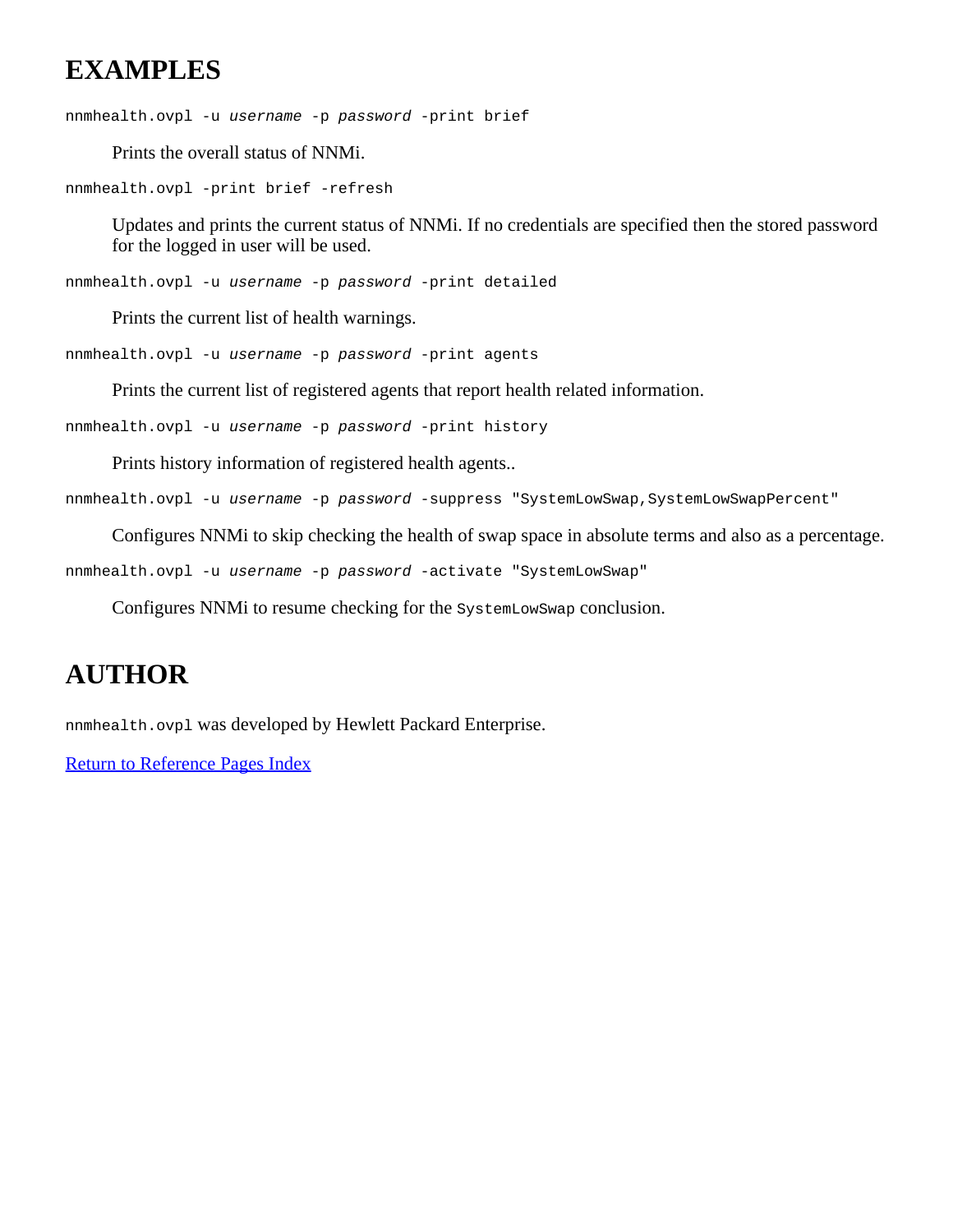## EXAMPLES

`nnmhealth.ovpl -u` *`username`* `-p` *`password`* `-print brief`

Prints the overall status of NNMi.

`nnmhealth.ovpl -print brief -refresh`

Updates and prints the current status of NNMi. If no credentials are specified then the stored password for the logged in user will be used.

`nnmhealth.ovpl -u` *`username`* `-p` *`password`* `-print detailed`

Prints the current list of health warnings.

`nnmhealth.ovpl -u` *`username`* `-p` *`password`* `-print agents`

Prints the current list of registered agents that report health related information.

`nnmhealth.ovpl -u` *`username`* `-p` *`password`* `-print history`

Prints history information of registered health agents..

`nnmhealth.ovpl -u` *`username`* `-p` *`password`* `-suppress "SystemLowSwap,SystemLowSwapPercent"`

Configures NNMi to skip checking the health of swap space in absolute terms and also as a percentage.

`nnmhealth.ovpl -u` *`username`* `-p` *`password`* `-activate "SystemLowSwap"`

Configures NNMi to resume checking for the `SystemLowSwap` conclusion.

## AUTHOR

`nnmhealth.ovpl` was developed by Hewlett Packard Enterprise.

Return to Reference Pages Index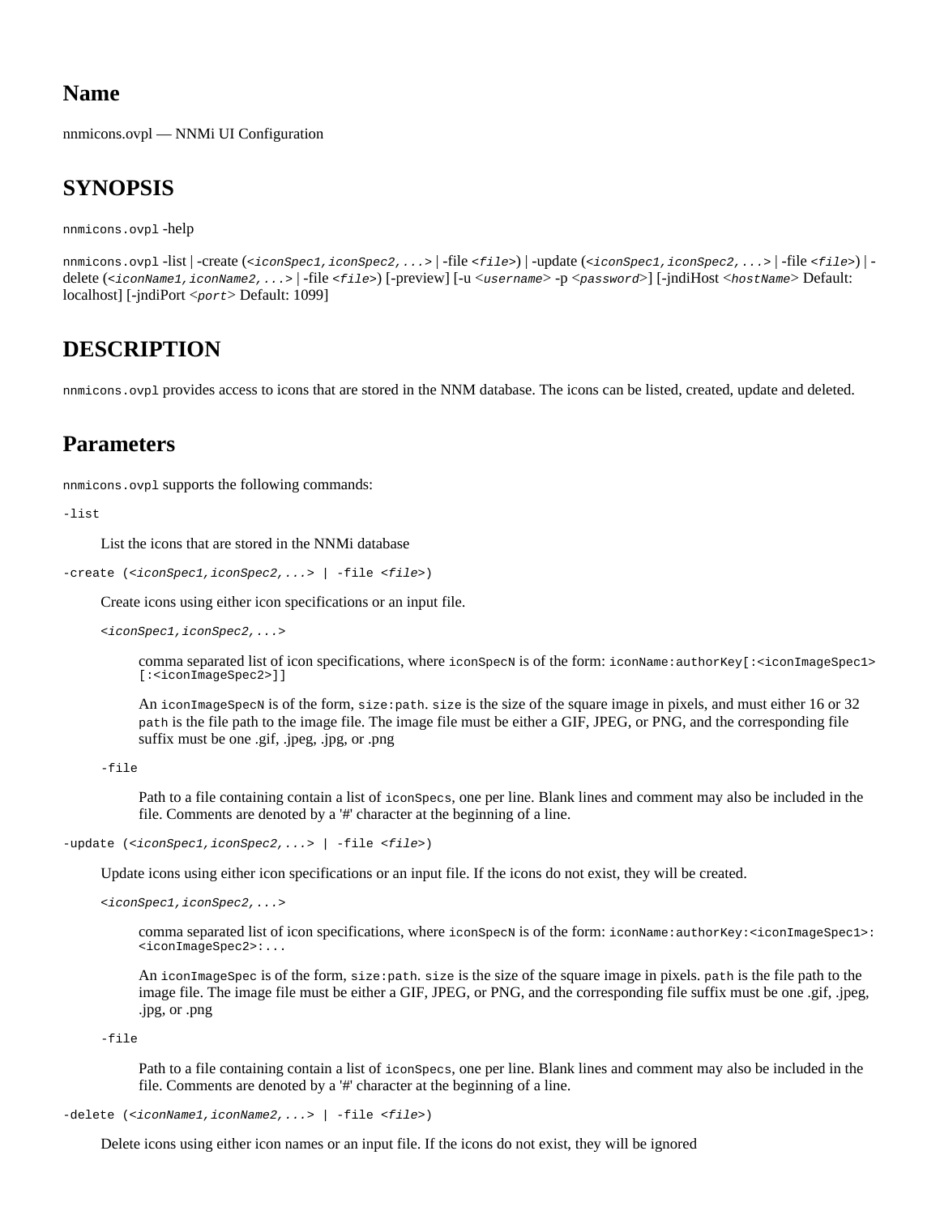## Name

nnmicons.ovpl — NNMi UI Configuration

## SYNOPSIS

`nnmicons.ovpl` -help

`nnmicons.ovpl` -list | -create (<*iconSpec1,iconSpec2,...*> | -file <*file*>) | -update (<*iconSpec1,iconSpec2,...*> | -file <*file*>) | -delete (<*iconName1,iconName2,...*> | -file <*file*>) [-preview] [-u <*username*> -p <*password*>] [-jndiHost <*hostName*> Default: localhost] [-jndiPort <*port*> Default: 1099]

## DESCRIPTION

`nnmicons.ovpl` provides access to icons that are stored in the NNM database. The icons can be listed, created, update and deleted.

## Parameters

`nnmicons.ovpl` supports the following commands:

`-list`

List the icons that are stored in the NNMi database

`-create (<iconSpec1,iconSpec2,...> | -file <file>)`

Create icons using either icon specifications or an input file.

`<iconSpec1,iconSpec2,...>`

comma separated list of icon specifications, where `iconSpecN` is of the form: `iconName:authorKey[:<iconImageSpec1>[:<iconImageSpec2>]]`

An `iconImageSpecN` is of the form, `size:path`. `size` is the size of the square image in pixels, and must either 16 or 32 `path` is the file path to the image file. The image file must be either a GIF, JPEG, or PNG, and the corresponding file suffix must be one .gif, .jpeg, .jpg, or .png

`-file`

Path to a file containing contain a list of `iconSpecs`, one per line. Blank lines and comment may also be included in the file. Comments are denoted by a '#' character at the beginning of a line.

`-update (<iconSpec1,iconSpec2,...> | -file <file>)`

Update icons using either icon specifications or an input file. If the icons do not exist, they will be created.

`<iconSpec1,iconSpec2,...>`

comma separated list of icon specifications, where `iconSpecN` is of the form: `iconName:authorKey:<iconImageSpec1>:<iconImageSpec2>:...`

An `iconImageSpec` is of the form, `size:path`. `size` is the size of the square image in pixels. `path` is the file path to the image file. The image file must be either a GIF, JPEG, or PNG, and the corresponding file suffix must be one .gif, .jpeg, .jpg, or .png

`-file`

Path to a file containing contain a list of `iconSpecs`, one per line. Blank lines and comment may also be included in the file. Comments are denoted by a '#' character at the beginning of a line.

`-delete (<iconName1,iconName2,...> | -file <file>)`

Delete icons using either icon names or an input file. If the icons do not exist, they will be ignored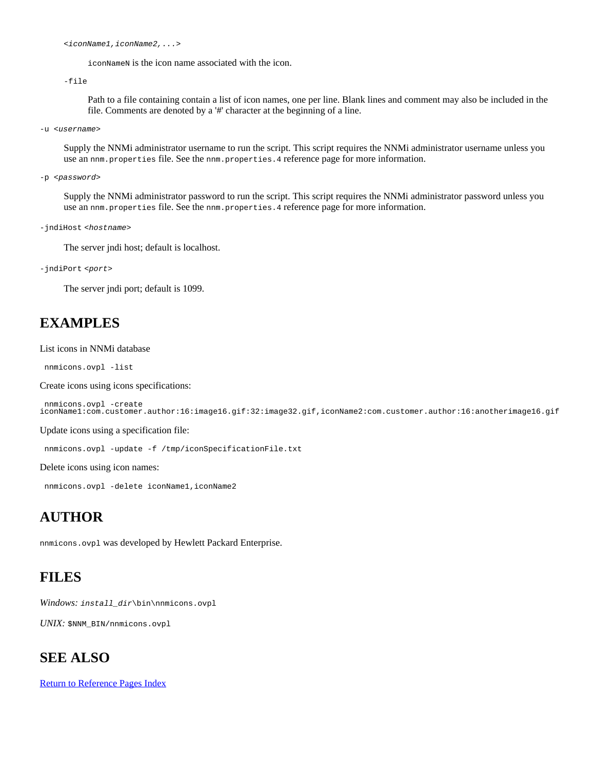`<iconName1,iconName2,...>`

> `iconNameN` is the icon name associated with the icon.

`-file`

> Path to a file containing contain a list of icon names, one per line. Blank lines and comment may also be included in the file. Comments are denoted by a '#' character at the beginning of a line.

`-u <username>`

> Supply the NNMi administrator username to run the script. This script requires the NNMi administrator username unless you use an `nnm.properties` file. See the `nnm.properties.4` reference page for more information.

`-p <password>`

> Supply the NNMi administrator password to run the script. This script requires the NNMi administrator password unless you use an `nnm.properties` file. See the `nnm.properties.4` reference page for more information.

`-jndiHost <hostname>`

> The server jndi host; default is localhost.

`-jndiPort <port>`

> The server jndi port; default is 1099.

## EXAMPLES

List icons in NNMi database

```
nnmicons.ovpl -list
```

Create icons using icons specifications:

```
nnmicons.ovpl -create
iconName1:com.customer.author:16:image16.gif:32:image32.gif,iconName2:com.customer.author:16:anotherimage16.gif
```

Update icons using a specification file:

```
nnmicons.ovpl -update -f /tmp/iconSpecificationFile.txt
```

Delete icons using icon names:

```
nnmicons.ovpl -delete iconName1,iconName2
```

## AUTHOR

`nnmicons.ovpl` was developed by Hewlett Packard Enterprise.

## FILES

*Windows:* `install_dir\bin\nnmicons.ovpl`

*UNIX:* `$NNM_BIN/nnmicons.ovpl`

## SEE ALSO

Return to Reference Pages Index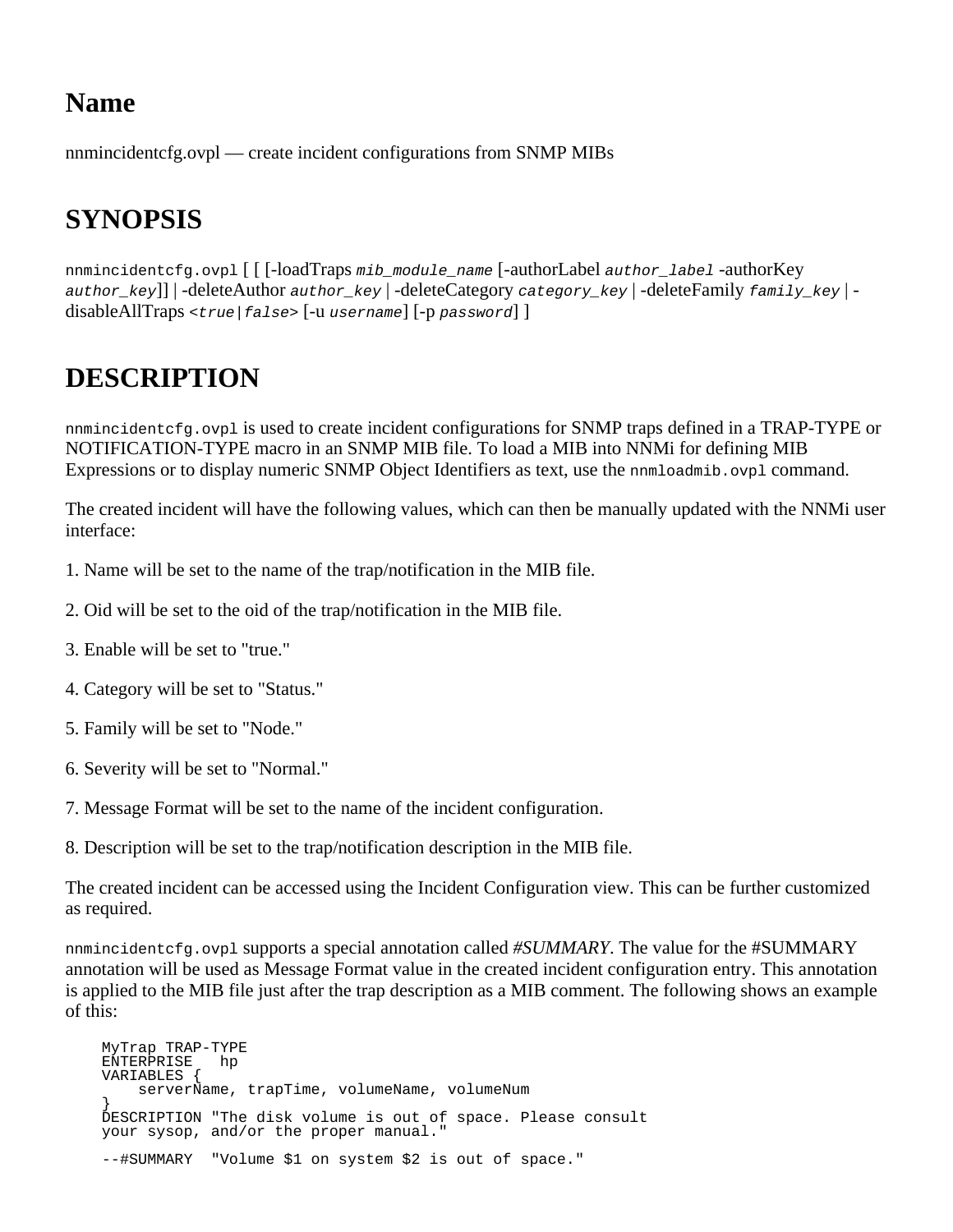## Name

nnmincidentcfg.ovpl — create incident configurations from SNMP MIBs

## SYNOPSIS

`nnmincidentcfg.ovpl` [ [ [-loadTraps *mib_module_name* [-authorLabel *author_label* -authorKey *author_key*]] | -deleteAuthor *author_key* | -deleteCategory *category_key* | -deleteFamily *family_key* | -disableAllTraps <*true|false*> [-u *username*] [-p *password*] ]

## DESCRIPTION

`nnmincidentcfg.ovpl` is used to create incident configurations for SNMP traps defined in a TRAP-TYPE or NOTIFICATION-TYPE macro in an SNMP MIB file. To load a MIB into NNMi for defining MIB Expressions or to display numeric SNMP Object Identifiers as text, use the `nnmloadmib.ovpl` command.

The created incident will have the following values, which can then be manually updated with the NNMi user interface:

1. Name will be set to the name of the trap/notification in the MIB file.

2. Oid will be set to the oid of the trap/notification in the MIB file.

3. Enable will be set to "true."

4. Category will be set to "Status."

5. Family will be set to "Node."

6. Severity will be set to "Normal."

7. Message Format will be set to the name of the incident configuration.

8. Description will be set to the trap/notification description in the MIB file.

The created incident can be accessed using the Incident Configuration view. This can be further customized as required.

`nnmincidentcfg.ovpl` supports a special annotation called *#SUMMARY*. The value for the #SUMMARY annotation will be used as Message Format value in the created incident configuration entry. This annotation is applied to the MIB file just after the trap description as a MIB comment. The following shows an example of this:

```
MyTrap TRAP-TYPE
ENTERPRISE   hp
VARIABLES {
    serverName, trapTime, volumeName, volumeNum
}
DESCRIPTION "The disk volume is out of space. Please consult
your sysop, and/or the proper manual."

--#SUMMARY  "Volume $1 on system $2 is out of space."
```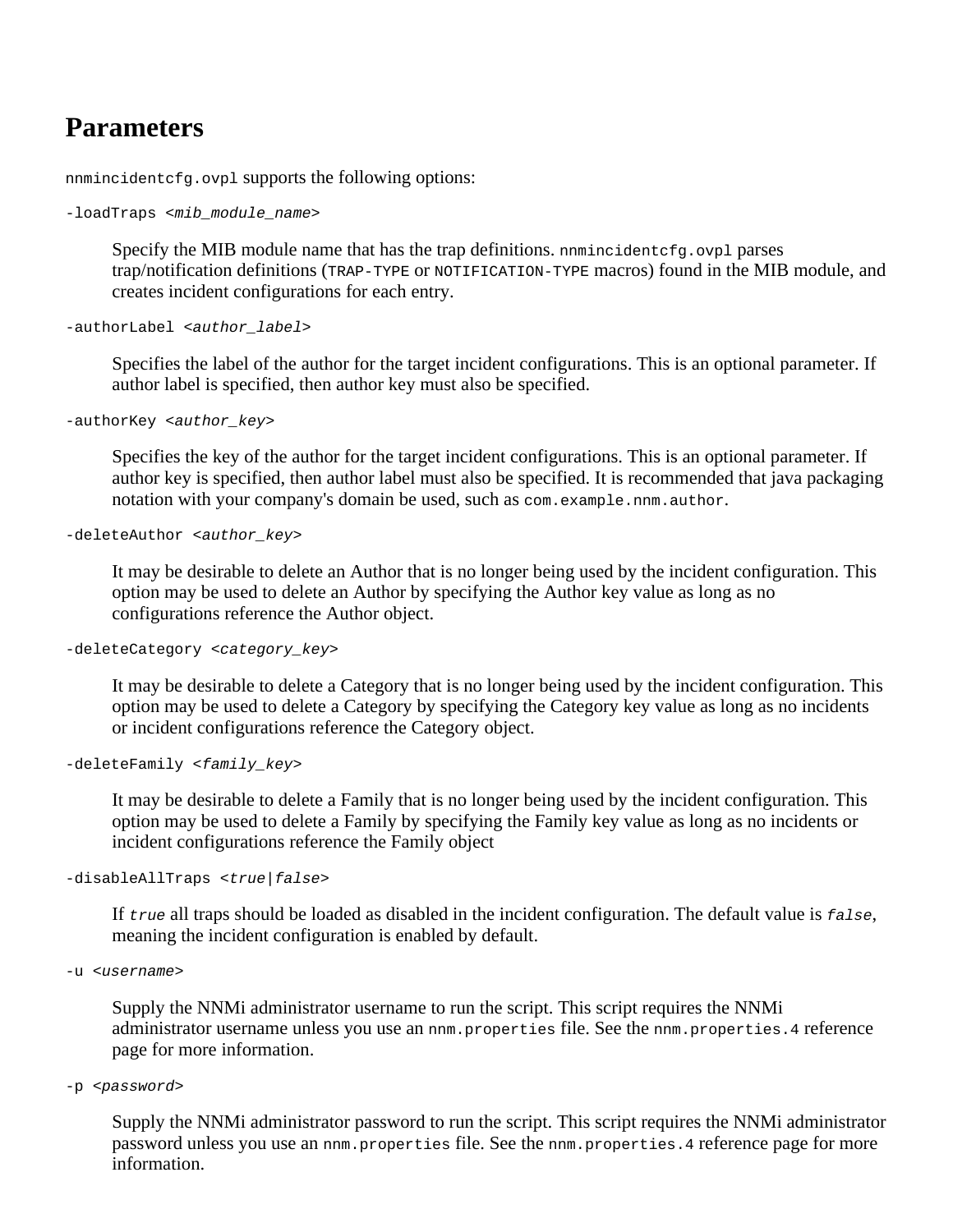# Parameters

`nnmincidentcfg.ovpl` supports the following options:

`-loadTraps <mib_module_name>`

> Specify the MIB module name that has the trap definitions. `nnmincidentcfg.ovpl` parses trap/notification definitions (`TRAP-TYPE` or `NOTIFICATION-TYPE` macros) found in the MIB module, and creates incident configurations for each entry.

`-authorLabel <author_label>`

> Specifies the label of the author for the target incident configurations. This is an optional parameter. If author label is specified, then author key must also be specified.

`-authorKey <author_key>`

> Specifies the key of the author for the target incident configurations. This is an optional parameter. If author key is specified, then author label must also be specified. It is recommended that java packaging notation with your company's domain be used, such as `com.example.nnm.author`.

`-deleteAuthor <author_key>`

> It may be desirable to delete an Author that is no longer being used by the incident configuration. This option may be used to delete an Author by specifying the Author key value as long as no configurations reference the Author object.

`-deleteCategory <category_key>`

> It may be desirable to delete a Category that is no longer being used by the incident configuration. This option may be used to delete a Category by specifying the Category key value as long as no incidents or incident configurations reference the Category object.

`-deleteFamily <family_key>`

> It may be desirable to delete a Family that is no longer being used by the incident configuration. This option may be used to delete a Family by specifying the Family key value as long as no incidents or incident configurations reference the Family object

`-disableAllTraps <true|false>`

> If *true* all traps should be loaded as disabled in the incident configuration. The default value is *false*, meaning the incident configuration is enabled by default.

`-u <username>`

> Supply the NNMi administrator username to run the script. This script requires the NNMi administrator username unless you use an `nnm.properties` file. See the `nnm.properties.4` reference page for more information.

`-p <password>`

> Supply the NNMi administrator password to run the script. This script requires the NNMi administrator password unless you use an `nnm.properties` file. See the `nnm.properties.4` reference page for more information.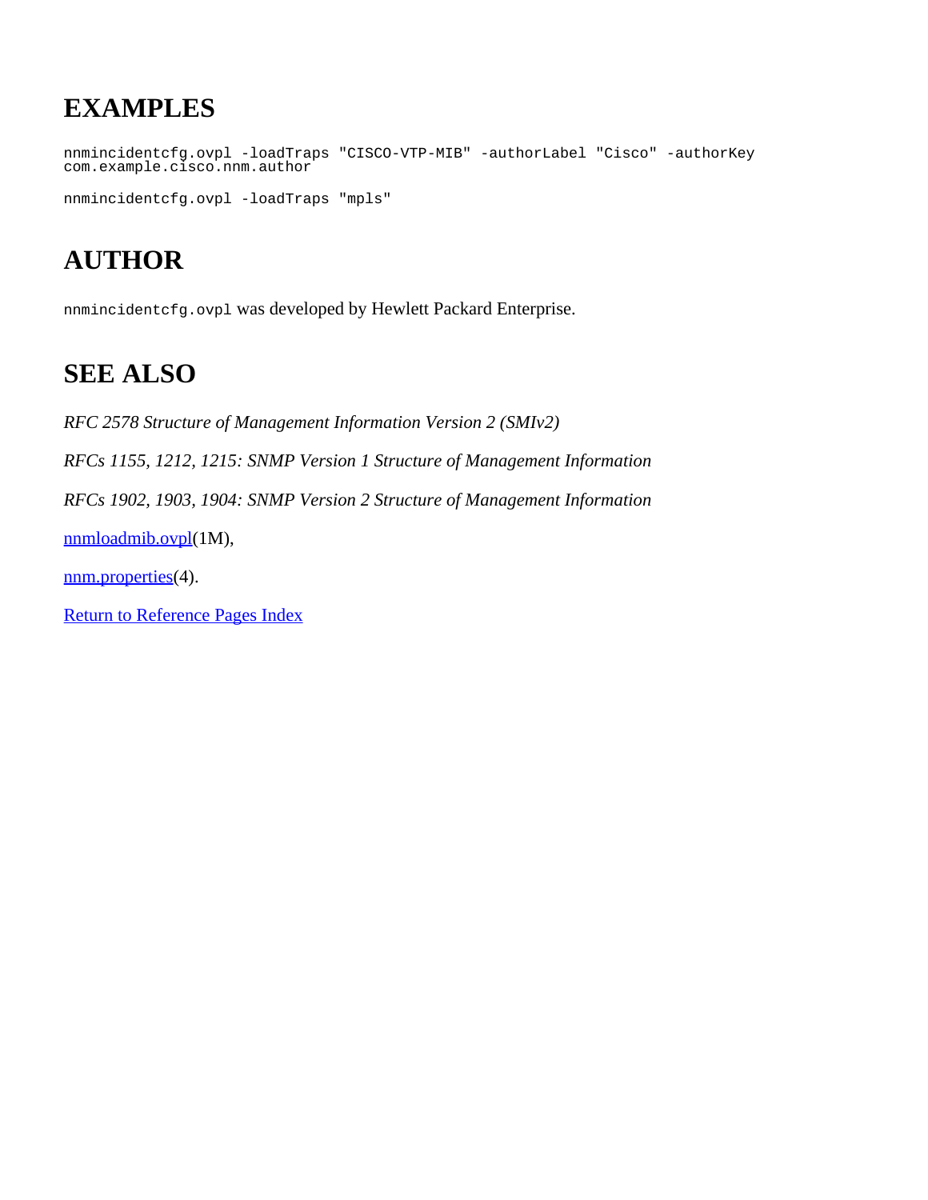## EXAMPLES

```
nnmincidentcfg.ovpl -loadTraps "CISCO-VTP-MIB" -authorLabel "Cisco" -authorKey
com.example.cisco.nnm.author
```

```
nnmincidentcfg.ovpl -loadTraps "mpls"
```

## AUTHOR

`nnmincidentcfg.ovpl` was developed by Hewlett Packard Enterprise.

## SEE ALSO

*RFC 2578 Structure of Management Information Version 2 (SMIv2)*

*RFCs 1155, 1212, 1215: SNMP Version 1 Structure of Management Information*

*RFCs 1902, 1903, 1904: SNMP Version 2 Structure of Management Information*

nnmloadmib.ovpl(1M),

nnm.properties(4).

Return to Reference Pages Index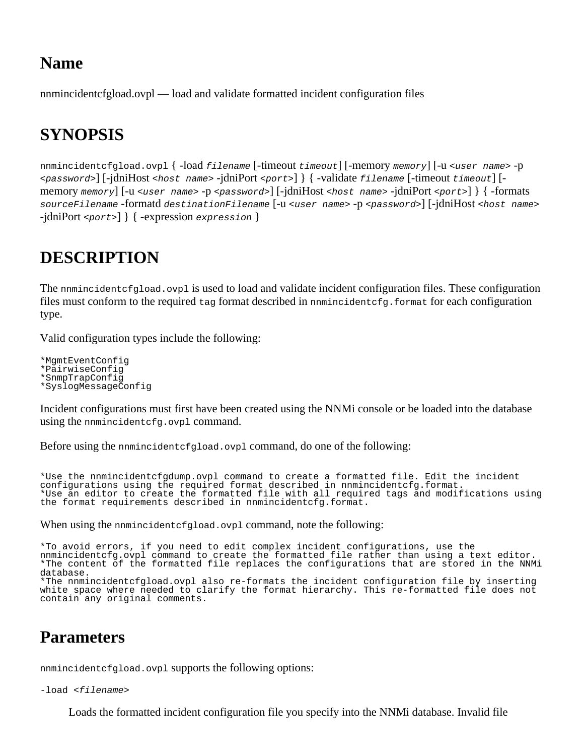## Name

nnmincidentcfgload.ovpl — load and validate formatted incident configuration files

## SYNOPSIS

`nnmincidentcfgload.ovpl` { -load *`filename`* [-timeout *`timeout`*] [-memory *`memory`*] [-u <*`user name`*> -p <*`password`*>] [-jdniHost <*`host name`*> -jdniPort <*`port`*>] } { -validate *`filename`* [-timeout *`timeout`*] [-memory *`memory`*] [-u <*`user name`*> -p <*`password`*>] [-jdniHost <*`host name`*> -jdniPort <*`port`*>] } { -formats *`sourceFilename`* -formatd *`destinationFilename`* [-u <*`user name`*> -p <*`password`*>] [-jdniHost <*`host name`*> -jdniPort <*`port`*>] } { -expression *`expression`* }

## DESCRIPTION

The `nnmincidentcfgload.ovpl` is used to load and validate incident configuration files. These configuration files must conform to the required `tag` format described in `nnmincidentcfg.format` for each configuration type.

Valid configuration types include the following:

```
*MgmtEventConfig
*PairwiseConfig
*SnmpTrapConfig
*SyslogMessageConfig
```

Incident configurations must first have been created using the NNMi console or be loaded into the database using the `nnmincidentcfg.ovpl` command.

Before using the `nnmincidentcfgload.ovpl` command, do one of the following:

```
*Use the nnmincidentcfgdump.ovpl command to create a formatted file. Edit the incident
configurations using the required format described in nnmincidentcfg.format.
*Use an editor to create the formatted file with all required tags and modifications using
the format requirements described in nnmincidentcfg.format.
```

When using the `nnmincidentcfgload.ovpl` command, note the following:

```
*To avoid errors, if you need to edit complex incident configurations, use the
nnmincidentcfg.ovpl command to create the formatted file rather than using a text editor.
*The content of the formatted file replaces the configurations that are stored in the NNMi
database.
*The nnmincidentcfgload.ovpl also re-formats the incident configuration file by inserting
white space where needed to clarify the format hierarchy. This re-formatted file does not
contain any original comments.
```

## Parameters

`nnmincidentcfgload.ovpl` supports the following options:

`-load <`*`filename`*`>`

Loads the formatted incident configuration file you specify into the NNMi database. Invalid file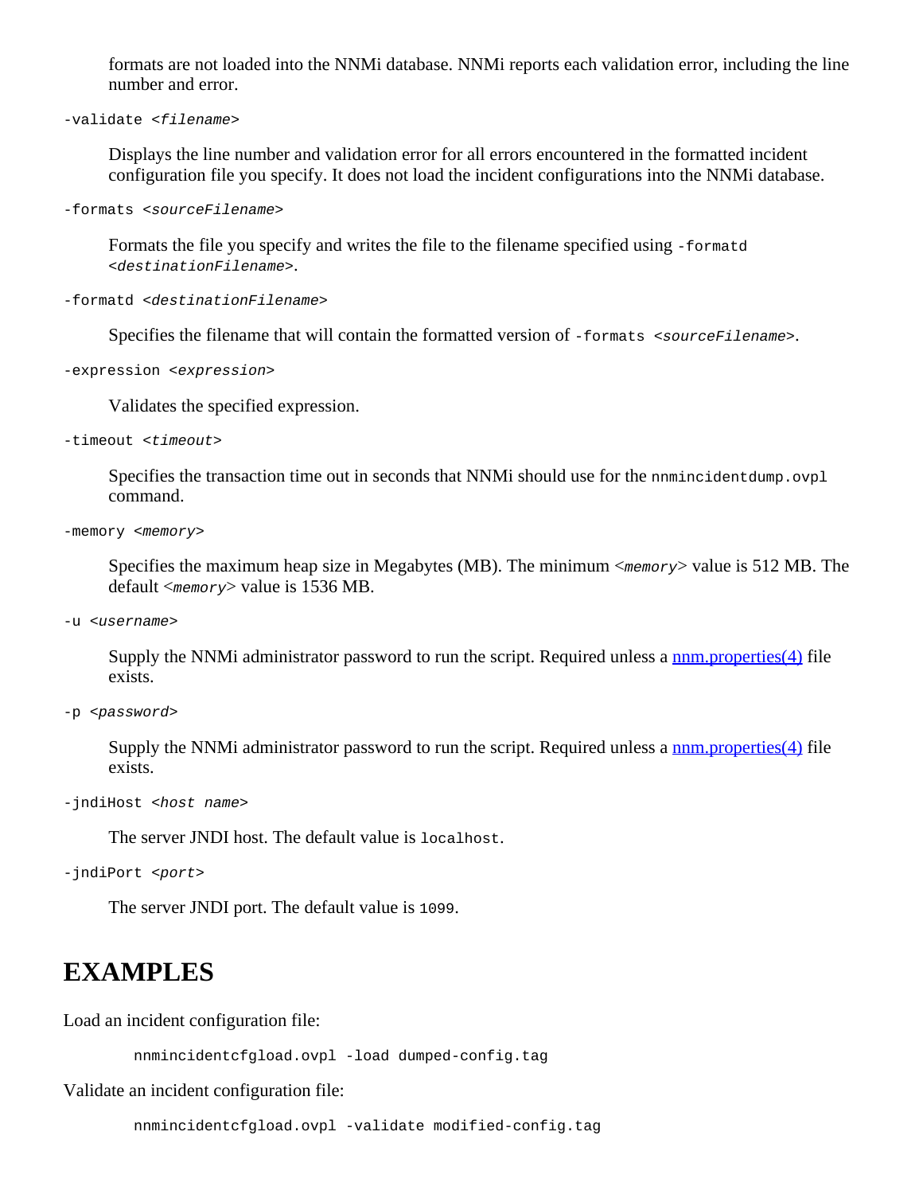formats are not loaded into the NNMi database. NNMi reports each validation error, including the line number and error.

`-validate <filename>`

Displays the line number and validation error for all errors encountered in the formatted incident configuration file you specify. It does not load the incident configurations into the NNMi database.

`-formats <sourceFilename>`

Formats the file you specify and writes the file to the filename specified using `-formatd <destinationFilename>`.

`-formatd <destinationFilename>`

Specifies the filename that will contain the formatted version of `-formats <sourceFilename>`.

`-expression <expression>`

Validates the specified expression.

`-timeout <timeout>`

Specifies the transaction time out in seconds that NNMi should use for the `nnmincidentdump.ovpl` command.

`-memory <memory>`

Specifies the maximum heap size in Megabytes (MB). The minimum <*memory*> value is 512 MB. The default <*memory*> value is 1536 MB.

`-u <username>`

Supply the NNMi administrator password to run the script. Required unless a nnm.properties(4) file exists.

`-p <password>`

Supply the NNMi administrator password to run the script. Required unless a nnm.properties(4) file exists.

`-jndiHost <host name>`

The server JNDI host. The default value is `localhost`.

`-jndiPort <port>`

The server JNDI port. The default value is `1099`.

## EXAMPLES

Load an incident configuration file:

```
nnmincidentcfgload.ovpl -load dumped-config.tag
```

Validate an incident configuration file:

```
nnmincidentcfgload.ovpl -validate modified-config.tag
```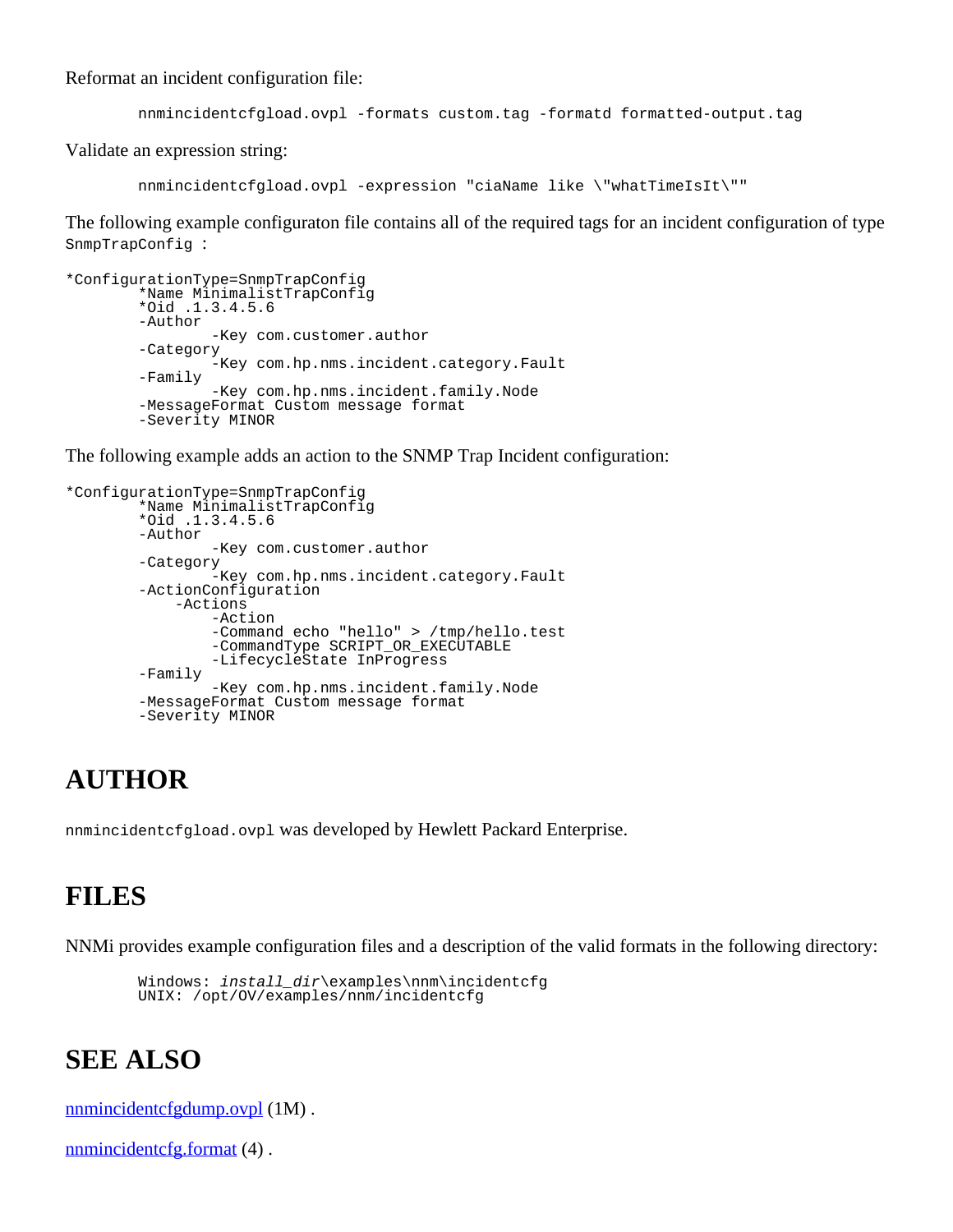Reformat an incident configuration file:

```
nnmincidentcfgload.ovpl -formats custom.tag -formatd formatted-output.tag
```

Validate an expression string:

```
nnmincidentcfgload.ovpl -expression "ciaName like \"whatTimeIsIt\""
```

The following example configuraton file contains all of the required tags for an incident configuration of type `SnmpTrapConfig` :

```
*ConfigurationType=SnmpTrapConfig
        *Name MinimalistTrapConfig
        *Oid .1.3.4.5.6
        -Author
                -Key com.customer.author
        -Category
                -Key com.hp.nms.incident.category.Fault
        -Family
                -Key com.hp.nms.incident.family.Node
        -MessageFormat Custom message format
        -Severity MINOR
```

The following example adds an action to the SNMP Trap Incident configuration:

```
*ConfigurationType=SnmpTrapConfig
        *Name MinimalistTrapConfig
        *Oid .1.3.4.5.6
        -Author
                -Key com.customer.author
        -Category
                -Key com.hp.nms.incident.category.Fault
        -ActionConfiguration
            -Actions
                -Action
                -Command echo "hello" > /tmp/hello.test
                -CommandType SCRIPT_OR_EXECUTABLE
                -LifecycleState InProgress
        -Family
                -Key com.hp.nms.incident.family.Node
        -MessageFormat Custom message format
        -Severity MINOR
```

## AUTHOR

`nnmincidentcfgload.ovpl` was developed by Hewlett Packard Enterprise.

## FILES

NNMi provides example configuration files and a description of the valid formats in the following directory:

```
Windows: install_dir\examples\nnm\incidentcfg
UNIX: /opt/OV/examples/nnm/incidentcfg
```

## SEE ALSO

nnmincidentcfgdump.ovpl (1M) .

nnmincidentcfg.format (4) .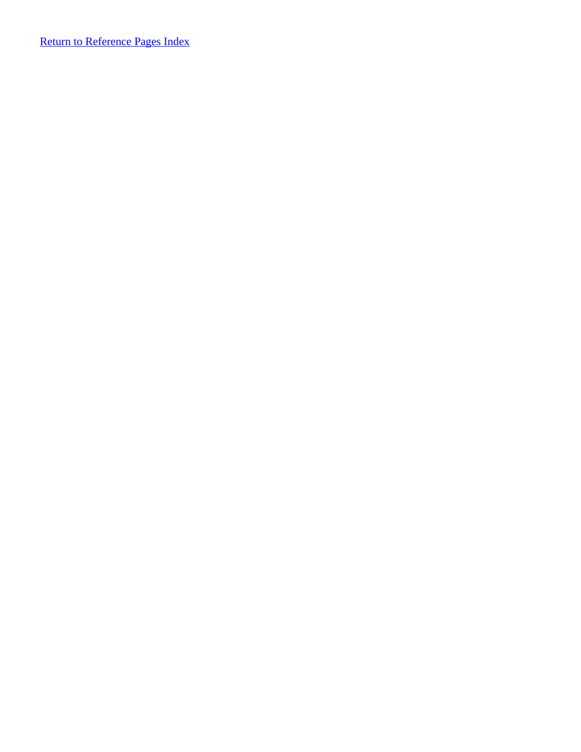[Return to Reference Pages Index]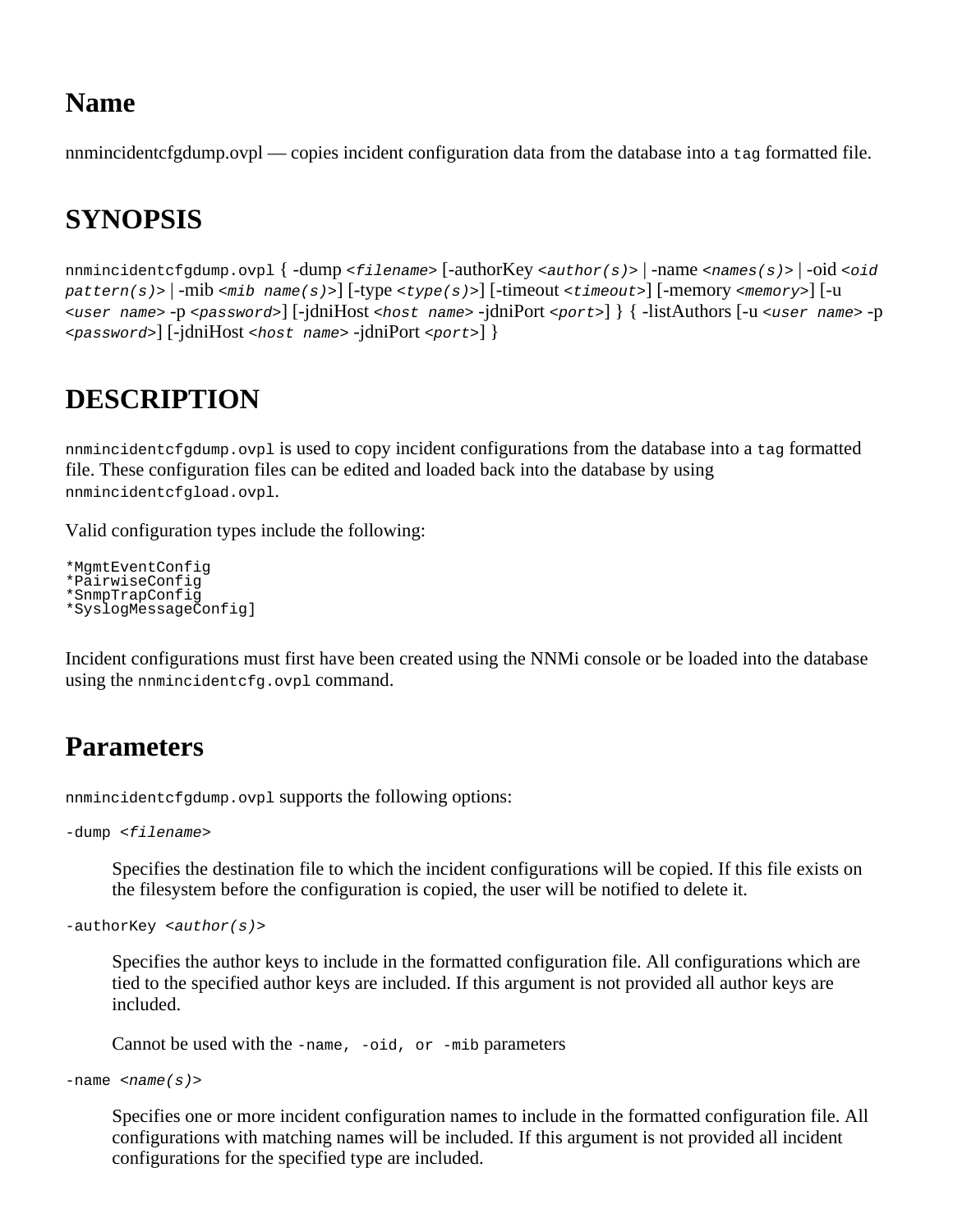## Name

nnmincidentcfgdump.ovpl — copies incident configuration data from the database into a `tag` formatted file.

## SYNOPSIS

`nnmincidentcfgdump.ovpl` { -dump <*filename*> [-authorKey <*author(s)*> | -name <*names(s)*> | -oid <*oid pattern(s)*> | -mib <*mib name(s)*>] [-type <*type(s)*>] [-timeout <*timeout*>] [-memory <*memory*>] [-u <*user name*> -p <*password*>] [-jdniHost <*host name*> -jdniPort <*port*>] } { -listAuthors [-u <*user name*> -p <*password*>] [-jdniHost <*host name*> -jdniPort <*port*>] }

## DESCRIPTION

`nnmincidentcfgdump.ovpl` is used to copy incident configurations from the database into a `tag` formatted file. These configuration files can be edited and loaded back into the database by using `nnmincidentcfgload.ovpl`.

Valid configuration types include the following:

```
*MgmtEventConfig
*PairwiseConfig
*SnmpTrapConfig
*SyslogMessageConfig]
```

Incident configurations must first have been created using the NNMi console or be loaded into the database using the `nnmincidentcfg.ovpl` command.

## Parameters

`nnmincidentcfgdump.ovpl` supports the following options:

`-dump <filename>`

> Specifies the destination file to which the incident configurations will be copied. If this file exists on the filesystem before the configuration is copied, the user will be notified to delete it.

`-authorKey <author(s)>`

> Specifies the author keys to include in the formatted configuration file. All configurations which are tied to the specified author keys are included. If this argument is not provided all author keys are included.
>
> Cannot be used with the `-name, -oid, or -mib` parameters

`-name <name(s)>`

> Specifies one or more incident configuration names to include in the formatted configuration file. All configurations with matching names will be included. If this argument is not provided all incident configurations for the specified type are included.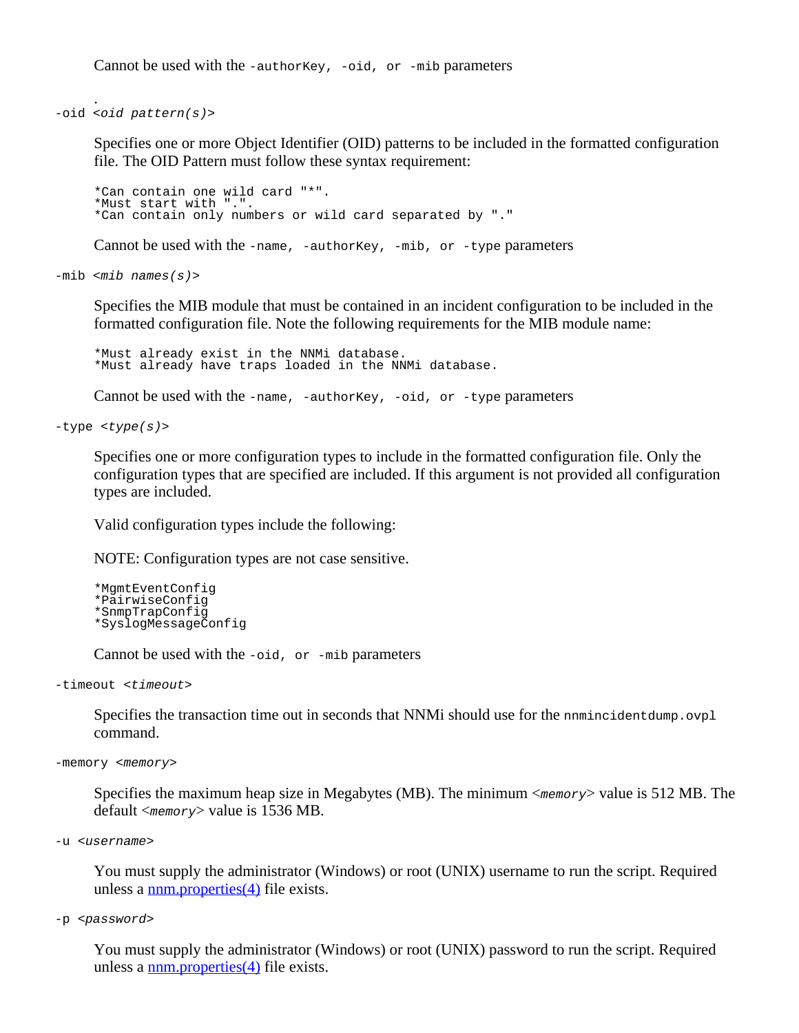Cannot be used with the `-authorKey, -oid, or -mib` parameters

.

`-oid <oid pattern(s)>`

Specifies one or more Object Identifier (OID) patterns to be included in the formatted configuration file. The OID Pattern must follow these syntax requirement:

```
*Can contain one wild card "*".
*Must start with ".".
*Can contain only numbers or wild card separated by "."
```

Cannot be used with the `-name, -authorKey, -mib, or -type` parameters

`-mib <mib names(s)>`

Specifies the MIB module that must be contained in an incident configuration to be included in the formatted configuration file. Note the following requirements for the MIB module name:

```
*Must already exist in the NNMi database.
*Must already have traps loaded in the NNMi database.
```

Cannot be used with the `-name, -authorKey, -oid, or -type` parameters

`-type <type(s)>`

Specifies one or more configuration types to include in the formatted configuration file. Only the configuration types that are specified are included. If this argument is not provided all configuration types are included.

Valid configuration types include the following:

NOTE: Configuration types are not case sensitive.

```
*MgmtEventConfig
*PairwiseConfig
*SnmpTrapConfig
*SyslogMessageConfig
```

Cannot be used with the `-oid, or -mib` parameters

`-timeout <timeout>`

Specifies the transaction time out in seconds that NNMi should use for the `nnmincidentdump.ovpl` command.

`-memory <memory>`

Specifies the maximum heap size in Megabytes (MB). The minimum <*memory*> value is 512 MB. The default <*memory*> value is 1536 MB.

`-u <username>`

You must supply the administrator (Windows) or root (UNIX) username to run the script. Required unless a nnm.properties(4) file exists.

`-p <password>`

You must supply the administrator (Windows) or root (UNIX) password to run the script. Required unless a nnm.properties(4) file exists.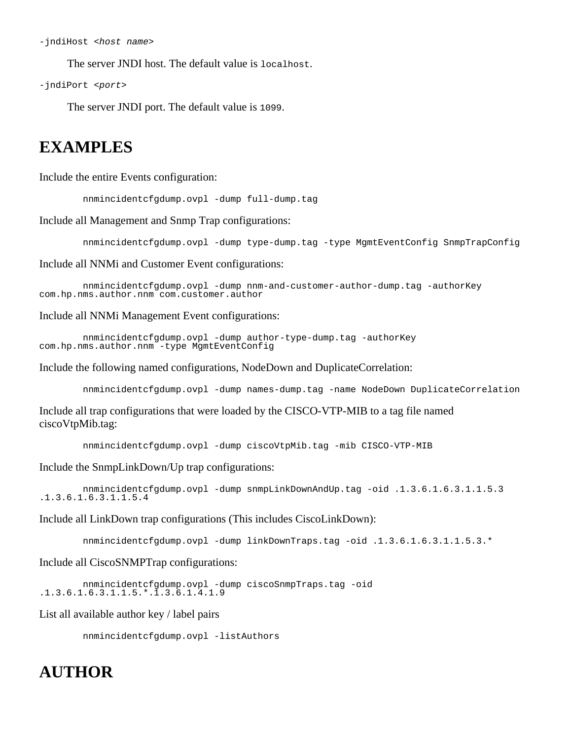`-jndiHost <host name>`

The server JNDI host. The default value is `localhost`.

`-jndiPort <port>`

The server JNDI port. The default value is `1099`.

## EXAMPLES

Include the entire Events configuration:

```
nnmincidentcfgdump.ovpl -dump full-dump.tag
```

Include all Management and Snmp Trap configurations:

```
nnmincidentcfgdump.ovpl -dump type-dump.tag -type MgmtEventConfig SnmpTrapConfig
```

Include all NNMi and Customer Event configurations:

```
nnmincidentcfgdump.ovpl -dump nnm-and-customer-author-dump.tag -authorKey
com.hp.nms.author.nnm com.customer.author
```

Include all NNMi Management Event configurations:

```
nnmincidentcfgdump.ovpl -dump author-type-dump.tag -authorKey
com.hp.nms.author.nnm -type MgmtEventConfig
```

Include the following named configurations, NodeDown and DuplicateCorrelation:

```
nnmincidentcfgdump.ovpl -dump names-dump.tag -name NodeDown DuplicateCorrelation
```

Include all trap configurations that were loaded by the CISCO-VTP-MIB to a tag file named ciscoVtpMib.tag:

```
nnmincidentcfgdump.ovpl -dump ciscoVtpMib.tag -mib CISCO-VTP-MIB
```

Include the SnmpLinkDown/Up trap configurations:

```
nnmincidentcfgdump.ovpl -dump snmpLinkDownAndUp.tag -oid .1.3.6.1.6.3.1.1.5.3
.1.3.6.1.6.3.1.1.5.4
```

Include all LinkDown trap configurations (This includes CiscoLinkDown):

```
nnmincidentcfgdump.ovpl -dump linkDownTraps.tag -oid .1.3.6.1.6.3.1.1.5.3.*
```

Include all CiscoSNMPTrap configurations:

```
nnmincidentcfgdump.ovpl -dump ciscoSnmpTraps.tag -oid
.1.3.6.1.6.3.1.1.5.*.1.3.6.1.4.1.9
```

List all available author key / label pairs

```
nnmincidentcfgdump.ovpl -listAuthors
```

## AUTHOR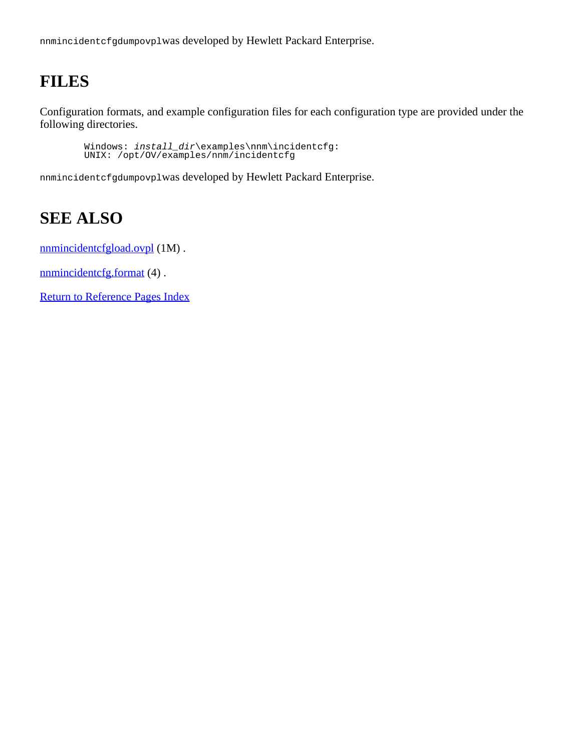`nnmincidentcfgdumpovpl`was developed by Hewlett Packard Enterprise.

## FILES

Configuration formats, and example configuration files for each configuration type are provided under the following directories.

```
Windows: install_dir\examples\nnm\incidentcfg:
UNIX: /opt/OV/examples/nnm/incidentcfg
```

`nnmincidentcfgdumpovpl`was developed by Hewlett Packard Enterprise.

## SEE ALSO

nnmincidentcfgload.ovpl (1M) .

nnmincidentcfg.format (4) .

Return to Reference Pages Index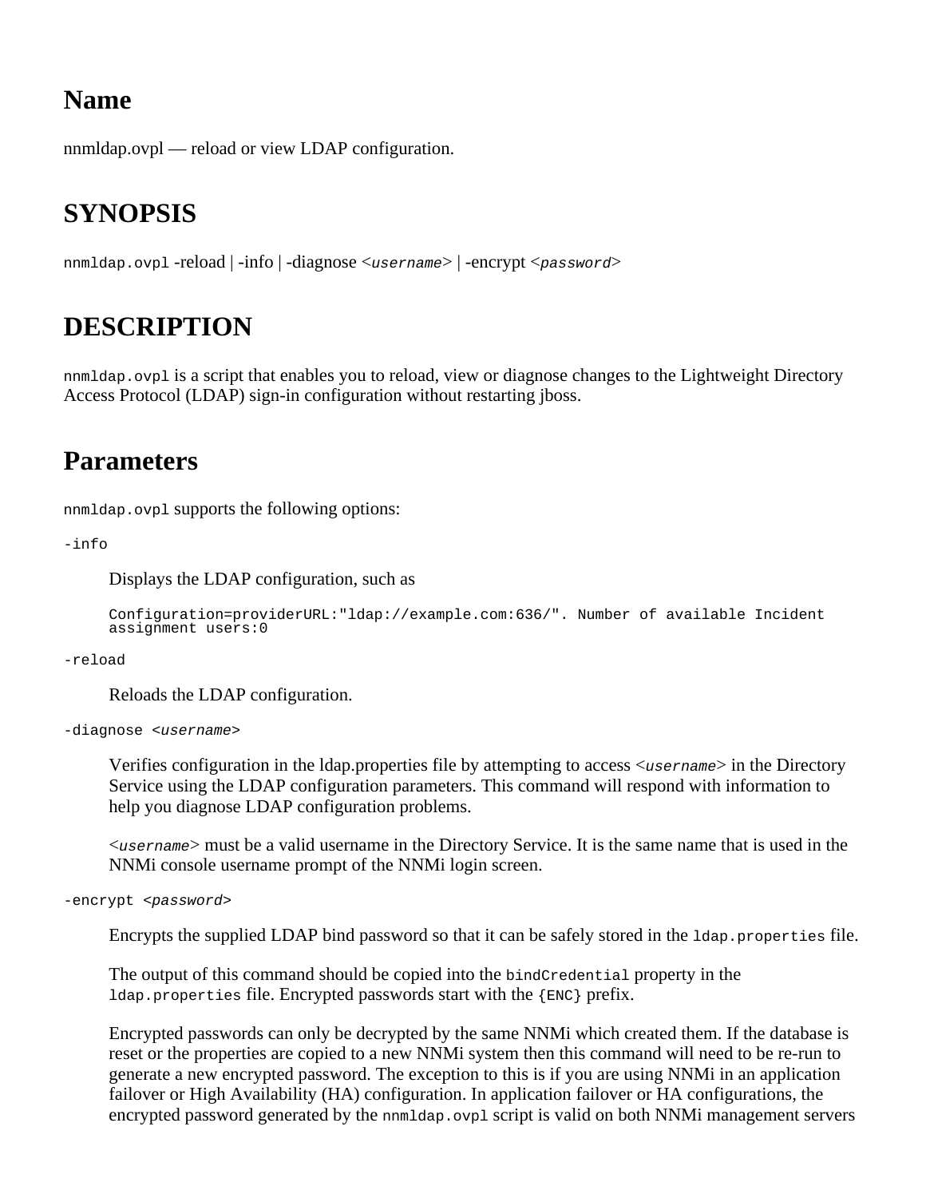## Name

nnmldap.ovpl — reload or view LDAP configuration.

## SYNOPSIS

`nnmldap.ovpl` -reload | -info | -diagnose <*username*> | -encrypt <*password*>

## DESCRIPTION

`nnmldap.ovpl` is a script that enables you to reload, view or diagnose changes to the Lightweight Directory Access Protocol (LDAP) sign-in configuration without restarting jboss.

## Parameters

`nnmldap.ovpl` supports the following options:

`-info`

Displays the LDAP configuration, such as

```
Configuration=providerURL:"ldap://example.com:636/". Number of available Incident
assignment users:0
```

`-reload`

Reloads the LDAP configuration.

`-diagnose <username>`

Verifies configuration in the ldap.properties file by attempting to access <*username*> in the Directory Service using the LDAP configuration parameters. This command will respond with information to help you diagnose LDAP configuration problems.

<*username*> must be a valid username in the Directory Service. It is the same name that is used in the NNMi console username prompt of the NNMi login screen.

`-encrypt <password>`

Encrypts the supplied LDAP bind password so that it can be safely stored in the `ldap.properties` file.

The output of this command should be copied into the `bindCredential` property in the `ldap.properties` file. Encrypted passwords start with the `{ENC}` prefix.

Encrypted passwords can only be decrypted by the same NNMi which created them. If the database is reset or the properties are copied to a new NNMi system then this command will need to be re-run to generate a new encrypted password. The exception to this is if you are using NNMi in an application failover or High Availability (HA) configuration. In application failover or HA configurations, the encrypted password generated by the `nnmldap.ovpl` script is valid on both NNMi management servers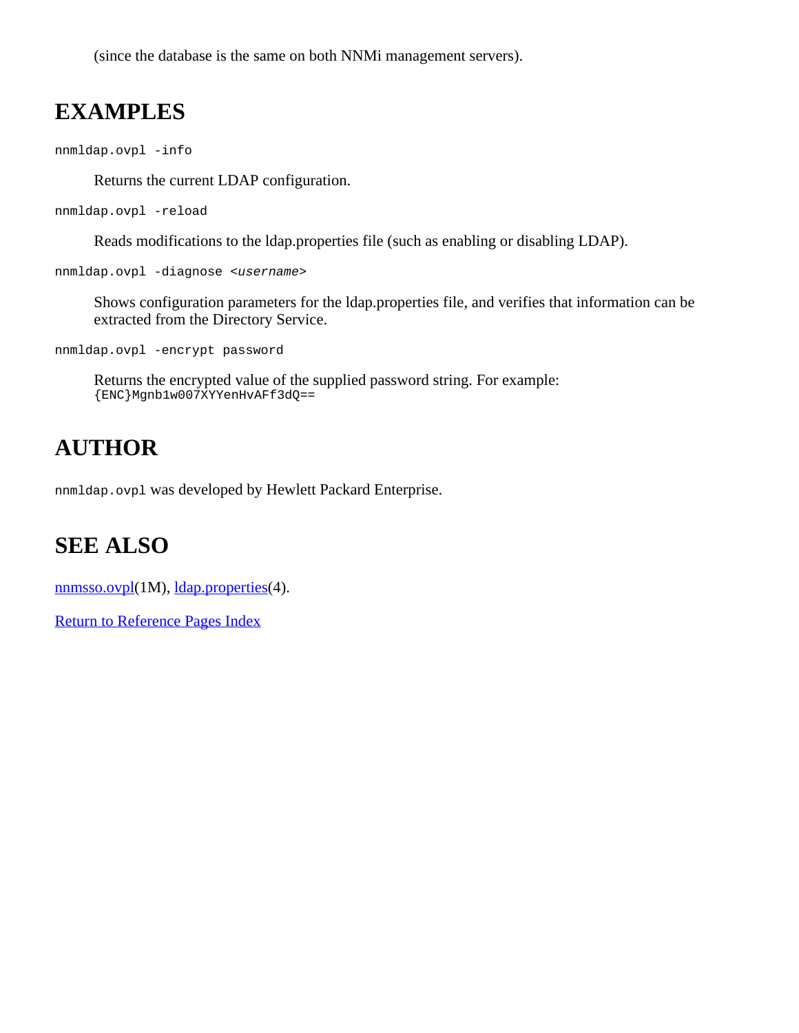(since the database is the same on both NNMi management servers).

## EXAMPLES

`nnmldap.ovpl -info`

Returns the current LDAP configuration.

`nnmldap.ovpl -reload`

Reads modifications to the ldap.properties file (such as enabling or disabling LDAP).

`nnmldap.ovpl -diagnose <username>`

Shows configuration parameters for the ldap.properties file, and verifies that information can be extracted from the Directory Service.

`nnmldap.ovpl -encrypt password`

Returns the encrypted value of the supplied password string. For example:
`{ENC}Mgnb1w007XYYenHvAFf3dQ==`

## AUTHOR

`nnmldap.ovpl` was developed by Hewlett Packard Enterprise.

## SEE ALSO

nnmsso.ovpl(1M), ldap.properties(4).

Return to Reference Pages Index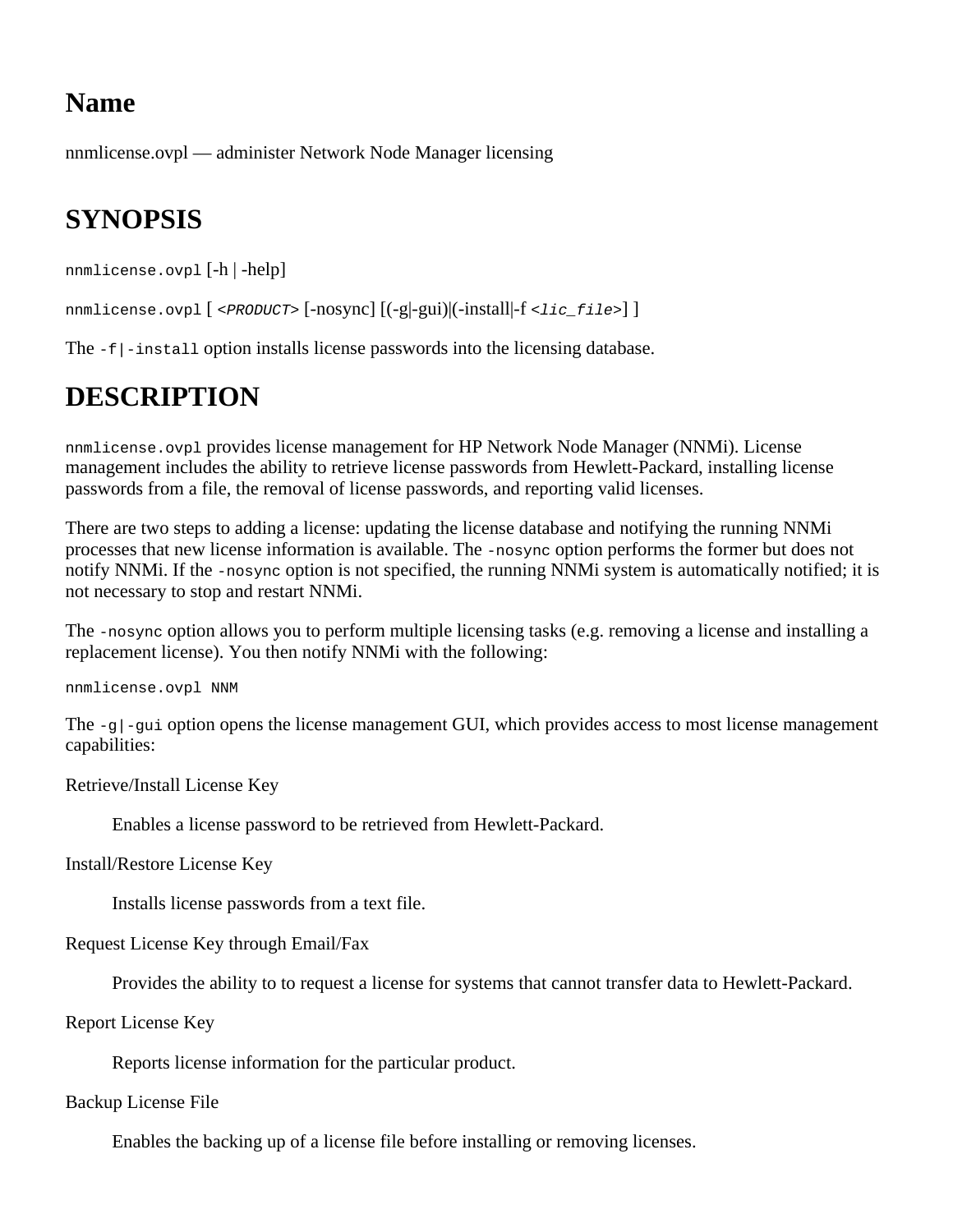# Name

nnmlicense.ovpl — administer Network Node Manager licensing

# SYNOPSIS

`nnmlicense.ovpl` [-h | -help]

`nnmlicense.ovpl` [ <*PRODUCT*> [-nosync] [(-g|-gui)|(-install|-f <*lic_file*>] ]

The `-f|-install` option installs license passwords into the licensing database.

# DESCRIPTION

`nnmlicense.ovpl` provides license management for HP Network Node Manager (NNMi). License management includes the ability to retrieve license passwords from Hewlett-Packard, installing license passwords from a file, the removal of license passwords, and reporting valid licenses.

There are two steps to adding a license: updating the license database and notifying the running NNMi processes that new license information is available. The `-nosync` option performs the former but does not notify NNMi. If the `-nosync` option is not specified, the running NNMi system is automatically notified; it is not necessary to stop and restart NNMi.

The `-nosync` option allows you to perform multiple licensing tasks (e.g. removing a license and installing a replacement license). You then notify NNMi with the following:

```
nnmlicense.ovpl NNM
```

The `-g|-gui` option opens the license management GUI, which provides access to most license management capabilities:

Retrieve/Install License Key

> Enables a license password to be retrieved from Hewlett-Packard.

Install/Restore License Key

> Installs license passwords from a text file.

Request License Key through Email/Fax

> Provides the ability to to request a license for systems that cannot transfer data to Hewlett-Packard.

Report License Key

> Reports license information for the particular product.

Backup License File

> Enables the backing up of a license file before installing or removing licenses.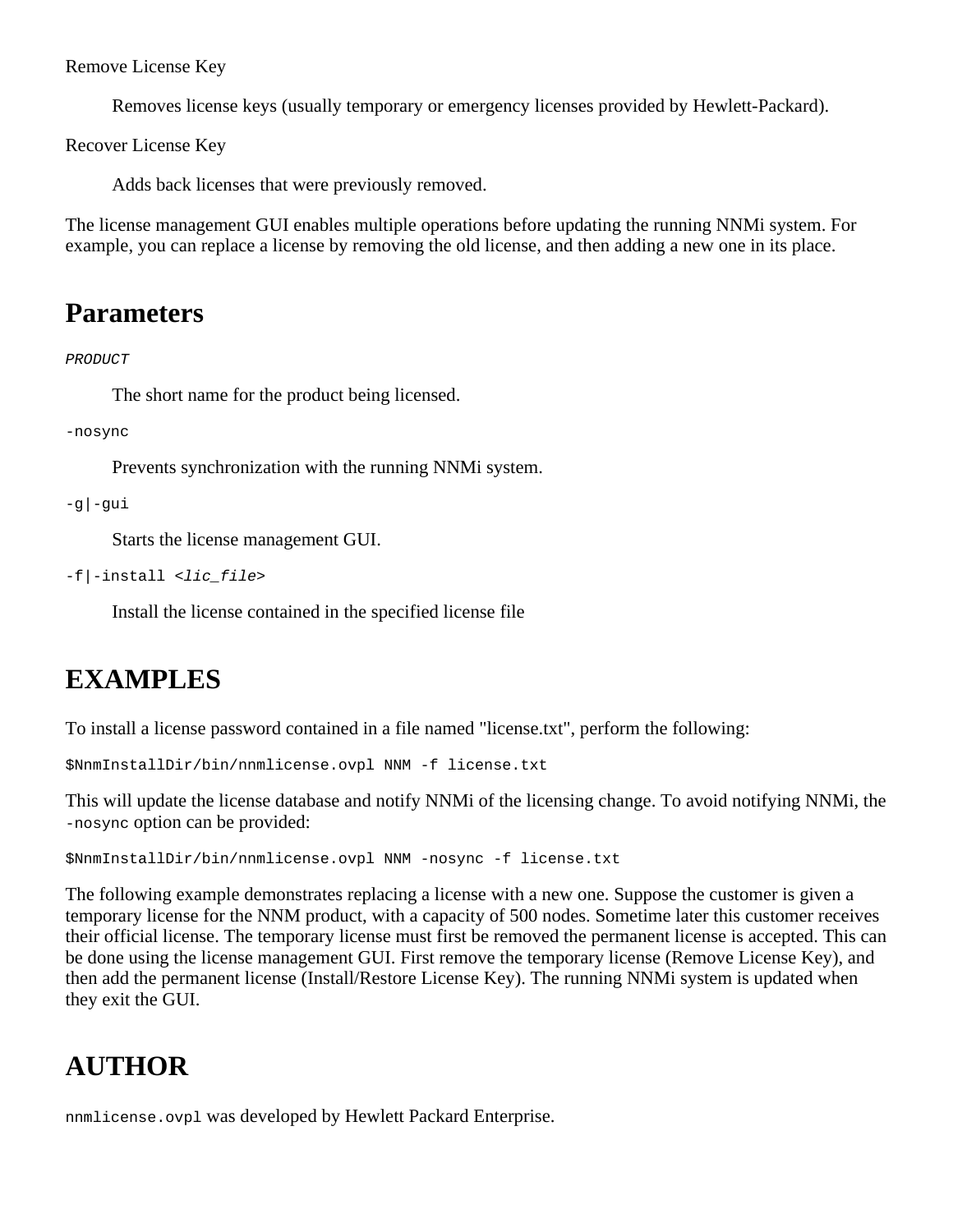Remove License Key

Removes license keys (usually temporary or emergency licenses provided by Hewlett-Packard).

Recover License Key

Adds back licenses that were previously removed.

The license management GUI enables multiple operations before updating the running NNMi system. For example, you can replace a license by removing the old license, and then adding a new one in its place.

## Parameters

*PRODUCT*

The short name for the product being licensed.

`-nosync`

Prevents synchronization with the running NNMi system.

`-g|-gui`

Starts the license management GUI.

`-f|-install <lic_file>`

Install the license contained in the specified license file

## EXAMPLES

To install a license password contained in a file named "license.txt", perform the following:

```
$NnmInstallDir/bin/nnmlicense.ovpl NNM -f license.txt
```

This will update the license database and notify NNMi of the licensing change. To avoid notifying NNMi, the `-nosync` option can be provided:

```
$NnmInstallDir/bin/nnmlicense.ovpl NNM -nosync -f license.txt
```

The following example demonstrates replacing a license with a new one. Suppose the customer is given a temporary license for the NNM product, with a capacity of 500 nodes. Sometime later this customer receives their official license. The temporary license must first be removed the permanent license is accepted. This can be done using the license management GUI. First remove the temporary license (Remove License Key), and then add the permanent license (Install/Restore License Key). The running NNMi system is updated when they exit the GUI.

## AUTHOR

`nnmlicense.ovpl` was developed by Hewlett Packard Enterprise.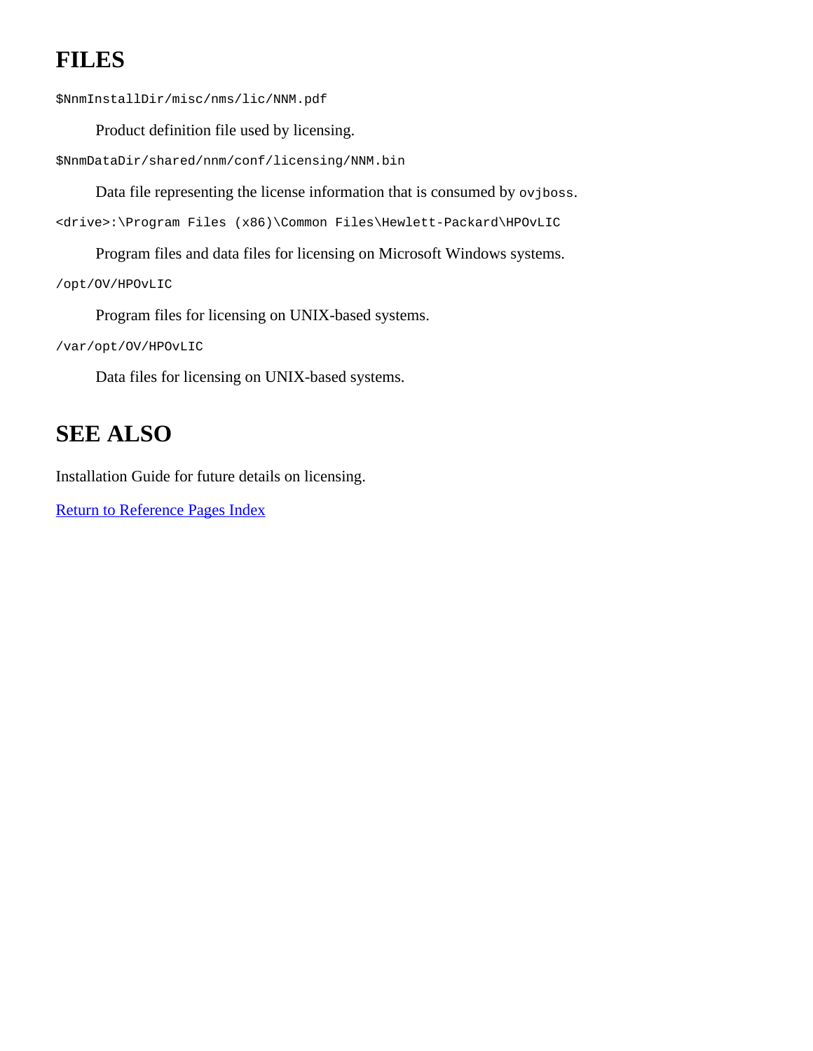## FILES

`$NnmInstallDir/misc/nms/lic/NNM.pdf`

Product definition file used by licensing.

`$NnmDataDir/shared/nnm/conf/licensing/NNM.bin`

Data file representing the license information that is consumed by `ovjboss`.

`<drive>:\Program Files (x86)\Common Files\Hewlett-Packard\HPOvLIC`

Program files and data files for licensing on Microsoft Windows systems.

`/opt/OV/HPOvLIC`

Program files for licensing on UNIX-based systems.

`/var/opt/OV/HPOvLIC`

Data files for licensing on UNIX-based systems.

## SEE ALSO

Installation Guide for future details on licensing.

Return to Reference Pages Index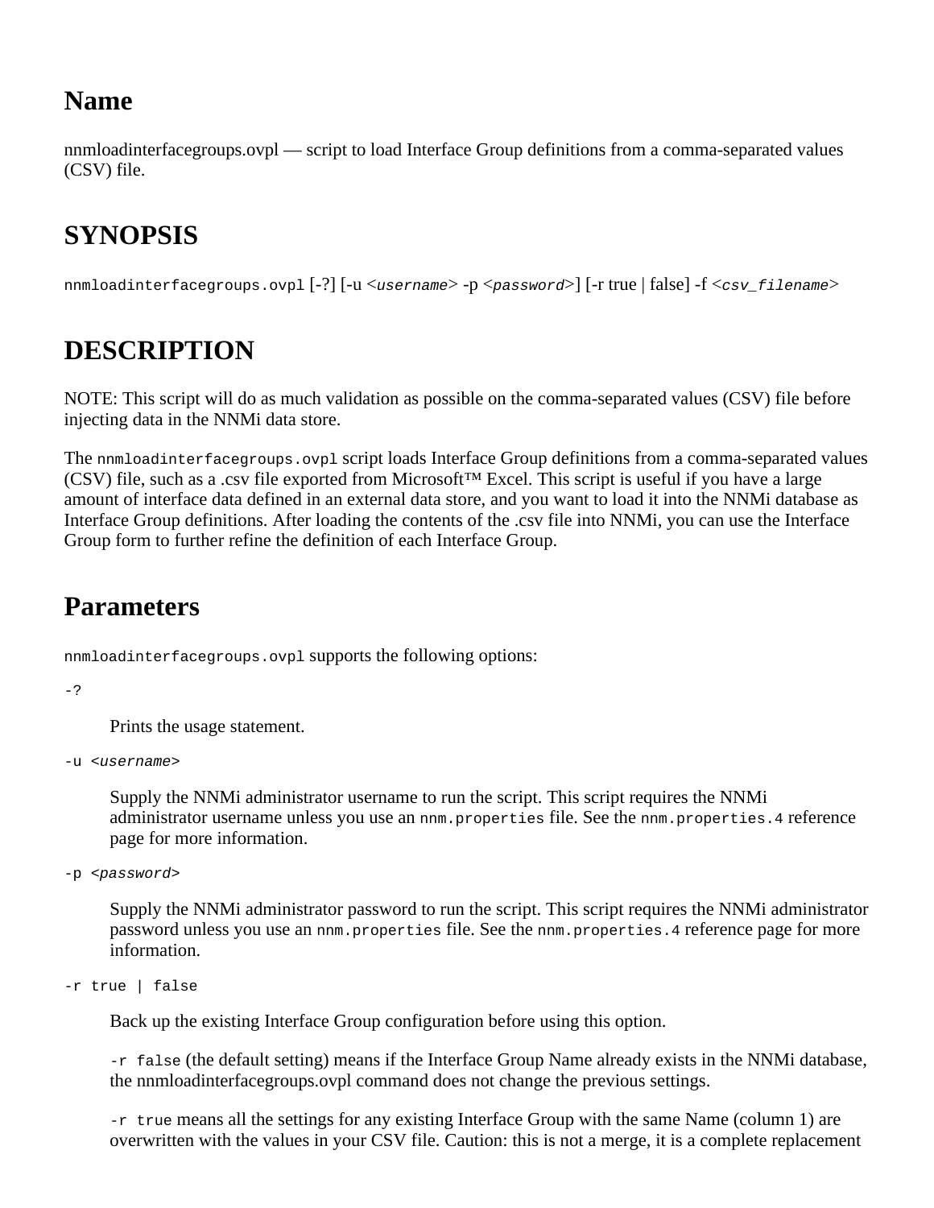## Name

nnmloadinterfacegroups.ovpl — script to load Interface Group definitions from a comma-separated values (CSV) file.

## SYNOPSIS

`nnmloadinterfacegroups.ovpl` [-?] [-u <*username*> -p <*password*>] [-r true | false] -f <*csv_filename*>

## DESCRIPTION

NOTE: This script will do as much validation as possible on the comma-separated values (CSV) file before injecting data in the NNMi data store.

The `nnmloadinterfacegroups.ovpl` script loads Interface Group definitions from a comma-separated values (CSV) file, such as a .csv file exported from Microsoft™ Excel. This script is useful if you have a large amount of interface data defined in an external data store, and you want to load it into the NNMi database as Interface Group definitions. After loading the contents of the .csv file into NNMi, you can use the Interface Group form to further refine the definition of each Interface Group.

## Parameters

`nnmloadinterfacegroups.ovpl` supports the following options:

`-?`

Prints the usage statement.

`-u <username>`

Supply the NNMi administrator username to run the script. This script requires the NNMi administrator username unless you use an `nnm.properties` file. See the `nnm.properties.4` reference page for more information.

`-p <password>`

Supply the NNMi administrator password to run the script. This script requires the NNMi administrator password unless you use an `nnm.properties` file. See the `nnm.properties.4` reference page for more information.

`-r true | false`

Back up the existing Interface Group configuration before using this option.

`-r false` (the default setting) means if the Interface Group Name already exists in the NNMi database, the nnmloadinterfacegroups.ovpl command does not change the previous settings.

`-r true` means all the settings for any existing Interface Group with the same Name (column 1) are overwritten with the values in your CSV file. Caution: this is not a merge, it is a complete replacement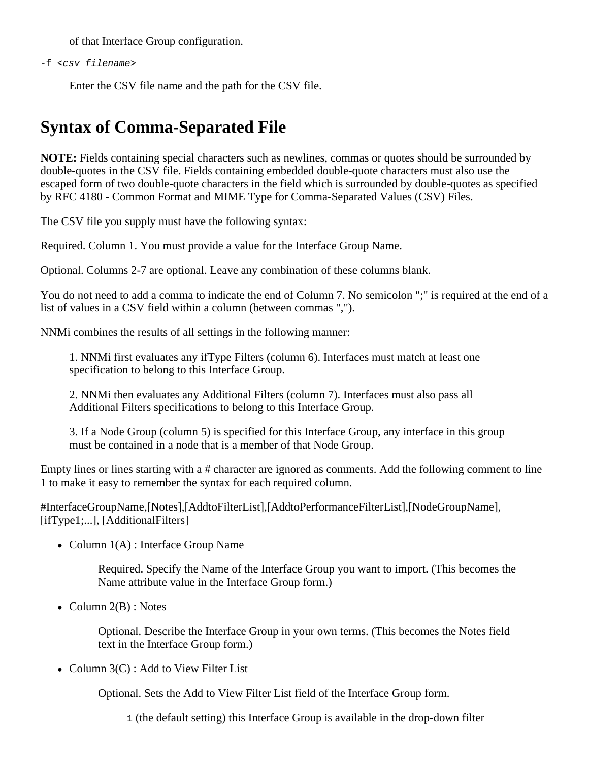of that Interface Group configuration.

`-f <csv_filename>`

Enter the CSV file name and the path for the CSV file.

## Syntax of Comma-Separated File

**NOTE:** Fields containing special characters such as newlines, commas or quotes should be surrounded by double-quotes in the CSV file. Fields containing embedded double-quote characters must also use the escaped form of two double-quote characters in the field which is surrounded by double-quotes as specified by RFC 4180 - Common Format and MIME Type for Comma-Separated Values (CSV) Files.

The CSV file you supply must have the following syntax:

Required. Column 1. You must provide a value for the Interface Group Name.

Optional. Columns 2-7 are optional. Leave any combination of these columns blank.

You do not need to add a comma to indicate the end of Column 7. No semicolon ";" is required at the end of a list of values in a CSV field within a column (between commas ",").

NNMi combines the results of all settings in the following manner:

1. NNMi first evaluates any ifType Filters (column 6). Interfaces must match at least one specification to belong to this Interface Group.

2. NNMi then evaluates any Additional Filters (column 7). Interfaces must also pass all Additional Filters specifications to belong to this Interface Group.

3. If a Node Group (column 5) is specified for this Interface Group, any interface in this group must be contained in a node that is a member of that Node Group.

Empty lines or lines starting with a # character are ignored as comments. Add the following comment to line 1 to make it easy to remember the syntax for each required column.

#InterfaceGroupName,[Notes],[AddtoFilterList],[AddtoPerformanceFilterList],[NodeGroupName],[ifType1;...], [AdditionalFilters]

- Column 1(A) : Interface Group Name

  Required. Specify the Name of the Interface Group you want to import. (This becomes the Name attribute value in the Interface Group form.)

- Column 2(B) : Notes

  Optional. Describe the Interface Group in your own terms. (This becomes the Notes field text in the Interface Group form.)

- Column 3(C) : Add to View Filter List

  Optional. Sets the Add to View Filter List field of the Interface Group form.

  `1` (the default setting) this Interface Group is available in the drop-down filter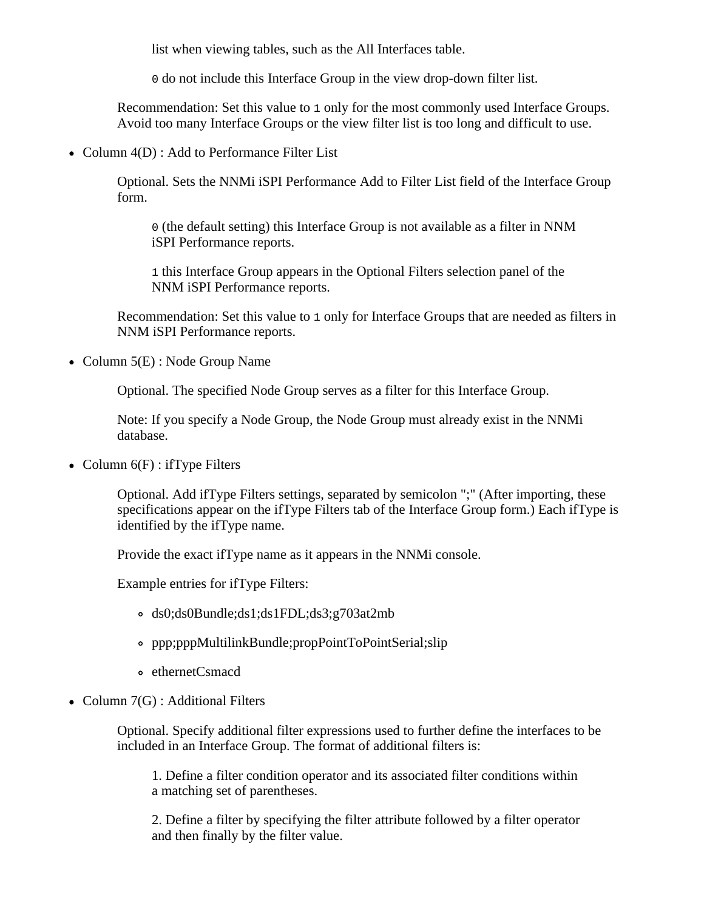list when viewing tables, such as the All Interfaces table.

`0` do not include this Interface Group in the view drop-down filter list.

Recommendation: Set this value to `1` only for the most commonly used Interface Groups. Avoid too many Interface Groups or the view filter list is too long and difficult to use.

- Column 4(D) : Add to Performance Filter List

  Optional. Sets the NNMi iSPI Performance Add to Filter List field of the Interface Group form.

  `0` (the default setting) this Interface Group is not available as a filter in NNM iSPI Performance reports.

  `1` this Interface Group appears in the Optional Filters selection panel of the NNM iSPI Performance reports.

  Recommendation: Set this value to `1` only for Interface Groups that are needed as filters in NNM iSPI Performance reports.

- Column 5(E) : Node Group Name

  Optional. The specified Node Group serves as a filter for this Interface Group.

  Note: If you specify a Node Group, the Node Group must already exist in the NNMi database.

- Column 6(F) : ifType Filters

  Optional. Add ifType Filters settings, separated by semicolon ";" (After importing, these specifications appear on the ifType Filters tab of the Interface Group form.) Each ifType is identified by the ifType name.

  Provide the exact ifType name as it appears in the NNMi console.

  Example entries for ifType Filters:

  - ds0;ds0Bundle;ds1;ds1FDL;ds3;g703at2mb
  - ppp;pppMultilinkBundle;propPointToPointSerial;slip
  - ethernetCsmacd

- Column 7(G) : Additional Filters

  Optional. Specify additional filter expressions used to further define the interfaces to be included in an Interface Group. The format of additional filters is:

  1. Define a filter condition operator and its associated filter conditions within a matching set of parentheses.

  2. Define a filter by specifying the filter attribute followed by a filter operator and then finally by the filter value.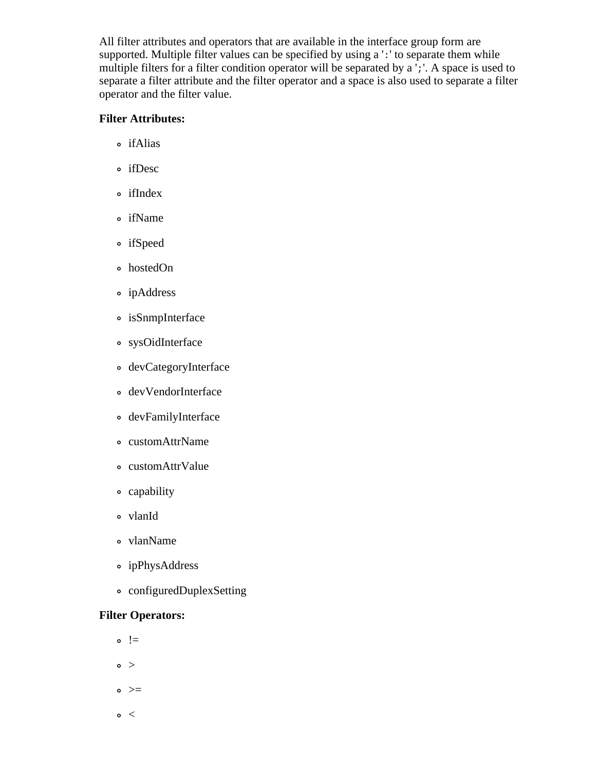All filter attributes and operators that are available in the interface group form are supported. Multiple filter values can be specified by using a `':'` to separate them while multiple filters for a filter condition operator will be separated by a `';'`. A space is used to separate a filter attribute and the filter operator and a space is also used to separate a filter operator and the filter value.

**Filter Attributes:**

- ifAlias
- ifDesc
- ifIndex
- ifName
- ifSpeed
- hostedOn
- ipAddress
- isSnmpInterface
- sysOidInterface
- devCategoryInterface
- devVendorInterface
- devFamilyInterface
- customAttrName
- customAttrValue
- capability
- vlanId
- vlanName
- ipPhysAddress
- configuredDuplexSetting

**Filter Operators:**

- !=
- >
- >=
- <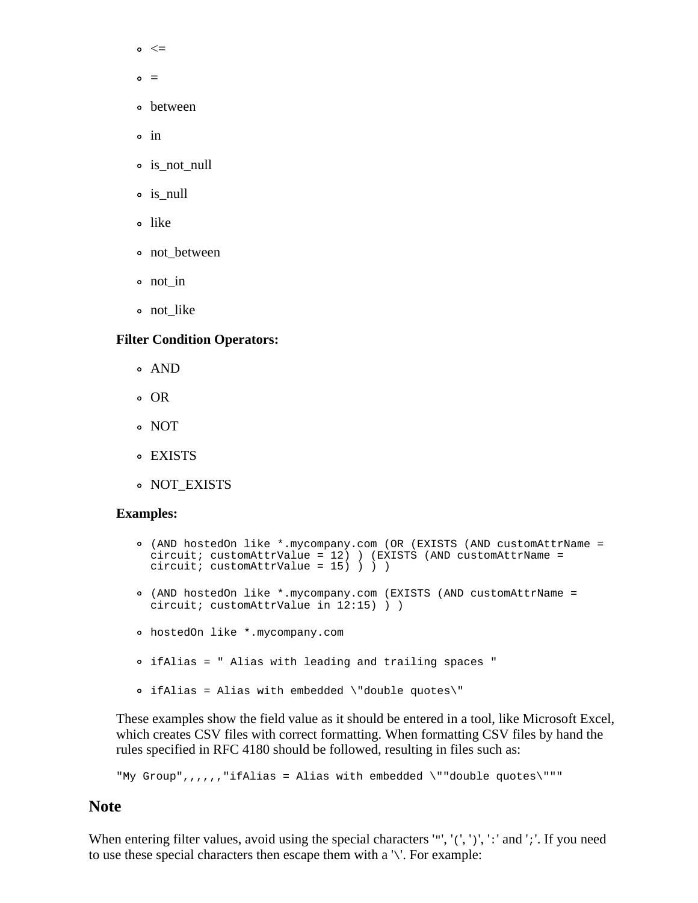- <=
- =
- between
- in
- is_not_null
- is_null
- like
- not_between
- not_in
- not_like

**Filter Condition Operators:**

- AND
- OR
- NOT
- EXISTS
- NOT_EXISTS

**Examples:**

- `(AND hostedOn like *.mycompany.com (OR (EXISTS (AND customAttrName = circuit; customAttrValue = 12) ) (EXISTS (AND customAttrName = circuit; customAttrValue = 15) ) ) )`
- `(AND hostedOn like *.mycompany.com (EXISTS (AND customAttrName = circuit; customAttrValue in 12:15) ) )`
- `hostedOn like *.mycompany.com`
- `ifAlias = " Alias with leading and trailing spaces "`
- `ifAlias = Alias with embedded \"double quotes\"`

These examples show the field value as it should be entered in a tool, like Microsoft Excel, which creates CSV files with correct formatting. When formatting CSV files by hand the rules specified in RFC 4180 should be followed, resulting in files such as:

```
"My Group",,,,,,"ifAlias = Alias with embedded \""double quotes\"""
```

## Note

When entering filter values, avoid using the special characters '"', '(', ')', ':' and ';'. If you need to use these special characters then escape them with a '\'. For example: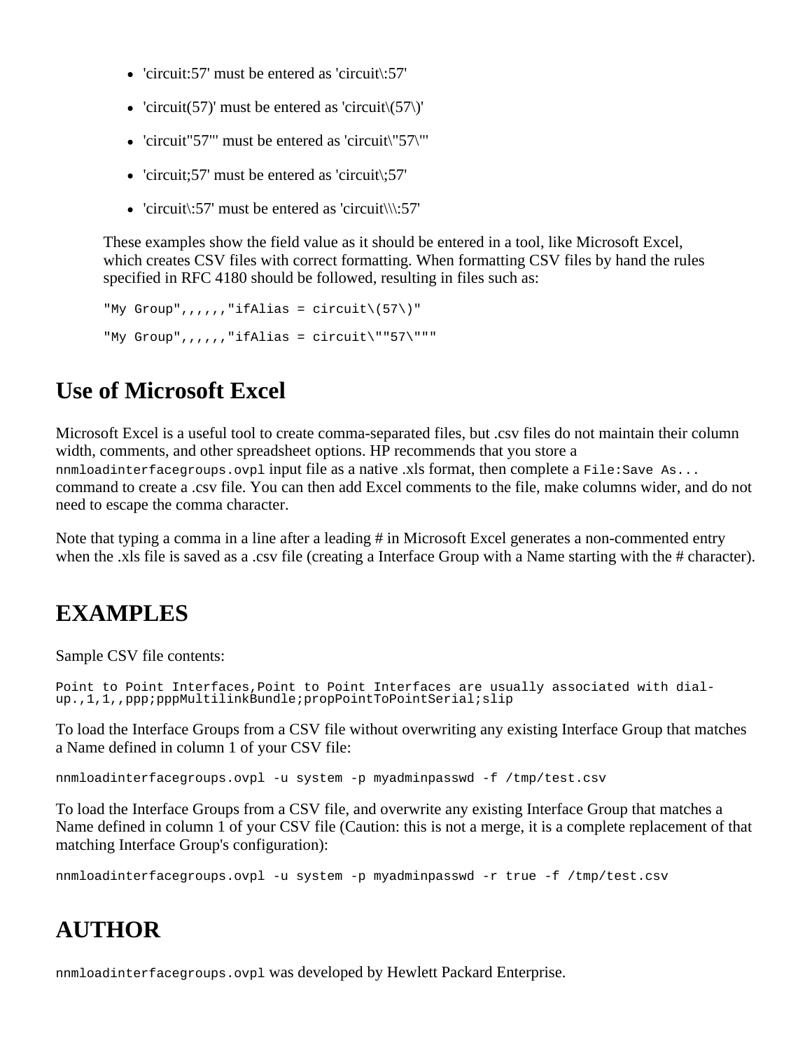- 'circuit:57' must be entered as 'circuit\:57'
- 'circuit(57)' must be entered as 'circuit\(57\)'
- 'circuit"57"' must be entered as 'circuit\"57\"'
- 'circuit;57' must be entered as 'circuit\;57'
- 'circuit\:57' must be entered as 'circuit\\\:57'

These examples show the field value as it should be entered in a tool, like Microsoft Excel, which creates CSV files with correct formatting. When formatting CSV files by hand the rules specified in RFC 4180 should be followed, resulting in files such as:

```
"My Group",,,,,,"ifAlias = circuit\(57\)"
```

```
"My Group",,,,,,"ifAlias = circuit\""57\"""
```

## Use of Microsoft Excel

Microsoft Excel is a useful tool to create comma-separated files, but .csv files do not maintain their column width, comments, and other spreadsheet options. HP recommends that you store a `nnmloadinterfacegroups.ovpl` input file as a native .xls format, then complete a `File:Save As...` command to create a .csv file. You can then add Excel comments to the file, make columns wider, and do not need to escape the comma character.

Note that typing a comma in a line after a leading # in Microsoft Excel generates a non-commented entry when the .xls file is saved as a .csv file (creating a Interface Group with a Name starting with the # character).

## EXAMPLES

Sample CSV file contents:

```
Point to Point Interfaces,Point to Point Interfaces are usually associated with dial-up.,1,1,,ppp;pppMultilinkBundle;propPointToPointSerial;slip
```

To load the Interface Groups from a CSV file without overwriting any existing Interface Group that matches a Name defined in column 1 of your CSV file:

```
nnmloadinterfacegroups.ovpl -u system -p myadminpasswd -f /tmp/test.csv
```

To load the Interface Groups from a CSV file, and overwrite any existing Interface Group that matches a Name defined in column 1 of your CSV file (Caution: this is not a merge, it is a complete replacement of that matching Interface Group's configuration):

```
nnmloadinterfacegroups.ovpl -u system -p myadminpasswd -r true -f /tmp/test.csv
```

## AUTHOR

`nnmloadinterfacegroups.ovpl` was developed by Hewlett Packard Enterprise.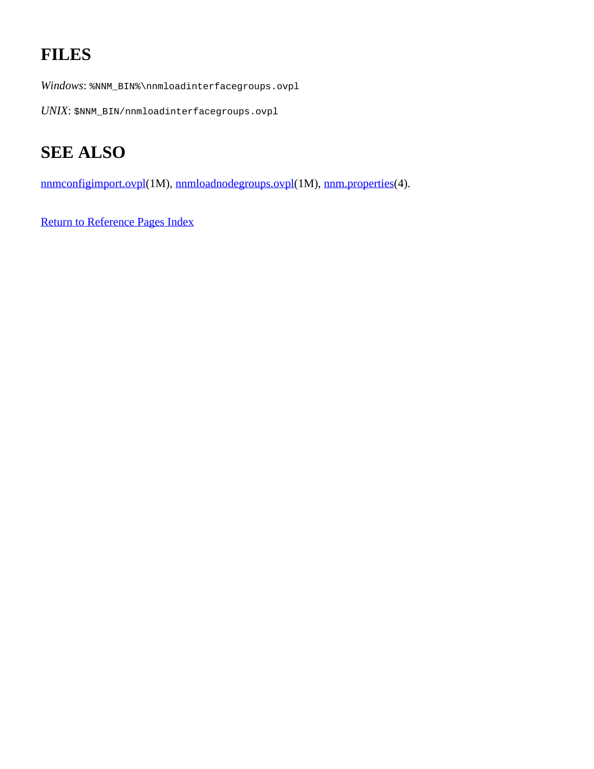## FILES

*Windows*: `%NNM_BIN%\nnmloadinterfacegroups.ovpl`

*UNIX*: `$NNM_BIN/nnmloadinterfacegroups.ovpl`

## SEE ALSO

nnmconfigimport.ovpl(1M), nnmloadnodegroups.ovpl(1M), nnm.properties(4).

Return to Reference Pages Index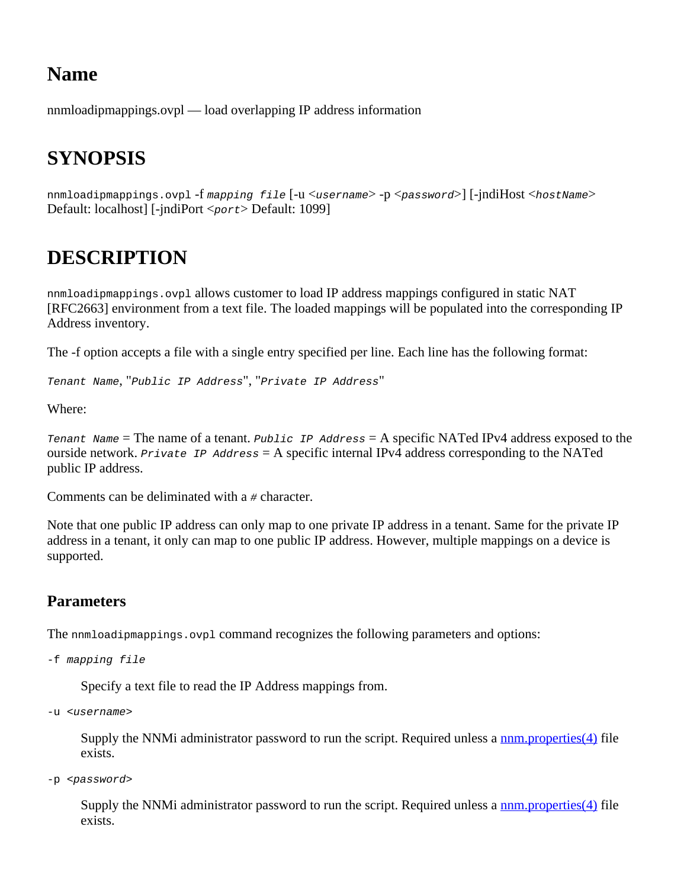# Name

nnmloadipmappings.ovpl — load overlapping IP address information

# SYNOPSIS

`nnmloadipmappings.ovpl` -f *mapping file* [-u <*username*> -p <*password*>] [-jndiHost <*hostName*> Default: localhost] [-jndiPort <*port*> Default: 1099]

# DESCRIPTION

`nnmloadipmappings.ovpl` allows customer to load IP address mappings configured in static NAT [RFC2663] environment from a text file. The loaded mappings will be populated into the corresponding IP Address inventory.

The -f option accepts a file with a single entry specified per line. Each line has the following format:

*Tenant Name*, "*Public IP Address*", "*Private IP Address*"

Where:

*Tenant Name* = The name of a tenant. *Public IP Address* = A specific NATed IPv4 address exposed to the ourside network. *Private IP Address* = A specific internal IPv4 address corresponding to the NATed public IP address.

Comments can be deliminated with a *#* character.

Note that one public IP address can only map to one private IP address in a tenant. Same for the private IP address in a tenant, it only can map to one public IP address. However, multiple mappings on a device is supported.

## Parameters

The `nnmloadipmappings.ovpl` command recognizes the following parameters and options:

`-f` *mapping file*

> Specify a text file to read the IP Address mappings from.

`-u` *<username>*

> Supply the NNMi administrator password to run the script. Required unless a nnm.properties(4) file exists.

`-p` *<password>*

> Supply the NNMi administrator password to run the script. Required unless a nnm.properties(4) file exists.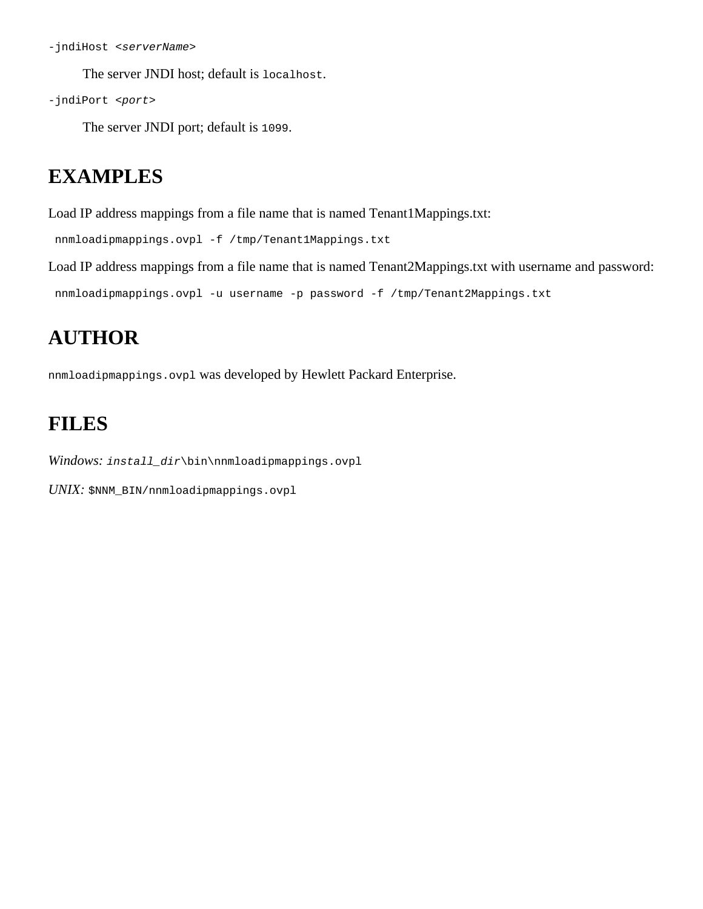`-jndiHost <serverName>`

The server JNDI host; default is `localhost`.

`-jndiPort <port>`

The server JNDI port; default is `1099`.

## EXAMPLES

Load IP address mappings from a file name that is named Tenant1Mappings.txt:

```
nnmloadipmappings.ovpl -f /tmp/Tenant1Mappings.txt
```

Load IP address mappings from a file name that is named Tenant2Mappings.txt with username and password:

```
nnmloadipmappings.ovpl -u username -p password -f /tmp/Tenant2Mappings.txt
```

## AUTHOR

`nnmloadipmappings.ovpl` was developed by Hewlett Packard Enterprise.

## FILES

*Windows:* `install_dir\bin\nnmloadipmappings.ovpl`

*UNIX:* `$NNM_BIN/nnmloadipmappings.ovpl`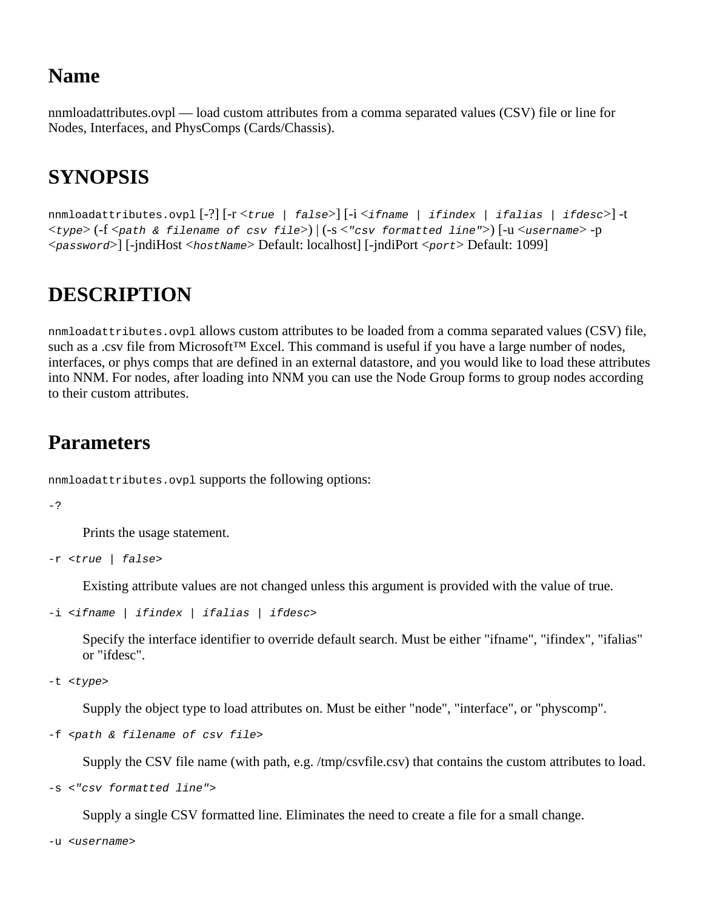## Name

nnmloadattributes.ovpl — load custom attributes from a comma separated values (CSV) file or line for Nodes, Interfaces, and PhysComps (Cards/Chassis).

## SYNOPSIS

`nnmloadattributes.ovpl` [-?] [-r <*true | false*>] [-i <*ifname | ifindex | ifalias | ifdesc*>] -t <*type*> (-f <*path & filename of csv file*>) | (-s <*"csv formatted line"*>) [-u <*username*> -p <*password*>] [-jndiHost <*hostName*> Default: localhost] [-jndiPort <*port*> Default: 1099]

## DESCRIPTION

`nnmloadattributes.ovpl` allows custom attributes to be loaded from a comma separated values (CSV) file, such as a .csv file from Microsoft™ Excel. This command is useful if you have a large number of nodes, interfaces, or phys comps that are defined in an external datastore, and you would like to load these attributes into NNM. For nodes, after loading into NNM you can use the Node Group forms to group nodes according to their custom attributes.

## Parameters

`nnmloadattributes.ovpl` supports the following options:

`-?`

Prints the usage statement.

`-r <true | false>`

Existing attribute values are not changed unless this argument is provided with the value of true.

`-i <ifname | ifindex | ifalias | ifdesc>`

Specify the interface identifier to override default search. Must be either "ifname", "ifindex", "ifalias" or "ifdesc".

`-t <type>`

Supply the object type to load attributes on. Must be either "node", "interface", or "physcomp".

`-f <path & filename of csv file>`

Supply the CSV file name (with path, e.g. /tmp/csvfile.csv) that contains the custom attributes to load.

`-s <"csv formatted line">`

Supply a single CSV formatted line. Eliminates the need to create a file for a small change.

`-u <username>`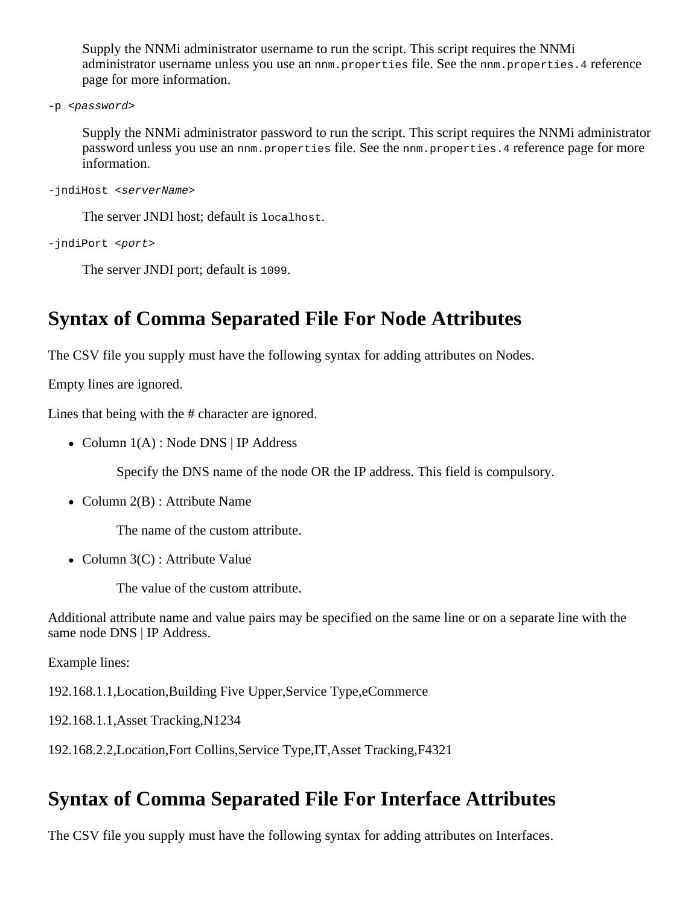Supply the NNMi administrator username to run the script. This script requires the NNMi administrator username unless you use an `nnm.properties` file. See the `nnm.properties.4` reference page for more information.

`-p <password>`

Supply the NNMi administrator password to run the script. This script requires the NNMi administrator password unless you use an `nnm.properties` file. See the `nnm.properties.4` reference page for more information.

`-jndiHost <serverName>`

The server JNDI host; default is `localhost`.

`-jndiPort <port>`

The server JNDI port; default is `1099`.

## Syntax of Comma Separated File For Node Attributes

The CSV file you supply must have the following syntax for adding attributes on Nodes.

Empty lines are ignored.

Lines that being with the # character are ignored.

- Column 1(A) : Node DNS | IP Address

  Specify the DNS name of the node OR the IP address. This field is compulsory.

- Column 2(B) : Attribute Name

  The name of the custom attribute.

- Column 3(C) : Attribute Value

  The value of the custom attribute.

Additional attribute name and value pairs may be specified on the same line or on a separate line with the same node DNS | IP Address.

Example lines:

192.168.1.1,Location,Building Five Upper,Service Type,eCommerce

192.168.1.1,Asset Tracking,N1234

192.168.2.2,Location,Fort Collins,Service Type,IT,Asset Tracking,F4321

## Syntax of Comma Separated File For Interface Attributes

The CSV file you supply must have the following syntax for adding attributes on Interfaces.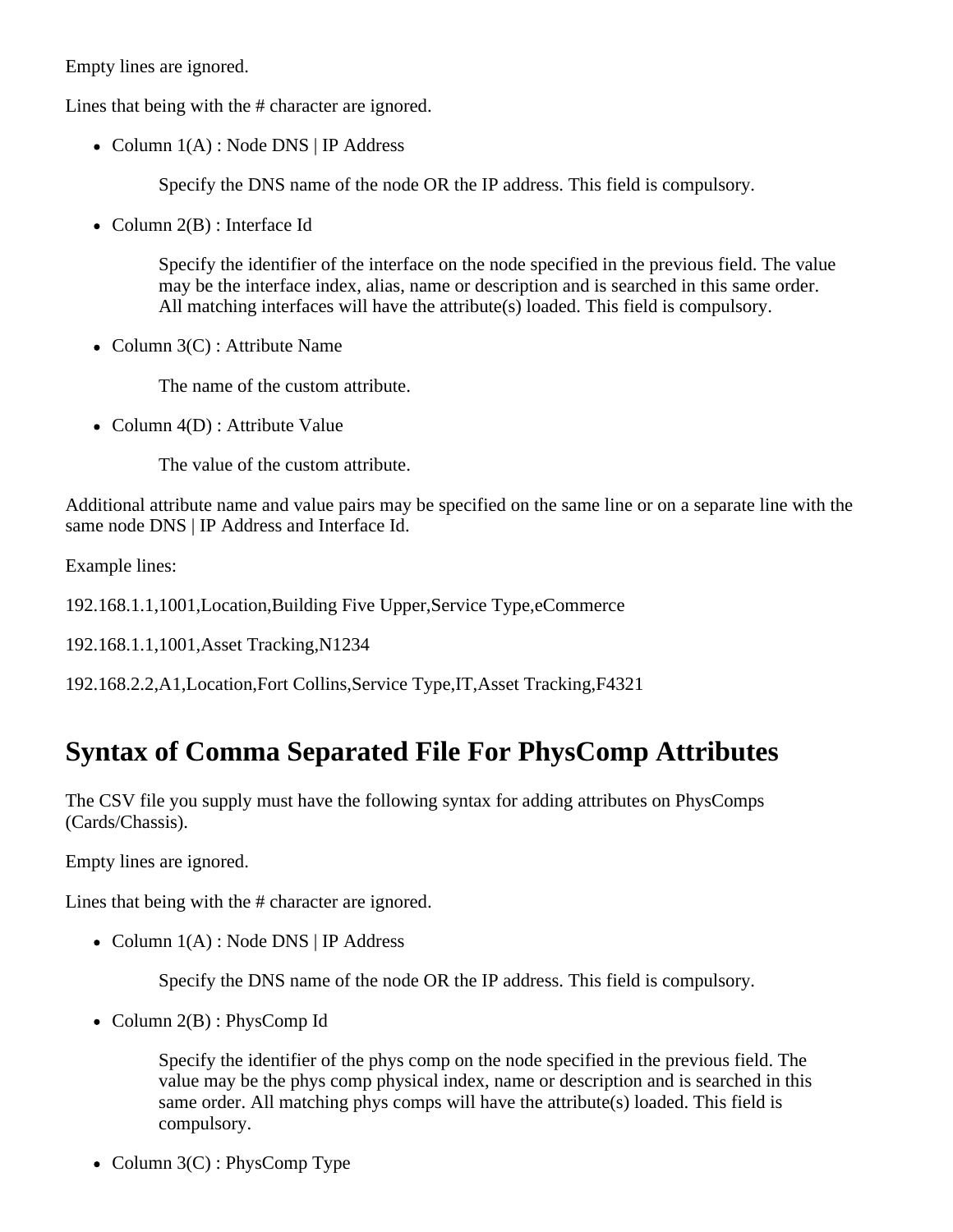Empty lines are ignored.

Lines that being with the # character are ignored.

- Column 1(A) : Node DNS | IP Address

  Specify the DNS name of the node OR the IP address. This field is compulsory.

- Column 2(B) : Interface Id

  Specify the identifier of the interface on the node specified in the previous field. The value may be the interface index, alias, name or description and is searched in this same order. All matching interfaces will have the attribute(s) loaded. This field is compulsory.

- Column 3(C) : Attribute Name

  The name of the custom attribute.

- Column 4(D) : Attribute Value

  The value of the custom attribute.

Additional attribute name and value pairs may be specified on the same line or on a separate line with the same node DNS | IP Address and Interface Id.

Example lines:

192.168.1.1,1001,Location,Building Five Upper,Service Type,eCommerce

192.168.1.1,1001,Asset Tracking,N1234

192.168.2.2,A1,Location,Fort Collins,Service Type,IT,Asset Tracking,F4321

## Syntax of Comma Separated File For PhysComp Attributes

The CSV file you supply must have the following syntax for adding attributes on PhysComps (Cards/Chassis).

Empty lines are ignored.

Lines that being with the # character are ignored.

- Column 1(A) : Node DNS | IP Address

  Specify the DNS name of the node OR the IP address. This field is compulsory.

- Column 2(B) : PhysComp Id

  Specify the identifier of the phys comp on the node specified in the previous field. The value may be the phys comp physical index, name or description and is searched in this same order. All matching phys comps will have the attribute(s) loaded. This field is compulsory.

- Column 3(C) : PhysComp Type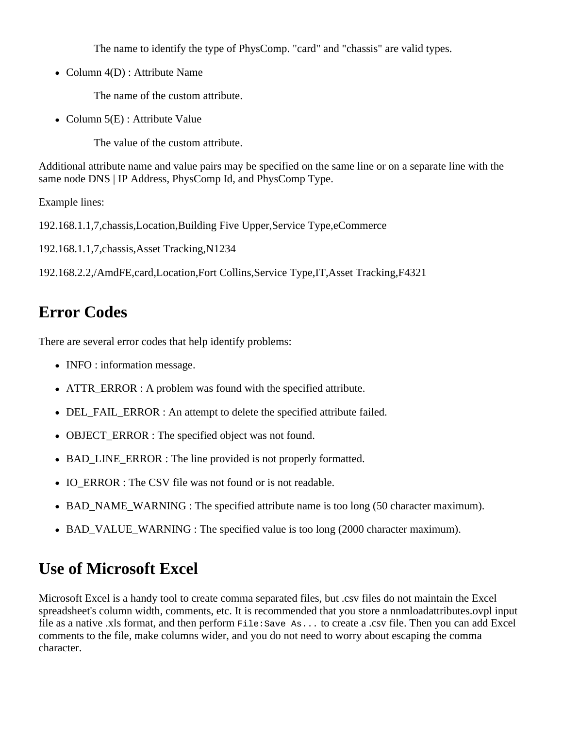The name to identify the type of PhysComp. "card" and "chassis" are valid types.

- Column 4(D) : Attribute Name

    The name of the custom attribute.

- Column 5(E) : Attribute Value

    The value of the custom attribute.

Additional attribute name and value pairs may be specified on the same line or on a separate line with the same node DNS | IP Address, PhysComp Id, and PhysComp Type.

Example lines:

192.168.1.1,7,chassis,Location,Building Five Upper,Service Type,eCommerce

192.168.1.1,7,chassis,Asset Tracking,N1234

192.168.2.2,/AmdFE,card,Location,Fort Collins,Service Type,IT,Asset Tracking,F4321

## Error Codes

There are several error codes that help identify problems:

- INFO : information message.
- ATTR_ERROR : A problem was found with the specified attribute.
- DEL_FAIL_ERROR : An attempt to delete the specified attribute failed.
- OBJECT_ERROR : The specified object was not found.
- BAD_LINE_ERROR : The line provided is not properly formatted.
- IO_ERROR : The CSV file was not found or is not readable.
- BAD_NAME_WARNING : The specified attribute name is too long (50 character maximum).
- BAD_VALUE_WARNING : The specified value is too long (2000 character maximum).

## Use of Microsoft Excel

Microsoft Excel is a handy tool to create comma separated files, but .csv files do not maintain the Excel spreadsheet's column width, comments, etc. It is recommended that you store a nnmloadattributes.ovpl input file as a native .xls format, and then perform `File:Save As...` to create a .csv file. Then you can add Excel comments to the file, make columns wider, and you do not need to worry about escaping the comma character.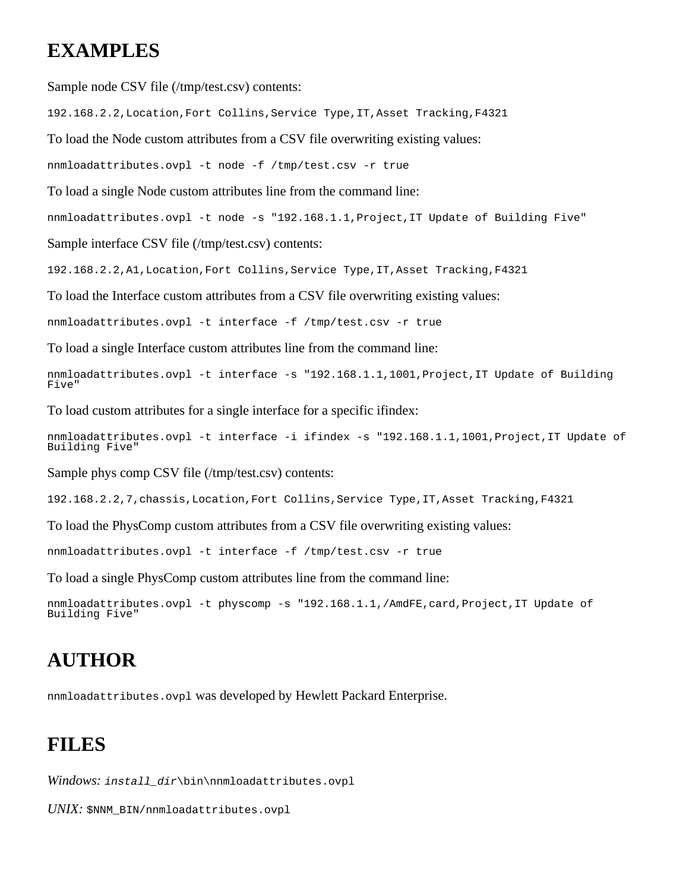# EXAMPLES

Sample node CSV file (/tmp/test.csv) contents:

```
192.168.2.2,Location,Fort Collins,Service Type,IT,Asset Tracking,F4321
```

To load the Node custom attributes from a CSV file overwriting existing values:

```
nnmloadattributes.ovpl -t node -f /tmp/test.csv -r true
```

To load a single Node custom attributes line from the command line:

```
nnmloadattributes.ovpl -t node -s "192.168.1.1,Project,IT Update of Building Five"
```

Sample interface CSV file (/tmp/test.csv) contents:

```
192.168.2.2,A1,Location,Fort Collins,Service Type,IT,Asset Tracking,F4321
```

To load the Interface custom attributes from a CSV file overwriting existing values:

```
nnmloadattributes.ovpl -t interface -f /tmp/test.csv -r true
```

To load a single Interface custom attributes line from the command line:

```
nnmloadattributes.ovpl -t interface -s "192.168.1.1,1001,Project,IT Update of Building
Five"
```

To load custom attributes for a single interface for a specific ifindex:

```
nnmloadattributes.ovpl -t interface -i ifindex -s "192.168.1.1,1001,Project,IT Update of
Building Five"
```

Sample phys comp CSV file (/tmp/test.csv) contents:

```
192.168.2.2,7,chassis,Location,Fort Collins,Service Type,IT,Asset Tracking,F4321
```

To load the PhysComp custom attributes from a CSV file overwriting existing values:

```
nnmloadattributes.ovpl -t interface -f /tmp/test.csv -r true
```

To load a single PhysComp custom attributes line from the command line:

```
nnmloadattributes.ovpl -t physcomp -s "192.168.1.1,/AmdFE,card,Project,IT Update of
Building Five"
```

# AUTHOR

`nnmloadattributes.ovpl` was developed by Hewlett Packard Enterprise.

# FILES

*Windows:* `install_dir\bin\nnmloadattributes.ovpl`

*UNIX:* `$NNM_BIN/nnmloadattributes.ovpl`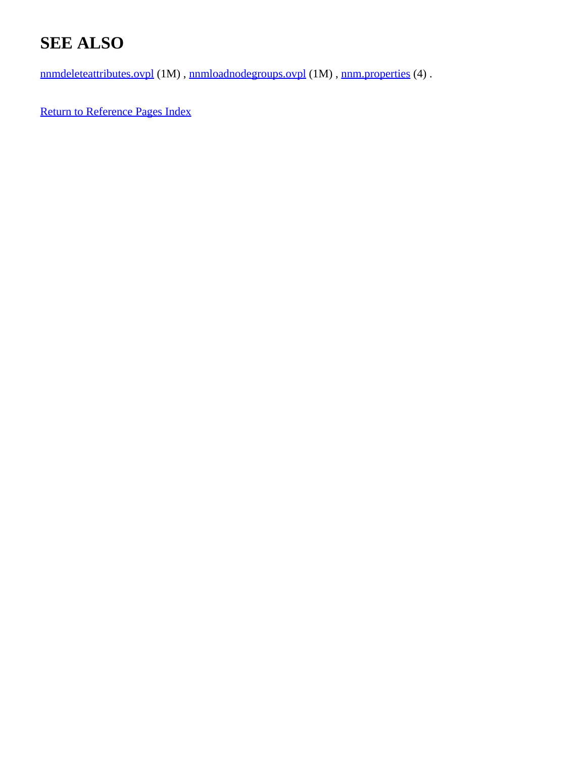## SEE ALSO

nnmdeleteattributes.ovpl (1M) , nnmloadnodegroups.ovpl (1M) , nnm.properties (4) .

Return to Reference Pages Index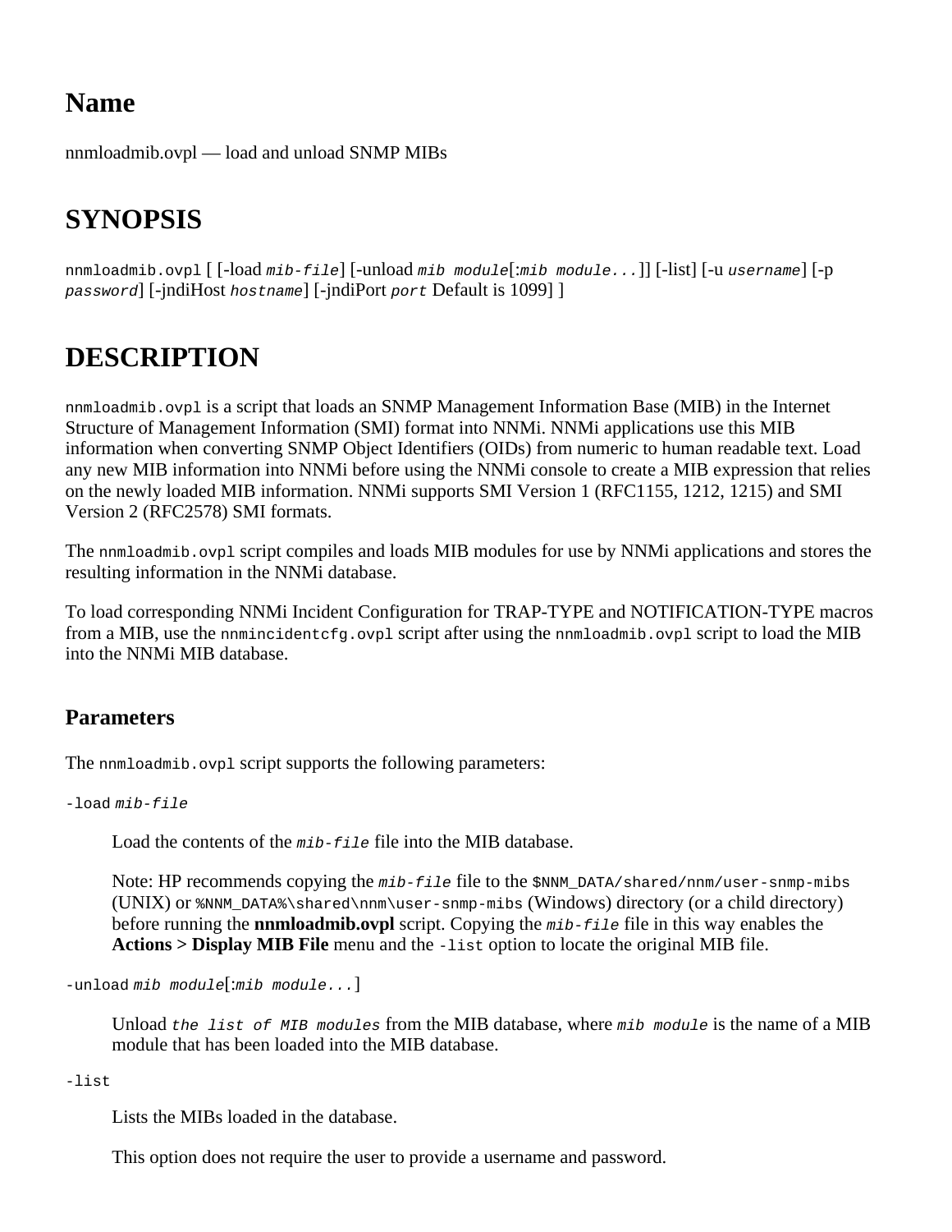# Name

nnmloadmib.ovpl — load and unload SNMP MIBs

# SYNOPSIS

`nnmloadmib.ovpl` [ [-load *`mib-file`*] [-unload *`mib module`*[:*`mib module...`*]] [-list] [-u *`username`*] [-p *`password`*] [-jndiHost *`hostname`*] [-jndiPort *`port`* Default is 1099] ]

# DESCRIPTION

`nnmloadmib.ovpl` is a script that loads an SNMP Management Information Base (MIB) in the Internet Structure of Management Information (SMI) format into NNMi. NNMi applications use this MIB information when converting SNMP Object Identifiers (OIDs) from numeric to human readable text. Load any new MIB information into NNMi before using the NNMi console to create a MIB expression that relies on the newly loaded MIB information. NNMi supports SMI Version 1 (RFC1155, 1212, 1215) and SMI Version 2 (RFC2578) SMI formats.

The `nnmloadmib.ovpl` script compiles and loads MIB modules for use by NNMi applications and stores the resulting information in the NNMi database.

To load corresponding NNMi Incident Configuration for TRAP-TYPE and NOTIFICATION-TYPE macros from a MIB, use the `nnmincidentcfg.ovpl` script after using the `nnmloadmib.ovpl` script to load the MIB into the NNMi MIB database.

## Parameters

The `nnmloadmib.ovpl` script supports the following parameters:

`-load` *`mib-file`*

Load the contents of the *`mib-file`* file into the MIB database.

Note: HP recommends copying the *`mib-file`* file to the `$NNM_DATA/shared/nnm/user-snmp-mibs` (UNIX) or `%NNM_DATA%\shared\nnm\user-snmp-mibs` (Windows) directory (or a child directory) before running the **nnmloadmib.ovpl** script. Copying the *`mib-file`* file in this way enables the **Actions > Display MIB File** menu and the `-list` option to locate the original MIB file.

`-unload` *`mib module`*[:*`mib module...`*]

Unload *`the list of MIB modules`* from the MIB database, where *`mib module`* is the name of a MIB module that has been loaded into the MIB database.

`-list`

Lists the MIBs loaded in the database.

This option does not require the user to provide a username and password.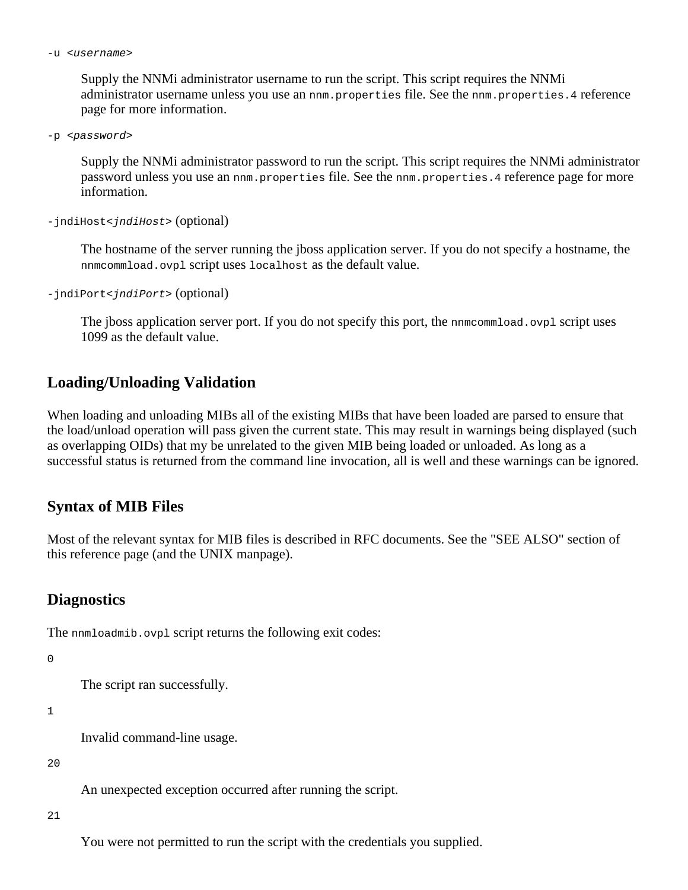`-u <username>`

Supply the NNMi administrator username to run the script. This script requires the NNMi administrator username unless you use an `nnm.properties` file. See the `nnm.properties.4` reference page for more information.

`-p <password>`

Supply the NNMi administrator password to run the script. This script requires the NNMi administrator password unless you use an `nnm.properties` file. See the `nnm.properties.4` reference page for more information.

`-jndiHost<jndiHost>` (optional)

The hostname of the server running the jboss application server. If you do not specify a hostname, the `nnmcommload.ovpl` script uses `localhost` as the default value.

`-jndiPort<jndiPort>` (optional)

The jboss application server port. If you do not specify this port, the `nnmcommload.ovpl` script uses 1099 as the default value.

## Loading/Unloading Validation

When loading and unloading MIBs all of the existing MIBs that have been loaded are parsed to ensure that the load/unload operation will pass given the current state. This may result in warnings being displayed (such as overlapping OIDs) that my be unrelated to the given MIB being loaded or unloaded. As long as a successful status is returned from the command line invocation, all is well and these warnings can be ignored.

## Syntax of MIB Files

Most of the relevant syntax for MIB files is described in RFC documents. See the "SEE ALSO" section of this reference page (and the UNIX manpage).

## Diagnostics

The `nnmloadmib.ovpl` script returns the following exit codes:

`0`

The script ran successfully.

`1`

Invalid command-line usage.

`20`

An unexpected exception occurred after running the script.

`21`

You were not permitted to run the script with the credentials you supplied.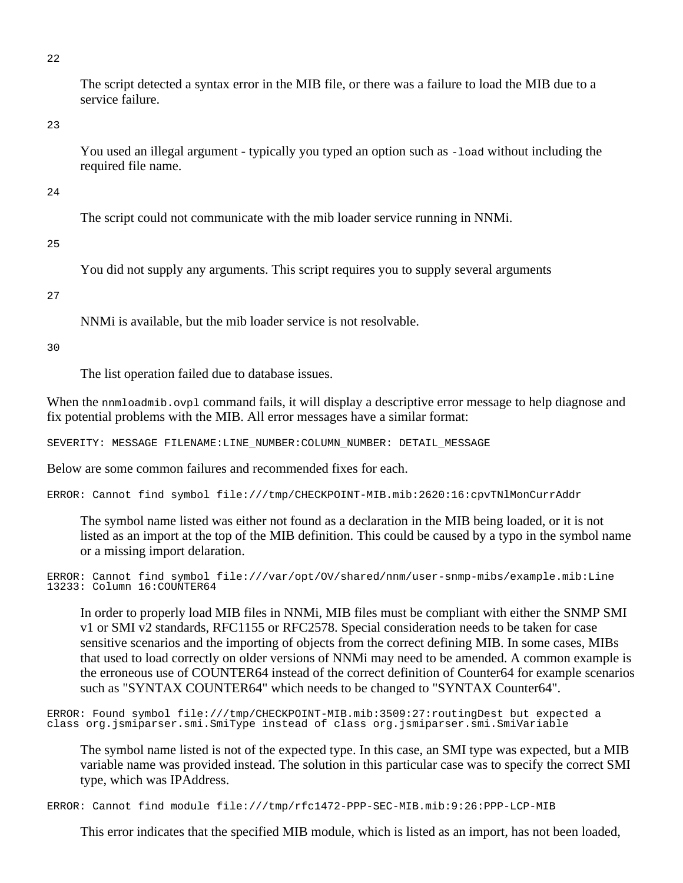22

The script detected a syntax error in the MIB file, or there was a failure to load the MIB due to a service failure.

23

You used an illegal argument - typically you typed an option such as `-load` without including the required file name.

24

The script could not communicate with the mib loader service running in NNMi.

25

You did not supply any arguments. This script requires you to supply several arguments

27

NNMi is available, but the mib loader service is not resolvable.

30

The list operation failed due to database issues.

When the `nnmloadmib.ovpl` command fails, it will display a descriptive error message to help diagnose and fix potential problems with the MIB. All error messages have a similar format:

```
SEVERITY: MESSAGE FILENAME:LINE_NUMBER:COLUMN_NUMBER: DETAIL_MESSAGE
```

Below are some common failures and recommended fixes for each.

```
ERROR: Cannot find symbol file:///tmp/CHECKPOINT-MIB.mib:2620:16:cpvTNlMonCurrAddr
```

The symbol name listed was either not found as a declaration in the MIB being loaded, or it is not listed as an import at the top of the MIB definition. This could be caused by a typo in the symbol name or a missing import delaration.

```
ERROR: Cannot find symbol file:///var/opt/OV/shared/nnm/user-snmp-mibs/example.mib:Line
13233: Column 16:COUNTER64
```

In order to properly load MIB files in NNMi, MIB files must be compliant with either the SNMP SMI v1 or SMI v2 standards, RFC1155 or RFC2578. Special consideration needs to be taken for case sensitive scenarios and the importing of objects from the correct defining MIB. In some cases, MIBs that used to load correctly on older versions of NNMi may need to be amended. A common example is the erroneous use of COUNTER64 instead of the correct definition of Counter64 for example scenarios such as "SYNTAX COUNTER64" which needs to be changed to "SYNTAX Counter64".

```
ERROR: Found symbol file:///tmp/CHECKPOINT-MIB.mib:3509:27:routingDest but expected a
class org.jsmiparser.smi.SmiType instead of class org.jsmiparser.smi.SmiVariable
```

The symbol name listed is not of the expected type. In this case, an SMI type was expected, but a MIB variable name was provided instead. The solution in this particular case was to specify the correct SMI type, which was IPAddress.

```
ERROR: Cannot find module file:///tmp/rfc1472-PPP-SEC-MIB.mib:9:26:PPP-LCP-MIB
```

This error indicates that the specified MIB module, which is listed as an import, has not been loaded,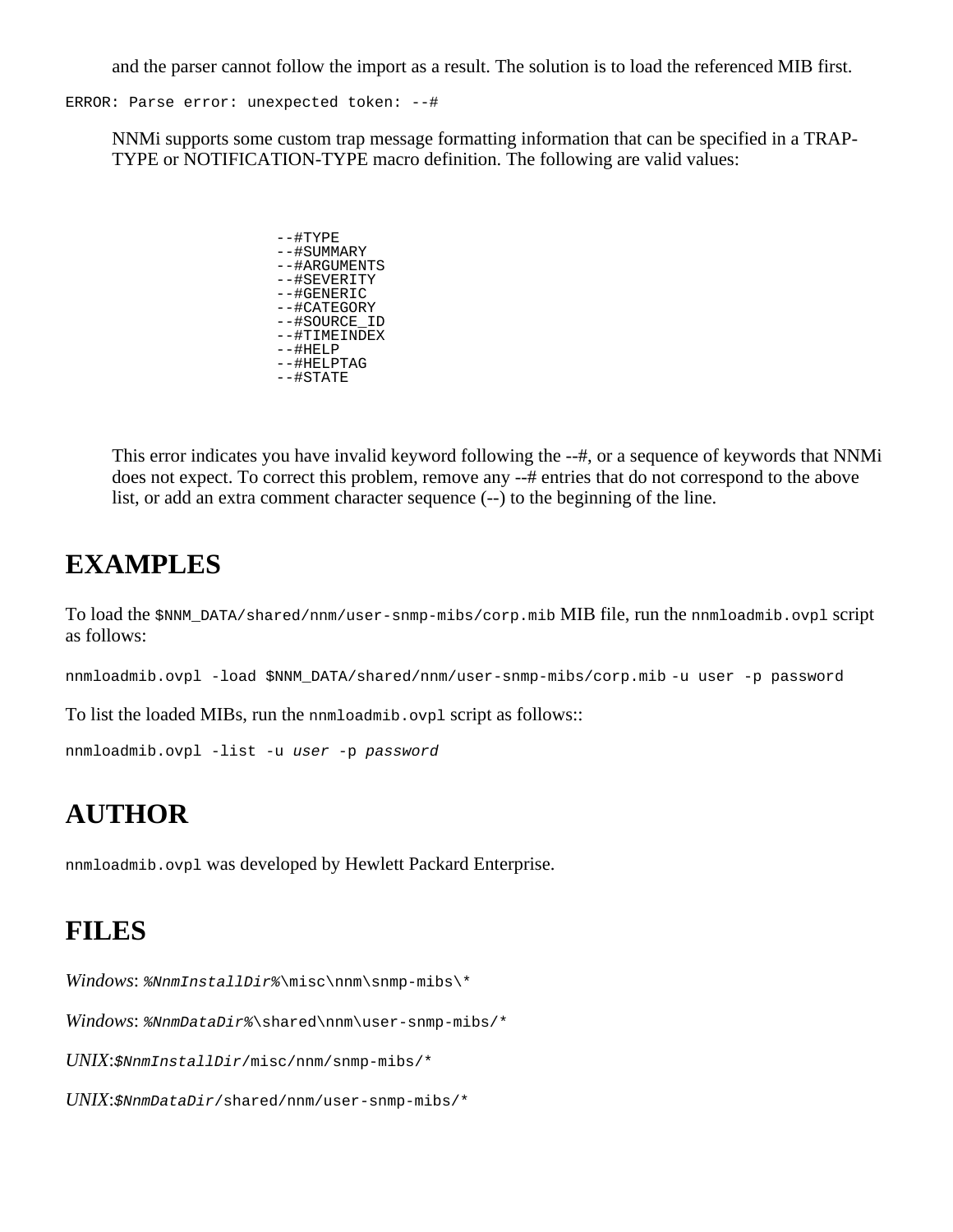and the parser cannot follow the import as a result. The solution is to load the referenced MIB first.

`ERROR: Parse error: unexpected token: --#`

NNMi supports some custom trap message formatting information that can be specified in a TRAP-TYPE or NOTIFICATION-TYPE macro definition. The following are valid values:

```
--#TYPE
--#SUMMARY
--#ARGUMENTS
--#SEVERITY
--#GENERIC
--#CATEGORY
--#SOURCE_ID
--#TIMEINDEX
--#HELP
--#HELPTAG
--#STATE
```

This error indicates you have invalid keyword following the --#, or a sequence of keywords that NNMi does not expect. To correct this problem, remove any --# entries that do not correspond to the above list, or add an extra comment character sequence (--) to the beginning of the line.

## EXAMPLES

To load the `$NNM_DATA/shared/nnm/user-snmp-mibs/corp.mib` MIB file, run the `nnmloadmib.ovpl` script as follows:

`nnmloadmib.ovpl -load $NNM_DATA/shared/nnm/user-snmp-mibs/corp.mib -u user -p password`

To list the loaded MIBs, run the `nnmloadmib.ovpl` script as follows::

`nnmloadmib.ovpl -list -u` *`user`* `-p` *`password`*

## AUTHOR

`nnmloadmib.ovpl` was developed by Hewlett Packard Enterprise.

## FILES

*Windows*: `%NnmInstallDir%\misc\nnm\snmp-mibs\*`

*Windows*: `%NnmDataDir%\shared\nnm\user-snmp-mibs/*`

*UNIX*:`$NnmInstallDir/misc/nnm/snmp-mibs/*`

*UNIX*:`$NnmDataDir/shared/nnm/user-snmp-mibs/*`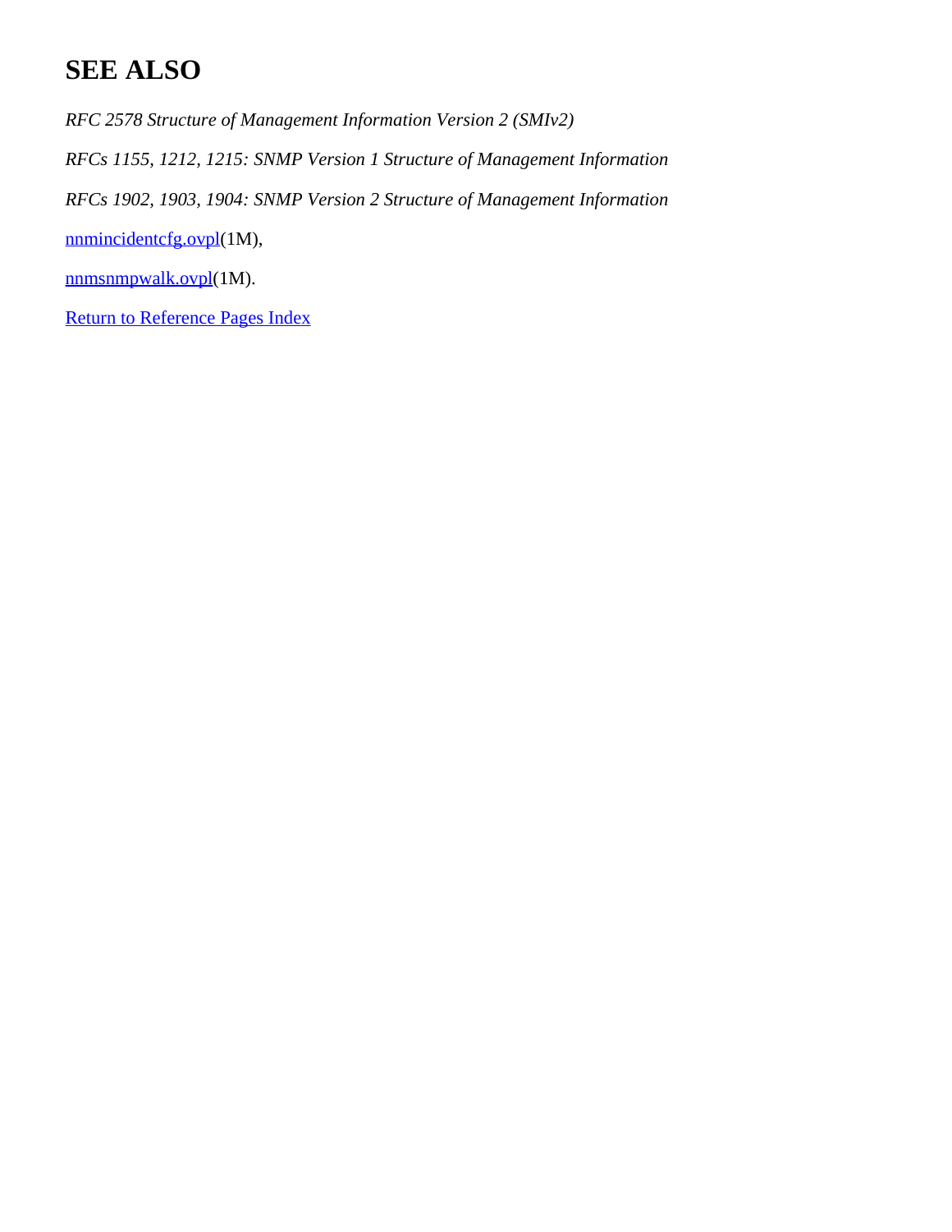## SEE ALSO

*RFC 2578 Structure of Management Information Version 2 (SMIv2)*

*RFCs 1155, 1212, 1215: SNMP Version 1 Structure of Management Information*

*RFCs 1902, 1903, 1904: SNMP Version 2 Structure of Management Information*

nnmincidentcfg.ovpl(1M),

nnmsnmpwalk.ovpl(1M).

Return to Reference Pages Index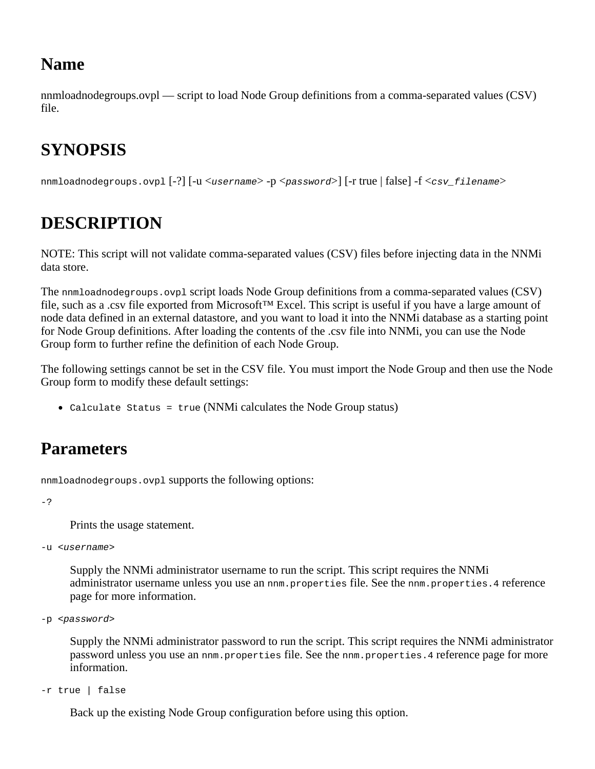## Name

nnmloadnodegroups.ovpl — script to load Node Group definitions from a comma-separated values (CSV) file.

## SYNOPSIS

`nnmloadnodegroups.ovpl` [-?] [-u <*username*> -p <*password*>] [-r true | false] -f <*csv_filename*>

## DESCRIPTION

NOTE: This script will not validate comma-separated values (CSV) files before injecting data in the NNMi data store.

The `nnmloadnodegroups.ovpl` script loads Node Group definitions from a comma-separated values (CSV) file, such as a .csv file exported from Microsoft™ Excel. This script is useful if you have a large amount of node data defined in an external datastore, and you want to load it into the NNMi database as a starting point for Node Group definitions. After loading the contents of the .csv file into NNMi, you can use the Node Group form to further refine the definition of each Node Group.

The following settings cannot be set in the CSV file. You must import the Node Group and then use the Node Group form to modify these default settings:

- `Calculate Status = true` (NNMi calculates the Node Group status)

## Parameters

`nnmloadnodegroups.ovpl` supports the following options:

`-?`

Prints the usage statement.

`-u <username>`

Supply the NNMi administrator username to run the script. This script requires the NNMi administrator username unless you use an `nnm.properties` file. See the `nnm.properties.4` reference page for more information.

`-p <password>`

Supply the NNMi administrator password to run the script. This script requires the NNMi administrator password unless you use an `nnm.properties` file. See the `nnm.properties.4` reference page for more information.

`-r true | false`

Back up the existing Node Group configuration before using this option.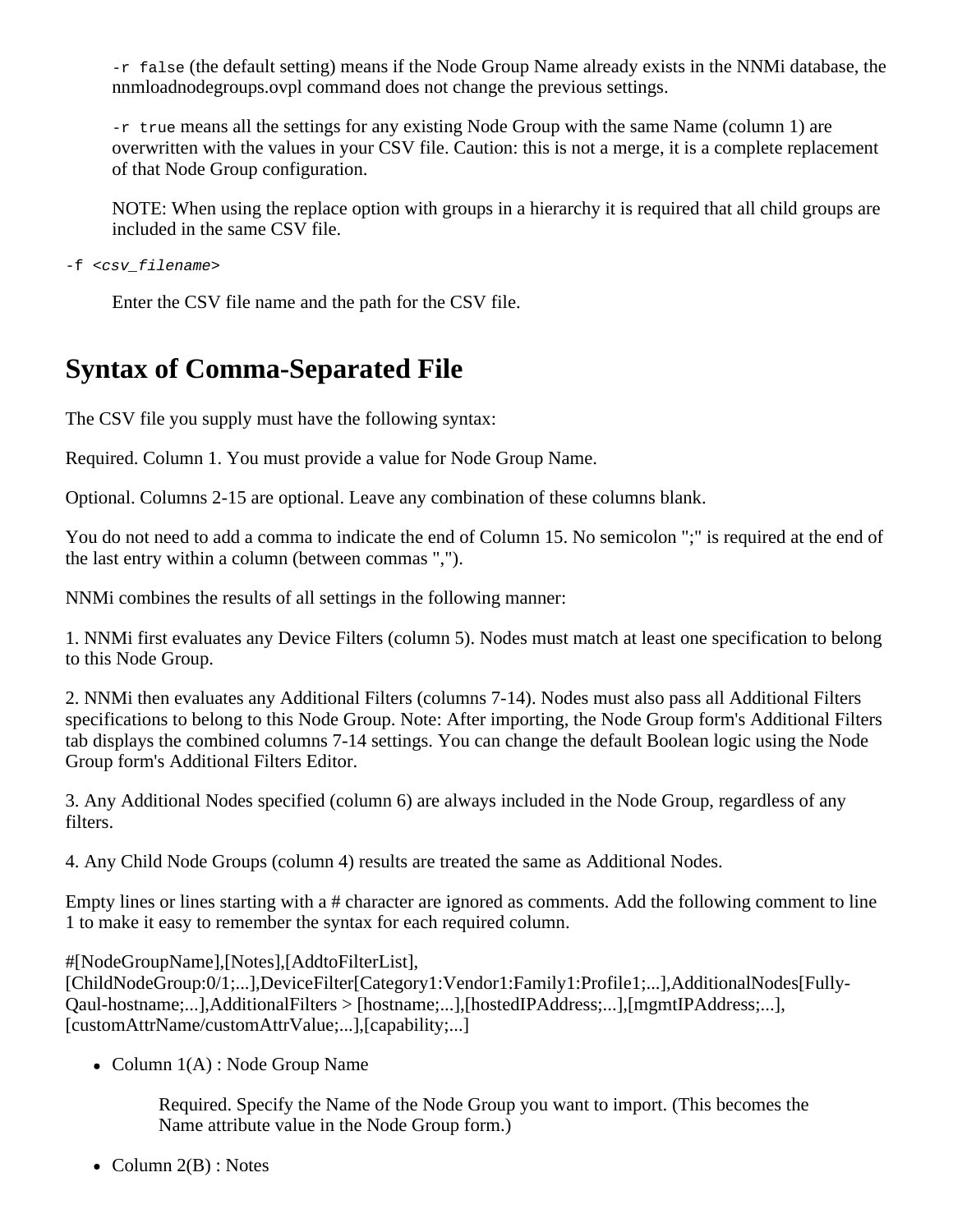`-r false` (the default setting) means if the Node Group Name already exists in the NNMi database, the nnmloadnodegroups.ovpl command does not change the previous settings.

`-r true` means all the settings for any existing Node Group with the same Name (column 1) are overwritten with the values in your CSV file. Caution: this is not a merge, it is a complete replacement of that Node Group configuration.

NOTE: When using the replace option with groups in a hierarchy it is required that all child groups are included in the same CSV file.

`-f <csv_filename>`

Enter the CSV file name and the path for the CSV file.

## Syntax of Comma-Separated File

The CSV file you supply must have the following syntax:

Required. Column 1. You must provide a value for Node Group Name.

Optional. Columns 2-15 are optional. Leave any combination of these columns blank.

You do not need to add a comma to indicate the end of Column 15. No semicolon ";" is required at the end of the last entry within a column (between commas ",").

NNMi combines the results of all settings in the following manner:

1. NNMi first evaluates any Device Filters (column 5). Nodes must match at least one specification to belong to this Node Group.

2. NNMi then evaluates any Additional Filters (columns 7-14). Nodes must also pass all Additional Filters specifications to belong to this Node Group. Note: After importing, the Node Group form's Additional Filters tab displays the combined columns 7-14 settings. You can change the default Boolean logic using the Node Group form's Additional Filters Editor.

3. Any Additional Nodes specified (column 6) are always included in the Node Group, regardless of any filters.

4. Any Child Node Groups (column 4) results are treated the same as Additional Nodes.

Empty lines or lines starting with a # character are ignored as comments. Add the following comment to line 1 to make it easy to remember the syntax for each required column.

#[NodeGroupName],[Notes],[AddtoFilterList],[ChildNodeGroup:0/1;...],DeviceFilter[Category1:Vendor1:Family1:Profile1;...],AdditionalNodes[Fully-Qaul-hostname;...],AdditionalFilters > [hostname;...],[hostedIPAddress;...],[mgmtIPAddress;...],[customAttrName/customAttrValue;...],[capability;...]

- Column 1(A) : Node Group Name

  Required. Specify the Name of the Node Group you want to import. (This becomes the Name attribute value in the Node Group form.)

- Column 2(B) : Notes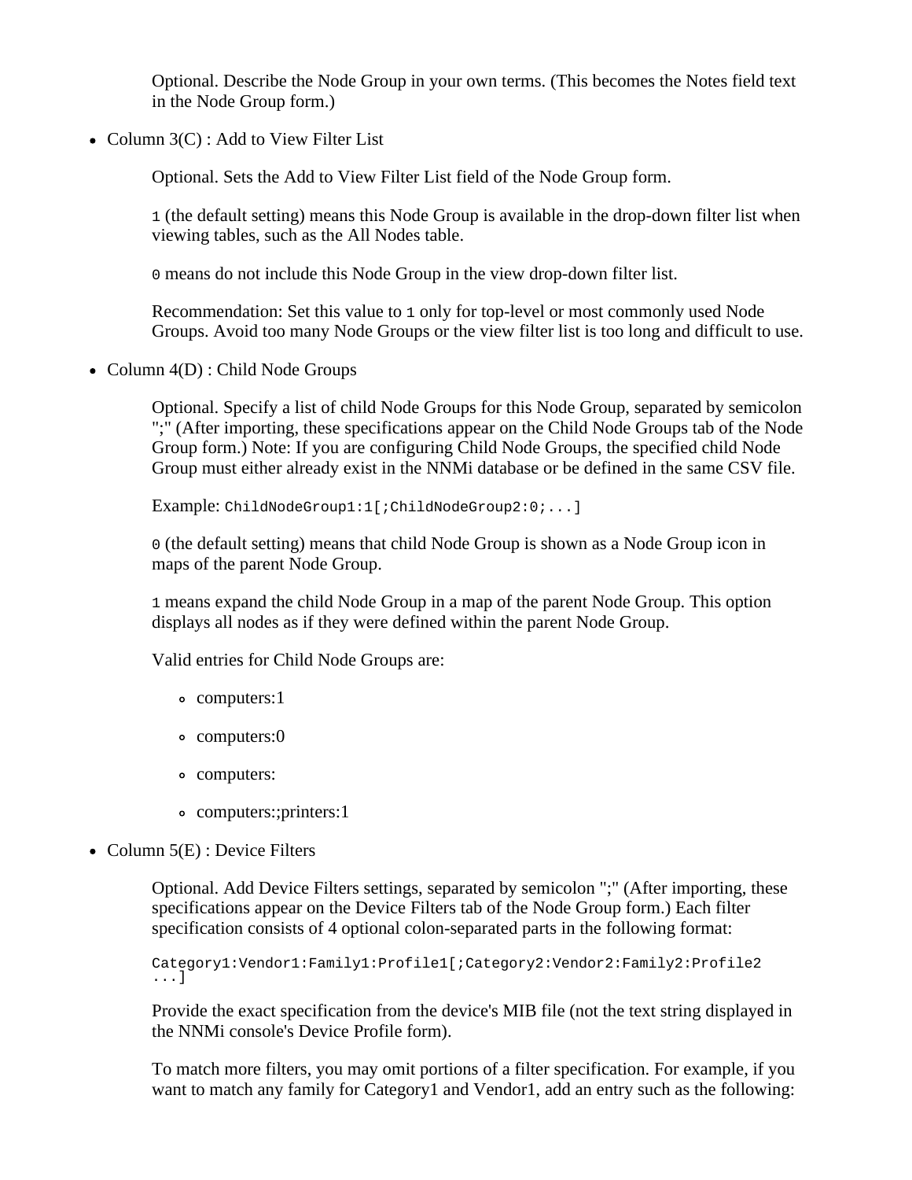Optional. Describe the Node Group in your own terms. (This becomes the Notes field text in the Node Group form.)

- Column 3(C) : Add to View Filter List

  Optional. Sets the Add to View Filter List field of the Node Group form.

  `1` (the default setting) means this Node Group is available in the drop-down filter list when viewing tables, such as the All Nodes table.

  `0` means do not include this Node Group in the view drop-down filter list.

  Recommendation: Set this value to `1` only for top-level or most commonly used Node Groups. Avoid too many Node Groups or the view filter list is too long and difficult to use.

- Column 4(D) : Child Node Groups

  Optional. Specify a list of child Node Groups for this Node Group, separated by semicolon ";" (After importing, these specifications appear on the Child Node Groups tab of the Node Group form.) Note: If you are configuring Child Node Groups, the specified child Node Group must either already exist in the NNMi database or be defined in the same CSV file.

  Example: `ChildNodeGroup1:1[;ChildNodeGroup2:0;...]`

  `0` (the default setting) means that child Node Group is shown as a Node Group icon in maps of the parent Node Group.

  `1` means expand the child Node Group in a map of the parent Node Group. This option displays all nodes as if they were defined within the parent Node Group.

  Valid entries for Child Node Groups are:

  - computers:1
  - computers:0
  - computers:
  - computers:;printers:1

- Column 5(E) : Device Filters

  Optional. Add Device Filters settings, separated by semicolon ";" (After importing, these specifications appear on the Device Filters tab of the Node Group form.) Each filter specification consists of 4 optional colon-separated parts in the following format:

  ```
  Category1:Vendor1:Family1:Profile1[;Category2:Vendor2:Family2:Profile2
  ...]
  ```

  Provide the exact specification from the device's MIB file (not the text string displayed in the NNMi console's Device Profile form).

  To match more filters, you may omit portions of a filter specification. For example, if you want to match any family for Category1 and Vendor1, add an entry such as the following: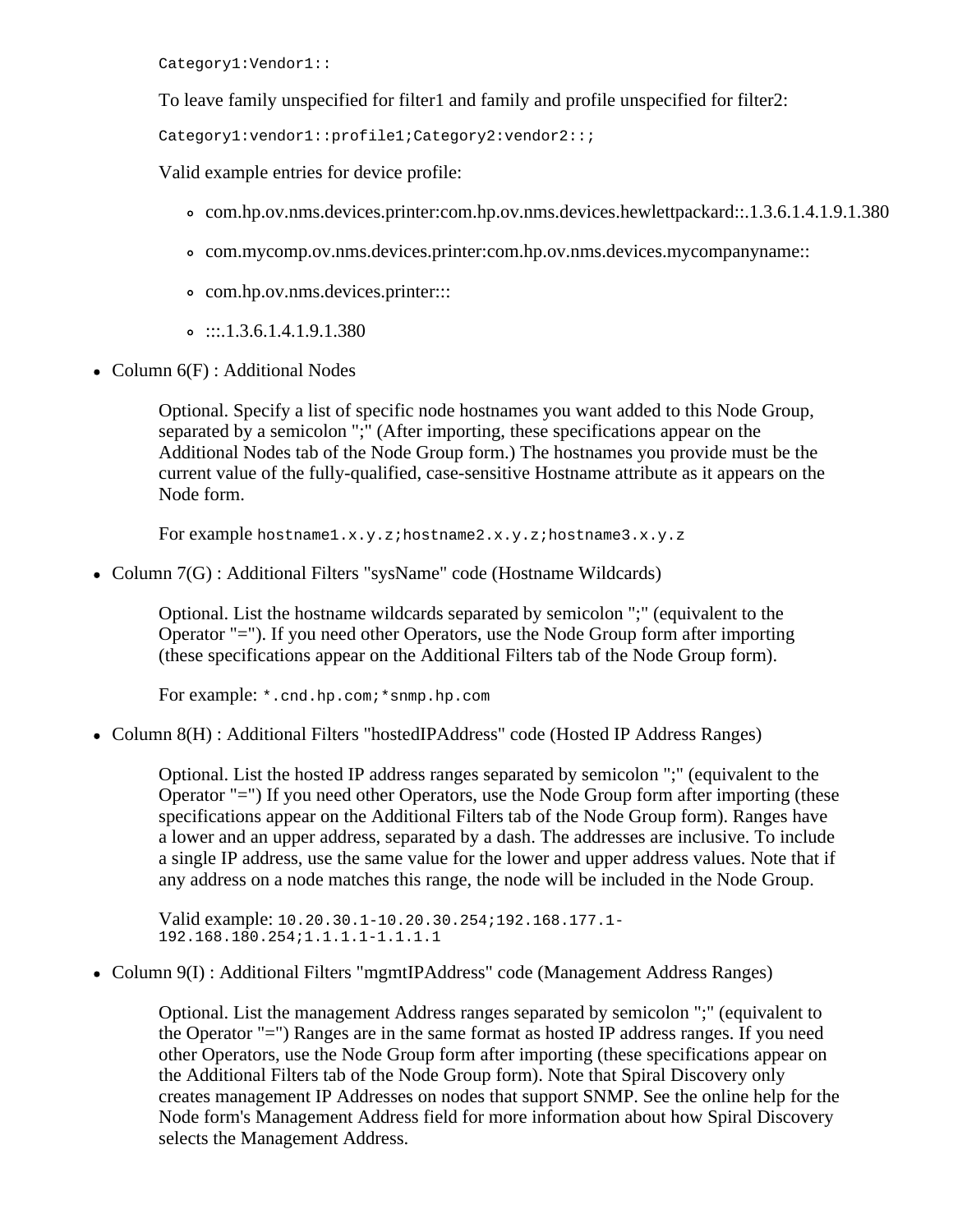`Category1:Vendor1::`

To leave family unspecified for filter1 and family and profile unspecified for filter2:

`Category1:vendor1::profile1;Category2:vendor2::;`

Valid example entries for device profile:

- com.hp.ov.nms.devices.printer:com.hp.ov.nms.devices.hewlettpackard::.1.3.6.1.4.1.9.1.380
- com.mycomp.ov.nms.devices.printer:com.hp.ov.nms.devices.mycompanyname::
- com.hp.ov.nms.devices.printer:::
- :::.1.3.6.1.4.1.9.1.380

- Column 6(F) : Additional Nodes

  Optional. Specify a list of specific node hostnames you want added to this Node Group, separated by a semicolon ";" (After importing, these specifications appear on the Additional Nodes tab of the Node Group form.) The hostnames you provide must be the current value of the fully-qualified, case-sensitive Hostname attribute as it appears on the Node form.

  For example `hostname1.x.y.z;hostname2.x.y.z;hostname3.x.y.z`

- Column 7(G) : Additional Filters "sysName" code (Hostname Wildcards)

  Optional. List the hostname wildcards separated by semicolon ";" (equivalent to the Operator "="). If you need other Operators, use the Node Group form after importing (these specifications appear on the Additional Filters tab of the Node Group form).

  For example: `*.cnd.hp.com;*snmp.hp.com`

- Column 8(H) : Additional Filters "hostedIPAddress" code (Hosted IP Address Ranges)

  Optional. List the hosted IP address ranges separated by semicolon ";" (equivalent to the Operator "=") If you need other Operators, use the Node Group form after importing (these specifications appear on the Additional Filters tab of the Node Group form). Ranges have a lower and an upper address, separated by a dash. The addresses are inclusive. To include a single IP address, use the same value for the lower and upper address values. Note that if any address on a node matches this range, the node will be included in the Node Group.

  Valid example: `10.20.30.1-10.20.30.254;192.168.177.1-192.168.180.254;1.1.1.1-1.1.1.1`

- Column 9(I) : Additional Filters "mgmtIPAddress" code (Management Address Ranges)

  Optional. List the management Address ranges separated by semicolon ";" (equivalent to the Operator "=") Ranges are in the same format as hosted IP address ranges. If you need other Operators, use the Node Group form after importing (these specifications appear on the Additional Filters tab of the Node Group form). Note that Spiral Discovery only creates management IP Addresses on nodes that support SNMP. See the online help for the Node form's Management Address field for more information about how Spiral Discovery selects the Management Address.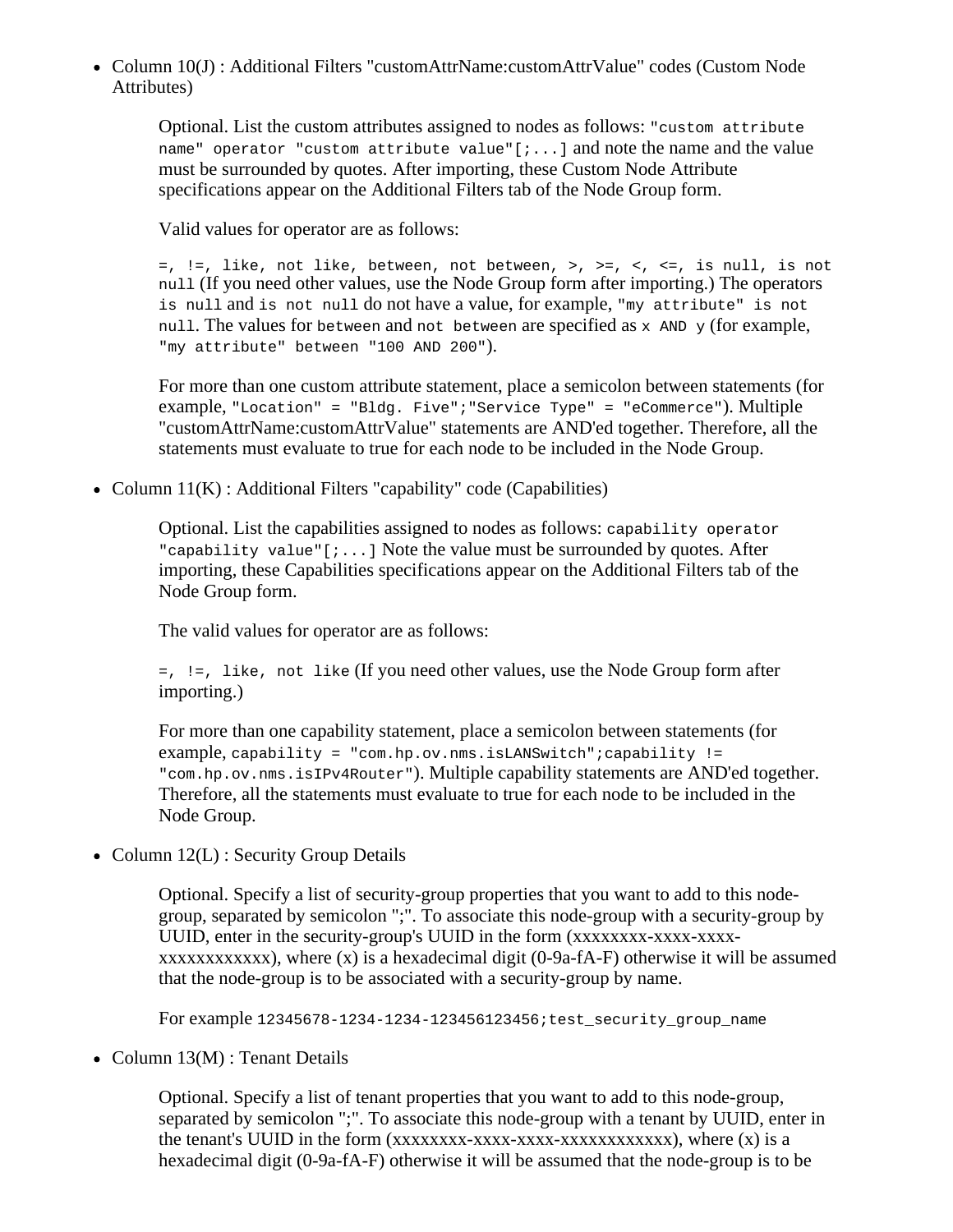- Column 10(J) : Additional Filters "customAttrName:customAttrValue" codes (Custom Node Attributes)

  Optional. List the custom attributes assigned to nodes as follows: `"custom attribute name" operator "custom attribute value"[;...]` and note the name and the value must be surrounded by quotes. After importing, these Custom Node Attribute specifications appear on the Additional Filters tab of the Node Group form.

  Valid values for operator are as follows:

  `=, !=, like, not like, between, not between, >, >=, <, <=, is null, is not null` (If you need other values, use the Node Group form after importing.) The operators `is null` and `is not null` do not have a value, for example, `"my attribute" is not null`. The values for `between` and `not between` are specified as `x AND y` (for example, `"my attribute" between "100 AND 200"`).

  For more than one custom attribute statement, place a semicolon between statements (for example, `"Location" = "Bldg. Five";"Service Type" = "eCommerce"`). Multiple "customAttrName:customAttrValue" statements are AND'ed together. Therefore, all the statements must evaluate to true for each node to be included in the Node Group.

- Column 11(K) : Additional Filters "capability" code (Capabilities)

  Optional. List the capabilities assigned to nodes as follows: `capability operator "capability value"[;...]` Note the value must be surrounded by quotes. After importing, these Capabilities specifications appear on the Additional Filters tab of the Node Group form.

  The valid values for operator are as follows:

  `=, !=, like, not like` (If you need other values, use the Node Group form after importing.)

  For more than one capability statement, place a semicolon between statements (for example, `capability = "com.hp.ov.nms.isLANSwitch";capability != "com.hp.ov.nms.isIPv4Router"`). Multiple capability statements are AND'ed together. Therefore, all the statements must evaluate to true for each node to be included in the Node Group.

- Column 12(L) : Security Group Details

  Optional. Specify a list of security-group properties that you want to add to this node-group, separated by semicolon ";". To associate this node-group with a security-group by UUID, enter in the security-group's UUID in the form (xxxxxxxx-xxxx-xxxx-xxxxxxxxxxxx), where (x) is a hexadecimal digit (0-9a-fA-F) otherwise it will be assumed that the node-group is to be associated with a security-group by name.

  For example `12345678-1234-1234-123456123456;test_security_group_name`

- Column 13(M) : Tenant Details

  Optional. Specify a list of tenant properties that you want to add to this node-group, separated by semicolon ";". To associate this node-group with a tenant by UUID, enter in the tenant's UUID in the form (xxxxxxxx-xxxx-xxxx-xxxxxxxxxxxx), where (x) is a hexadecimal digit (0-9a-fA-F) otherwise it will be assumed that the node-group is to be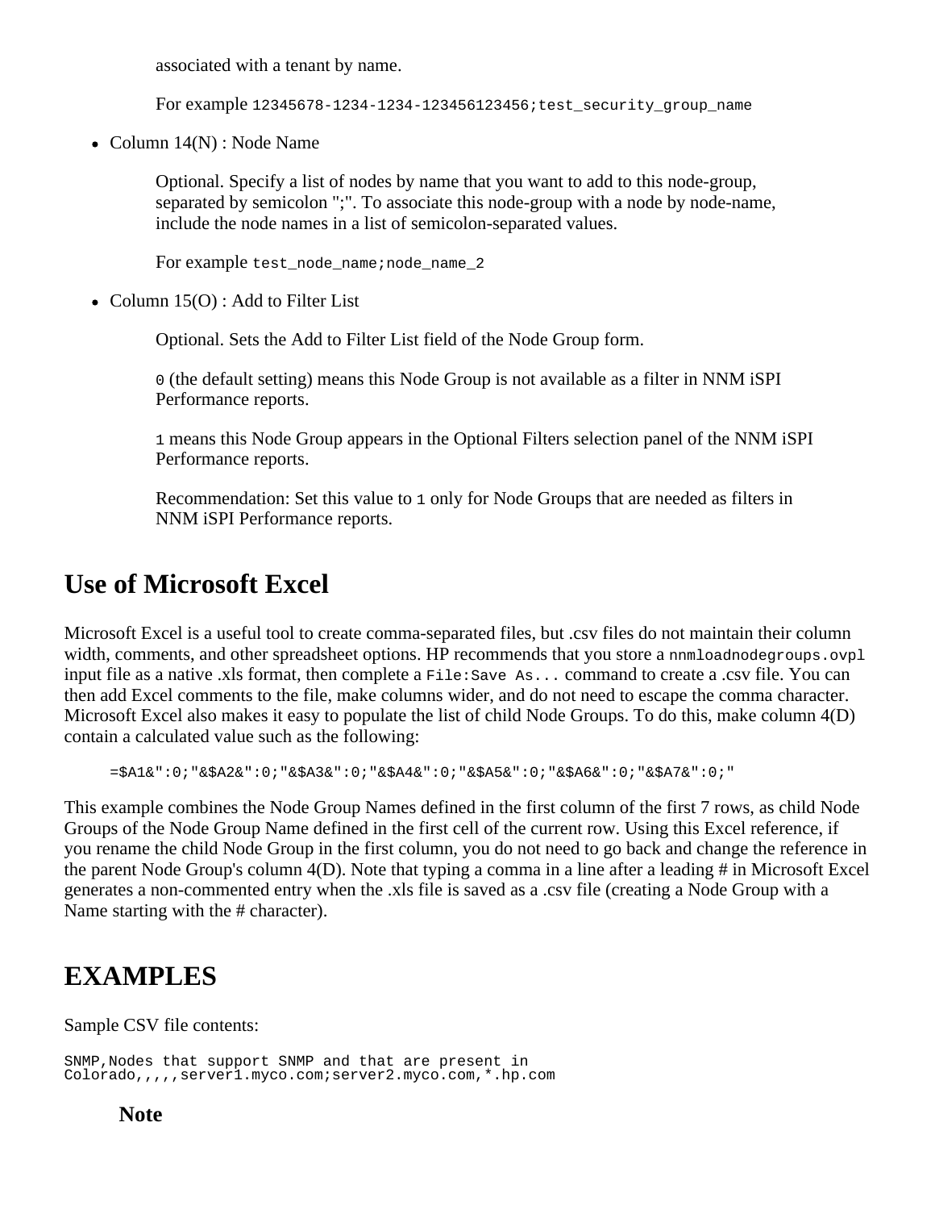associated with a tenant by name.

For example `12345678-1234-1234-123456123456;test_security_group_name`

- Column 14(N) : Node Name

  Optional. Specify a list of nodes by name that you want to add to this node-group, separated by semicolon ";". To associate this node-group with a node by node-name, include the node names in a list of semicolon-separated values.

  For example `test_node_name;node_name_2`

- Column 15(O) : Add to Filter List

  Optional. Sets the Add to Filter List field of the Node Group form.

  `0` (the default setting) means this Node Group is not available as a filter in NNM iSPI Performance reports.

  `1` means this Node Group appears in the Optional Filters selection panel of the NNM iSPI Performance reports.

  Recommendation: Set this value to `1` only for Node Groups that are needed as filters in NNM iSPI Performance reports.

## Use of Microsoft Excel

Microsoft Excel is a useful tool to create comma-separated files, but .csv files do not maintain their column width, comments, and other spreadsheet options. HP recommends that you store a `nnmloadnodegroups.ovpl` input file as a native .xls format, then complete a `File:Save As...` command to create a .csv file. You can then add Excel comments to the file, make columns wider, and do not need to escape the comma character. Microsoft Excel also makes it easy to populate the list of child Node Groups. To do this, make column 4(D) contain a calculated value such as the following:

```
=$A1&":0;"&$A2&":0;"&$A3&":0;"&$A4&":0;"&$A5&":0;"&$A6&":0;"&$A7&":0;"
```

This example combines the Node Group Names defined in the first column of the first 7 rows, as child Node Groups of the Node Group Name defined in the first cell of the current row. Using this Excel reference, if you rename the child Node Group in the first column, you do not need to go back and change the reference in the parent Node Group's column 4(D). Note that typing a comma in a line after a leading # in Microsoft Excel generates a non-commented entry when the .xls file is saved as a .csv file (creating a Node Group with a Name starting with the # character).

## EXAMPLES

Sample CSV file contents:

```
SNMP,Nodes that support SNMP and that are present in
Colorado,,,,,server1.myco.com;server2.myco.com,*.hp.com
```

**Note**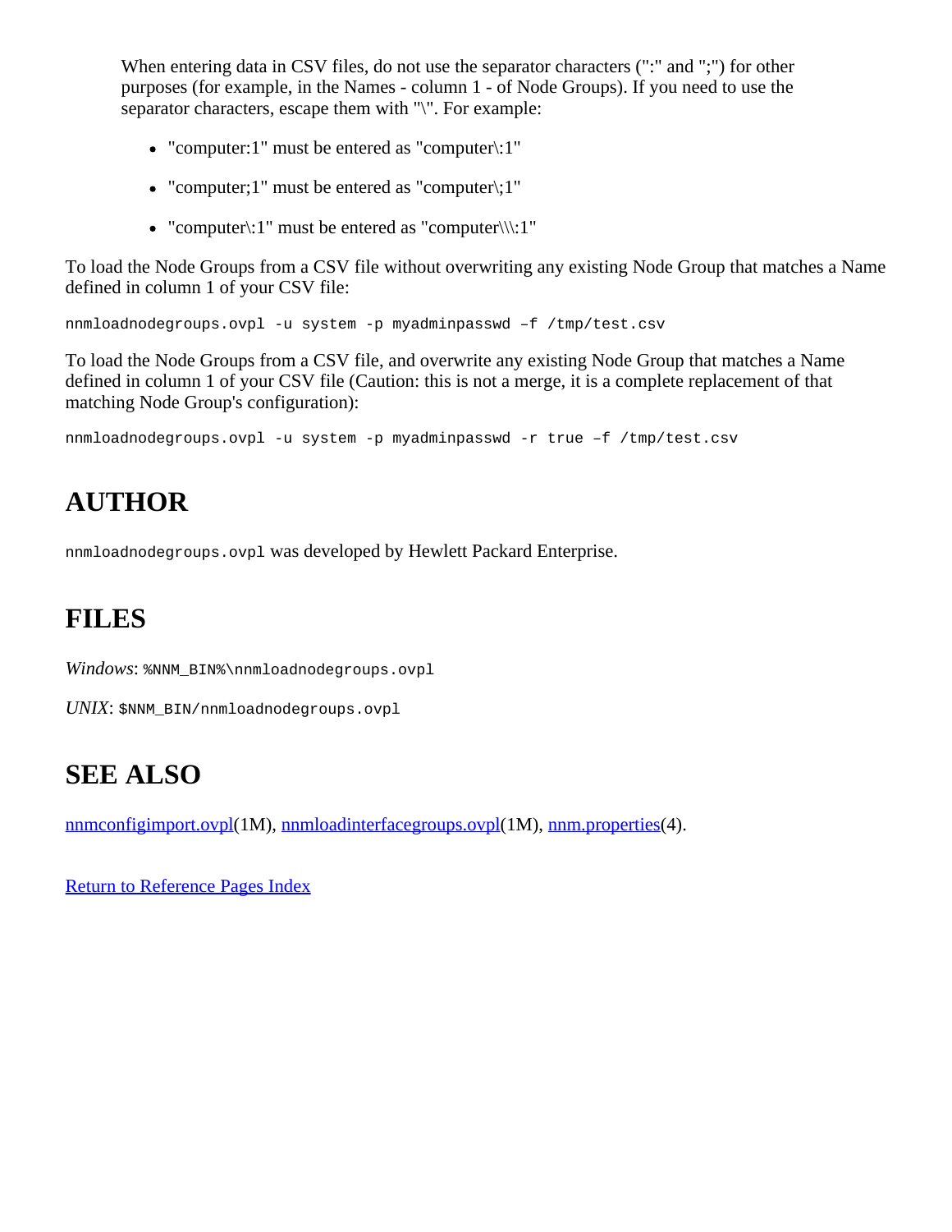When entering data in CSV files, do not use the separator characters (":" and ";") for other purposes (for example, in the Names - column 1 - of Node Groups). If you need to use the separator characters, escape them with "\". For example:

- "computer:1" must be entered as "computer\:1"
- "computer;1" must be entered as "computer\;1"
- "computer\:1" must be entered as "computer\\\:1"

To load the Node Groups from a CSV file without overwriting any existing Node Group that matches a Name defined in column 1 of your CSV file:

```
nnmloadnodegroups.ovpl -u system -p myadminpasswd –f /tmp/test.csv
```

To load the Node Groups from a CSV file, and overwrite any existing Node Group that matches a Name defined in column 1 of your CSV file (Caution: this is not a merge, it is a complete replacement of that matching Node Group's configuration):

```
nnmloadnodegroups.ovpl -u system -p myadminpasswd -r true –f /tmp/test.csv
```

## AUTHOR

`nnmloadnodegroups.ovpl` was developed by Hewlett Packard Enterprise.

## FILES

*Windows*: `%NNM_BIN%\nnmloadnodegroups.ovpl`

*UNIX*: `$NNM_BIN/nnmloadnodegroups.ovpl`

## SEE ALSO

nnmconfigimport.ovpl(1M), nnmloadinterfacegroups.ovpl(1M), nnm.properties(4).

Return to Reference Pages Index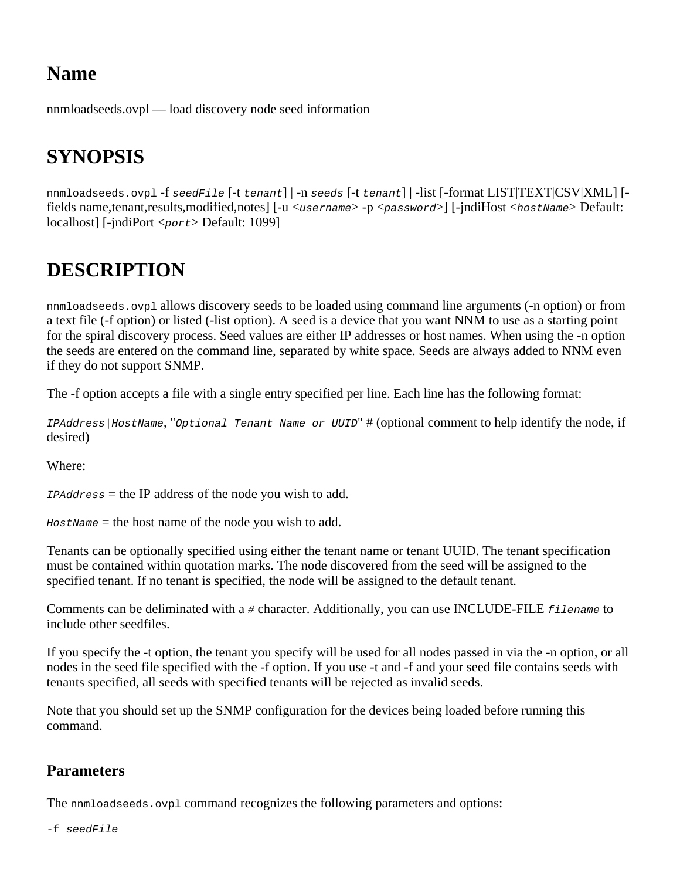# Name

nnmloadseeds.ovpl — load discovery node seed information

# SYNOPSIS

`nnmloadseeds.ovpl` -f *`seedFile`* [-t *`tenant`*] | -n *`seeds`* [-t *`tenant`*] | -list [-format LIST|TEXT|CSV|XML] [-fields name,tenant,results,modified,notes] [-u <*`username`*> -p <*`password`*>] [-jndiHost <*`hostName`*> Default: localhost] [-jndiPort <*`port`*> Default: 1099]

# DESCRIPTION

`nnmloadseeds.ovpl` allows discovery seeds to be loaded using command line arguments (-n option) or from a text file (-f option) or listed (-list option). A seed is a device that you want NNM to use as a starting point for the spiral discovery process. Seed values are either IP addresses or host names. When using the -n option the seeds are entered on the command line, separated by white space. Seeds are always added to NNM even if they do not support SNMP.

The -f option accepts a file with a single entry specified per line. Each line has the following format:

*`IPAddress|HostName`*, "*`Optional Tenant Name or UUID`*" # (optional comment to help identify the node, if desired)

Where:

*`IPAddress`* = the IP address of the node you wish to add.

*`HostName`* = the host name of the node you wish to add.

Tenants can be optionally specified using either the tenant name or tenant UUID. The tenant specification must be contained within quotation marks. The node discovered from the seed will be assigned to the specified tenant. If no tenant is specified, the node will be assigned to the default tenant.

Comments can be deliminated with a *`#`* character. Additionally, you can use INCLUDE-FILE *`filename`* to include other seedfiles.

If you specify the -t option, the tenant you specify will be used for all nodes passed in via the -n option, or all nodes in the seed file specified with the -f option. If you use -t and -f and your seed file contains seeds with tenants specified, all seeds with specified tenants will be rejected as invalid seeds.

Note that you should set up the SNMP configuration for the devices being loaded before running this command.

## Parameters

The `nnmloadseeds.ovpl` command recognizes the following parameters and options:

`-f` *`seedFile`*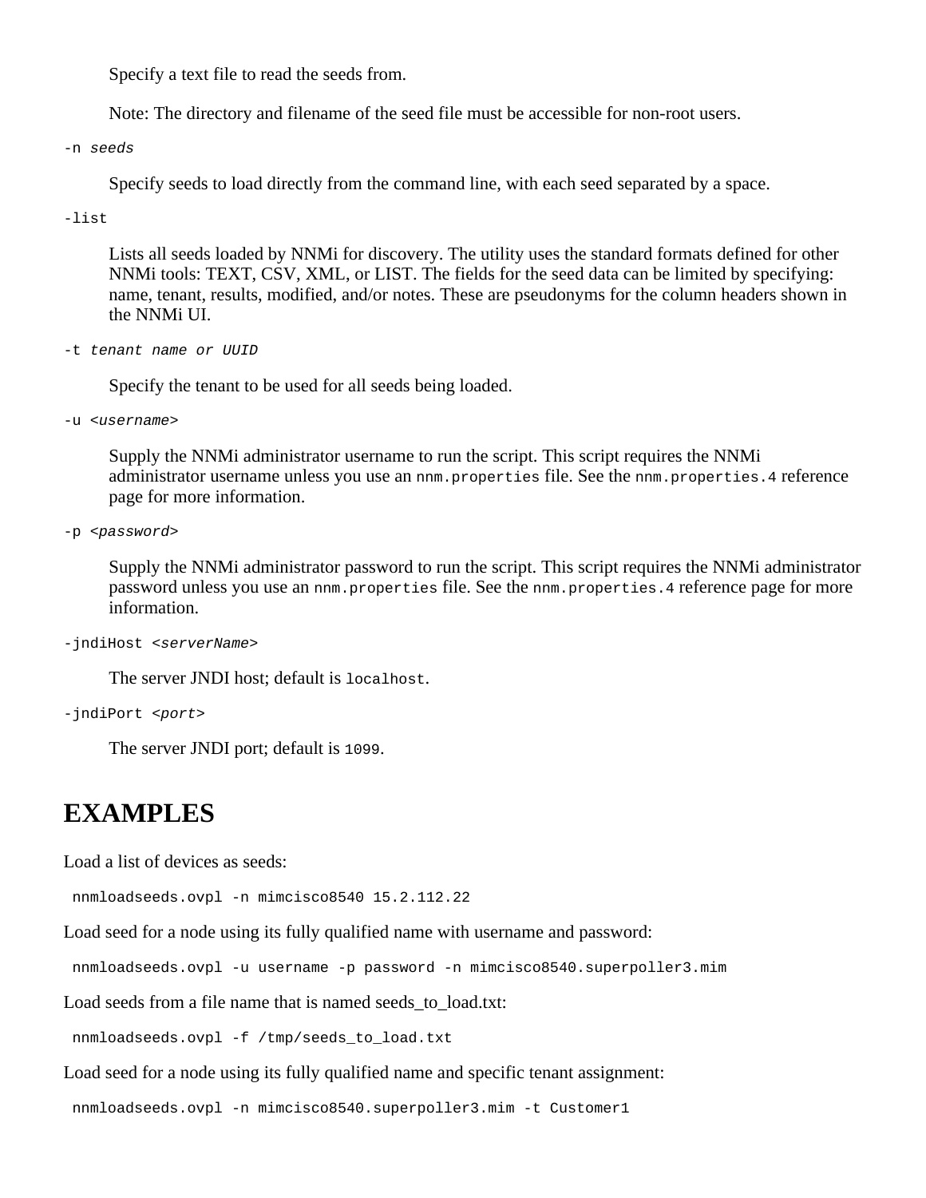Specify a text file to read the seeds from.

Note: The directory and filename of the seed file must be accessible for non-root users.

`-n` *seeds*

Specify seeds to load directly from the command line, with each seed separated by a space.

`-list`

Lists all seeds loaded by NNMi for discovery. The utility uses the standard formats defined for other NNMi tools: TEXT, CSV, XML, or LIST. The fields for the seed data can be limited by specifying: name, tenant, results, modified, and/or notes. These are pseudonyms for the column headers shown in the NNMi UI.

`-t` *tenant name or UUID*

Specify the tenant to be used for all seeds being loaded.

`-u` <*username*>

Supply the NNMi administrator username to run the script. This script requires the NNMi administrator username unless you use an `nnm.properties` file. See the `nnm.properties.4` reference page for more information.

`-p` <*password*>

Supply the NNMi administrator password to run the script. This script requires the NNMi administrator password unless you use an `nnm.properties` file. See the `nnm.properties.4` reference page for more information.

`-jndiHost` <*serverName*>

The server JNDI host; default is `localhost`.

`-jndiPort` <*port*>

The server JNDI port; default is `1099`.

# EXAMPLES

Load a list of devices as seeds:

```
nnmloadseeds.ovpl -n mimcisco8540 15.2.112.22
```

Load seed for a node using its fully qualified name with username and password:

```
nnmloadseeds.ovpl -u username -p password -n mimcisco8540.superpoller3.mim
```

Load seeds from a file name that is named seeds_to_load.txt:

```
nnmloadseeds.ovpl -f /tmp/seeds_to_load.txt
```

Load seed for a node using its fully qualified name and specific tenant assignment:

```
nnmloadseeds.ovpl -n mimcisco8540.superpoller3.mim -t Customer1
```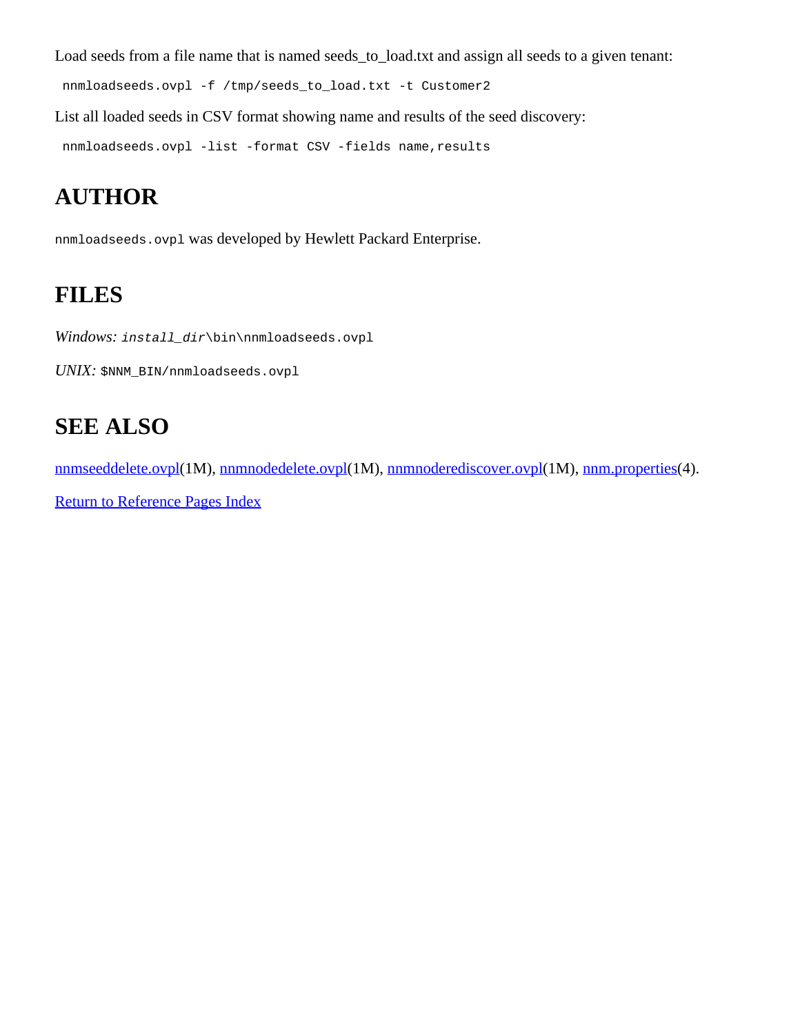Load seeds from a file name that is named seeds_to_load.txt and assign all seeds to a given tenant:

```
nnmloadseeds.ovpl -f /tmp/seeds_to_load.txt -t Customer2
```

List all loaded seeds in CSV format showing name and results of the seed discovery:

```
nnmloadseeds.ovpl -list -format CSV -fields name,results
```

## AUTHOR

`nnmloadseeds.ovpl` was developed by Hewlett Packard Enterprise.

## FILES

*Windows:* `install_dir\bin\nnmloadseeds.ovpl`

*UNIX:* `$NNM_BIN/nnmloadseeds.ovpl`

## SEE ALSO

nnmseeddelete.ovpl(1M), nnmnodedelete.ovpl(1M), nnmnoderediscover.ovpl(1M), nnm.properties(4).

Return to Reference Pages Index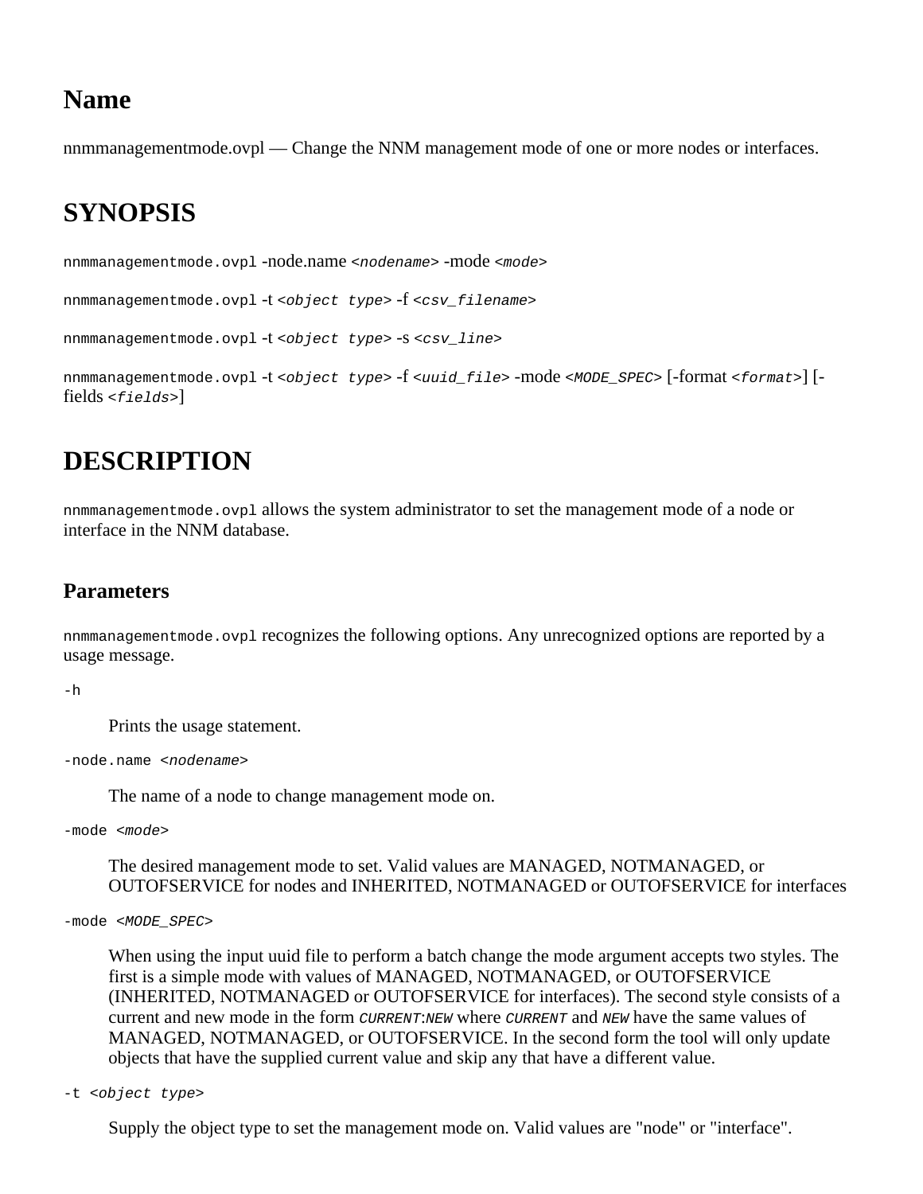# Name

nnmmanagementmode.ovpl — Change the NNM management mode of one or more nodes or interfaces.

# SYNOPSIS

`nnmmanagementmode.ovpl` -node.name <*nodename*> -mode <*mode*>

`nnmmanagementmode.ovpl` -t <*object type*> -f <*csv_filename*>

`nnmmanagementmode.ovpl` -t <*object type*> -s <*csv_line*>

`nnmmanagementmode.ovpl` -t <*object type*> -f <*uuid_file*> -mode <*MODE_SPEC*> [-format <*format*>] [-fields <*fields*>]

# DESCRIPTION

`nnmmanagementmode.ovpl` allows the system administrator to set the management mode of a node or interface in the NNM database.

## Parameters

`nnmmanagementmode.ovpl` recognizes the following options. Any unrecognized options are reported by a usage message.

`-h`

> Prints the usage statement.

`-node.name <nodename>`

> The name of a node to change management mode on.

`-mode <mode>`

> The desired management mode to set. Valid values are MANAGED, NOTMANAGED, or OUTOFSERVICE for nodes and INHERITED, NOTMANAGED or OUTOFSERVICE for interfaces

`-mode <MODE_SPEC>`

> When using the input uuid file to perform a batch change the mode argument accepts two styles. The first is a simple mode with values of MANAGED, NOTMANAGED, or OUTOFSERVICE (INHERITED, NOTMANAGED or OUTOFSERVICE for interfaces). The second style consists of a current and new mode in the form *CURRENT*:*NEW* where *CURRENT* and *NEW* have the same values of MANAGED, NOTMANAGED, or OUTOFSERVICE. In the second form the tool will only update objects that have the supplied current value and skip any that have a different value.

`-t <object type>`

> Supply the object type to set the management mode on. Valid values are "node" or "interface".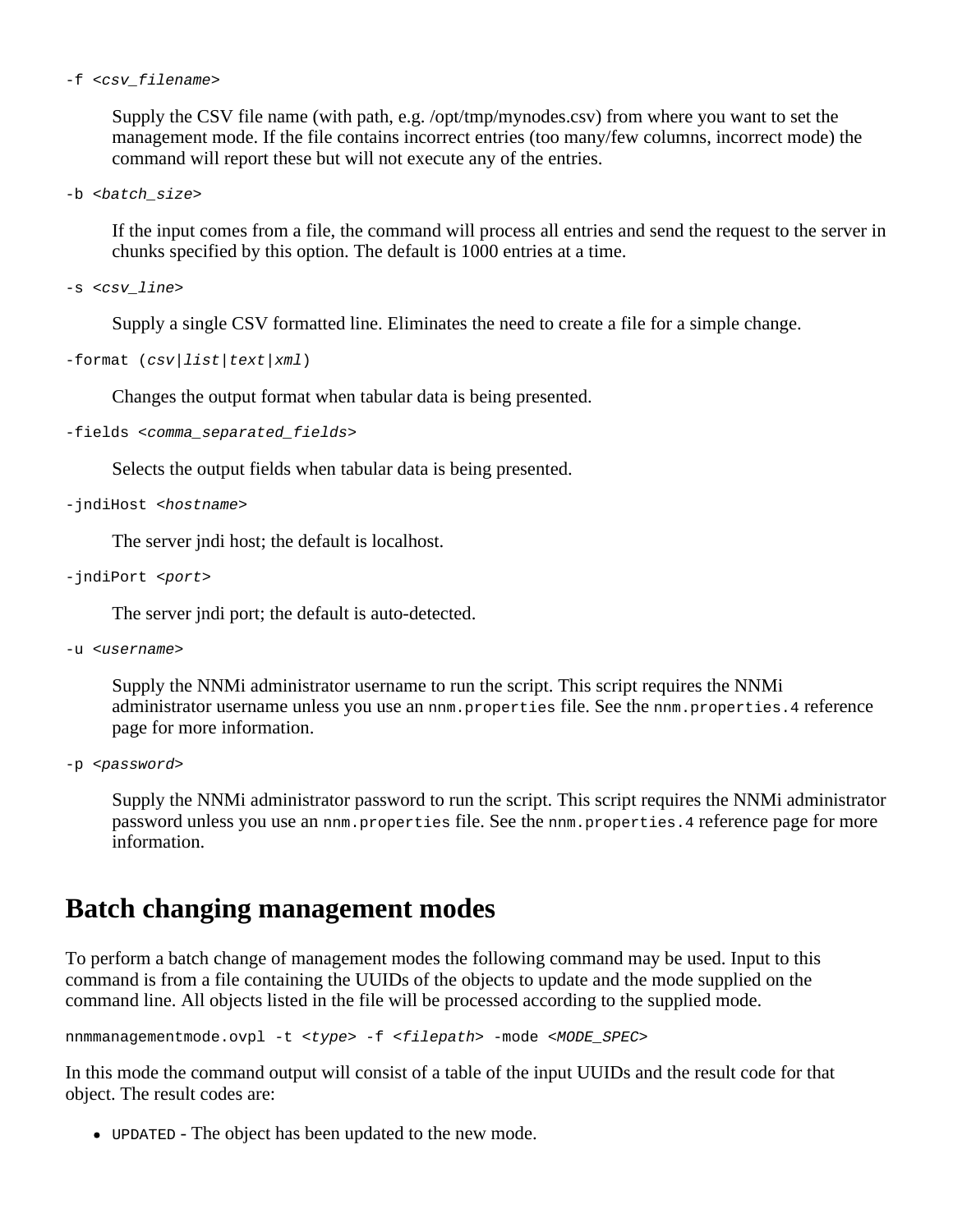`-f <csv_filename>`

Supply the CSV file name (with path, e.g. /opt/tmp/mynodes.csv) from where you want to set the management mode. If the file contains incorrect entries (too many/few columns, incorrect mode) the command will report these but will not execute any of the entries.

`-b <batch_size>`

If the input comes from a file, the command will process all entries and send the request to the server in chunks specified by this option. The default is 1000 entries at a time.

`-s <csv_line>`

Supply a single CSV formatted line. Eliminates the need to create a file for a simple change.

`-format (csv|list|text|xml)`

Changes the output format when tabular data is being presented.

`-fields <comma_separated_fields>`

Selects the output fields when tabular data is being presented.

`-jndiHost <hostname>`

The server jndi host; the default is localhost.

`-jndiPort <port>`

The server jndi port; the default is auto-detected.

`-u <username>`

Supply the NNMi administrator username to run the script. This script requires the NNMi administrator username unless you use an `nnm.properties` file. See the `nnm.properties.4` reference page for more information.

`-p <password>`

Supply the NNMi administrator password to run the script. This script requires the NNMi administrator password unless you use an `nnm.properties` file. See the `nnm.properties.4` reference page for more information.

## Batch changing management modes

To perform a batch change of management modes the following command may be used. Input to this command is from a file containing the UUIDs of the objects to update and the mode supplied on the command line. All objects listed in the file will be processed according to the supplied mode.

```
nnmmanagementmode.ovpl -t <type> -f <filepath> -mode <MODE_SPEC>
```

In this mode the command output will consist of a table of the input UUIDs and the result code for that object. The result codes are:

- `UPDATED` - The object has been updated to the new mode.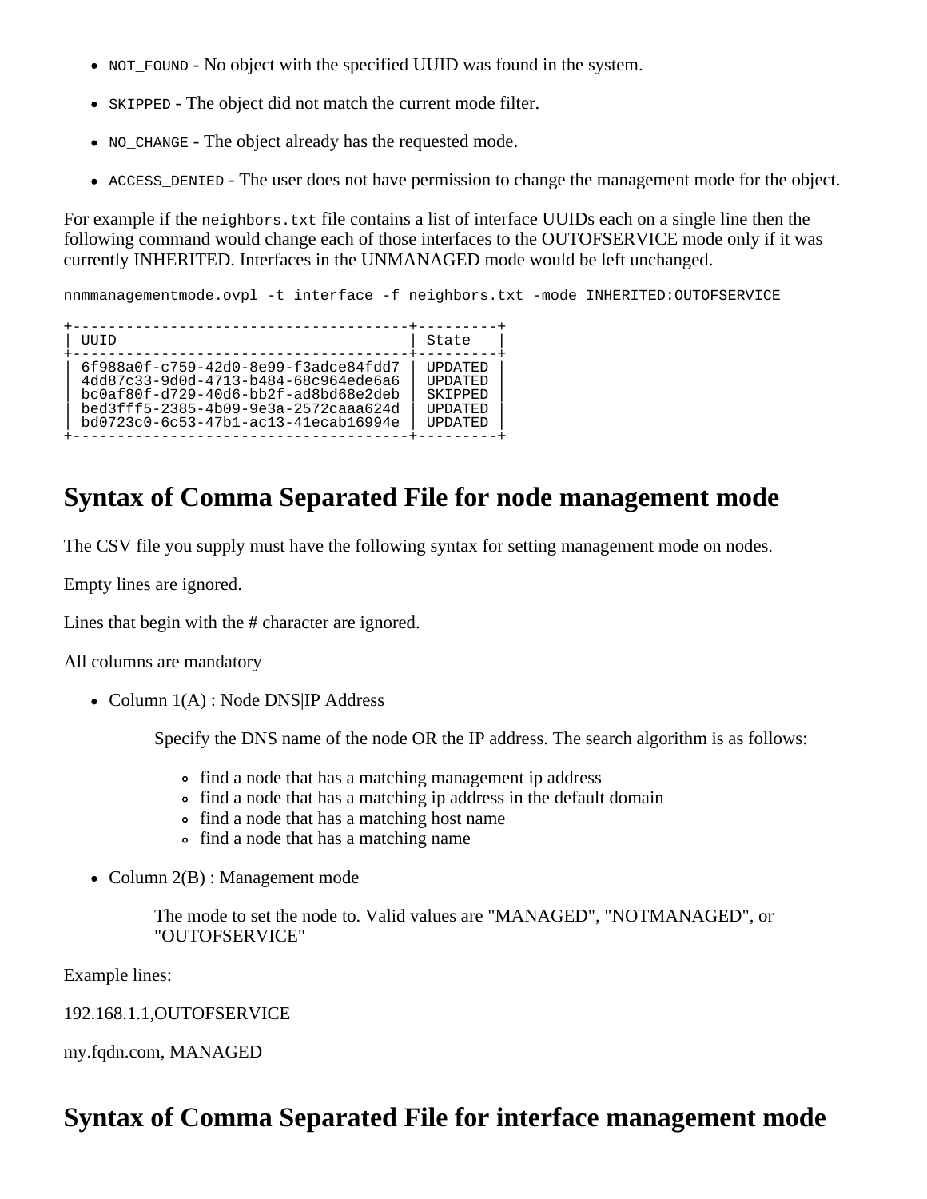- `NOT_FOUND` - No object with the specified UUID was found in the system.
- `SKIPPED` - The object did not match the current mode filter.
- `NO_CHANGE` - The object already has the requested mode.
- `ACCESS_DENIED` - The user does not have permission to change the management mode for the object.

For example if the `neighbors.txt` file contains a list of interface UUIDs each on a single line then the following command would change each of those interfaces to the OUTOFSERVICE mode only if it was currently INHERITED. Interfaces in the UNMANAGED mode would be left unchanged.

```
nnmmanagementmode.ovpl -t interface -f neighbors.txt -mode INHERITED:OUTOFSERVICE
```

```
+--------------------------------------+---------+
| UUID                                 | State   |
+--------------------------------------+---------+
| 6f988a0f-c759-42d0-8e99-f3adce84fdd7 | UPDATED |
| 4dd87c33-9d0d-4713-b484-68c964ede6a6 | UPDATED |
| bc0af80f-d729-40d6-bb2f-ad8bd68e2deb | SKIPPED |
| bed3fff5-2385-4b09-9e3a-2572caaa624d | UPDATED |
| bd0723c0-6c53-47b1-ac13-41ecab16994e | UPDATED |
+--------------------------------------+---------+
```

## Syntax of Comma Separated File for node management mode

The CSV file you supply must have the following syntax for setting management mode on nodes.

Empty lines are ignored.

Lines that begin with the # character are ignored.

All columns are mandatory

- Column 1(A) : Node DNS|IP Address

  Specify the DNS name of the node OR the IP address. The search algorithm is as follows:

  - find a node that has a matching management ip address
  - find a node that has a matching ip address in the default domain
  - find a node that has a matching host name
  - find a node that has a matching name

- Column 2(B) : Management mode

  The mode to set the node to. Valid values are "MANAGED", "NOTMANAGED", or "OUTOFSERVICE"

Example lines:

192.168.1.1,OUTOFSERVICE

my.fqdn.com, MANAGED

## Syntax of Comma Separated File for interface management mode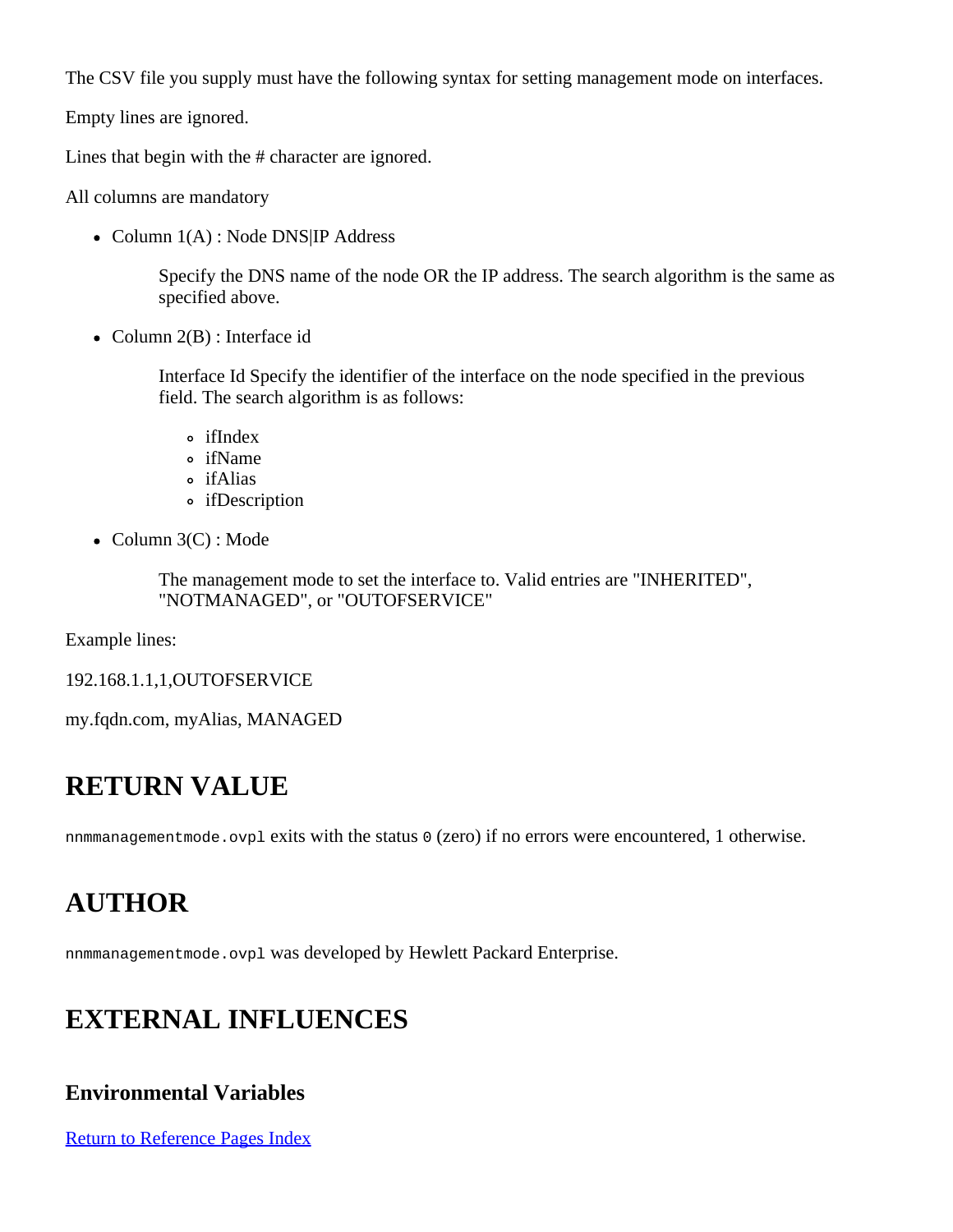The CSV file you supply must have the following syntax for setting management mode on interfaces.

Empty lines are ignored.

Lines that begin with the # character are ignored.

All columns are mandatory

- Column 1(A) : Node DNS|IP Address

  Specify the DNS name of the node OR the IP address. The search algorithm is the same as specified above.

- Column 2(B) : Interface id

  Interface Id Specify the identifier of the interface on the node specified in the previous field. The search algorithm is as follows:

  - ifIndex
  - ifName
  - ifAlias
  - ifDescription

- Column 3(C) : Mode

  The management mode to set the interface to. Valid entries are "INHERITED", "NOTMANAGED", or "OUTOFSERVICE"

Example lines:

192.168.1.1,1,OUTOFSERVICE

my.fqdn.com, myAlias, MANAGED

# RETURN VALUE

`nnmmanagementmode.ovpl` exits with the status `0` (zero) if no errors were encountered, 1 otherwise.

# AUTHOR

`nnmmanagementmode.ovpl` was developed by Hewlett Packard Enterprise.

# EXTERNAL INFLUENCES

## Environmental Variables

Return to Reference Pages Index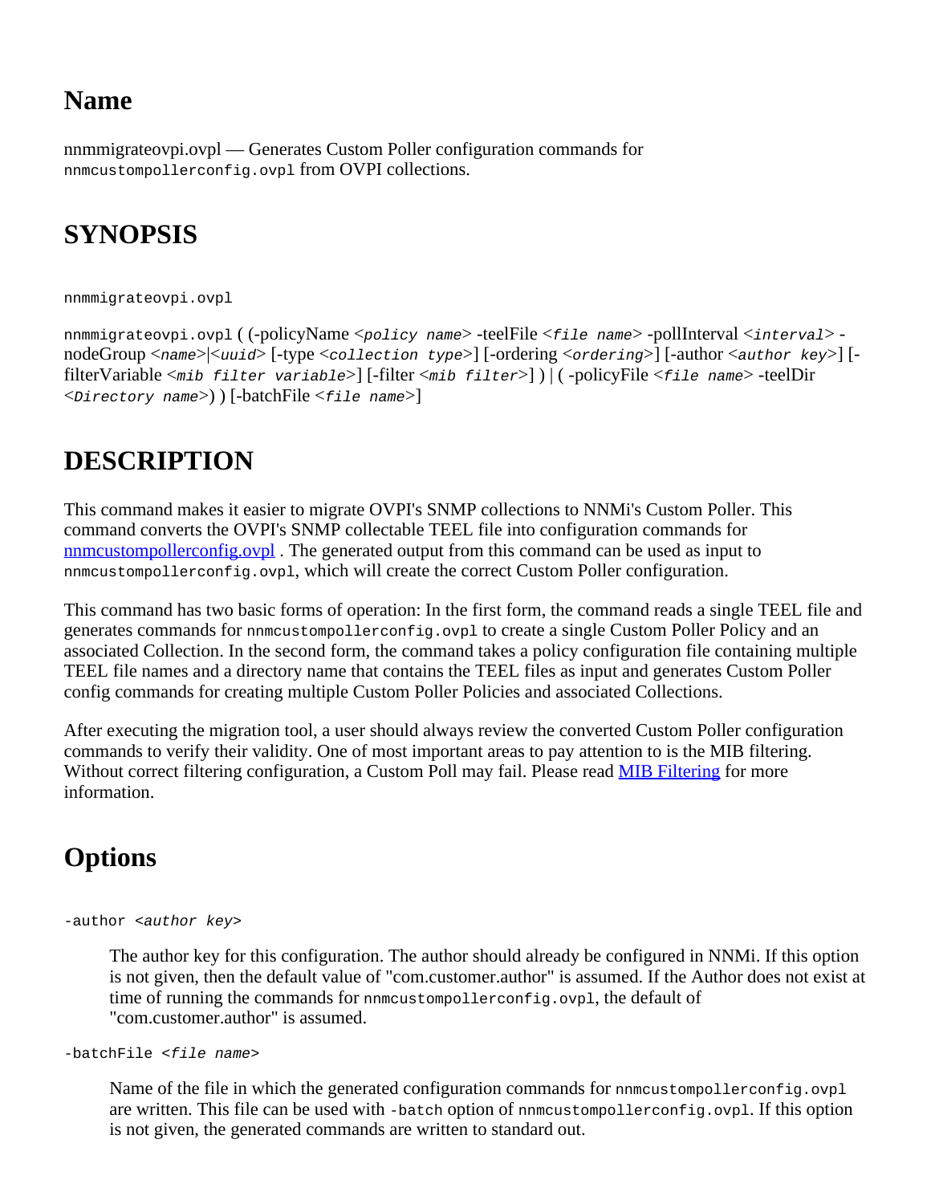## Name

nnmmigrateovpi.ovpl — Generates Custom Poller configuration commands for `nnmcustompollerconfig.ovpl` from OVPI collections.

## SYNOPSIS

`nnmmigrateovpi.ovpl`

`nnmmigrateovpi.ovpl` ( (-policyName <*policy name*> -teelFile <*file name*> -pollInterval <*interval*> -nodeGroup <*name*>|<*uuid*> [-type <*collection type*>] [-ordering <*ordering*>] [-author <*author key*>] [-filterVariable <*mib filter variable*>] [-filter <*mib filter*>] ) | ( -policyFile <*file name*> -teelDir <*Directory name*>) ) [-batchFile <*file name*>]

## DESCRIPTION

This command makes it easier to migrate OVPI's SNMP collections to NNMi's Custom Poller. This command converts the OVPI's SNMP collectable TEEL file into configuration commands for nnmcustompollerconfig.ovpl . The generated output from this command can be used as input to `nnmcustompollerconfig.ovpl`, which will create the correct Custom Poller configuration.

This command has two basic forms of operation: In the first form, the command reads a single TEEL file and generates commands for `nnmcustompollerconfig.ovpl` to create a single Custom Poller Policy and an associated Collection. In the second form, the command takes a policy configuration file containing multiple TEEL file names and a directory name that contains the TEEL files as input and generates Custom Poller config commands for creating multiple Custom Poller Policies and associated Collections.

After executing the migration tool, a user should always review the converted Custom Poller configuration commands to verify their validity. One of most important areas to pay attention to is the MIB filtering. Without correct filtering configuration, a Custom Poll may fail. Please read MIB Filtering for more information.

## Options

`-author <author key>`

The author key for this configuration. The author should already be configured in NNMi. If this option is not given, then the default value of "com.customer.author" is assumed. If the Author does not exist at time of running the commands for `nnmcustompollerconfig.ovpl`, the default of "com.customer.author" is assumed.

`-batchFile <file name>`

Name of the file in which the generated configuration commands for `nnmcustompollerconfig.ovpl` are written. This file can be used with `-batch` option of `nnmcustompollerconfig.ovpl`. If this option is not given, the generated commands are written to standard out.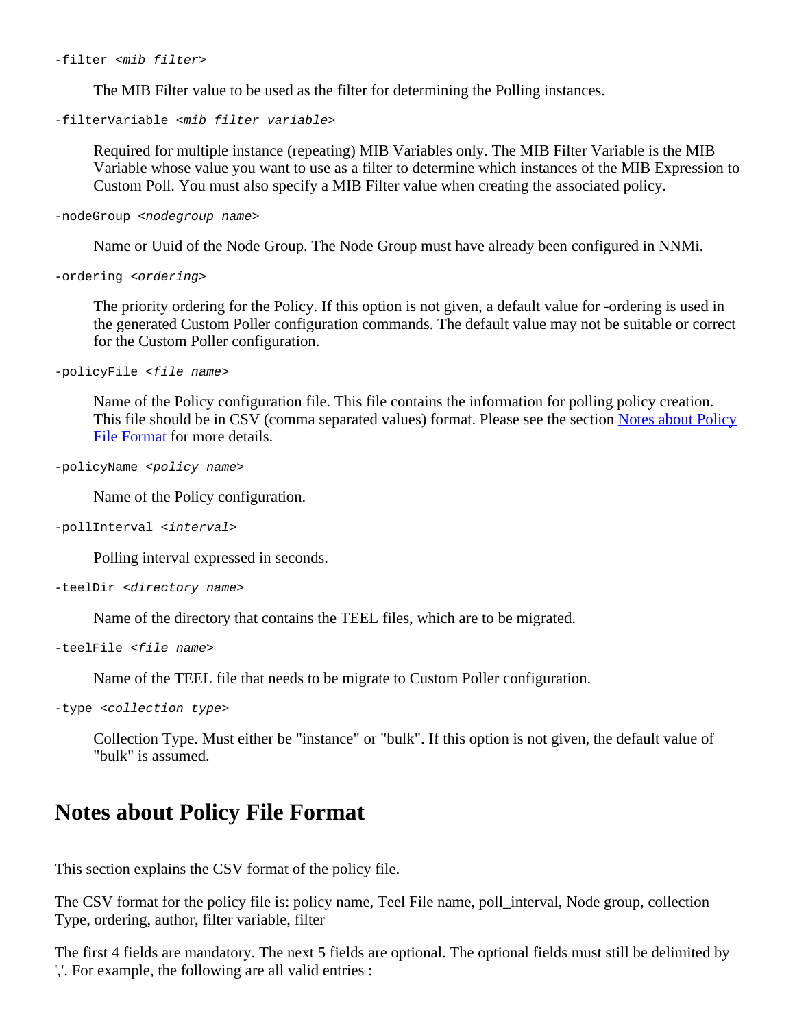`-filter <mib filter>`

The MIB Filter value to be used as the filter for determining the Polling instances.

`-filterVariable <mib filter variable>`

Required for multiple instance (repeating) MIB Variables only. The MIB Filter Variable is the MIB Variable whose value you want to use as a filter to determine which instances of the MIB Expression to Custom Poll. You must also specify a MIB Filter value when creating the associated policy.

`-nodeGroup <nodegroup name>`

Name or Uuid of the Node Group. The Node Group must have already been configured in NNMi.

`-ordering <ordering>`

The priority ordering for the Policy. If this option is not given, a default value for -ordering is used in the generated Custom Poller configuration commands. The default value may not be suitable or correct for the Custom Poller configuration.

`-policyFile <file name>`

Name of the Policy configuration file. This file contains the information for polling policy creation. This file should be in CSV (comma separated values) format. Please see the section Notes about Policy File Format for more details.

`-policyName <policy name>`

Name of the Policy configuration.

`-pollInterval <interval>`

Polling interval expressed in seconds.

`-teelDir <directory name>`

Name of the directory that contains the TEEL files, which are to be migrated.

`-teelFile <file name>`

Name of the TEEL file that needs to be migrate to Custom Poller configuration.

`-type <collection type>`

Collection Type. Must either be "instance" or "bulk". If this option is not given, the default value of "bulk" is assumed.

## Notes about Policy File Format

This section explains the CSV format of the policy file.

The CSV format for the policy file is: policy name, Teel File name, poll_interval, Node group, collection Type, ordering, author, filter variable, filter

The first 4 fields are mandatory. The next 5 fields are optional. The optional fields must still be delimited by ','. For example, the following are all valid entries :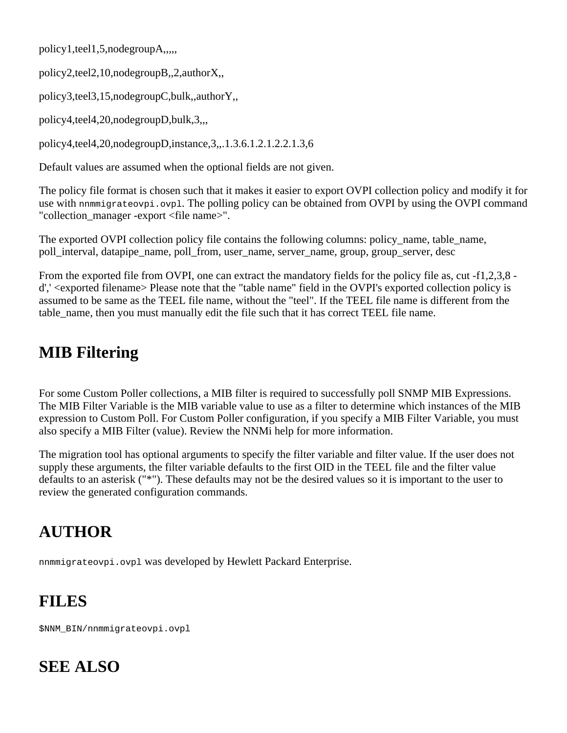policy1,teel1,5,nodegroupA,,,,,

policy2,teel2,10,nodegroupB,,2,authorX,,

policy3,teel3,15,nodegroupC,bulk,,authorY,,

policy4,teel4,20,nodegroupD,bulk,3,,,

policy4,teel4,20,nodegroupD,instance,3,,.1.3.6.1.2.1.2.2.1.3,6

Default values are assumed when the optional fields are not given.

The policy file format is chosen such that it makes it easier to export OVPI collection policy and modify it for use with `nnmmigrateovpi.ovpl`. The polling policy can be obtained from OVPI by using the OVPI command "collection_manager -export <file name>".

The exported OVPI collection policy file contains the following columns: policy_name, table_name, poll_interval, datapipe_name, poll_from, user_name, server_name, group, group_server, desc

From the exported file from OVPI, one can extract the mandatory fields for the policy file as, cut -f1,2,3,8 -d',' <exported filename> Please note that the "table name" field in the OVPI's exported collection policy is assumed to be same as the TEEL file name, without the "teel". If the TEEL file name is different from the table_name, then you must manually edit the file such that it has correct TEEL file name.

## MIB Filtering

For some Custom Poller collections, a MIB filter is required to successfully poll SNMP MIB Expressions. The MIB Filter Variable is the MIB variable value to use as a filter to determine which instances of the MIB expression to Custom Poll. For Custom Poller configuration, if you specify a MIB Filter Variable, you must also specify a MIB Filter (value). Review the NNMi help for more information.

The migration tool has optional arguments to specify the filter variable and filter value. If the user does not supply these arguments, the filter variable defaults to the first OID in the TEEL file and the filter value defaults to an asterisk ("*"). These defaults may not be the desired values so it is important to the user to review the generated configuration commands.

## AUTHOR

`nnmmigrateovpi.ovpl` was developed by Hewlett Packard Enterprise.

## FILES

`$NNM_BIN/nnmmigrateovpi.ovpl`

## SEE ALSO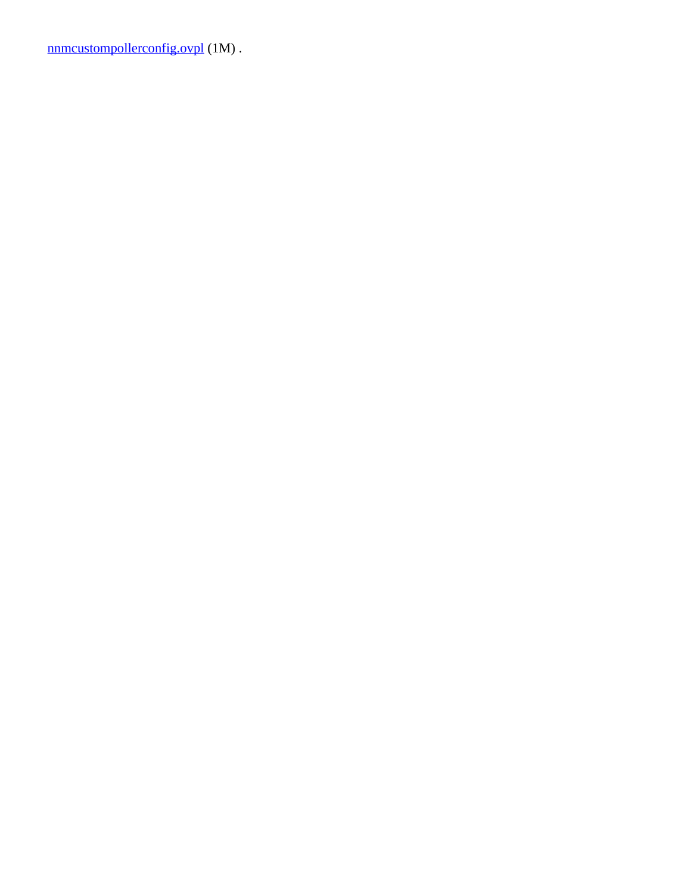nnmcustompollerconfig.ovpl (1M) .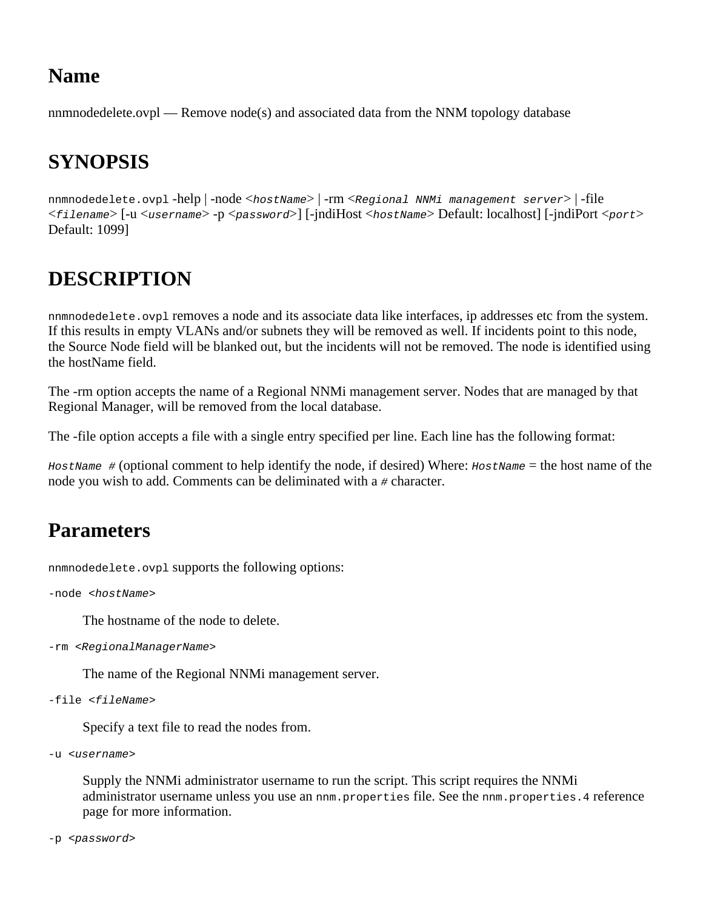## Name

nnmnodedelete.ovpl — Remove node(s) and associated data from the NNM topology database

## SYNOPSIS

`nnmnodedelete.ovpl` -help | -node <*hostName*> | -rm <*Regional NNMi management server*> | -file <*filename*> [-u <*username*> -p <*password*>] [-jndiHost <*hostName*> Default: localhost] [-jndiPort <*port*> Default: 1099]

## DESCRIPTION

`nnmnodedelete.ovpl` removes a node and its associate data like interfaces, ip addresses etc from the system. If this results in empty VLANs and/or subnets they will be removed as well. If incidents point to this node, the Source Node field will be blanked out, but the incidents will not be removed. The node is identified using the hostName field.

The -rm option accepts the name of a Regional NNMi management server. Nodes that are managed by that Regional Manager, will be removed from the local database.

The -file option accepts a file with a single entry specified per line. Each line has the following format:

*HostName #* (optional comment to help identify the node, if desired) Where: *HostName* = the host name of the node you wish to add. Comments can be deliminated with a *#* character.

## Parameters

`nnmnodedelete.ovpl` supports the following options:

`-node <hostName>`

The hostname of the node to delete.

`-rm <RegionalManagerName>`

The name of the Regional NNMi management server.

`-file <fileName>`

Specify a text file to read the nodes from.

`-u <username>`

Supply the NNMi administrator username to run the script. This script requires the NNMi administrator username unless you use an `nnm.properties` file. See the `nnm.properties.4` reference page for more information.

`-p <password>`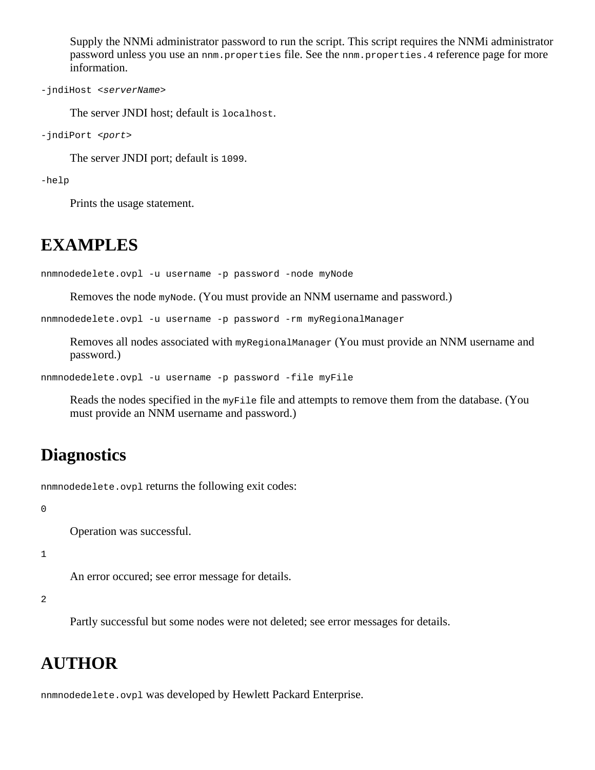Supply the NNMi administrator password to run the script. This script requires the NNMi administrator password unless you use an `nnm.properties` file. See the `nnm.properties.4` reference page for more information.

`-jndiHost <serverName>`

The server JNDI host; default is `localhost`.

`-jndiPort <port>`

The server JNDI port; default is `1099`.

`-help`

Prints the usage statement.

## EXAMPLES

`nnmnodedelete.ovpl -u username -p password -node myNode`

Removes the node `myNode`. (You must provide an NNM username and password.)

`nnmnodedelete.ovpl -u username -p password -rm myRegionalManager`

Removes all nodes associated with `myRegionalManager` (You must provide an NNM username and password.)

`nnmnodedelete.ovpl -u username -p password -file myFile`

Reads the nodes specified in the `myFile` file and attempts to remove them from the database. (You must provide an NNM username and password.)

## Diagnostics

`nnmnodedelete.ovpl` returns the following exit codes:

`0`

Operation was successful.

`1`

An error occured; see error message for details.

`2`

Partly successful but some nodes were not deleted; see error messages for details.

## AUTHOR

`nnmnodedelete.ovpl` was developed by Hewlett Packard Enterprise.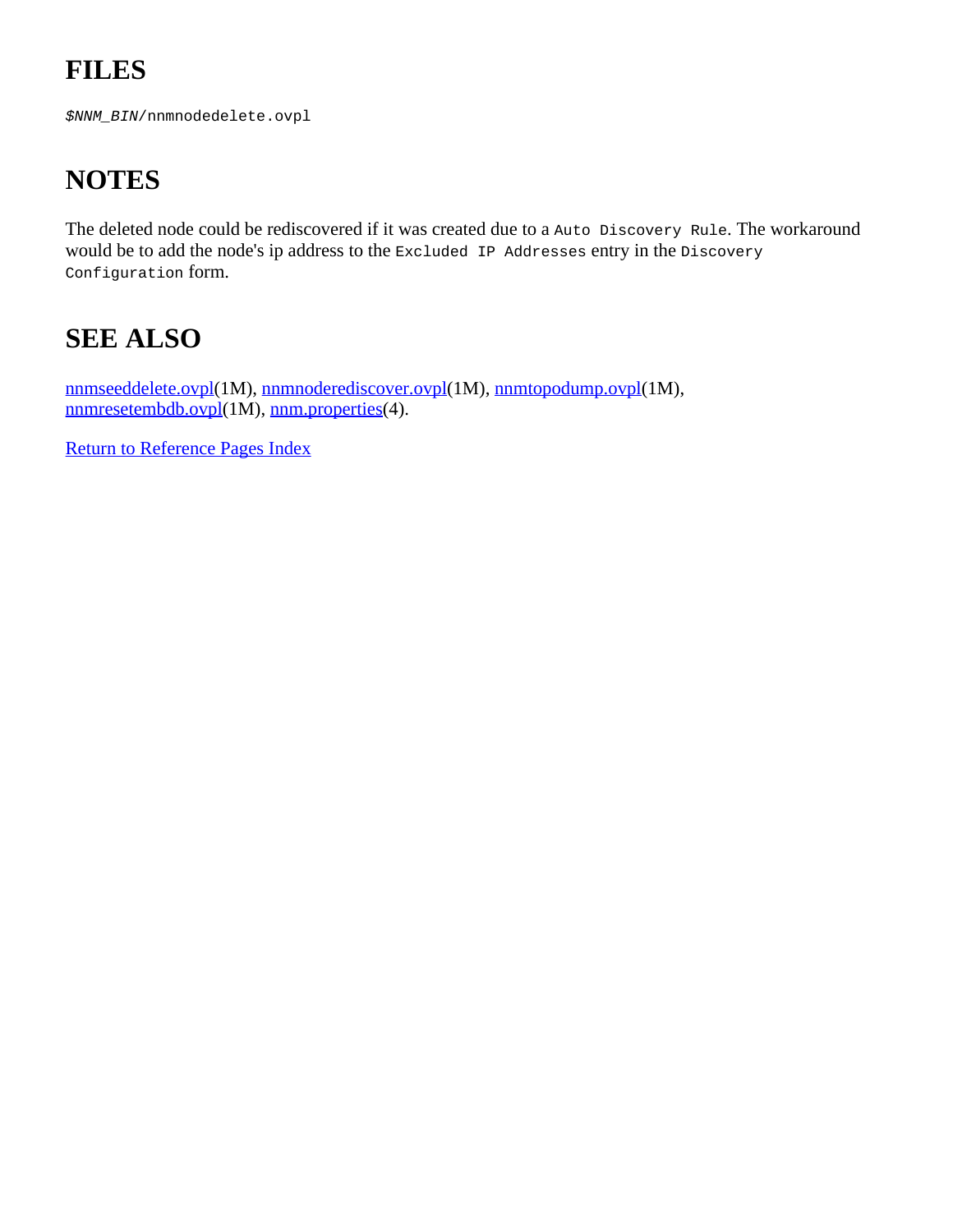## FILES

`$NNM_BIN/nnmnodedelete.ovpl`

## NOTES

The deleted node could be rediscovered if it was created due to a `Auto Discovery Rule`. The workaround would be to add the node's ip address to the `Excluded IP Addresses` entry in the `Discovery Configuration` form.

## SEE ALSO

nnmseeddelete.ovpl(1M), nnmnoderediscover.ovpl(1M), nnmtopodump.ovpl(1M), nnmresetembdb.ovpl(1M), nnm.properties(4).

Return to Reference Pages Index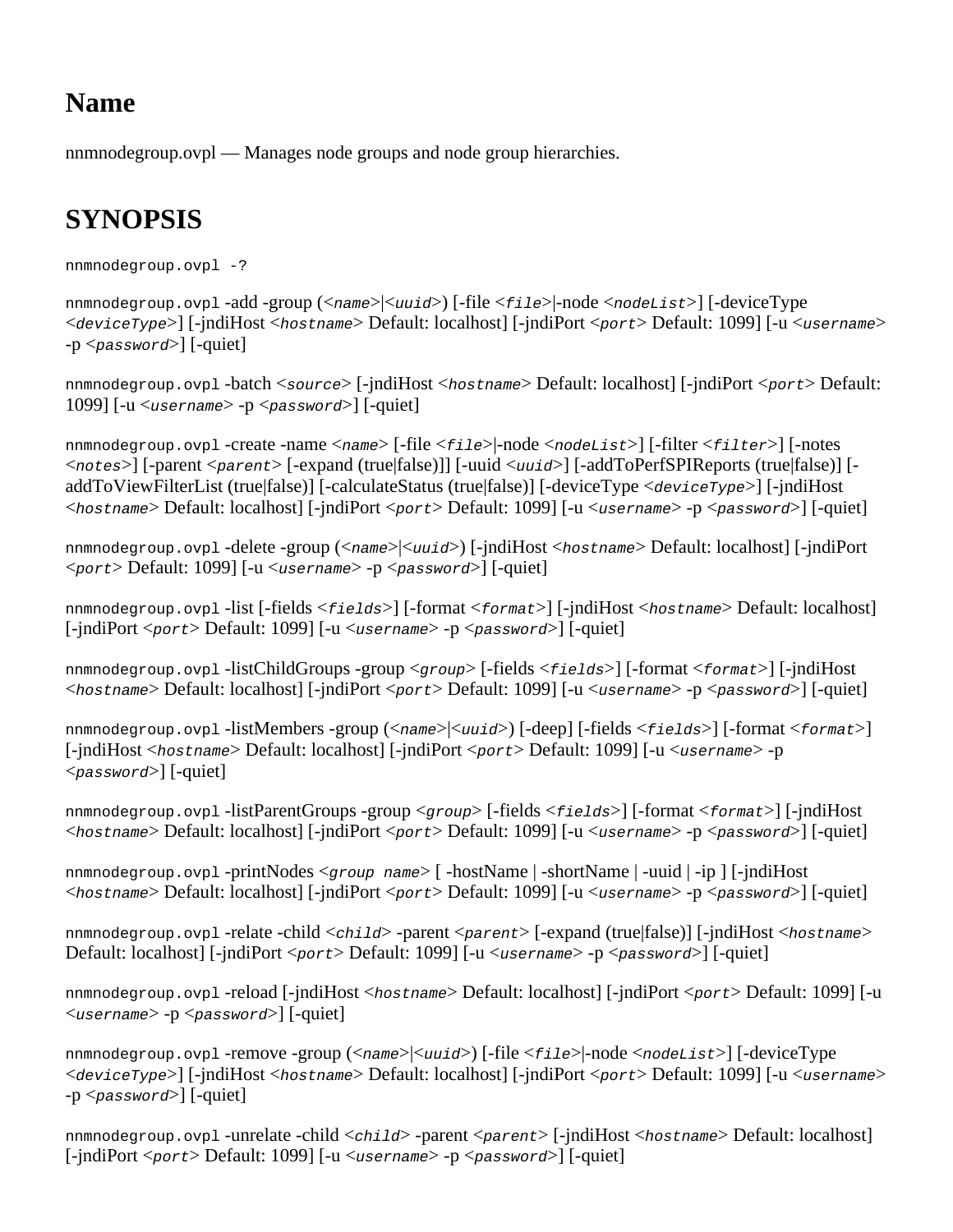## Name

nnmnodegroup.ovpl — Manages node groups and node group hierarchies.

## SYNOPSIS

`nnmnodegroup.ovpl -?`

`nnmnodegroup.ovpl` -add -group (<*name*>|<*uuid*>) [-file <*file*>|-node <*nodeList*>] [-deviceType <*deviceType*>] [-jndiHost <*hostname*> Default: localhost] [-jndiPort <*port*> Default: 1099] [-u <*username*> -p <*password*>] [-quiet]

`nnmnodegroup.ovpl` -batch <*source*> [-jndiHost <*hostname*> Default: localhost] [-jndiPort <*port*> Default: 1099] [-u <*username*> -p <*password*>] [-quiet]

`nnmnodegroup.ovpl` -create -name <*name*> [-file <*file*>|-node <*nodeList*>] [-filter <*filter*>] [-notes <*notes*>] [-parent <*parent*> [-expand (true|false)]] [-uuid <*uuid*>] [-addToPerfSPIReports (true|false)] [-addToViewFilterList (true|false)] [-calculateStatus (true|false)] [-deviceType <*deviceType*>] [-jndiHost <*hostname*> Default: localhost] [-jndiPort <*port*> Default: 1099] [-u <*username*> -p <*password*>] [-quiet]

`nnmnodegroup.ovpl` -delete -group (<*name*>|<*uuid*>) [-jndiHost <*hostname*> Default: localhost] [-jndiPort <*port*> Default: 1099] [-u <*username*> -p <*password*>] [-quiet]

`nnmnodegroup.ovpl` -list [-fields <*fields*>] [-format <*format*>] [-jndiHost <*hostname*> Default: localhost] [-jndiPort <*port*> Default: 1099] [-u <*username*> -p <*password*>] [-quiet]

`nnmnodegroup.ovpl` -listChildGroups -group <*group*> [-fields <*fields*>] [-format <*format*>] [-jndiHost <*hostname*> Default: localhost] [-jndiPort <*port*> Default: 1099] [-u <*username*> -p <*password*>] [-quiet]

`nnmnodegroup.ovpl` -listMembers -group (<*name*>|<*uuid*>) [-deep] [-fields <*fields*>] [-format <*format*>] [-jndiHost <*hostname*> Default: localhost] [-jndiPort <*port*> Default: 1099] [-u <*username*> -p <*password*>] [-quiet]

`nnmnodegroup.ovpl` -listParentGroups -group <*group*> [-fields <*fields*>] [-format <*format*>] [-jndiHost <*hostname*> Default: localhost] [-jndiPort <*port*> Default: 1099] [-u <*username*> -p <*password*>] [-quiet]

`nnmnodegroup.ovpl` -printNodes <*group name*> [ -hostName | -shortName | -uuid | -ip ] [-jndiHost <*hostname*> Default: localhost] [-jndiPort <*port*> Default: 1099] [-u <*username*> -p <*password*>] [-quiet]

`nnmnodegroup.ovpl` -relate -child <*child*> -parent <*parent*> [-expand (true|false)] [-jndiHost <*hostname*> Default: localhost] [-jndiPort <*port*> Default: 1099] [-u <*username*> -p <*password*>] [-quiet]

`nnmnodegroup.ovpl` -reload [-jndiHost <*hostname*> Default: localhost] [-jndiPort <*port*> Default: 1099] [-u <*username*> -p <*password*>] [-quiet]

`nnmnodegroup.ovpl` -remove -group (<*name*>|<*uuid*>) [-file <*file*>|-node <*nodeList*>] [-deviceType <*deviceType*>] [-jndiHost <*hostname*> Default: localhost] [-jndiPort <*port*> Default: 1099] [-u <*username*> -p <*password*>] [-quiet]

`nnmnodegroup.ovpl` -unrelate -child <*child*> -parent <*parent*> [-jndiHost <*hostname*> Default: localhost] [-jndiPort <*port*> Default: 1099] [-u <*username*> -p <*password*>] [-quiet]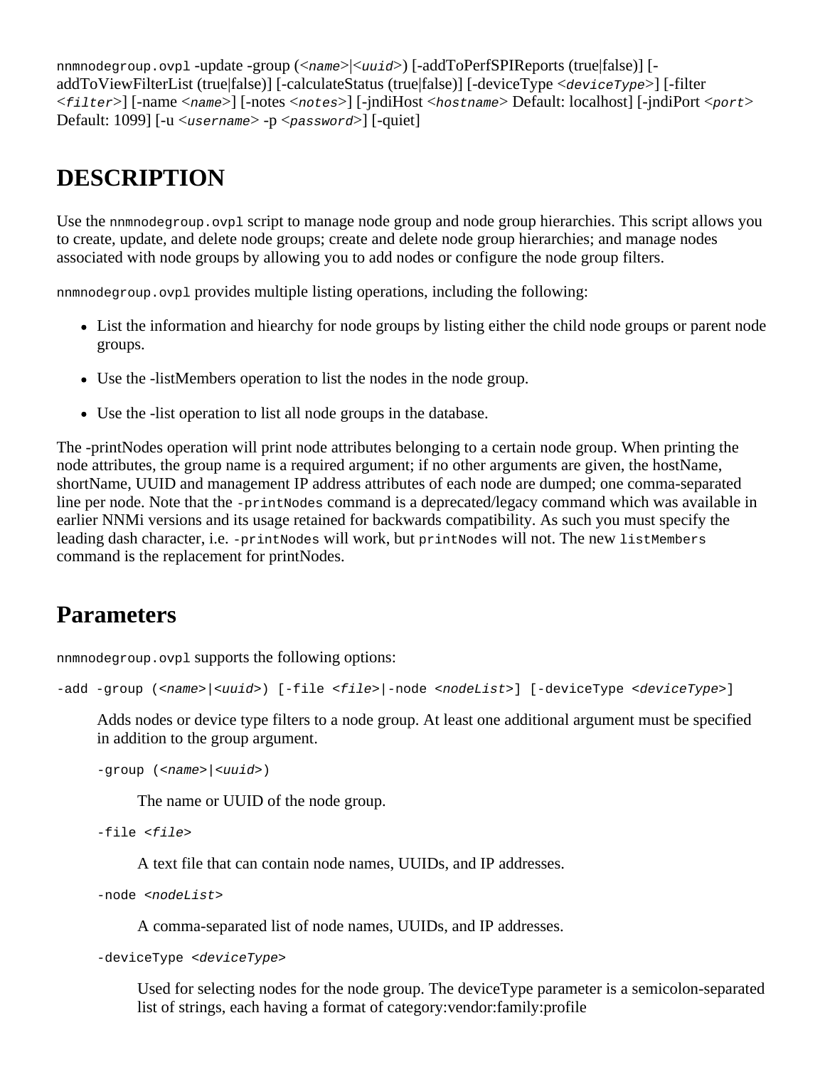`nnmnodegroup.ovpl` -update -group (<*name*>|<*uuid*>) [-addToPerfSPIReports (true|false)] [-addToViewFilterList (true|false)] [-calculateStatus (true|false)] [-deviceType <*deviceType*>] [-filter <*filter*>] [-name <*name*>] [-notes <*notes*>] [-jndiHost <*hostname*> Default: localhost] [-jndiPort <*port*> Default: 1099] [-u <*username*> -p <*password*>] [-quiet]

## DESCRIPTION

Use the `nnmnodegroup.ovpl` script to manage node group and node group hierarchies. This script allows you to create, update, and delete node groups; create and delete node group hierarchies; and manage nodes associated with node groups by allowing you to add nodes or configure the node group filters.

`nnmnodegroup.ovpl` provides multiple listing operations, including the following:

- List the information and hiearchy for node groups by listing either the child node groups or parent node groups.
- Use the -listMembers operation to list the nodes in the node group.
- Use the -list operation to list all node groups in the database.

The -printNodes operation will print node attributes belonging to a certain node group. When printing the node attributes, the group name is a required argument; if no other arguments are given, the hostName, shortName, UUID and management IP address attributes of each node are dumped; one comma-separated line per node. Note that the `-printNodes` command is a deprecated/legacy command which was available in earlier NNMi versions and its usage retained for backwards compatibility. As such you must specify the leading dash character, i.e. `-printNodes` will work, but `printNodes` will not. The new `listMembers` command is the replacement for printNodes.

## Parameters

`nnmnodegroup.ovpl` supports the following options:

`-add -group (<name>|<uuid>) [-file <file>|-node <nodeList>] [-deviceType <deviceType>]`

Adds nodes or device type filters to a node group. At least one additional argument must be specified in addition to the group argument.

`-group (<name>|<uuid>)`

The name or UUID of the node group.

`-file <file>`

A text file that can contain node names, UUIDs, and IP addresses.

`-node <nodeList>`

A comma-separated list of node names, UUIDs, and IP addresses.

`-deviceType <deviceType>`

Used for selecting nodes for the node group. The deviceType parameter is a semicolon-separated list of strings, each having a format of category:vendor:family:profile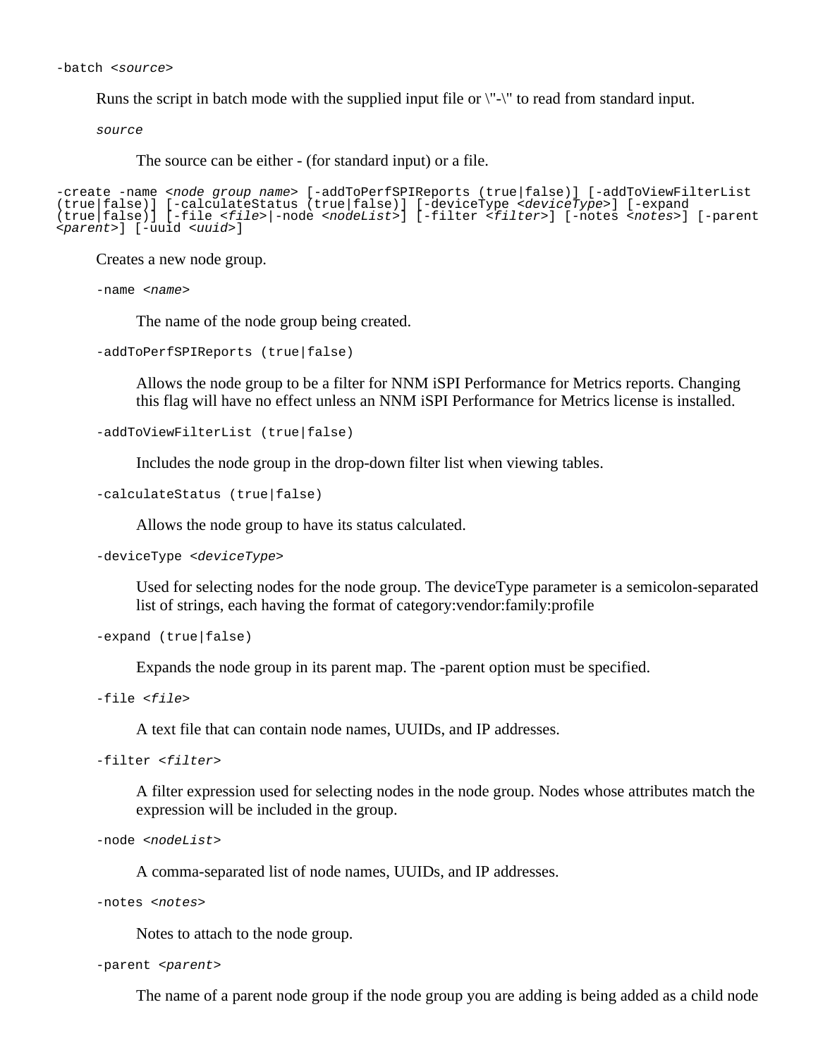`-batch <source>`

Runs the script in batch mode with the supplied input file or \"-\" to read from standard input.

*`source`*

The source can be either - (for standard input) or a file.

`-create -name <node group name> [-addToPerfSPIReports (true|false)] [-addToViewFilterList (true|false)] [-calculateStatus (true|false)] [-deviceType <deviceType>] [-expand (true|false)] [-file <file>|-node <nodeList>] [-filter <filter>] [-notes <notes>] [-parent <parent>] [-uuid <uuid>]`

Creates a new node group.

`-name <name>`

The name of the node group being created.

`-addToPerfSPIReports (true|false)`

Allows the node group to be a filter for NNM iSPI Performance for Metrics reports. Changing this flag will have no effect unless an NNM iSPI Performance for Metrics license is installed.

`-addToViewFilterList (true|false)`

Includes the node group in the drop-down filter list when viewing tables.

`-calculateStatus (true|false)`

Allows the node group to have its status calculated.

`-deviceType <deviceType>`

Used for selecting nodes for the node group. The deviceType parameter is a semicolon-separated list of strings, each having the format of category:vendor:family:profile

`-expand (true|false)`

Expands the node group in its parent map. The -parent option must be specified.

`-file <file>`

A text file that can contain node names, UUIDs, and IP addresses.

`-filter <filter>`

A filter expression used for selecting nodes in the node group. Nodes whose attributes match the expression will be included in the group.

`-node <nodeList>`

A comma-separated list of node names, UUIDs, and IP addresses.

`-notes <notes>`

Notes to attach to the node group.

`-parent <parent>`

The name of a parent node group if the node group you are adding is being added as a child node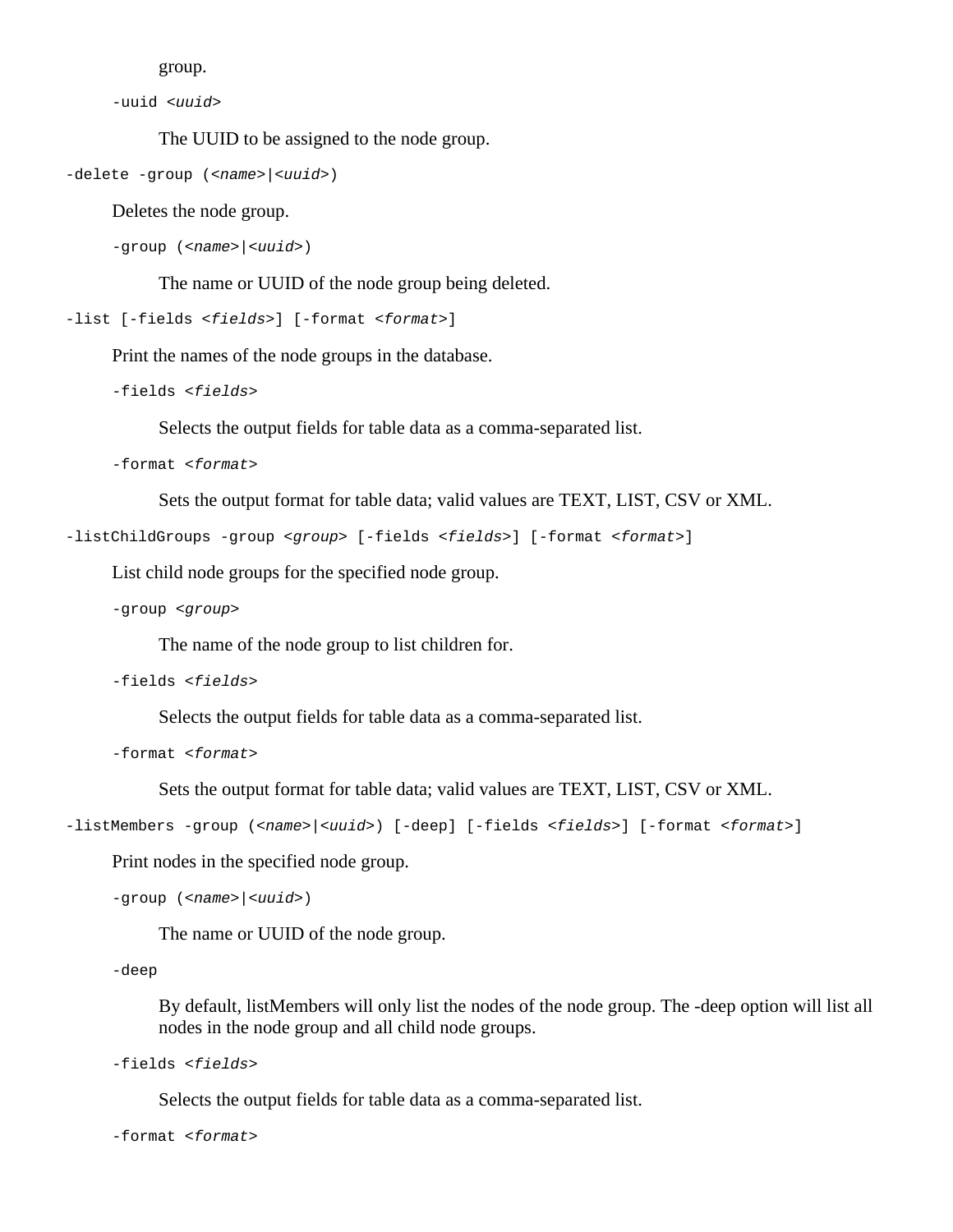group.

`-uuid <uuid>`

The UUID to be assigned to the node group.

`-delete -group (<name>|<uuid>)`

Deletes the node group.

`-group (<name>|<uuid>)`

The name or UUID of the node group being deleted.

`-list [-fields <fields>] [-format <format>]`

Print the names of the node groups in the database.

`-fields <fields>`

Selects the output fields for table data as a comma-separated list.

`-format <format>`

Sets the output format for table data; valid values are TEXT, LIST, CSV or XML.

`-listChildGroups -group <group> [-fields <fields>] [-format <format>]`

List child node groups for the specified node group.

`-group <group>`

The name of the node group to list children for.

`-fields <fields>`

Selects the output fields for table data as a comma-separated list.

`-format <format>`

Sets the output format for table data; valid values are TEXT, LIST, CSV or XML.

`-listMembers -group (<name>|<uuid>) [-deep] [-fields <fields>] [-format <format>]`

Print nodes in the specified node group.

`-group (<name>|<uuid>)`

The name or UUID of the node group.

`-deep`

By default, listMembers will only list the nodes of the node group. The -deep option will list all nodes in the node group and all child node groups.

`-fields <fields>`

Selects the output fields for table data as a comma-separated list.

`-format <format>`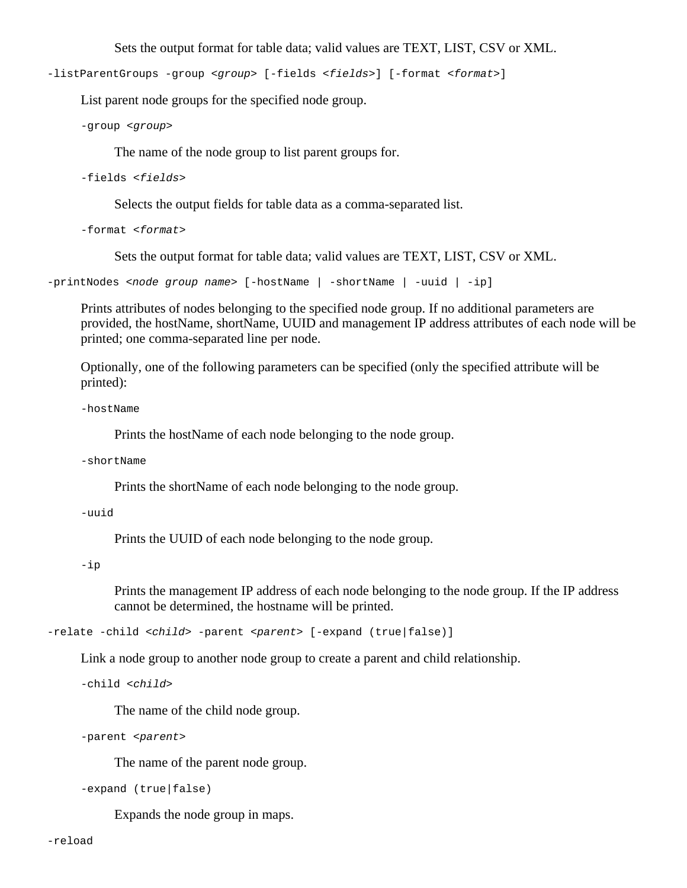Sets the output format for table data; valid values are TEXT, LIST, CSV or XML.

`-listParentGroups -group <group> [-fields <fields>] [-format <format>]`

List parent node groups for the specified node group.

`-group <group>`

The name of the node group to list parent groups for.

`-fields <fields>`

Selects the output fields for table data as a comma-separated list.

`-format <format>`

Sets the output format for table data; valid values are TEXT, LIST, CSV or XML.

`-printNodes <node group name> [-hostName | -shortName | -uuid | -ip]`

Prints attributes of nodes belonging to the specified node group. If no additional parameters are provided, the hostName, shortName, UUID and management IP address attributes of each node will be printed; one comma-separated line per node.

Optionally, one of the following parameters can be specified (only the specified attribute will be printed):

`-hostName`

Prints the hostName of each node belonging to the node group.

`-shortName`

Prints the shortName of each node belonging to the node group.

`-uuid`

Prints the UUID of each node belonging to the node group.

`-ip`

Prints the management IP address of each node belonging to the node group. If the IP address cannot be determined, the hostname will be printed.

`-relate -child <child> -parent <parent> [-expand (true|false)]`

Link a node group to another node group to create a parent and child relationship.

`-child <child>`

The name of the child node group.

`-parent <parent>`

The name of the parent node group.

`-expand (true|false)`

Expands the node group in maps.

`-reload`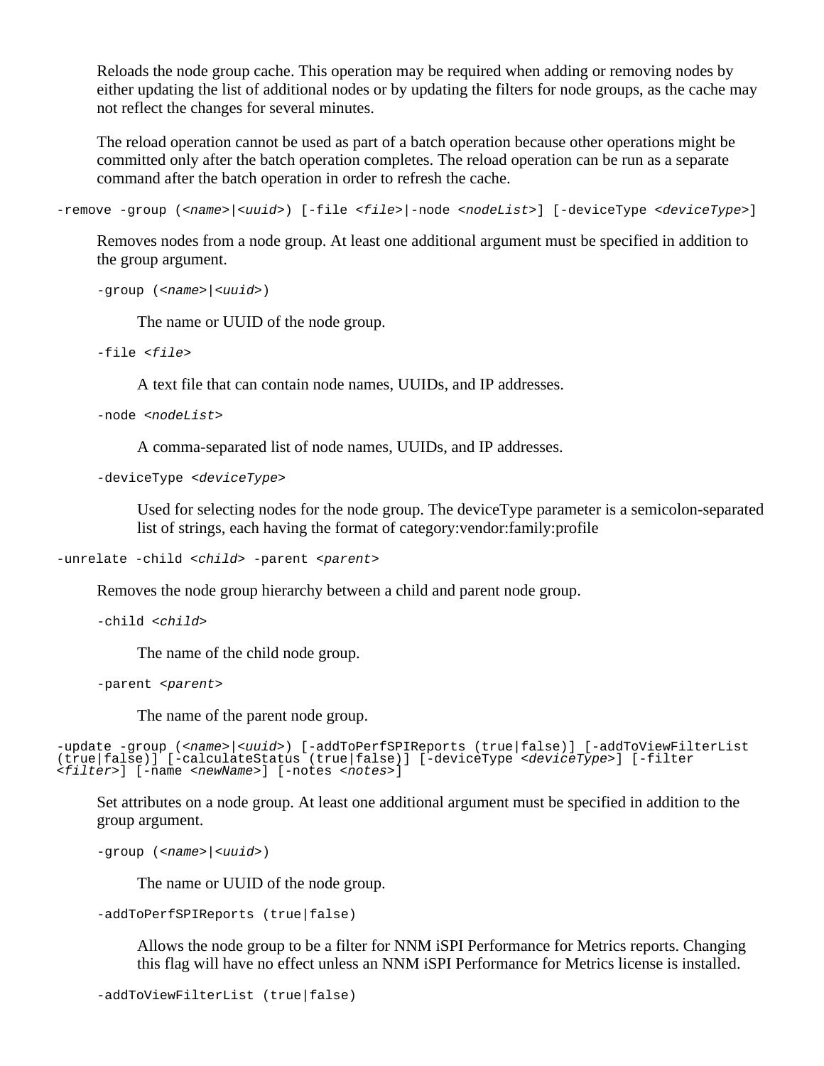Reloads the node group cache. This operation may be required when adding or removing nodes by either updating the list of additional nodes or by updating the filters for node groups, as the cache may not reflect the changes for several minutes.

The reload operation cannot be used as part of a batch operation because other operations might be committed only after the batch operation completes. The reload operation can be run as a separate command after the batch operation in order to refresh the cache.

`-remove -group (<name>|<uuid>) [-file <file>|-node <nodeList>] [-deviceType <deviceType>]`

Removes nodes from a node group. At least one additional argument must be specified in addition to the group argument.

`-group (<name>|<uuid>)`

The name or UUID of the node group.

`-file <file>`

A text file that can contain node names, UUIDs, and IP addresses.

`-node <nodeList>`

A comma-separated list of node names, UUIDs, and IP addresses.

`-deviceType <deviceType>`

Used for selecting nodes for the node group. The deviceType parameter is a semicolon-separated list of strings, each having the format of category:vendor:family:profile

`-unrelate -child <child> -parent <parent>`

Removes the node group hierarchy between a child and parent node group.

`-child <child>`

The name of the child node group.

`-parent <parent>`

The name of the parent node group.

`-update -group (<name>|<uuid>) [-addToPerfSPIReports (true|false)] [-addToViewFilterList (true|false)] [-calculateStatus (true|false)] [-deviceType <deviceType>] [-filter <filter>] [-name <newName>] [-notes <notes>]`

Set attributes on a node group. At least one additional argument must be specified in addition to the group argument.

`-group (<name>|<uuid>)`

The name or UUID of the node group.

`-addToPerfSPIReports (true|false)`

Allows the node group to be a filter for NNM iSPI Performance for Metrics reports. Changing this flag will have no effect unless an NNM iSPI Performance for Metrics license is installed.

`-addToViewFilterList (true|false)`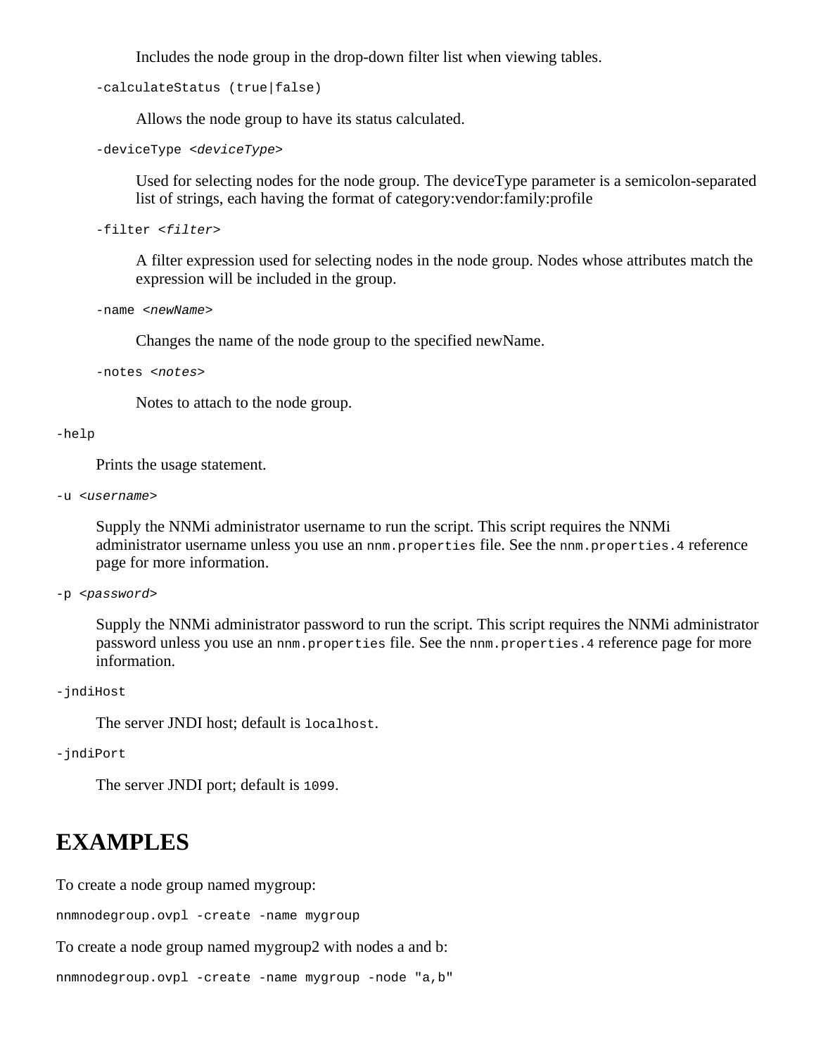Includes the node group in the drop-down filter list when viewing tables.

`-calculateStatus (true|false)`

Allows the node group to have its status calculated.

`-deviceType <deviceType>`

Used for selecting nodes for the node group. The deviceType parameter is a semicolon-separated list of strings, each having the format of category:vendor:family:profile

`-filter <filter>`

A filter expression used for selecting nodes in the node group. Nodes whose attributes match the expression will be included in the group.

`-name <newName>`

Changes the name of the node group to the specified newName.

`-notes <notes>`

Notes to attach to the node group.

`-help`

Prints the usage statement.

`-u <username>`

Supply the NNMi administrator username to run the script. This script requires the NNMi administrator username unless you use an `nnm.properties` file. See the `nnm.properties.4` reference page for more information.

`-p <password>`

Supply the NNMi administrator password to run the script. This script requires the NNMi administrator password unless you use an `nnm.properties` file. See the `nnm.properties.4` reference page for more information.

`-jndiHost`

The server JNDI host; default is `localhost`.

`-jndiPort`

The server JNDI port; default is `1099`.

# EXAMPLES

To create a node group named mygroup:

```
nnmnodegroup.ovpl -create -name mygroup
```

To create a node group named mygroup2 with nodes a and b:

```
nnmnodegroup.ovpl -create -name mygroup -node "a,b"
```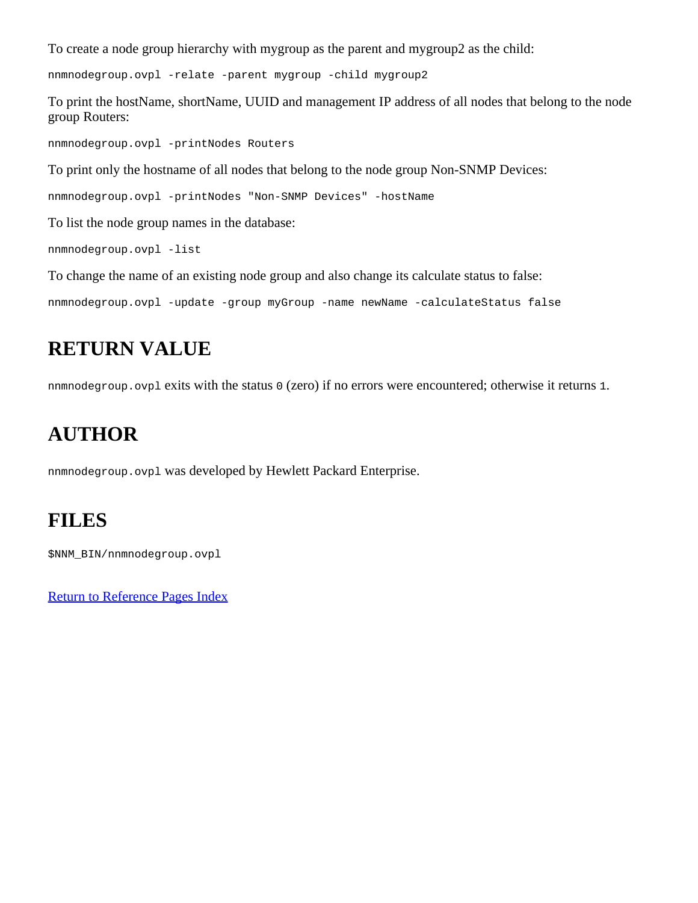To create a node group hierarchy with mygroup as the parent and mygroup2 as the child:

```
nnmnodegroup.ovpl -relate -parent mygroup -child mygroup2
```

To print the hostName, shortName, UUID and management IP address of all nodes that belong to the node group Routers:

```
nnmnodegroup.ovpl -printNodes Routers
```

To print only the hostname of all nodes that belong to the node group Non-SNMP Devices:

```
nnmnodegroup.ovpl -printNodes "Non-SNMP Devices" -hostName
```

To list the node group names in the database:

```
nnmnodegroup.ovpl -list
```

To change the name of an existing node group and also change its calculate status to false:

```
nnmnodegroup.ovpl -update -group myGroup -name newName -calculateStatus false
```

## RETURN VALUE

`nnmnodegroup.ovpl` exits with the status `0` (zero) if no errors were encountered; otherwise it returns `1`.

## AUTHOR

`nnmnodegroup.ovpl` was developed by Hewlett Packard Enterprise.

## FILES

`$NNM_BIN/nnmnodegroup.ovpl`

Return to Reference Pages Index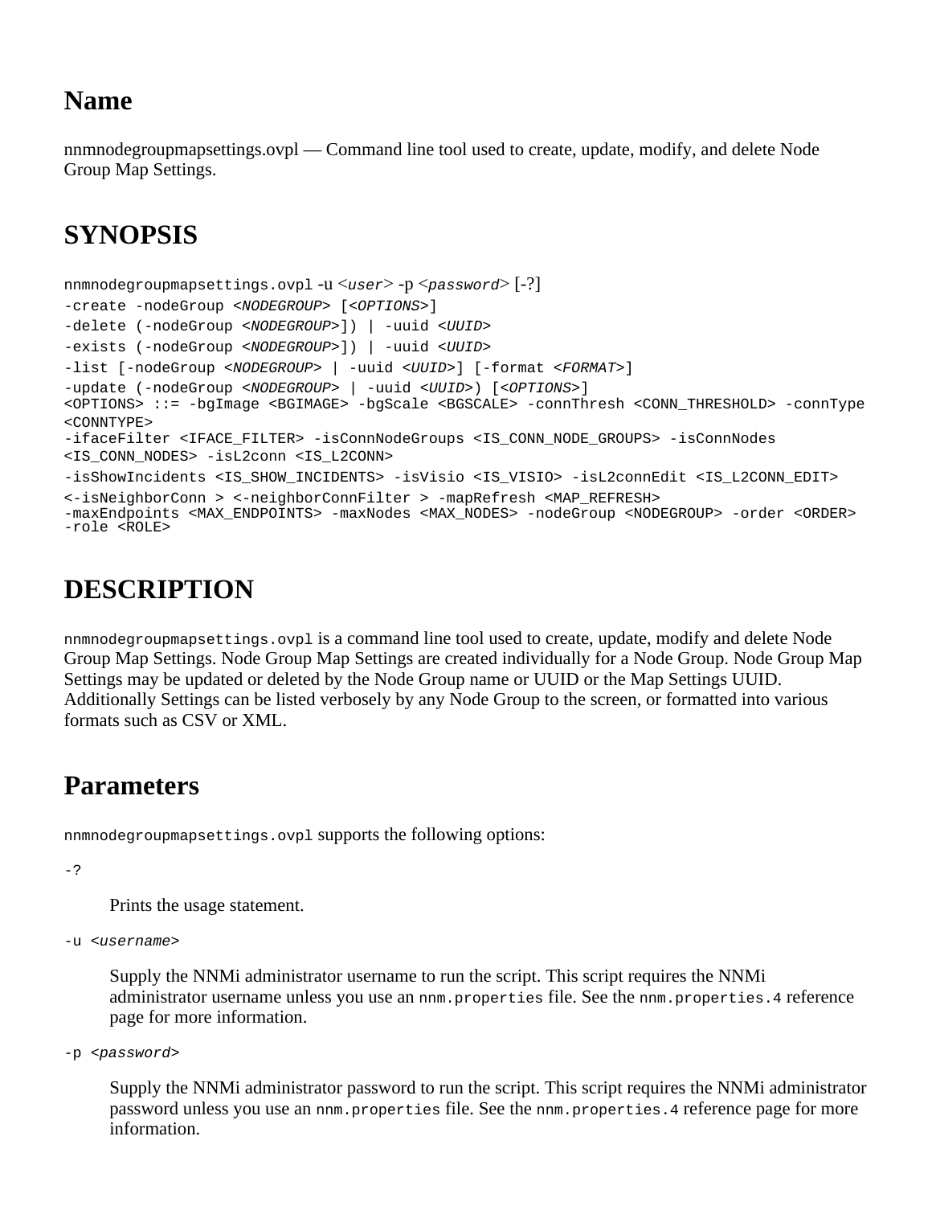## Name

nnmnodegroupmapsettings.ovpl — Command line tool used to create, update, modify, and delete Node Group Map Settings.

## SYNOPSIS

```
nnmnodegroupmapsettings.ovpl -u <user> -p <password> [-?]
-create -nodeGroup <NODEGROUP> [<OPTIONS>]
-delete (-nodeGroup <NODEGROUP>]) | -uuid <UUID>
-exists (-nodeGroup <NODEGROUP>]) | -uuid <UUID>
-list [-nodeGroup <NODEGROUP> | -uuid <UUID>] [-format <FORMAT>]
-update (-nodeGroup <NODEGROUP> | -uuid <UUID>) [<OPTIONS>]
<OPTIONS> ::= -bgImage <BGIMAGE> -bgScale <BGSCALE> -connThresh <CONN_THRESHOLD> -connType
<CONNTYPE>
-ifaceFilter <IFACE_FILTER> -isConnNodeGroups <IS_CONN_NODE_GROUPS> -isConnNodes
<IS_CONN_NODES> -isL2conn <IS_L2CONN>
-isShowIncidents <IS_SHOW_INCIDENTS> -isVisio <IS_VISIO> -isL2connEdit <IS_L2CONN_EDIT>
<-isNeighborConn > <-neighborConnFilter > -mapRefresh <MAP_REFRESH>
-maxEndpoints <MAX_ENDPOINTS> -maxNodes <MAX_NODES> -nodeGroup <NODEGROUP> -order <ORDER>
-role <ROLE>
```

## DESCRIPTION

`nnmnodegroupmapsettings.ovpl` is a command line tool used to create, update, modify and delete Node Group Map Settings. Node Group Map Settings are created individually for a Node Group. Node Group Map Settings may be updated or deleted by the Node Group name or UUID or the Map Settings UUID. Additionally Settings can be listed verbosely by any Node Group to the screen, or formatted into various formats such as CSV or XML.

## Parameters

`nnmnodegroupmapsettings.ovpl` supports the following options:

`-?`

Prints the usage statement.

`-u <username>`

Supply the NNMi administrator username to run the script. This script requires the NNMi administrator username unless you use an `nnm.properties` file. See the `nnm.properties.4` reference page for more information.

`-p <password>`

Supply the NNMi administrator password to run the script. This script requires the NNMi administrator password unless you use an `nnm.properties` file. See the `nnm.properties.4` reference page for more information.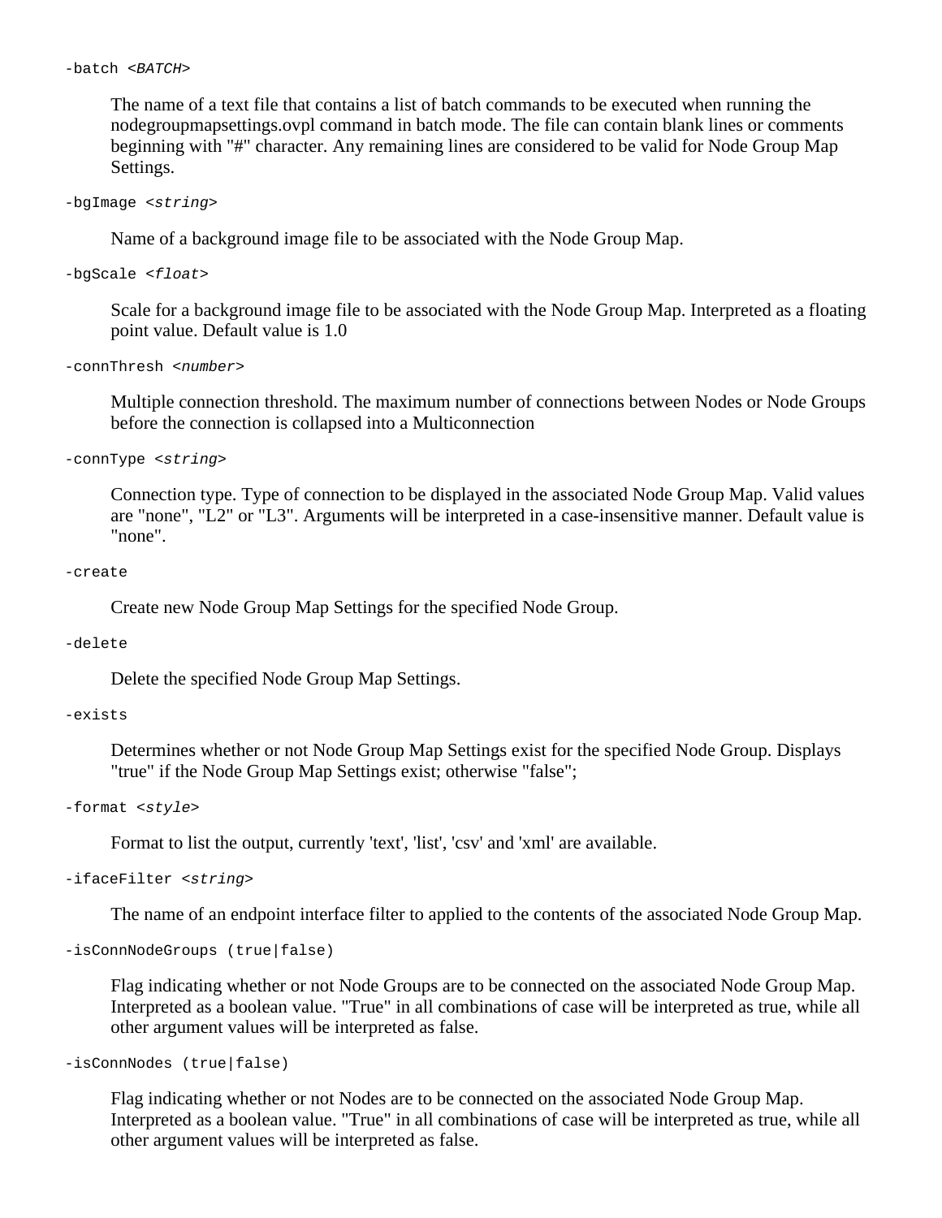`-batch <BATCH>`

The name of a text file that contains a list of batch commands to be executed when running the nodegroupmapsettings.ovpl command in batch mode. The file can contain blank lines or comments beginning with "#" character. Any remaining lines are considered to be valid for Node Group Map Settings.

`-bgImage <string>`

Name of a background image file to be associated with the Node Group Map.

`-bgScale <float>`

Scale for a background image file to be associated with the Node Group Map. Interpreted as a floating point value. Default value is 1.0

`-connThresh <number>`

Multiple connection threshold. The maximum number of connections between Nodes or Node Groups before the connection is collapsed into a Multiconnection

`-connType <string>`

Connection type. Type of connection to be displayed in the associated Node Group Map. Valid values are "none", "L2" or "L3". Arguments will be interpreted in a case-insensitive manner. Default value is "none".

`-create`

Create new Node Group Map Settings for the specified Node Group.

`-delete`

Delete the specified Node Group Map Settings.

`-exists`

Determines whether or not Node Group Map Settings exist for the specified Node Group. Displays "true" if the Node Group Map Settings exist; otherwise "false";

`-format <style>`

Format to list the output, currently 'text', 'list', 'csv' and 'xml' are available.

`-ifaceFilter <string>`

The name of an endpoint interface filter to applied to the contents of the associated Node Group Map.

`-isConnNodeGroups (true|false)`

Flag indicating whether or not Node Groups are to be connected on the associated Node Group Map. Interpreted as a boolean value. "True" in all combinations of case will be interpreted as true, while all other argument values will be interpreted as false.

`-isConnNodes (true|false)`

Flag indicating whether or not Nodes are to be connected on the associated Node Group Map. Interpreted as a boolean value. "True" in all combinations of case will be interpreted as true, while all other argument values will be interpreted as false.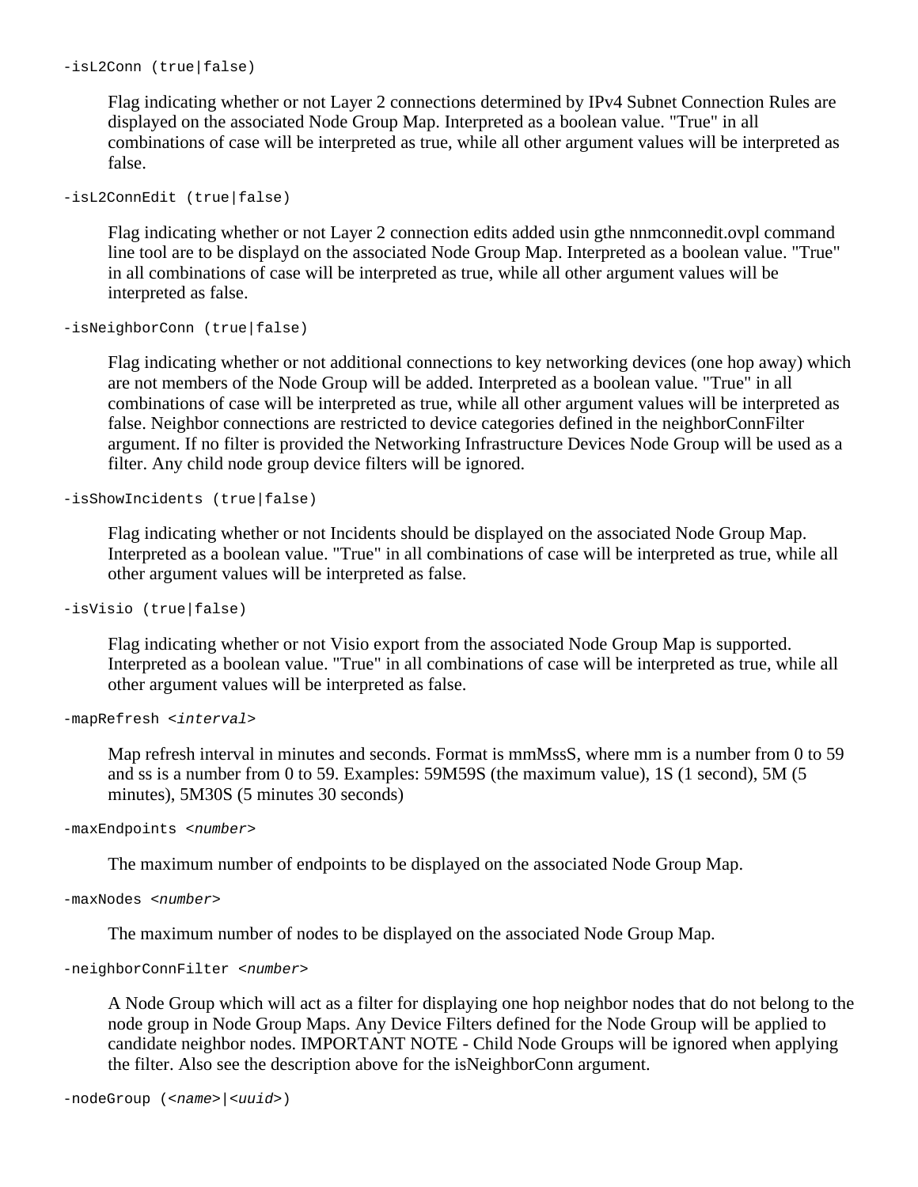`-isL2Conn (true|false)`

Flag indicating whether or not Layer 2 connections determined by IPv4 Subnet Connection Rules are displayed on the associated Node Group Map. Interpreted as a boolean value. "True" in all combinations of case will be interpreted as true, while all other argument values will be interpreted as false.

`-isL2ConnEdit (true|false)`

Flag indicating whether or not Layer 2 connection edits added usin gthe nnmconnedit.ovpl command line tool are to be displayd on the associated Node Group Map. Interpreted as a boolean value. "True" in all combinations of case will be interpreted as true, while all other argument values will be interpreted as false.

`-isNeighborConn (true|false)`

Flag indicating whether or not additional connections to key networking devices (one hop away) which are not members of the Node Group will be added. Interpreted as a boolean value. "True" in all combinations of case will be interpreted as true, while all other argument values will be interpreted as false. Neighbor connections are restricted to device categories defined in the neighborConnFilter argument. If no filter is provided the Networking Infrastructure Devices Node Group will be used as a filter. Any child node group device filters will be ignored.

`-isShowIncidents (true|false)`

Flag indicating whether or not Incidents should be displayed on the associated Node Group Map. Interpreted as a boolean value. "True" in all combinations of case will be interpreted as true, while all other argument values will be interpreted as false.

`-isVisio (true|false)`

Flag indicating whether or not Visio export from the associated Node Group Map is supported. Interpreted as a boolean value. "True" in all combinations of case will be interpreted as true, while all other argument values will be interpreted as false.

`-mapRefresh <interval>`

Map refresh interval in minutes and seconds. Format is mmMssS, where mm is a number from 0 to 59 and ss is a number from 0 to 59. Examples: 59M59S (the maximum value), 1S (1 second), 5M (5 minutes), 5M30S (5 minutes 30 seconds)

`-maxEndpoints <number>`

The maximum number of endpoints to be displayed on the associated Node Group Map.

`-maxNodes <number>`

The maximum number of nodes to be displayed on the associated Node Group Map.

`-neighborConnFilter <number>`

A Node Group which will act as a filter for displaying one hop neighbor nodes that do not belong to the node group in Node Group Maps. Any Device Filters defined for the Node Group will be applied to candidate neighbor nodes. IMPORTANT NOTE - Child Node Groups will be ignored when applying the filter. Also see the description above for the isNeighborConn argument.

`-nodeGroup (<name>|<uuid>)`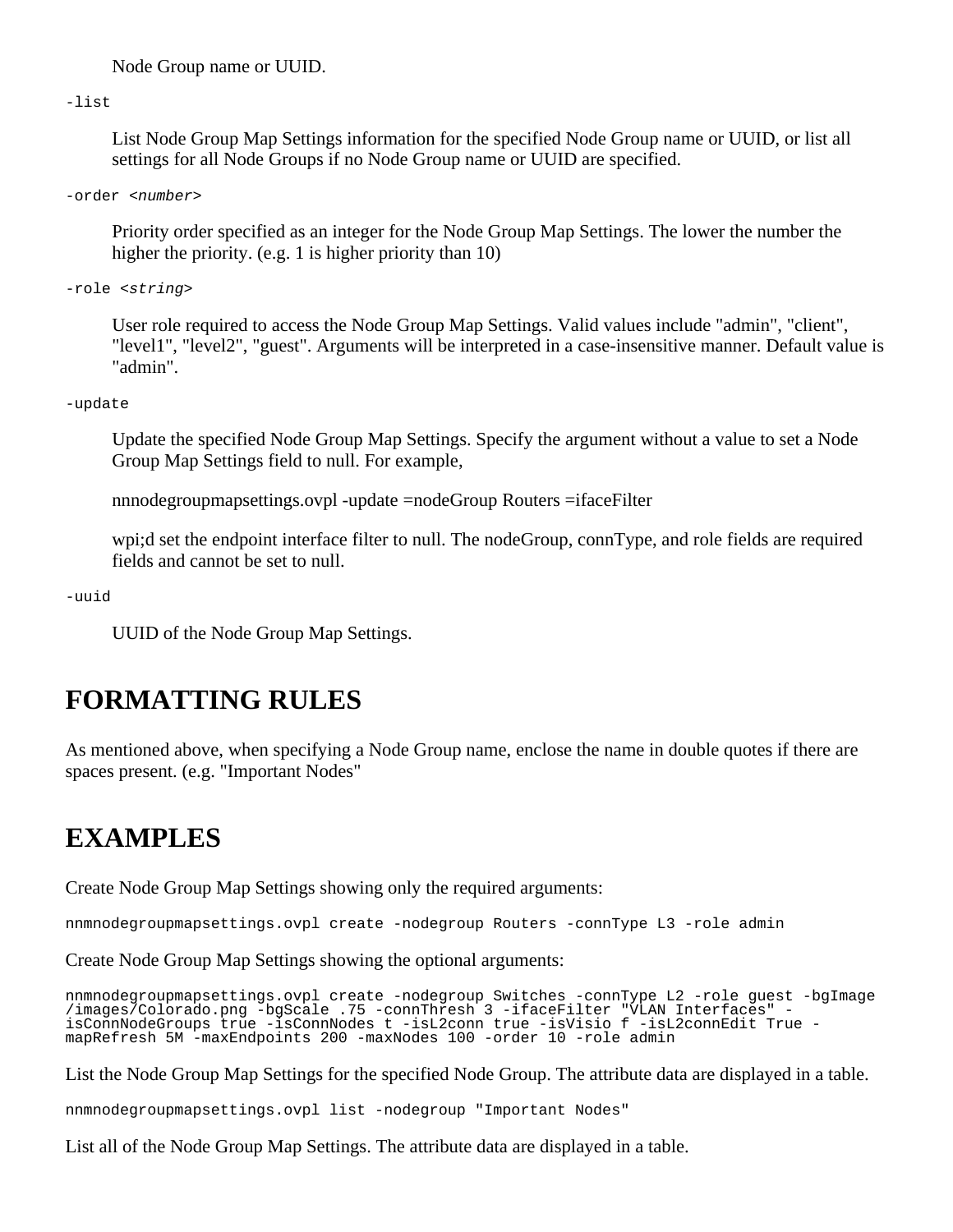Node Group name or UUID.

`-list`

List Node Group Map Settings information for the specified Node Group name or UUID, or list all settings for all Node Groups if no Node Group name or UUID are specified.

`-order <number>`

Priority order specified as an integer for the Node Group Map Settings. The lower the number the higher the priority. (e.g. 1 is higher priority than 10)

`-role <string>`

User role required to access the Node Group Map Settings. Valid values include "admin", "client", "level1", "level2", "guest". Arguments will be interpreted in a case-insensitive manner. Default value is "admin".

`-update`

Update the specified Node Group Map Settings. Specify the argument without a value to set a Node Group Map Settings field to null. For example,

nnnodegroupmapsettings.ovpl -update =nodeGroup Routers =ifaceFilter

wpi;d set the endpoint interface filter to null. The nodeGroup, connType, and role fields are required fields and cannot be set to null.

`-uuid`

UUID of the Node Group Map Settings.

## FORMATTING RULES

As mentioned above, when specifying a Node Group name, enclose the name in double quotes if there are spaces present. (e.g. "Important Nodes"

## EXAMPLES

Create Node Group Map Settings showing only the required arguments:

```
nnmnodegroupmapsettings.ovpl create -nodegroup Routers -connType L3 -role admin
```

Create Node Group Map Settings showing the optional arguments:

```
nnmnodegroupmapsettings.ovpl create -nodegroup Switches -connType L2 -role guest -bgImage
/images/Colorado.png -bgScale .75 -connThresh 3 -ifaceFilter "VLAN Interfaces" -
isConnNodeGroups true -isConnNodes t -isL2conn true -isVisio f -isL2connEdit True -
mapRefresh 5M -maxEndpoints 200 -maxNodes 100 -order 10 -role admin
```

List the Node Group Map Settings for the specified Node Group. The attribute data are displayed in a table.

```
nnmnodegroupmapsettings.ovpl list -nodegroup "Important Nodes"
```

List all of the Node Group Map Settings. The attribute data are displayed in a table.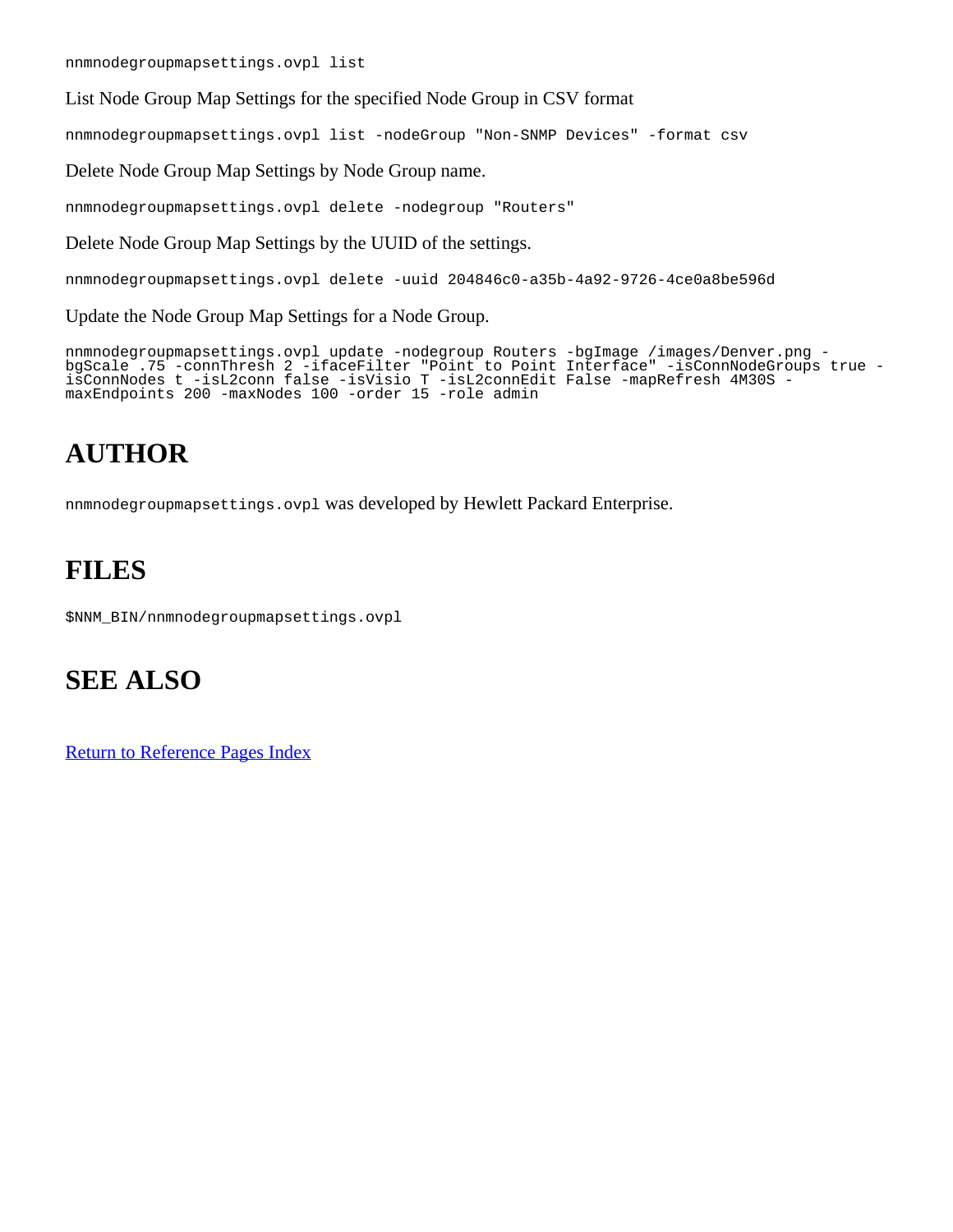```
nnmnodegroupmapsettings.ovpl list
```

List Node Group Map Settings for the specified Node Group in CSV format

```
nnmnodegroupmapsettings.ovpl list -nodeGroup "Non-SNMP Devices" -format csv
```

Delete Node Group Map Settings by Node Group name.

```
nnmnodegroupmapsettings.ovpl delete -nodegroup "Routers"
```

Delete Node Group Map Settings by the UUID of the settings.

```
nnmnodegroupmapsettings.ovpl delete -uuid 204846c0-a35b-4a92-9726-4ce0a8be596d
```

Update the Node Group Map Settings for a Node Group.

```
nnmnodegroupmapsettings.ovpl update -nodegroup Routers -bgImage /images/Denver.png -
bgScale .75 -connThresh 2 -ifaceFilter "Point to Point Interface" -isConnNodeGroups true -
isConnNodes t -isL2conn false -isVisio T -isL2connEdit False -mapRefresh 4M30S -
maxEndpoints 200 -maxNodes 100 -order 15 -role admin
```

## AUTHOR

`nnmnodegroupmapsettings.ovpl` was developed by Hewlett Packard Enterprise.

## FILES

```
$NNM_BIN/nnmnodegroupmapsettings.ovpl
```

## SEE ALSO

Return to Reference Pages Index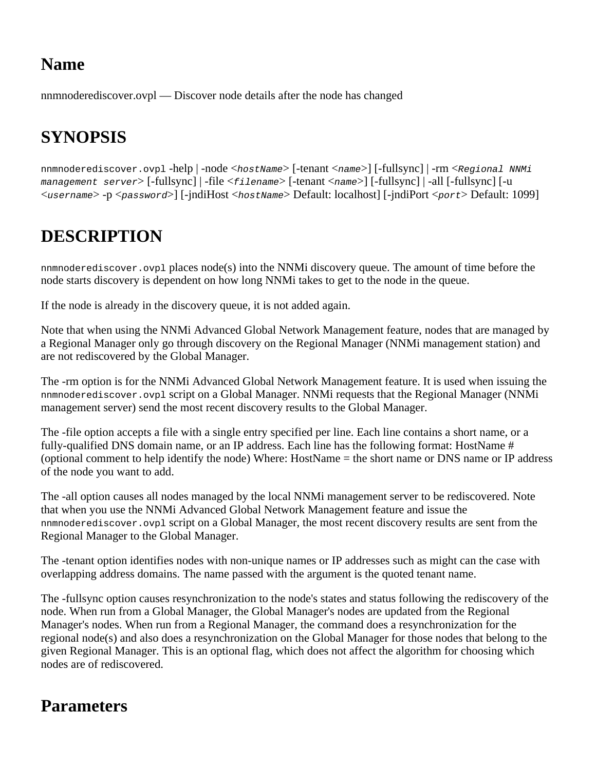## Name

nnmnoderediscover.ovpl — Discover node details after the node has changed

## SYNOPSIS

`nnmnoderediscover.ovpl` -help | -node <*hostName*> [-tenant <*name*>] [-fullsync] | -rm <*Regional NNMi management server*> [-fullsync] | -file <*filename*> [-tenant <*name*>] [-fullsync] | -all [-fullsync] [-u <*username*> -p <*password*>] [-jndiHost <*hostName*> Default: localhost] [-jndiPort <*port*> Default: 1099]

## DESCRIPTION

`nnmnoderediscover.ovpl` places node(s) into the NNMi discovery queue. The amount of time before the node starts discovery is dependent on how long NNMi takes to get to the node in the queue.

If the node is already in the discovery queue, it is not added again.

Note that when using the NNMi Advanced Global Network Management feature, nodes that are managed by a Regional Manager only go through discovery on the Regional Manager (NNMi management station) and are not rediscovered by the Global Manager.

The -rm option is for the NNMi Advanced Global Network Management feature. It is used when issuing the `nnmnoderediscover.ovpl` script on a Global Manager. NNMi requests that the Regional Manager (NNMi management server) send the most recent discovery results to the Global Manager.

The -file option accepts a file with a single entry specified per line. Each line contains a short name, or a fully-qualified DNS domain name, or an IP address. Each line has the following format: HostName # (optional comment to help identify the node) Where: HostName = the short name or DNS name or IP address of the node you want to add.

The -all option causes all nodes managed by the local NNMi management server to be rediscovered. Note that when you use the NNMi Advanced Global Network Management feature and issue the `nnmnoderediscover.ovpl` script on a Global Manager, the most recent discovery results are sent from the Regional Manager to the Global Manager.

The -tenant option identifies nodes with non-unique names or IP addresses such as might can the case with overlapping address domains. The name passed with the argument is the quoted tenant name.

The -fullsync option causes resynchronization to the node's states and status following the rediscovery of the node. When run from a Global Manager, the Global Manager's nodes are updated from the Regional Manager's nodes. When run from a Regional Manager, the command does a resynchronization for the regional node(s) and also does a resynchronization on the Global Manager for those nodes that belong to the given Regional Manager. This is an optional flag, which does not affect the algorithm for choosing which nodes are of rediscovered.

## Parameters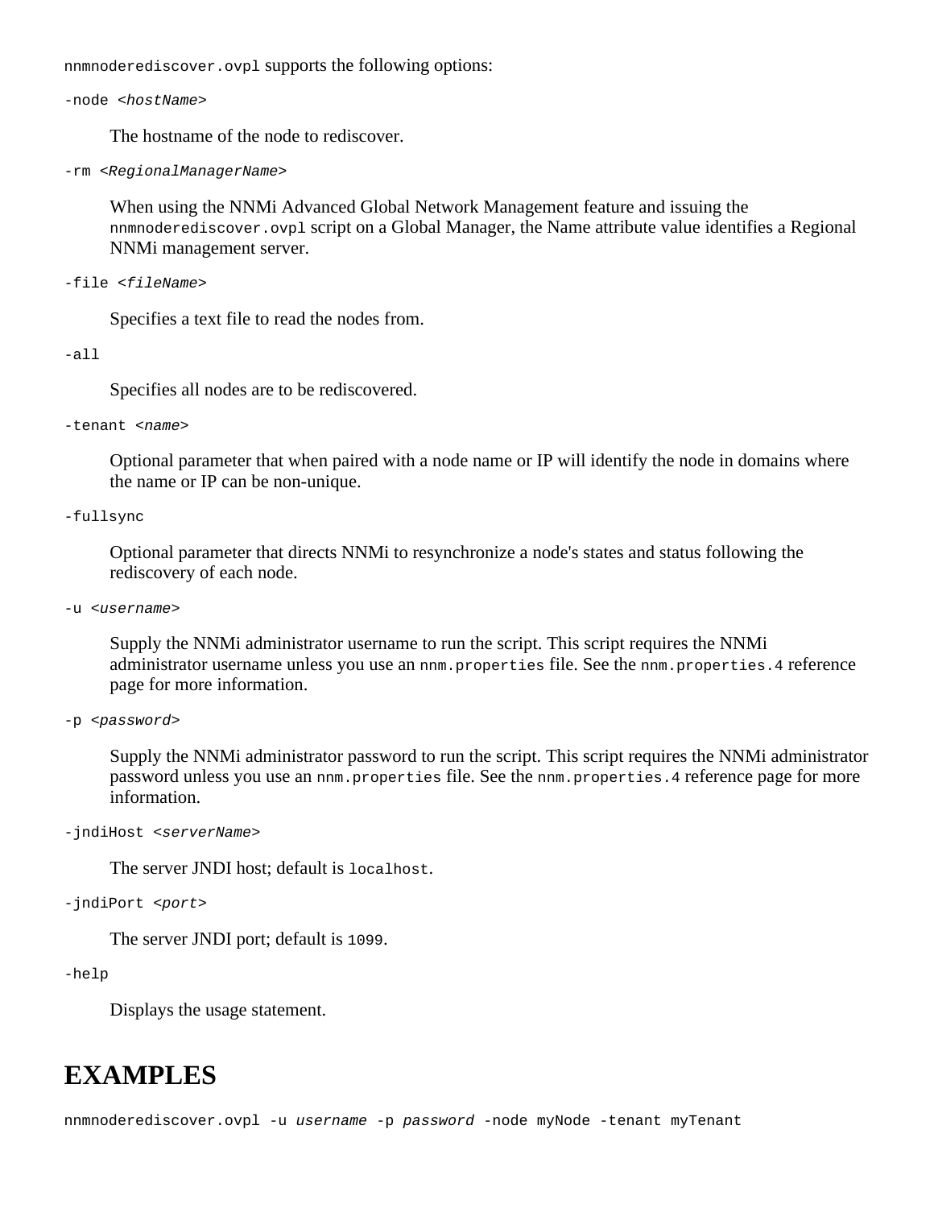`nnmnoderediscover.ovpl` supports the following options:

`-node <hostName>`

> The hostname of the node to rediscover.

`-rm <RegionalManagerName>`

> When using the NNMi Advanced Global Network Management feature and issuing the `nnmnoderediscover.ovpl` script on a Global Manager, the Name attribute value identifies a Regional NNMi management server.

`-file <fileName>`

> Specifies a text file to read the nodes from.

`-all`

> Specifies all nodes are to be rediscovered.

`-tenant <name>`

> Optional parameter that when paired with a node name or IP will identify the node in domains where the name or IP can be non-unique.

`-fullsync`

> Optional parameter that directs NNMi to resynchronize a node's states and status following the rediscovery of each node.

`-u <username>`

> Supply the NNMi administrator username to run the script. This script requires the NNMi administrator username unless you use an `nnm.properties` file. See the `nnm.properties.4` reference page for more information.

`-p <password>`

> Supply the NNMi administrator password to run the script. This script requires the NNMi administrator password unless you use an `nnm.properties` file. See the `nnm.properties.4` reference page for more information.

`-jndiHost <serverName>`

> The server JNDI host; default is `localhost`.

`-jndiPort <port>`

> The server JNDI port; default is `1099`.

`-help`

> Displays the usage statement.

# EXAMPLES

```
nnmnoderediscover.ovpl -u username -p password -node myNode -tenant myTenant
```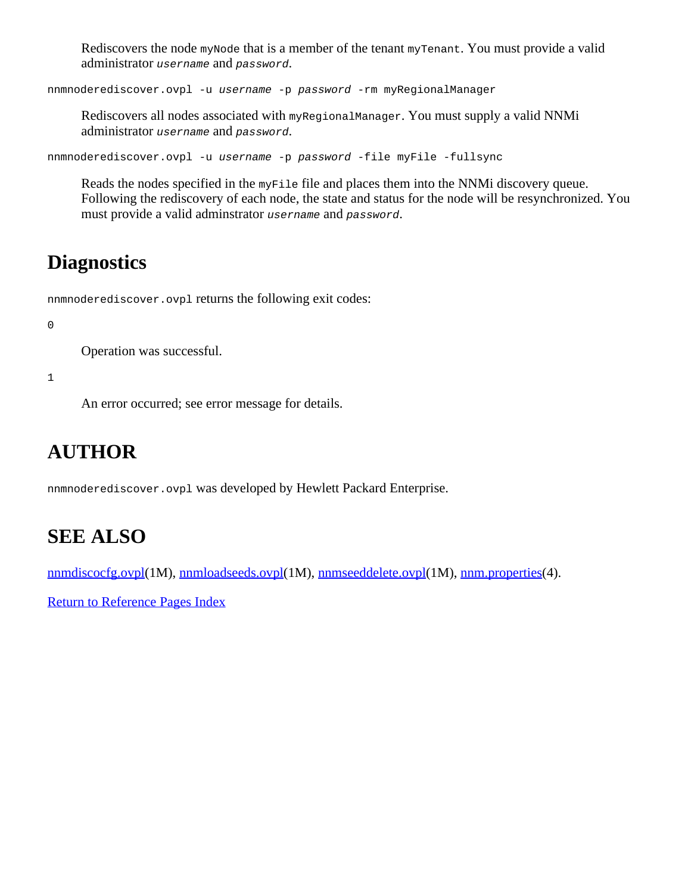Rediscovers the node `myNode` that is a member of the tenant `myTenant`. You must provide a valid administrator *`username`* and *`password`*.

`nnmnoderediscover.ovpl -u username -p password -rm myRegionalManager`

Rediscovers all nodes associated with `myRegionalManager`. You must supply a valid NNMi administrator *`username`* and *`password`*.

`nnmnoderediscover.ovpl -u username -p password -file myFile -fullsync`

Reads the nodes specified in the `myFile` file and places them into the NNMi discovery queue. Following the rediscovery of each node, the state and status for the node will be resynchronized. You must provide a valid adminstrator *`username`* and *`password`*.

## Diagnostics

`nnmnoderediscover.ovpl` returns the following exit codes:

`0`

Operation was successful.

`1`

An error occurred; see error message for details.

## AUTHOR

`nnmnoderediscover.ovpl` was developed by Hewlett Packard Enterprise.

## SEE ALSO

nnmdiscocfg.ovpl(1M), nnmloadseeds.ovpl(1M), nnmseeddelete.ovpl(1M), nnm.properties(4).

Return to Reference Pages Index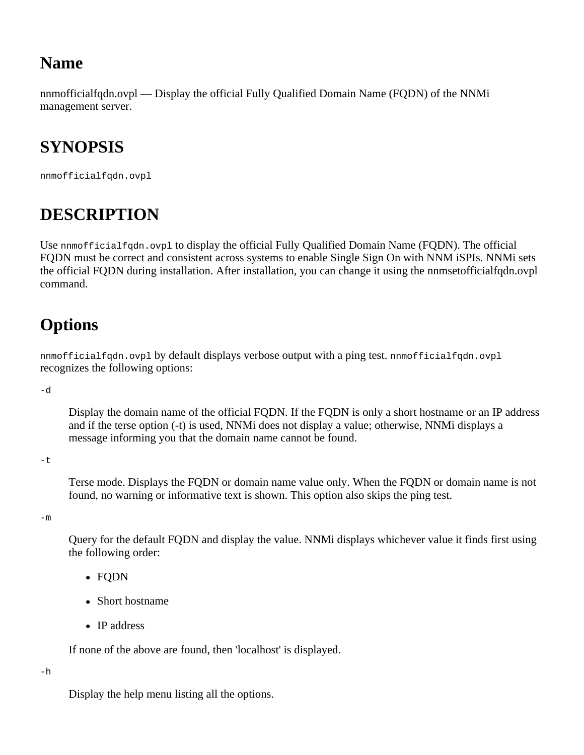## Name

nnmofficialfqdn.ovpl — Display the official Fully Qualified Domain Name (FQDN) of the NNMi management server.

## SYNOPSIS

`nnmofficialfqdn.ovpl`

## DESCRIPTION

Use `nnmofficialfqdn.ovpl` to display the official Fully Qualified Domain Name (FQDN). The official FQDN must be correct and consistent across systems to enable Single Sign On with NNM iSPIs. NNMi sets the official FQDN during installation. After installation, you can change it using the nnmsetofficialfqdn.ovpl command.

## Options

`nnmofficialfqdn.ovpl` by default displays verbose output with a ping test. `nnmofficialfqdn.ovpl` recognizes the following options:

`-d`

> Display the domain name of the official FQDN. If the FQDN is only a short hostname or an IP address and if the terse option (-t) is used, NNMi does not display a value; otherwise, NNMi displays a message informing you that the domain name cannot be found.

`-t`

> Terse mode. Displays the FQDN or domain name value only. When the FQDN or domain name is not found, no warning or informative text is shown. This option also skips the ping test.

`-m`

> Query for the default FQDN and display the value. NNMi displays whichever value it finds first using the following order:
>
> - FQDN
> - Short hostname
> - IP address
>
> If none of the above are found, then 'localhost' is displayed.

`-h`

> Display the help menu listing all the options.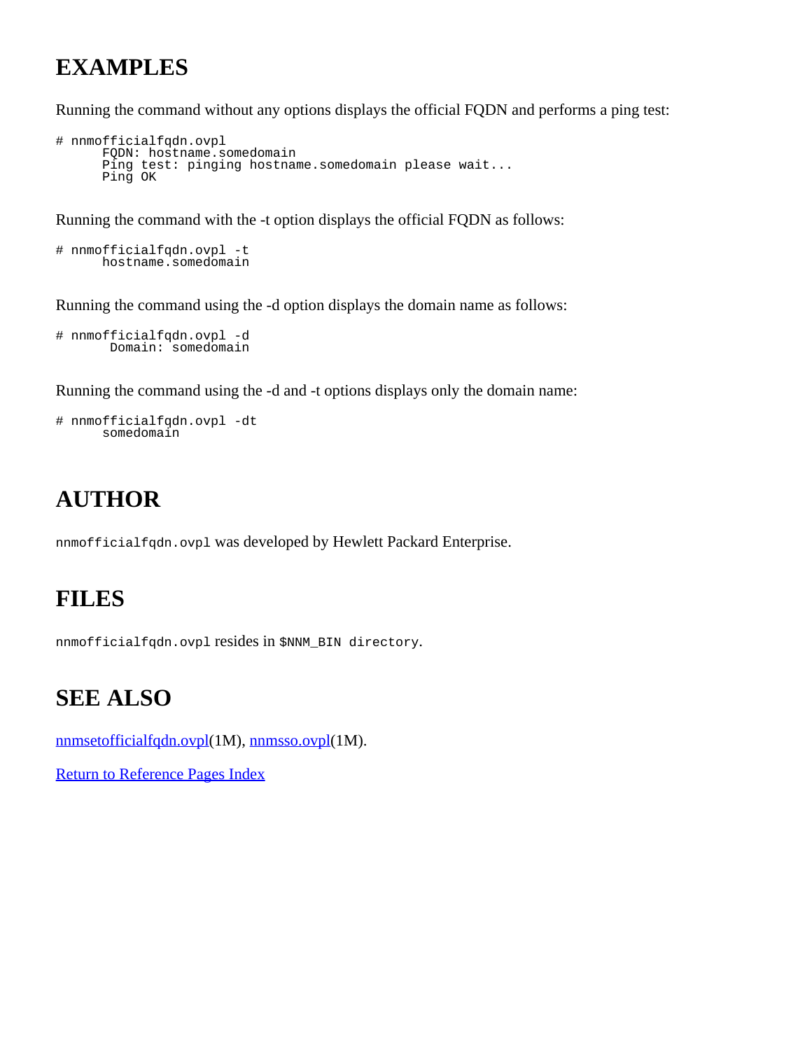## EXAMPLES

Running the command without any options displays the official FQDN and performs a ping test:

```
# nnmofficialfqdn.ovpl
      FQDN: hostname.somedomain
      Ping test: pinging hostname.somedomain please wait...
      Ping OK
```

Running the command with the -t option displays the official FQDN as follows:

```
# nnmofficialfqdn.ovpl -t
      hostname.somedomain
```

Running the command using the -d option displays the domain name as follows:

```
# nnmofficialfqdn.ovpl -d
       Domain: somedomain
```

Running the command using the -d and -t options displays only the domain name:

```
# nnmofficialfqdn.ovpl -dt
      somedomain
```

## AUTHOR

`nnmofficialfqdn.ovpl` was developed by Hewlett Packard Enterprise.

## FILES

`nnmofficialfqdn.ovpl` resides in `$NNM_BIN directory`.

## SEE ALSO

nnmsetofficialfqdn.ovpl(1M), nnmsso.ovpl(1M).

Return to Reference Pages Index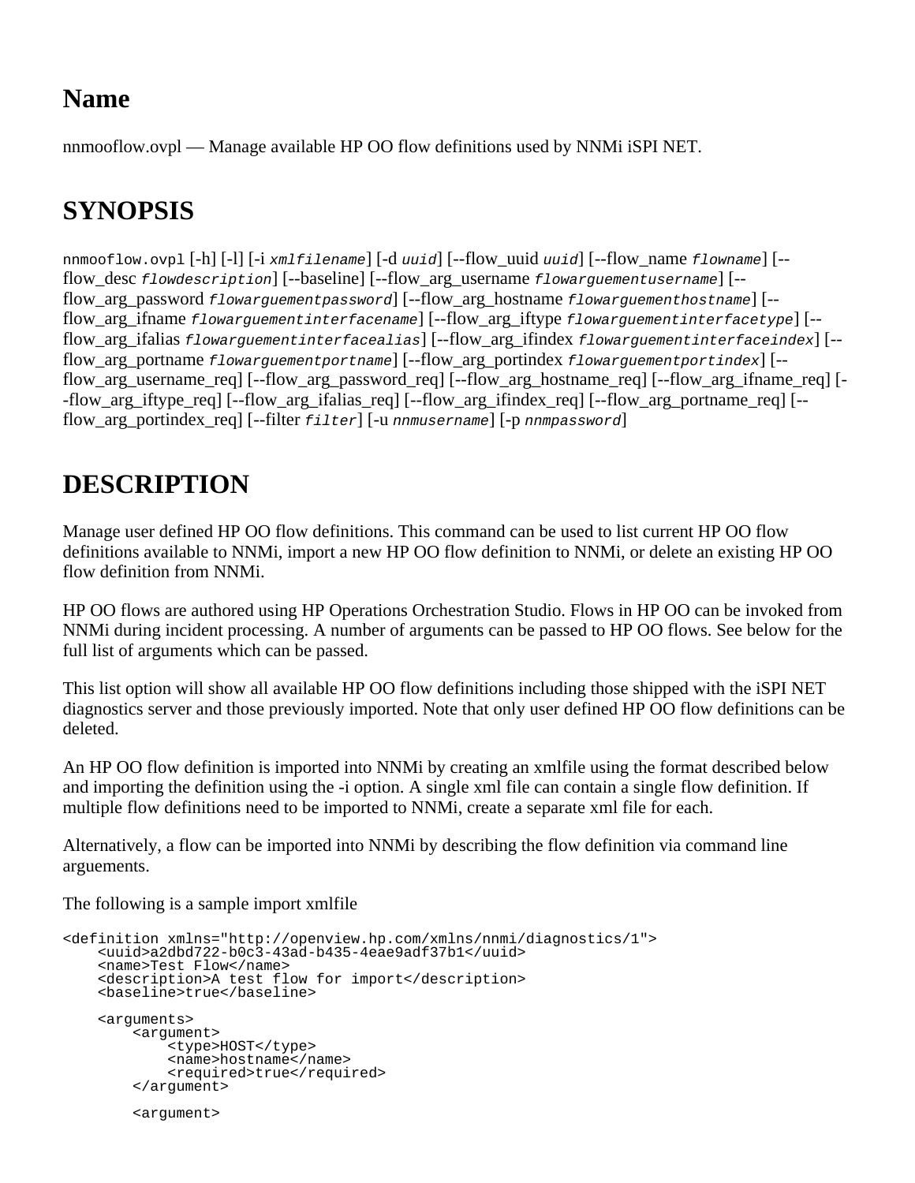# Name

nnmooflow.ovpl — Manage available HP OO flow definitions used by NNMi iSPI NET.

# SYNOPSIS

`nnmooflow.ovpl` [-h] [-l] [-i *xmlfilename*] [-d *uuid*] [--flow_uuid *uuid*] [--flow_name *flowname*] [--flow_desc *flowdescription*] [--baseline] [--flow_arg_username *flowarguementusername*] [--flow_arg_password *flowarguementpassword*] [--flow_arg_hostname *flowarguementhostname*] [--flow_arg_ifname *flowarguementinterfacename*] [--flow_arg_iftype *flowarguementinterfacetype*] [--flow_arg_ifalias *flowarguementinterfacealias*] [--flow_arg_ifindex *flowarguementinterfaceindex*] [--flow_arg_portname *flowarguementportname*] [--flow_arg_portindex *flowarguementportindex*] [--flow_arg_username_req] [--flow_arg_password_req] [--flow_arg_hostname_req] [--flow_arg_ifname_req] [--flow_arg_iftype_req] [--flow_arg_ifalias_req] [--flow_arg_ifindex_req] [--flow_arg_portname_req] [--flow_arg_portindex_req] [--filter *filter*] [-u *nnmusername*] [-p *nnmpassword*]

# DESCRIPTION

Manage user defined HP OO flow definitions. This command can be used to list current HP OO flow definitions available to NNMi, import a new HP OO flow definition to NNMi, or delete an existing HP OO flow definition from NNMi.

HP OO flows are authored using HP Operations Orchestration Studio. Flows in HP OO can be invoked from NNMi during incident processing. A number of arguments can be passed to HP OO flows. See below for the full list of arguments which can be passed.

This list option will show all available HP OO flow definitions including those shipped with the iSPI NET diagnostics server and those previously imported. Note that only user defined HP OO flow definitions can be deleted.

An HP OO flow definition is imported into NNMi by creating an xmlfile using the format described below and importing the definition using the -i option. A single xml file can contain a single flow definition. If multiple flow definitions need to be imported to NNMi, create a separate xml file for each.

Alternatively, a flow can be imported into NNMi by describing the flow definition via command line arguements.

The following is a sample import xmlfile

```
<definition xmlns="http://openview.hp.com/xmlns/nnmi/diagnostics/1">
    <uuid>a2dbd722-b0c3-43ad-b435-4eae9adf37b1</uuid>
    <name>Test Flow</name>
    <description>A test flow for import</description>
    <baseline>true</baseline>

    <arguments>
        <argument>
            <type>HOST</type>
            <name>hostname</name>
            <required>true</required>
        </argument>

        <argument>
```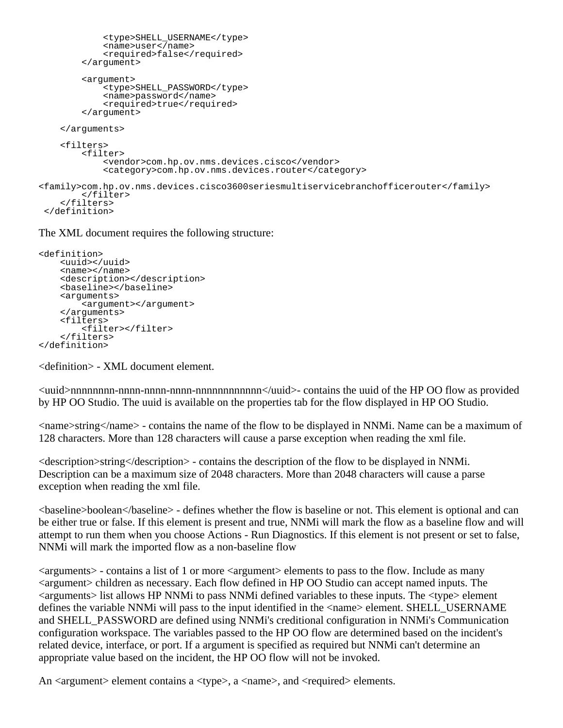```
            <type>SHELL_USERNAME</type>
            <name>user</name>
            <required>false</required>
        </argument>

        <argument>
            <type>SHELL_PASSWORD</type>
            <name>password</name>
            <required>true</required>
        </argument>

    </arguments>

    <filters>
        <filter>
            <vendor>com.hp.ov.nms.devices.cisco</vendor>
            <category>com.hp.ov.nms.devices.router</category>

<family>com.hp.ov.nms.devices.cisco3600seriesmultiservicebranchofficerouter</family>
        </filter>
    </filters>
 </definition>
```

The XML document requires the following structure:

```
<definition>
    <uuid></uuid>
    <name></name>
    <description></description>
    <baseline></baseline>
    <arguments>
        <argument></argument>
    </arguments>
    <filters>
        <filter></filter>
    </filters>
</definition>
```

<definition> - XML document element.

<uuid>nnnnnnnn-nnnn-nnnn-nnnn-nnnnnnnnnnnn</uuid>- contains the uuid of the HP OO flow as provided by HP OO Studio. The uuid is available on the properties tab for the flow displayed in HP OO Studio.

<name>string</name> - contains the name of the flow to be displayed in NNMi. Name can be a maximum of 128 characters. More than 128 characters will cause a parse exception when reading the xml file.

<description>string</description> - contains the description of the flow to be displayed in NNMi. Description can be a maximum size of 2048 characters. More than 2048 characters will cause a parse exception when reading the xml file.

<baseline>boolean</baseline> - defines whether the flow is baseline or not. This element is optional and can be either true or false. If this element is present and true, NNMi will mark the flow as a baseline flow and will attempt to run them when you choose Actions - Run Diagnostics. If this element is not present or set to false, NNMi will mark the imported flow as a non-baseline flow

<arguments> - contains a list of 1 or more <argument> elements to pass to the flow. Include as many <argument> children as necessary. Each flow defined in HP OO Studio can accept named inputs. The <arguments> list allows HP NNMi to pass NNMi defined variables to these inputs. The <type> element defines the variable NNMi will pass to the input identified in the <name> element. SHELL_USERNAME and SHELL_PASSWORD are defined using NNMi's creditional configuration in NNMi's Communication configuration workspace. The variables passed to the HP OO flow are determined based on the incident's related device, interface, or port. If a argument is specified as required but NNMi can't determine an appropriate value based on the incident, the HP OO flow will not be invoked.

An <argument> element contains a <type>, a <name>, and <required> elements.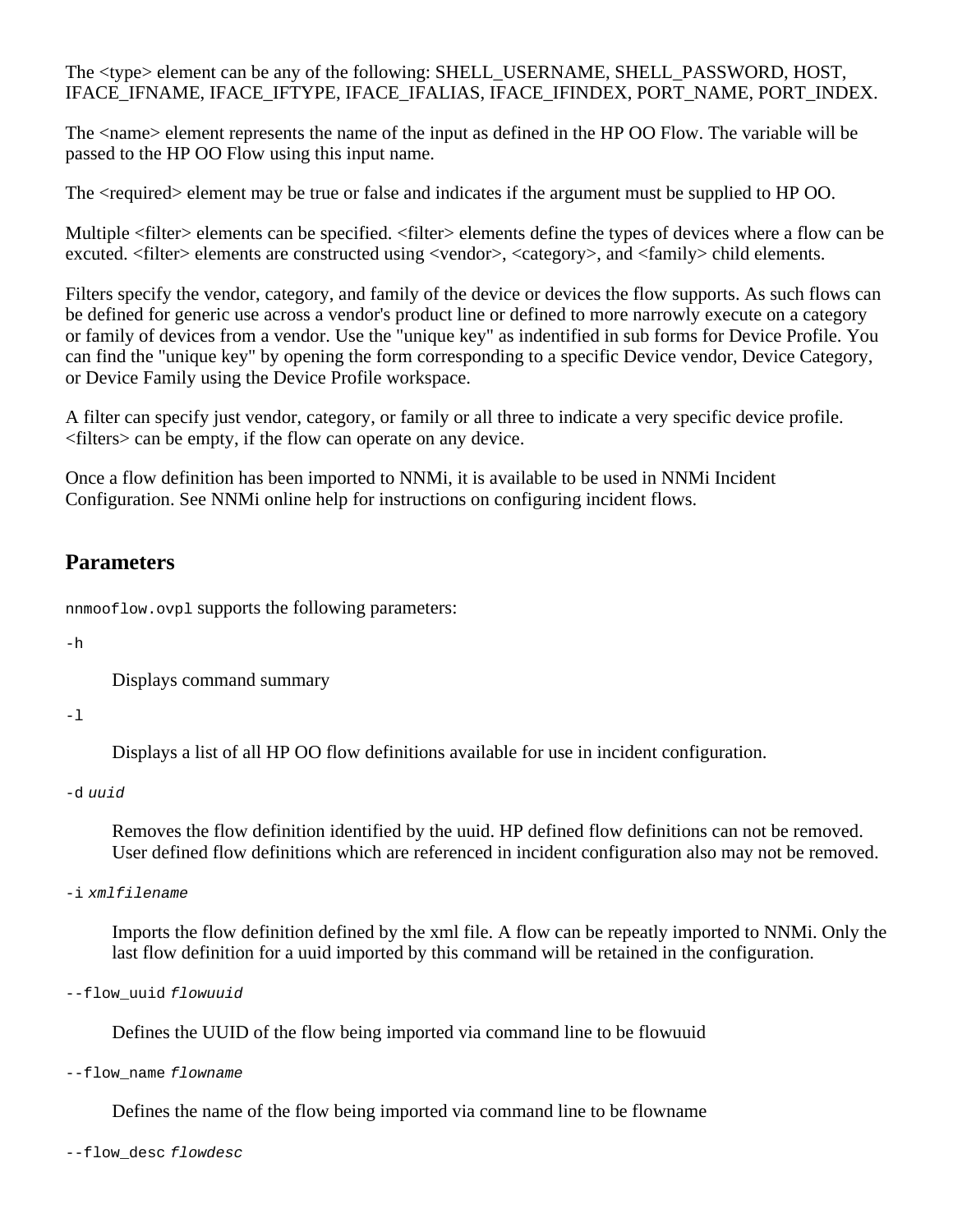The <type> element can be any of the following: SHELL_USERNAME, SHELL_PASSWORD, HOST, IFACE_IFNAME, IFACE_IFTYPE, IFACE_IFALIAS, IFACE_IFINDEX, PORT_NAME, PORT_INDEX.

The <name> element represents the name of the input as defined in the HP OO Flow. The variable will be passed to the HP OO Flow using this input name.

The <required> element may be true or false and indicates if the argument must be supplied to HP OO.

Multiple <filter> elements can be specified. <filter> elements define the types of devices where a flow can be excuted. <filter> elements are constructed using <vendor>, <category>, and <family> child elements.

Filters specify the vendor, category, and family of the device or devices the flow supports. As such flows can be defined for generic use across a vendor's product line or defined to more narrowly execute on a category or family of devices from a vendor. Use the "unique key" as indentified in sub forms for Device Profile. You can find the "unique key" by opening the form corresponding to a specific Device vendor, Device Category, or Device Family using the Device Profile workspace.

A filter can specify just vendor, category, or family or all three to indicate a very specific device profile. <filters> can be empty, if the flow can operate on any device.

Once a flow definition has been imported to NNMi, it is available to be used in NNMi Incident Configuration. See NNMi online help for instructions on configuring incident flows.

## Parameters

`nnmooflow.ovpl` supports the following parameters:

`-h`

Displays command summary

`-l`

Displays a list of all HP OO flow definitions available for use in incident configuration.

`-d` *`uuid`*

Removes the flow definition identified by the uuid. HP defined flow definitions can not be removed. User defined flow definitions which are referenced in incident configuration also may not be removed.

`-i` *`xmlfilename`*

Imports the flow definition defined by the xml file. A flow can be repeatly imported to NNMi. Only the last flow definition for a uuid imported by this command will be retained in the configuration.

`--flow_uuid` *`flowuuid`*

Defines the UUID of the flow being imported via command line to be flowuuid

`--flow_name` *`flowname`*

Defines the name of the flow being imported via command line to be flowname

`--flow_desc` *`flowdesc`*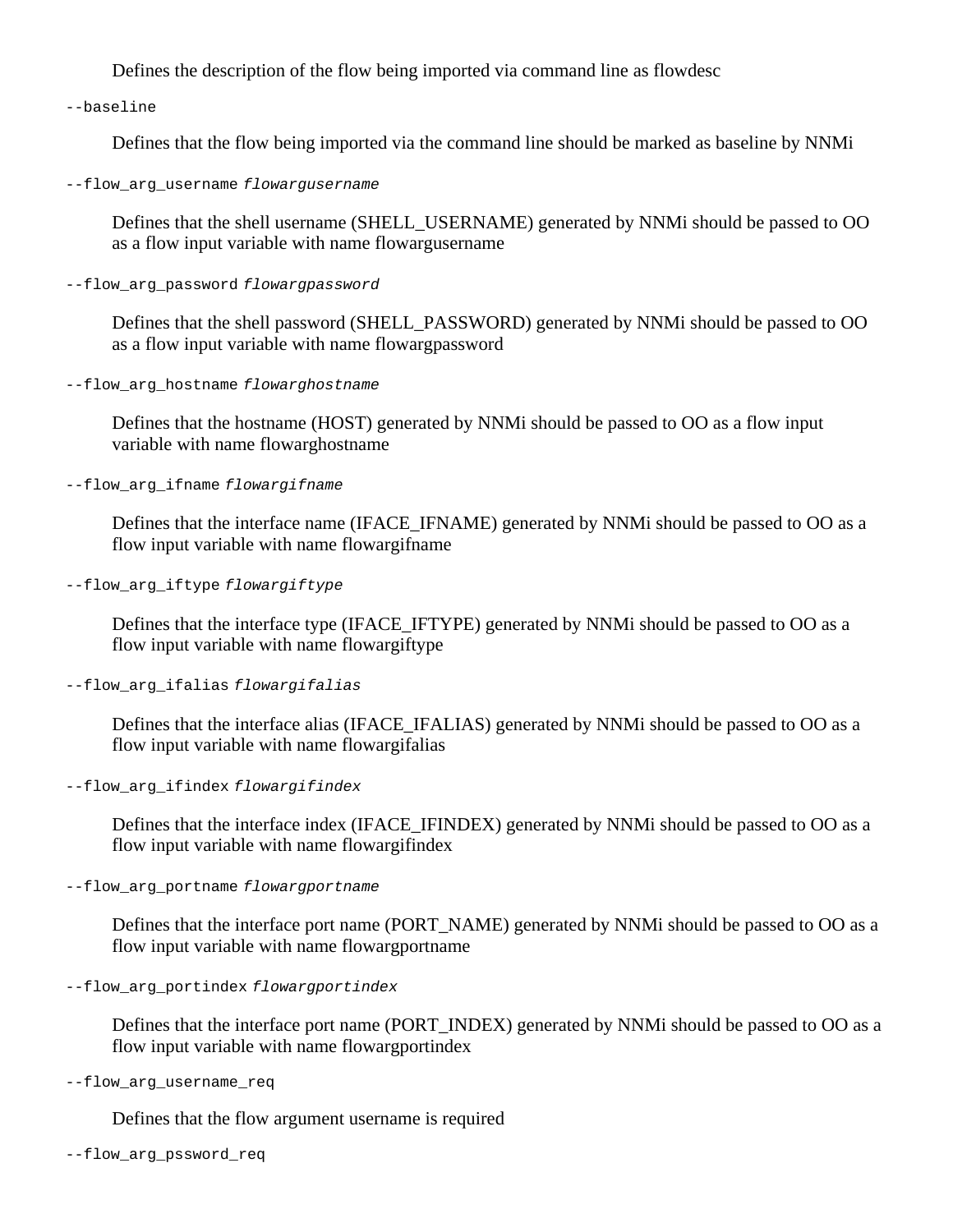Defines the description of the flow being imported via command line as flowdesc

`--baseline`

Defines that the flow being imported via the command line should be marked as baseline by NNMi

`--flow_arg_username` *flowargusername*

Defines that the shell username (SHELL_USERNAME) generated by NNMi should be passed to OO as a flow input variable with name flowargusername

`--flow_arg_password` *flowargpassword*

Defines that the shell password (SHELL_PASSWORD) generated by NNMi should be passed to OO as a flow input variable with name flowargpassword

`--flow_arg_hostname` *flowarghostname*

Defines that the hostname (HOST) generated by NNMi should be passed to OO as a flow input variable with name flowarghostname

`--flow_arg_ifname` *flowargifname*

Defines that the interface name (IFACE_IFNAME) generated by NNMi should be passed to OO as a flow input variable with name flowargifname

`--flow_arg_iftype` *flowargiftype*

Defines that the interface type (IFACE_IFTYPE) generated by NNMi should be passed to OO as a flow input variable with name flowargiftype

`--flow_arg_ifalias` *flowargifalias*

Defines that the interface alias (IFACE_IFALIAS) generated by NNMi should be passed to OO as a flow input variable with name flowargifalias

`--flow_arg_ifindex` *flowargifindex*

Defines that the interface index (IFACE_IFINDEX) generated by NNMi should be passed to OO as a flow input variable with name flowargifindex

`--flow_arg_portname` *flowargportname*

Defines that the interface port name (PORT_NAME) generated by NNMi should be passed to OO as a flow input variable with name flowargportname

`--flow_arg_portindex` *flowargportindex*

Defines that the interface port name (PORT_INDEX) generated by NNMi should be passed to OO as a flow input variable with name flowargportindex

`--flow_arg_username_req`

Defines that the flow argument username is required

`--flow_arg_pssword_req`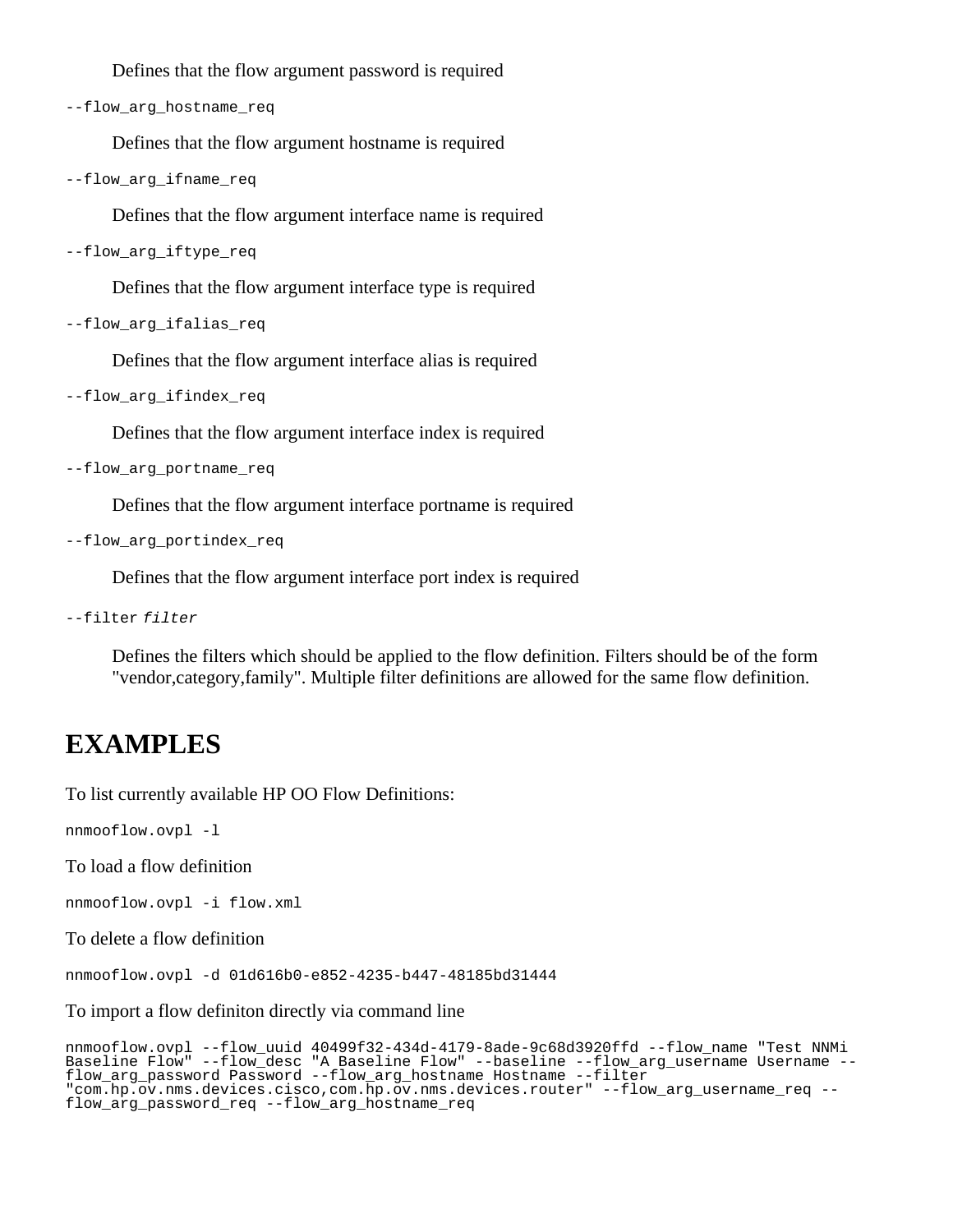Defines that the flow argument password is required

`--flow_arg_hostname_req`

Defines that the flow argument hostname is required

`--flow_arg_ifname_req`

Defines that the flow argument interface name is required

`--flow_arg_iftype_req`

Defines that the flow argument interface type is required

`--flow_arg_ifalias_req`

Defines that the flow argument interface alias is required

`--flow_arg_ifindex_req`

Defines that the flow argument interface index is required

`--flow_arg_portname_req`

Defines that the flow argument interface portname is required

`--flow_arg_portindex_req`

Defines that the flow argument interface port index is required

`--filter` *`filter`*

Defines the filters which should be applied to the flow definition. Filters should be of the form "vendor,category,family". Multiple filter definitions are allowed for the same flow definition.

# EXAMPLES

To list currently available HP OO Flow Definitions:

```
nnmooflow.ovpl -l
```

To load a flow definition

```
nnmooflow.ovpl -i flow.xml
```

To delete a flow definition

```
nnmooflow.ovpl -d 01d616b0-e852-4235-b447-48185bd31444
```

To import a flow definiton directly via command line

```
nnmooflow.ovpl --flow_uuid 40499f32-434d-4179-8ade-9c68d3920ffd --flow_name "Test NNMi
Baseline Flow" --flow_desc "A Baseline Flow" --baseline --flow_arg_username Username --
flow_arg_password Password --flow_arg_hostname Hostname --filter
"com.hp.ov.nms.devices.cisco,com.hp.ov.nms.devices.router" --flow_arg_username_req --
flow_arg_password_req --flow_arg_hostname_req
```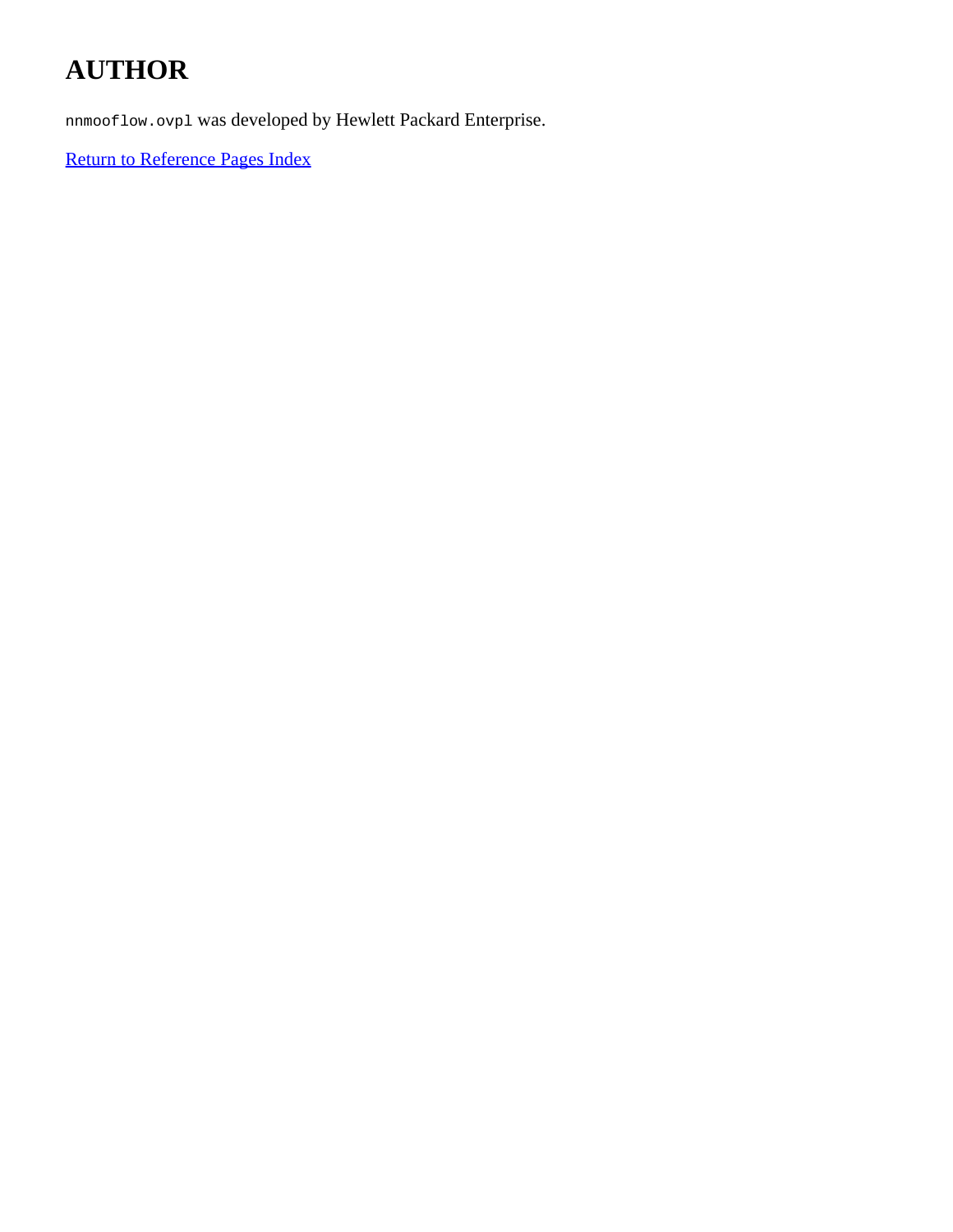# AUTHOR

`nnmooflow.ovpl` was developed by Hewlett Packard Enterprise.

Return to Reference Pages Index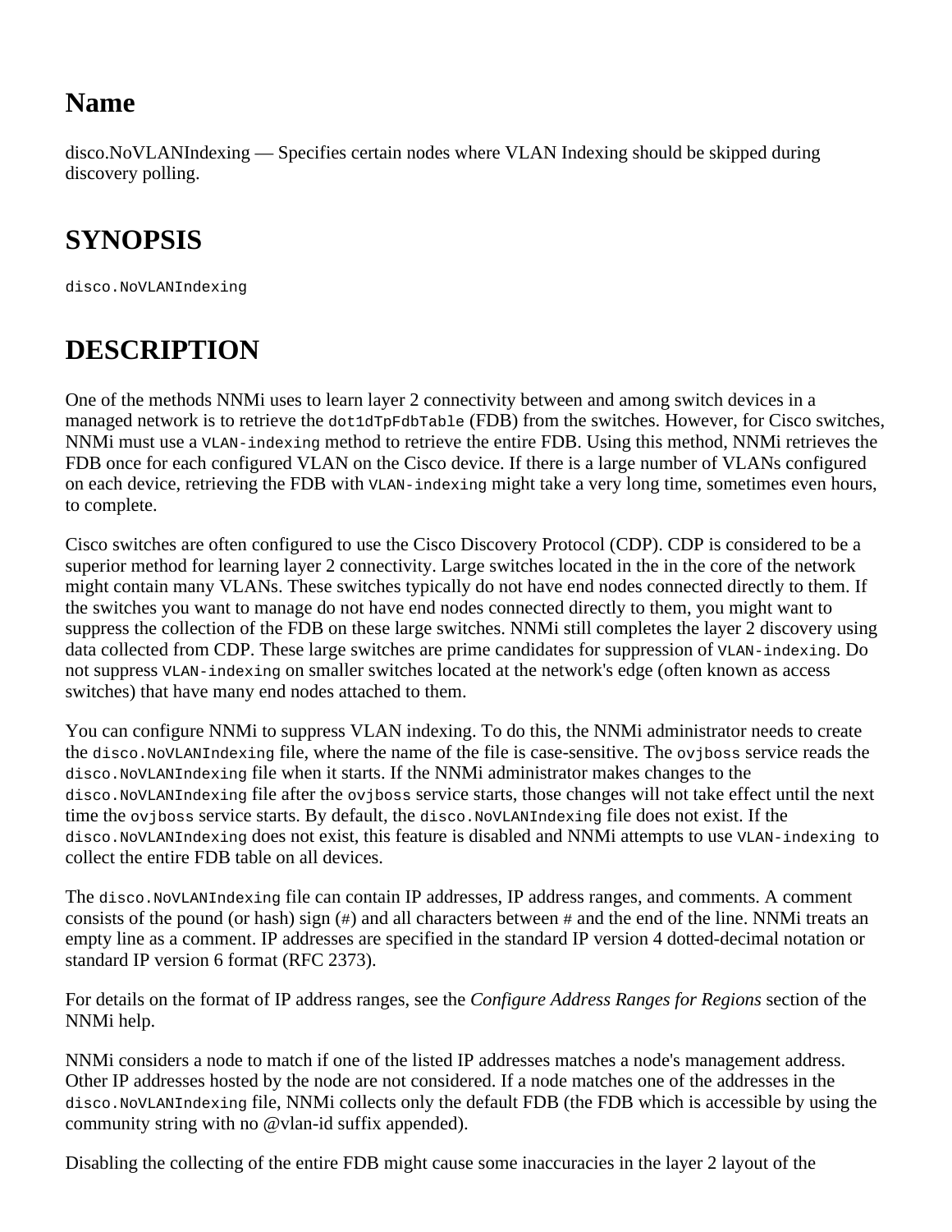## Name

disco.NoVLANIndexing — Specifies certain nodes where VLAN Indexing should be skipped during discovery polling.

## SYNOPSIS

`disco.NoVLANIndexing`

## DESCRIPTION

One of the methods NNMi uses to learn layer 2 connectivity between and among switch devices in a managed network is to retrieve the `dot1dTpFdbTable` (FDB) from the switches. However, for Cisco switches, NNMi must use a `VLAN-indexing` method to retrieve the entire FDB. Using this method, NNMi retrieves the FDB once for each configured VLAN on the Cisco device. If there is a large number of VLANs configured on each device, retrieving the FDB with `VLAN-indexing` might take a very long time, sometimes even hours, to complete.

Cisco switches are often configured to use the Cisco Discovery Protocol (CDP). CDP is considered to be a superior method for learning layer 2 connectivity. Large switches located in the in the core of the network might contain many VLANs. These switches typically do not have end nodes connected directly to them. If the switches you want to manage do not have end nodes connected directly to them, you might want to suppress the collection of the FDB on these large switches. NNMi still completes the layer 2 discovery using data collected from CDP. These large switches are prime candidates for suppression of `VLAN-indexing`. Do not suppress `VLAN-indexing` on smaller switches located at the network's edge (often known as access switches) that have many end nodes attached to them.

You can configure NNMi to suppress VLAN indexing. To do this, the NNMi administrator needs to create the `disco.NoVLANIndexing` file, where the name of the file is case-sensitive. The `ovjboss` service reads the `disco.NoVLANIndexing` file when it starts. If the NNMi administrator makes changes to the `disco.NoVLANIndexing` file after the `ovjboss` service starts, those changes will not take effect until the next time the `ovjboss` service starts. By default, the `disco.NoVLANIndexing` file does not exist. If the `disco.NoVLANIndexing` does not exist, this feature is disabled and NNMi attempts to use `VLAN-indexing` to collect the entire FDB table on all devices.

The `disco.NoVLANIndexing` file can contain IP addresses, IP address ranges, and comments. A comment consists of the pound (or hash) sign (`#`) and all characters between `#` and the end of the line. NNMi treats an empty line as a comment. IP addresses are specified in the standard IP version 4 dotted-decimal notation or standard IP version 6 format (RFC 2373).

For details on the format of IP address ranges, see the *Configure Address Ranges for Regions* section of the NNMi help.

NNMi considers a node to match if one of the listed IP addresses matches a node's management address. Other IP addresses hosted by the node are not considered. If a node matches one of the addresses in the `disco.NoVLANIndexing` file, NNMi collects only the default FDB (the FDB which is accessible by using the community string with no @vlan-id suffix appended).

Disabling the collecting of the entire FDB might cause some inaccuracies in the layer 2 layout of the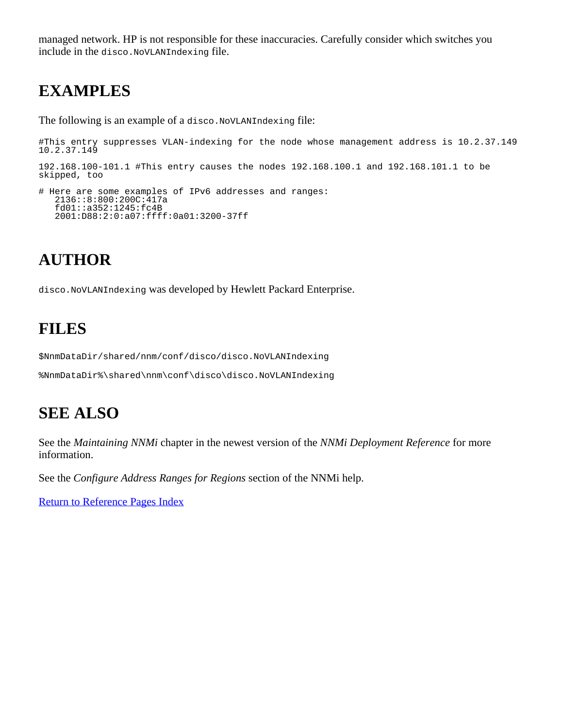managed network. HP is not responsible for these inaccuracies. Carefully consider which switches you include in the `disco.NoVLANIndexing` file.

## EXAMPLES

The following is an example of a `disco.NoVLANIndexing` file:

```
#This entry suppresses VLAN-indexing for the node whose management address is 10.2.37.149
10.2.37.149

192.168.100-101.1 #This entry causes the nodes 192.168.100.1 and 192.168.101.1 to be
skipped, too

# Here are some examples of IPv6 addresses and ranges:
   2136::8:800:200C:417a
   fd01::a352:1245:fc4B
   2001:D88:2:0:a07:ffff:0a01:3200-37ff
```

## AUTHOR

`disco.NoVLANIndexing` was developed by Hewlett Packard Enterprise.

## FILES

`$NnmDataDir/shared/nnm/conf/disco/disco.NoVLANIndexing`

`%NnmDataDir%\shared\nnm\conf\disco\disco.NoVLANIndexing`

## SEE ALSO

See the *Maintaining NNMi* chapter in the newest version of the *NNMi Deployment Reference* for more information.

See the *Configure Address Ranges for Regions* section of the NNMi help.

Return to Reference Pages Index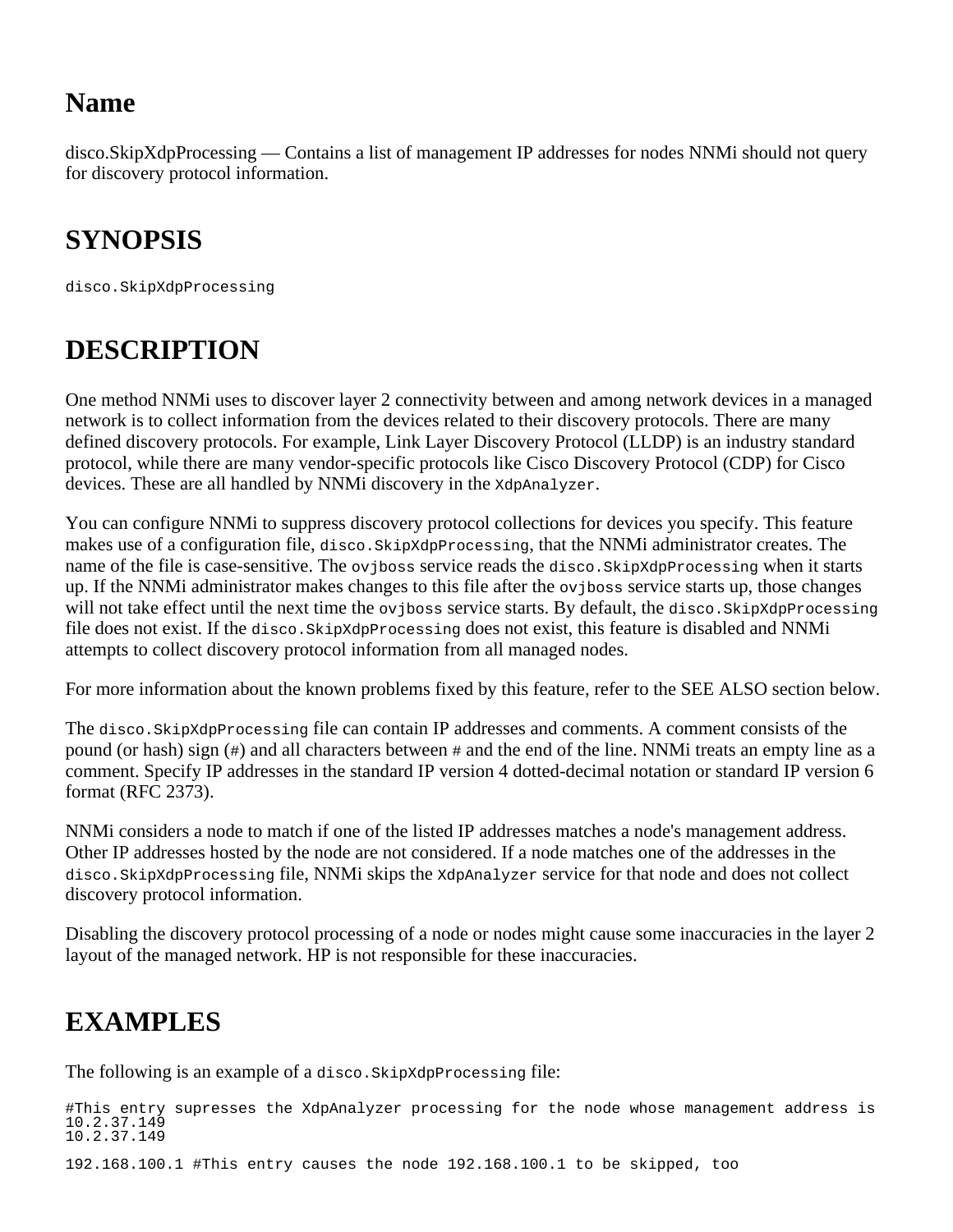## Name

disco.SkipXdpProcessing — Contains a list of management IP addresses for nodes NNMi should not query for discovery protocol information.

## SYNOPSIS

`disco.SkipXdpProcessing`

## DESCRIPTION

One method NNMi uses to discover layer 2 connectivity between and among network devices in a managed network is to collect information from the devices related to their discovery protocols. There are many defined discovery protocols. For example, Link Layer Discovery Protocol (LLDP) is an industry standard protocol, while there are many vendor-specific protocols like Cisco Discovery Protocol (CDP) for Cisco devices. These are all handled by NNMi discovery in the `XdpAnalyzer`.

You can configure NNMi to suppress discovery protocol collections for devices you specify. This feature makes use of a configuration file, `disco.SkipXdpProcessing`, that the NNMi administrator creates. The name of the file is case-sensitive. The `ovjboss` service reads the `disco.SkipXdpProcessing` when it starts up. If the NNMi administrator makes changes to this file after the `ovjboss` service starts up, those changes will not take effect until the next time the `ovjboss` service starts. By default, the `disco.SkipXdpProcessing` file does not exist. If the `disco.SkipXdpProcessing` does not exist, this feature is disabled and NNMi attempts to collect discovery protocol information from all managed nodes.

For more information about the known problems fixed by this feature, refer to the SEE ALSO section below.

The `disco.SkipXdpProcessing` file can contain IP addresses and comments. A comment consists of the pound (or hash) sign (`#`) and all characters between `#` and the end of the line. NNMi treats an empty line as a comment. Specify IP addresses in the standard IP version 4 dotted-decimal notation or standard IP version 6 format (RFC 2373).

NNMi considers a node to match if one of the listed IP addresses matches a node's management address. Other IP addresses hosted by the node are not considered. If a node matches one of the addresses in the `disco.SkipXdpProcessing` file, NNMi skips the `XdpAnalyzer` service for that node and does not collect discovery protocol information.

Disabling the discovery protocol processing of a node or nodes might cause some inaccuracies in the layer 2 layout of the managed network. HP is not responsible for these inaccuracies.

## EXAMPLES

The following is an example of a `disco.SkipXdpProcessing` file:

```
#This entry supresses the XdpAnalyzer processing for the node whose management address is
10.2.37.149
10.2.37.149

192.168.100.1 #This entry causes the node 192.168.100.1 to be skipped, too
```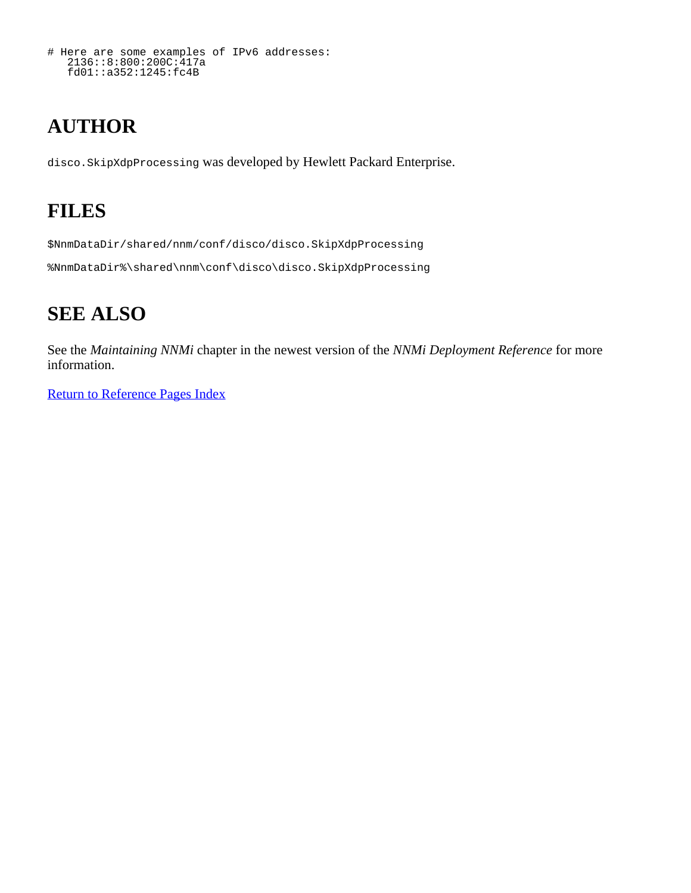```
# Here are some examples of IPv6 addresses:
   2136::8:800:200C:417a
   fd01::a352:1245:fc4B
```

## AUTHOR

`disco.SkipXdpProcessing` was developed by Hewlett Packard Enterprise.

## FILES

`$NnmDataDir/shared/nnm/conf/disco/disco.SkipXdpProcessing`

`%NnmDataDir%\shared\nnm\conf\disco\disco.SkipXdpProcessing`

## SEE ALSO

See the *Maintaining NNMi* chapter in the newest version of the *NNMi Deployment Reference* for more information.

Return to Reference Pages Index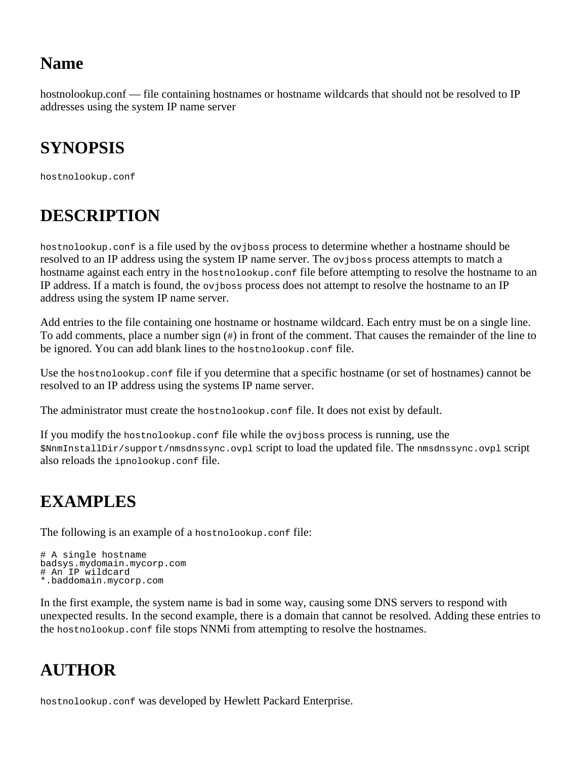## Name

hostnolookup.conf — file containing hostnames or hostname wildcards that should not be resolved to IP addresses using the system IP name server

## SYNOPSIS

`hostnolookup.conf`

## DESCRIPTION

`hostnolookup.conf` is a file used by the `ovjboss` process to determine whether a hostname should be resolved to an IP address using the system IP name server. The `ovjboss` process attempts to match a hostname against each entry in the `hostnolookup.conf` file before attempting to resolve the hostname to an IP address. If a match is found, the `ovjboss` process does not attempt to resolve the hostname to an IP address using the system IP name server.

Add entries to the file containing one hostname or hostname wildcard. Each entry must be on a single line. To add comments, place a number sign (`#`) in front of the comment. That causes the remainder of the line to be ignored. You can add blank lines to the `hostnolookup.conf` file.

Use the `hostnolookup.conf` file if you determine that a specific hostname (or set of hostnames) cannot be resolved to an IP address using the systems IP name server.

The administrator must create the `hostnolookup.conf` file. It does not exist by default.

If you modify the `hostnolookup.conf` file while the `ovjboss` process is running, use the `$NnmInstallDir/support/nmsdnssync.ovpl` script to load the updated file. The `nmsdnssync.ovpl` script also reloads the `ipnolookup.conf` file.

## EXAMPLES

The following is an example of a `hostnolookup.conf` file:

```
# A single hostname
badsys.mydomain.mycorp.com
# An IP wildcard
*.baddomain.mycorp.com
```

In the first example, the system name is bad in some way, causing some DNS servers to respond with unexpected results. In the second example, there is a domain that cannot be resolved. Adding these entries to the `hostnolookup.conf` file stops NNMi from attempting to resolve the hostnames.

## AUTHOR

`hostnolookup.conf` was developed by Hewlett Packard Enterprise.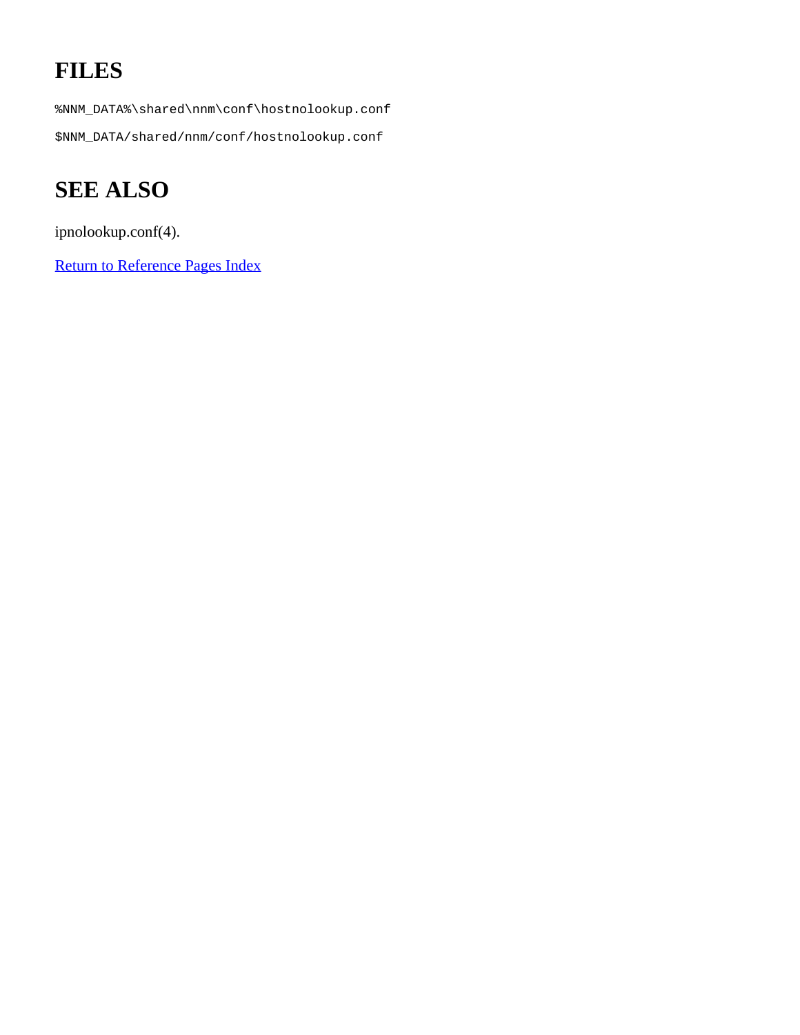# FILES

```
%NNM_DATA%\shared\nnm\conf\hostnolookup.conf
```

```
$NNM_DATA/shared/nnm/conf/hostnolookup.conf
```

# SEE ALSO

ipnolookup.conf(4).

Return to Reference Pages Index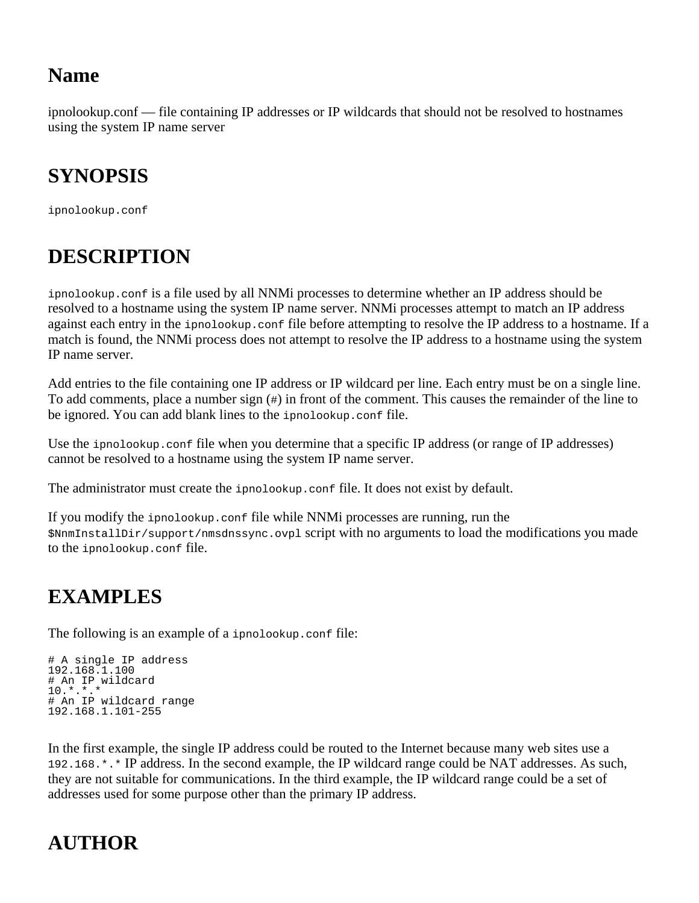## Name

ipnolookup.conf — file containing IP addresses or IP wildcards that should not be resolved to hostnames using the system IP name server

## SYNOPSIS

`ipnolookup.conf`

## DESCRIPTION

`ipnolookup.conf` is a file used by all NNMi processes to determine whether an IP address should be resolved to a hostname using the system IP name server. NNMi processes attempt to match an IP address against each entry in the `ipnolookup.conf` file before attempting to resolve the IP address to a hostname. If a match is found, the NNMi process does not attempt to resolve the IP address to a hostname using the system IP name server.

Add entries to the file containing one IP address or IP wildcard per line. Each entry must be on a single line. To add comments, place a number sign (`#`) in front of the comment. This causes the remainder of the line to be ignored. You can add blank lines to the `ipnolookup.conf` file.

Use the `ipnolookup.conf` file when you determine that a specific IP address (or range of IP addresses) cannot be resolved to a hostname using the system IP name server.

The administrator must create the `ipnolookup.conf` file. It does not exist by default.

If you modify the `ipnolookup.conf` file while NNMi processes are running, run the `$NnmInstallDir/support/nmsdnssync.ovpl` script with no arguments to load the modifications you made to the `ipnolookup.conf` file.

## EXAMPLES

The following is an example of a `ipnolookup.conf` file:

```
# A single IP address
192.168.1.100
# An IP wildcard
10.*.*.*
# An IP wildcard range
192.168.1.101-255
```

In the first example, the single IP address could be routed to the Internet because many web sites use a `192.168.*.*` IP address. In the second example, the IP wildcard range could be NAT addresses. As such, they are not suitable for communications. In the third example, the IP wildcard range could be a set of addresses used for some purpose other than the primary IP address.

## AUTHOR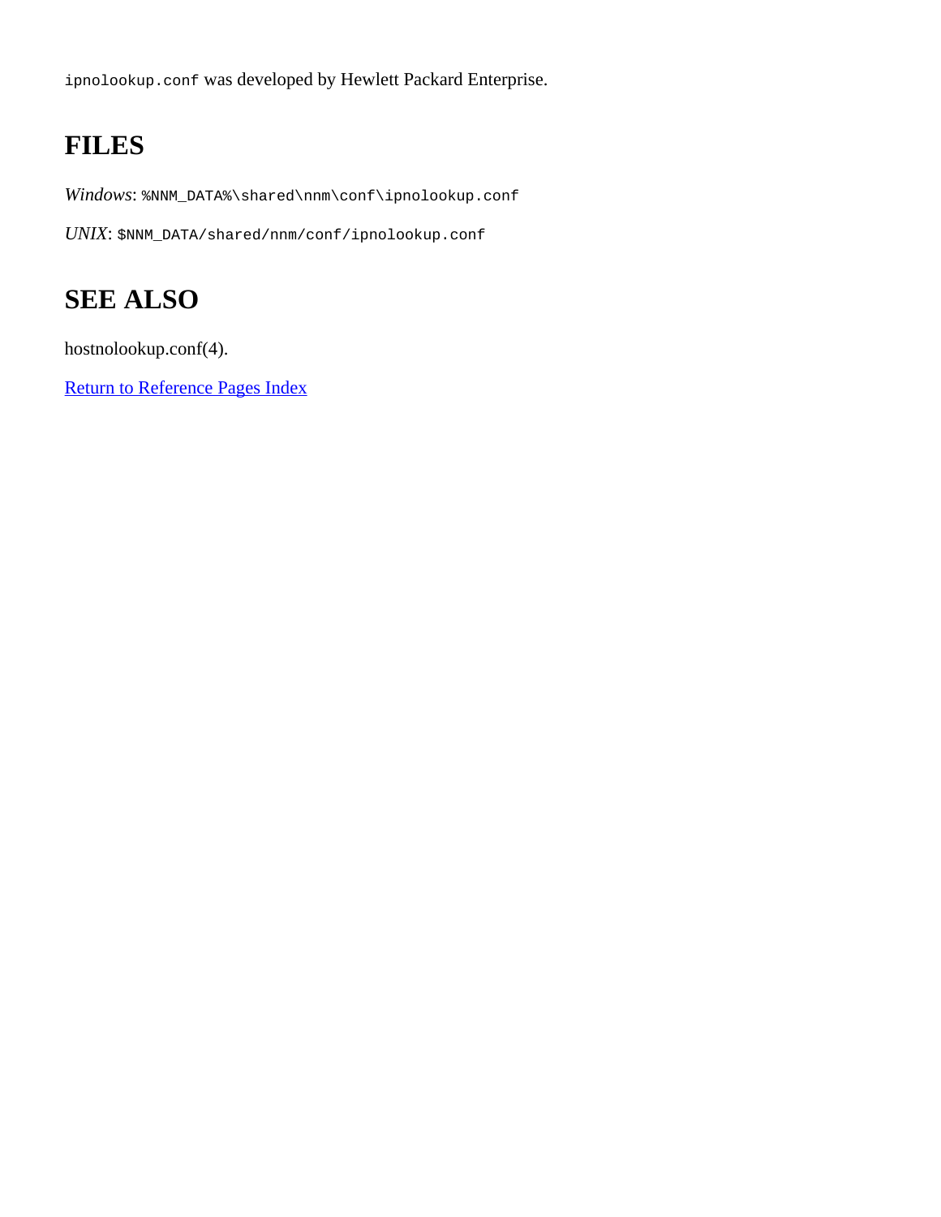`ipnolookup.conf` was developed by Hewlett Packard Enterprise.

## FILES

*Windows*: `%NNM_DATA%\shared\nnm\conf\ipnolookup.conf`

*UNIX*: `$NNM_DATA/shared/nnm/conf/ipnolookup.conf`

## SEE ALSO

hostnolookup.conf(4).

Return to Reference Pages Index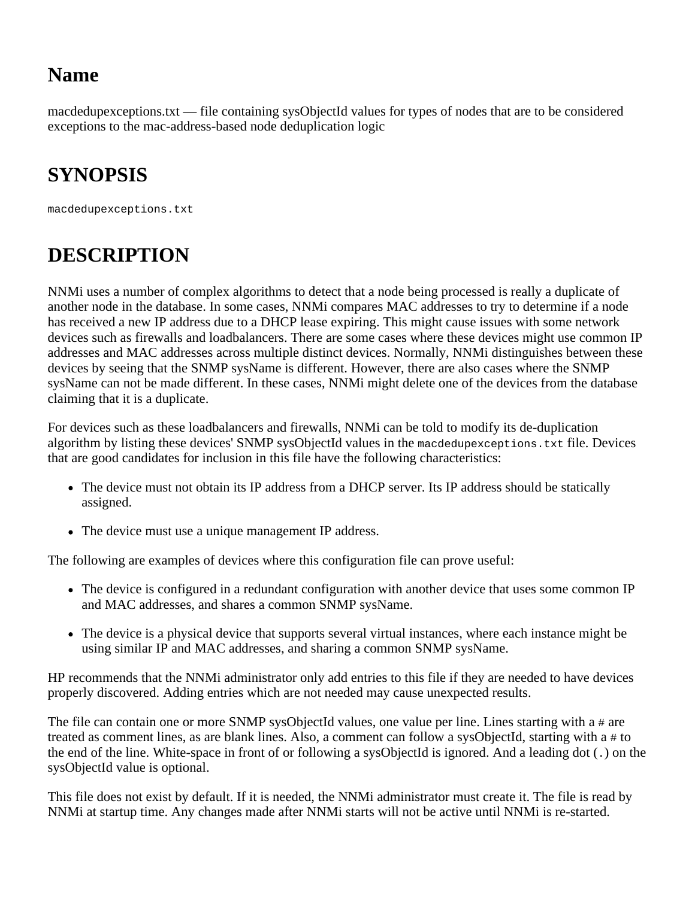## Name

macdedupexceptions.txt — file containing sysObjectId values for types of nodes that are to be considered exceptions to the mac-address-based node deduplication logic

## SYNOPSIS

`macdedupexceptions.txt`

## DESCRIPTION

NNMi uses a number of complex algorithms to detect that a node being processed is really a duplicate of another node in the database. In some cases, NNMi compares MAC addresses to try to determine if a node has received a new IP address due to a DHCP lease expiring. This might cause issues with some network devices such as firewalls and loadbalancers. There are some cases where these devices might use common IP addresses and MAC addresses across multiple distinct devices. Normally, NNMi distinguishes between these devices by seeing that the SNMP sysName is different. However, there are also cases where the SNMP sysName can not be made different. In these cases, NNMi might delete one of the devices from the database claiming that it is a duplicate.

For devices such as these loadbalancers and firewalls, NNMi can be told to modify its de-duplication algorithm by listing these devices' SNMP sysObjectId values in the `macdedupexceptions.txt` file. Devices that are good candidates for inclusion in this file have the following characteristics:

- The device must not obtain its IP address from a DHCP server. Its IP address should be statically assigned.
- The device must use a unique management IP address.

The following are examples of devices where this configuration file can prove useful:

- The device is configured in a redundant configuration with another device that uses some common IP and MAC addresses, and shares a common SNMP sysName.
- The device is a physical device that supports several virtual instances, where each instance might be using similar IP and MAC addresses, and sharing a common SNMP sysName.

HP recommends that the NNMi administrator only add entries to this file if they are needed to have devices properly discovered. Adding entries which are not needed may cause unexpected results.

The file can contain one or more SNMP sysObjectId values, one value per line. Lines starting with a `#` are treated as comment lines, as are blank lines. Also, a comment can follow a sysObjectId, starting with a `#` to the end of the line. White-space in front of or following a sysObjectId is ignored. And a leading dot (`.`) on the sysObjectId value is optional.

This file does not exist by default. If it is needed, the NNMi administrator must create it. The file is read by NNMi at startup time. Any changes made after NNMi starts will not be active until NNMi is re-started.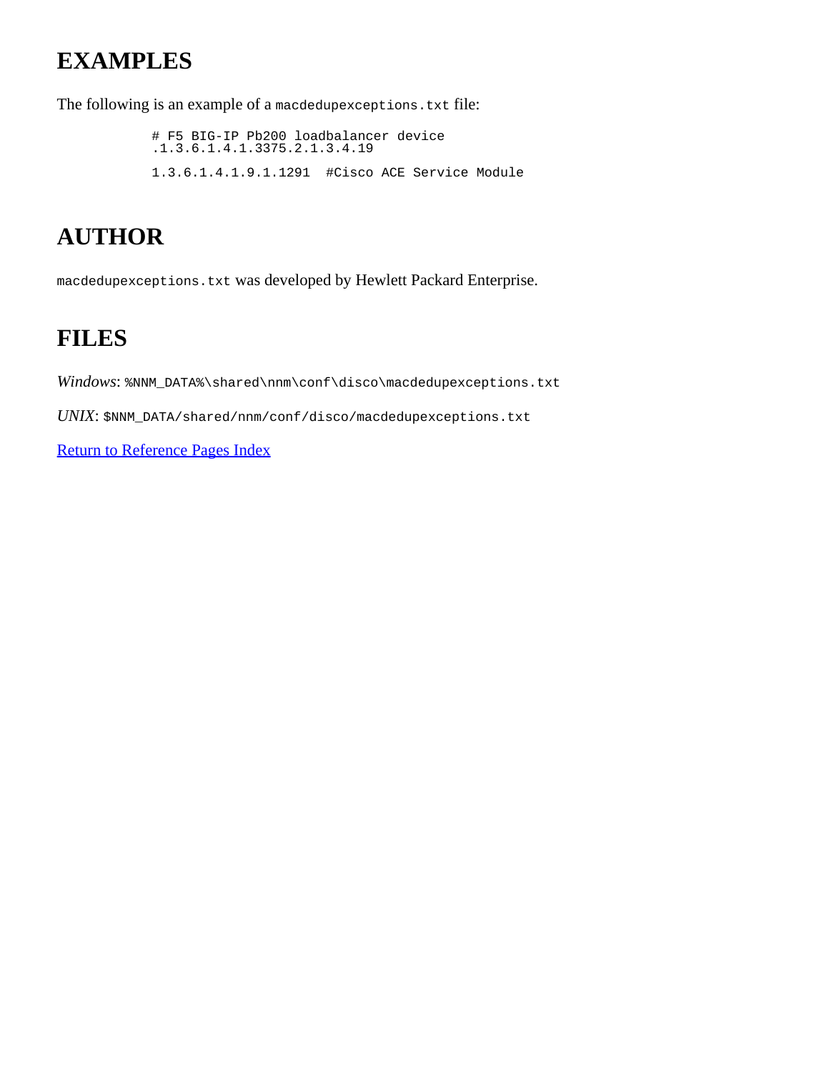# EXAMPLES

The following is an example of a `macdedupexceptions.txt` file:

```
# F5 BIG-IP Pb200 loadbalancer device
.1.3.6.1.4.1.3375.2.1.3.4.19

1.3.6.1.4.1.9.1.1291  #Cisco ACE Service Module
```

# AUTHOR

`macdedupexceptions.txt` was developed by Hewlett Packard Enterprise.

# FILES

*Windows*: `%NNM_DATA%\shared\nnm\conf\disco\macdedupexceptions.txt`

*UNIX*: `$NNM_DATA/shared/nnm/conf/disco/macdedupexceptions.txt`

Return to Reference Pages Index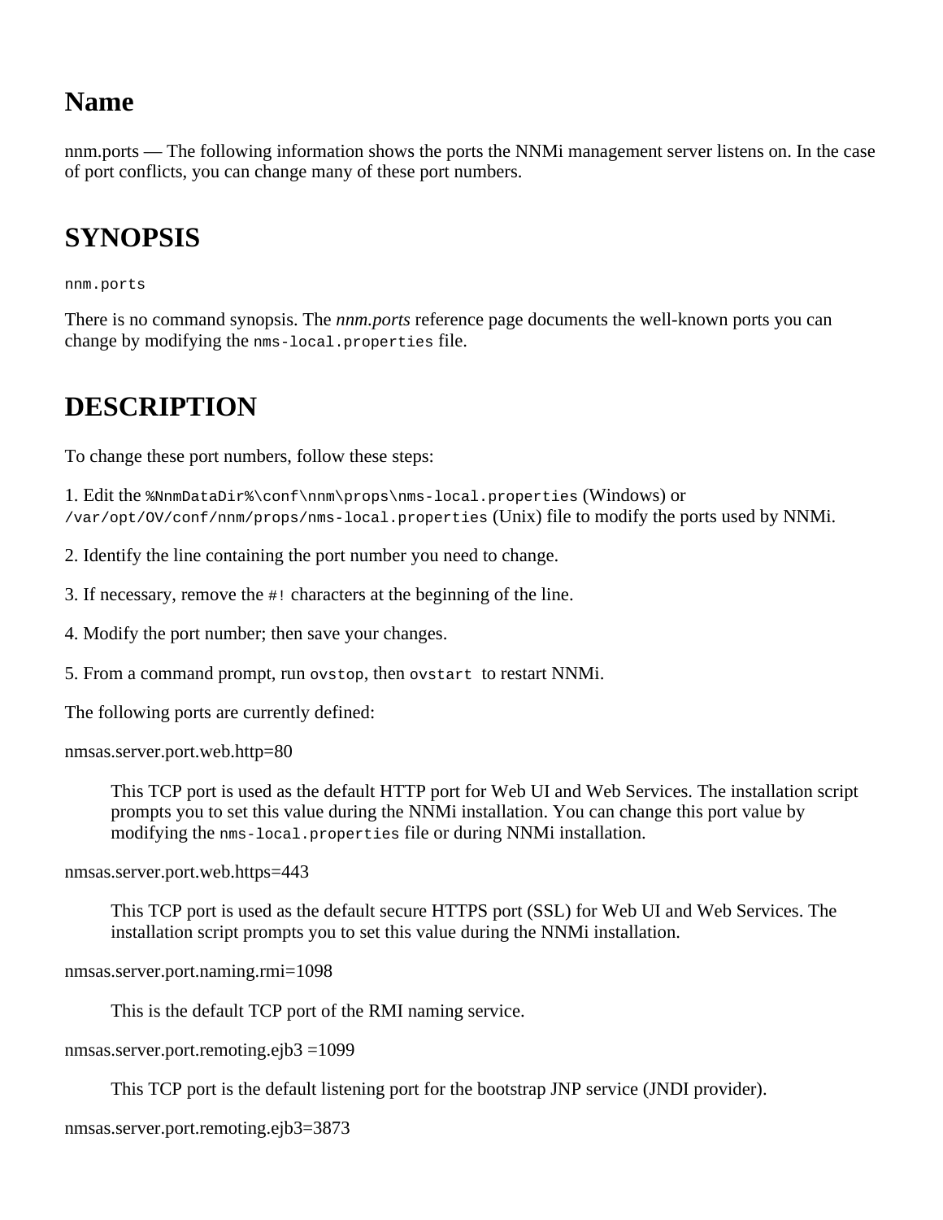## Name

nnm.ports — The following information shows the ports the NNMi management server listens on. In the case of port conflicts, you can change many of these port numbers.

## SYNOPSIS

`nnm.ports`

There is no command synopsis. The *nnm.ports* reference page documents the well-known ports you can change by modifying the `nms-local.properties` file.

## DESCRIPTION

To change these port numbers, follow these steps:

1. Edit the `%NnmDataDir%\conf\nnm\props\nms-local.properties` (Windows) or `/var/opt/OV/conf/nnm/props/nms-local.properties` (Unix) file to modify the ports used by NNMi.

2. Identify the line containing the port number you need to change.

3. If necessary, remove the `#!` characters at the beginning of the line.

4. Modify the port number; then save your changes.

5. From a command prompt, run `ovstop`, then `ovstart` to restart NNMi.

The following ports are currently defined:

nmsas.server.port.web.http=80

> This TCP port is used as the default HTTP port for Web UI and Web Services. The installation script prompts you to set this value during the NNMi installation. You can change this port value by modifying the `nms-local.properties` file or during NNMi installation.

nmsas.server.port.web.https=443

> This TCP port is used as the default secure HTTPS port (SSL) for Web UI and Web Services. The installation script prompts you to set this value during the NNMi installation.

nmsas.server.port.naming.rmi=1098

> This is the default TCP port of the RMI naming service.

nmsas.server.port.remoting.ejb3 =1099

> This TCP port is the default listening port for the bootstrap JNP service (JNDI provider).

nmsas.server.port.remoting.ejb3=3873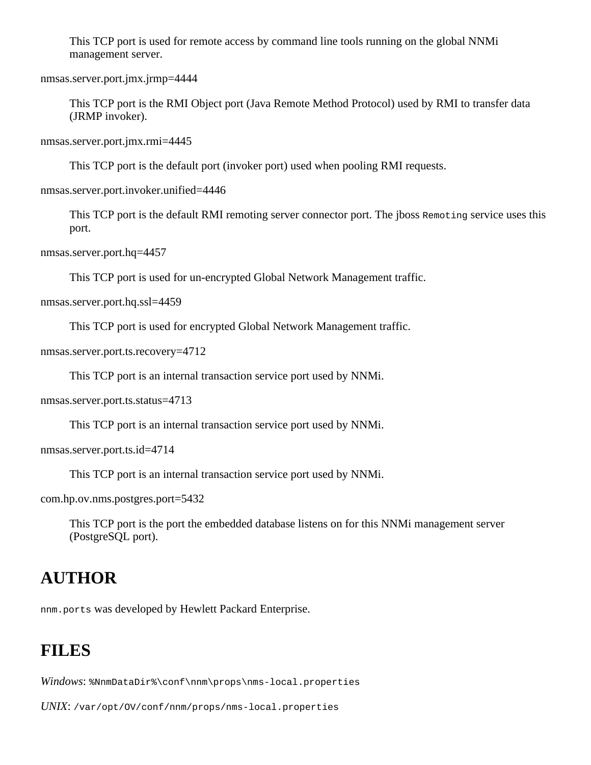This TCP port is used for remote access by command line tools running on the global NNMi management server.

nmsas.server.port.jmx.jrmp=4444

This TCP port is the RMI Object port (Java Remote Method Protocol) used by RMI to transfer data (JRMP invoker).

nmsas.server.port.jmx.rmi=4445

This TCP port is the default port (invoker port) used when pooling RMI requests.

nmsas.server.port.invoker.unified=4446

This TCP port is the default RMI remoting server connector port. The jboss `Remoting` service uses this port.

nmsas.server.port.hq=4457

This TCP port is used for un-encrypted Global Network Management traffic.

nmsas.server.port.hq.ssl=4459

This TCP port is used for encrypted Global Network Management traffic.

nmsas.server.port.ts.recovery=4712

This TCP port is an internal transaction service port used by NNMi.

nmsas.server.port.ts.status=4713

This TCP port is an internal transaction service port used by NNMi.

nmsas.server.port.ts.id=4714

This TCP port is an internal transaction service port used by NNMi.

com.hp.ov.nms.postgres.port=5432

This TCP port is the port the embedded database listens on for this NNMi management server (PostgreSQL port).

## AUTHOR

`nnm.ports` was developed by Hewlett Packard Enterprise.

## FILES

*Windows*: `%NnmDataDir%\conf\nnm\props\nms-local.properties`

*UNIX*: `/var/opt/OV/conf/nnm/props/nms-local.properties`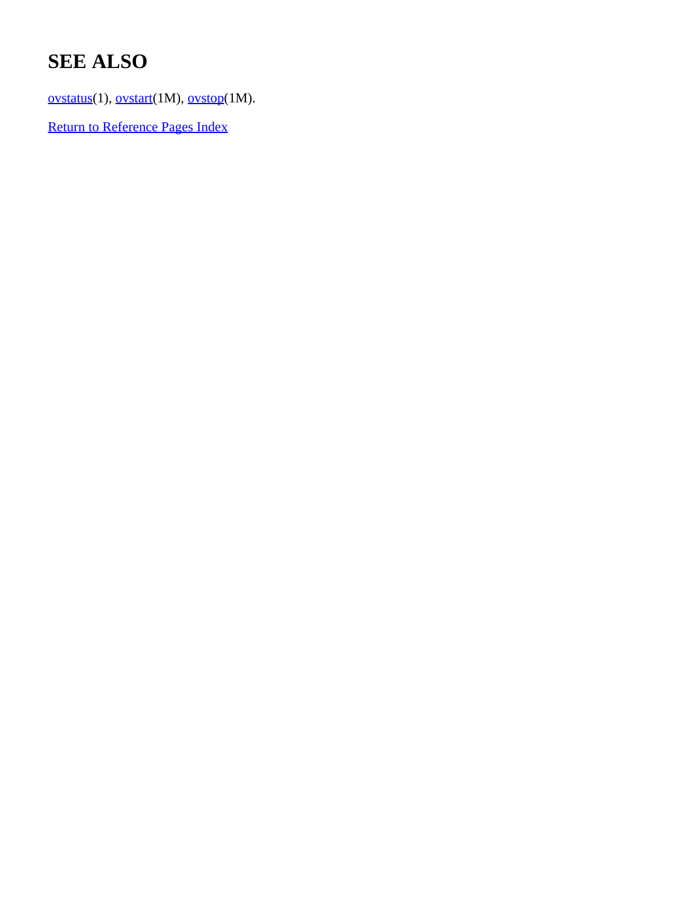## SEE ALSO

ovstatus(1), ovstart(1M), ovstop(1M).

Return to Reference Pages Index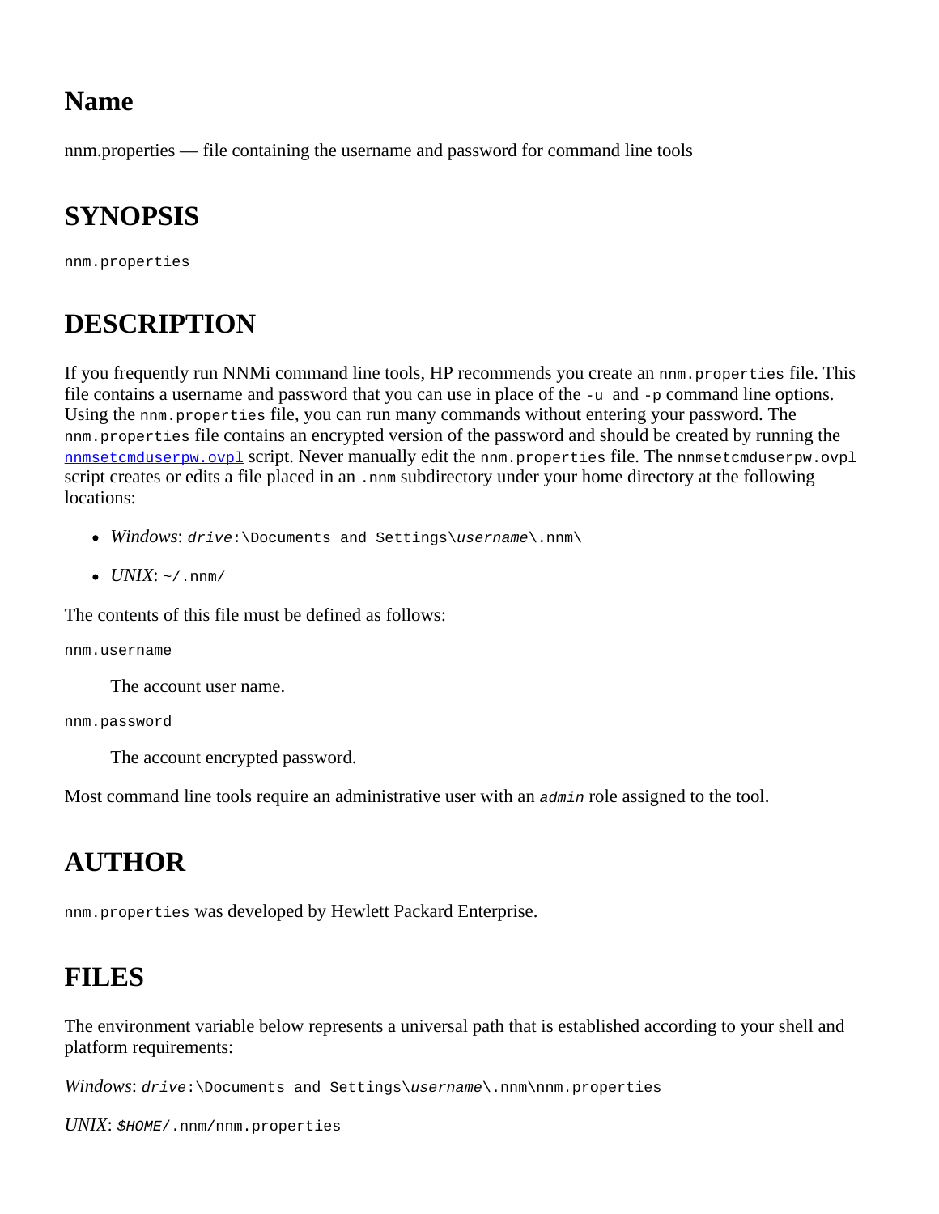# Name

nnm.properties — file containing the username and password for command line tools

# SYNOPSIS

`nnm.properties`

# DESCRIPTION

If you frequently run NNMi command line tools, HP recommends you create an `nnm.properties` file. This file contains a username and password that you can use in place of the `-u` and `-p` command line options. Using the `nnm.properties` file, you can run many commands without entering your password. The `nnm.properties` file contains an encrypted version of the password and should be created by running the `nnmsetcmduserpw.ovpl` script. Never manually edit the `nnm.properties` file. The `nnmsetcmduserpw.ovpl` script creates or edits a file placed in an `.nnm` subdirectory under your home directory at the following locations:

- *Windows*: *`drive`*`:\Documents and Settings\`*`username`*`\.nnm\`
- *UNIX*: `~/.nnm/`

The contents of this file must be defined as follows:

`nnm.username`

The account user name.

`nnm.password`

The account encrypted password.

Most command line tools require an administrative user with an *`admin`* role assigned to the tool.

# AUTHOR

`nnm.properties` was developed by Hewlett Packard Enterprise.

# FILES

The environment variable below represents a universal path that is established according to your shell and platform requirements:

*Windows*: *`drive`*`:\Documents and Settings\`*`username`*`\.nnm\nnm.properties`

*UNIX*: *`$HOME/`*`.nnm/nnm.properties`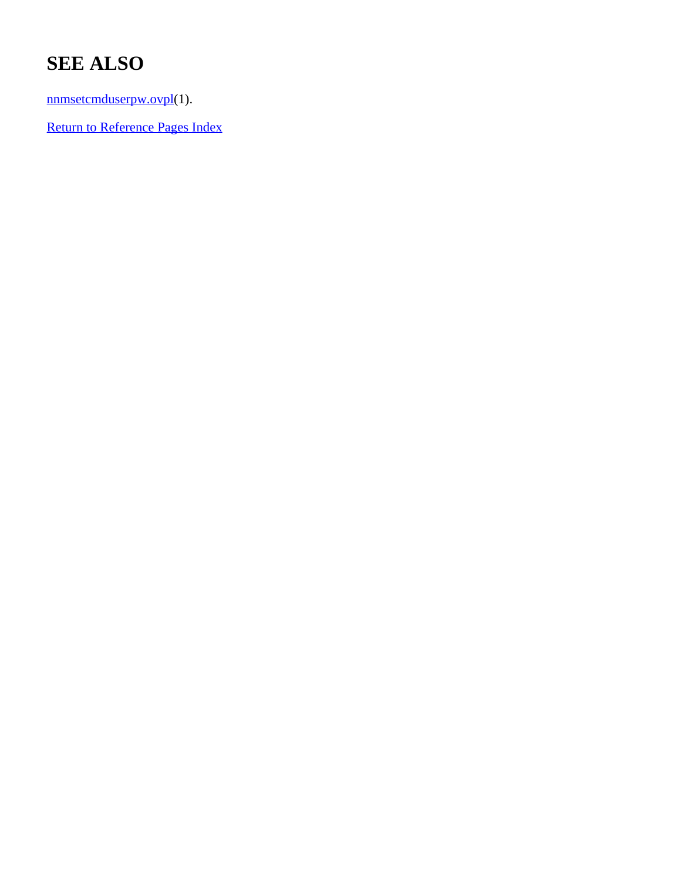## SEE ALSO

nnmsetcmduserpw.ovpl(1).

Return to Reference Pages Index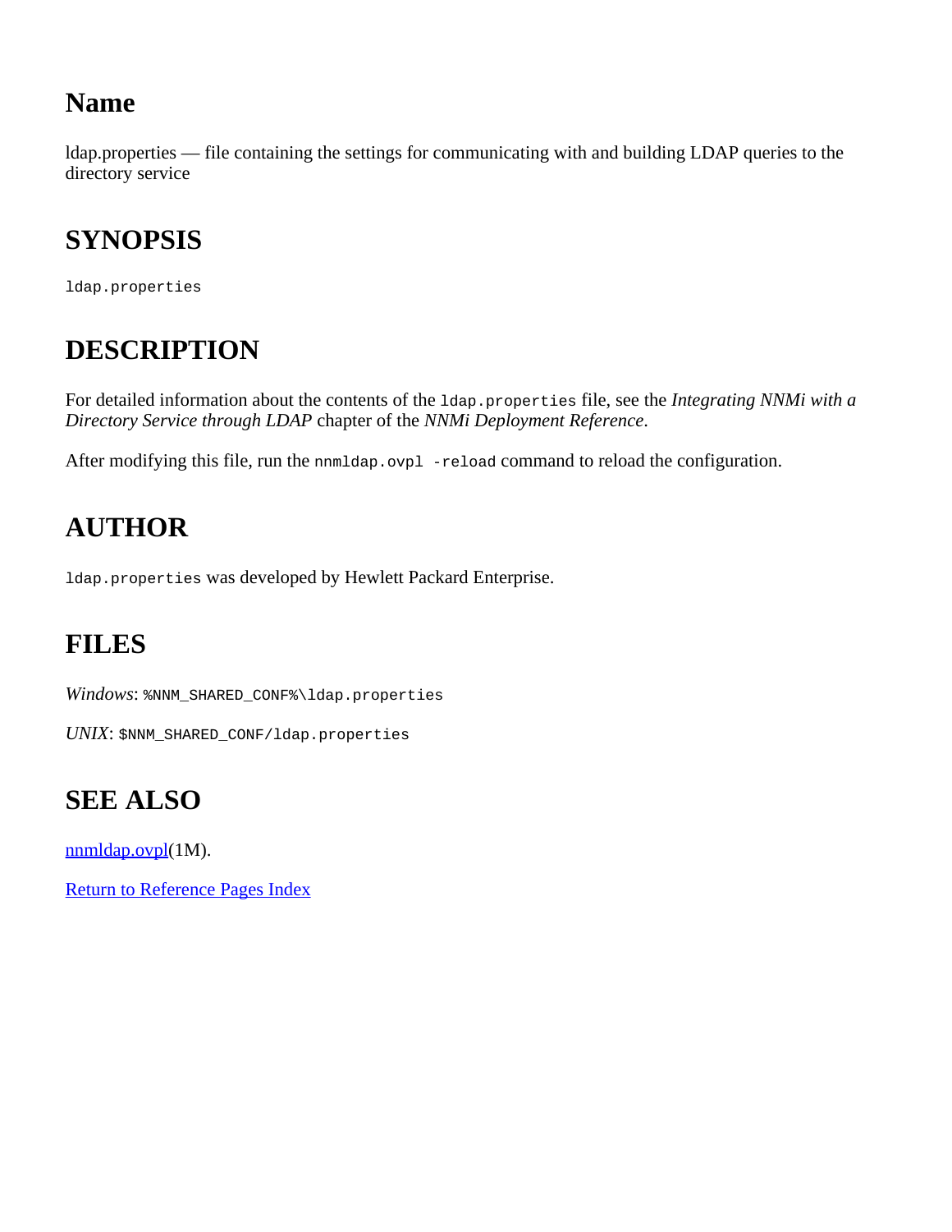## Name

ldap.properties — file containing the settings for communicating with and building LDAP queries to the directory service

## SYNOPSIS

`ldap.properties`

## DESCRIPTION

For detailed information about the contents of the `ldap.properties` file, see the *Integrating NNMi with a Directory Service through LDAP* chapter of the *NNMi Deployment Reference*.

After modifying this file, run the `nnmldap.ovpl -reload` command to reload the configuration.

## AUTHOR

`ldap.properties` was developed by Hewlett Packard Enterprise.

## FILES

*Windows*: `%NNM_SHARED_CONF%\ldap.properties`

*UNIX*: `$NNM_SHARED_CONF/ldap.properties`

## SEE ALSO

nnmldap.ovpl(1M).

Return to Reference Pages Index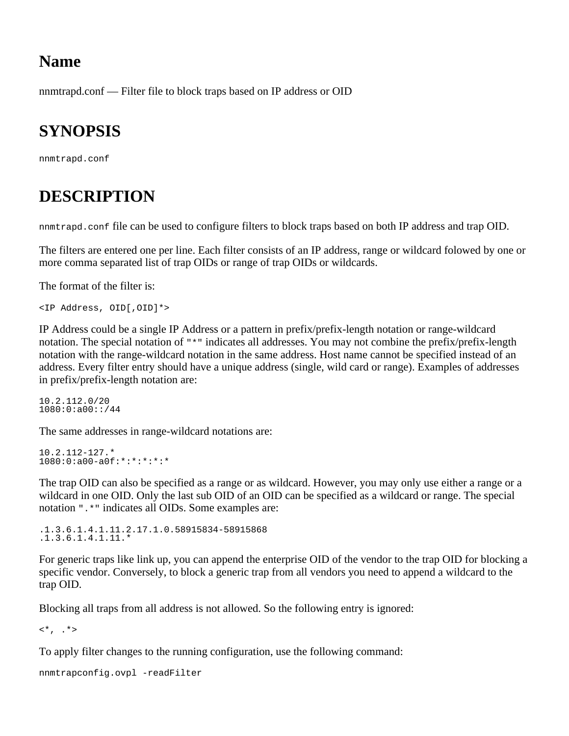# Name

nnmtrapd.conf — Filter file to block traps based on IP address or OID

# SYNOPSIS

`nnmtrapd.conf`

# DESCRIPTION

`nnmtrapd.conf` file can be used to configure filters to block traps based on both IP address and trap OID.

The filters are entered one per line. Each filter consists of an IP address, range or wildcard folowed by one or more comma separated list of trap OIDs or range of trap OIDs or wildcards.

The format of the filter is:

```
<IP Address, OID[,OID]*>
```

IP Address could be a single IP Address or a pattern in prefix/prefix-length notation or range-wildcard notation. The special notation of `"*"` indicates all addresses. You may not combine the prefix/prefix-length notation with the range-wildcard notation in the same address. Host name cannot be specified instead of an address. Every filter entry should have a unique address (single, wild card or range). Examples of addresses in prefix/prefix-length notation are:

```
10.2.112.0/20
1080:0:a00::/44
```

The same addresses in range-wildcard notations are:

```
10.2.112-127.*
1080:0:a00-a0f:*:*:*:*:*
```

The trap OID can also be specified as a range or as wildcard. However, you may only use either a range or a wildcard in one OID. Only the last sub OID of an OID can be specified as a wildcard or range. The special notation `".*"` indicates all OIDs. Some examples are:

```
.1.3.6.1.4.1.11.2.17.1.0.58915834-58915868
.1.3.6.1.4.1.11.*
```

For generic traps like link up, you can append the enterprise OID of the vendor to the trap OID for blocking a specific vendor. Conversely, to block a generic trap from all vendors you need to append a wildcard to the trap OID.

Blocking all traps from all address is not allowed. So the following entry is ignored:

```
<*, .*>
```

To apply filter changes to the running configuration, use the following command:

```
nnmtrapconfig.ovpl -readFilter
```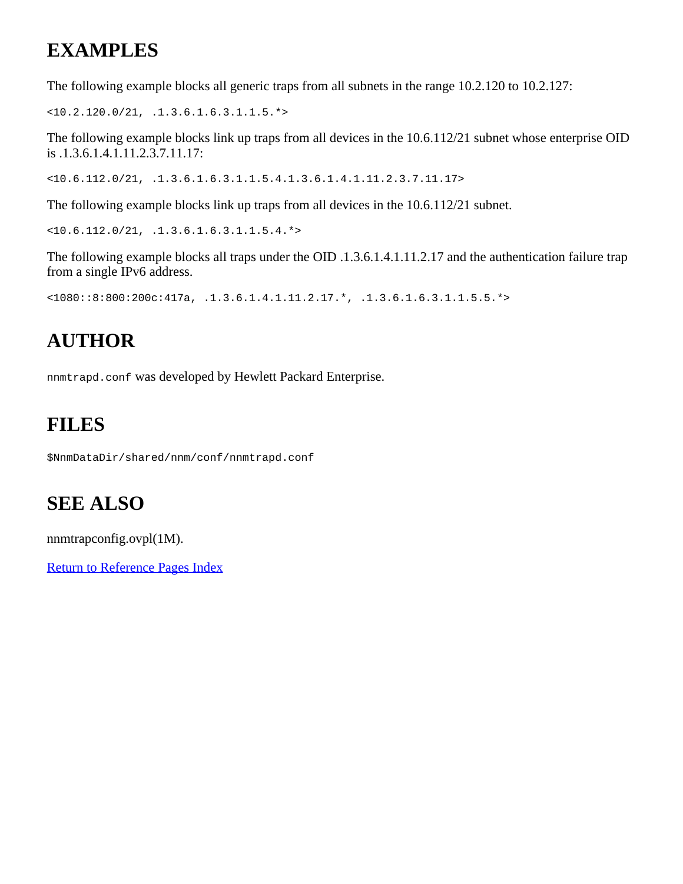## EXAMPLES

The following example blocks all generic traps from all subnets in the range 10.2.120 to 10.2.127:

```
<10.2.120.0/21, .1.3.6.1.6.3.1.1.5.*>
```

The following example blocks link up traps from all devices in the 10.6.112/21 subnet whose enterprise OID is .1.3.6.1.4.1.11.2.3.7.11.17:

```
<10.6.112.0/21, .1.3.6.1.6.3.1.1.5.4.1.3.6.1.4.1.11.2.3.7.11.17>
```

The following example blocks link up traps from all devices in the 10.6.112/21 subnet.

```
<10.6.112.0/21, .1.3.6.1.6.3.1.1.5.4.*>
```

The following example blocks all traps under the OID .1.3.6.1.4.1.11.2.17 and the authentication failure trap from a single IPv6 address.

```
<1080::8:800:200c:417a, .1.3.6.1.4.1.11.2.17.*, .1.3.6.1.6.3.1.1.5.5.*>
```

## AUTHOR

`nnmtrapd.conf` was developed by Hewlett Packard Enterprise.

## FILES

`$NnmDataDir/shared/nnm/conf/nnmtrapd.conf`

## SEE ALSO

nnmtrapconfig.ovpl(1M).

Return to Reference Pages Index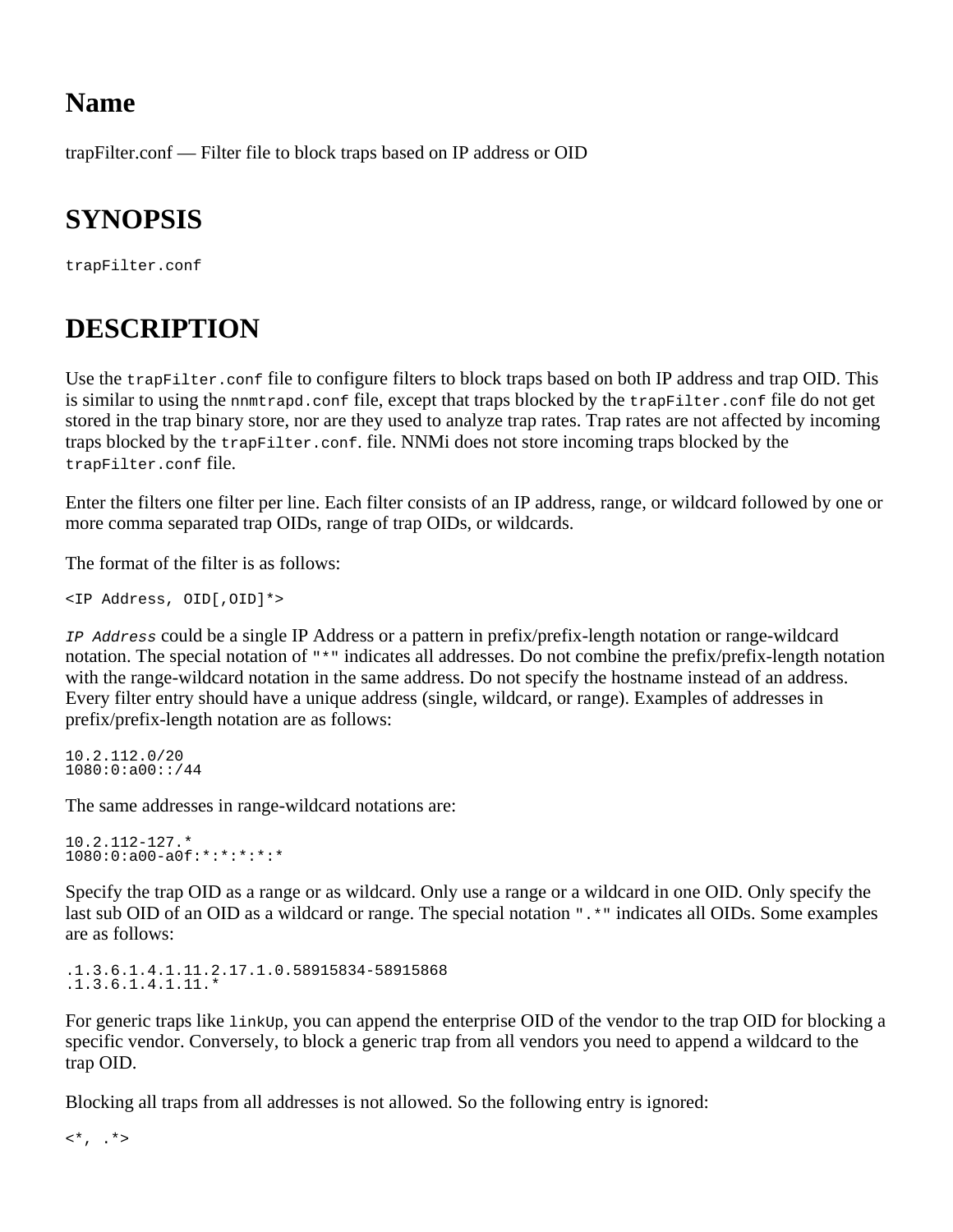## Name

trapFilter.conf — Filter file to block traps based on IP address or OID

## SYNOPSIS

```
trapFilter.conf
```

## DESCRIPTION

Use the `trapFilter.conf` file to configure filters to block traps based on both IP address and trap OID. This is similar to using the `nnmtrapd.conf` file, except that traps blocked by the `trapFilter.conf` file do not get stored in the trap binary store, nor are they used to analyze trap rates. Trap rates are not affected by incoming traps blocked by the `trapFilter.conf`. file. NNMi does not store incoming traps blocked by the `trapFilter.conf` file.

Enter the filters one filter per line. Each filter consists of an IP address, range, or wildcard followed by one or more comma separated trap OIDs, range of trap OIDs, or wildcards.

The format of the filter is as follows:

```
<IP Address, OID[,OID]*>
```

*`IP Address`* could be a single IP Address or a pattern in prefix/prefix-length notation or range-wildcard notation. The special notation of `"*"` indicates all addresses. Do not combine the prefix/prefix-length notation with the range-wildcard notation in the same address. Do not specify the hostname instead of an address. Every filter entry should have a unique address (single, wildcard, or range). Examples of addresses in prefix/prefix-length notation are as follows:

```
10.2.112.0/20
1080:0:a00::/44
```

The same addresses in range-wildcard notations are:

```
10.2.112-127.*
1080:0:a00-a0f:*:*:*:*:*
```

Specify the trap OID as a range or as wildcard. Only use a range or a wildcard in one OID. Only specify the last sub OID of an OID as a wildcard or range. The special notation `".*"` indicates all OIDs. Some examples are as follows:

```
.1.3.6.1.4.1.11.2.17.1.0.58915834-58915868
.1.3.6.1.4.1.11.*
```

For generic traps like `linkUp`, you can append the enterprise OID of the vendor to the trap OID for blocking a specific vendor. Conversely, to block a generic trap from all vendors you need to append a wildcard to the trap OID.

Blocking all traps from all addresses is not allowed. So the following entry is ignored:

```
<*, .*>
```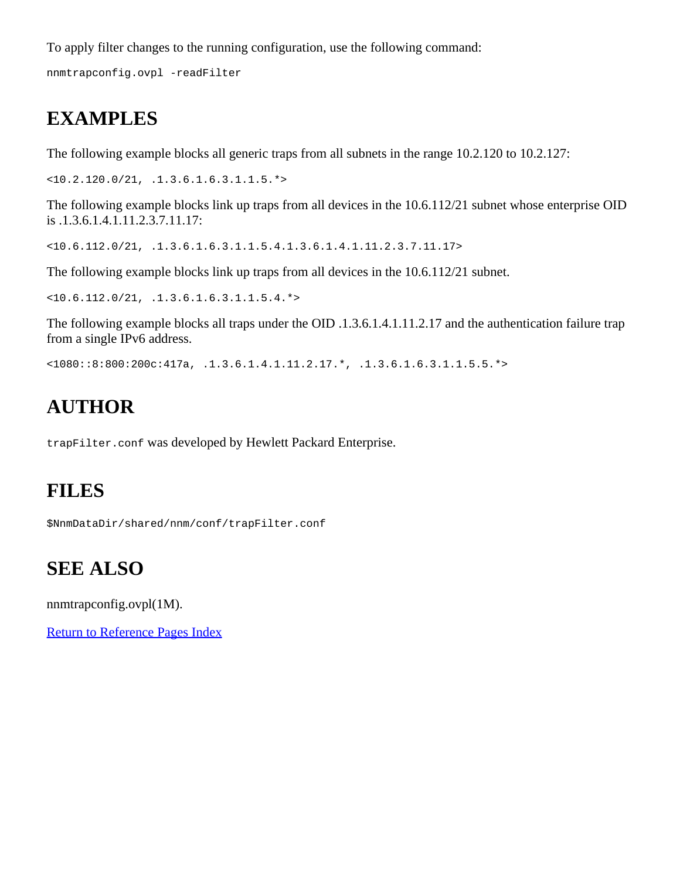To apply filter changes to the running configuration, use the following command:

```
nnmtrapconfig.ovpl -readFilter
```

## EXAMPLES

The following example blocks all generic traps from all subnets in the range 10.2.120 to 10.2.127:

```
<10.2.120.0/21, .1.3.6.1.6.3.1.1.5.*>
```

The following example blocks link up traps from all devices in the 10.6.112/21 subnet whose enterprise OID is .1.3.6.1.4.1.11.2.3.7.11.17:

```
<10.6.112.0/21, .1.3.6.1.6.3.1.1.5.4.1.3.6.1.4.1.11.2.3.7.11.17>
```

The following example blocks link up traps from all devices in the 10.6.112/21 subnet.

```
<10.6.112.0/21, .1.3.6.1.6.3.1.1.5.4.*>
```

The following example blocks all traps under the OID .1.3.6.1.4.1.11.2.17 and the authentication failure trap from a single IPv6 address.

```
<1080::8:800:200c:417a, .1.3.6.1.4.1.11.2.17.*, .1.3.6.1.6.3.1.1.5.5.*>
```

## AUTHOR

`trapFilter.conf` was developed by Hewlett Packard Enterprise.

## FILES

`$NnmDataDir/shared/nnm/conf/trapFilter.conf`

## SEE ALSO

nnmtrapconfig.ovpl(1M).

Return to Reference Pages Index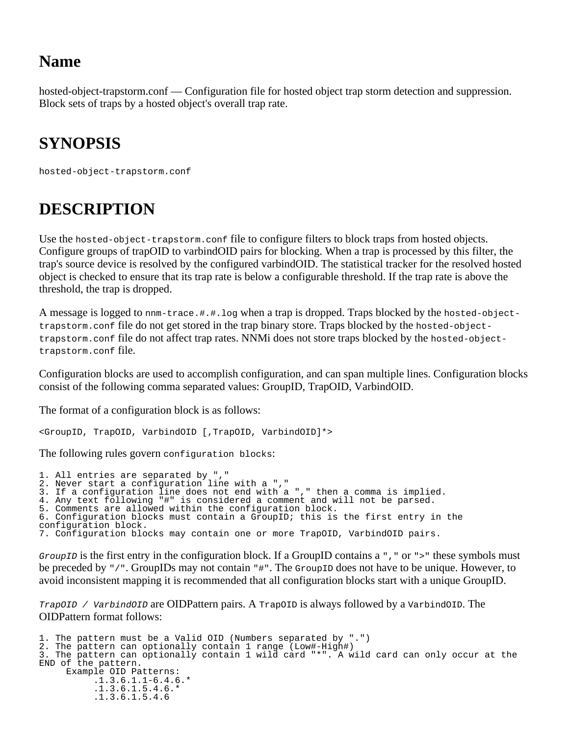## Name

hosted-object-trapstorm.conf — Configuration file for hosted object trap storm detection and suppression. Block sets of traps by a hosted object's overall trap rate.

## SYNOPSIS

`hosted-object-trapstorm.conf`

## DESCRIPTION

Use the `hosted-object-trapstorm.conf` file to configure filters to block traps from hosted objects. Configure groups of trapOID to varbindOID pairs for blocking. When a trap is processed by this filter, the trap's source device is resolved by the configured varbindOID. The statistical tracker for the resolved hosted object is checked to ensure that its trap rate is below a configurable threshold. If the trap rate is above the threshold, the trap is dropped.

A message is logged to `nnm-trace.#.#.log` when a trap is dropped. Traps blocked by the `hosted-object-trapstorm.conf` file do not get stored in the trap binary store. Traps blocked by the `hosted-object-trapstorm.conf` file do not affect trap rates. NNMi does not store traps blocked by the `hosted-object-trapstorm.conf` file.

Configuration blocks are used to accomplish configuration, and can span multiple lines. Configuration blocks consist of the following comma separated values: GroupID, TrapOID, VarbindOID.

The format of a configuration block is as follows:

```
<GroupID, TrapOID, VarbindOID [,TrapOID, VarbindOID]*>
```

The following rules govern `configuration blocks`:

```
1. All entries are separated by ","
2. Never start a configuration line with a ","
3. If a configuration line does not end with a "," then a comma is implied.
4. Any text following "#" is considered a comment and will not be parsed.
5. Comments are allowed within the configuration block.
6. Configuration blocks must contain a GroupID; this is the first entry in the
configuration block.
7. Configuration blocks may contain one or more TrapOID, VarbindOID pairs.
```

*`GroupID`* is the first entry in the configuration block. If a GroupID contains a `","` or `">"` these symbols must be preceded by `"/"`. GroupIDs may not contain `"#"`. The `GroupID` does not have to be unique. However, to avoid inconsistent mapping it is recommended that all configuration blocks start with a unique GroupID.

*`TrapOID / VarbindOID`* are OIDPattern pairs. A `TrapOID` is always followed by a `VarbindOID`. The OIDPattern format follows:

```
1. The pattern must be a Valid OID (Numbers separated by ".")
2. The pattern can optionally contain 1 range (Low#-High#)
3. The pattern can optionally contain 1 wild card "*". A wild card can only occur at the
END of the pattern.
     Example OID Patterns:
          .1.3.6.1.1-6.4.6.*
          .1.3.6.1.5.4.6.*
          .1.3.6.1.5.4.6
```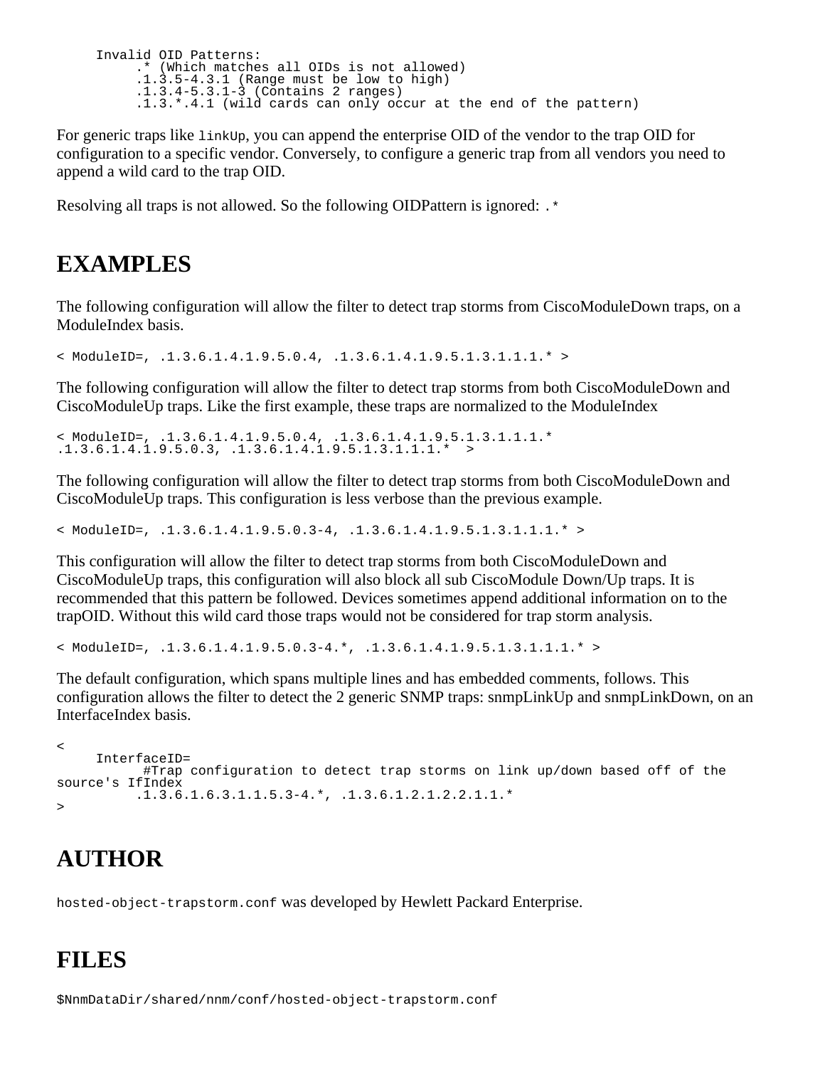```
Invalid OID Patterns:
     .* (Which matches all OIDs is not allowed)
     .1.3.5-4.3.1 (Range must be low to high)
     .1.3.4-5.3.1-3 (Contains 2 ranges)
     .1.3.*.4.1 (wild cards can only occur at the end of the pattern)
```

For generic traps like `linkUp`, you can append the enterprise OID of the vendor to the trap OID for configuration to a specific vendor. Conversely, to configure a generic trap from all vendors you need to append a wild card to the trap OID.

Resolving all traps is not allowed. So the following OIDPattern is ignored: `.*`

## EXAMPLES

The following configuration will allow the filter to detect trap storms from CiscoModuleDown traps, on a ModuleIndex basis.

```
< ModuleID=, .1.3.6.1.4.1.9.5.0.4, .1.3.6.1.4.1.9.5.1.3.1.1.1.* >
```

The following configuration will allow the filter to detect trap storms from both CiscoModuleDown and CiscoModuleUp traps. Like the first example, these traps are normalized to the ModuleIndex

```
< ModuleID=, .1.3.6.1.4.1.9.5.0.4, .1.3.6.1.4.1.9.5.1.3.1.1.1.*
.1.3.6.1.4.1.9.5.0.3, .1.3.6.1.4.1.9.5.1.3.1.1.1.*  >
```

The following configuration will allow the filter to detect trap storms from both CiscoModuleDown and CiscoModuleUp traps. This configuration is less verbose than the previous example.

```
< ModuleID=, .1.3.6.1.4.1.9.5.0.3-4, .1.3.6.1.4.1.9.5.1.3.1.1.1.* >
```

This configuration will allow the filter to detect trap storms from both CiscoModuleDown and CiscoModuleUp traps, this configuration will also block all sub CiscoModule Down/Up traps. It is recommended that this pattern be followed. Devices sometimes append additional information on to the trapOID. Without this wild card those traps would not be considered for trap storm analysis.

```
< ModuleID=, .1.3.6.1.4.1.9.5.0.3-4.*, .1.3.6.1.4.1.9.5.1.3.1.1.1.* >
```

The default configuration, which spans multiple lines and has embedded comments, follows. This configuration allows the filter to detect the 2 generic SNMP traps: snmpLinkUp and snmpLinkDown, on an InterfaceIndex basis.

```
<
     InterfaceID=
           #Trap configuration to detect trap storms on link up/down based off of the
source's IfIndex
          .1.3.6.1.6.3.1.1.5.3-4.*, .1.3.6.1.2.1.2.2.1.1.*
>
```

## AUTHOR

`hosted-object-trapstorm.conf` was developed by Hewlett Packard Enterprise.

## FILES

`$NnmDataDir/shared/nnm/conf/hosted-object-trapstorm.conf`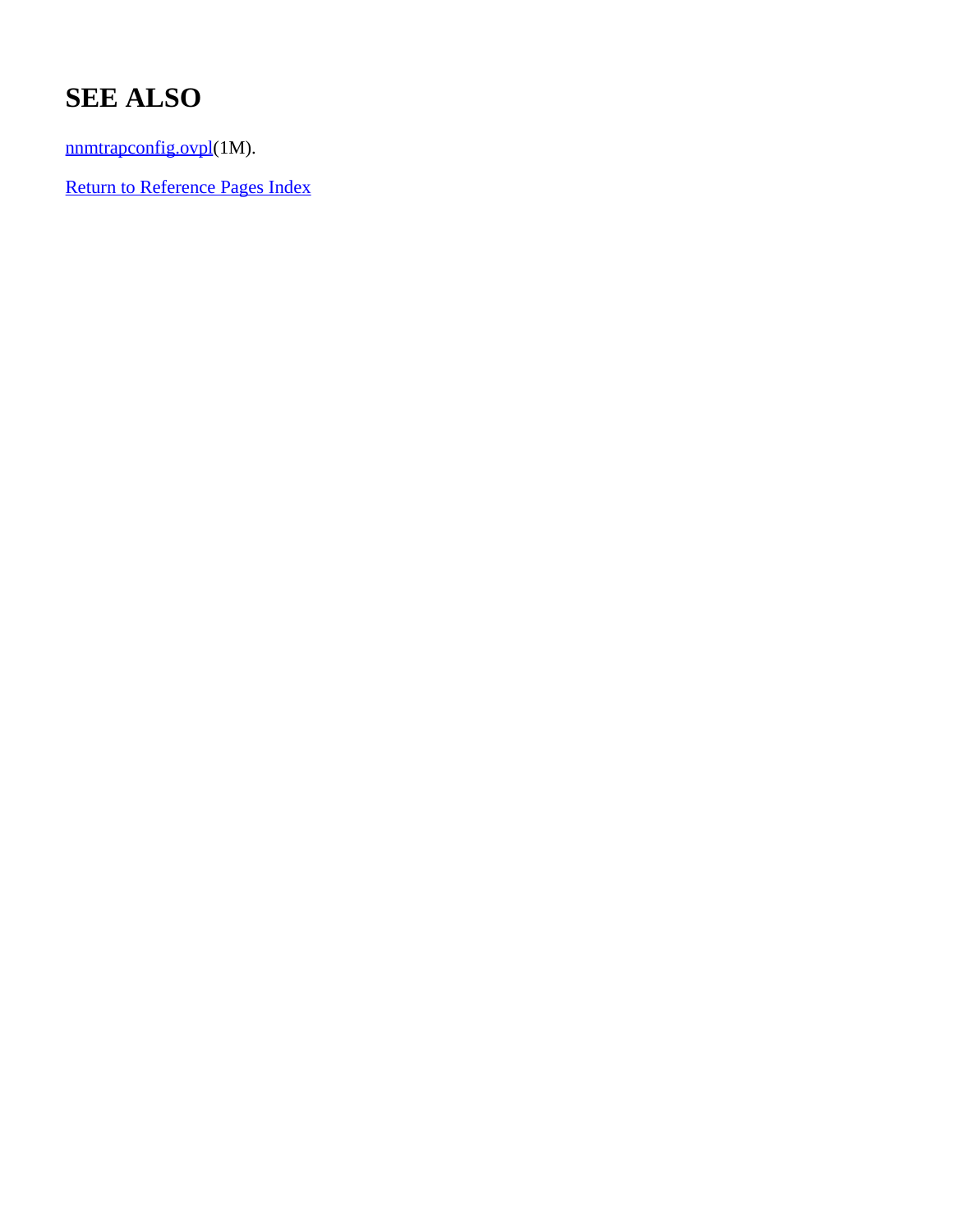## SEE ALSO

nnmtrapconfig.ovpl(1M).

Return to Reference Pages Index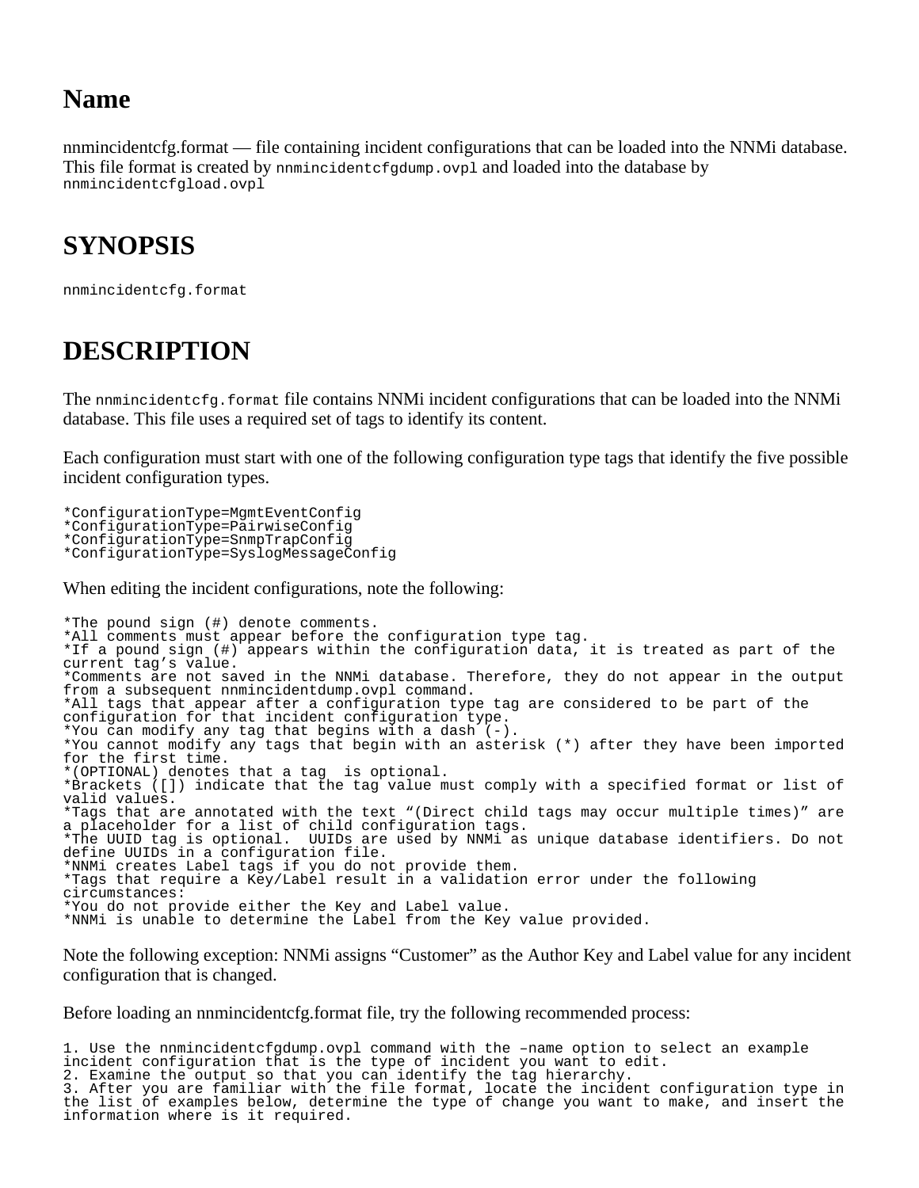# Name

nnmincidentcfg.format — file containing incident configurations that can be loaded into the NNMi database. This file format is created by `nnmincidentcfgdump.ovpl` and loaded into the database by `nnmincidentcfgload.ovpl`

# SYNOPSIS

```
nnmincidentcfg.format
```

# DESCRIPTION

The `nnmincidentcfg.format` file contains NNMi incident configurations that can be loaded into the NNMi database. This file uses a required set of tags to identify its content.

Each configuration must start with one of the following configuration type tags that identify the five possible incident configuration types.

```
*ConfigurationType=MgmtEventConfig
*ConfigurationType=PairwiseConfig
*ConfigurationType=SnmpTrapConfig
*ConfigurationType=SyslogMessageConfig
```

When editing the incident configurations, note the following:

```
*The pound sign (#) denote comments.
*All comments must appear before the configuration type tag.
*If a pound sign (#) appears within the configuration data, it is treated as part of the
current tag's value.
*Comments are not saved in the NNMi database. Therefore, they do not appear in the output
from a subsequent nnmincidentdump.ovpl command.
*All tags that appear after a configuration type tag are considered to be part of the
configuration for that incident configuration type.
*You can modify any tag that begins with a dash (-).
*You cannot modify any tags that begin with an asterisk (*) after they have been imported
for the first time.
*(OPTIONAL) denotes that a tag  is optional.
*Brackets ([]) indicate that the tag value must comply with a specified format or list of
valid values.
*Tags that are annotated with the text "(Direct child tags may occur multiple times)" are
a placeholder for a list of child configuration tags.
*The UUID tag is optional.  UUIDs are used by NNMi as unique database identifiers. Do not
define UUIDs in a configuration file.
*NNMi creates Label tags if you do not provide them.
*Tags that require a Key/Label result in a validation error under the following
circumstances:
*You do not provide either the Key and Label value.
*NNMi is unable to determine the Label from the Key value provided.
```

Note the following exception: NNMi assigns "Customer" as the Author Key and Label value for any incident configuration that is changed.

Before loading an nnmincidentcfg.format file, try the following recommended process:

```
1. Use the nnmincidentcfgdump.ovpl command with the –name option to select an example
incident configuration that is the type of incident you want to edit.
2. Examine the output so that you can identify the tag hierarchy.
3. After you are familiar with the file format, locate the incident configuration type in
the list of examples below, determine the type of change you want to make, and insert the
information where is it required.
```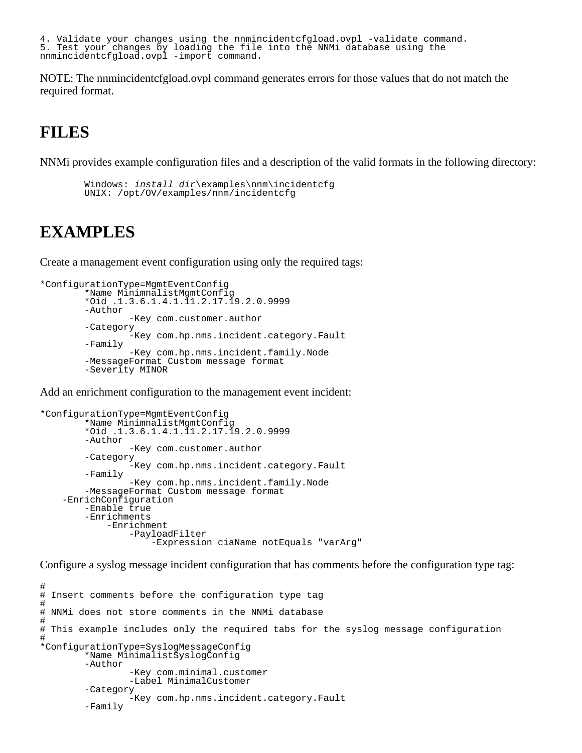```
4. Validate your changes using the nnmincidentcfgload.ovpl -validate command.
5. Test your changes by loading the file into the NNMi database using the
nnmincidentcfgload.ovpl -import command.
```

NOTE: The nnmincidentcfgload.ovpl command generates errors for those values that do not match the required format.

# FILES

NNMi provides example configuration files and a description of the valid formats in the following directory:

```
        Windows: install_dir\examples\nnm\incidentcfg
        UNIX: /opt/OV/examples/nnm/incidentcfg
```

# EXAMPLES

Create a management event configuration using only the required tags:

```
*ConfigurationType=MgmtEventConfig
        *Name MinimnalistMgmtConfig
        *Oid .1.3.6.1.4.1.11.2.17.19.2.0.9999
        -Author
                -Key com.customer.author
        -Category
                -Key com.hp.nms.incident.category.Fault
        -Family
                -Key com.hp.nms.incident.family.Node
        -MessageFormat Custom message format
        -Severity MINOR
```

Add an enrichment configuration to the management event incident:

```
*ConfigurationType=MgmtEventConfig
        *Name MinimnalistMgmtConfig
        *Oid .1.3.6.1.4.1.11.2.17.19.2.0.9999
        -Author
                -Key com.customer.author
        -Category
                -Key com.hp.nms.incident.category.Fault
        -Family
                -Key com.hp.nms.incident.family.Node
        -MessageFormat Custom message format
    -EnrichConfiguration
        -Enable true
        -Enrichments
            -Enrichment
                -PayloadFilter
                    -Expression ciaName notEquals "varArg"
```

Configure a syslog message incident configuration that has comments before the configuration type tag:

```
#
# Insert comments before the configuration type tag
#
# NNMi does not store comments in the NNMi database
#
# This example includes only the required tabs for the syslog message configuration
#
*ConfigurationType=SyslogMessageConfig
        *Name MinimalistSyslogConfig
        -Author
                -Key com.minimal.customer
                -Label MinimalCustomer
        -Category
                -Key com.hp.nms.incident.category.Fault
        -Family
```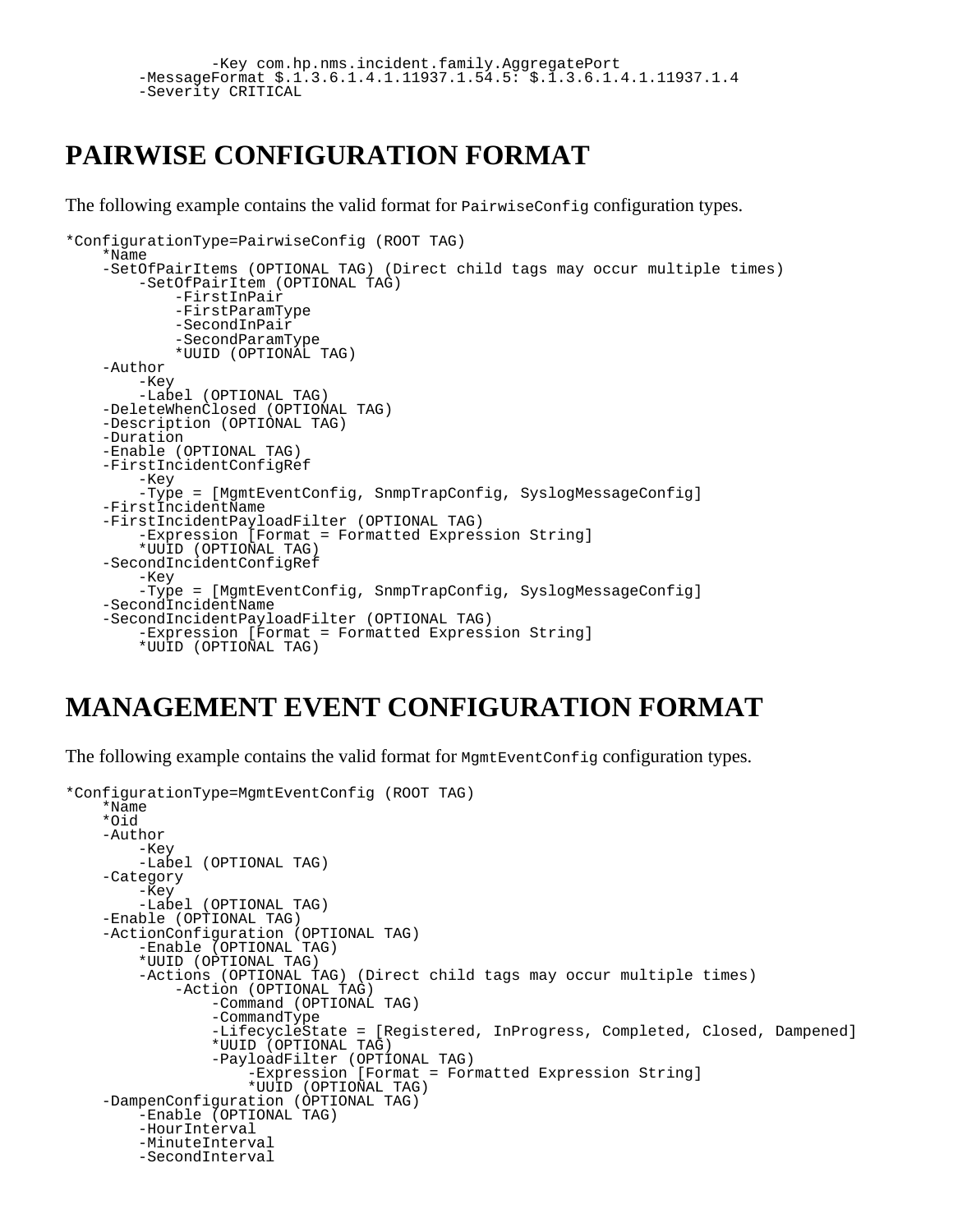```
            -Key com.hp.nms.incident.family.AggregatePort
        -MessageFormat $.1.3.6.1.4.1.11937.1.54.5: $.1.3.6.1.4.1.11937.1.4
        -Severity CRITICAL
```

# PAIRWISE CONFIGURATION FORMAT

The following example contains the valid format for `PairwiseConfig` configuration types.

```
*ConfigurationType=PairwiseConfig (ROOT TAG)
    *Name
    -SetOfPairItems (OPTIONAL TAG) (Direct child tags may occur multiple times)
        -SetOfPairItem (OPTIONAL TAG)
            -FirstInPair
            -FirstParamType
            -SecondInPair
            -SecondParamType
            *UUID (OPTIONAL TAG)
    -Author
        -Key
        -Label (OPTIONAL TAG)
    -DeleteWhenClosed (OPTIONAL TAG)
    -Description (OPTIONAL TAG)
    -Duration
    -Enable (OPTIONAL TAG)
    -FirstIncidentConfigRef
        -Key
        -Type = [MgmtEventConfig, SnmpTrapConfig, SyslogMessageConfig]
    -FirstIncidentName
    -FirstIncidentPayloadFilter (OPTIONAL TAG)
        -Expression [Format = Formatted Expression String]
        *UUID (OPTIONAL TAG)
    -SecondIncidentConfigRef
        -Key
        -Type = [MgmtEventConfig, SnmpTrapConfig, SyslogMessageConfig]
    -SecondIncidentName
    -SecondIncidentPayloadFilter (OPTIONAL TAG)
        -Expression [Format = Formatted Expression String]
        *UUID (OPTIONAL TAG)
```

# MANAGEMENT EVENT CONFIGURATION FORMAT

The following example contains the valid format for `MgmtEventConfig` configuration types.

```
*ConfigurationType=MgmtEventConfig (ROOT TAG)
    *Name
    *Oid
    -Author
        -Key
        -Label (OPTIONAL TAG)
    -Category
        -Key
        -Label (OPTIONAL TAG)
    -Enable (OPTIONAL TAG)
    -ActionConfiguration (OPTIONAL TAG)
        -Enable (OPTIONAL TAG)
        *UUID (OPTIONAL TAG)
        -Actions (OPTIONAL TAG) (Direct child tags may occur multiple times)
            -Action (OPTIONAL TAG)
                -Command (OPTIONAL TAG)
                -CommandType
                -LifecycleState = [Registered, InProgress, Completed, Closed, Dampened]
                *UUID (OPTIONAL TAG)
                -PayloadFilter (OPTIONAL TAG)
                    -Expression [Format = Formatted Expression String]
                    *UUID (OPTIONAL TAG)
    -DampenConfiguration (OPTIONAL TAG)
        -Enable (OPTIONAL TAG)
        -HourInterval
        -MinuteInterval
        -SecondInterval
```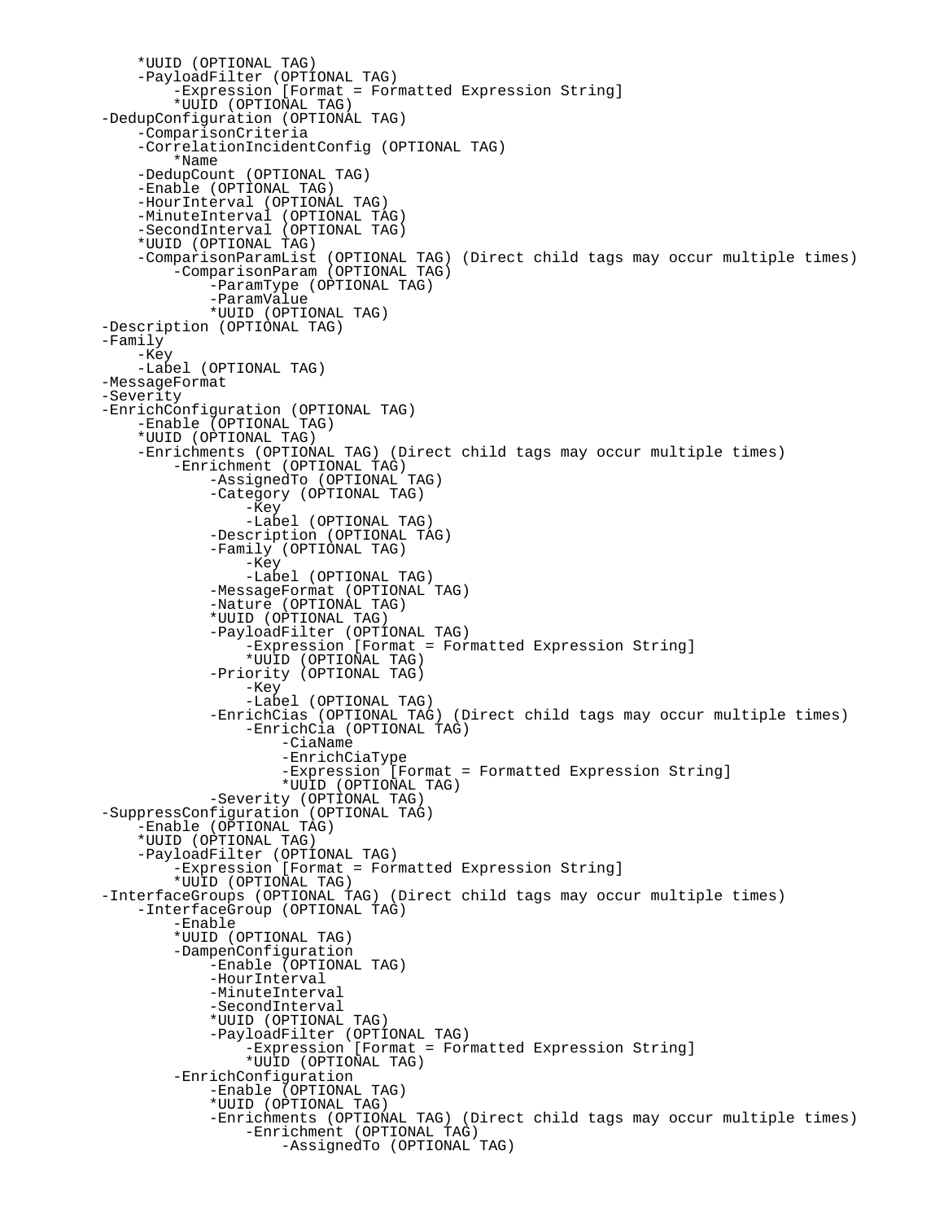```
        *UUID (OPTIONAL TAG)
        -PayloadFilter (OPTIONAL TAG)
            -Expression [Format = Formatted Expression String]
            *UUID (OPTIONAL TAG)
    -DedupConfiguration (OPTIONAL TAG)
        -ComparisonCriteria
        -CorrelationIncidentConfig (OPTIONAL TAG)
            *Name
        -DedupCount (OPTIONAL TAG)
        -Enable (OPTIONAL TAG)
        -HourInterval (OPTIONAL TAG)
        -MinuteInterval (OPTIONAL TAG)
        -SecondInterval (OPTIONAL TAG)
        *UUID (OPTIONAL TAG)
        -ComparisonParamList (OPTIONAL TAG) (Direct child tags may occur multiple times)
            -ComparisonParam (OPTIONAL TAG)
                -ParamType (OPTIONAL TAG)
                -ParamValue
                *UUID (OPTIONAL TAG)
    -Description (OPTIONAL TAG)
    -Family
        -Key
        -Label (OPTIONAL TAG)
    -MessageFormat
    -Severity
    -EnrichConfiguration (OPTIONAL TAG)
        -Enable (OPTIONAL TAG)
        *UUID (OPTIONAL TAG)
        -Enrichments (OPTIONAL TAG) (Direct child tags may occur multiple times)
            -Enrichment (OPTIONAL TAG)
                -AssignedTo (OPTIONAL TAG)
                -Category (OPTIONAL TAG)
                    -Key
                    -Label (OPTIONAL TAG)
                -Description (OPTIONAL TAG)
                -Family (OPTIONAL TAG)
                    -Key
                    -Label (OPTIONAL TAG)
                -MessageFormat (OPTIONAL TAG)
                -Nature (OPTIONAL TAG)
                *UUID (OPTIONAL TAG)
                -PayloadFilter (OPTIONAL TAG)
                    -Expression [Format = Formatted Expression String]
                    *UUID (OPTIONAL TAG)
                -Priority (OPTIONAL TAG)
                    -Key
                    -Label (OPTIONAL TAG)
                -EnrichCias (OPTIONAL TAG) (Direct child tags may occur multiple times)
                    -EnrichCia (OPTIONAL TAG)
                        -CiaName
                        -EnrichCiaType
                        -Expression [Format = Formatted Expression String]
                        *UUID (OPTIONAL TAG)
                -Severity (OPTIONAL TAG)
    -SuppressConfiguration (OPTIONAL TAG)
        -Enable (OPTIONAL TAG)
        *UUID (OPTIONAL TAG)
        -PayloadFilter (OPTIONAL TAG)
            -Expression [Format = Formatted Expression String]
            *UUID (OPTIONAL TAG)
    -InterfaceGroups (OPTIONAL TAG) (Direct child tags may occur multiple times)
        -InterfaceGroup (OPTIONAL TAG)
            -Enable
            *UUID (OPTIONAL TAG)
            -DampenConfiguration
                -Enable (OPTIONAL TAG)
                -HourInterval
                -MinuteInterval
                -SecondInterval
                *UUID (OPTIONAL TAG)
                -PayloadFilter (OPTIONAL TAG)
                    -Expression [Format = Formatted Expression String]
                    *UUID (OPTIONAL TAG)
            -EnrichConfiguration
                -Enable (OPTIONAL TAG)
                *UUID (OPTIONAL TAG)
                -Enrichments (OPTIONAL TAG) (Direct child tags may occur multiple times)
                    -Enrichment (OPTIONAL TAG)
                        -AssignedTo (OPTIONAL TAG)
```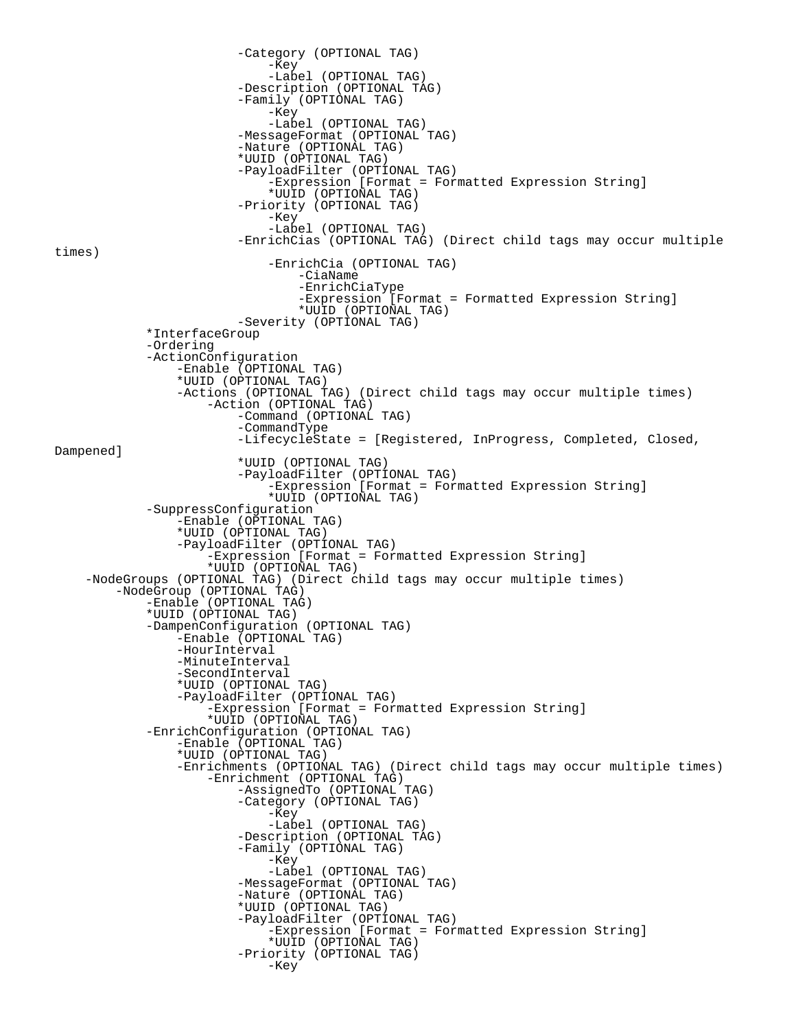```
                        -Category (OPTIONAL TAG)
                            -Key
                            -Label (OPTIONAL TAG)
                        -Description (OPTIONAL TAG)
                        -Family (OPTIONAL TAG)
                            -Key
                            -Label (OPTIONAL TAG)
                        -MessageFormat (OPTIONAL TAG)
                        -Nature (OPTIONAL TAG)
                        *UUID (OPTIONAL TAG)
                        -PayloadFilter (OPTIONAL TAG)
                            -Expression [Format = Formatted Expression String]
                            *UUID (OPTIONAL TAG)
                        -Priority (OPTIONAL TAG)
                            -Key
                            -Label (OPTIONAL TAG)
                        -EnrichCias (OPTIONAL TAG) (Direct child tags may occur multiple
times)
                            -EnrichCia (OPTIONAL TAG)
                                -CiaName
                                -EnrichCiaType
                                -Expression [Format = Formatted Expression String]
                                *UUID (OPTIONAL TAG)
                        -Severity (OPTIONAL TAG)
            *InterfaceGroup
            -Ordering
            -ActionConfiguration
                -Enable (OPTIONAL TAG)
                *UUID (OPTIONAL TAG)
                -Actions (OPTIONAL TAG) (Direct child tags may occur multiple times)
                    -Action (OPTIONAL TAG)
                        -Command (OPTIONAL TAG)
                        -CommandType
                        -LifecycleState = [Registered, InProgress, Completed, Closed,
Dampened]
                        *UUID (OPTIONAL TAG)
                        -PayloadFilter (OPTIONAL TAG)
                            -Expression [Format = Formatted Expression String]
                            *UUID (OPTIONAL TAG)
            -SuppressConfiguration
                -Enable (OPTIONAL TAG)
                *UUID (OPTIONAL TAG)
                -PayloadFilter (OPTIONAL TAG)
                    -Expression [Format = Formatted Expression String]
                    *UUID (OPTIONAL TAG)
    -NodeGroups (OPTIONAL TAG) (Direct child tags may occur multiple times)
        -NodeGroup (OPTIONAL TAG)
            -Enable (OPTIONAL TAG)
            *UUID (OPTIONAL TAG)
            -DampenConfiguration (OPTIONAL TAG)
                -Enable (OPTIONAL TAG)
                -HourInterval
                -MinuteInterval
                -SecondInterval
                *UUID (OPTIONAL TAG)
                -PayloadFilter (OPTIONAL TAG)
                    -Expression [Format = Formatted Expression String]
                    *UUID (OPTIONAL TAG)
            -EnrichConfiguration (OPTIONAL TAG)
                -Enable (OPTIONAL TAG)
                *UUID (OPTIONAL TAG)
                -Enrichments (OPTIONAL TAG) (Direct child tags may occur multiple times)
                    -Enrichment (OPTIONAL TAG)
                        -AssignedTo (OPTIONAL TAG)
                        -Category (OPTIONAL TAG)
                            -Key
                            -Label (OPTIONAL TAG)
                        -Description (OPTIONAL TAG)
                        -Family (OPTIONAL TAG)
                            -Key
                            -Label (OPTIONAL TAG)
                        -MessageFormat (OPTIONAL TAG)
                        -Nature (OPTIONAL TAG)
                        *UUID (OPTIONAL TAG)
                        -PayloadFilter (OPTIONAL TAG)
                            -Expression [Format = Formatted Expression String]
                            *UUID (OPTIONAL TAG)
                        -Priority (OPTIONAL TAG)
                            -Key
```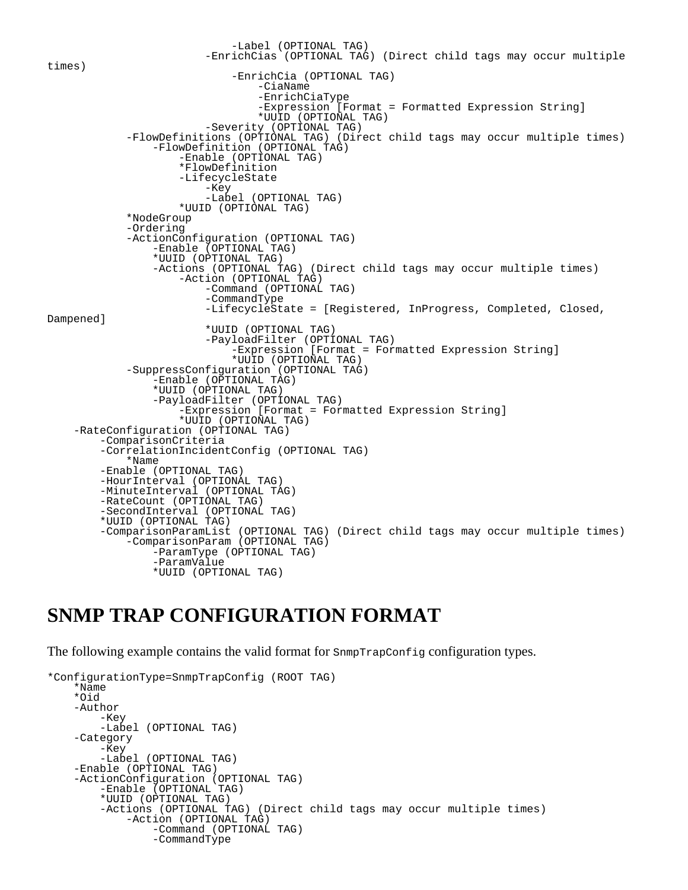```
                            -Label (OPTIONAL TAG)
                        -EnrichCias (OPTIONAL TAG) (Direct child tags may occur multiple
times)
                            -EnrichCia (OPTIONAL TAG)
                                -CiaName
                                -EnrichCiaType
                                -Expression [Format = Formatted Expression String]
                                *UUID (OPTIONAL TAG)
                        -Severity (OPTIONAL TAG)
            -FlowDefinitions (OPTIONAL TAG) (Direct child tags may occur multiple times)
                -FlowDefinition (OPTIONAL TAG)
                    -Enable (OPTIONAL TAG)
                    *FlowDefinition
                    -LifecycleState
                        -Key
                        -Label (OPTIONAL TAG)
                    *UUID (OPTIONAL TAG)
            *NodeGroup
            -Ordering
            -ActionConfiguration (OPTIONAL TAG)
                -Enable (OPTIONAL TAG)
                *UUID (OPTIONAL TAG)
                -Actions (OPTIONAL TAG) (Direct child tags may occur multiple times)
                    -Action (OPTIONAL TAG)
                        -Command (OPTIONAL TAG)
                        -CommandType
                        -LifecycleState = [Registered, InProgress, Completed, Closed,
Dampened]
                        *UUID (OPTIONAL TAG)
                        -PayloadFilter (OPTIONAL TAG)
                            -Expression [Format = Formatted Expression String]
                            *UUID (OPTIONAL TAG)
            -SuppressConfiguration (OPTIONAL TAG)
                -Enable (OPTIONAL TAG)
                *UUID (OPTIONAL TAG)
                -PayloadFilter (OPTIONAL TAG)
                    -Expression [Format = Formatted Expression String]
                    *UUID (OPTIONAL TAG)
    -RateConfiguration (OPTIONAL TAG)
        -ComparisonCriteria
        -CorrelationIncidentConfig (OPTIONAL TAG)
            *Name
        -Enable (OPTIONAL TAG)
        -HourInterval (OPTIONAL TAG)
        -MinuteInterval (OPTIONAL TAG)
        -RateCount (OPTIONAL TAG)
        -SecondInterval (OPTIONAL TAG)
        *UUID (OPTIONAL TAG)
        -ComparisonParamList (OPTIONAL TAG) (Direct child tags may occur multiple times)
            -ComparisonParam (OPTIONAL TAG)
                -ParamType (OPTIONAL TAG)
                -ParamValue
                *UUID (OPTIONAL TAG)
```

## SNMP TRAP CONFIGURATION FORMAT

The following example contains the valid format for `SnmpTrapConfig` configuration types.

```
*ConfigurationType=SnmpTrapConfig (ROOT TAG)
    *Name
    *Oid
    -Author
        -Key
        -Label (OPTIONAL TAG)
    -Category
        -Key
        -Label (OPTIONAL TAG)
    -Enable (OPTIONAL TAG)
    -ActionConfiguration (OPTIONAL TAG)
        -Enable (OPTIONAL TAG)
        *UUID (OPTIONAL TAG)
        -Actions (OPTIONAL TAG) (Direct child tags may occur multiple times)
            -Action (OPTIONAL TAG)
                -Command (OPTIONAL TAG)
                -CommandType
```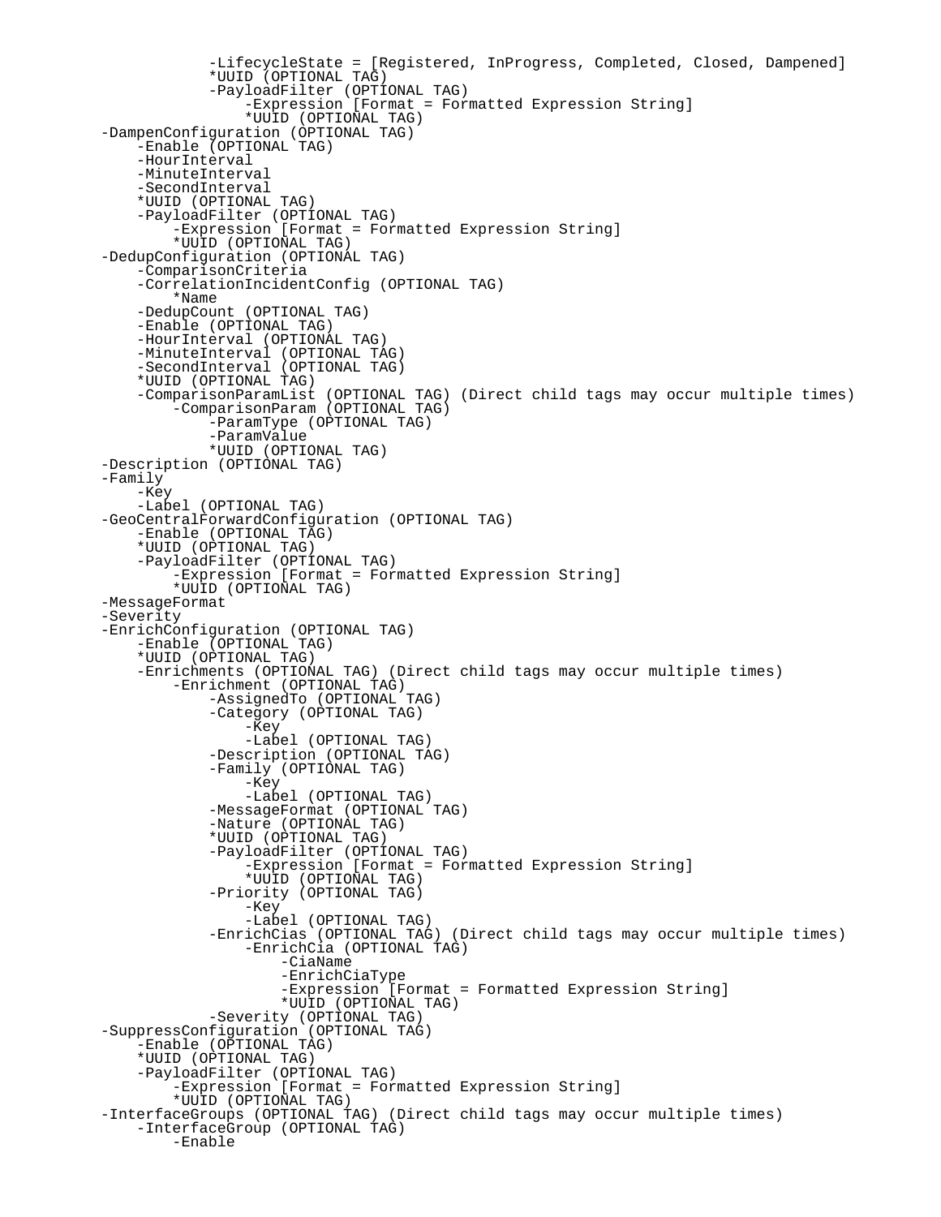```
            -LifecycleState = [Registered, InProgress, Completed, Closed, Dampened]
            *UUID (OPTIONAL TAG)
            -PayloadFilter (OPTIONAL TAG)
                -Expression [Format = Formatted Expression String]
                *UUID (OPTIONAL TAG)
    -DampenConfiguration (OPTIONAL TAG)
        -Enable (OPTIONAL TAG)
        -HourInterval
        -MinuteInterval
        -SecondInterval
        *UUID (OPTIONAL TAG)
        -PayloadFilter (OPTIONAL TAG)
            -Expression [Format = Formatted Expression String]
            *UUID (OPTIONAL TAG)
    -DedupConfiguration (OPTIONAL TAG)
        -ComparisonCriteria
        -CorrelationIncidentConfig (OPTIONAL TAG)
            *Name
        -DedupCount (OPTIONAL TAG)
        -Enable (OPTIONAL TAG)
        -HourInterval (OPTIONAL TAG)
        -MinuteInterval (OPTIONAL TAG)
        -SecondInterval (OPTIONAL TAG)
        *UUID (OPTIONAL TAG)
        -ComparisonParamList (OPTIONAL TAG) (Direct child tags may occur multiple times)
            -ComparisonParam (OPTIONAL TAG)
                -ParamType (OPTIONAL TAG)
                -ParamValue
                *UUID (OPTIONAL TAG)
    -Description (OPTIONAL TAG)
    -Family
        -Key
        -Label (OPTIONAL TAG)
    -GeoCentralForwardConfiguration (OPTIONAL TAG)
        -Enable (OPTIONAL TAG)
        *UUID (OPTIONAL TAG)
        -PayloadFilter (OPTIONAL TAG)
            -Expression [Format = Formatted Expression String]
            *UUID (OPTIONAL TAG)
    -MessageFormat
    -Severity
    -EnrichConfiguration (OPTIONAL TAG)
        -Enable (OPTIONAL TAG)
        *UUID (OPTIONAL TAG)
        -Enrichments (OPTIONAL TAG) (Direct child tags may occur multiple times)
            -Enrichment (OPTIONAL TAG)
                -AssignedTo (OPTIONAL TAG)
                -Category (OPTIONAL TAG)
                    -Key
                    -Label (OPTIONAL TAG)
                -Description (OPTIONAL TAG)
                -Family (OPTIONAL TAG)
                    -Key
                    -Label (OPTIONAL TAG)
                -MessageFormat (OPTIONAL TAG)
                -Nature (OPTIONAL TAG)
                *UUID (OPTIONAL TAG)
                -PayloadFilter (OPTIONAL TAG)
                    -Expression [Format = Formatted Expression String]
                    *UUID (OPTIONAL TAG)
                -Priority (OPTIONAL TAG)
                    -Key
                    -Label (OPTIONAL TAG)
                -EnrichCias (OPTIONAL TAG) (Direct child tags may occur multiple times)
                    -EnrichCia (OPTIONAL TAG)
                        -CiaName
                        -EnrichCiaType
                        -Expression [Format = Formatted Expression String]
                        *UUID (OPTIONAL TAG)
                -Severity (OPTIONAL TAG)
    -SuppressConfiguration (OPTIONAL TAG)
        -Enable (OPTIONAL TAG)
        *UUID (OPTIONAL TAG)
        -PayloadFilter (OPTIONAL TAG)
            -Expression [Format = Formatted Expression String]
            *UUID (OPTIONAL TAG)
    -InterfaceGroups (OPTIONAL TAG) (Direct child tags may occur multiple times)
        -InterfaceGroup (OPTIONAL TAG)
            -Enable
```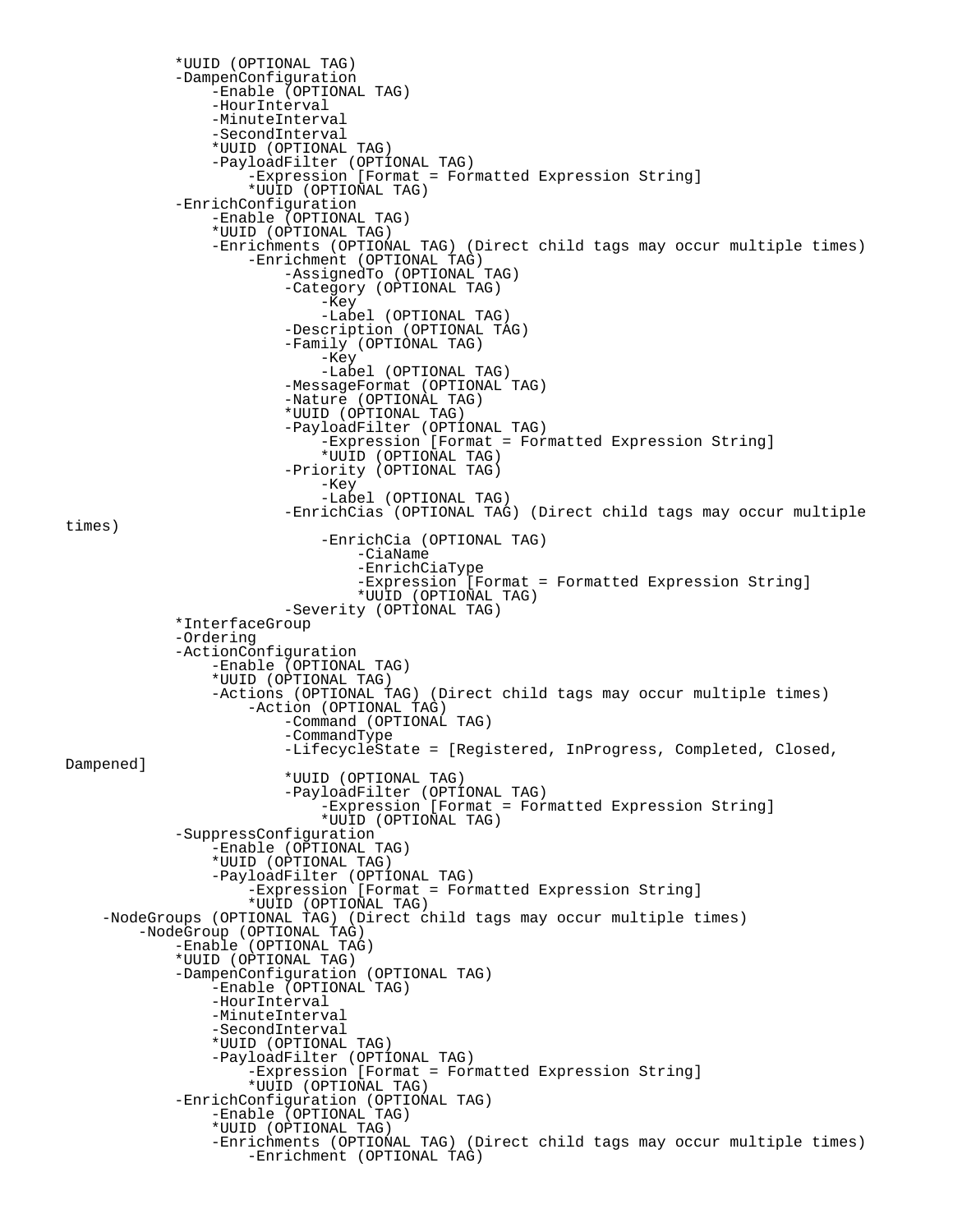```
            *UUID (OPTIONAL TAG)
            -DampenConfiguration
                -Enable (OPTIONAL TAG)
                -HourInterval
                -MinuteInterval
                -SecondInterval
                *UUID (OPTIONAL TAG)
                -PayloadFilter (OPTIONAL TAG)
                    -Expression [Format = Formatted Expression String]
                    *UUID (OPTIONAL TAG)
            -EnrichConfiguration
                -Enable (OPTIONAL TAG)
                *UUID (OPTIONAL TAG)
                -Enrichments (OPTIONAL TAG) (Direct child tags may occur multiple times)
                    -Enrichment (OPTIONAL TAG)
                        -AssignedTo (OPTIONAL TAG)
                        -Category (OPTIONAL TAG)
                            -Key
                            -Label (OPTIONAL TAG)
                        -Description (OPTIONAL TAG)
                        -Family (OPTIONAL TAG)
                            -Key
                            -Label (OPTIONAL TAG)
                        -MessageFormat (OPTIONAL TAG)
                        -Nature (OPTIONAL TAG)
                        *UUID (OPTIONAL TAG)
                        -PayloadFilter (OPTIONAL TAG)
                            -Expression [Format = Formatted Expression String]
                            *UUID (OPTIONAL TAG)
                        -Priority (OPTIONAL TAG)
                            -Key
                            -Label (OPTIONAL TAG)
                        -EnrichCias (OPTIONAL TAG) (Direct child tags may occur multiple
times)
                            -EnrichCia (OPTIONAL TAG)
                                -CiaName
                                -EnrichCiaType
                                -Expression [Format = Formatted Expression String]
                                *UUID (OPTIONAL TAG)
                        -Severity (OPTIONAL TAG)
            *InterfaceGroup
            -Ordering
            -ActionConfiguration
                -Enable (OPTIONAL TAG)
                *UUID (OPTIONAL TAG)
                -Actions (OPTIONAL TAG) (Direct child tags may occur multiple times)
                    -Action (OPTIONAL TAG)
                        -Command (OPTIONAL TAG)
                        -CommandType
                        -LifecycleState = [Registered, InProgress, Completed, Closed,
Dampened]
                        *UUID (OPTIONAL TAG)
                        -PayloadFilter (OPTIONAL TAG)
                            -Expression [Format = Formatted Expression String]
                            *UUID (OPTIONAL TAG)
            -SuppressConfiguration
                -Enable (OPTIONAL TAG)
                *UUID (OPTIONAL TAG)
                -PayloadFilter (OPTIONAL TAG)
                    -Expression [Format = Formatted Expression String]
                    *UUID (OPTIONAL TAG)
    -NodeGroups (OPTIONAL TAG) (Direct child tags may occur multiple times)
        -NodeGroup (OPTIONAL TAG)
            -Enable (OPTIONAL TAG)
            *UUID (OPTIONAL TAG)
            -DampenConfiguration (OPTIONAL TAG)
                -Enable (OPTIONAL TAG)
                -HourInterval
                -MinuteInterval
                -SecondInterval
                *UUID (OPTIONAL TAG)
                -PayloadFilter (OPTIONAL TAG)
                    -Expression [Format = Formatted Expression String]
                    *UUID (OPTIONAL TAG)
            -EnrichConfiguration (OPTIONAL TAG)
                -Enable (OPTIONAL TAG)
                *UUID (OPTIONAL TAG)
                -Enrichments (OPTIONAL TAG) (Direct child tags may occur multiple times)
                    -Enrichment (OPTIONAL TAG)
```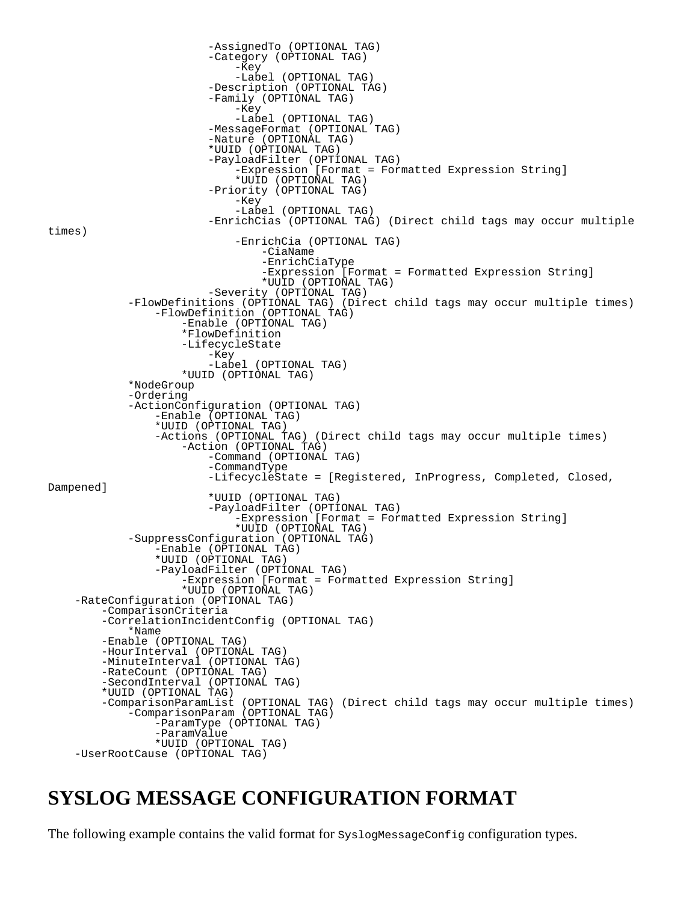```
                        -AssignedTo (OPTIONAL TAG)
                        -Category (OPTIONAL TAG)
                            -Key
                            -Label (OPTIONAL TAG)
                        -Description (OPTIONAL TAG)
                        -Family (OPTIONAL TAG)
                            -Key
                            -Label (OPTIONAL TAG)
                        -MessageFormat (OPTIONAL TAG)
                        -Nature (OPTIONAL TAG)
                        *UUID (OPTIONAL TAG)
                        -PayloadFilter (OPTIONAL TAG)
                            -Expression [Format = Formatted Expression String]
                            *UUID (OPTIONAL TAG)
                        -Priority (OPTIONAL TAG)
                            -Key
                            -Label (OPTIONAL TAG)
                        -EnrichCias (OPTIONAL TAG) (Direct child tags may occur multiple
times)
                            -EnrichCia (OPTIONAL TAG)
                                -CiaName
                                -EnrichCiaType
                                -Expression [Format = Formatted Expression String]
                                *UUID (OPTIONAL TAG)
                        -Severity (OPTIONAL TAG)
            -FlowDefinitions (OPTIONAL TAG) (Direct child tags may occur multiple times)
                -FlowDefinition (OPTIONAL TAG)
                    -Enable (OPTIONAL TAG)
                    *FlowDefinition
                    -LifecycleState
                        -Key
                        -Label (OPTIONAL TAG)
                    *UUID (OPTIONAL TAG)
            *NodeGroup
            -Ordering
            -ActionConfiguration (OPTIONAL TAG)
                -Enable (OPTIONAL TAG)
                *UUID (OPTIONAL TAG)
                -Actions (OPTIONAL TAG) (Direct child tags may occur multiple times)
                    -Action (OPTIONAL TAG)
                        -Command (OPTIONAL TAG)
                        -CommandType
                        -LifecycleState = [Registered, InProgress, Completed, Closed,
Dampened]
                        *UUID (OPTIONAL TAG)
                        -PayloadFilter (OPTIONAL TAG)
                            -Expression [Format = Formatted Expression String]
                            *UUID (OPTIONAL TAG)
            -SuppressConfiguration (OPTIONAL TAG)
                -Enable (OPTIONAL TAG)
                *UUID (OPTIONAL TAG)
                -PayloadFilter (OPTIONAL TAG)
                    -Expression [Format = Formatted Expression String]
                    *UUID (OPTIONAL TAG)
    -RateConfiguration (OPTIONAL TAG)
        -ComparisonCriteria
        -CorrelationIncidentConfig (OPTIONAL TAG)
            *Name
        -Enable (OPTIONAL TAG)
        -HourInterval (OPTIONAL TAG)
        -MinuteInterval (OPTIONAL TAG)
        -RateCount (OPTIONAL TAG)
        -SecondInterval (OPTIONAL TAG)
        *UUID (OPTIONAL TAG)
        -ComparisonParamList (OPTIONAL TAG) (Direct child tags may occur multiple times)
            -ComparisonParam (OPTIONAL TAG)
                -ParamType (OPTIONAL TAG)
                -ParamValue
                *UUID (OPTIONAL TAG)
    -UserRootCause (OPTIONAL TAG)
```

## SYSLOG MESSAGE CONFIGURATION FORMAT

The following example contains the valid format for `SyslogMessageConfig` configuration types.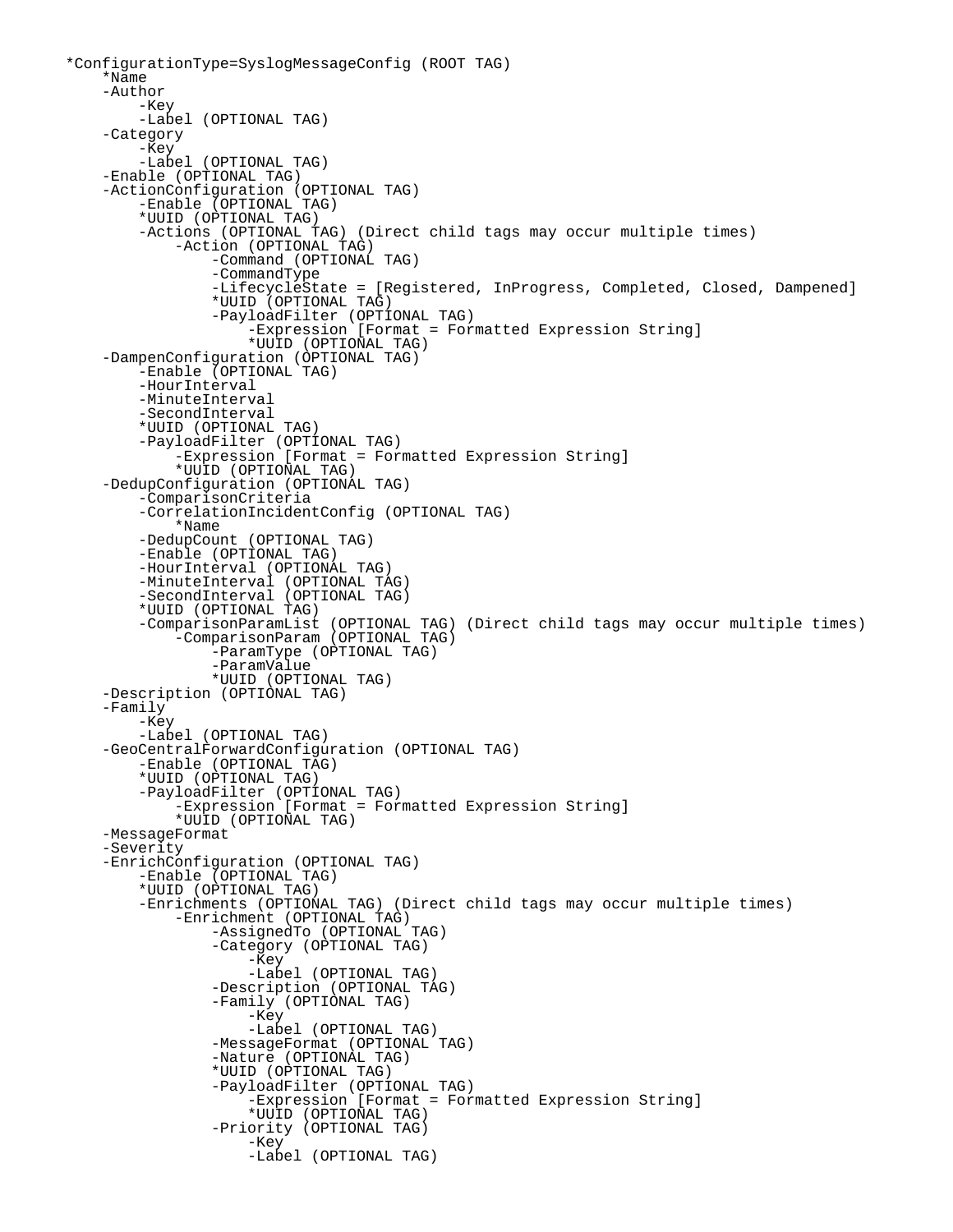```
*ConfigurationType=SyslogMessageConfig (ROOT TAG)
    *Name
    -Author
        -Key
        -Label (OPTIONAL TAG)
    -Category
        -Key
        -Label (OPTIONAL TAG)
    -Enable (OPTIONAL TAG)
    -ActionConfiguration (OPTIONAL TAG)
        -Enable (OPTIONAL TAG)
        *UUID (OPTIONAL TAG)
        -Actions (OPTIONAL TAG) (Direct child tags may occur multiple times)
            -Action (OPTIONAL TAG)
                -Command (OPTIONAL TAG)
                -CommandType
                -LifecycleState = [Registered, InProgress, Completed, Closed, Dampened]
                *UUID (OPTIONAL TAG)
                -PayloadFilter (OPTIONAL TAG)
                    -Expression [Format = Formatted Expression String]
                    *UUID (OPTIONAL TAG)
    -DampenConfiguration (OPTIONAL TAG)
        -Enable (OPTIONAL TAG)
        -HourInterval
        -MinuteInterval
        -SecondInterval
        *UUID (OPTIONAL TAG)
        -PayloadFilter (OPTIONAL TAG)
            -Expression [Format = Formatted Expression String]
            *UUID (OPTIONAL TAG)
    -DedupConfiguration (OPTIONAL TAG)
        -ComparisonCriteria
        -CorrelationIncidentConfig (OPTIONAL TAG)
            *Name
        -DedupCount (OPTIONAL TAG)
        -Enable (OPTIONAL TAG)
        -HourInterval (OPTIONAL TAG)
        -MinuteInterval (OPTIONAL TAG)
        -SecondInterval (OPTIONAL TAG)
        *UUID (OPTIONAL TAG)
        -ComparisonParamList (OPTIONAL TAG) (Direct child tags may occur multiple times)
            -ComparisonParam (OPTIONAL TAG)
                -ParamType (OPTIONAL TAG)
                -ParamValue
                *UUID (OPTIONAL TAG)
    -Description (OPTIONAL TAG)
    -Family
        -Key
        -Label (OPTIONAL TAG)
    -GeoCentralForwardConfiguration (OPTIONAL TAG)
        -Enable (OPTIONAL TAG)
        *UUID (OPTIONAL TAG)
        -PayloadFilter (OPTIONAL TAG)
            -Expression [Format = Formatted Expression String]
            *UUID (OPTIONAL TAG)
    -MessageFormat
    -Severity
    -EnrichConfiguration (OPTIONAL TAG)
        -Enable (OPTIONAL TAG)
        *UUID (OPTIONAL TAG)
        -Enrichments (OPTIONAL TAG) (Direct child tags may occur multiple times)
            -Enrichment (OPTIONAL TAG)
                -AssignedTo (OPTIONAL TAG)
                -Category (OPTIONAL TAG)
                    -Key
                    -Label (OPTIONAL TAG)
                -Description (OPTIONAL TAG)
                -Family (OPTIONAL TAG)
                    -Key
                    -Label (OPTIONAL TAG)
                -MessageFormat (OPTIONAL TAG)
                -Nature (OPTIONAL TAG)
                *UUID (OPTIONAL TAG)
                -PayloadFilter (OPTIONAL TAG)
                    -Expression [Format = Formatted Expression String]
                    *UUID (OPTIONAL TAG)
                -Priority (OPTIONAL TAG)
                    -Key
                    -Label (OPTIONAL TAG)
```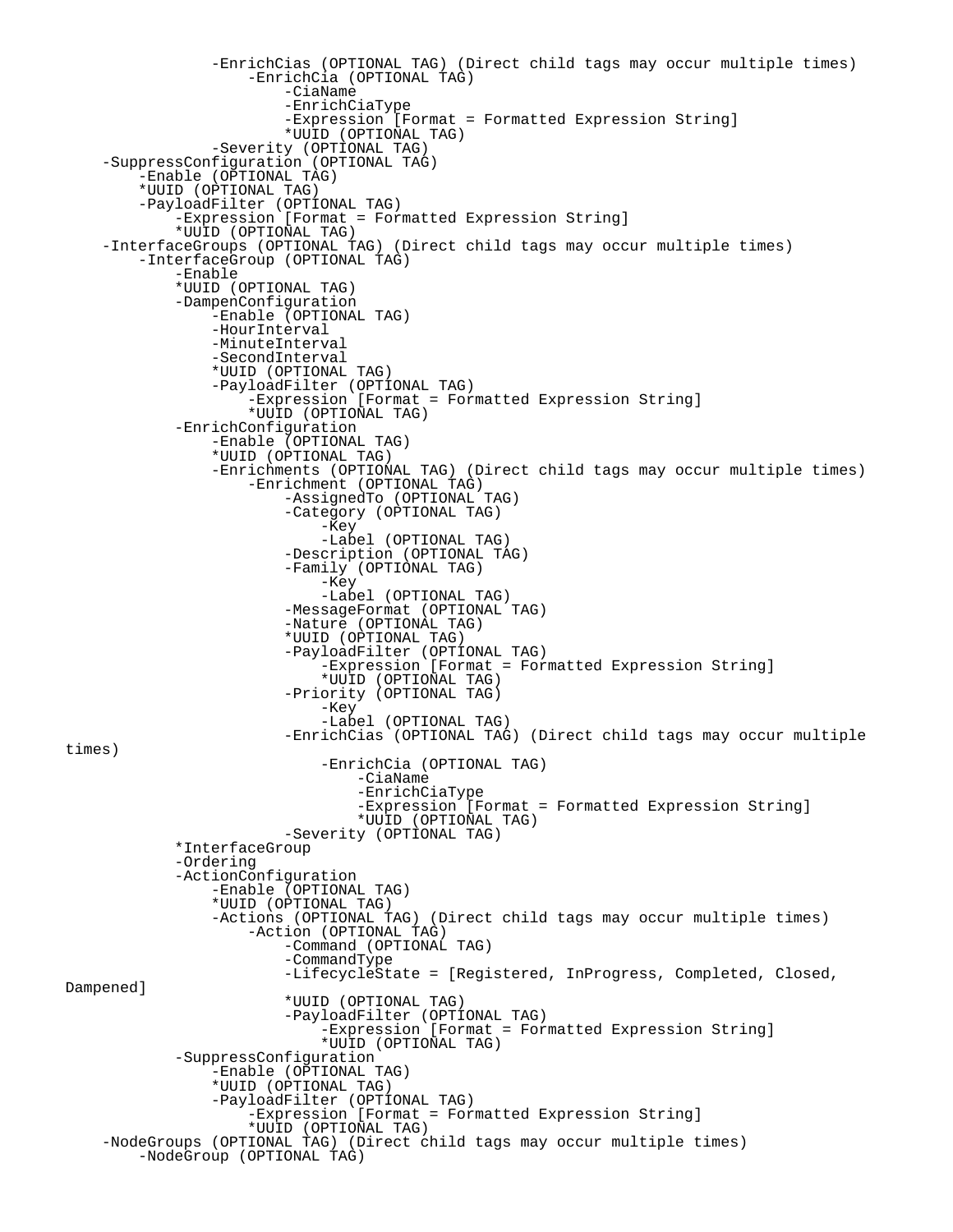```
                -EnrichCias (OPTIONAL TAG) (Direct child tags may occur multiple times)
                    -EnrichCia (OPTIONAL TAG)
                        -CiaName
                        -EnrichCiaType
                        -Expression [Format = Formatted Expression String]
                        *UUID (OPTIONAL TAG)
                -Severity (OPTIONAL TAG)
    -SuppressConfiguration (OPTIONAL TAG)
        -Enable (OPTIONAL TAG)
        *UUID (OPTIONAL TAG)
        -PayloadFilter (OPTIONAL TAG)
            -Expression [Format = Formatted Expression String]
            *UUID (OPTIONAL TAG)
    -InterfaceGroups (OPTIONAL TAG) (Direct child tags may occur multiple times)
        -InterfaceGroup (OPTIONAL TAG)
            -Enable
            *UUID (OPTIONAL TAG)
            -DampenConfiguration
                -Enable (OPTIONAL TAG)
                -HourInterval
                -MinuteInterval
                -SecondInterval
                *UUID (OPTIONAL TAG)
                -PayloadFilter (OPTIONAL TAG)
                    -Expression [Format = Formatted Expression String]
                    *UUID (OPTIONAL TAG)
            -EnrichConfiguration
                -Enable (OPTIONAL TAG)
                *UUID (OPTIONAL TAG)
                -Enrichments (OPTIONAL TAG) (Direct child tags may occur multiple times)
                    -Enrichment (OPTIONAL TAG)
                        -AssignedTo (OPTIONAL TAG)
                        -Category (OPTIONAL TAG)
                            -Key
                            -Label (OPTIONAL TAG)
                        -Description (OPTIONAL TAG)
                        -Family (OPTIONAL TAG)
                            -Key
                            -Label (OPTIONAL TAG)
                        -MessageFormat (OPTIONAL TAG)
                        -Nature (OPTIONAL TAG)
                        *UUID (OPTIONAL TAG)
                        -PayloadFilter (OPTIONAL TAG)
                            -Expression [Format = Formatted Expression String]
                            *UUID (OPTIONAL TAG)
                        -Priority (OPTIONAL TAG)
                            -Key
                            -Label (OPTIONAL TAG)
                        -EnrichCias (OPTIONAL TAG) (Direct child tags may occur multiple 
times)
                            -EnrichCia (OPTIONAL TAG)
                                -CiaName
                                -EnrichCiaType
                                -Expression [Format = Formatted Expression String]
                                *UUID (OPTIONAL TAG)
                        -Severity (OPTIONAL TAG)
            *InterfaceGroup
            -Ordering
            -ActionConfiguration
                -Enable (OPTIONAL TAG)
                *UUID (OPTIONAL TAG)
                -Actions (OPTIONAL TAG) (Direct child tags may occur multiple times)
                    -Action (OPTIONAL TAG)
                        -Command (OPTIONAL TAG)
                        -CommandType
                        -LifecycleState = [Registered, InProgress, Completed, Closed, 
Dampened]
                        *UUID (OPTIONAL TAG)
                        -PayloadFilter (OPTIONAL TAG)
                            -Expression [Format = Formatted Expression String]
                            *UUID (OPTIONAL TAG)
            -SuppressConfiguration
                -Enable (OPTIONAL TAG)
                *UUID (OPTIONAL TAG)
                -PayloadFilter (OPTIONAL TAG)
                    -Expression [Format = Formatted Expression String]
                    *UUID (OPTIONAL TAG)
    -NodeGroups (OPTIONAL TAG) (Direct child tags may occur multiple times)
        -NodeGroup (OPTIONAL TAG)
```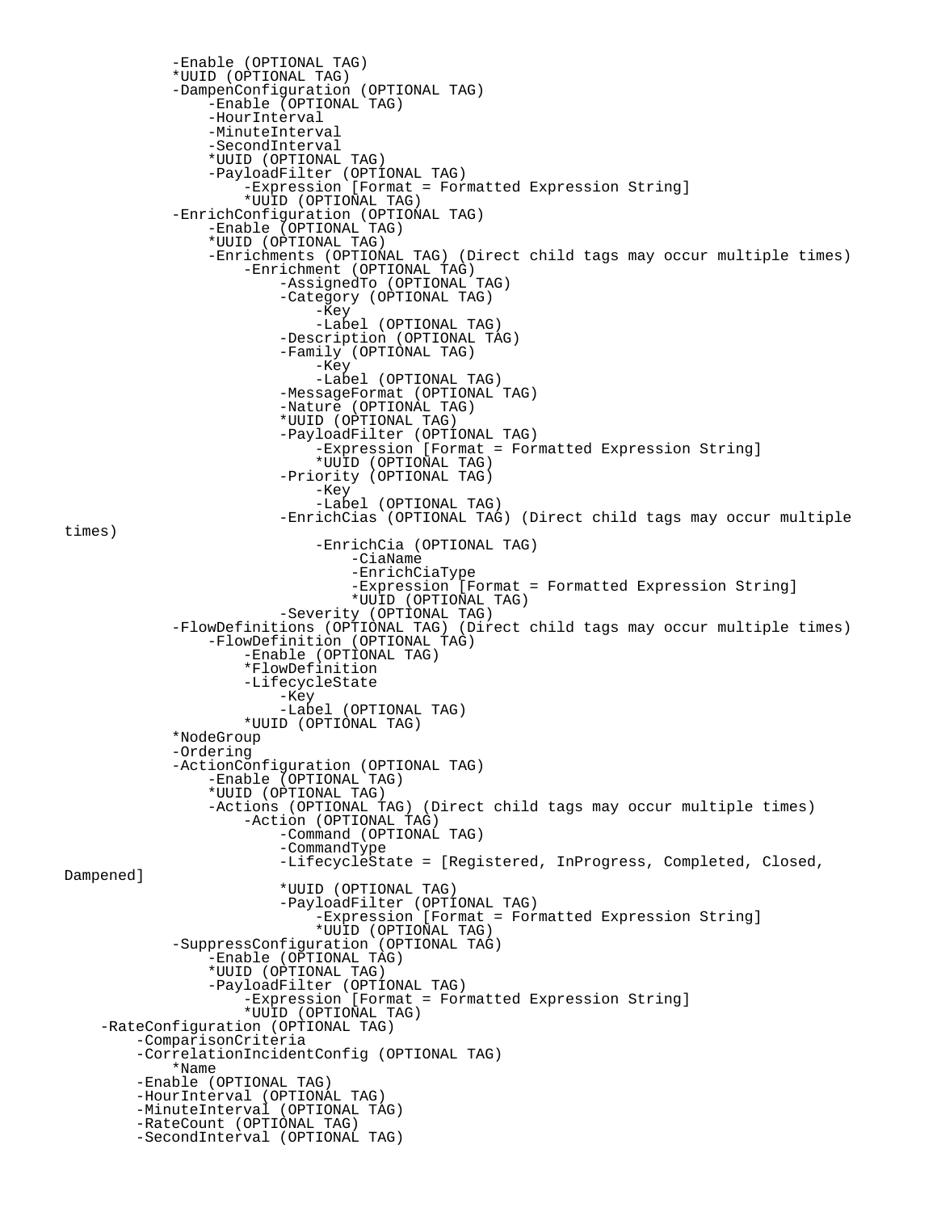```
            -Enable (OPTIONAL TAG)
            *UUID (OPTIONAL TAG)
            -DampenConfiguration (OPTIONAL TAG)
                -Enable (OPTIONAL TAG)
                -HourInterval
                -MinuteInterval
                -SecondInterval
                *UUID (OPTIONAL TAG)
                -PayloadFilter (OPTIONAL TAG)
                    -Expression [Format = Formatted Expression String]
                    *UUID (OPTIONAL TAG)
            -EnrichConfiguration (OPTIONAL TAG)
                -Enable (OPTIONAL TAG)
                *UUID (OPTIONAL TAG)
                -Enrichments (OPTIONAL TAG) (Direct child tags may occur multiple times)
                    -Enrichment (OPTIONAL TAG)
                        -AssignedTo (OPTIONAL TAG)
                        -Category (OPTIONAL TAG)
                            -Key
                            -Label (OPTIONAL TAG)
                        -Description (OPTIONAL TAG)
                        -Family (OPTIONAL TAG)
                            -Key
                            -Label (OPTIONAL TAG)
                        -MessageFormat (OPTIONAL TAG)
                        -Nature (OPTIONAL TAG)
                        *UUID (OPTIONAL TAG)
                        -PayloadFilter (OPTIONAL TAG)
                            -Expression [Format = Formatted Expression String]
                            *UUID (OPTIONAL TAG)
                        -Priority (OPTIONAL TAG)
                            -Key
                            -Label (OPTIONAL TAG)
                        -EnrichCias (OPTIONAL TAG) (Direct child tags may occur multiple
times)
                            -EnrichCia (OPTIONAL TAG)
                                -CiaName
                                -EnrichCiaType
                                -Expression [Format = Formatted Expression String]
                                *UUID (OPTIONAL TAG)
                        -Severity (OPTIONAL TAG)
            -FlowDefinitions (OPTIONAL TAG) (Direct child tags may occur multiple times)
                -FlowDefinition (OPTIONAL TAG)
                    -Enable (OPTIONAL TAG)
                    *FlowDefinition
                    -LifecycleState
                        -Key
                        -Label (OPTIONAL TAG)
                    *UUID (OPTIONAL TAG)
            *NodeGroup
            -Ordering
            -ActionConfiguration (OPTIONAL TAG)
                -Enable (OPTIONAL TAG)
                *UUID (OPTIONAL TAG)
                -Actions (OPTIONAL TAG) (Direct child tags may occur multiple times)
                    -Action (OPTIONAL TAG)
                        -Command (OPTIONAL TAG)
                        -CommandType
                        -LifecycleState = [Registered, InProgress, Completed, Closed,
Dampened]
                        *UUID (OPTIONAL TAG)
                        -PayloadFilter (OPTIONAL TAG)
                            -Expression [Format = Formatted Expression String]
                            *UUID (OPTIONAL TAG)
            -SuppressConfiguration (OPTIONAL TAG)
                -Enable (OPTIONAL TAG)
                *UUID (OPTIONAL TAG)
                -PayloadFilter (OPTIONAL TAG)
                    -Expression [Format = Formatted Expression String]
                    *UUID (OPTIONAL TAG)
    -RateConfiguration (OPTIONAL TAG)
        -ComparisonCriteria
        -CorrelationIncidentConfig (OPTIONAL TAG)
            *Name
        -Enable (OPTIONAL TAG)
        -HourInterval (OPTIONAL TAG)
        -MinuteInterval (OPTIONAL TAG)
        -RateCount (OPTIONAL TAG)
        -SecondInterval (OPTIONAL TAG)
```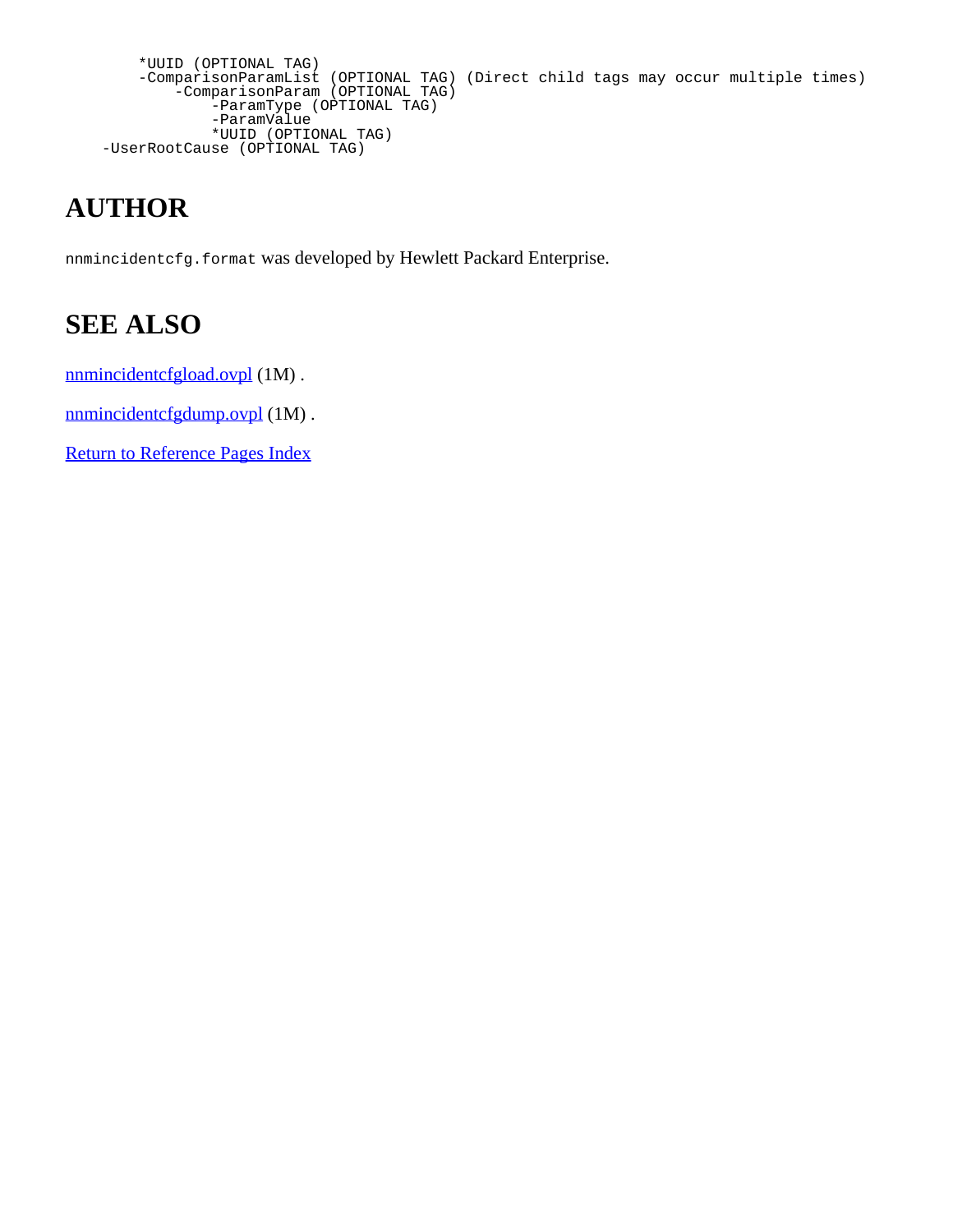```
        *UUID (OPTIONAL TAG)
        -ComparisonParamList (OPTIONAL TAG) (Direct child tags may occur multiple times)
            -ComparisonParam (OPTIONAL TAG)
                -ParamType (OPTIONAL TAG)
                -ParamValue
                *UUID (OPTIONAL TAG)
    -UserRootCause (OPTIONAL TAG)
```

## AUTHOR

`nnmincidentcfg.format` was developed by Hewlett Packard Enterprise.

## SEE ALSO

nnmincidentcfgload.ovpl (1M) .

nnmincidentcfgdump.ovpl (1M) .

Return to Reference Pages Index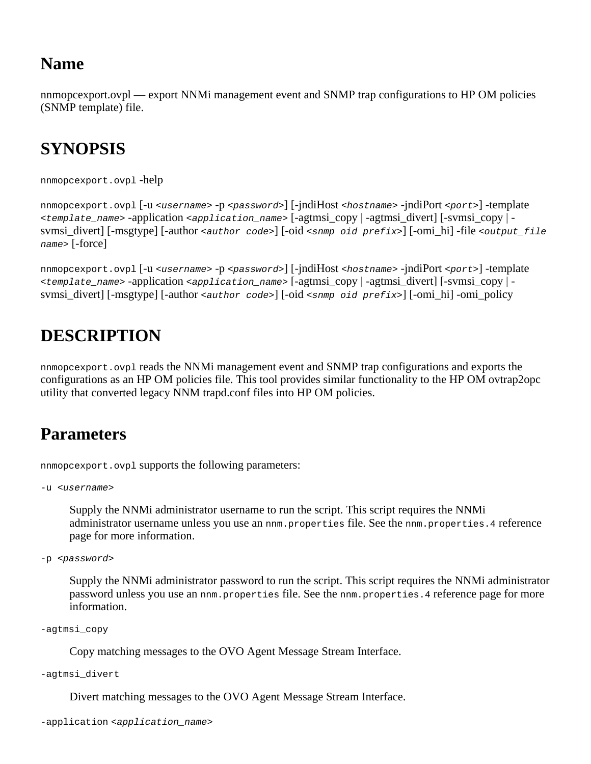## Name

nnmopcexport.ovpl — export NNMi management event and SNMP trap configurations to HP OM policies (SNMP template) file.

## SYNOPSIS

`nnmopcexport.ovpl` -help

`nnmopcexport.ovpl` [-u <*username*> -p <*password*>] [-jndiHost <*hostname*> -jndiPort <*port*>] -template <*template_name*> -application <*application_name*> [-agtmsi_copy | -agtmsi_divert] [-svmsi_copy | -svmsi_divert] [-msgtype] [-author <*author code*>] [-oid <*snmp oid prefix*>] [-omi_hi] -file <*output_file name*> [-force]

`nnmopcexport.ovpl` [-u <*username*> -p <*password*>] [-jndiHost <*hostname*> -jndiPort <*port*>] -template <*template_name*> -application <*application_name*> [-agtmsi_copy | -agtmsi_divert] [-svmsi_copy | -svmsi_divert] [-msgtype] [-author <*author code*>] [-oid <*snmp oid prefix*>] [-omi_hi] -omi_policy

## DESCRIPTION

`nnmopcexport.ovpl` reads the NNMi management event and SNMP trap configurations and exports the configurations as an HP OM policies file. This tool provides similar functionality to the HP OM ovtrap2opc utility that converted legacy NNM trapd.conf files into HP OM policies.

## Parameters

`nnmopcexport.ovpl` supports the following parameters:

`-u <username>`

> Supply the NNMi administrator username to run the script. This script requires the NNMi administrator username unless you use an `nnm.properties` file. See the `nnm.properties.4` reference page for more information.

`-p <password>`

> Supply the NNMi administrator password to run the script. This script requires the NNMi administrator password unless you use an `nnm.properties` file. See the `nnm.properties.4` reference page for more information.

`-agtmsi_copy`

> Copy matching messages to the OVO Agent Message Stream Interface.

`-agtmsi_divert`

> Divert matching messages to the OVO Agent Message Stream Interface.

`-application <application_name>`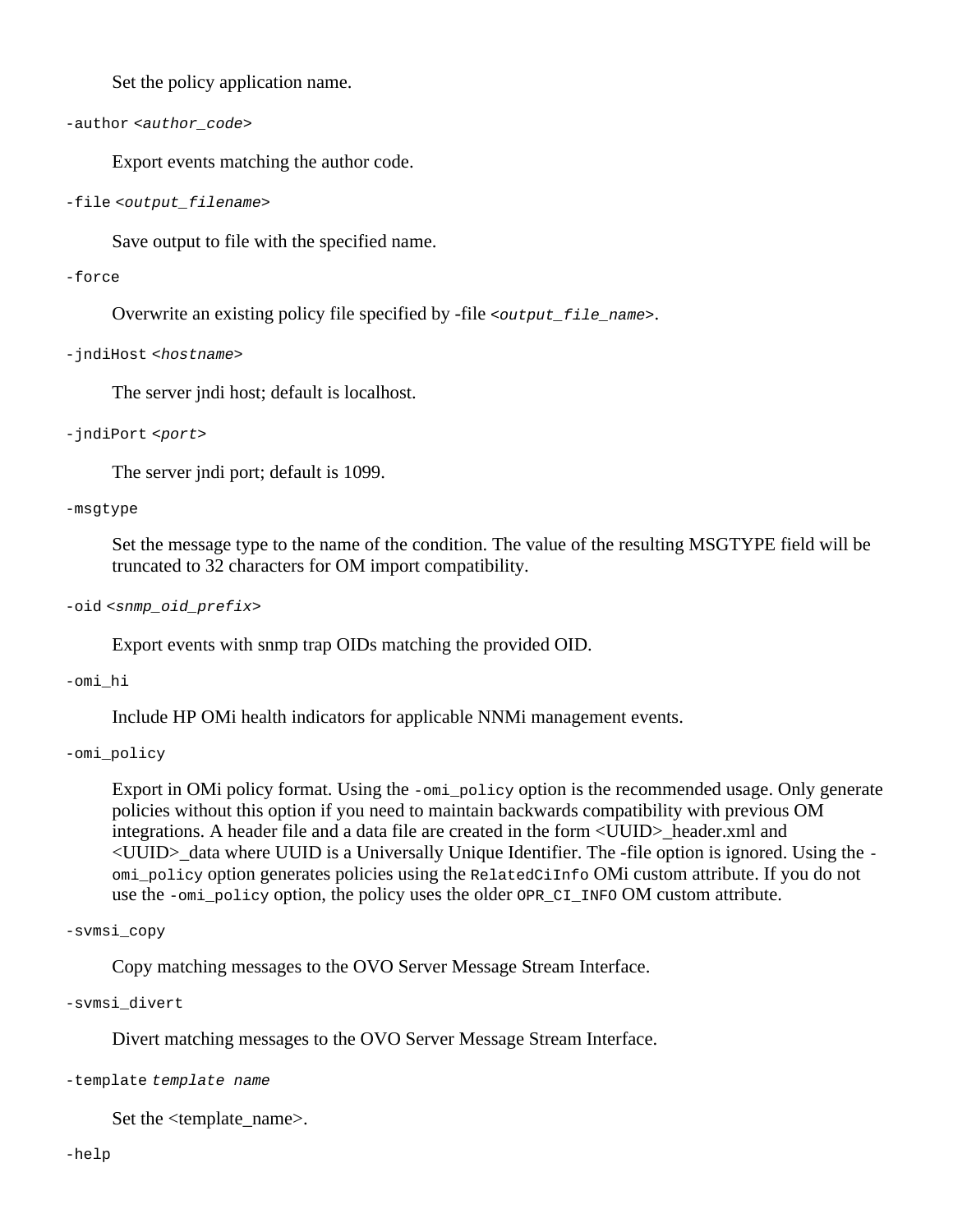Set the policy application name.

`-author <author_code>`

Export events matching the author code.

`-file <output_filename>`

Save output to file with the specified name.

`-force`

Overwrite an existing policy file specified by -file `<output_file_name>`.

`-jndiHost <hostname>`

The server jndi host; default is localhost.

`-jndiPort <port>`

The server jndi port; default is 1099.

`-msgtype`

Set the message type to the name of the condition. The value of the resulting MSGTYPE field will be truncated to 32 characters for OM import compatibility.

`-oid <snmp_oid_prefix>`

Export events with snmp trap OIDs matching the provided OID.

`-omi_hi`

Include HP OMi health indicators for applicable NNMi management events.

`-omi_policy`

Export in OMi policy format. Using the `-omi_policy` option is the recommended usage. Only generate policies without this option if you need to maintain backwards compatibility with previous OM integrations. A header file and a data file are created in the form <UUID>_header.xml and <UUID>_data where UUID is a Universally Unique Identifier. The -file option is ignored. Using the `-omi_policy` option generates policies using the `RelatedCiInfo` OMi custom attribute. If you do not use the `-omi_policy` option, the policy uses the older `OPR_CI_INFO` OM custom attribute.

`-svmsi_copy`

Copy matching messages to the OVO Server Message Stream Interface.

`-svmsi_divert`

Divert matching messages to the OVO Server Message Stream Interface.

`-template template name`

Set the <template_name>.

`-help`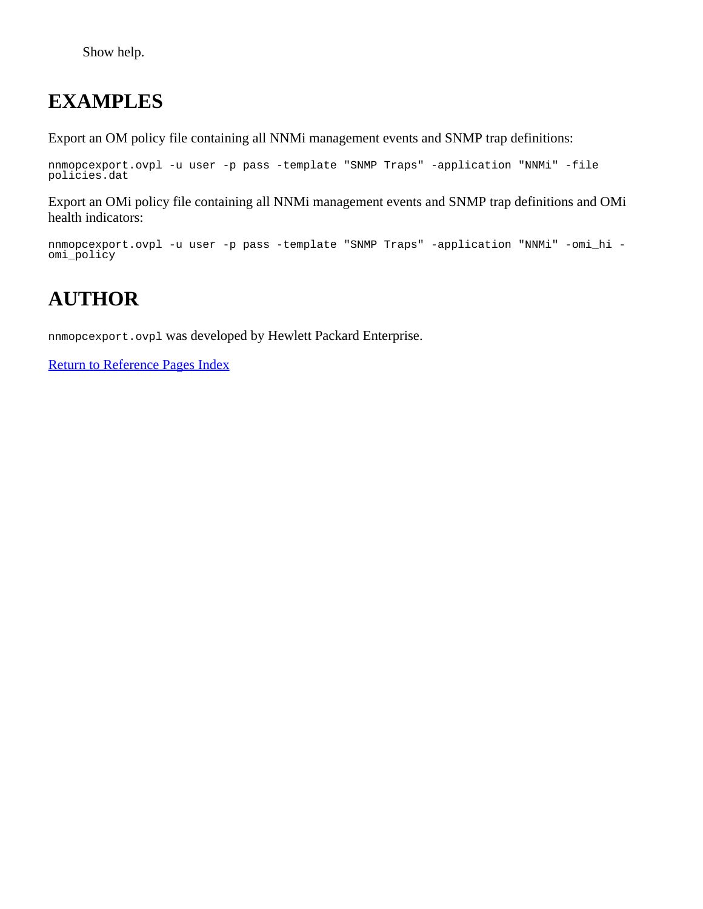Show help.

## EXAMPLES

Export an OM policy file containing all NNMi management events and SNMP trap definitions:

```
nnmopcexport.ovpl -u user -p pass -template "SNMP Traps" -application "NNMi" -file policies.dat
```

Export an OMi policy file containing all NNMi management events and SNMP trap definitions and OMi health indicators:

```
nnmopcexport.ovpl -u user -p pass -template "SNMP Traps" -application "NNMi" -omi_hi -omi_policy
```

## AUTHOR

`nnmopcexport.ovpl` was developed by Hewlett Packard Enterprise.

Return to Reference Pages Index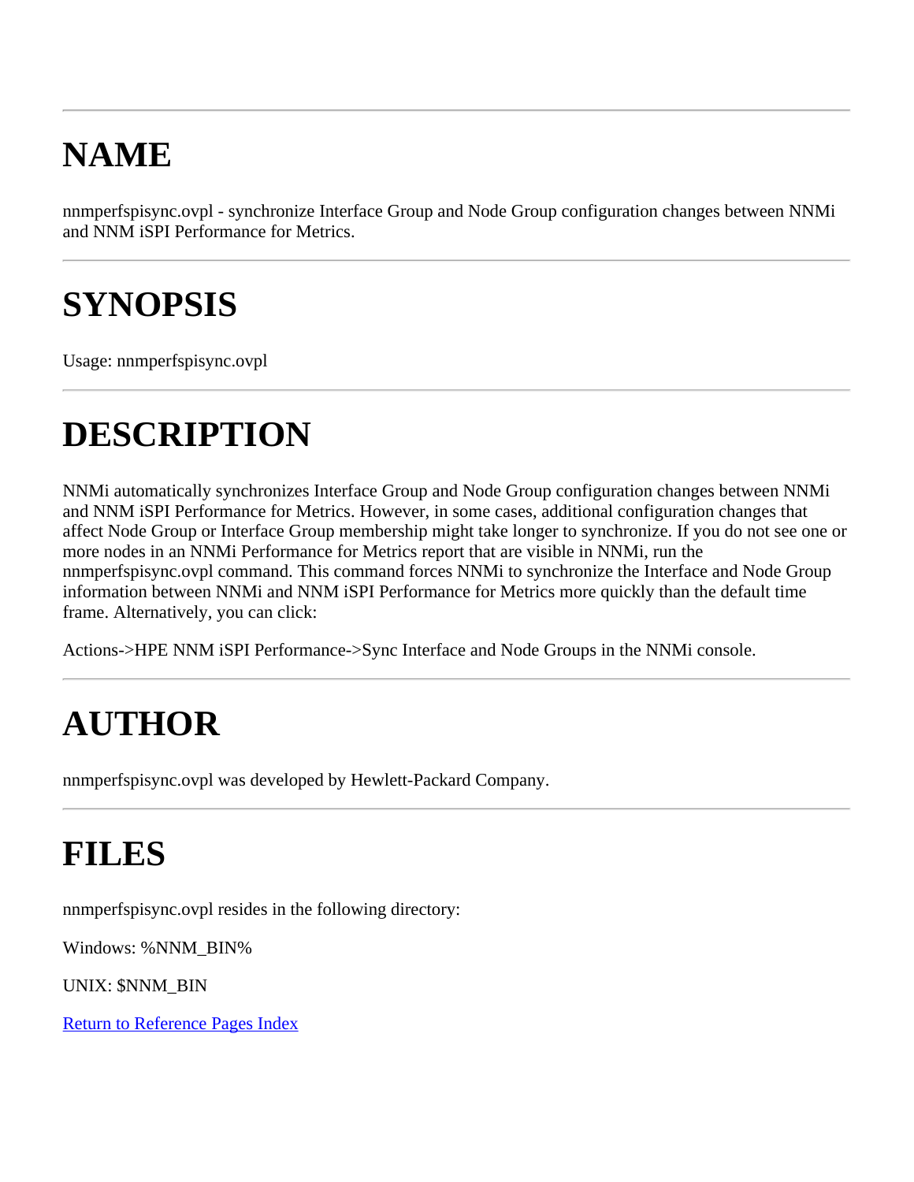---

# NAME

nnmperfspisync.ovpl - synchronize Interface Group and Node Group configuration changes between NNMi and NNM iSPI Performance for Metrics.

---

# SYNOPSIS

Usage: nnmperfspisync.ovpl

---

# DESCRIPTION

NNMi automatically synchronizes Interface Group and Node Group configuration changes between NNMi and NNM iSPI Performance for Metrics. However, in some cases, additional configuration changes that affect Node Group or Interface Group membership might take longer to synchronize. If you do not see one or more nodes in an NNMi Performance for Metrics report that are visible in NNMi, run the nnmperfspisync.ovpl command. This command forces NNMi to synchronize the Interface and Node Group information between NNMi and NNM iSPI Performance for Metrics more quickly than the default time frame. Alternatively, you can click:

Actions->HPE NNM iSPI Performance->Sync Interface and Node Groups in the NNMi console.

---

# AUTHOR

nnmperfspisync.ovpl was developed by Hewlett-Packard Company.

---

# FILES

nnmperfspisync.ovpl resides in the following directory:

Windows: %NNM_BIN%

UNIX: $NNM_BIN

[Return to Reference Pages Index]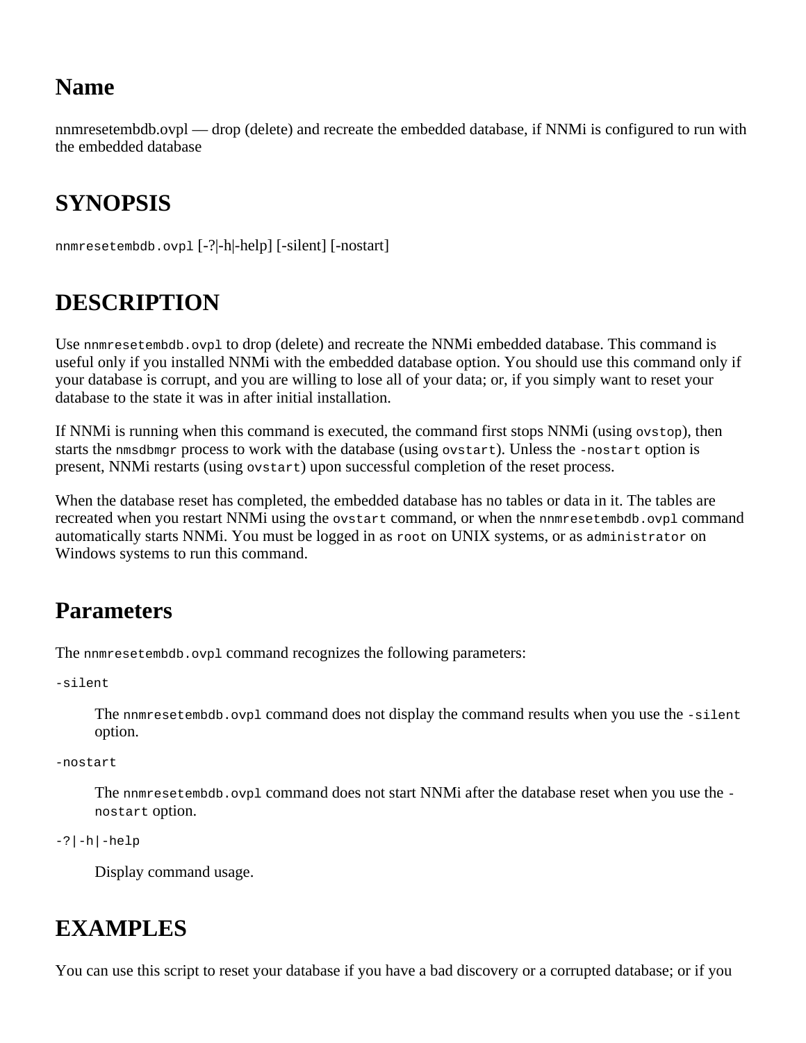## Name

nnmresetembdb.ovpl — drop (delete) and recreate the embedded database, if NNMi is configured to run with the embedded database

## SYNOPSIS

`nnmresetembdb.ovpl` [-?|-h|-help] [-silent] [-nostart]

## DESCRIPTION

Use `nnmresetembdb.ovpl` to drop (delete) and recreate the NNMi embedded database. This command is useful only if you installed NNMi with the embedded database option. You should use this command only if your database is corrupt, and you are willing to lose all of your data; or, if you simply want to reset your database to the state it was in after initial installation.

If NNMi is running when this command is executed, the command first stops NNMi (using `ovstop`), then starts the `nmsdbmgr` process to work with the database (using `ovstart`). Unless the `-nostart` option is present, NNMi restarts (using `ovstart`) upon successful completion of the reset process.

When the database reset has completed, the embedded database has no tables or data in it. The tables are recreated when you restart NNMi using the `ovstart` command, or when the `nnmresetembdb.ovpl` command automatically starts NNMi. You must be logged in as `root` on UNIX systems, or as `administrator` on Windows systems to run this command.

## Parameters

The `nnmresetembdb.ovpl` command recognizes the following parameters:

`-silent`

The `nnmresetembdb.ovpl` command does not display the command results when you use the `-silent` option.

`-nostart`

The `nnmresetembdb.ovpl` command does not start NNMi after the database reset when you use the `-nostart` option.

`-?|-h|-help`

Display command usage.

## EXAMPLES

You can use this script to reset your database if you have a bad discovery or a corrupted database; or if you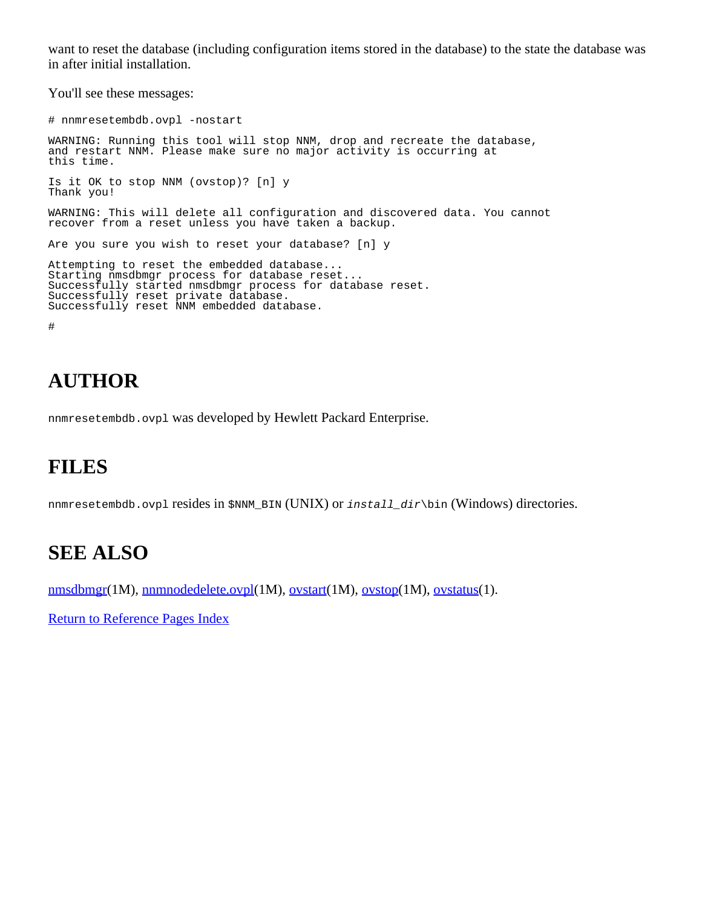want to reset the database (including configuration items stored in the database) to the state the database was in after initial installation.

You'll see these messages:

```
# nnmresetembdb.ovpl -nostart

WARNING: Running this tool will stop NNM, drop and recreate the database,
and restart NNM. Please make sure no major activity is occurring at
this time.

Is it OK to stop NNM (ovstop)? [n] y
Thank you!

WARNING: This will delete all configuration and discovered data. You cannot
recover from a reset unless you have taken a backup.

Are you sure you wish to reset your database? [n] y

Attempting to reset the embedded database...
Starting nmsdbmgr process for database reset...
Successfully started nmsdbmgr process for database reset.
Successfully reset private database.
Successfully reset NNM embedded database.

#
```

## AUTHOR

`nnmresetembdb.ovpl` was developed by Hewlett Packard Enterprise.

## FILES

`nnmresetembdb.ovpl` resides in `$NNM_BIN` (UNIX) or `install_dir\bin` (Windows) directories.

## SEE ALSO

nmsdbmgr(1M), nnmnodedelete.ovpl(1M), ovstart(1M), ovstop(1M), ovstatus(1).

Return to Reference Pages Index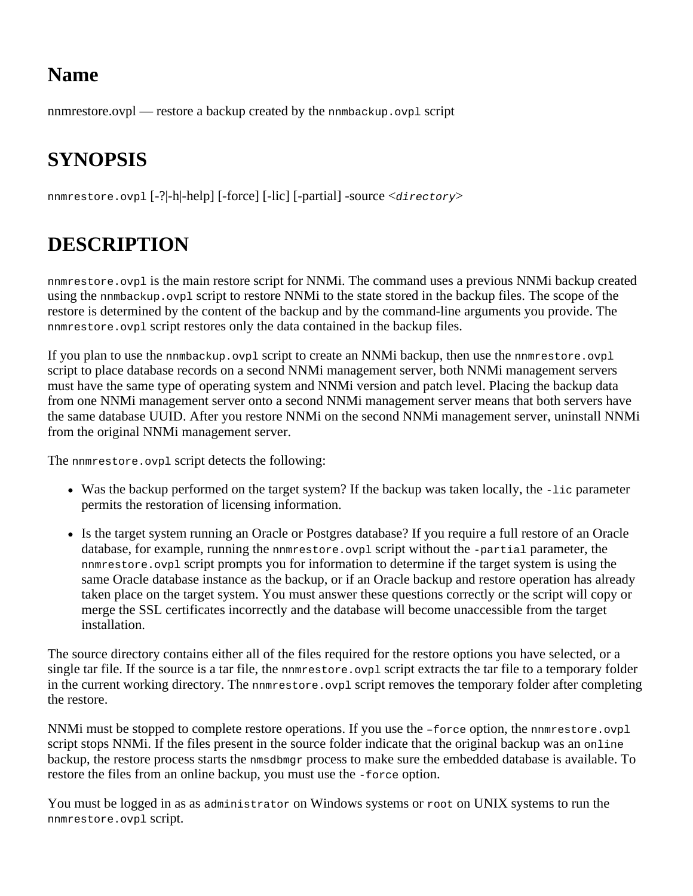# Name

nnmrestore.ovpl — restore a backup created by the `nnmbackup.ovpl` script

# SYNOPSIS

`nnmrestore.ovpl` [-?|-h|-help] [-force] [-lic] [-partial] -source <*directory*>

# DESCRIPTION

`nnmrestore.ovpl` is the main restore script for NNMi. The command uses a previous NNMi backup created using the `nnmbackup.ovpl` script to restore NNMi to the state stored in the backup files. The scope of the restore is determined by the content of the backup and by the command-line arguments you provide. The `nnmrestore.ovpl` script restores only the data contained in the backup files.

If you plan to use the `nnmbackup.ovpl` script to create an NNMi backup, then use the `nnmrestore.ovpl` script to place database records on a second NNMi management server, both NNMi management servers must have the same type of operating system and NNMi version and patch level. Placing the backup data from one NNMi management server onto a second NNMi management server means that both servers have the same database UUID. After you restore NNMi on the second NNMi management server, uninstall NNMi from the original NNMi management server.

The `nnmrestore.ovpl` script detects the following:

- Was the backup performed on the target system? If the backup was taken locally, the `-lic` parameter permits the restoration of licensing information.
- Is the target system running an Oracle or Postgres database? If you require a full restore of an Oracle database, for example, running the `nnmrestore.ovpl` script without the `-partial` parameter, the `nnmrestore.ovpl` script prompts you for information to determine if the target system is using the same Oracle database instance as the backup, or if an Oracle backup and restore operation has already taken place on the target system. You must answer these questions correctly or the script will copy or merge the SSL certificates incorrectly and the database will become unaccessible from the target installation.

The source directory contains either all of the files required for the restore options you have selected, or a single tar file. If the source is a tar file, the `nnmrestore.ovpl` script extracts the tar file to a temporary folder in the current working directory. The `nnmrestore.ovpl` script removes the temporary folder after completing the restore.

NNMi must be stopped to complete restore operations. If you use the `–force` option, the `nnmrestore.ovpl` script stops NNMi. If the files present in the source folder indicate that the original backup was an `online` backup, the restore process starts the `nmsdbmgr` process to make sure the embedded database is available. To restore the files from an online backup, you must use the `-force` option.

You must be logged in as as `administrator` on Windows systems or `root` on UNIX systems to run the `nnmrestore.ovpl` script.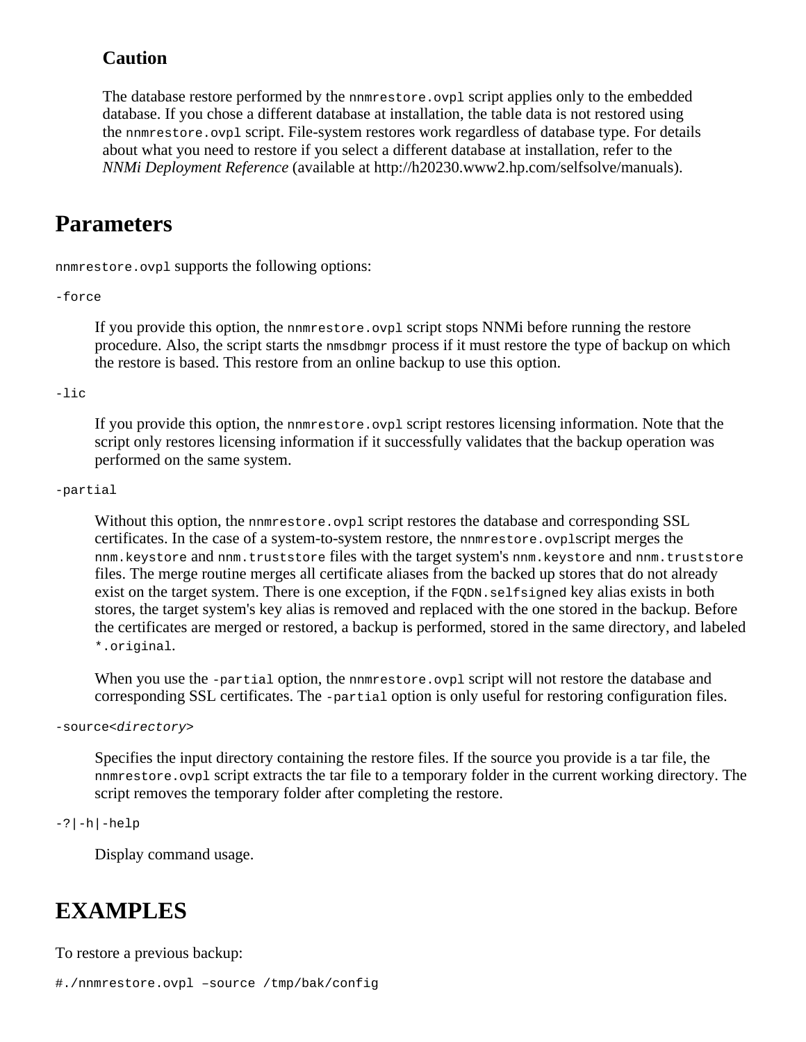**Caution**

The database restore performed by the `nnmrestore.ovpl` script applies only to the embedded database. If you chose a different database at installation, the table data is not restored using the `nnmrestore.ovpl` script. File-system restores work regardless of database type. For details about what you need to restore if you select a different database at installation, refer to the *NNMi Deployment Reference* (available at http://h20230.www2.hp.com/selfsolve/manuals).

# Parameters

`nnmrestore.ovpl` supports the following options:

`-force`

If you provide this option, the `nnmrestore.ovpl` script stops NNMi before running the restore procedure. Also, the script starts the `nmsdbmgr` process if it must restore the type of backup on which the restore is based. This restore from an online backup to use this option.

`-lic`

If you provide this option, the `nnmrestore.ovpl` script restores licensing information. Note that the script only restores licensing information if it successfully validates that the backup operation was performed on the same system.

`-partial`

Without this option, the `nnmrestore.ovpl` script restores the database and corresponding SSL certificates. In the case of a system-to-system restore, the `nnmrestore.ovpl`script merges the `nnm.keystore` and `nnm.truststore` files with the target system's `nnm.keystore` and `nnm.truststore` files. The merge routine merges all certificate aliases from the backed up stores that do not already exist on the target system. There is one exception, if the `FQDN.selfsigned` key alias exists in both stores, the target system's key alias is removed and replaced with the one stored in the backup. Before the certificates are merged or restored, a backup is performed, stored in the same directory, and labeled `*.original`.

When you use the `-partial` option, the `nnmrestore.ovpl` script will not restore the database and corresponding SSL certificates. The `-partial` option is only useful for restoring configuration files.

`-source<directory>`

Specifies the input directory containing the restore files. If the source you provide is a tar file, the `nnmrestore.ovpl` script extracts the tar file to a temporary folder in the current working directory. The script removes the temporary folder after completing the restore.

`-?|-h|-help`

Display command usage.

# EXAMPLES

To restore a previous backup:

```
#./nnmrestore.ovpl –source /tmp/bak/config
```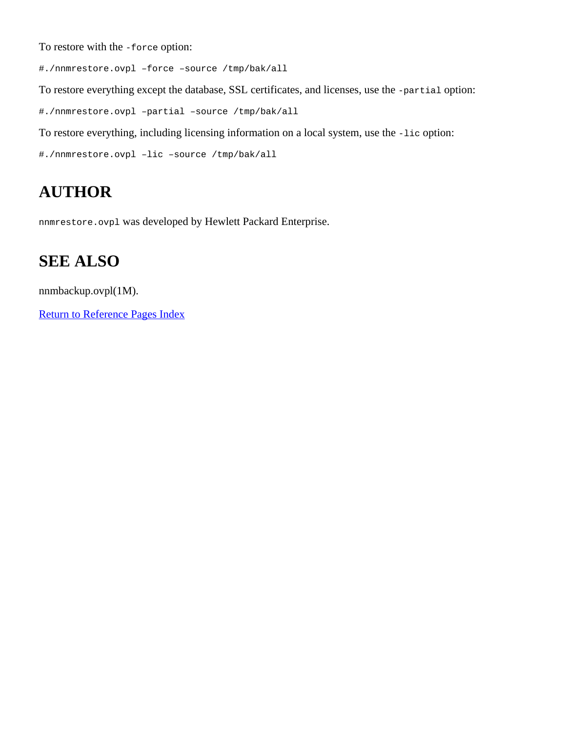To restore with the `-force` option:

```
#./nnmrestore.ovpl –force –source /tmp/bak/all
```

To restore everything except the database, SSL certificates, and licenses, use the `-partial` option:

```
#./nnmrestore.ovpl –partial –source /tmp/bak/all
```

To restore everything, including licensing information on a local system, use the `-lic` option:

```
#./nnmrestore.ovpl –lic –source /tmp/bak/all
```

## AUTHOR

`nnmrestore.ovpl` was developed by Hewlett Packard Enterprise.

## SEE ALSO

nnmbackup.ovpl(1M).

Return to Reference Pages Index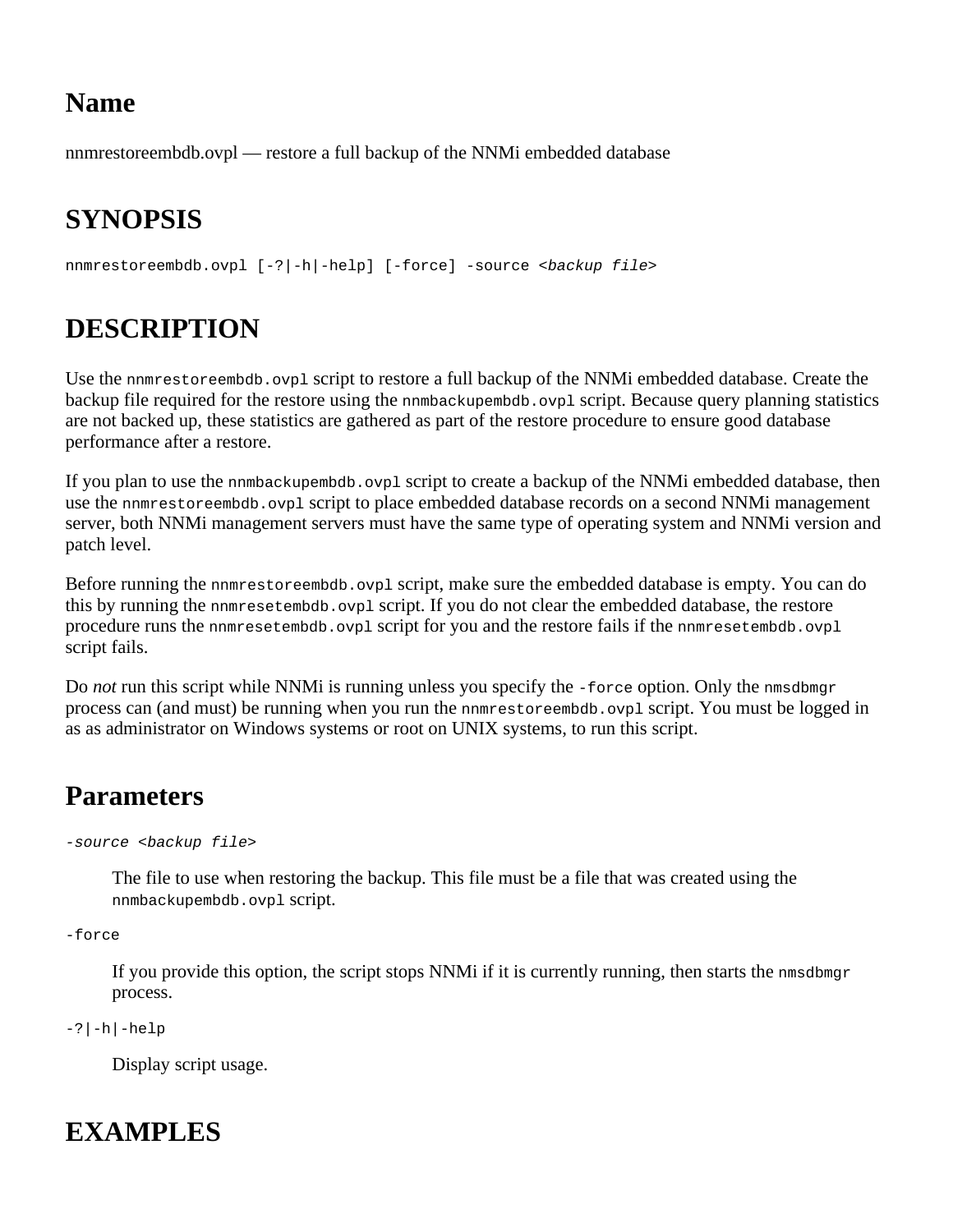# Name

nnmrestoreembdb.ovpl — restore a full backup of the NNMi embedded database

# SYNOPSIS

`nnmrestoreembdb.ovpl [-?|-h|-help] [-force] -source <backup file>`

# DESCRIPTION

Use the `nnmrestoreembdb.ovpl` script to restore a full backup of the NNMi embedded database. Create the backup file required for the restore using the `nnmbackupembdb.ovpl` script. Because query planning statistics are not backed up, these statistics are gathered as part of the restore procedure to ensure good database performance after a restore.

If you plan to use the `nnmbackupembdb.ovpl` script to create a backup of the NNMi embedded database, then use the `nnmrestoreembdb.ovpl` script to place embedded database records on a second NNMi management server, both NNMi management servers must have the same type of operating system and NNMi version and patch level.

Before running the `nnmrestoreembdb.ovpl` script, make sure the embedded database is empty. You can do this by running the `nnmresetembdb.ovpl` script. If you do not clear the embedded database, the restore procedure runs the `nnmresetembdb.ovpl` script for you and the restore fails if the `nnmresetembdb.ovpl` script fails.

Do *not* run this script while NNMi is running unless you specify the `-force` option. Only the `nmsdbmgr` process can (and must) be running when you run the `nnmrestoreembdb.ovpl` script. You must be logged in as as administrator on Windows systems or root on UNIX systems, to run this script.

# Parameters

*`-source <backup file>`*

> The file to use when restoring the backup. This file must be a file that was created using the `nnmbackupembdb.ovpl` script.

`-force`

> If you provide this option, the script stops NNMi if it is currently running, then starts the `nmsdbmgr` process.

`-?|-h|-help`

> Display script usage.

# EXAMPLES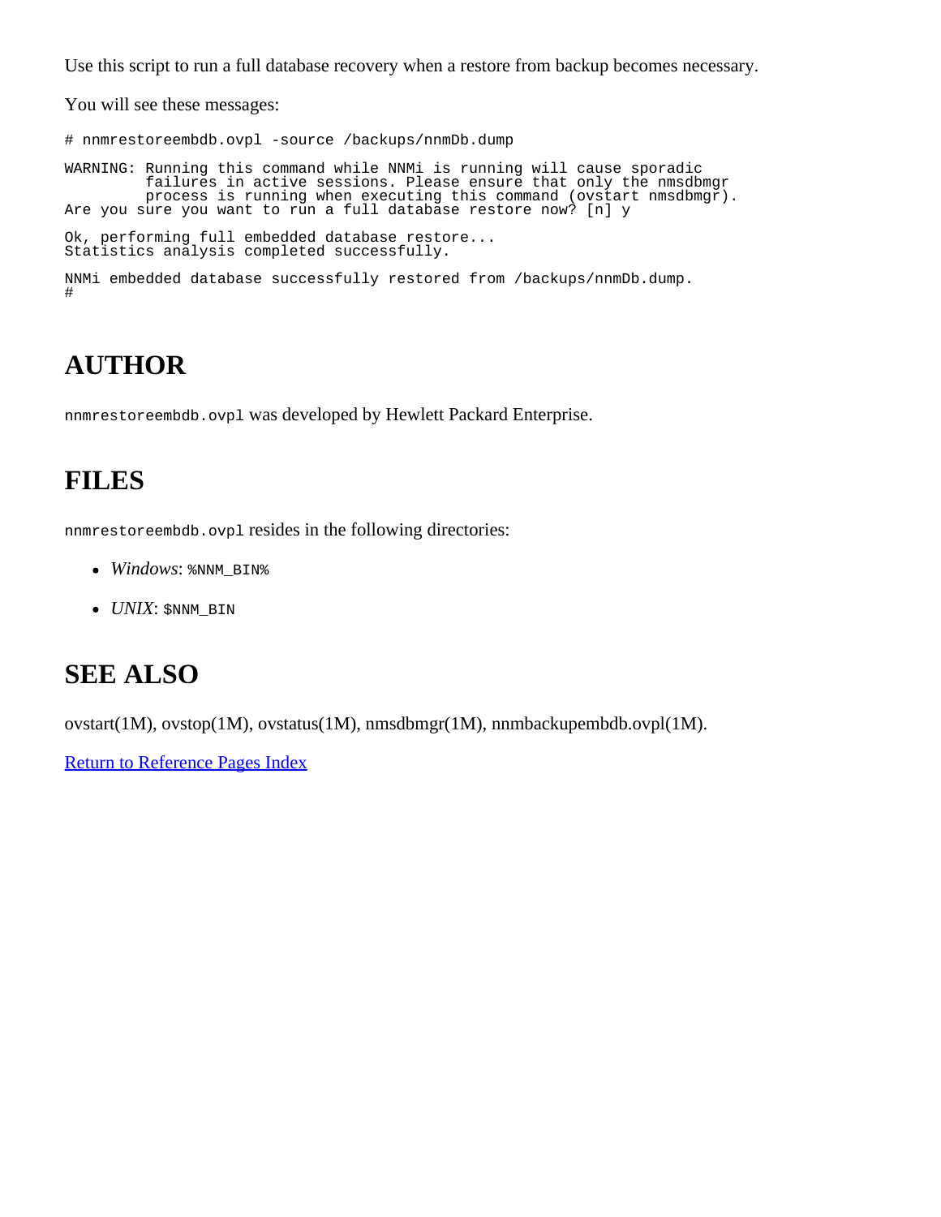Use this script to run a full database recovery when a restore from backup becomes necessary.

You will see these messages:

```
# nnmrestoreembdb.ovpl -source /backups/nnmDb.dump

WARNING: Running this command while NNMi is running will cause sporadic
         failures in active sessions. Please ensure that only the nmsdbmgr
         process is running when executing this command (ovstart nmsdbmgr).
Are you sure you want to run a full database restore now? [n] y

Ok, performing full embedded database restore...
Statistics analysis completed successfully.

NNMi embedded database successfully restored from /backups/nnmDb.dump.
#
```

## AUTHOR

`nnmrestoreembdb.ovpl` was developed by Hewlett Packard Enterprise.

## FILES

`nnmrestoreembdb.ovpl` resides in the following directories:

- *Windows*: `%NNM_BIN%`
- *UNIX*: `$NNM_BIN`

## SEE ALSO

ovstart(1M), ovstop(1M), ovstatus(1M), nmsdbmgr(1M), nnmbackupembdb.ovpl(1M).

Return to Reference Pages Index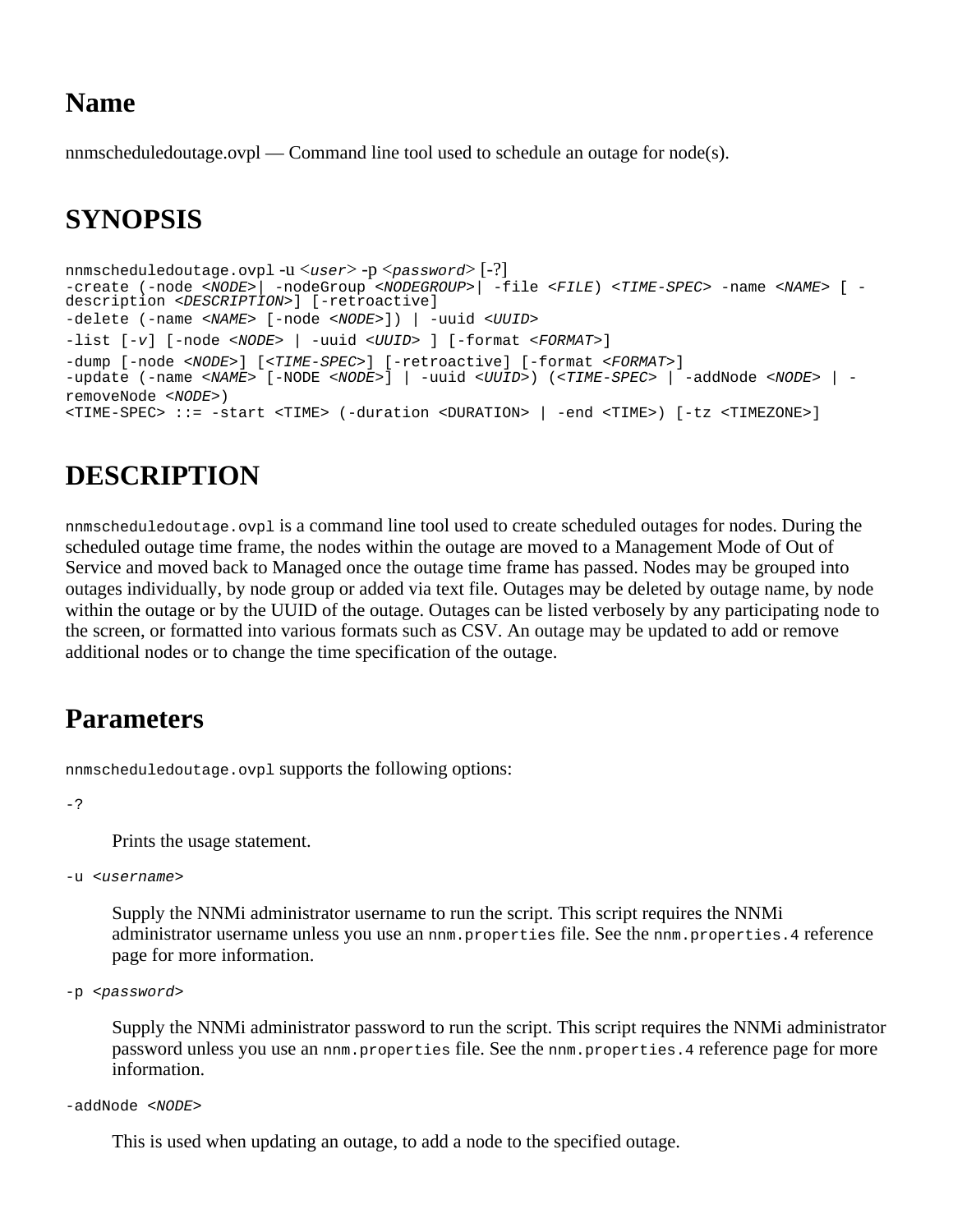## Name

nnmscheduledoutage.ovpl — Command line tool used to schedule an outage for node(s).

## SYNOPSIS

```
nnmscheduledoutage.ovpl -u <user> -p <password> [-?]
-create (-node <NODE>| -nodeGroup <NODEGROUP>| -file <FILE) <TIME-SPEC> -name <NAME> [ -description <DESCRIPTION>] [-retroactive]
-delete (-name <NAME> [-node <NODE>]) | -uuid <UUID>
-list [-v] [-node <NODE> | -uuid <UUID> ] [-format <FORMAT>]
-dump [-node <NODE>] [<TIME-SPEC>] [-retroactive] [-format <FORMAT>]
-update (-name <NAME> [-NODE <NODE>] | -uuid <UUID>) (<TIME-SPEC> | -addNode <NODE> | -removeNode <NODE>)
<TIME-SPEC> ::= -start <TIME> (-duration <DURATION> | -end <TIME>) [-tz <TIMEZONE>]
```

## DESCRIPTION

`nnmscheduledoutage.ovpl` is a command line tool used to create scheduled outages for nodes. During the scheduled outage time frame, the nodes within the outage are moved to a Management Mode of Out of Service and moved back to Managed once the outage time frame has passed. Nodes may be grouped into outages individually, by node group or added via text file. Outages may be deleted by outage name, by node within the outage or by the UUID of the outage. Outages can be listed verbosely by any participating node to the screen, or formatted into various formats such as CSV. An outage may be updated to add or remove additional nodes or to change the time specification of the outage.

## Parameters

`nnmscheduledoutage.ovpl` supports the following options:

`-?`

Prints the usage statement.

`-u <username>`

Supply the NNMi administrator username to run the script. This script requires the NNMi administrator username unless you use an `nnm.properties` file. See the `nnm.properties.4` reference page for more information.

`-p <password>`

Supply the NNMi administrator password to run the script. This script requires the NNMi administrator password unless you use an `nnm.properties` file. See the `nnm.properties.4` reference page for more information.

`-addNode <NODE>`

This is used when updating an outage, to add a node to the specified outage.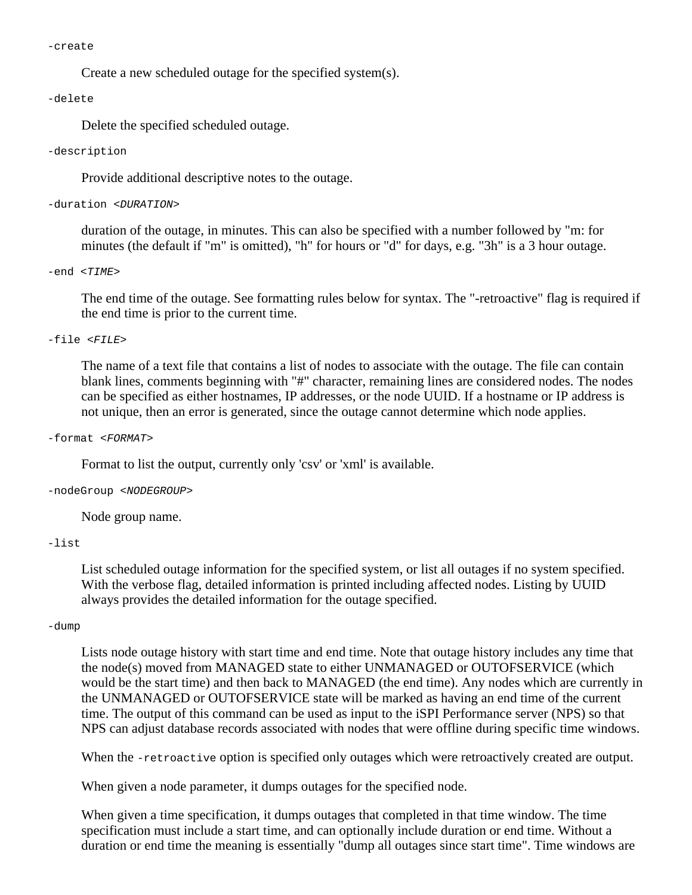`-create`

Create a new scheduled outage for the specified system(s).

`-delete`

Delete the specified scheduled outage.

`-description`

Provide additional descriptive notes to the outage.

`-duration <DURATION>`

duration of the outage, in minutes. This can also be specified with a number followed by "m: for minutes (the default if "m" is omitted), "h" for hours or "d" for days, e.g. "3h" is a 3 hour outage.

`-end <TIME>`

The end time of the outage. See formatting rules below for syntax. The "-retroactive" flag is required if the end time is prior to the current time.

`-file <FILE>`

The name of a text file that contains a list of nodes to associate with the outage. The file can contain blank lines, comments beginning with "#" character, remaining lines are considered nodes. The nodes can be specified as either hostnames, IP addresses, or the node UUID. If a hostname or IP address is not unique, then an error is generated, since the outage cannot determine which node applies.

`-format <FORMAT>`

Format to list the output, currently only 'csv' or 'xml' is available.

`-nodeGroup <NODEGROUP>`

Node group name.

`-list`

List scheduled outage information for the specified system, or list all outages if no system specified. With the verbose flag, detailed information is printed including affected nodes. Listing by UUID always provides the detailed information for the outage specified.

`-dump`

Lists node outage history with start time and end time. Note that outage history includes any time that the node(s) moved from MANAGED state to either UNMANAGED or OUTOFSERVICE (which would be the start time) and then back to MANAGED (the end time). Any nodes which are currently in the UNMANAGED or OUTOFSERVICE state will be marked as having an end time of the current time. The output of this command can be used as input to the iSPI Performance server (NPS) so that NPS can adjust database records associated with nodes that were offline during specific time windows.

When the `-retroactive` option is specified only outages which were retroactively created are output.

When given a node parameter, it dumps outages for the specified node.

When given a time specification, it dumps outages that completed in that time window. The time specification must include a start time, and can optionally include duration or end time. Without a duration or end time the meaning is essentially "dump all outages since start time". Time windows are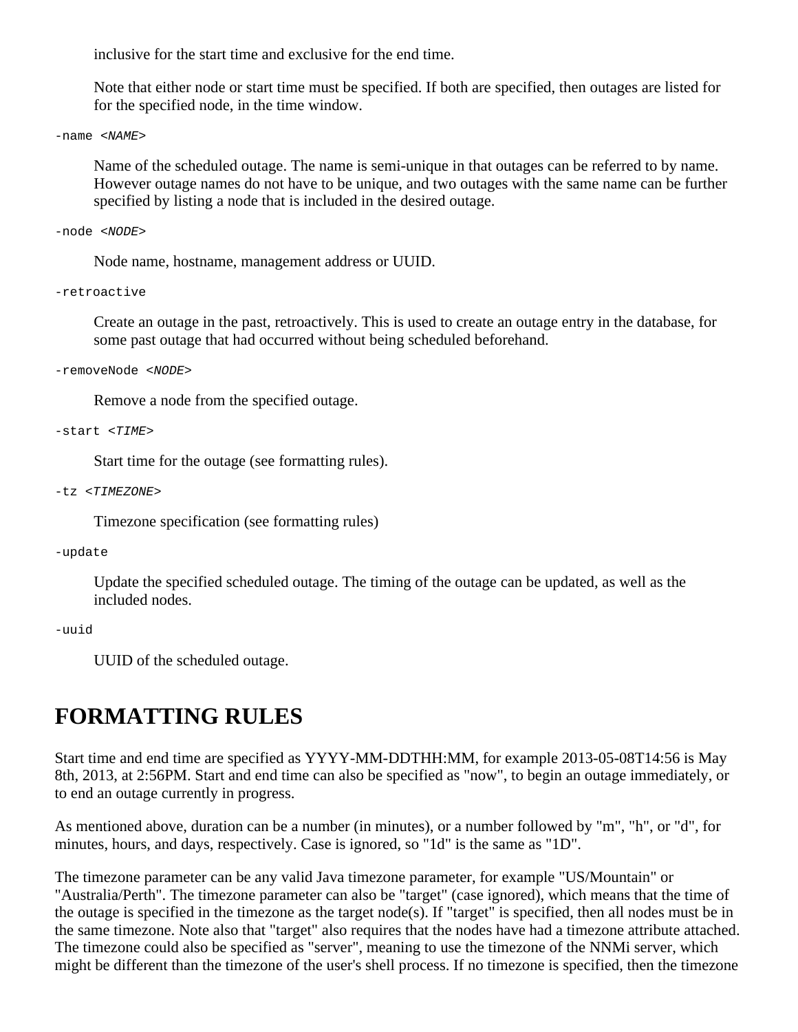inclusive for the start time and exclusive for the end time.

Note that either node or start time must be specified. If both are specified, then outages are listed for for the specified node, in the time window.

`-name <NAME>`

Name of the scheduled outage. The name is semi-unique in that outages can be referred to by name. However outage names do not have to be unique, and two outages with the same name can be further specified by listing a node that is included in the desired outage.

`-node <NODE>`

Node name, hostname, management address or UUID.

`-retroactive`

Create an outage in the past, retroactively. This is used to create an outage entry in the database, for some past outage that had occurred without being scheduled beforehand.

`-removeNode <NODE>`

Remove a node from the specified outage.

`-start <TIME>`

Start time for the outage (see formatting rules).

`-tz <TIMEZONE>`

Timezone specification (see formatting rules)

`-update`

Update the specified scheduled outage. The timing of the outage can be updated, as well as the included nodes.

`-uuid`

UUID of the scheduled outage.

# FORMATTING RULES

Start time and end time are specified as YYYY-MM-DDTHH:MM, for example 2013-05-08T14:56 is May 8th, 2013, at 2:56PM. Start and end time can also be specified as "now", to begin an outage immediately, or to end an outage currently in progress.

As mentioned above, duration can be a number (in minutes), or a number followed by "m", "h", or "d", for minutes, hours, and days, respectively. Case is ignored, so "1d" is the same as "1D".

The timezone parameter can be any valid Java timezone parameter, for example "US/Mountain" or "Australia/Perth". The timezone parameter can also be "target" (case ignored), which means that the time of the outage is specified in the timezone as the target node(s). If "target" is specified, then all nodes must be in the same timezone. Note also that "target" also requires that the nodes have had a timezone attribute attached. The timezone could also be specified as "server", meaning to use the timezone of the NNMi server, which might be different than the timezone of the user's shell process. If no timezone is specified, then the timezone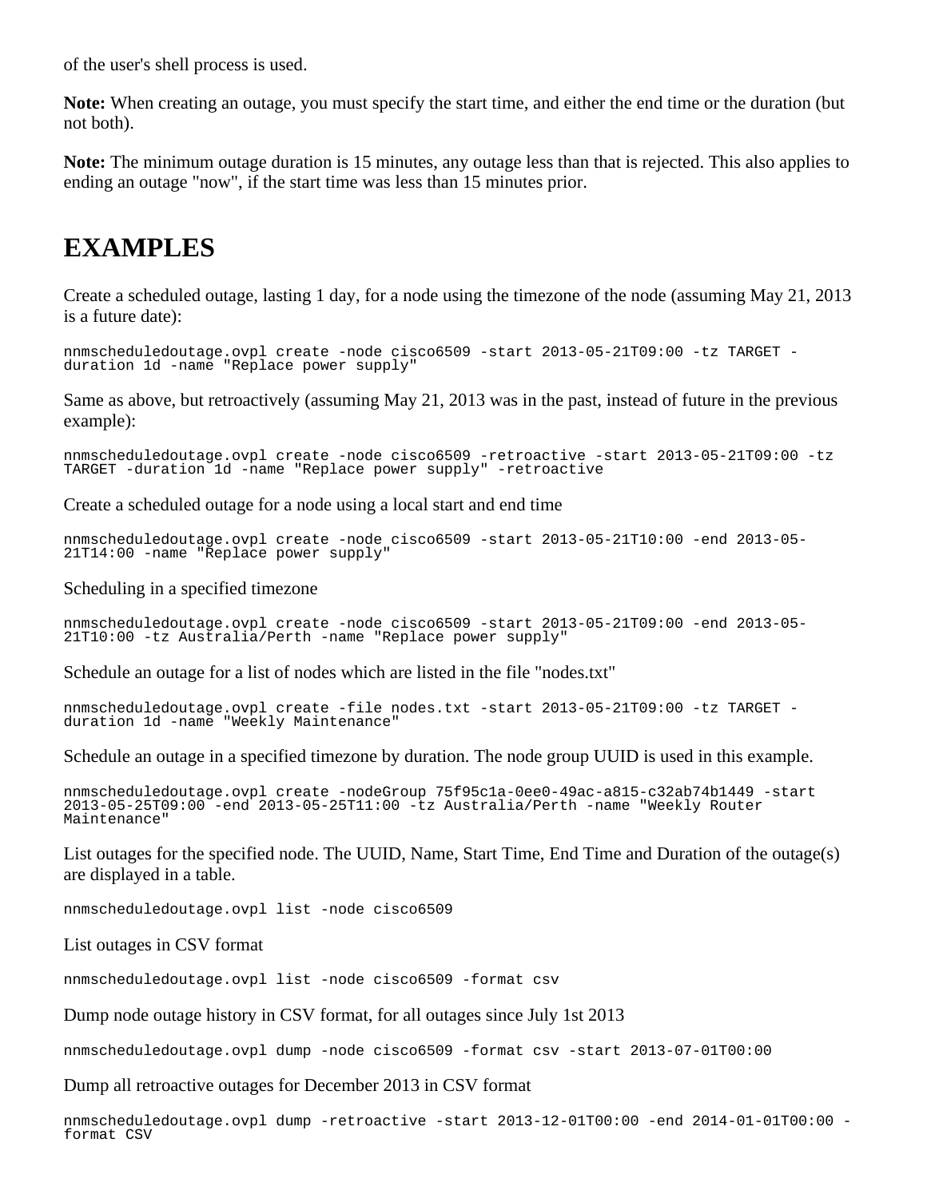of the user's shell process is used.

**Note:** When creating an outage, you must specify the start time, and either the end time or the duration (but not both).

**Note:** The minimum outage duration is 15 minutes, any outage less than that is rejected. This also applies to ending an outage "now", if the start time was less than 15 minutes prior.

# EXAMPLES

Create a scheduled outage, lasting 1 day, for a node using the timezone of the node (assuming May 21, 2013 is a future date):

```
nnmscheduledoutage.ovpl create -node cisco6509 -start 2013-05-21T09:00 -tz TARGET -duration 1d -name "Replace power supply"
```

Same as above, but retroactively (assuming May 21, 2013 was in the past, instead of future in the previous example):

```
nnmscheduledoutage.ovpl create -node cisco6509 -retroactive -start 2013-05-21T09:00 -tz TARGET -duration 1d -name "Replace power supply" -retroactive
```

Create a scheduled outage for a node using a local start and end time

```
nnmscheduledoutage.ovpl create -node cisco6509 -start 2013-05-21T10:00 -end 2013-05-21T14:00 -name "Replace power supply"
```

Scheduling in a specified timezone

```
nnmscheduledoutage.ovpl create -node cisco6509 -start 2013-05-21T09:00 -end 2013-05-21T10:00 -tz Australia/Perth -name "Replace power supply"
```

Schedule an outage for a list of nodes which are listed in the file "nodes.txt"

```
nnmscheduledoutage.ovpl create -file nodes.txt -start 2013-05-21T09:00 -tz TARGET -duration 1d -name "Weekly Maintenance"
```

Schedule an outage in a specified timezone by duration. The node group UUID is used in this example.

```
nnmscheduledoutage.ovpl create -nodeGroup 75f95c1a-0ee0-49ac-a815-c32ab74b1449 -start 2013-05-25T09:00 -end 2013-05-25T11:00 -tz Australia/Perth -name "Weekly Router Maintenance"
```

List outages for the specified node. The UUID, Name, Start Time, End Time and Duration of the outage(s) are displayed in a table.

```
nnmscheduledoutage.ovpl list -node cisco6509
```

List outages in CSV format

```
nnmscheduledoutage.ovpl list -node cisco6509 -format csv
```

Dump node outage history in CSV format, for all outages since July 1st 2013

```
nnmscheduledoutage.ovpl dump -node cisco6509 -format csv -start 2013-07-01T00:00
```

Dump all retroactive outages for December 2013 in CSV format

```
nnmscheduledoutage.ovpl dump -retroactive -start 2013-12-01T00:00 -end 2014-01-01T00:00 -format CSV
```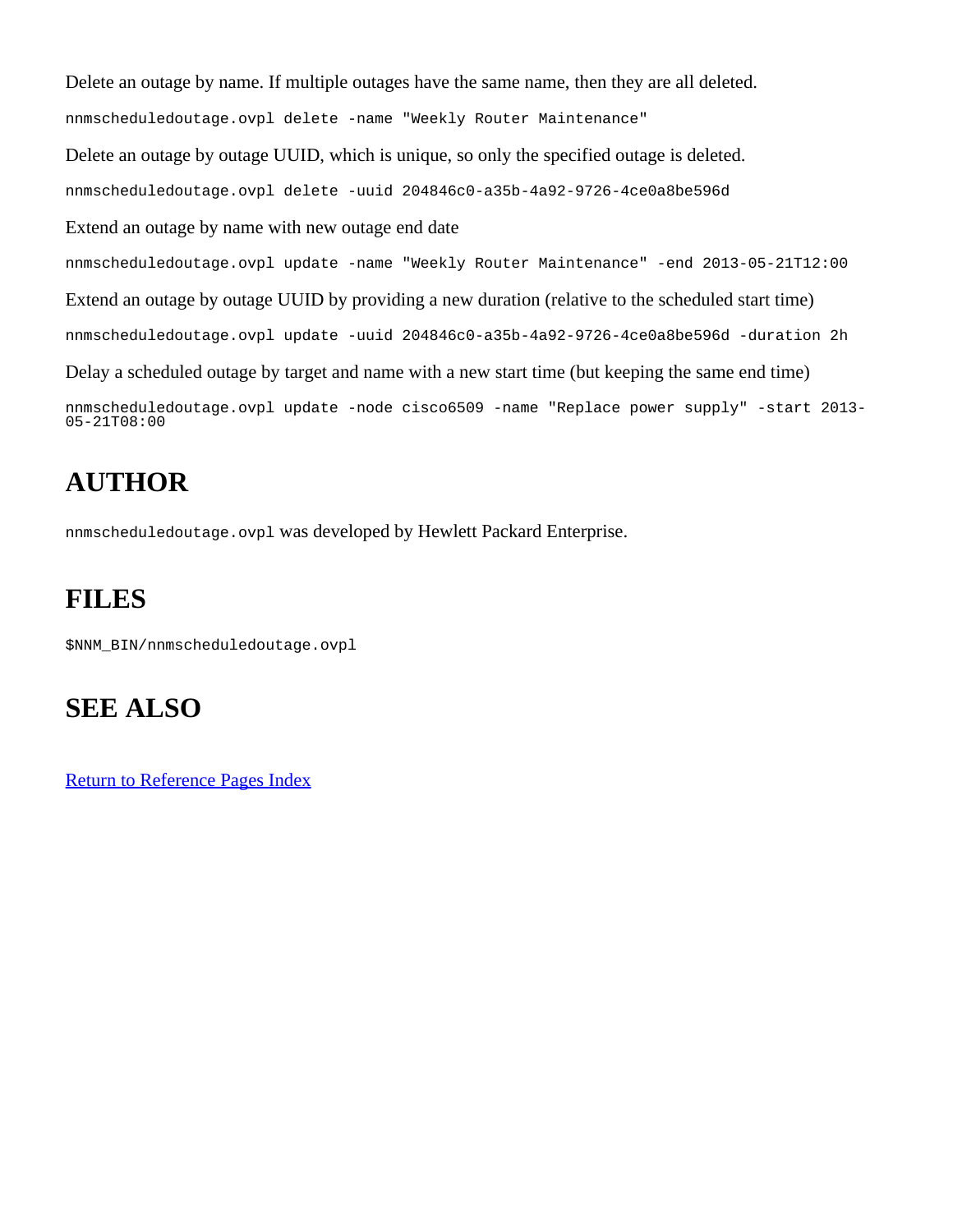Delete an outage by name. If multiple outages have the same name, then they are all deleted.

```
nnmscheduledoutage.ovpl delete -name "Weekly Router Maintenance"
```

Delete an outage by outage UUID, which is unique, so only the specified outage is deleted.

```
nnmscheduledoutage.ovpl delete -uuid 204846c0-a35b-4a92-9726-4ce0a8be596d
```

Extend an outage by name with new outage end date

```
nnmscheduledoutage.ovpl update -name "Weekly Router Maintenance" -end 2013-05-21T12:00
```

Extend an outage by outage UUID by providing a new duration (relative to the scheduled start time)

```
nnmscheduledoutage.ovpl update -uuid 204846c0-a35b-4a92-9726-4ce0a8be596d -duration 2h
```

Delay a scheduled outage by target and name with a new start time (but keeping the same end time)

```
nnmscheduledoutage.ovpl update -node cisco6509 -name "Replace power supply" -start 2013-05-21T08:00
```

## AUTHOR

`nnmscheduledoutage.ovpl` was developed by Hewlett Packard Enterprise.

## FILES

`$NNM_BIN/nnmscheduledoutage.ovpl`

## SEE ALSO

Return to Reference Pages Index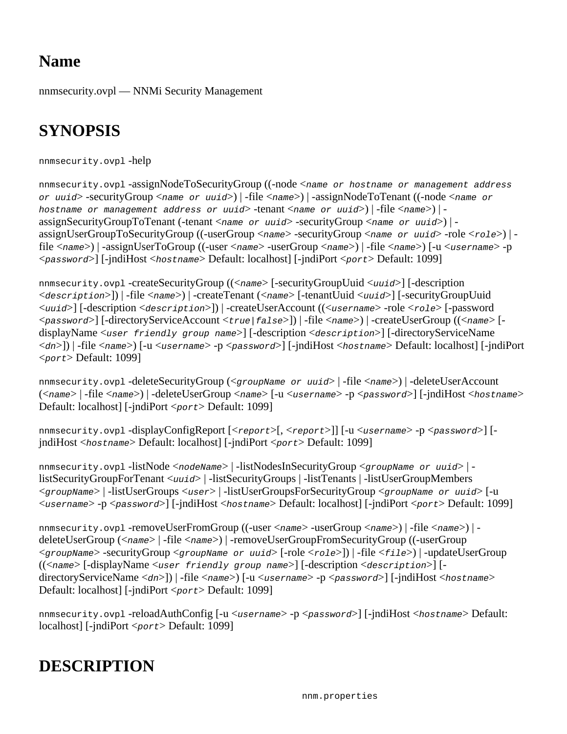## Name

nnmsecurity.ovpl — NNMi Security Management

## SYNOPSIS

`nnmsecurity.ovpl` -help

`nnmsecurity.ovpl` -assignNodeToSecurityGroup ((-node <*name or hostname or management address or uuid*> -securityGroup <*name or uuid*>) | -file <*name*>) | -assignNodeToTenant ((-node <*name or hostname or management address or uuid*> -tenant <*name or uuid*>) | -file <*name*>) | -assignSecurityGroupToTenant (-tenant <*name or uuid*> -securityGroup <*name or uuid*>) | -assignUserGroupToSecurityGroup ((-userGroup <*name*> -securityGroup <*name or uuid*> -role <*role*>) | -file <*name*>) | -assignUserToGroup ((-user <*name*> -userGroup <*name*>) | -file <*name*>) [-u <*username*> -p <*password*>] [-jndiHost <*hostname*> Default: localhost] [-jndiPort <*port*> Default: 1099]

`nnmsecurity.ovpl` -createSecurityGroup ((<*name*> [-securityGroupUuid <*uuid*>] [-description <*description*>]) | -file <*name*>) | -createTenant (<*name*> [-tenantUuid <*uuid*>] [-securityGroupUuid <*uuid*>] [-description <*description*>]) | -createUserAccount ((<*username*> -role <*role*> [-password <*password*>] [-directoryServiceAccount <*true|false*>]) | -file <*name*>) | -createUserGroup ((<*name*> [-displayName <*user friendly group name*>] [-description <*description*>] [-directoryServiceName <*dn*>]) | -file <*name*>) [-u <*username*> -p <*password*>] [-jndiHost <*hostname*> Default: localhost] [-jndiPort <*port*> Default: 1099]

`nnmsecurity.ovpl` -deleteSecurityGroup (<*groupName or uuid*> | -file <*name*>) | -deleteUserAccount (<*name*> | -file <*name*>) | -deleteUserGroup <*name*> [-u <*username*> -p <*password*>] [-jndiHost <*hostname*> Default: localhost] [-jndiPort <*port*> Default: 1099]

`nnmsecurity.ovpl` -displayConfigReport [<*report*>[, <*report*>]] [-u <*username*> -p <*password*>] [-jndiHost <*hostname*> Default: localhost] [-jndiPort <*port*> Default: 1099]

`nnmsecurity.ovpl` -listNode <*nodeName*> | -listNodesInSecurityGroup <*groupName or uuid*> | -listSecurityGroupForTenant <*uuid*> | -listSecurityGroups | -listTenants | -listUserGroupMembers <*groupName*> | -listUserGroups <*user*> | -listUserGroupsForSecurityGroup <*groupName or uuid*> [-u <*username*> -p <*password*>] [-jndiHost <*hostname*> Default: localhost] [-jndiPort <*port*> Default: 1099]

`nnmsecurity.ovpl` -removeUserFromGroup ((-user <*name*> -userGroup <*name*>) | -file <*name*>) | -deleteUserGroup (<*name*> | -file <*name*>) | -removeUserGroupFromSecurityGroup ((-userGroup <*groupName*> -securityGroup <*groupName or uuid*> [-role <*role*>]) | -file <*file*>) | -updateUserGroup ((<*name*> [-displayName <*user friendly group name*>] [-description <*description*>] [-directoryServiceName <*dn*>]) | -file <*name*>) [-u <*username*> -p <*password*>] [-jndiHost <*hostname*> Default: localhost] [-jndiPort <*port*> Default: 1099]

`nnmsecurity.ovpl` -reloadAuthConfig [-u <*username*> -p <*password*>] [-jndiHost <*hostname*> Default: localhost] [-jndiPort <*port*> Default: 1099]

## DESCRIPTION

`nnm.properties`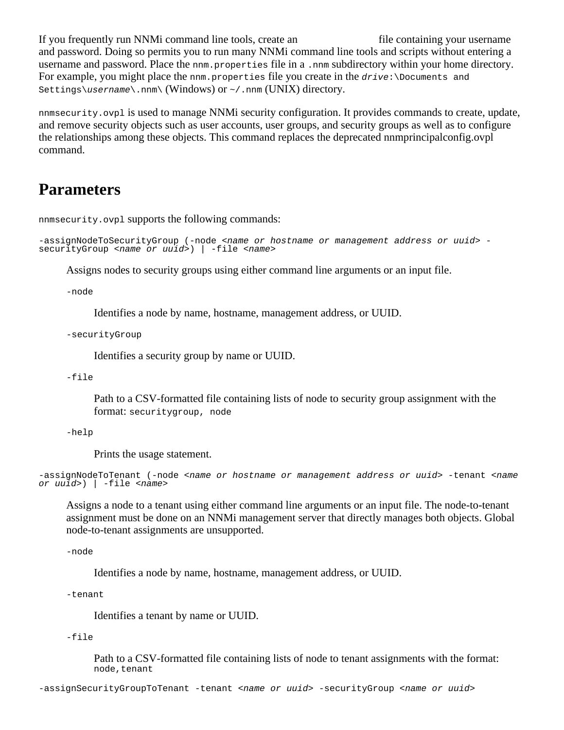If you frequently run NNMi command line tools, create an                          file containing your username and password. Doing so permits you to run many NNMi command line tools and scripts without entering a username and password. Place the `nnm.properties` file in a `.nnm` subdirectory within your home directory. For example, you might place the `nnm.properties` file you create in the *drive*`:\Documents and Settings\`*username*`\.nnm\` (Windows) or `~/.nnm` (UNIX) directory.

`nnmsecurity.ovpl` is used to manage NNMi security configuration. It provides commands to create, update, and remove security objects such as user accounts, user groups, and security groups as well as to configure the relationships among these objects. This command replaces the deprecated nnmprincipalconfig.ovpl command.

## Parameters

`nnmsecurity.ovpl` supports the following commands:

`-assignNodeToSecurityGroup (-node <`*name or hostname or management address or uuid*`> -securityGroup <`*name or uuid*`>) | -file <`*name*`>`

Assigns nodes to security groups using either command line arguments or an input file.

`-node`

Identifies a node by name, hostname, management address, or UUID.

`-securityGroup`

Identifies a security group by name or UUID.

`-file`

Path to a CSV-formatted file containing lists of node to security group assignment with the format: `securitygroup, node`

`-help`

Prints the usage statement.

`-assignNodeToTenant (-node <`*name or hostname or management address or uuid*`> -tenant <`*name or uuid*`>) | -file <`*name*`>`

Assigns a node to a tenant using either command line arguments or an input file. The node-to-tenant assignment must be done on an NNMi management server that directly manages both objects. Global node-to-tenant assignments are unsupported.

`-node`

Identifies a node by name, hostname, management address, or UUID.

`-tenant`

Identifies a tenant by name or UUID.

`-file`

Path to a CSV-formatted file containing lists of node to tenant assignments with the format: `node,tenant`

`-assignSecurityGroupToTenant -tenant <`*name or uuid*`> -securityGroup <`*name or uuid*`>`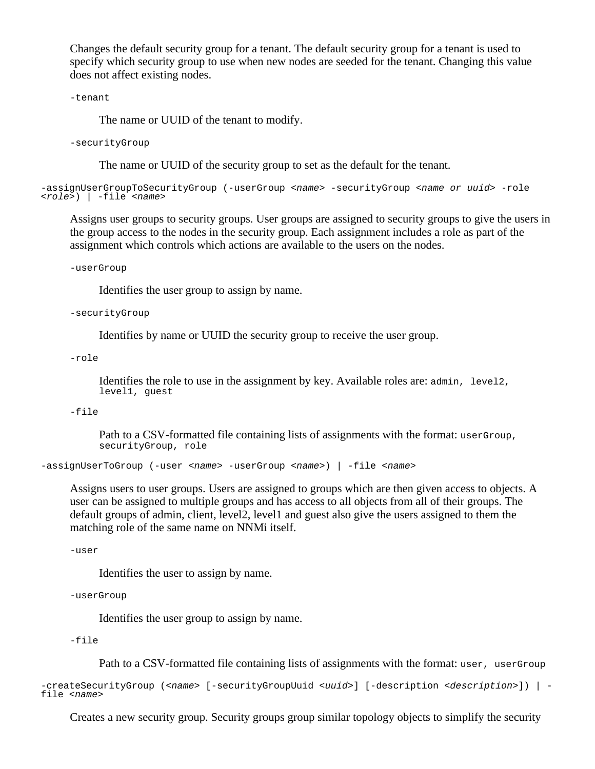Changes the default security group for a tenant. The default security group for a tenant is used to specify which security group to use when new nodes are seeded for the tenant. Changing this value does not affect existing nodes.

`-tenant`

The name or UUID of the tenant to modify.

`-securityGroup`

The name or UUID of the security group to set as the default for the tenant.

`-assignUserGroupToSecurityGroup (-userGroup <name> -securityGroup <name or uuid> -role <role>) | -file <name>`

Assigns user groups to security groups. User groups are assigned to security groups to give the users in the group access to the nodes in the security group. Each assignment includes a role as part of the assignment which controls which actions are available to the users on the nodes.

`-userGroup`

Identifies the user group to assign by name.

`-securityGroup`

Identifies by name or UUID the security group to receive the user group.

`-role`

Identifies the role to use in the assignment by key. Available roles are: `admin, level2, level1, guest`

`-file`

Path to a CSV-formatted file containing lists of assignments with the format: `userGroup, securityGroup, role`

`-assignUserToGroup (-user <name> -userGroup <name>) | -file <name>`

Assigns users to user groups. Users are assigned to groups which are then given access to objects. A user can be assigned to multiple groups and has access to all objects from all of their groups. The default groups of admin, client, level2, level1 and guest also give the users assigned to them the matching role of the same name on NNMi itself.

`-user`

Identifies the user to assign by name.

`-userGroup`

Identifies the user group to assign by name.

`-file`

Path to a CSV-formatted file containing lists of assignments with the format: `user, userGroup`

`-createSecurityGroup (<name> [-securityGroupUuid <uuid>] [-description <description>]) | -file <name>`

Creates a new security group. Security groups group similar topology objects to simplify the security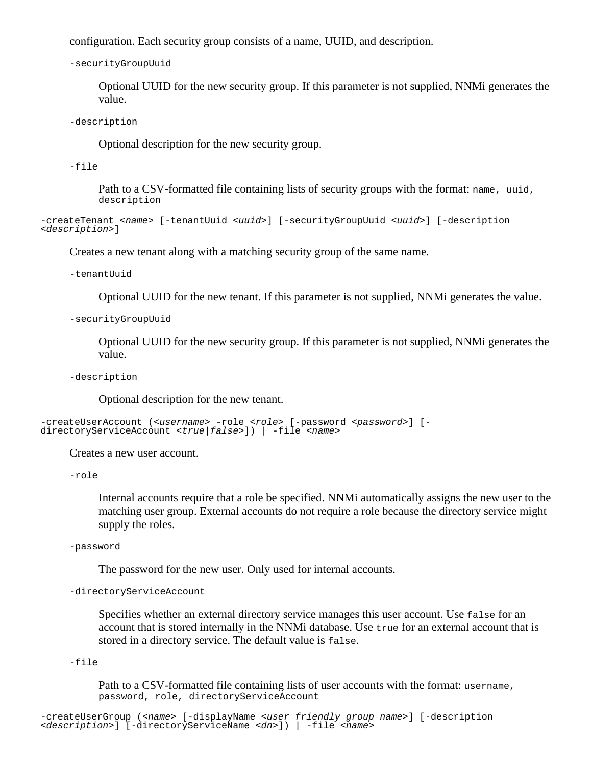configuration. Each security group consists of a name, UUID, and description.

`-securityGroupUuid`

Optional UUID for the new security group. If this parameter is not supplied, NNMi generates the value.

`-description`

Optional description for the new security group.

`-file`

Path to a CSV-formatted file containing lists of security groups with the format: `name, uuid, description`

`-createTenant <name> [-tenantUuid <uuid>] [-securityGroupUuid <uuid>] [-description <description>]`

Creates a new tenant along with a matching security group of the same name.

`-tenantUuid`

Optional UUID for the new tenant. If this parameter is not supplied, NNMi generates the value.

`-securityGroupUuid`

Optional UUID for the new security group. If this parameter is not supplied, NNMi generates the value.

`-description`

Optional description for the new tenant.

`-createUserAccount (<username> -role <role> [-password <password>] [-directoryServiceAccount <true|false>]) | -file <name>`

Creates a new user account.

`-role`

Internal accounts require that a role be specified. NNMi automatically assigns the new user to the matching user group. External accounts do not require a role because the directory service might supply the roles.

`-password`

The password for the new user. Only used for internal accounts.

`-directoryServiceAccount`

Specifies whether an external directory service manages this user account. Use `false` for an account that is stored internally in the NNMi database. Use `true` for an external account that is stored in a directory service. The default value is `false`.

`-file`

Path to a CSV-formatted file containing lists of user accounts with the format: `username, password, role, directoryServiceAccount`

`-createUserGroup (<name> [-displayName <user friendly group name>] [-description <description>] [-directoryServiceName <dn>]) | -file <name>`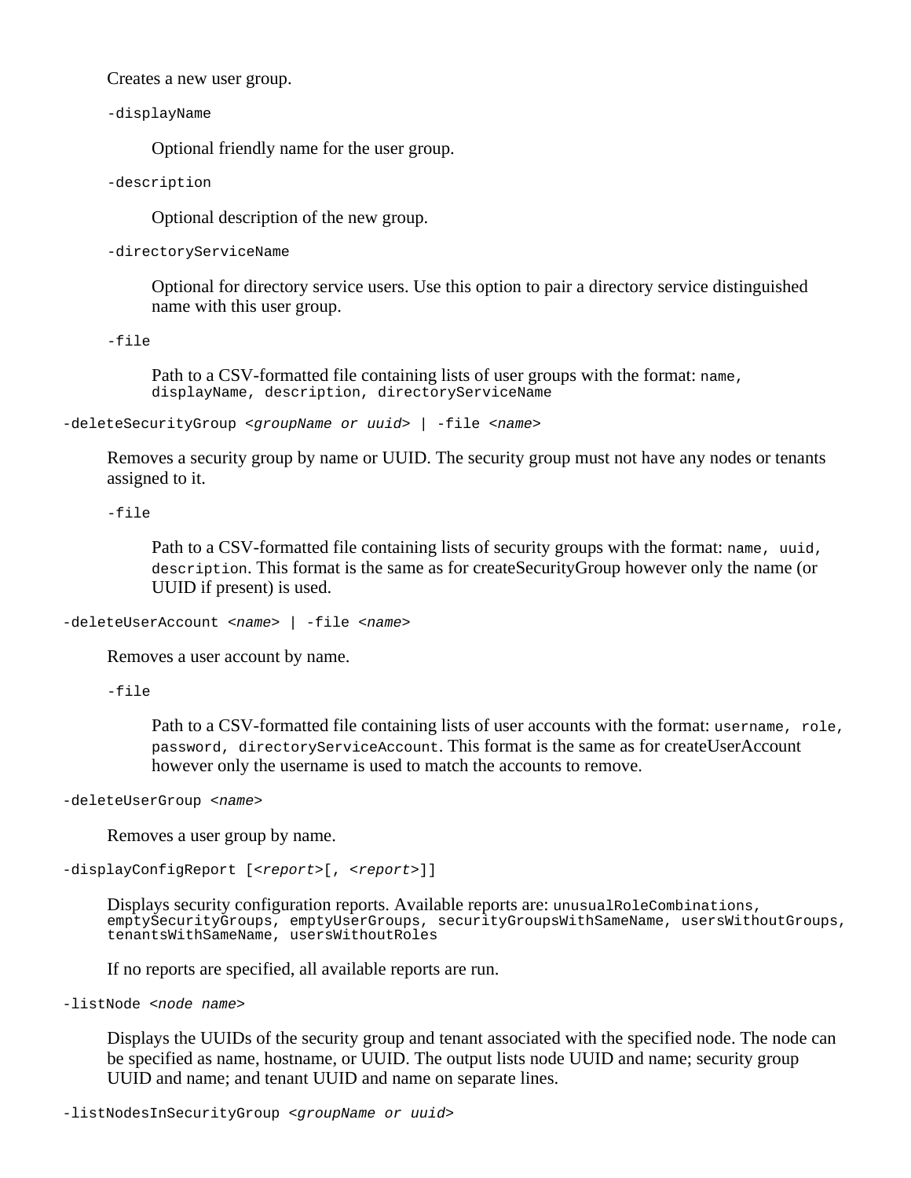Creates a new user group.

`-displayName`

Optional friendly name for the user group.

`-description`

Optional description of the new group.

`-directoryServiceName`

Optional for directory service users. Use this option to pair a directory service distinguished name with this user group.

`-file`

Path to a CSV-formatted file containing lists of user groups with the format: `name, displayName, description, directoryServiceName`

`-deleteSecurityGroup <groupName or uuid> | -file <name>`

Removes a security group by name or UUID. The security group must not have any nodes or tenants assigned to it.

`-file`

Path to a CSV-formatted file containing lists of security groups with the format: `name, uuid, description`. This format is the same as for createSecurityGroup however only the name (or UUID if present) is used.

`-deleteUserAccount <name> | -file <name>`

Removes a user account by name.

`-file`

Path to a CSV-formatted file containing lists of user accounts with the format: `username, role, password, directoryServiceAccount`. This format is the same as for createUserAccount however only the username is used to match the accounts to remove.

`-deleteUserGroup <name>`

Removes a user group by name.

`-displayConfigReport [<report>[, <report>]]`

Displays security configuration reports. Available reports are: `unusualRoleCombinations, emptySecurityGroups, emptyUserGroups, securityGroupsWithSameName, usersWithoutGroups, tenantsWithSameName, usersWithoutRoles`

If no reports are specified, all available reports are run.

`-listNode <node name>`

Displays the UUIDs of the security group and tenant associated with the specified node. The node can be specified as name, hostname, or UUID. The output lists node UUID and name; security group UUID and name; and tenant UUID and name on separate lines.

`-listNodesInSecurityGroup <groupName or uuid>`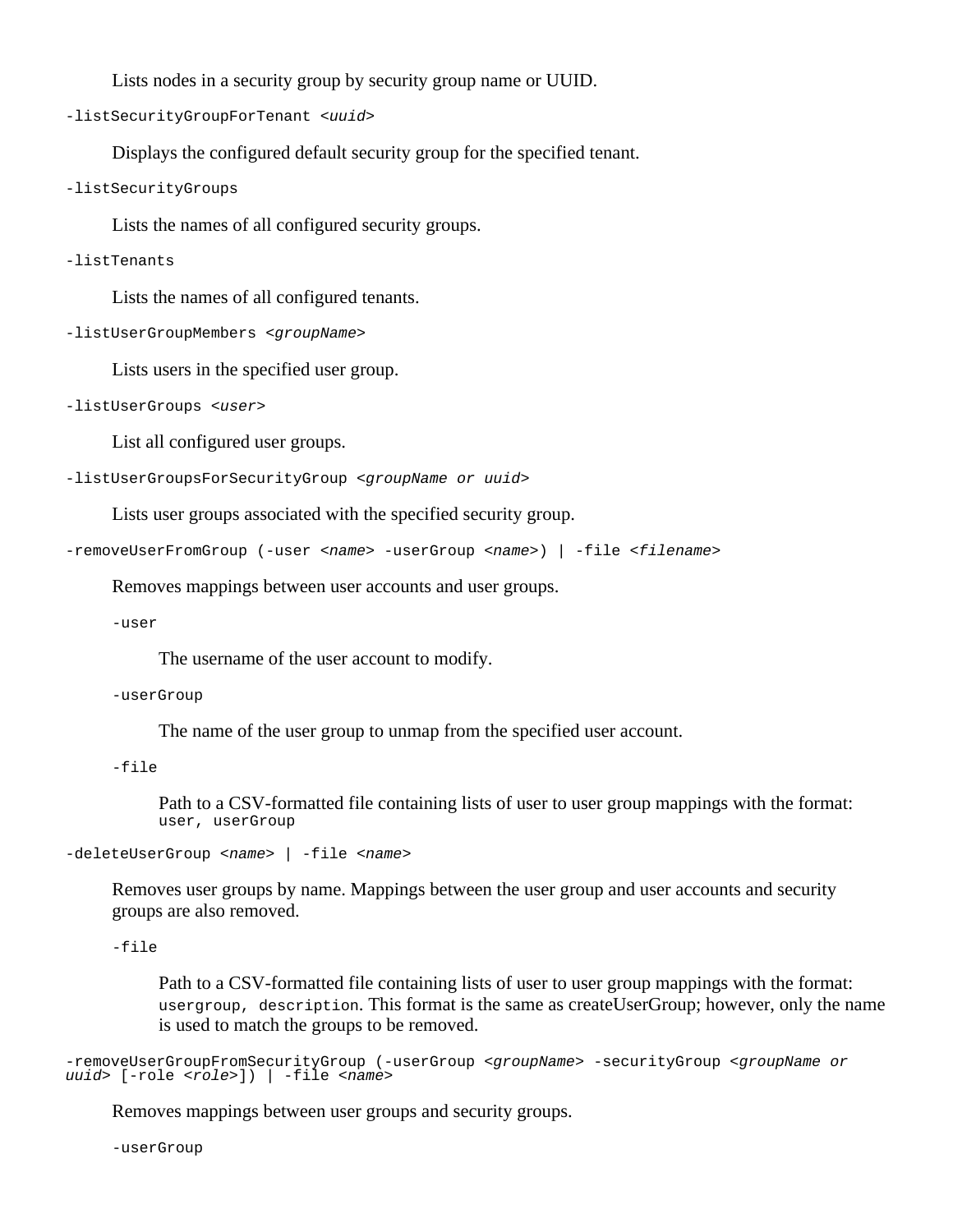Lists nodes in a security group by security group name or UUID.

`-listSecurityGroupForTenant <uuid>`

Displays the configured default security group for the specified tenant.

`-listSecurityGroups`

Lists the names of all configured security groups.

`-listTenants`

Lists the names of all configured tenants.

`-listUserGroupMembers <groupName>`

Lists users in the specified user group.

`-listUserGroups <user>`

List all configured user groups.

`-listUserGroupsForSecurityGroup <groupName or uuid>`

Lists user groups associated with the specified security group.

`-removeUserFromGroup (-user <name> -userGroup <name>) | -file <filename>`

Removes mappings between user accounts and user groups.

`-user`

The username of the user account to modify.

`-userGroup`

The name of the user group to unmap from the specified user account.

`-file`

Path to a CSV-formatted file containing lists of user to user group mappings with the format: `user, userGroup`

`-deleteUserGroup <name> | -file <name>`

Removes user groups by name. Mappings between the user group and user accounts and security groups are also removed.

`-file`

Path to a CSV-formatted file containing lists of user to user group mappings with the format: `usergroup, description`. This format is the same as createUserGroup; however, only the name is used to match the groups to be removed.

`-removeUserGroupFromSecurityGroup (-userGroup <groupName> -securityGroup <groupName or uuid> [-role <role>]) | -file <name>`

Removes mappings between user groups and security groups.

`-userGroup`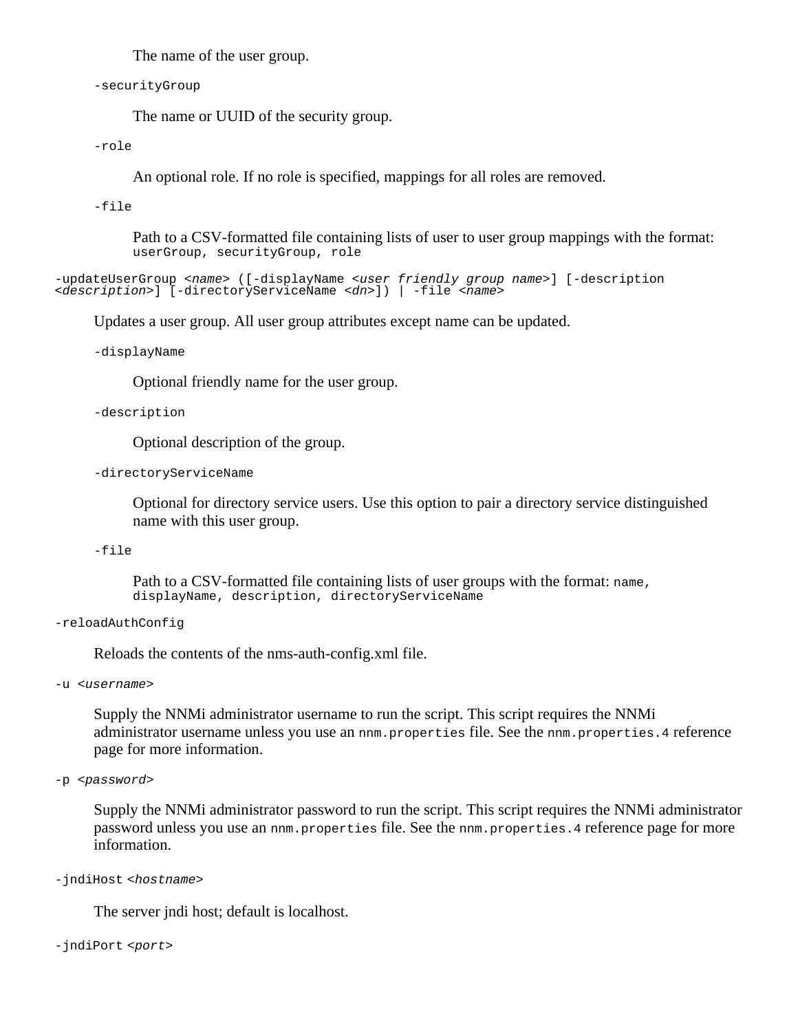The name of the user group.

`-securityGroup`

The name or UUID of the security group.

`-role`

An optional role. If no role is specified, mappings for all roles are removed.

`-file`

Path to a CSV-formatted file containing lists of user to user group mappings with the format: `userGroup, securityGroup, role`

`-updateUserGroup <`*`name`*`> ([-displayName <`*`user friendly group name`*`>] [-description <`*`description`*`>] [-directoryServiceName <`*`dn`*`>]) | -file <`*`name`*`>`

Updates a user group. All user group attributes except name can be updated.

`-displayName`

Optional friendly name for the user group.

`-description`

Optional description of the group.

`-directoryServiceName`

Optional for directory service users. Use this option to pair a directory service distinguished name with this user group.

`-file`

Path to a CSV-formatted file containing lists of user groups with the format: `name, displayName, description, directoryServiceName`

`-reloadAuthConfig`

Reloads the contents of the nms-auth-config.xml file.

`-u <`*`username`*`>`

Supply the NNMi administrator username to run the script. This script requires the NNMi administrator username unless you use an `nnm.properties` file. See the `nnm.properties.4` reference page for more information.

`-p <`*`password`*`>`

Supply the NNMi administrator password to run the script. This script requires the NNMi administrator password unless you use an `nnm.properties` file. See the `nnm.properties.4` reference page for more information.

`-jndiHost <`*`hostname`*`>`

The server jndi host; default is localhost.

`-jndiPort <`*`port`*`>`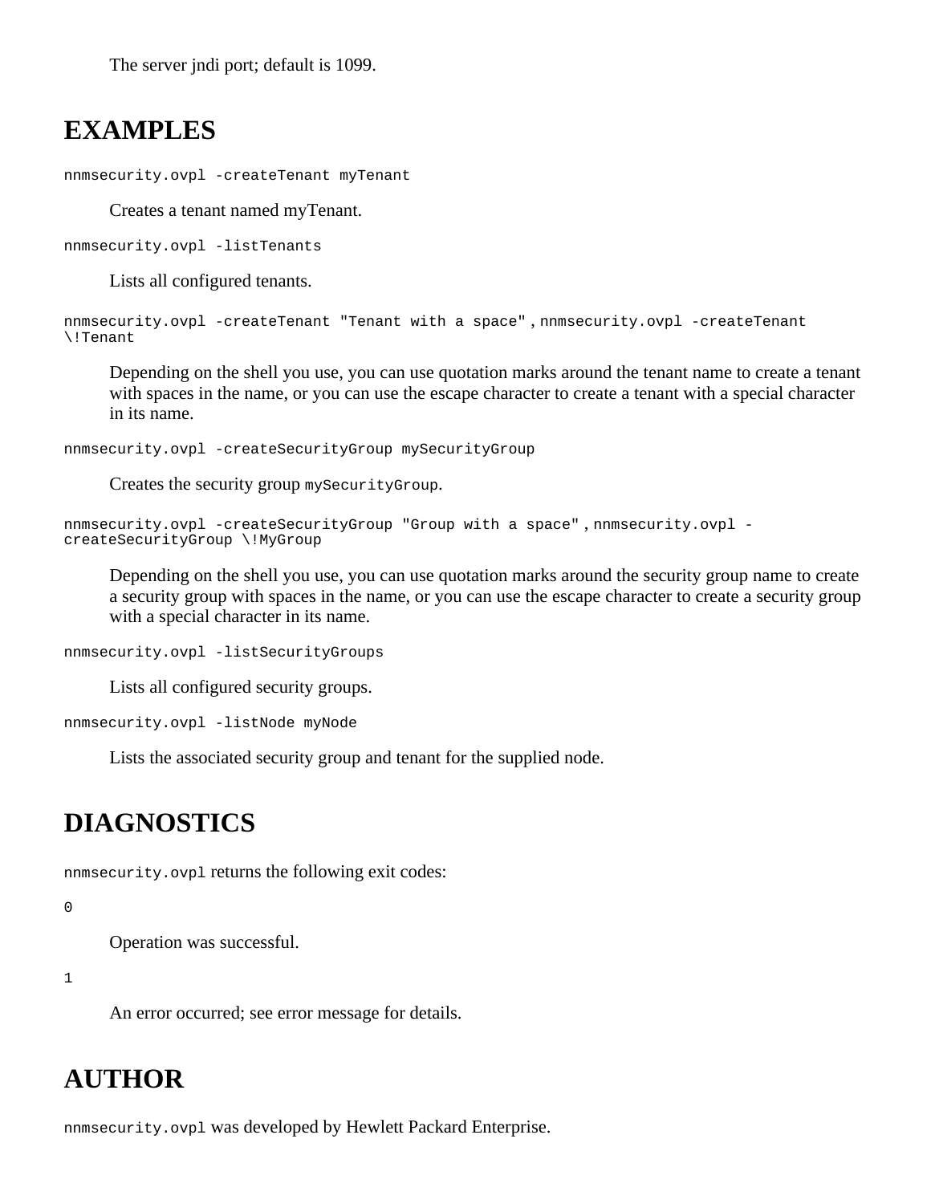The server jndi port; default is 1099.

## EXAMPLES

`nnmsecurity.ovpl -createTenant myTenant`

Creates a tenant named myTenant.

`nnmsecurity.ovpl -listTenants`

Lists all configured tenants.

`nnmsecurity.ovpl -createTenant "Tenant with a space"` , `nnmsecurity.ovpl -createTenant \!Tenant`

Depending on the shell you use, you can use quotation marks around the tenant name to create a tenant with spaces in the name, or you can use the escape character to create a tenant with a special character in its name.

`nnmsecurity.ovpl -createSecurityGroup mySecurityGroup`

Creates the security group `mySecurityGroup`.

`nnmsecurity.ovpl -createSecurityGroup "Group with a space"` , `nnmsecurity.ovpl -createSecurityGroup \!MyGroup`

Depending on the shell you use, you can use quotation marks around the security group name to create a security group with spaces in the name, or you can use the escape character to create a security group with a special character in its name.

`nnmsecurity.ovpl -listSecurityGroups`

Lists all configured security groups.

`nnmsecurity.ovpl -listNode myNode`

Lists the associated security group and tenant for the supplied node.

## DIAGNOSTICS

`nnmsecurity.ovpl` returns the following exit codes:

`0`

Operation was successful.

`1`

An error occurred; see error message for details.

## AUTHOR

`nnmsecurity.ovpl` was developed by Hewlett Packard Enterprise.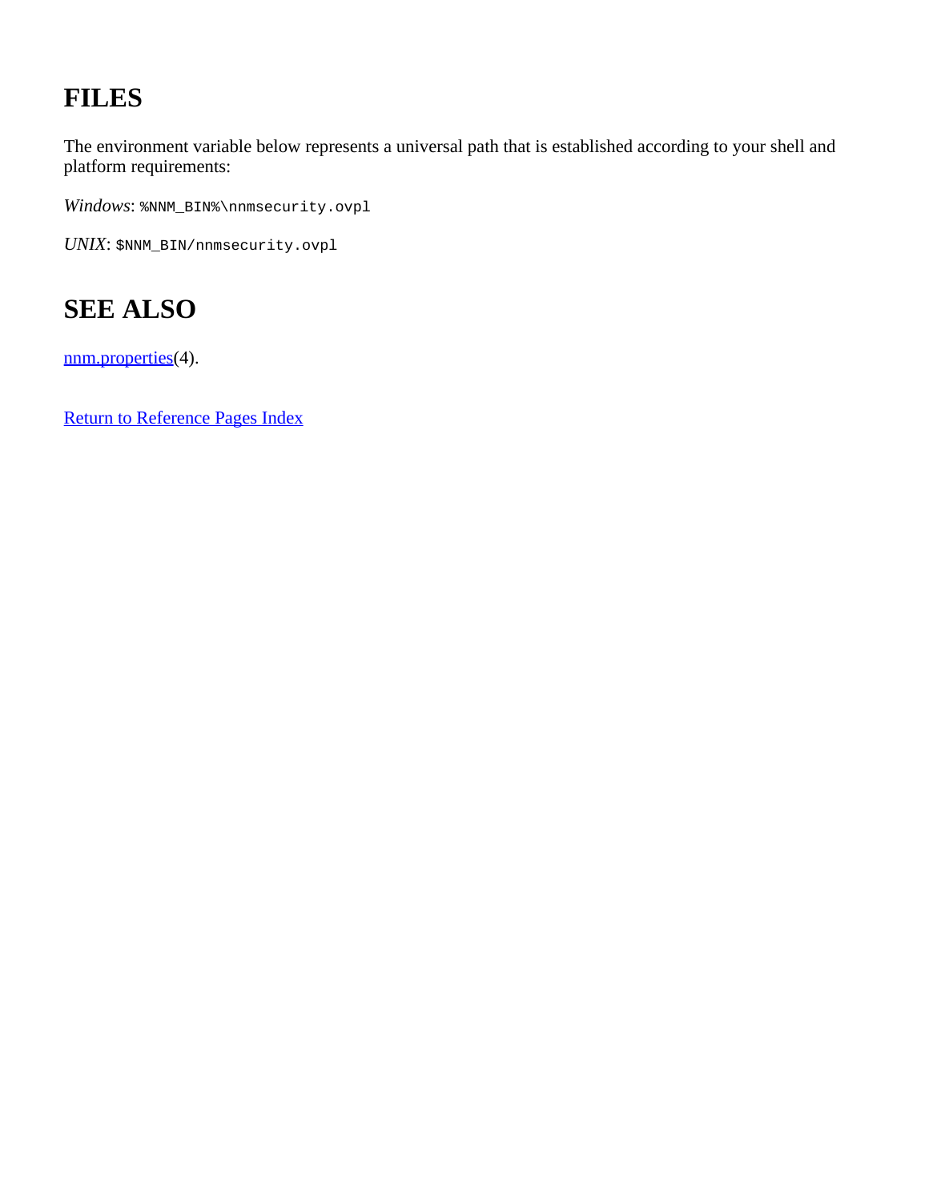# FILES

The environment variable below represents a universal path that is established according to your shell and platform requirements:

*Windows*: `%NNM_BIN%\nnmsecurity.ovpl`

*UNIX*: `$NNM_BIN/nnmsecurity.ovpl`

# SEE ALSO

nnm.properties(4).

Return to Reference Pages Index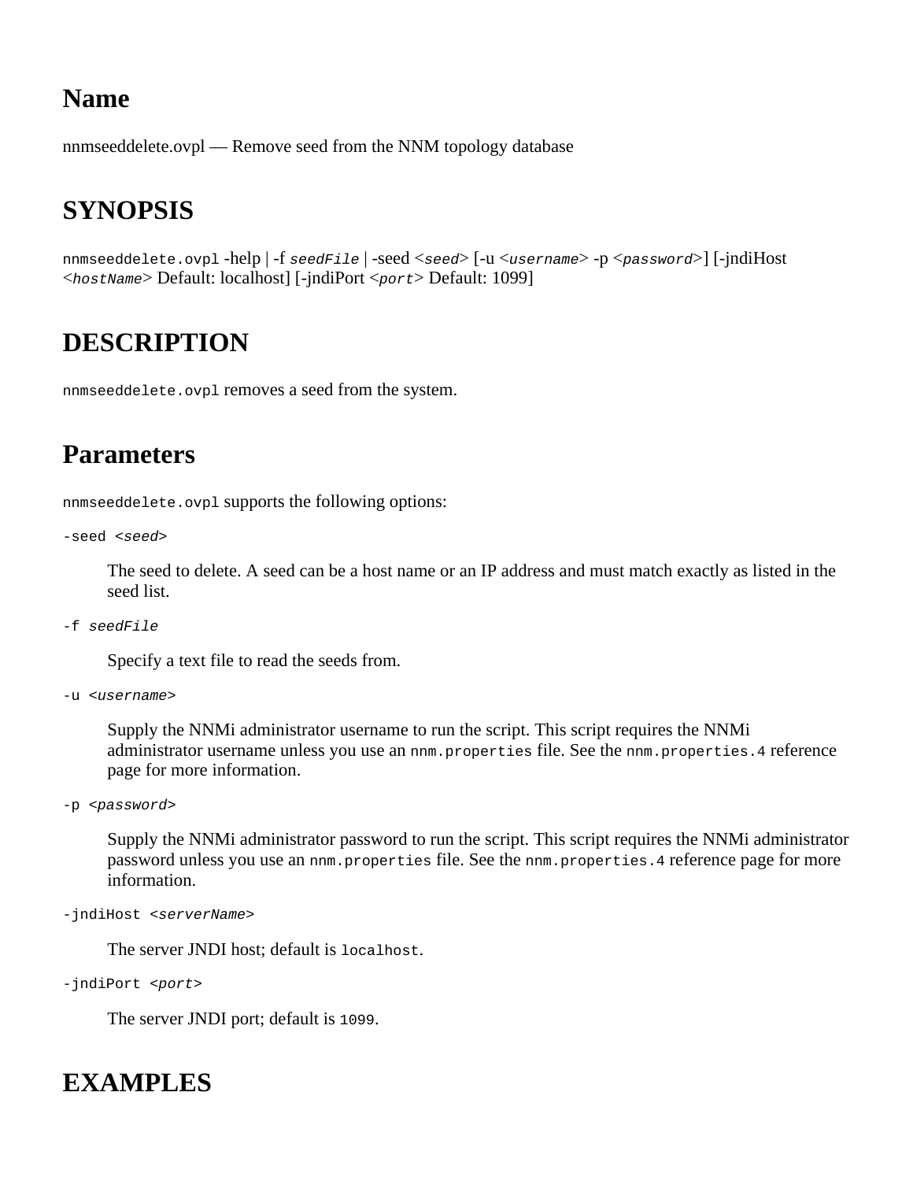## Name

nnmseeddelete.ovpl — Remove seed from the NNM topology database

## SYNOPSIS

`nnmseeddelete.ovpl` -help | -f *`seedFile`* | -seed <*`seed`*> [-u <*`username`*> -p <*`password`*>] [-jndiHost <*`hostName`*> Default: localhost] [-jndiPort <*`port`*> Default: 1099]

## DESCRIPTION

`nnmseeddelete.ovpl` removes a seed from the system.

## Parameters

`nnmseeddelete.ovpl` supports the following options:

`-seed <`*`seed`*`>`

> The seed to delete. A seed can be a host name or an IP address and must match exactly as listed in the seed list.

`-f` *`seedFile`*

> Specify a text file to read the seeds from.

`-u <`*`username`*`>`

> Supply the NNMi administrator username to run the script. This script requires the NNMi administrator username unless you use an `nnm.properties` file. See the `nnm.properties.4` reference page for more information.

`-p <`*`password`*`>`

> Supply the NNMi administrator password to run the script. This script requires the NNMi administrator password unless you use an `nnm.properties` file. See the `nnm.properties.4` reference page for more information.

`-jndiHost <`*`serverName`*`>`

> The server JNDI host; default is `localhost`.

`-jndiPort <`*`port`*`>`

> The server JNDI port; default is `1099`.

## EXAMPLES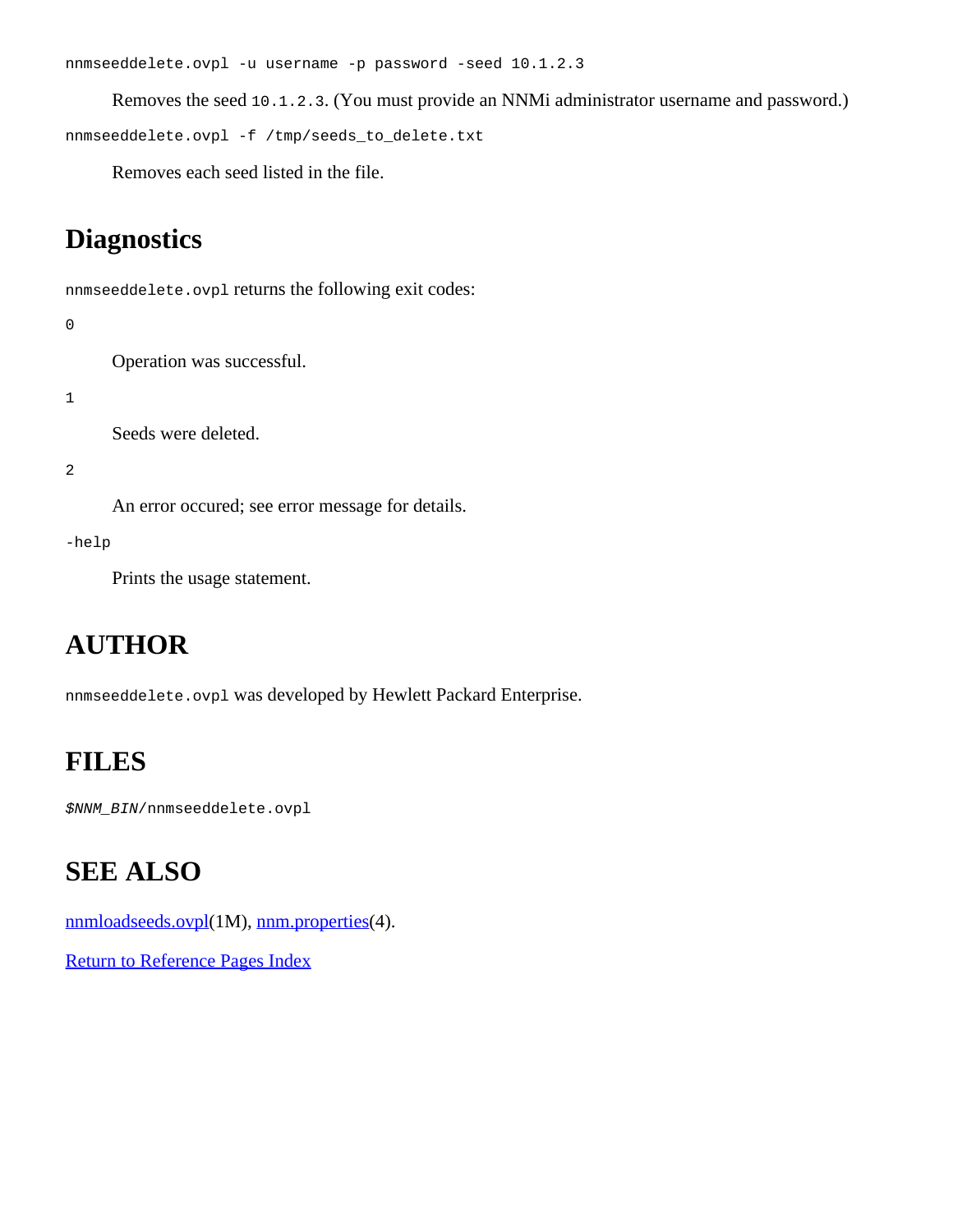`nnmseeddelete.ovpl -u username -p password -seed 10.1.2.3`

Removes the seed `10.1.2.3`. (You must provide an NNMi administrator username and password.)

`nnmseeddelete.ovpl -f /tmp/seeds_to_delete.txt`

Removes each seed listed in the file.

## Diagnostics

`nnmseeddelete.ovpl` returns the following exit codes:

`0`

Operation was successful.

`1`

Seeds were deleted.

`2`

An error occured; see error message for details.

`-help`

Prints the usage statement.

## AUTHOR

`nnmseeddelete.ovpl` was developed by Hewlett Packard Enterprise.

## FILES

*$NNM_BIN/*`nnmseeddelete.ovpl`

## SEE ALSO

nnmloadseeds.ovpl(1M), nnm.properties(4).

Return to Reference Pages Index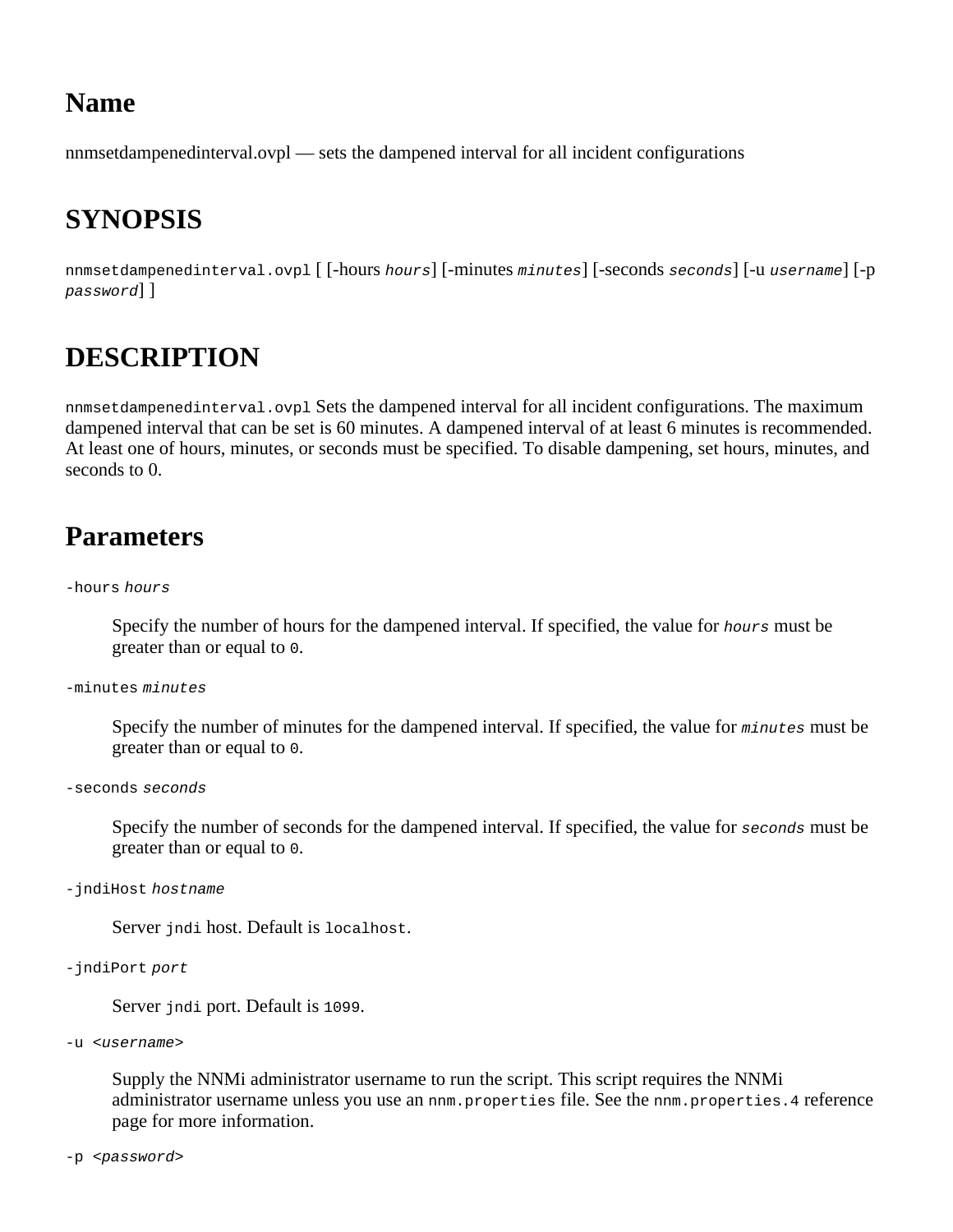## Name

nnmsetdampenedinterval.ovpl — sets the dampened interval for all incident configurations

## SYNOPSIS

`nnmsetdampenedinterval.ovpl` [ [-hours *hours*] [-minutes *minutes*] [-seconds *seconds*] [-u *username*] [-p *password*] ]

## DESCRIPTION

`nnmsetdampenedinterval.ovpl` Sets the dampened interval for all incident configurations. The maximum dampened interval that can be set is 60 minutes. A dampened interval of at least 6 minutes is recommended. At least one of hours, minutes, or seconds must be specified. To disable dampening, set hours, minutes, and seconds to 0.

## Parameters

`-hours` *hours*

> Specify the number of hours for the dampened interval. If specified, the value for *hours* must be greater than or equal to `0`.

`-minutes` *minutes*

> Specify the number of minutes for the dampened interval. If specified, the value for *minutes* must be greater than or equal to `0`.

`-seconds` *seconds*

> Specify the number of seconds for the dampened interval. If specified, the value for *seconds* must be greater than or equal to `0`.

`-jndiHost` *hostname*

> Server `jndi` host. Default is `localhost`.

`-jndiPort` *port*

> Server `jndi` port. Default is `1099`.

`-u` <*username*>

> Supply the NNMi administrator username to run the script. This script requires the NNMi administrator username unless you use an `nnm.properties` file. See the `nnm.properties.4` reference page for more information.

`-p` <*password*>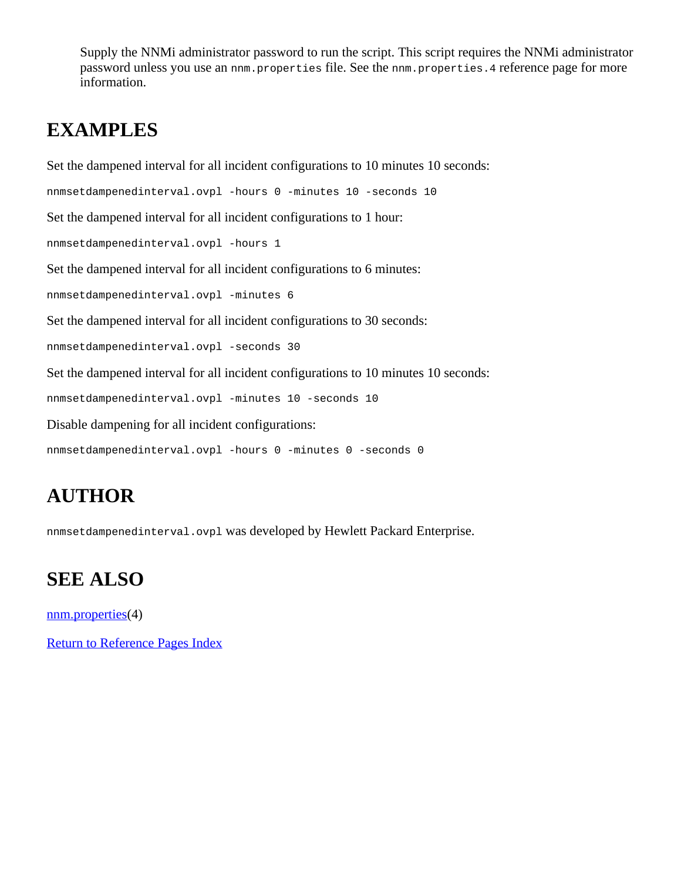Supply the NNMi administrator password to run the script. This script requires the NNMi administrator password unless you use an `nnm.properties` file. See the `nnm.properties.4` reference page for more information.

## EXAMPLES

Set the dampened interval for all incident configurations to 10 minutes 10 seconds:

```
nnmsetdampenedinterval.ovpl -hours 0 -minutes 10 -seconds 10
```

Set the dampened interval for all incident configurations to 1 hour:

```
nnmsetdampenedinterval.ovpl -hours 1
```

Set the dampened interval for all incident configurations to 6 minutes:

```
nnmsetdampenedinterval.ovpl -minutes 6
```

Set the dampened interval for all incident configurations to 30 seconds:

```
nnmsetdampenedinterval.ovpl -seconds 30
```

Set the dampened interval for all incident configurations to 10 minutes 10 seconds:

```
nnmsetdampenedinterval.ovpl -minutes 10 -seconds 10
```

Disable dampening for all incident configurations:

```
nnmsetdampenedinterval.ovpl -hours 0 -minutes 0 -seconds 0
```

## AUTHOR

`nnmsetdampenedinterval.ovpl` was developed by Hewlett Packard Enterprise.

## SEE ALSO

nnm.properties(4)

Return to Reference Pages Index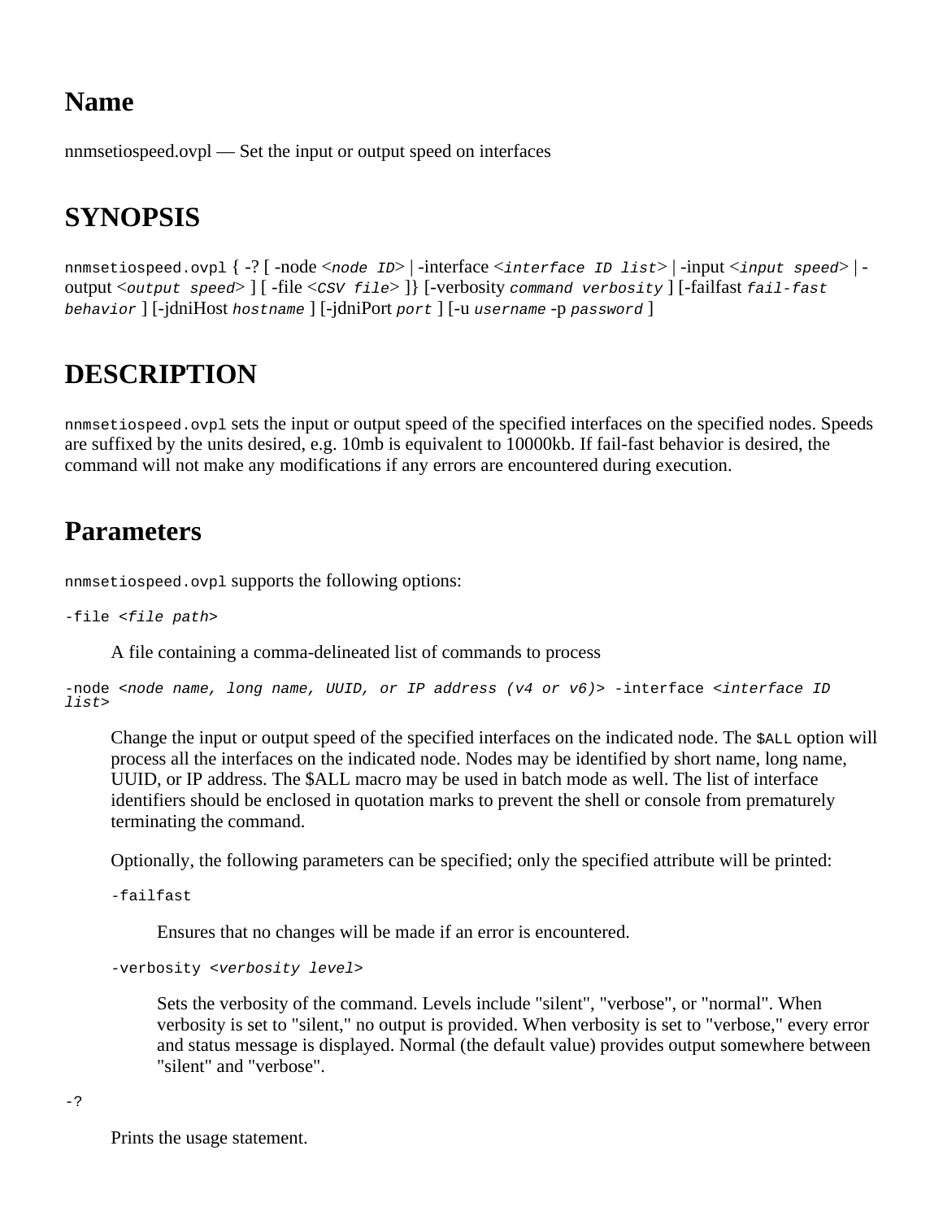## Name

nnmsetiospeed.ovpl — Set the input or output speed on interfaces

## SYNOPSIS

`nnmsetiospeed.ovpl` { -? [ -node <*node ID*> | -interface <*interface ID list*> | -input <*input speed*> | -output <*output speed*> ] [ -file <*CSV file*> ]} [-verbosity *command verbosity* ] [-failfast *fail-fast behavior* ] [-jdniHost *hostname* ] [-jdniPort *port* ] [-u *username* -p *password* ]

## DESCRIPTION

`nnmsetiospeed.ovpl` sets the input or output speed of the specified interfaces on the specified nodes. Speeds are suffixed by the units desired, e.g. 10mb is equivalent to 10000kb. If fail-fast behavior is desired, the command will not make any modifications if any errors are encountered during execution.

## Parameters

`nnmsetiospeed.ovpl` supports the following options:

`-file <file path>`

A file containing a comma-delineated list of commands to process

`-node <node name, long name, UUID, or IP address (v4 or v6)> -interface <interface ID list>`

Change the input or output speed of the specified interfaces on the indicated node. The `$ALL` option will process all the interfaces on the indicated node. Nodes may be identified by short name, long name, UUID, or IP address. The $ALL macro may be used in batch mode as well. The list of interface identifiers should be enclosed in quotation marks to prevent the shell or console from prematurely terminating the command.

Optionally, the following parameters can be specified; only the specified attribute will be printed:

`-failfast`

Ensures that no changes will be made if an error is encountered.

`-verbosity <verbosity level>`

Sets the verbosity of the command. Levels include "silent", "verbose", or "normal". When verbosity is set to "silent," no output is provided. When verbosity is set to "verbose," every error and status message is displayed. Normal (the default value) provides output somewhere between "silent" and "verbose".

`-?`

Prints the usage statement.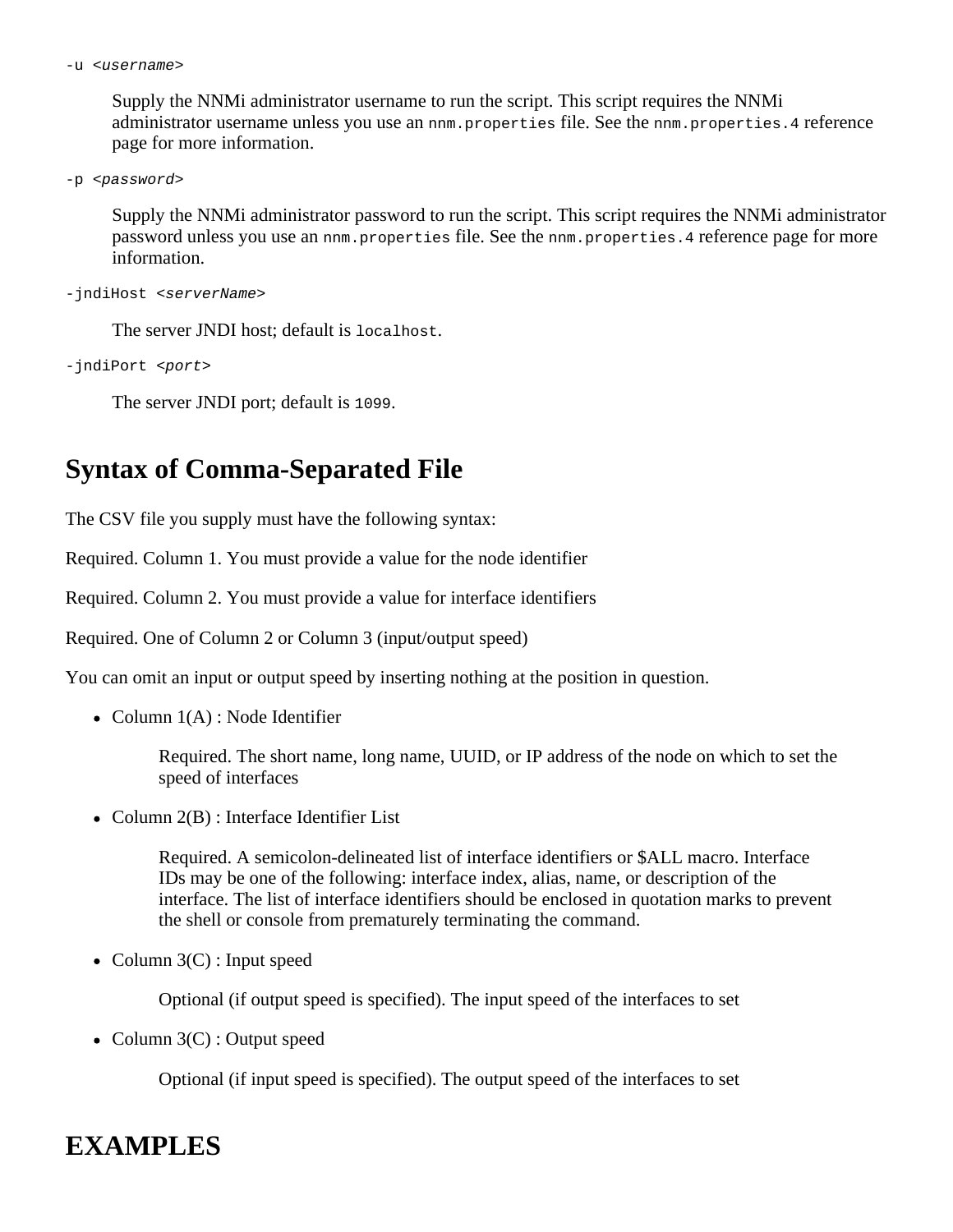`-u <username>`

Supply the NNMi administrator username to run the script. This script requires the NNMi administrator username unless you use an `nnm.properties` file. See the `nnm.properties.4` reference page for more information.

`-p <password>`

Supply the NNMi administrator password to run the script. This script requires the NNMi administrator password unless you use an `nnm.properties` file. See the `nnm.properties.4` reference page for more information.

`-jndiHost <serverName>`

The server JNDI host; default is `localhost`.

`-jndiPort <port>`

The server JNDI port; default is `1099`.

## Syntax of Comma-Separated File

The CSV file you supply must have the following syntax:

Required. Column 1. You must provide a value for the node identifier

Required. Column 2. You must provide a value for interface identifiers

Required. One of Column 2 or Column 3 (input/output speed)

You can omit an input or output speed by inserting nothing at the position in question.

- Column 1(A) : Node Identifier

  Required. The short name, long name, UUID, or IP address of the node on which to set the speed of interfaces

- Column 2(B) : Interface Identifier List

  Required. A semicolon-delineated list of interface identifiers or $ALL macro. Interface IDs may be one of the following: interface index, alias, name, or description of the interface. The list of interface identifiers should be enclosed in quotation marks to prevent the shell or console from prematurely terminating the command.

- Column 3(C) : Input speed

  Optional (if output speed is specified). The input speed of the interfaces to set

- Column 3(C) : Output speed

  Optional (if input speed is specified). The output speed of the interfaces to set

## EXAMPLES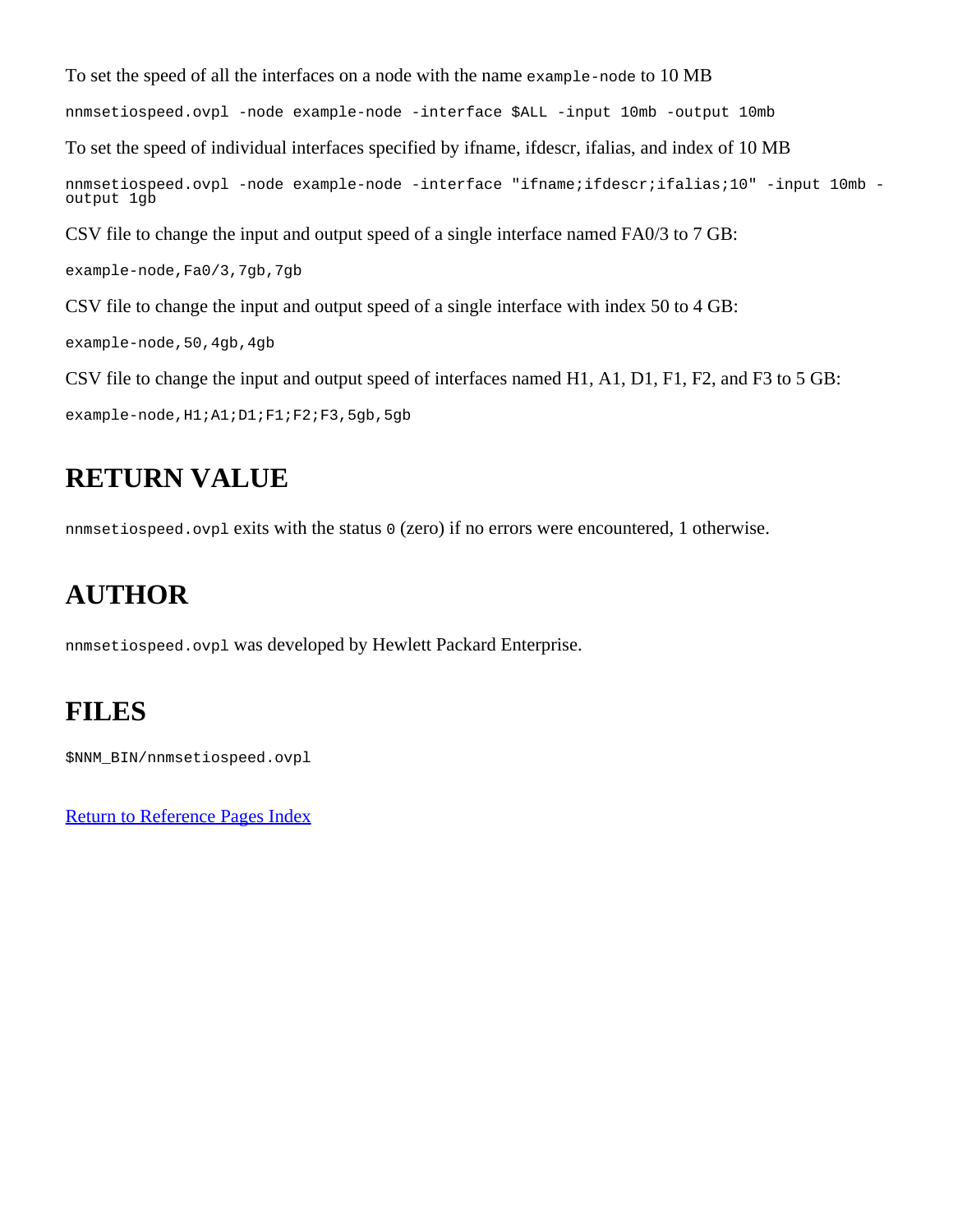To set the speed of all the interfaces on a node with the name `example-node` to 10 MB

```
nnmsetiospeed.ovpl -node example-node -interface $ALL -input 10mb -output 10mb
```

To set the speed of individual interfaces specified by ifname, ifdescr, ifalias, and index of 10 MB

```
nnmsetiospeed.ovpl -node example-node -interface "ifname;ifdescr;ifalias;10" -input 10mb -output 1gb
```

CSV file to change the input and output speed of a single interface named FA0/3 to 7 GB:

```
example-node,Fa0/3,7gb,7gb
```

CSV file to change the input and output speed of a single interface with index 50 to 4 GB:

```
example-node,50,4gb,4gb
```

CSV file to change the input and output speed of interfaces named H1, A1, D1, F1, F2, and F3 to 5 GB:

```
example-node,H1;A1;D1;F1;F2;F3,5gb,5gb
```

## RETURN VALUE

`nnmsetiospeed.ovpl` exits with the status `0` (zero) if no errors were encountered, 1 otherwise.

## AUTHOR

`nnmsetiospeed.ovpl` was developed by Hewlett Packard Enterprise.

## FILES

`$NNM_BIN/nnmsetiospeed.ovpl`

Return to Reference Pages Index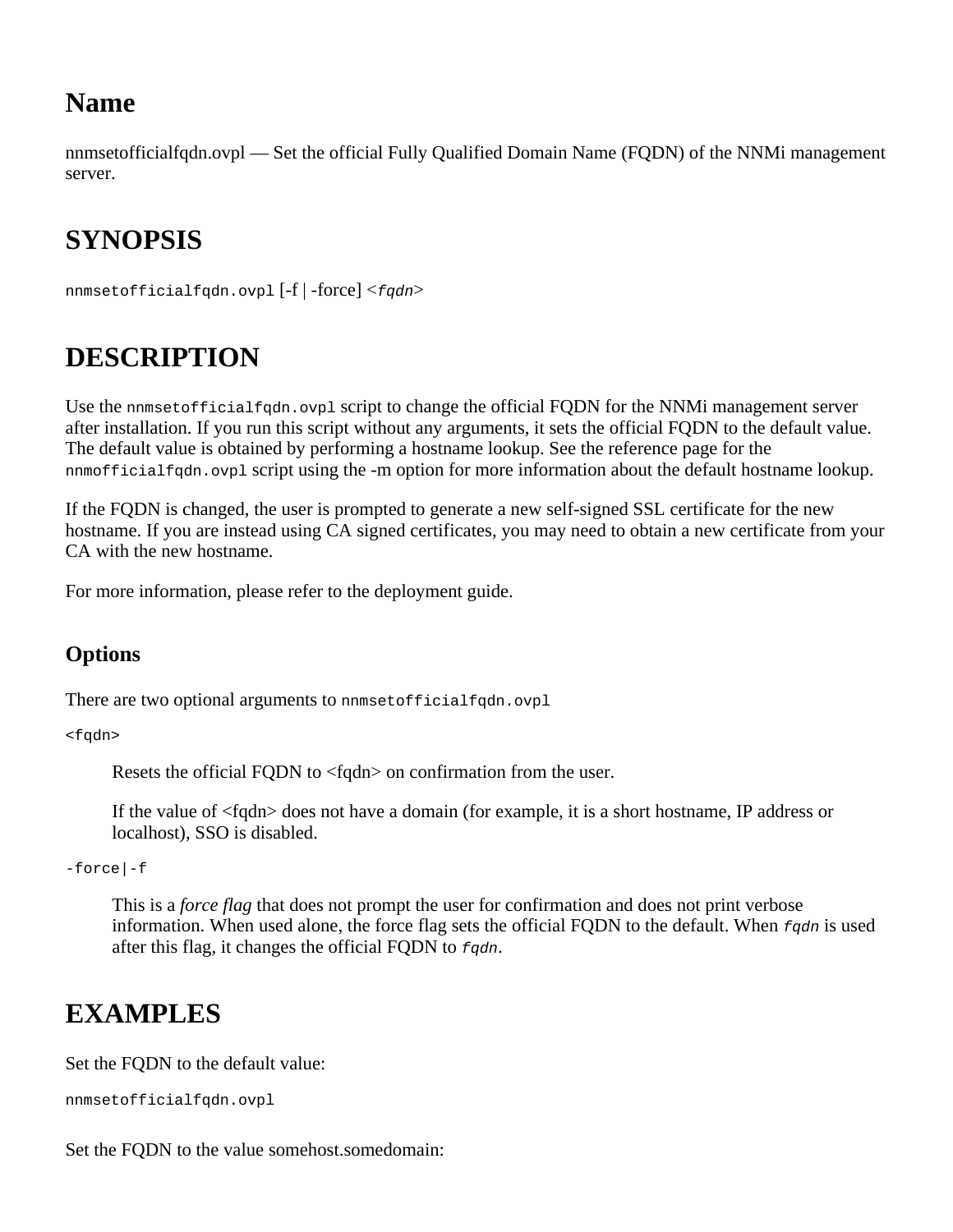# Name

nnmsetofficialfqdn.ovpl — Set the official Fully Qualified Domain Name (FQDN) of the NNMi management server.

# SYNOPSIS

`nnmsetofficialfqdn.ovpl` [-f | -force] <*fqdn*>

# DESCRIPTION

Use the `nnmsetofficialfqdn.ovpl` script to change the official FQDN for the NNMi management server after installation. If you run this script without any arguments, it sets the official FQDN to the default value. The default value is obtained by performing a hostname lookup. See the reference page for the `nnmofficialfqdn.ovpl` script using the -m option for more information about the default hostname lookup.

If the FQDN is changed, the user is prompted to generate a new self-signed SSL certificate for the new hostname. If you are instead using CA signed certificates, you may need to obtain a new certificate from your CA with the new hostname.

For more information, please refer to the deployment guide.

## Options

There are two optional arguments to `nnmsetofficialfqdn.ovpl`

`<fqdn>`

> Resets the official FQDN to <fqdn> on confirmation from the user.
>
> If the value of <fqdn> does not have a domain (for example, it is a short hostname, IP address or localhost), SSO is disabled.

`-force|-f`

> This is a *force flag* that does not prompt the user for confirmation and does not print verbose information. When used alone, the force flag sets the official FQDN to the default. When *`fqdn`* is used after this flag, it changes the official FQDN to *`fqdn`*.

# EXAMPLES

Set the FQDN to the default value:

```
nnmsetofficialfqdn.ovpl
```

Set the FQDN to the value somehost.somedomain: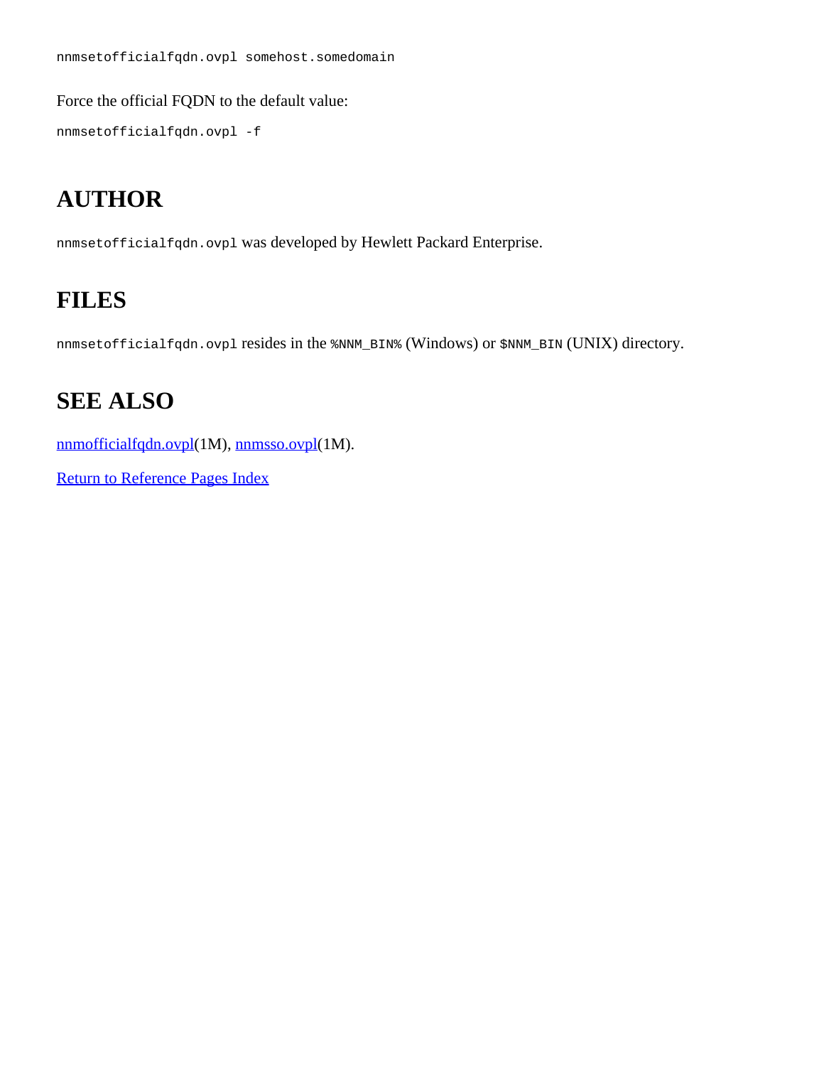```
nnmsetofficialfqdn.ovpl somehost.somedomain
```

Force the official FQDN to the default value:

```
nnmsetofficialfqdn.ovpl -f
```

## AUTHOR

`nnmsetofficialfqdn.ovpl` was developed by Hewlett Packard Enterprise.

## FILES

`nnmsetofficialfqdn.ovpl` resides in the `%NNM_BIN%` (Windows) or `$NNM_BIN` (UNIX) directory.

## SEE ALSO

nnmofficialfqdn.ovpl(1M), nnmsso.ovpl(1M).

Return to Reference Pages Index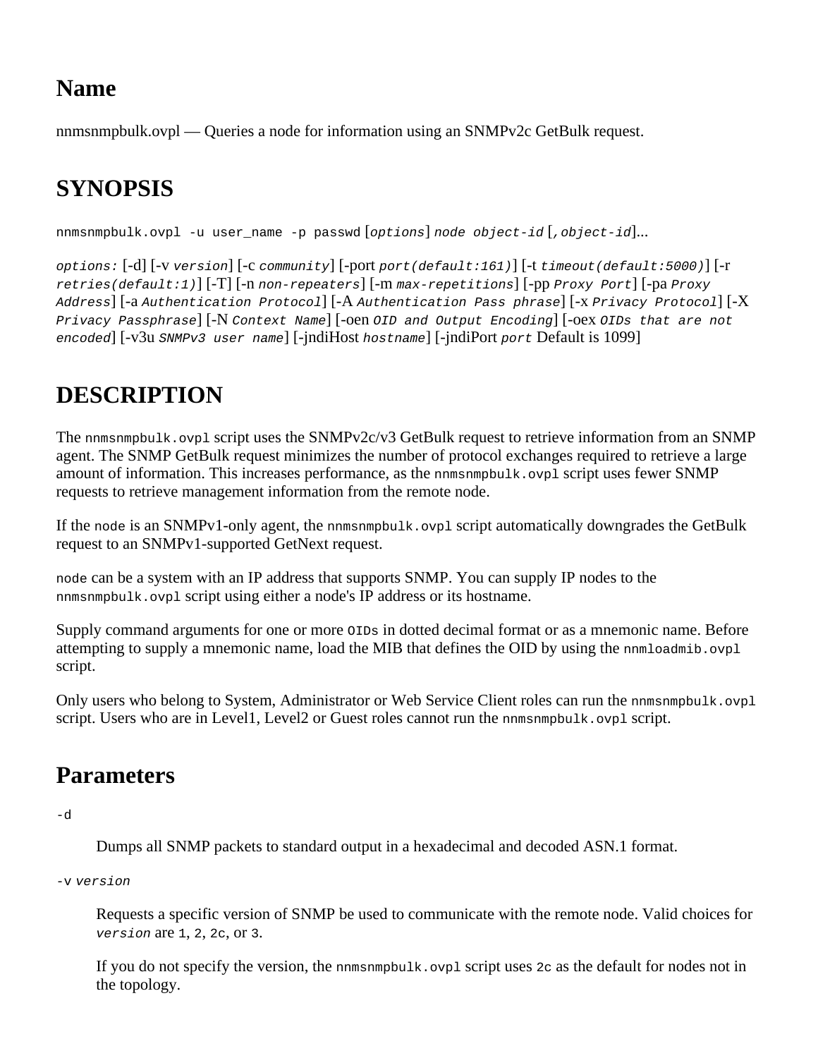## Name

nnmsnmpbulk.ovpl — Queries a node for information using an SNMPv2c GetBulk request.

## SYNOPSIS

`nnmsnmpbulk.ovpl -u user_name -p passwd` [*options*] *node object-id* [*,object-id*]...

*options:* [-d] [-v *version*] [-c *community*] [-port *port(default:161)*] [-t *timeout(default:5000)*] [-r *retries(default:1)*] [-T] [-n *non-repeaters*] [-m *max-repetitions*] [-pp *Proxy Port*] [-pa *Proxy Address*] [-a *Authentication Protocol*] [-A *Authentication Pass phrase*] [-x *Privacy Protocol*] [-X *Privacy Passphrase*] [-N *Context Name*] [-oen *OID and Output Encoding*] [-oex *OIDs that are not encoded*] [-v3u *SNMPv3 user name*] [-jndiHost *hostname*] [-jndiPort *port* Default is 1099]

## DESCRIPTION

The `nnmsnmpbulk.ovpl` script uses the SNMPv2c/v3 GetBulk request to retrieve information from an SNMP agent. The SNMP GetBulk request minimizes the number of protocol exchanges required to retrieve a large amount of information. This increases performance, as the `nnmsnmpbulk.ovpl` script uses fewer SNMP requests to retrieve management information from the remote node.

If the `node` is an SNMPv1-only agent, the `nnmsnmpbulk.ovpl` script automatically downgrades the GetBulk request to an SNMPv1-supported GetNext request.

`node` can be a system with an IP address that supports SNMP. You can supply IP nodes to the `nnmsnmpbulk.ovpl` script using either a node's IP address or its hostname.

Supply command arguments for one or more `OIDs` in dotted decimal format or as a mnemonic name. Before attempting to supply a mnemonic name, load the MIB that defines the OID by using the `nnmloadmib.ovpl` script.

Only users who belong to System, Administrator or Web Service Client roles can run the `nnmsnmpbulk.ovpl` script. Users who are in Level1, Level2 or Guest roles cannot run the `nnmsnmpbulk.ovpl` script.

## Parameters

`-d`

Dumps all SNMP packets to standard output in a hexadecimal and decoded ASN.1 format.

`-v` *version*

Requests a specific version of SNMP be used to communicate with the remote node. Valid choices for *version* are `1`, `2`, `2c`, or `3`.

If you do not specify the version, the `nnmsnmpbulk.ovpl` script uses `2c` as the default for nodes not in the topology.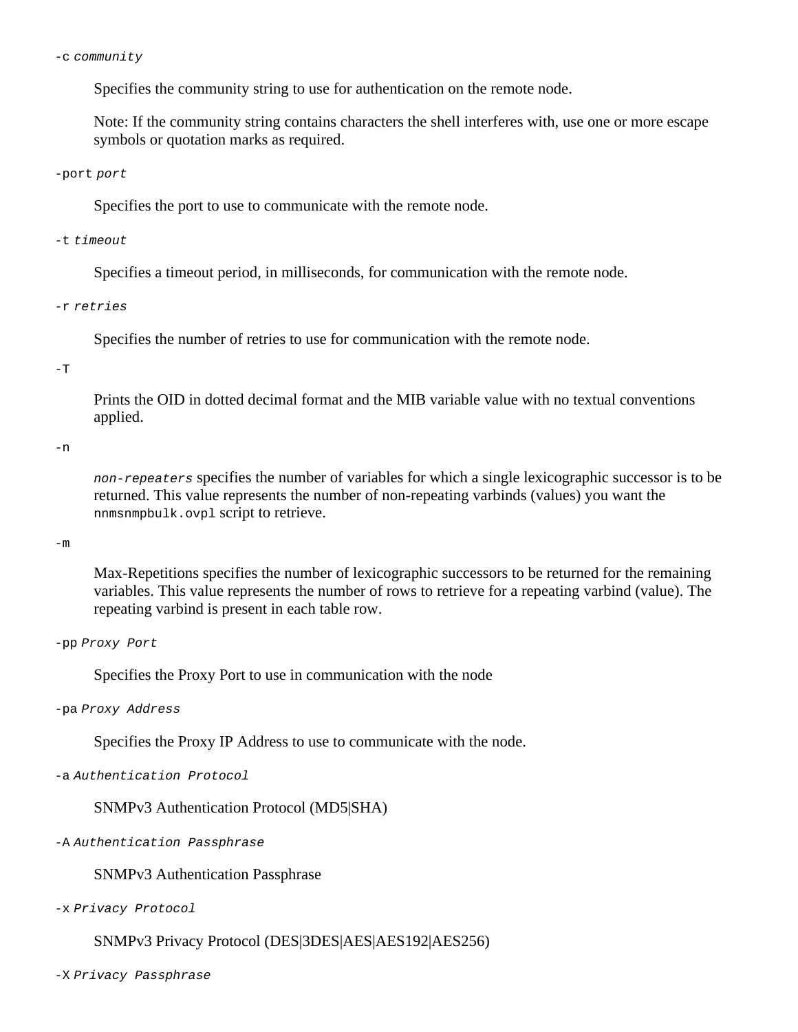`-c` *`community`*

Specifies the community string to use for authentication on the remote node.

Note: If the community string contains characters the shell interferes with, use one or more escape symbols or quotation marks as required.

`-port` *`port`*

Specifies the port to use to communicate with the remote node.

`-t` *`timeout`*

Specifies a timeout period, in milliseconds, for communication with the remote node.

`-r` *`retries`*

Specifies the number of retries to use for communication with the remote node.

`-T`

Prints the OID in dotted decimal format and the MIB variable value with no textual conventions applied.

`-n`

*`non-repeaters`* specifies the number of variables for which a single lexicographic successor is to be returned. This value represents the number of non-repeating varbinds (values) you want the `nnmsnmpbulk.ovpl` script to retrieve.

`-m`

Max-Repetitions specifies the number of lexicographic successors to be returned for the remaining variables. This value represents the number of rows to retrieve for a repeating varbind (value). The repeating varbind is present in each table row.

`-pp` *`Proxy Port`*

Specifies the Proxy Port to use in communication with the node

`-pa` *`Proxy Address`*

Specifies the Proxy IP Address to use to communicate with the node.

`-a` *`Authentication Protocol`*

SNMPv3 Authentication Protocol (MD5|SHA)

`-A` *`Authentication Passphrase`*

SNMPv3 Authentication Passphrase

`-x` *`Privacy Protocol`*

SNMPv3 Privacy Protocol (DES|3DES|AES|AES192|AES256)

`-X` *`Privacy Passphrase`*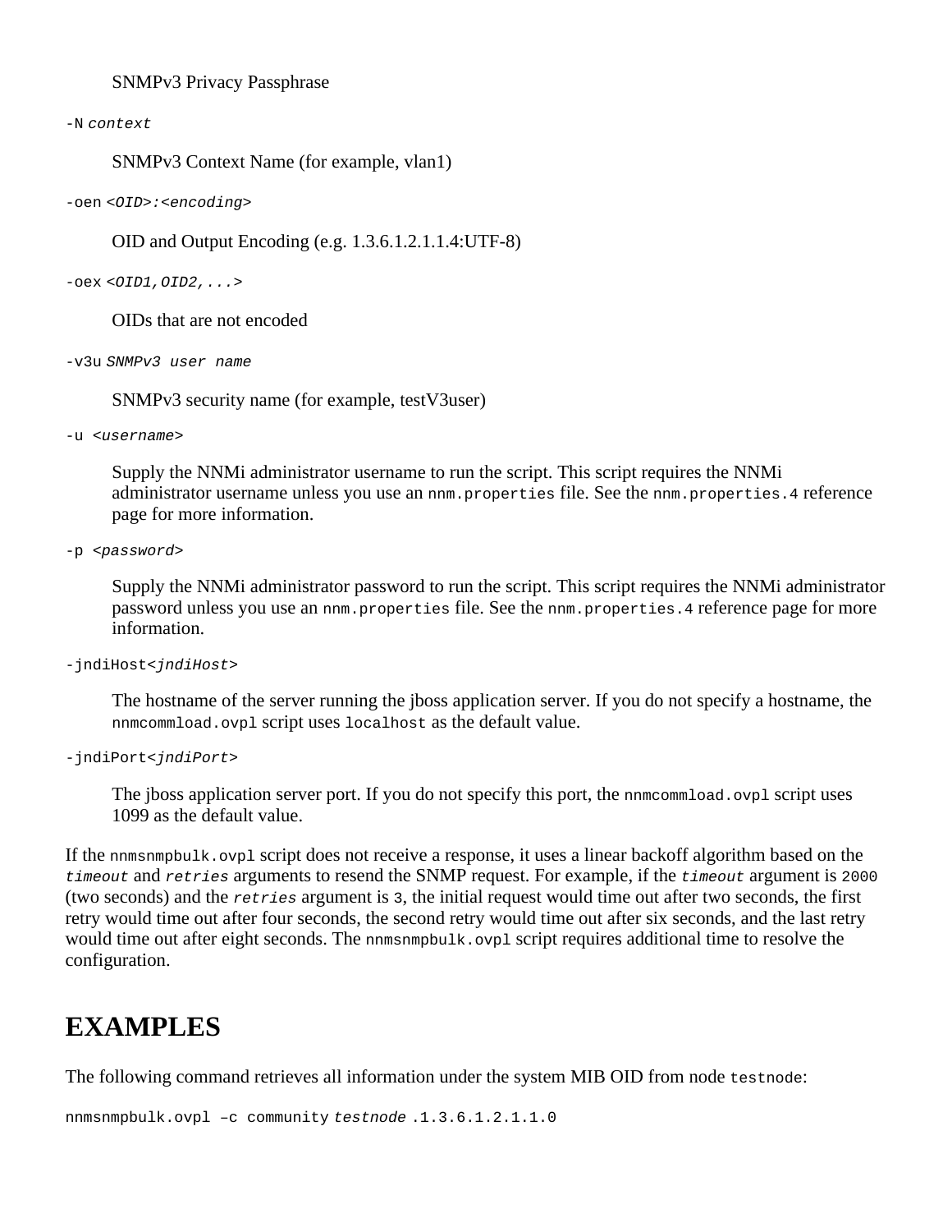SNMPv3 Privacy Passphrase

`-N` *`context`*

SNMPv3 Context Name (for example, vlan1)

`-oen` *`<OID>:<encoding>`*

OID and Output Encoding (e.g. 1.3.6.1.2.1.1.4:UTF-8)

`-oex` *`<OID1,OID2,...>`*

OIDs that are not encoded

`-v3u` *`SNMPv3 user name`*

SNMPv3 security name (for example, testV3user)

`-u` *`<username>`*

Supply the NNMi administrator username to run the script. This script requires the NNMi administrator username unless you use an `nnm.properties` file. See the `nnm.properties.4` reference page for more information.

`-p` *`<password>`*

Supply the NNMi administrator password to run the script. This script requires the NNMi administrator password unless you use an `nnm.properties` file. See the `nnm.properties.4` reference page for more information.

`-jndiHost`*`<jndiHost>`*

The hostname of the server running the jboss application server. If you do not specify a hostname, the `nnmcommload.ovpl` script uses `localhost` as the default value.

`-jndiPort`*`<jndiPort>`*

The jboss application server port. If you do not specify this port, the `nnmcommload.ovpl` script uses 1099 as the default value.

If the `nnmsnmpbulk.ovpl` script does not receive a response, it uses a linear backoff algorithm based on the *`timeout`* and *`retries`* arguments to resend the SNMP request. For example, if the *`timeout`* argument is `2000` (two seconds) and the *`retries`* argument is `3`, the initial request would time out after two seconds, the first retry would time out after four seconds, the second retry would time out after six seconds, and the last retry would time out after eight seconds. The `nnmsnmpbulk.ovpl` script requires additional time to resolve the configuration.

# EXAMPLES

The following command retrieves all information under the system MIB OID from node `testnode`:

```
nnmsnmpbulk.ovpl –c community testnode .1.3.6.1.2.1.1.0
```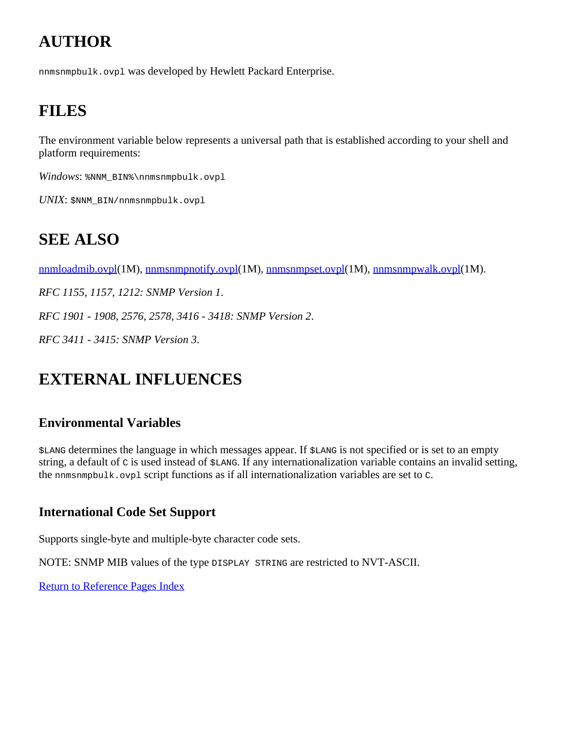## AUTHOR

`nnmsnmpbulk.ovpl` was developed by Hewlett Packard Enterprise.

## FILES

The environment variable below represents a universal path that is established according to your shell and platform requirements:

*Windows*: `%NNM_BIN%\nnmsnmpbulk.ovpl`

*UNIX*: `$NNM_BIN/nnmsnmpbulk.ovpl`

## SEE ALSO

nnmloadmib.ovpl(1M), nnmsnmpnotify.ovpl(1M), nnmsnmpset.ovpl(1M), nnmsnmpwalk.ovpl(1M).

*RFC 1155, 1157, 1212: SNMP Version 1*.

*RFC 1901 - 1908, 2576, 2578, 3416 - 3418: SNMP Version 2*.

*RFC 3411 - 3415: SNMP Version 3*.

## EXTERNAL INFLUENCES

### Environmental Variables

`$LANG` determines the language in which messages appear. If `$LANG` is not specified or is set to an empty string, a default of `C` is used instead of `$LANG`. If any internationalization variable contains an invalid setting, the `nnmsnmpbulk.ovpl` script functions as if all internationalization variables are set to `C`.

### International Code Set Support

Supports single-byte and multiple-byte character code sets.

NOTE: SNMP MIB values of the type `DISPLAY STRING` are restricted to NVT-ASCII.

Return to Reference Pages Index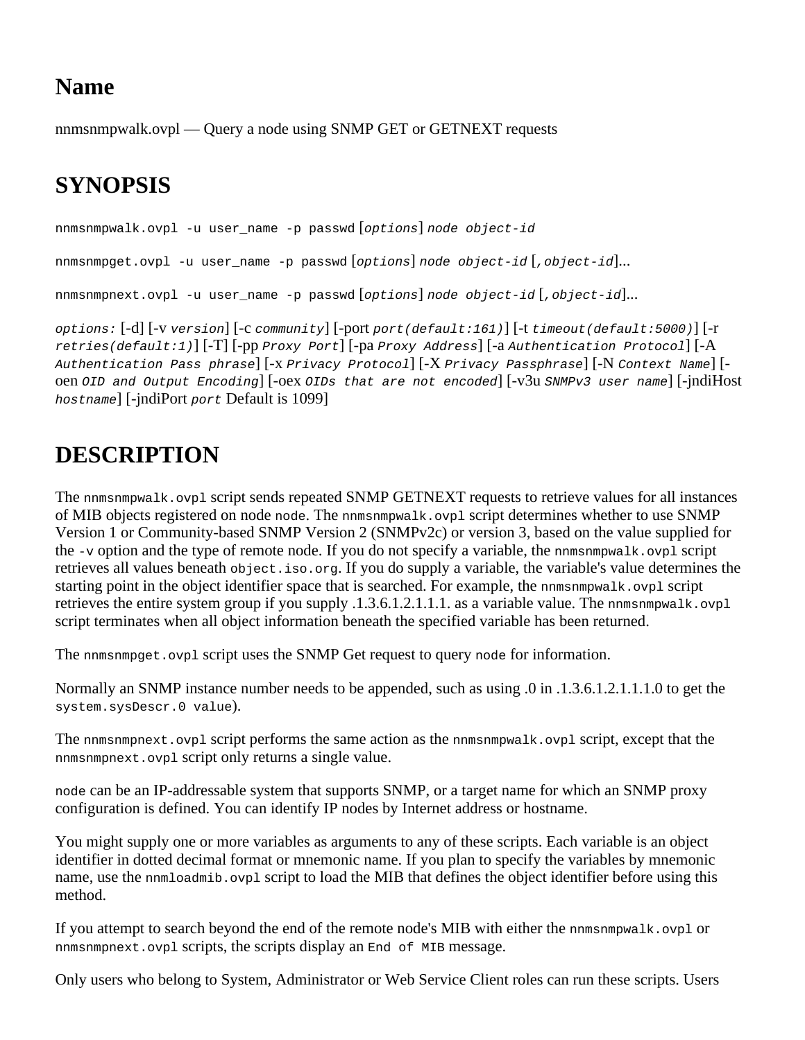## Name

nnmsnmpwalk.ovpl — Query a node using SNMP GET or GETNEXT requests

## SYNOPSIS

`nnmsnmpwalk.ovpl -u user_name -p passwd` [*options*] *node object-id*

`nnmsnmpget.ovpl -u user_name -p passwd` [*options*] *node object-id* [*,object-id*]...

`nnmsnmpnext.ovpl -u user_name -p passwd` [*options*] *node object-id* [*,object-id*]...

*options:* [-d] [-v *version*] [-c *community*] [-port *port(default:161)*] [-t *timeout(default:5000)*] [-r *retries(default:1)*] [-T] [-pp *Proxy Port*] [-pa *Proxy Address*] [-a *Authentication Protocol*] [-A *Authentication Pass phrase*] [-x *Privacy Protocol*] [-X *Privacy Passphrase*] [-N *Context Name*] [-oen *OID and Output Encoding*] [-oex *OIDs that are not encoded*] [-v3u *SNMPv3 user name*] [-jndiHost *hostname*] [-jndiPort *port* Default is 1099]

## DESCRIPTION

The `nnmsnmpwalk.ovpl` script sends repeated SNMP GETNEXT requests to retrieve values for all instances of MIB objects registered on node `node`. The `nnmsnmpwalk.ovpl` script determines whether to use SNMP Version 1 or Community-based SNMP Version 2 (SNMPv2c) or version 3, based on the value supplied for the `-v` option and the type of remote node. If you do not specify a variable, the `nnmsnmpwalk.ovpl` script retrieves all values beneath `object.iso.org`. If you do supply a variable, the variable's value determines the starting point in the object identifier space that is searched. For example, the `nnmsnmpwalk.ovpl` script retrieves the entire system group if you supply .1.3.6.1.2.1.1.1. as a variable value. The `nnmsnmpwalk.ovpl` script terminates when all object information beneath the specified variable has been returned.

The `nnmsnmpget.ovpl` script uses the SNMP Get request to query `node` for information.

Normally an SNMP instance number needs to be appended, such as using .0 in .1.3.6.1.2.1.1.1.0 to get the `system.sysDescr.0 value`).

The `nnmsnmpnext.ovpl` script performs the same action as the `nnmsnmpwalk.ovpl` script, except that the `nnmsnmpnext.ovpl` script only returns a single value.

`node` can be an IP-addressable system that supports SNMP, or a target name for which an SNMP proxy configuration is defined. You can identify IP nodes by Internet address or hostname.

You might supply one or more variables as arguments to any of these scripts. Each variable is an object identifier in dotted decimal format or mnemonic name. If you plan to specify the variables by mnemonic name, use the `nnmloadmib.ovpl` script to load the MIB that defines the object identifier before using this method.

If you attempt to search beyond the end of the remote node's MIB with either the `nnmsnmpwalk.ovpl` or `nnmsnmpnext.ovpl` scripts, the scripts display an `End of MIB` message.

Only users who belong to System, Administrator or Web Service Client roles can run these scripts. Users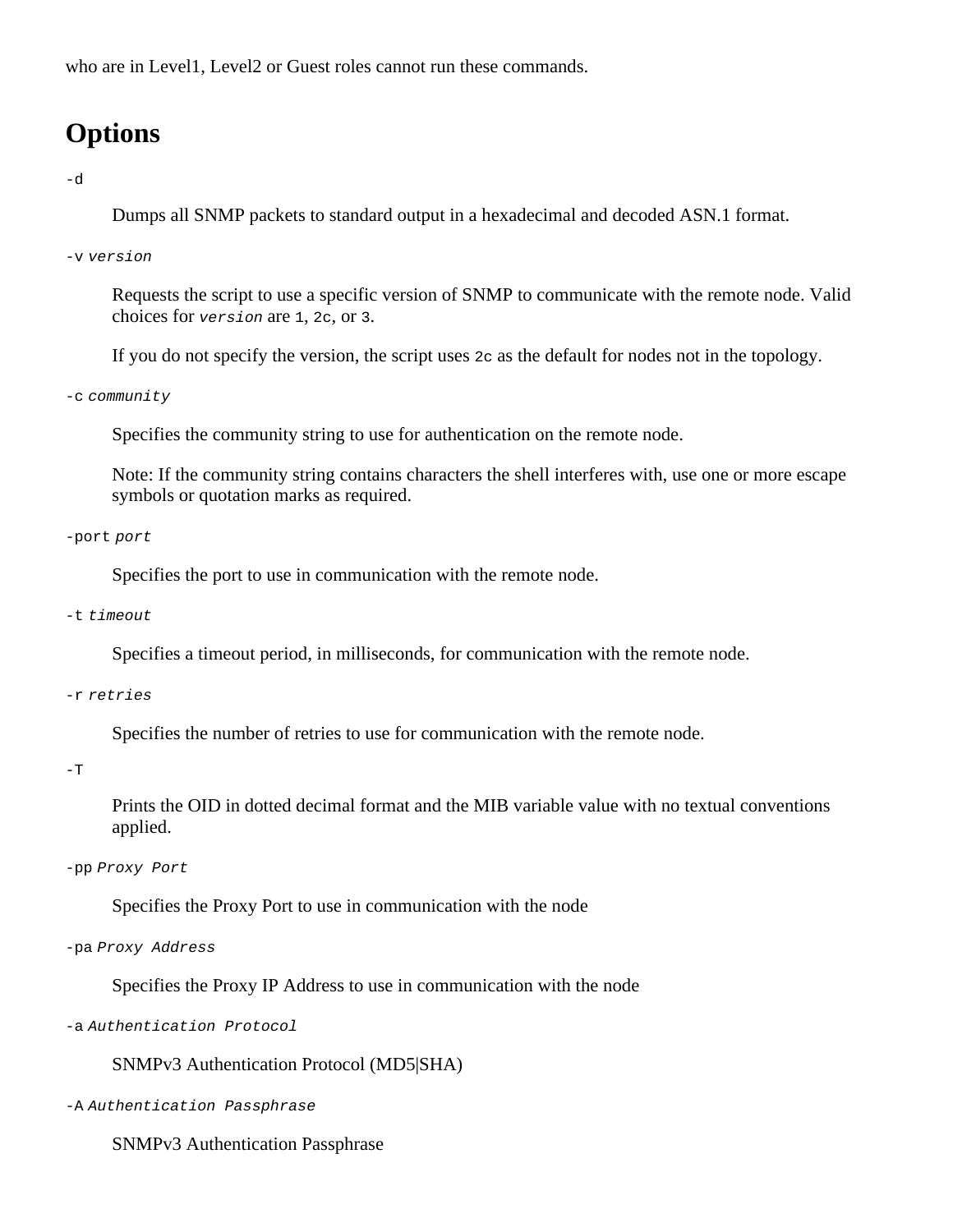who are in Level1, Level2 or Guest roles cannot run these commands.

## Options

`-d`

Dumps all SNMP packets to standard output in a hexadecimal and decoded ASN.1 format.

`-v` *`version`*

Requests the script to use a specific version of SNMP to communicate with the remote node. Valid choices for *`version`* are `1`, `2c`, or `3`.

If you do not specify the version, the script uses `2c` as the default for nodes not in the topology.

`-c` *`community`*

Specifies the community string to use for authentication on the remote node.

Note: If the community string contains characters the shell interferes with, use one or more escape symbols or quotation marks as required.

`-port` *`port`*

Specifies the port to use in communication with the remote node.

`-t` *`timeout`*

Specifies a timeout period, in milliseconds, for communication with the remote node.

`-r` *`retries`*

Specifies the number of retries to use for communication with the remote node.

`-T`

Prints the OID in dotted decimal format and the MIB variable value with no textual conventions applied.

`-pp` *`Proxy Port`*

Specifies the Proxy Port to use in communication with the node

`-pa` *`Proxy Address`*

Specifies the Proxy IP Address to use in communication with the node

`-a` *`Authentication Protocol`*

SNMPv3 Authentication Protocol (MD5|SHA)

`-A` *`Authentication Passphrase`*

SNMPv3 Authentication Passphrase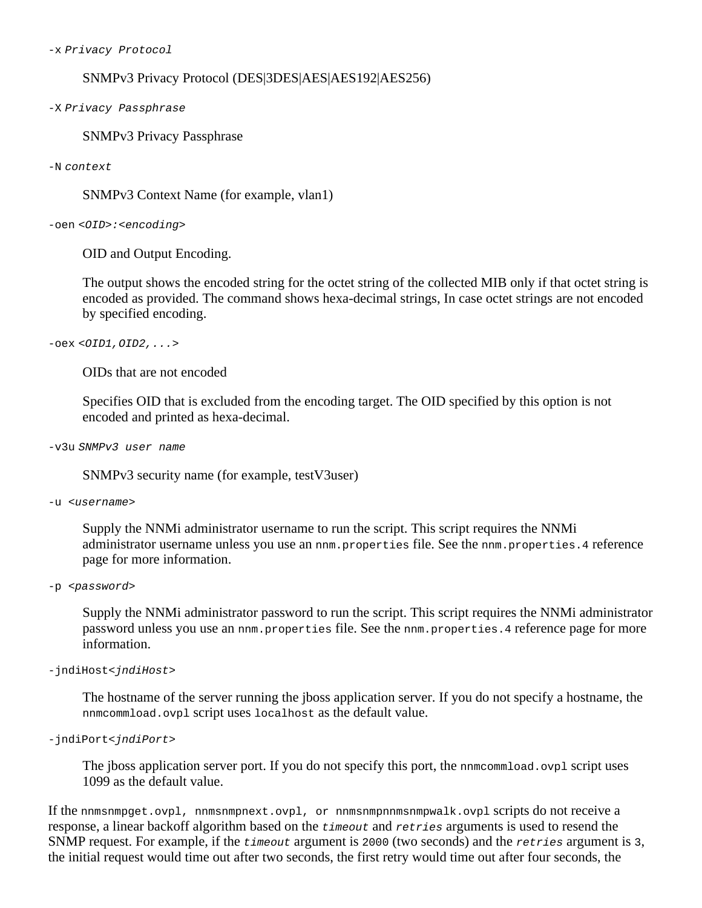`-x` *Privacy Protocol*

SNMPv3 Privacy Protocol (DES|3DES|AES|AES192|AES256)

`-X` *Privacy Passphrase*

SNMPv3 Privacy Passphrase

`-N` *context*

SNMPv3 Context Name (for example, vlan1)

`-oen` *<OID>:<encoding>*

OID and Output Encoding.

The output shows the encoded string for the octet string of the collected MIB only if that octet string is encoded as provided. The command shows hexa-decimal strings, In case octet strings are not encoded by specified encoding.

`-oex` *<OID1,OID2,...>*

OIDs that are not encoded

Specifies OID that is excluded from the encoding target. The OID specified by this option is not encoded and printed as hexa-decimal.

`-v3u` *SNMPv3 user name*

SNMPv3 security name (for example, testV3user)

`-u` *<username>*

Supply the NNMi administrator username to run the script. This script requires the NNMi administrator username unless you use an `nnm.properties` file. See the `nnm.properties.4` reference page for more information.

`-p` *<password>*

Supply the NNMi administrator password to run the script. This script requires the NNMi administrator password unless you use an `nnm.properties` file. See the `nnm.properties.4` reference page for more information.

`-jndiHost`*<jndiHost>*

The hostname of the server running the jboss application server. If you do not specify a hostname, the `nnmcommload.ovpl` script uses `localhost` as the default value.

`-jndiPort`*<jndiPort>*

The jboss application server port. If you do not specify this port, the `nnmcommload.ovpl` script uses 1099 as the default value.

If the `nnmsnmpget.ovpl, nnmsnmpnext.ovpl, or nnmsnmpnnmsnmpwalk.ovpl` scripts do not receive a response, a linear backoff algorithm based on the *`timeout`* and *`retries`* arguments is used to resend the SNMP request. For example, if the *`timeout`* argument is `2000` (two seconds) and the *`retries`* argument is `3`, the initial request would time out after two seconds, the first retry would time out after four seconds, the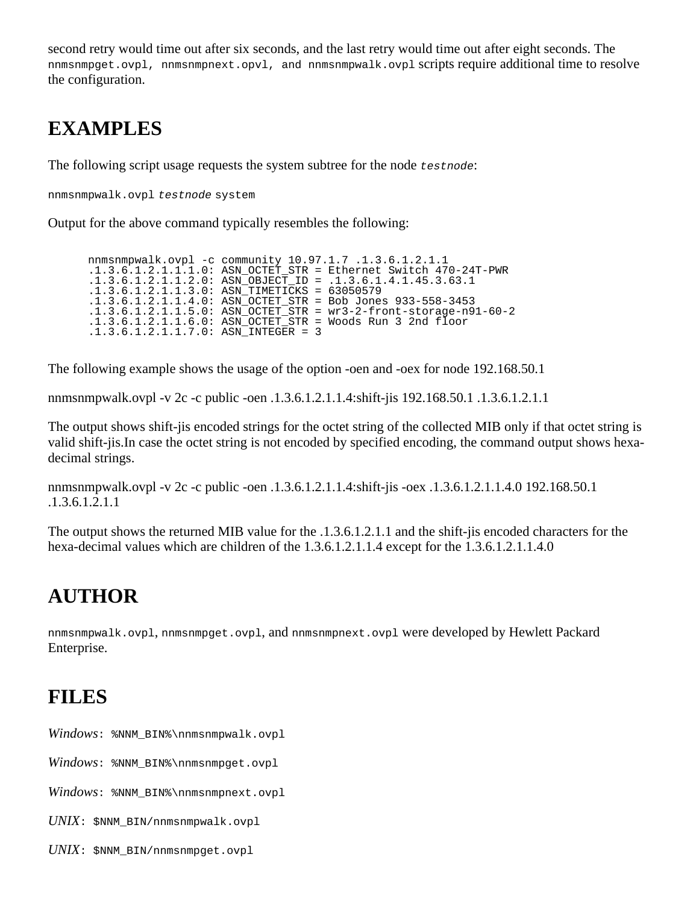second retry would time out after six seconds, and the last retry would time out after eight seconds. The `nnmsnmpget.ovpl, nnmsnmpnext.opvl, and nnmsnmpwalk.ovpl` scripts require additional time to resolve the configuration.

## EXAMPLES

The following script usage requests the system subtree for the node *testnode*:

`nnmsnmpwalk.ovpl` *testnode* `system`

Output for the above command typically resembles the following:

```
nnmsnmpwalk.ovpl -c community 10.97.1.7 .1.3.6.1.2.1.1
.1.3.6.1.2.1.1.1.0: ASN_OCTET_STR = Ethernet Switch 470-24T-PWR
.1.3.6.1.2.1.1.2.0: ASN_OBJECT_ID = .1.3.6.1.4.1.45.3.63.1
.1.3.6.1.2.1.1.3.0: ASN_TIMETICKS = 63050579
.1.3.6.1.2.1.1.4.0: ASN_OCTET_STR = Bob Jones 933-558-3453
.1.3.6.1.2.1.1.5.0: ASN_OCTET_STR = wr3-2-front-storage-n91-60-2
.1.3.6.1.2.1.1.6.0: ASN_OCTET_STR = Woods Run 3 2nd floor
.1.3.6.1.2.1.1.7.0: ASN_INTEGER = 3
```

The following example shows the usage of the option -oen and -oex for node 192.168.50.1

nnmsnmpwalk.ovpl -v 2c -c public -oen .1.3.6.1.2.1.1.4:shift-jis 192.168.50.1 .1.3.6.1.2.1.1

The output shows shift-jis encoded strings for the octet string of the collected MIB only if that octet string is valid shift-jis.In case the octet string is not encoded by specified encoding, the command output shows hexa-decimal strings.

nnmsnmpwalk.ovpl -v 2c -c public -oen .1.3.6.1.2.1.1.4:shift-jis -oex .1.3.6.1.2.1.1.4.0 192.168.50.1 .1.3.6.1.2.1.1

The output shows the returned MIB value for the .1.3.6.1.2.1.1 and the shift-jis encoded characters for the hexa-decimal values which are children of the 1.3.6.1.2.1.1.4 except for the 1.3.6.1.2.1.1.4.0

## AUTHOR

`nnmsnmpwalk.ovpl`, `nnmsnmpget.ovpl`, and `nnmsnmpnext.ovpl` were developed by Hewlett Packard Enterprise.

## FILES

*Windows*: `%NNM_BIN%\nnmsnmpwalk.ovpl`

*Windows*: `%NNM_BIN%\nnmsnmpget.ovpl`

*Windows*: `%NNM_BIN%\nnmsnmpnext.ovpl`

*UNIX*: `$NNM_BIN/nnmsnmpwalk.ovpl`

*UNIX*: `$NNM_BIN/nnmsnmpget.ovpl`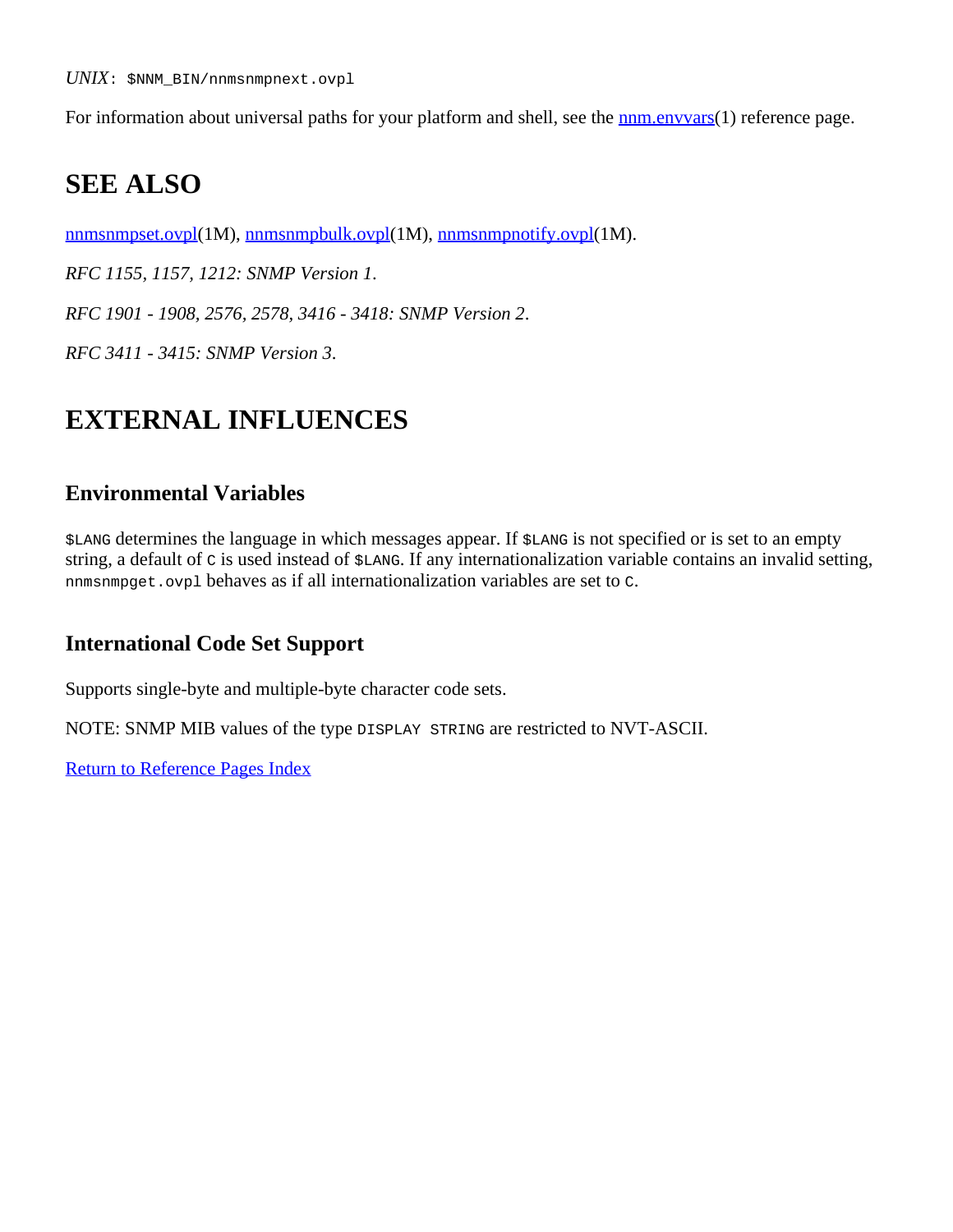*UNIX*: `$NNM_BIN/nnmsnmpnext.ovpl`

For information about universal paths for your platform and shell, see the nnm.envvars(1) reference page.

# SEE ALSO

nnmsnmpset.ovpl(1M), nnmsnmpbulk.ovpl(1M), nnmsnmpnotify.ovpl(1M).

*RFC 1155, 1157, 1212: SNMP Version 1*.

*RFC 1901 - 1908, 2576, 2578, 3416 - 3418: SNMP Version 2*.

*RFC 3411 - 3415: SNMP Version 3*.

# EXTERNAL INFLUENCES

## Environmental Variables

`$LANG` determines the language in which messages appear. If `$LANG` is not specified or is set to an empty string, a default of `C` is used instead of `$LANG`. If any internationalization variable contains an invalid setting, `nnmsnmpget.ovpl` behaves as if all internationalization variables are set to `C`.

## International Code Set Support

Supports single-byte and multiple-byte character code sets.

NOTE: SNMP MIB values of the type `DISPLAY STRING` are restricted to NVT-ASCII.

Return to Reference Pages Index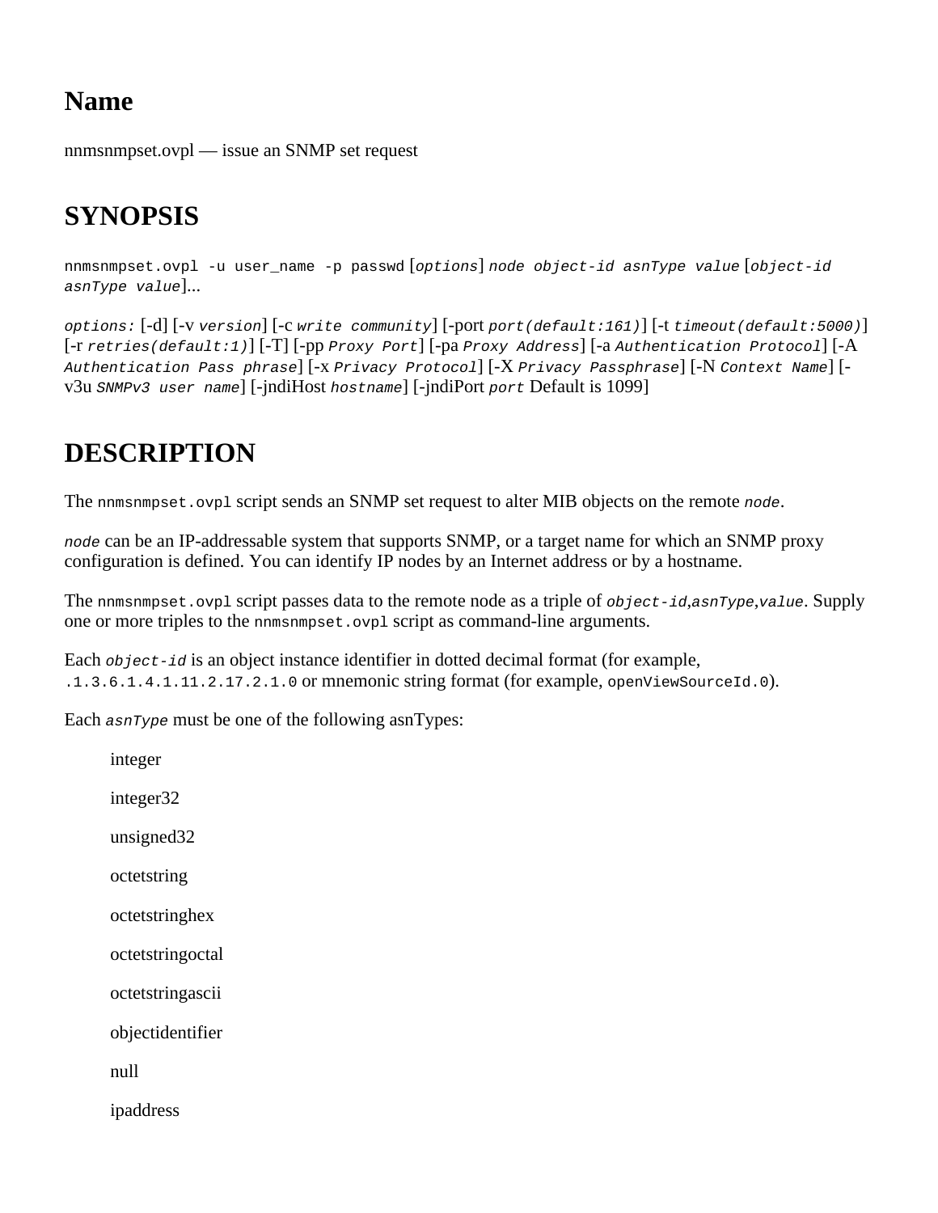## Name

nnmsnmpset.ovpl — issue an SNMP set request

## SYNOPSIS

`nnmsnmpset.ovpl -u user_name -p passwd` [*options*] *node object-id asnType value* [*object-id asnType value*]...

*options:* [-d] [-v *version*] [-c *write community*] [-port *port(default:161)*] [-t *timeout(default:5000)*] [-r *retries(default:1)*] [-T] [-pp *Proxy Port*] [-pa *Proxy Address*] [-a *Authentication Protocol*] [-A *Authentication Pass phrase*] [-x *Privacy Protocol*] [-X *Privacy Passphrase*] [-N *Context Name*] [-v3u *SNMPv3 user name*] [-jndiHost *hostname*] [-jndiPort *port* Default is 1099]

## DESCRIPTION

The `nnmsnmpset.ovpl` script sends an SNMP set request to alter MIB objects on the remote *node*.

*node* can be an IP-addressable system that supports SNMP, or a target name for which an SNMP proxy configuration is defined. You can identify IP nodes by an Internet address or by a hostname.

The `nnmsnmpset.ovpl` script passes data to the remote node as a triple of *object-id*,*asnType*,*value*. Supply one or more triples to the `nnmsnmpset.ovpl` script as command-line arguments.

Each *object-id* is an object instance identifier in dotted decimal format (for example, `.1.3.6.1.4.1.11.2.17.2.1.0` or mnemonic string format (for example, `openViewSourceId.0`).

Each *asnType* must be one of the following asnTypes:

integer

integer32

unsigned32

octetstring

octetstringhex

octetstringoctal

octetstringascii

objectidentifier

null

ipaddress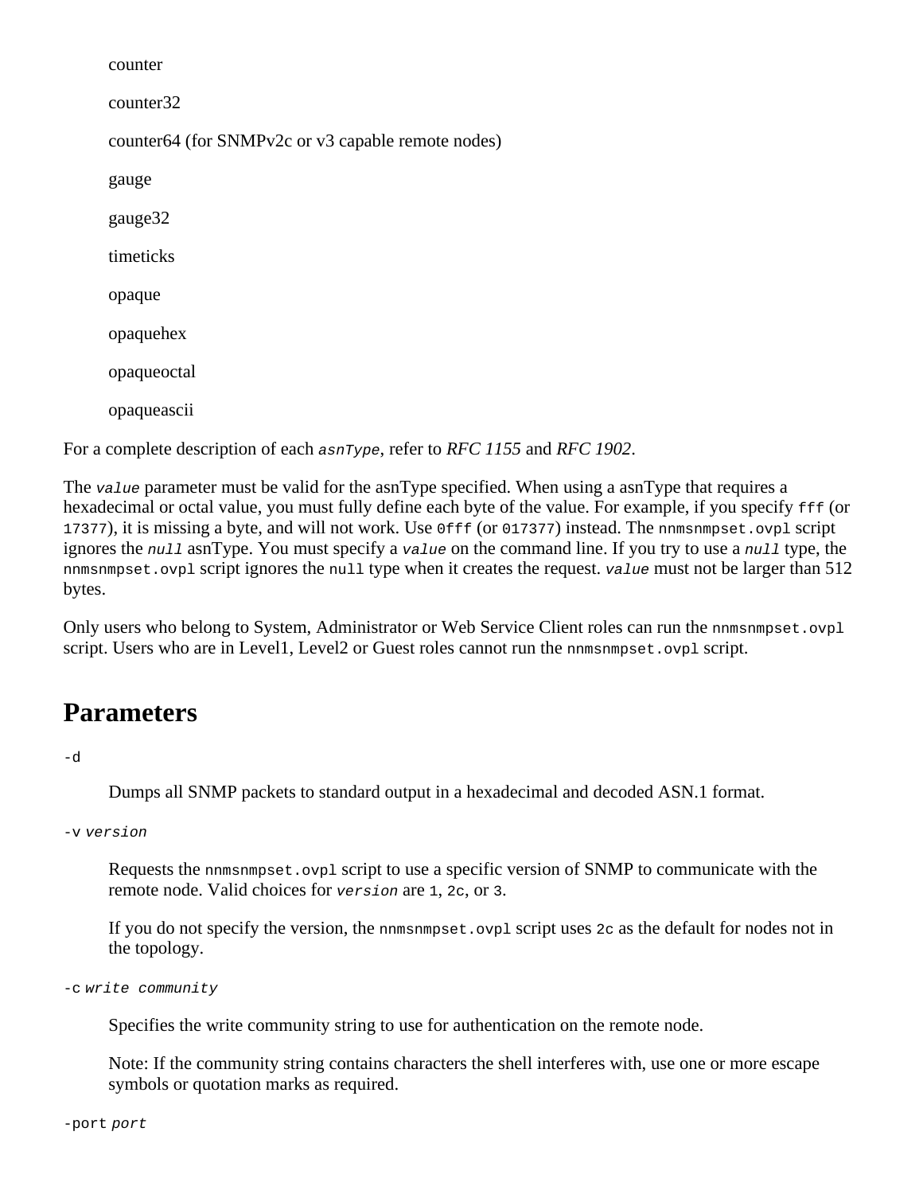counter

counter32

counter64 (for SNMPv2c or v3 capable remote nodes)

gauge

gauge32

timeticks

opaque

opaquehex

opaqueoctal

opaqueascii

For a complete description of each `asnType`, refer to *RFC 1155* and *RFC 1902*.

The `value` parameter must be valid for the asnType specified. When using a asnType that requires a hexadecimal or octal value, you must fully define each byte of the value. For example, if you specify `fff` (or `17377`), it is missing a byte, and will not work. Use `0fff` (or `017377`) instead. The `nnmsnmpset.ovpl` script ignores the `null` asnType. You must specify a `value` on the command line. If you try to use a `null` type, the `nnmsnmpset.ovpl` script ignores the `null` type when it creates the request. `value` must not be larger than 512 bytes.

Only users who belong to System, Administrator or Web Service Client roles can run the `nnmsnmpset.ovpl` script. Users who are in Level1, Level2 or Guest roles cannot run the `nnmsnmpset.ovpl` script.

## Parameters

`-d`

Dumps all SNMP packets to standard output in a hexadecimal and decoded ASN.1 format.

`-v` *`version`*

Requests the `nnmsnmpset.ovpl` script to use a specific version of SNMP to communicate with the remote node. Valid choices for `version` are `1`, `2c`, or `3`.

If you do not specify the version, the `nnmsnmpset.ovpl` script uses `2c` as the default for nodes not in the topology.

`-c` *`write community`*

Specifies the write community string to use for authentication on the remote node.

Note: If the community string contains characters the shell interferes with, use one or more escape symbols or quotation marks as required.

`-port` *`port`*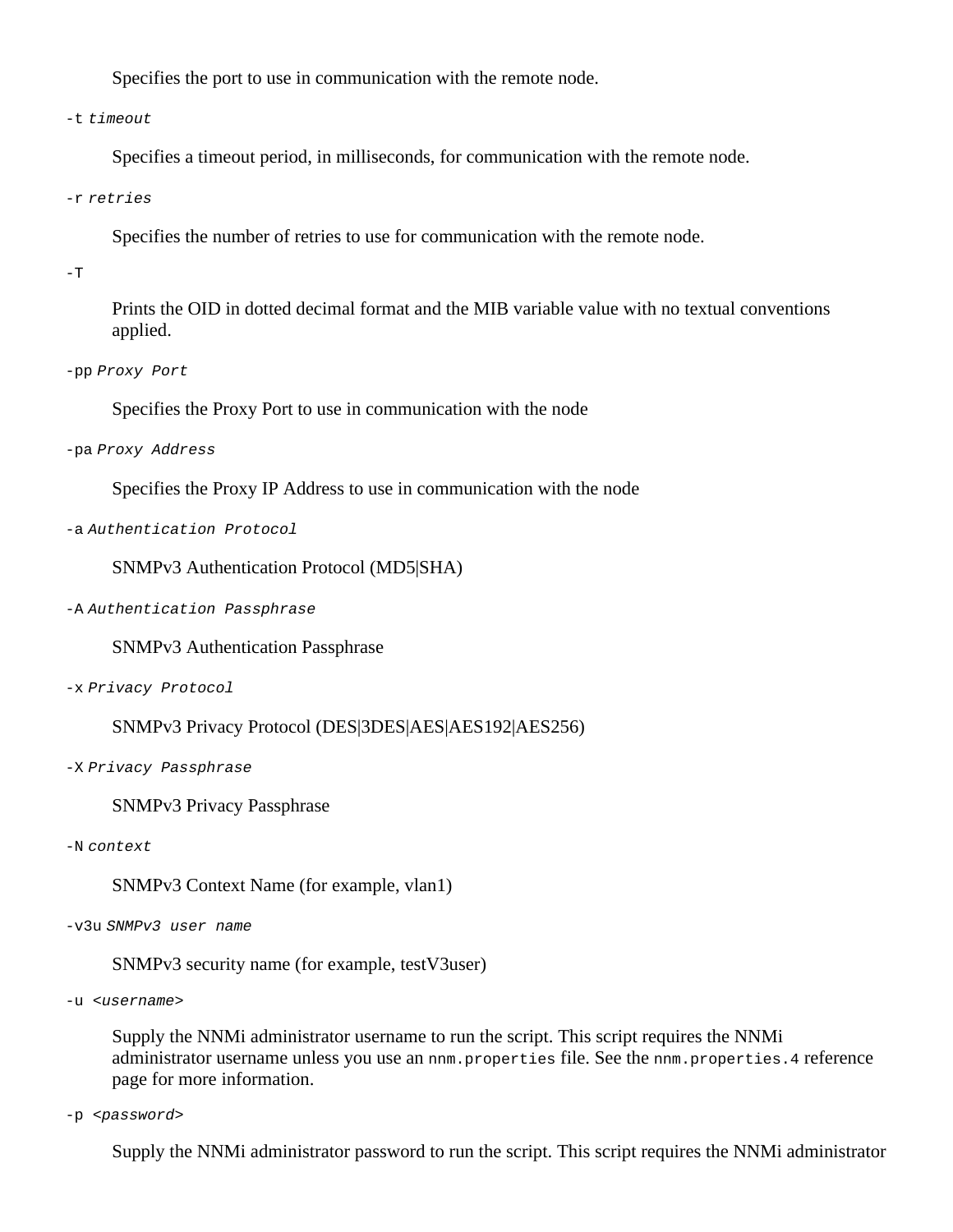Specifies the port to use in communication with the remote node.

`-t` *`timeout`*

Specifies a timeout period, in milliseconds, for communication with the remote node.

`-r` *`retries`*

Specifies the number of retries to use for communication with the remote node.

`-T`

Prints the OID in dotted decimal format and the MIB variable value with no textual conventions applied.

`-pp` *`Proxy Port`*

Specifies the Proxy Port to use in communication with the node

`-pa` *`Proxy Address`*

Specifies the Proxy IP Address to use in communication with the node

`-a` *`Authentication Protocol`*

SNMPv3 Authentication Protocol (MD5|SHA)

`-A` *`Authentication Passphrase`*

SNMPv3 Authentication Passphrase

`-x` *`Privacy Protocol`*

SNMPv3 Privacy Protocol (DES|3DES|AES|AES192|AES256)

`-X` *`Privacy Passphrase`*

SNMPv3 Privacy Passphrase

`-N` *`context`*

SNMPv3 Context Name (for example, vlan1)

`-v3u` *`SNMPv3 user name`*

SNMPv3 security name (for example, testV3user)

`-u` *`<username>`*

Supply the NNMi administrator username to run the script. This script requires the NNMi administrator username unless you use an `nnm.properties` file. See the `nnm.properties.4` reference page for more information.

`-p` *`<password>`*

Supply the NNMi administrator password to run the script. This script requires the NNMi administrator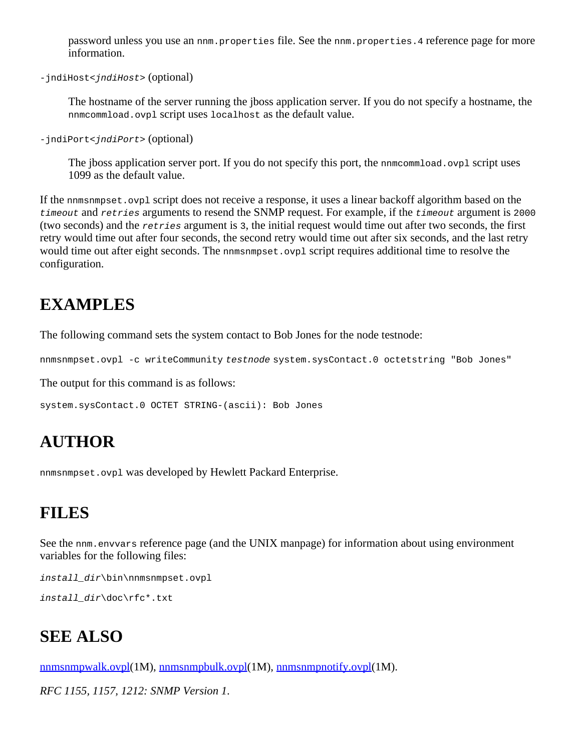password unless you use an `nnm.properties` file. See the `nnm.properties.4` reference page for more information.

`-jndiHost<jndiHost>` (optional)

The hostname of the server running the jboss application server. If you do not specify a hostname, the `nnmcommload.ovpl` script uses `localhost` as the default value.

`-jndiPort<jndiPort>` (optional)

The jboss application server port. If you do not specify this port, the `nnmcommload.ovpl` script uses 1099 as the default value.

If the `nnmsnmpset.ovpl` script does not receive a response, it uses a linear backoff algorithm based on the *timeout* and *retries* arguments to resend the SNMP request. For example, if the *timeout* argument is `2000` (two seconds) and the *retries* argument is `3`, the initial request would time out after two seconds, the first retry would time out after four seconds, the second retry would time out after six seconds, and the last retry would time out after eight seconds. The `nnmsnmpset.ovpl` script requires additional time to resolve the configuration.

## EXAMPLES

The following command sets the system contact to Bob Jones for the node testnode:

```
nnmsnmpset.ovpl -c writeCommunity testnode system.sysContact.0 octetstring "Bob Jones"
```

The output for this command is as follows:

```
system.sysContact.0 OCTET STRING-(ascii): Bob Jones
```

## AUTHOR

`nnmsnmpset.ovpl` was developed by Hewlett Packard Enterprise.

## FILES

See the `nnm.envvars` reference page (and the UNIX manpage) for information about using environment variables for the following files:

*install_dir*\bin\nnmsnmpset.ovpl

*install_dir*\doc\rfc*.txt

## SEE ALSO

nnmsnmpwalk.ovpl(1M), nnmsnmpbulk.ovpl(1M), nnmsnmpnotify.ovpl(1M).

*RFC 1155, 1157, 1212: SNMP Version 1.*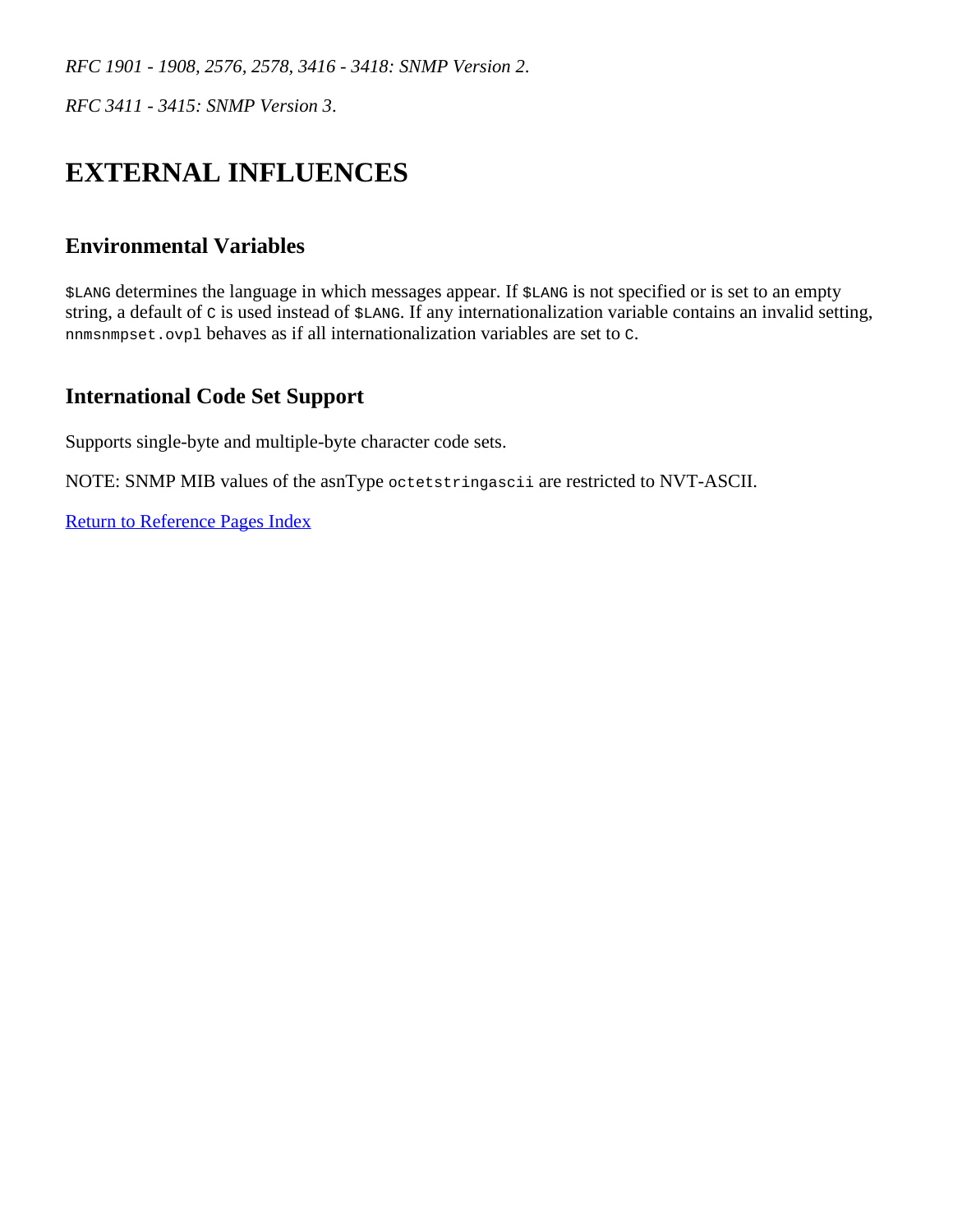*RFC 1901 - 1908, 2576, 2578, 3416 - 3418: SNMP Version 2*.

*RFC 3411 - 3415: SNMP Version 3*.

# EXTERNAL INFLUENCES

## Environmental Variables

`$LANG` determines the language in which messages appear. If `$LANG` is not specified or is set to an empty string, a default of `C` is used instead of `$LANG`. If any internationalization variable contains an invalid setting, `nnmsnmpset.ovpl` behaves as if all internationalization variables are set to `C`.

## International Code Set Support

Supports single-byte and multiple-byte character code sets.

NOTE: SNMP MIB values of the asnType `octetstringascii` are restricted to NVT-ASCII.

Return to Reference Pages Index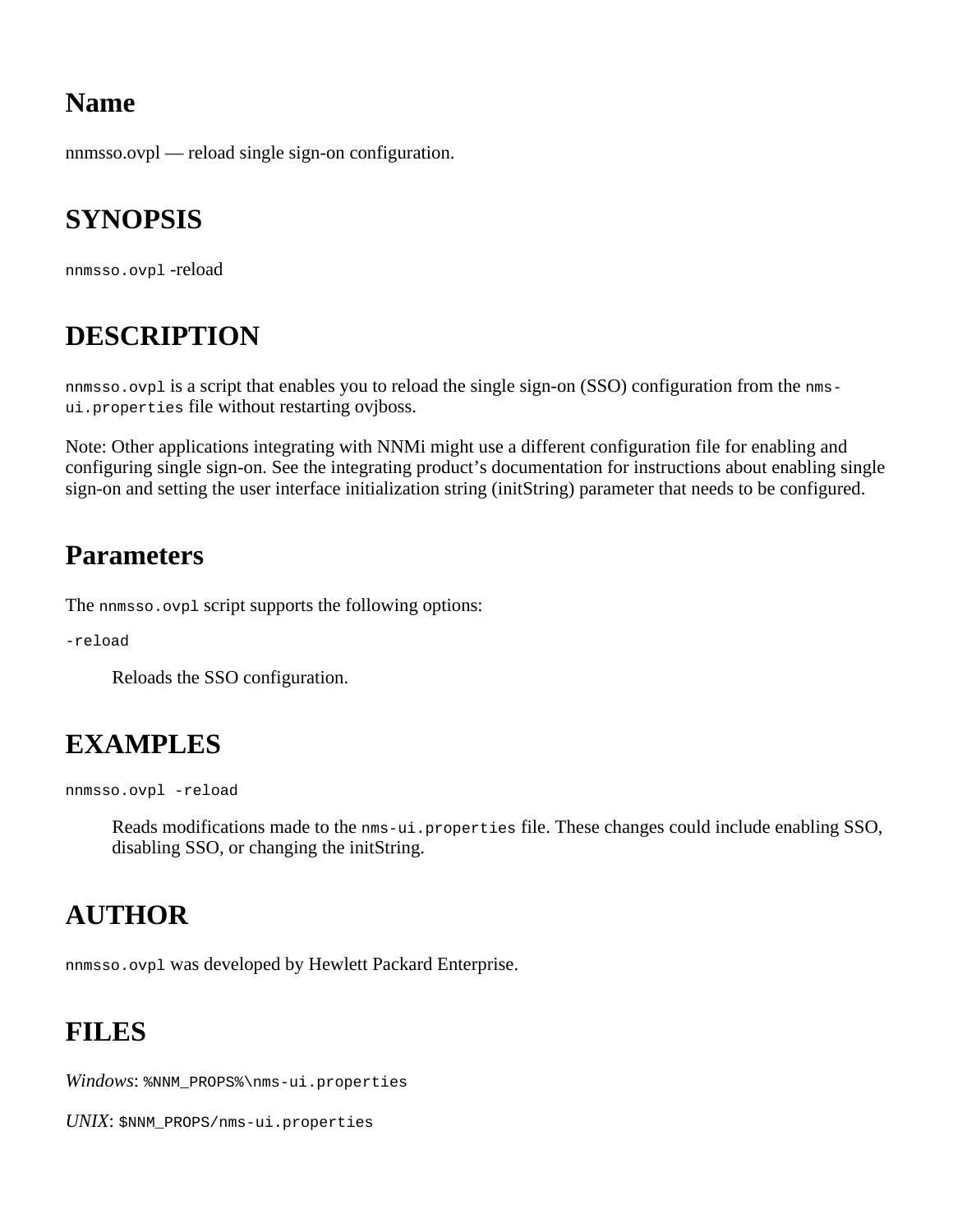## Name

nnmsso.ovpl — reload single sign-on configuration.

## SYNOPSIS

`nnmsso.ovpl` -reload

## DESCRIPTION

`nnmsso.ovpl` is a script that enables you to reload the single sign-on (SSO) configuration from the `nms-ui.properties` file without restarting ovjboss.

Note: Other applications integrating with NNMi might use a different configuration file for enabling and configuring single sign-on. See the integrating product's documentation for instructions about enabling single sign-on and setting the user interface initialization string (initString) parameter that needs to be configured.

## Parameters

The `nnmsso.ovpl` script supports the following options:

`-reload`

Reloads the SSO configuration.

## EXAMPLES

`nnmsso.ovpl -reload`

Reads modifications made to the `nms-ui.properties` file. These changes could include enabling SSO, disabling SSO, or changing the initString.

## AUTHOR

`nnmsso.ovpl` was developed by Hewlett Packard Enterprise.

## FILES

*Windows*: `%NNM_PROPS%\nms-ui.properties`

*UNIX*: `$NNM_PROPS/nms-ui.properties`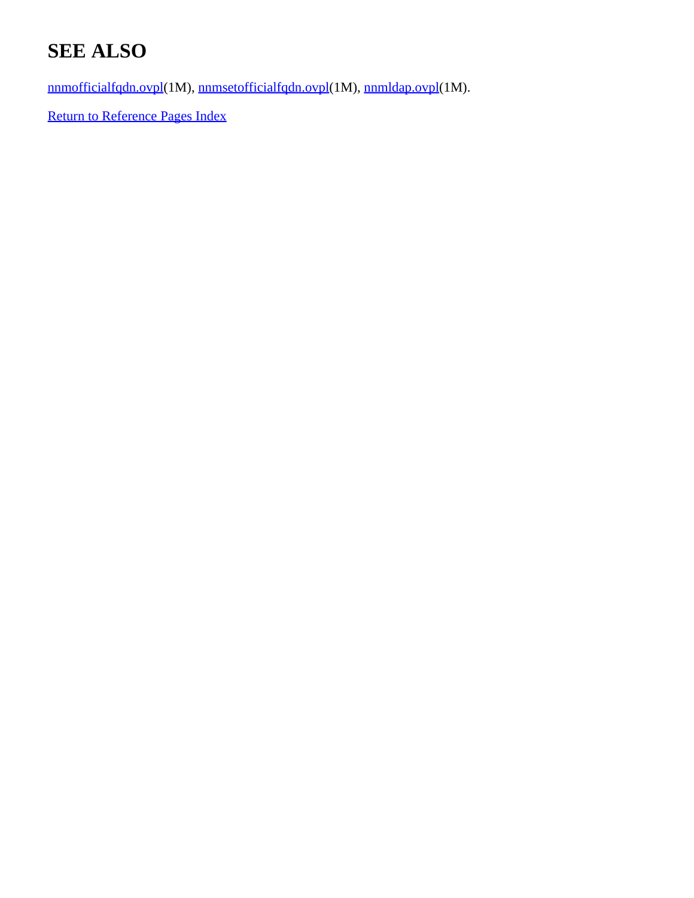## SEE ALSO

nnmofficialfqdn.ovpl(1M), nnmsetofficialfqdn.ovpl(1M), nnmldap.ovpl(1M).

Return to Reference Pages Index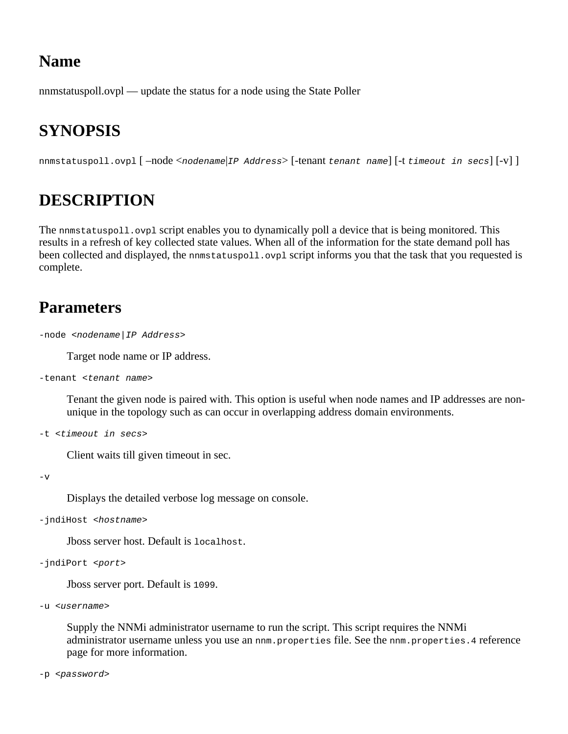## Name

nnmstatuspoll.ovpl — update the status for a node using the State Poller

## SYNOPSIS

`nnmstatuspoll.ovpl` [ –node <*nodename*|*IP Address*> [-tenant *tenant name*] [-t *timeout in secs*] [-v] ]

## DESCRIPTION

The `nnmstatuspoll.ovpl` script enables you to dynamically poll a device that is being monitored. This results in a refresh of key collected state values. When all of the information for the state demand poll has been collected and displayed, the `nnmstatuspoll.ovpl` script informs you that the task that you requested is complete.

## Parameters

`-node <nodename|IP Address>`

Target node name or IP address.

`-tenant <tenant name>`

Tenant the given node is paired with. This option is useful when node names and IP addresses are non-unique in the topology such as can occur in overlapping address domain environments.

`-t <timeout in secs>`

Client waits till given timeout in sec.

`-v`

Displays the detailed verbose log message on console.

`-jndiHost <hostname>`

Jboss server host. Default is `localhost`.

`-jndiPort <port>`

Jboss server port. Default is `1099`.

`-u <username>`

Supply the NNMi administrator username to run the script. This script requires the NNMi administrator username unless you use an `nnm.properties` file. See the `nnm.properties.4` reference page for more information.

`-p <password>`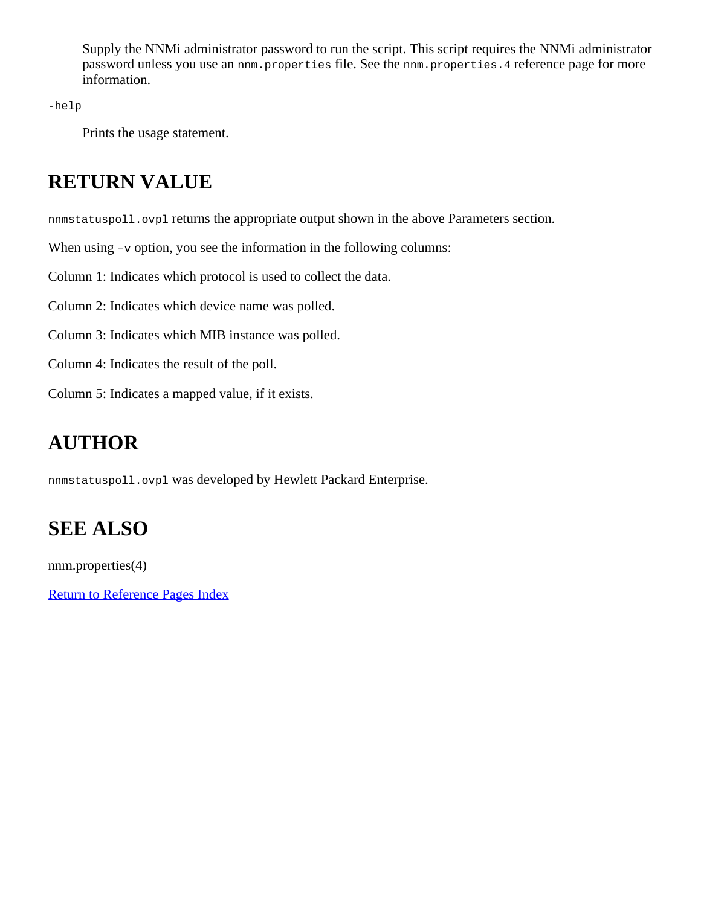Supply the NNMi administrator password to run the script. This script requires the NNMi administrator password unless you use an `nnm.properties` file. See the `nnm.properties.4` reference page for more information.

`-help`

Prints the usage statement.

## RETURN VALUE

`nnmstatuspoll.ovpl` returns the appropriate output shown in the above Parameters section.

When using `-v` option, you see the information in the following columns:

Column 1: Indicates which protocol is used to collect the data.

Column 2: Indicates which device name was polled.

Column 3: Indicates which MIB instance was polled.

Column 4: Indicates the result of the poll.

Column 5: Indicates a mapped value, if it exists.

## AUTHOR

`nnmstatuspoll.ovpl` was developed by Hewlett Packard Enterprise.

## SEE ALSO

nnm.properties(4)

Return to Reference Pages Index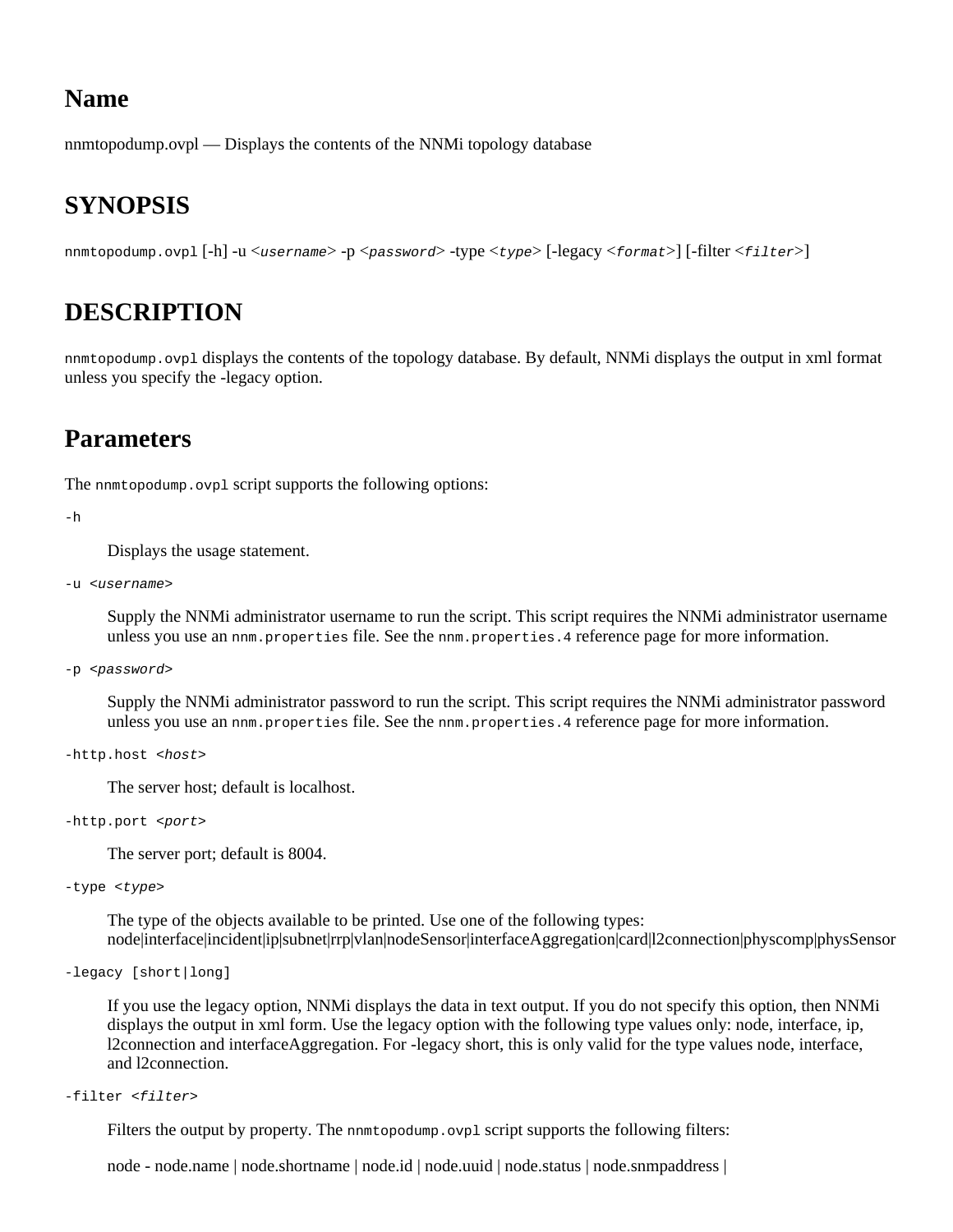## Name

nnmtopodump.ovpl — Displays the contents of the NNMi topology database

## SYNOPSIS

`nnmtopodump.ovpl` [-h] -u <*username*> -p <*password*> -type <*type*> [-legacy <*format*>] [-filter <*filter*>]

## DESCRIPTION

`nnmtopodump.ovpl` displays the contents of the topology database. By default, NNMi displays the output in xml format unless you specify the -legacy option.

## Parameters

The `nnmtopodump.ovpl` script supports the following options:

`-h`

Displays the usage statement.

`-u <username>`

Supply the NNMi administrator username to run the script. This script requires the NNMi administrator username unless you use an `nnm.properties` file. See the `nnm.properties.4` reference page for more information.

`-p <password>`

Supply the NNMi administrator password to run the script. This script requires the NNMi administrator password unless you use an `nnm.properties` file. See the `nnm.properties.4` reference page for more information.

`-http.host <host>`

The server host; default is localhost.

`-http.port <port>`

The server port; default is 8004.

`-type <type>`

The type of the objects available to be printed. Use one of the following types: node|interface|incident|ip|subnet|rrp|vlan|nodeSensor|interfaceAggregation|card|l2connection|physcomp|physSensor

`-legacy [short|long]`

If you use the legacy option, NNMi displays the data in text output. If you do not specify this option, then NNMi displays the output in xml form. Use the legacy option with the following type values only: node, interface, ip, l2connection and interfaceAggregation. For -legacy short, this is only valid for the type values node, interface, and l2connection.

`-filter <filter>`

Filters the output by property. The `nnmtopodump.ovpl` script supports the following filters:

node - node.name | node.shortname | node.id | node.uuid | node.status | node.snmpaddress |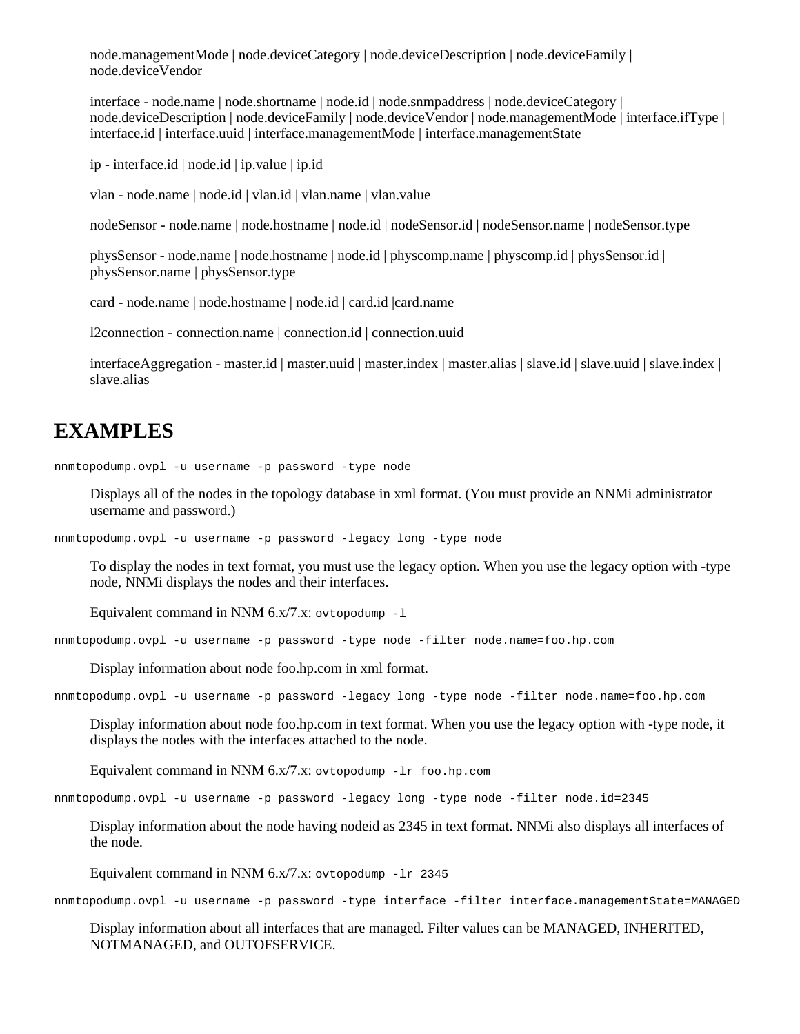node.managementMode | node.deviceCategory | node.deviceDescription | node.deviceFamily | node.deviceVendor

interface - node.name | node.shortname | node.id | node.snmpaddress | node.deviceCategory | node.deviceDescription | node.deviceFamily | node.deviceVendor | node.managementMode | interface.ifType | interface.id | interface.uuid | interface.managementMode | interface.managementState

ip - interface.id | node.id | ip.value | ip.id

vlan - node.name | node.id | vlan.id | vlan.name | vlan.value

nodeSensor - node.name | node.hostname | node.id | nodeSensor.id | nodeSensor.name | nodeSensor.type

physSensor - node.name | node.hostname | node.id | physcomp.name | physcomp.id | physSensor.id | physSensor.name | physSensor.type

card - node.name | node.hostname | node.id | card.id |card.name

l2connection - connection.name | connection.id | connection.uuid

interfaceAggregation - master.id | master.uuid | master.index | master.alias | slave.id | slave.uuid | slave.index | slave.alias

## EXAMPLES

```
nnmtopodump.ovpl -u username -p password -type node
```

Displays all of the nodes in the topology database in xml format. (You must provide an NNMi administrator username and password.)

```
nnmtopodump.ovpl -u username -p password -legacy long -type node
```

To display the nodes in text format, you must use the legacy option. When you use the legacy option with -type node, NNMi displays the nodes and their interfaces.

Equivalent command in NNM 6.x/7.x: `ovtopodump -l`

```
nnmtopodump.ovpl -u username -p password -type node -filter node.name=foo.hp.com
```

Display information about node foo.hp.com in xml format.

```
nnmtopodump.ovpl -u username -p password -legacy long -type node -filter node.name=foo.hp.com
```

Display information about node foo.hp.com in text format. When you use the legacy option with -type node, it displays the nodes with the interfaces attached to the node.

Equivalent command in NNM 6.x/7.x: `ovtopodump -lr foo.hp.com`

```
nnmtopodump.ovpl -u username -p password -legacy long -type node -filter node.id=2345
```

Display information about the node having nodeid as 2345 in text format. NNMi also displays all interfaces of the node.

Equivalent command in NNM 6.x/7.x: `ovtopodump -lr 2345`

```
nnmtopodump.ovpl -u username -p password -type interface -filter interface.managementState=MANAGED
```

Display information about all interfaces that are managed. Filter values can be MANAGED, INHERITED, NOTMANAGED, and OUTOFSERVICE.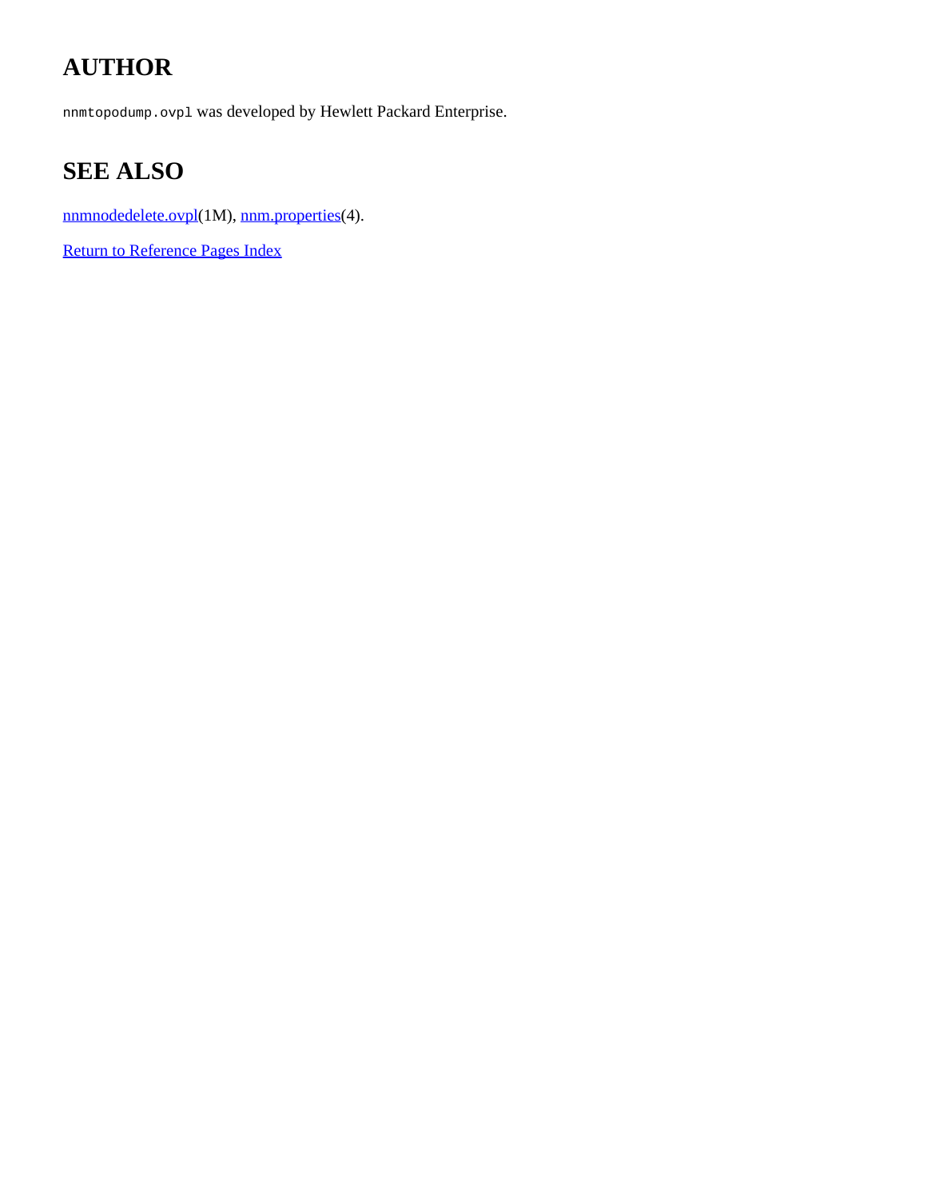## AUTHOR

`nnmtopodump.ovpl` was developed by Hewlett Packard Enterprise.

## SEE ALSO

nnmnodedelete.ovpl(1M), nnm.properties(4).

Return to Reference Pages Index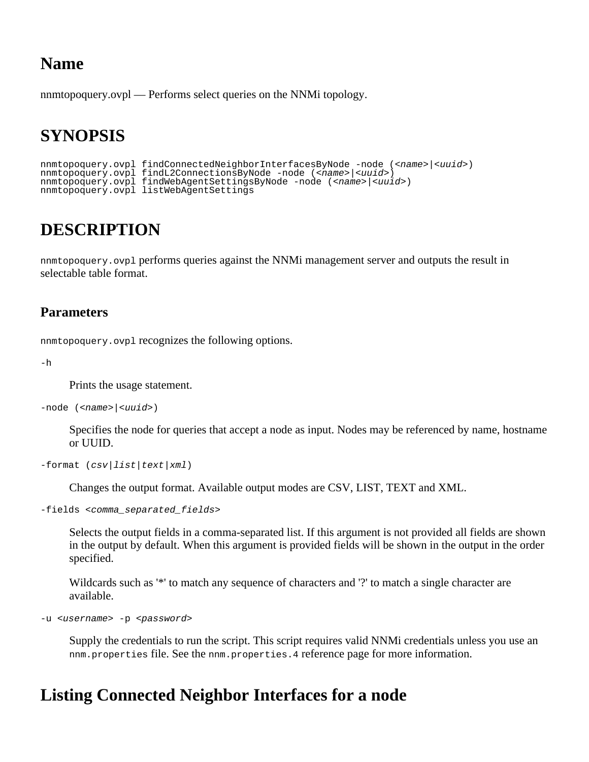# Name

nnmtopoquery.ovpl — Performs select queries on the NNMi topology.

# SYNOPSIS

```
nnmtopoquery.ovpl findConnectedNeighborInterfacesByNode -node (<name>|<uuid>)
nnmtopoquery.ovpl findL2ConnectionsByNode -node (<name>|<uuid>)
nnmtopoquery.ovpl findWebAgentSettingsByNode -node (<name>|<uuid>)
nnmtopoquery.ovpl listWebAgentSettings
```

# DESCRIPTION

`nnmtopoquery.ovpl` performs queries against the NNMi management server and outputs the result in selectable table format.

## Parameters

`nnmtopoquery.ovpl` recognizes the following options.

`-h`

Prints the usage statement.

`-node (<name>|<uuid>)`

Specifies the node for queries that accept a node as input. Nodes may be referenced by name, hostname or UUID.

`-format (csv|list|text|xml)`

Changes the output format. Available output modes are CSV, LIST, TEXT and XML.

`-fields <comma_separated_fields>`

Selects the output fields in a comma-separated list. If this argument is not provided all fields are shown in the output by default. When this argument is provided fields will be shown in the output in the order specified.

Wildcards such as '*' to match any sequence of characters and '?' to match a single character are available.

`-u <username> -p <password>`

Supply the credentials to run the script. This script requires valid NNMi credentials unless you use an `nnm.properties` file. See the `nnm.properties.4` reference page for more information.

# Listing Connected Neighbor Interfaces for a node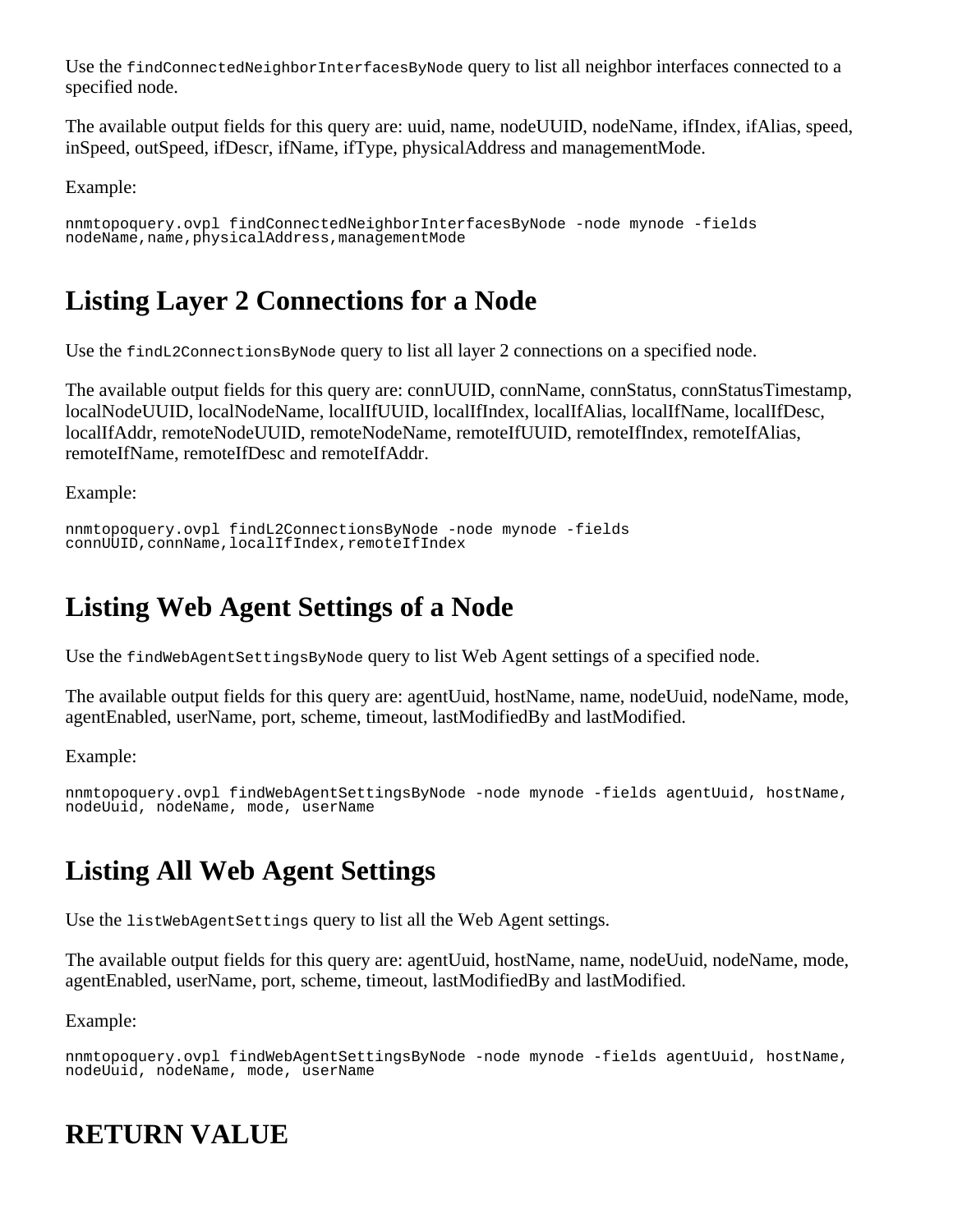Use the `findConnectedNeighborInterfacesByNode` query to list all neighbor interfaces connected to a specified node.

The available output fields for this query are: uuid, name, nodeUUID, nodeName, ifIndex, ifAlias, speed, inSpeed, outSpeed, ifDescr, ifName, ifType, physicalAddress and managementMode.

Example:

```
nnmtopoquery.ovpl findConnectedNeighborInterfacesByNode -node mynode -fields
nodeName,name,physicalAddress,managementMode
```

## Listing Layer 2 Connections for a Node

Use the `findL2ConnectionsByNode` query to list all layer 2 connections on a specified node.

The available output fields for this query are: connUUID, connName, connStatus, connStatusTimestamp, localNodeUUID, localNodeName, localIfUUID, localIfIndex, localIfAlias, localIfName, localIfDesc, localIfAddr, remoteNodeUUID, remoteNodeName, remoteIfUUID, remoteIfIndex, remoteIfAlias, remoteIfName, remoteIfDesc and remoteIfAddr.

Example:

```
nnmtopoquery.ovpl findL2ConnectionsByNode -node mynode -fields
connUUID,connName,localIfIndex,remoteIfIndex
```

## Listing Web Agent Settings of a Node

Use the `findWebAgentSettingsByNode` query to list Web Agent settings of a specified node.

The available output fields for this query are: agentUuid, hostName, name, nodeUuid, nodeName, mode, agentEnabled, userName, port, scheme, timeout, lastModifiedBy and lastModified.

Example:

```
nnmtopoquery.ovpl findWebAgentSettingsByNode -node mynode -fields agentUuid, hostName,
nodeUuid, nodeName, mode, userName
```

## Listing All Web Agent Settings

Use the `listWebAgentSettings` query to list all the Web Agent settings.

The available output fields for this query are: agentUuid, hostName, name, nodeUuid, nodeName, mode, agentEnabled, userName, port, scheme, timeout, lastModifiedBy and lastModified.

Example:

```
nnmtopoquery.ovpl findWebAgentSettingsByNode -node mynode -fields agentUuid, hostName,
nodeUuid, nodeName, mode, userName
```

# RETURN VALUE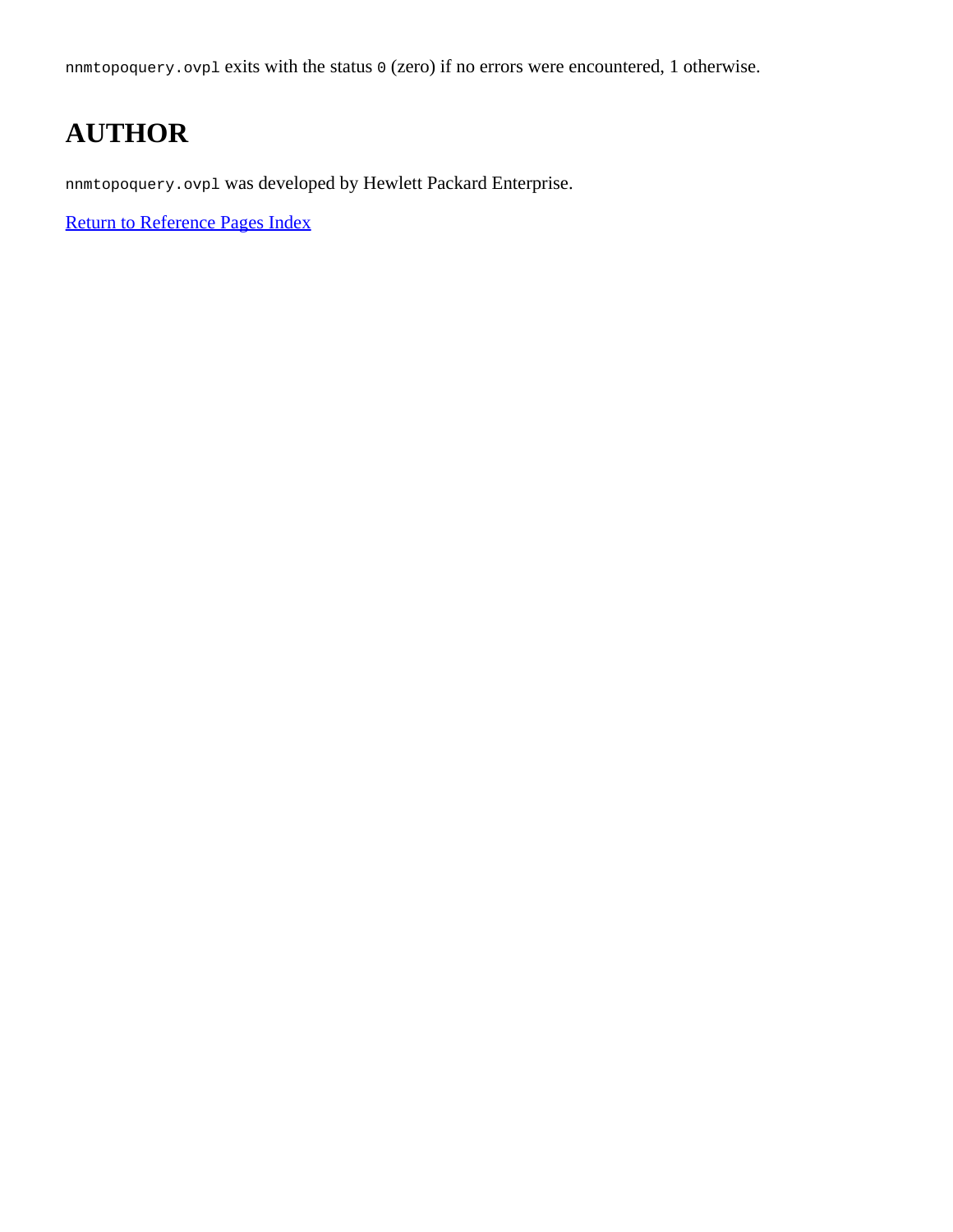`nnmtopoquery.ovpl` exits with the status `0` (zero) if no errors were encountered, 1 otherwise.

# AUTHOR

`nnmtopoquery.ovpl` was developed by Hewlett Packard Enterprise.

Return to Reference Pages Index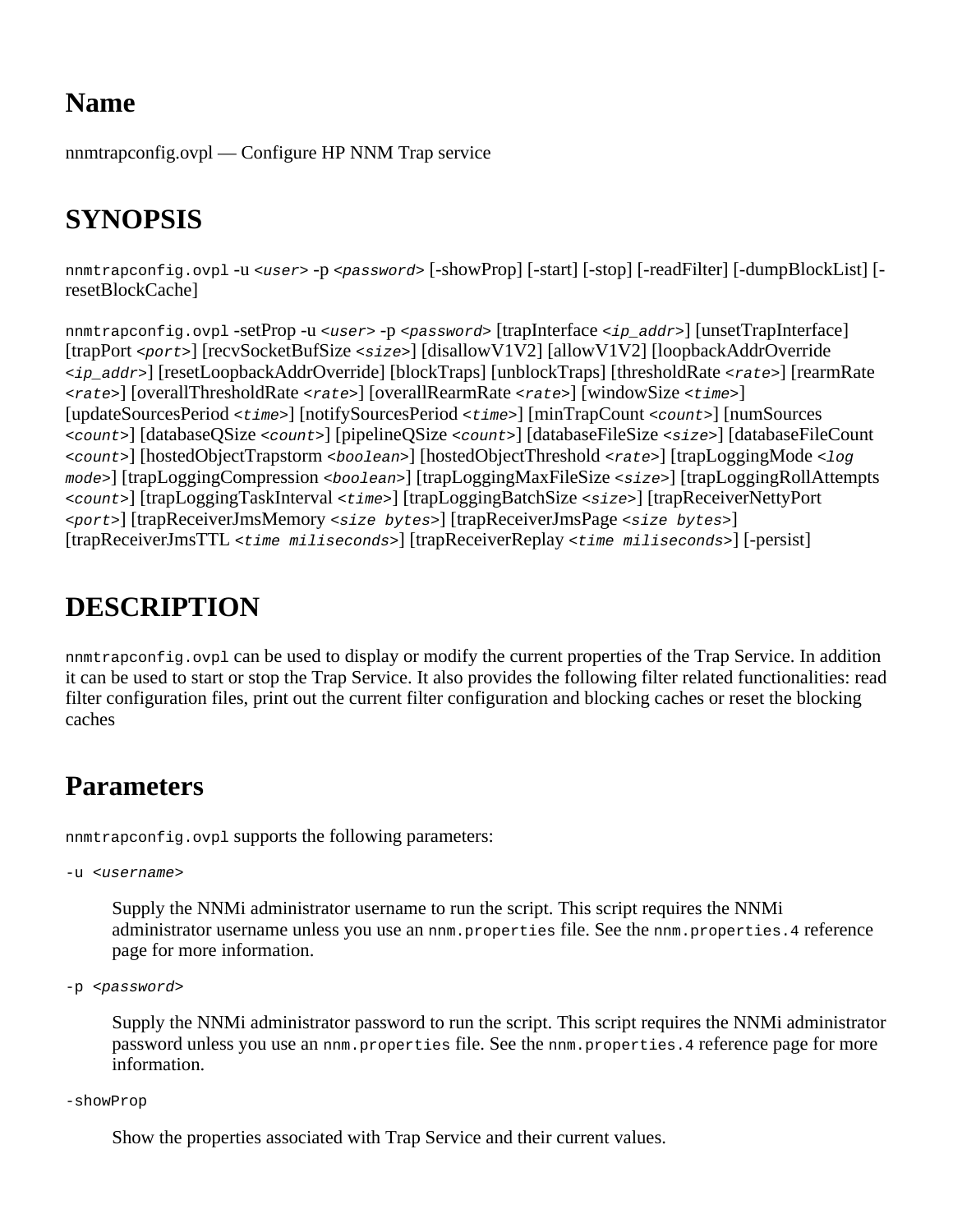# Name

nnmtrapconfig.ovpl — Configure HP NNM Trap service

# SYNOPSIS

`nnmtrapconfig.ovpl` -u <*user*> -p <*password*> [-showProp] [-start] [-stop] [-readFilter] [-dumpBlockList] [-resetBlockCache]

`nnmtrapconfig.ovpl` -setProp -u <*user*> -p <*password*> [trapInterface <*ip_addr*>] [unsetTrapInterface] [trapPort <*port*>] [recvSocketBufSize <*size*>] [disallowV1V2] [allowV1V2] [loopbackAddrOverride <*ip_addr*>] [resetLoopbackAddrOverride] [blockTraps] [unblockTraps] [thresholdRate <*rate*>] [rearmRate <*rate*>] [overallThresholdRate <*rate*>] [overallRearmRate <*rate*>] [windowSize <*time*>] [updateSourcesPeriod <*time*>] [notifySourcesPeriod <*time*>] [minTrapCount <*count*>] [numSources <*count*>] [databaseQSize <*count*>] [pipelineQSize <*count*>] [databaseFileSize <*size*>] [databaseFileCount <*count*>] [hostedObjectTrapstorm <*boolean*>] [hostedObjectThreshold <*rate*>] [trapLoggingMode <*log mode*>] [trapLoggingCompression <*boolean*>] [trapLoggingMaxFileSize <*size*>] [trapLoggingRollAttempts <*count*>] [trapLoggingTaskInterval <*time*>] [trapLoggingBatchSize <*size*>] [trapReceiverNettyPort <*port*>] [trapReceiverJmsMemory <*size bytes*>] [trapReceiverJmsPage <*size bytes*>] [trapReceiverJmsTTL <*time miliseconds*>] [trapReceiverReplay <*time miliseconds*>] [-persist]

# DESCRIPTION

`nnmtrapconfig.ovpl` can be used to display or modify the current properties of the Trap Service. In addition it can be used to start or stop the Trap Service. It also provides the following filter related functionalities: read filter configuration files, print out the current filter configuration and blocking caches or reset the blocking caches

# Parameters

`nnmtrapconfig.ovpl` supports the following parameters:

`-u <username>`

> Supply the NNMi administrator username to run the script. This script requires the NNMi administrator username unless you use an `nnm.properties` file. See the `nnm.properties.4` reference page for more information.

`-p <password>`

> Supply the NNMi administrator password to run the script. This script requires the NNMi administrator password unless you use an `nnm.properties` file. See the `nnm.properties.4` reference page for more information.

`-showProp`

> Show the properties associated with Trap Service and their current values.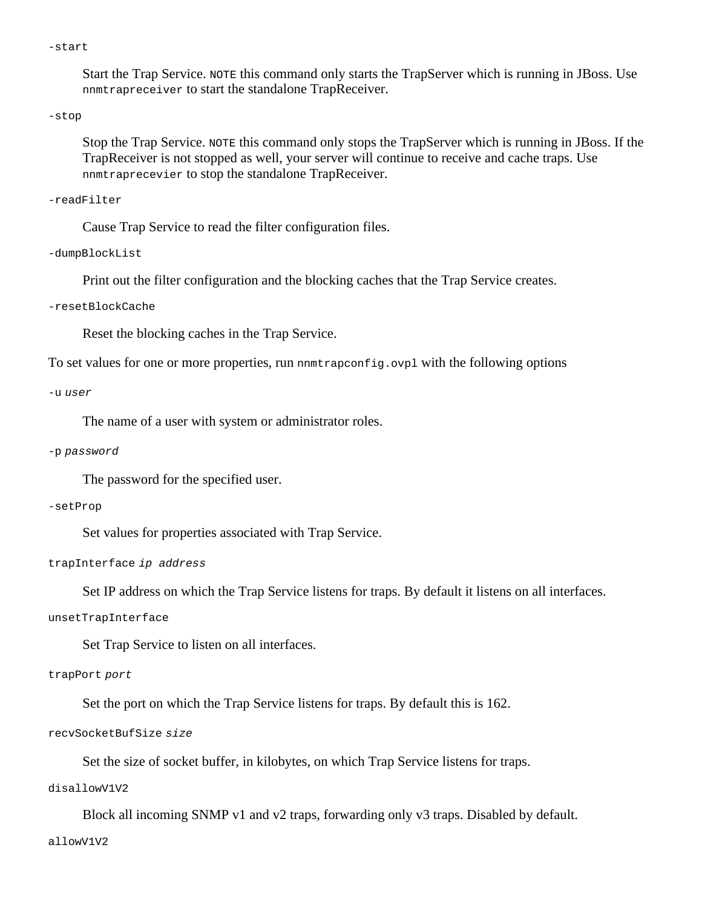`-start`

Start the Trap Service. `NOTE` this command only starts the TrapServer which is running in JBoss. Use `nnmtrapreceiver` to start the standalone TrapReceiver.

`-stop`

Stop the Trap Service. `NOTE` this command only stops the TrapServer which is running in JBoss. If the TrapReceiver is not stopped as well, your server will continue to receive and cache traps. Use `nnmtraprecevier` to stop the standalone TrapReceiver.

`-readFilter`

Cause Trap Service to read the filter configuration files.

`-dumpBlockList`

Print out the filter configuration and the blocking caches that the Trap Service creates.

`-resetBlockCache`

Reset the blocking caches in the Trap Service.

To set values for one or more properties, run `nnmtrapconfig.ovpl` with the following options

`-u` *`user`*

The name of a user with system or administrator roles.

`-p` *`password`*

The password for the specified user.

`-setProp`

Set values for properties associated with Trap Service.

`trapInterface` *`ip address`*

Set IP address on which the Trap Service listens for traps. By default it listens on all interfaces.

`unsetTrapInterface`

Set Trap Service to listen on all interfaces.

`trapPort` *`port`*

Set the port on which the Trap Service listens for traps. By default this is 162.

`recvSocketBufSize` *`size`*

Set the size of socket buffer, in kilobytes, on which Trap Service listens for traps.

`disallowV1V2`

Block all incoming SNMP v1 and v2 traps, forwarding only v3 traps. Disabled by default.

`allowV1V2`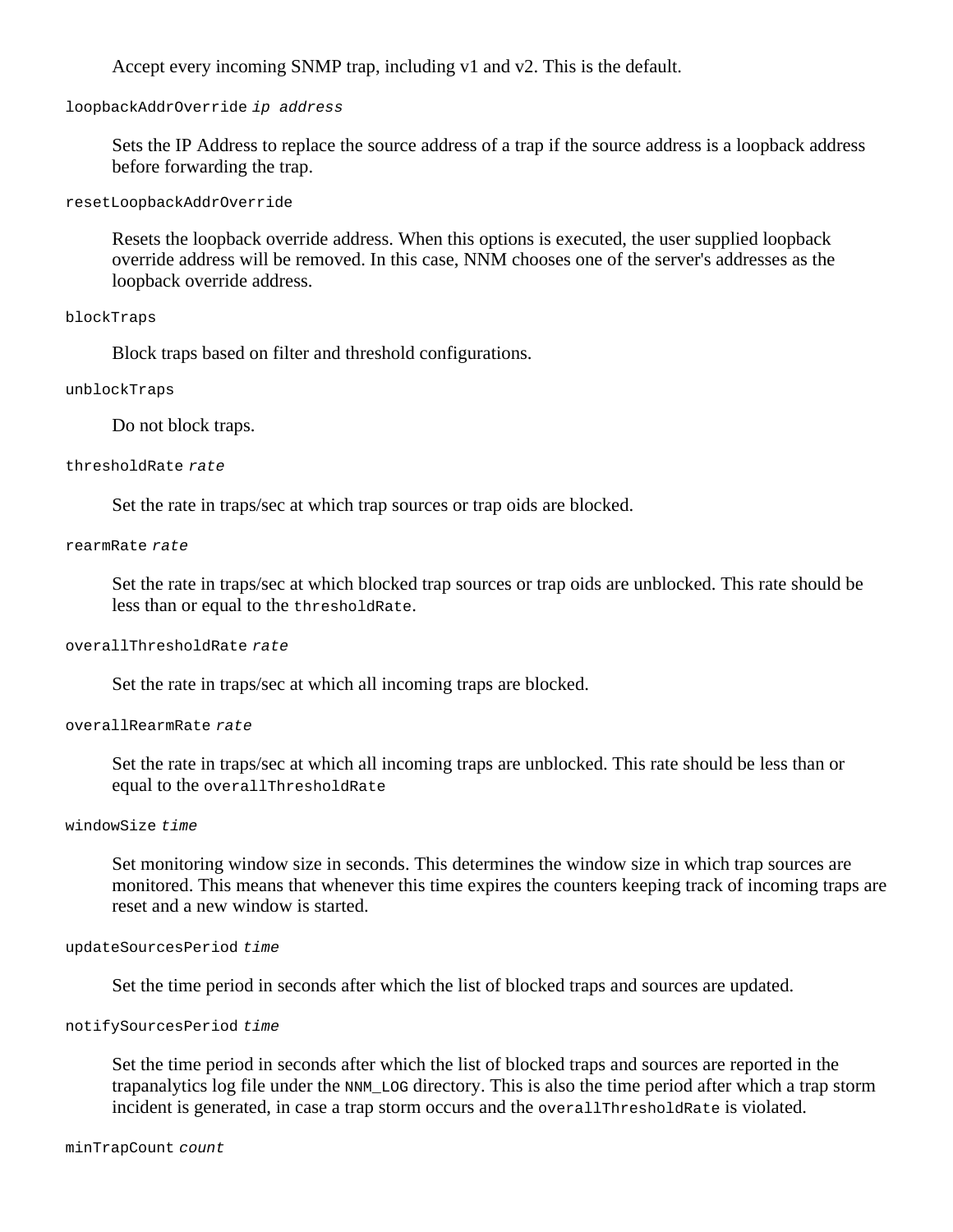Accept every incoming SNMP trap, including v1 and v2. This is the default.

`loopbackAddrOverride` *ip address*

Sets the IP Address to replace the source address of a trap if the source address is a loopback address before forwarding the trap.

`resetLoopbackAddrOverride`

Resets the loopback override address. When this options is executed, the user supplied loopback override address will be removed. In this case, NNM chooses one of the server's addresses as the loopback override address.

`blockTraps`

Block traps based on filter and threshold configurations.

`unblockTraps`

Do not block traps.

`thresholdRate` *rate*

Set the rate in traps/sec at which trap sources or trap oids are blocked.

`rearmRate` *rate*

Set the rate in traps/sec at which blocked trap sources or trap oids are unblocked. This rate should be less than or equal to the `thresholdRate`.

`overallThresholdRate` *rate*

Set the rate in traps/sec at which all incoming traps are blocked.

`overallRearmRate` *rate*

Set the rate in traps/sec at which all incoming traps are unblocked. This rate should be less than or equal to the `overallThresholdRate`

`windowSize` *time*

Set monitoring window size in seconds. This determines the window size in which trap sources are monitored. This means that whenever this time expires the counters keeping track of incoming traps are reset and a new window is started.

`updateSourcesPeriod` *time*

Set the time period in seconds after which the list of blocked traps and sources are updated.

`notifySourcesPeriod` *time*

Set the time period in seconds after which the list of blocked traps and sources are reported in the trapanalytics log file under the `NNM_LOG` directory. This is also the time period after which a trap storm incident is generated, in case a trap storm occurs and the `overallThresholdRate` is violated.

`minTrapCount` *count*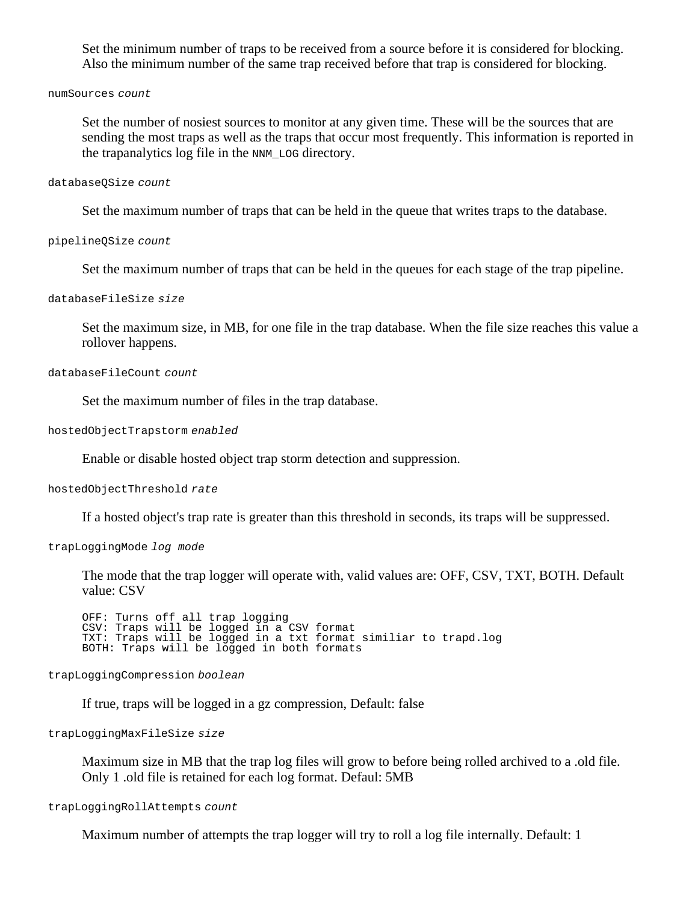Set the minimum number of traps to be received from a source before it is considered for blocking. Also the minimum number of the same trap received before that trap is considered for blocking.

`numSources` *`count`*

Set the number of nosiest sources to monitor at any given time. These will be the sources that are sending the most traps as well as the traps that occur most frequently. This information is reported in the trapanalytics log file in the `NNM_LOG` directory.

`databaseQSize` *`count`*

Set the maximum number of traps that can be held in the queue that writes traps to the database.

`pipelineQSize` *`count`*

Set the maximum number of traps that can be held in the queues for each stage of the trap pipeline.

`databaseFileSize` *`size`*

Set the maximum size, in MB, for one file in the trap database. When the file size reaches this value a rollover happens.

`databaseFileCount` *`count`*

Set the maximum number of files in the trap database.

`hostedObjectTrapstorm` *`enabled`*

Enable or disable hosted object trap storm detection and suppression.

`hostedObjectThreshold` *`rate`*

If a hosted object's trap rate is greater than this threshold in seconds, its traps will be suppressed.

`trapLoggingMode` *`log mode`*

The mode that the trap logger will operate with, valid values are: OFF, CSV, TXT, BOTH. Default value: CSV

```
OFF: Turns off all trap logging
CSV: Traps will be logged in a CSV format
TXT: Traps will be logged in a txt format similiar to trapd.log
BOTH: Traps will be logged in both formats
```

`trapLoggingCompression` *`boolean`*

If true, traps will be logged in a gz compression, Default: false

`trapLoggingMaxFileSize` *`size`*

Maximum size in MB that the trap log files will grow to before being rolled archived to a .old file. Only 1 .old file is retained for each log format. Defaul: 5MB

`trapLoggingRollAttempts` *`count`*

Maximum number of attempts the trap logger will try to roll a log file internally. Default: 1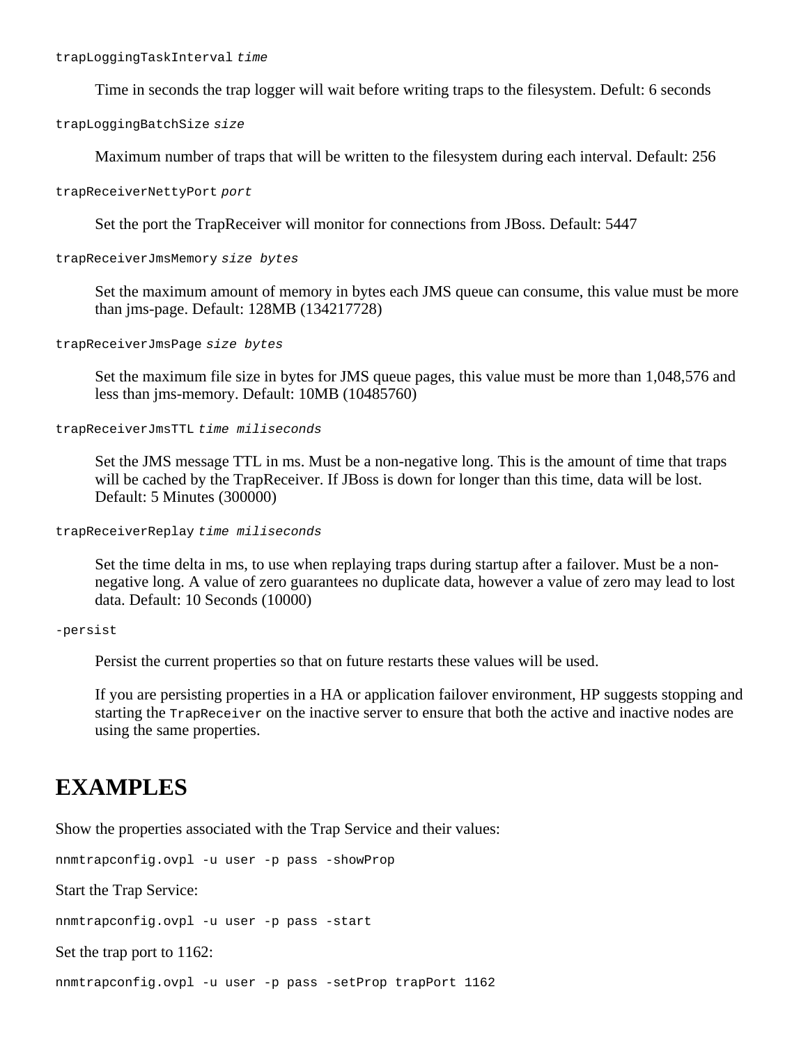`trapLoggingTaskInterval` *time*

Time in seconds the trap logger will wait before writing traps to the filesystem. Defult: 6 seconds

`trapLoggingBatchSize` *size*

Maximum number of traps that will be written to the filesystem during each interval. Default: 256

`trapReceiverNettyPort` *port*

Set the port the TrapReceiver will monitor for connections from JBoss. Default: 5447

`trapReceiverJmsMemory` *size bytes*

Set the maximum amount of memory in bytes each JMS queue can consume, this value must be more than jms-page. Default: 128MB (134217728)

`trapReceiverJmsPage` *size bytes*

Set the maximum file size in bytes for JMS queue pages, this value must be more than 1,048,576 and less than jms-memory. Default: 10MB (10485760)

`trapReceiverJmsTTL` *time miliseconds*

Set the JMS message TTL in ms. Must be a non-negative long. This is the amount of time that traps will be cached by the TrapReceiver. If JBoss is down for longer than this time, data will be lost. Default: 5 Minutes (300000)

`trapReceiverReplay` *time miliseconds*

Set the time delta in ms, to use when replaying traps during startup after a failover. Must be a non-negative long. A value of zero guarantees no duplicate data, however a value of zero may lead to lost data. Default: 10 Seconds (10000)

`-persist`

Persist the current properties so that on future restarts these values will be used.

If you are persisting properties in a HA or application failover environment, HP suggests stopping and starting the `TrapReceiver` on the inactive server to ensure that both the active and inactive nodes are using the same properties.

# EXAMPLES

Show the properties associated with the Trap Service and their values:

```
nnmtrapconfig.ovpl -u user -p pass -showProp
```

Start the Trap Service:

```
nnmtrapconfig.ovpl -u user -p pass -start
```

Set the trap port to 1162:

```
nnmtrapconfig.ovpl -u user -p pass -setProp trapPort 1162
```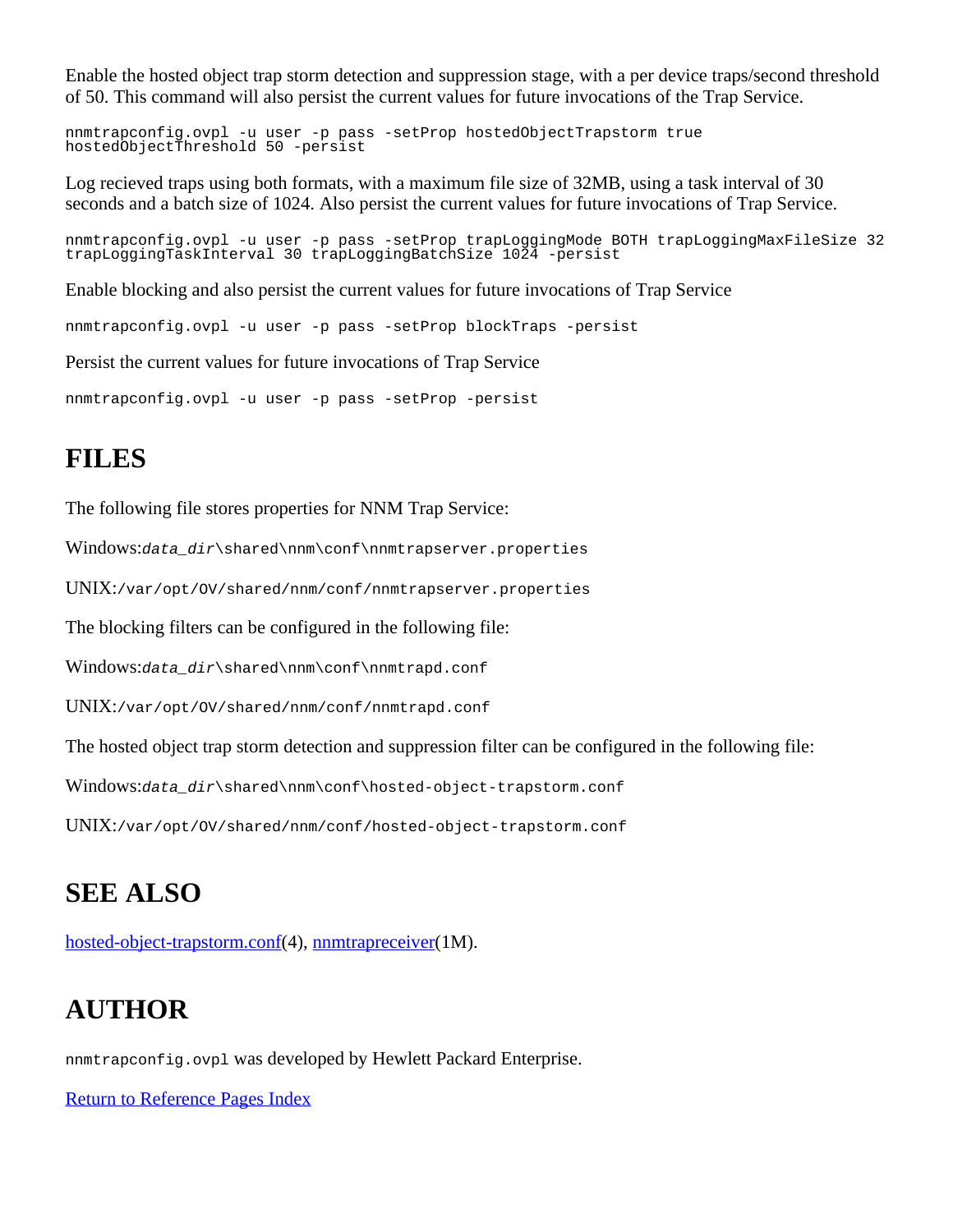Enable the hosted object trap storm detection and suppression stage, with a per device traps/second threshold of 50. This command will also persist the current values for future invocations of the Trap Service.

```
nnmtrapconfig.ovpl -u user -p pass -setProp hostedObjectTrapstorm true
hostedObjectThreshold 50 -persist
```

Log recieved traps using both formats, with a maximum file size of 32MB, using a task interval of 30 seconds and a batch size of 1024. Also persist the current values for future invocations of Trap Service.

```
nnmtrapconfig.ovpl -u user -p pass -setProp trapLoggingMode BOTH trapLoggingMaxFileSize 32
trapLoggingTaskInterval 30 trapLoggingBatchSize 1024 -persist
```

Enable blocking and also persist the current values for future invocations of Trap Service

```
nnmtrapconfig.ovpl -u user -p pass -setProp blockTraps -persist
```

Persist the current values for future invocations of Trap Service

```
nnmtrapconfig.ovpl -u user -p pass -setProp -persist
```

## FILES

The following file stores properties for NNM Trap Service:

Windows:`data_dir\shared\nnm\conf\nnmtrapserver.properties`

UNIX:`/var/opt/OV/shared/nnm/conf/nnmtrapserver.properties`

The blocking filters can be configured in the following file:

Windows:`data_dir\shared\nnm\conf\nnmtrapd.conf`

UNIX:`/var/opt/OV/shared/nnm/conf/nnmtrapd.conf`

The hosted object trap storm detection and suppression filter can be configured in the following file:

Windows:`data_dir\shared\nnm\conf\hosted-object-trapstorm.conf`

UNIX:`/var/opt/OV/shared/nnm/conf/hosted-object-trapstorm.conf`

## SEE ALSO

hosted-object-trapstorm.conf(4), nnmtrapreceiver(1M).

## AUTHOR

`nnmtrapconfig.ovpl` was developed by Hewlett Packard Enterprise.

Return to Reference Pages Index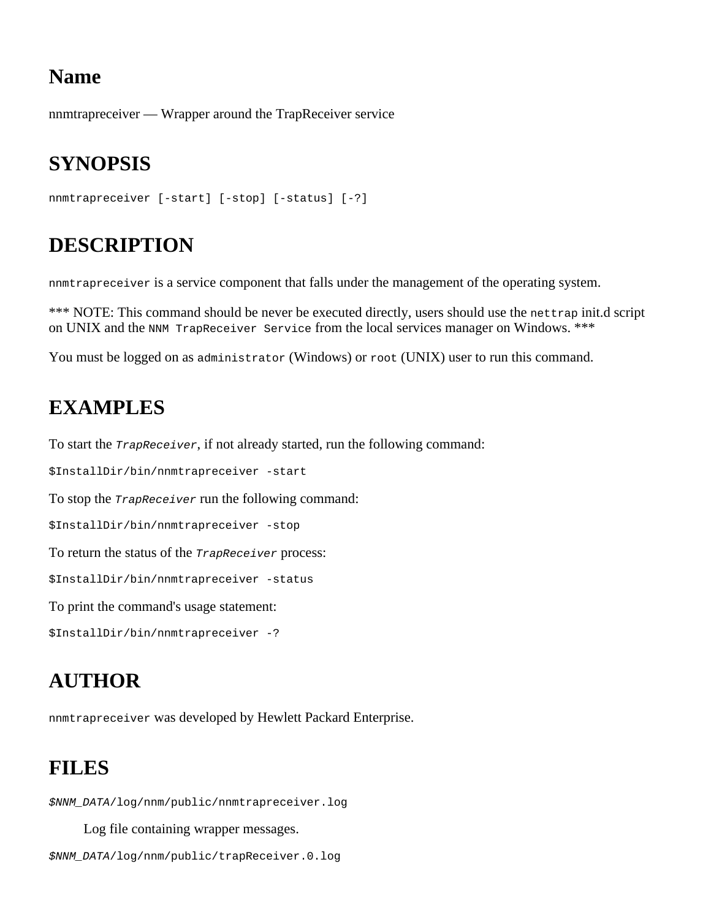# Name

nnmtrapreceiver — Wrapper around the TrapReceiver service

# SYNOPSIS

`nnmtrapreceiver [-start] [-stop] [-status] [-?]`

# DESCRIPTION

`nnmtrapreceiver` is a service component that falls under the management of the operating system.

*** NOTE: This command should be never be executed directly, users should use the `nettrap` init.d script on UNIX and the `NNM TrapReceiver Service` from the local services manager on Windows. ***

You must be logged on as `administrator` (Windows) or `root` (UNIX) user to run this command.

# EXAMPLES

To start the *`TrapReceiver`*, if not already started, run the following command:

`$InstallDir/bin/nnmtrapreceiver -start`

To stop the *`TrapReceiver`* run the following command:

`$InstallDir/bin/nnmtrapreceiver -stop`

To return the status of the *`TrapReceiver`* process:

`$InstallDir/bin/nnmtrapreceiver -status`

To print the command's usage statement:

`$InstallDir/bin/nnmtrapreceiver -?`

# AUTHOR

`nnmtrapreceiver` was developed by Hewlett Packard Enterprise.

# FILES

*`$NNM_DATA`*`/log/nnm/public/nnmtrapreceiver.log`

Log file containing wrapper messages.

*`$NNM_DATA`*`/log/nnm/public/trapReceiver.0.log`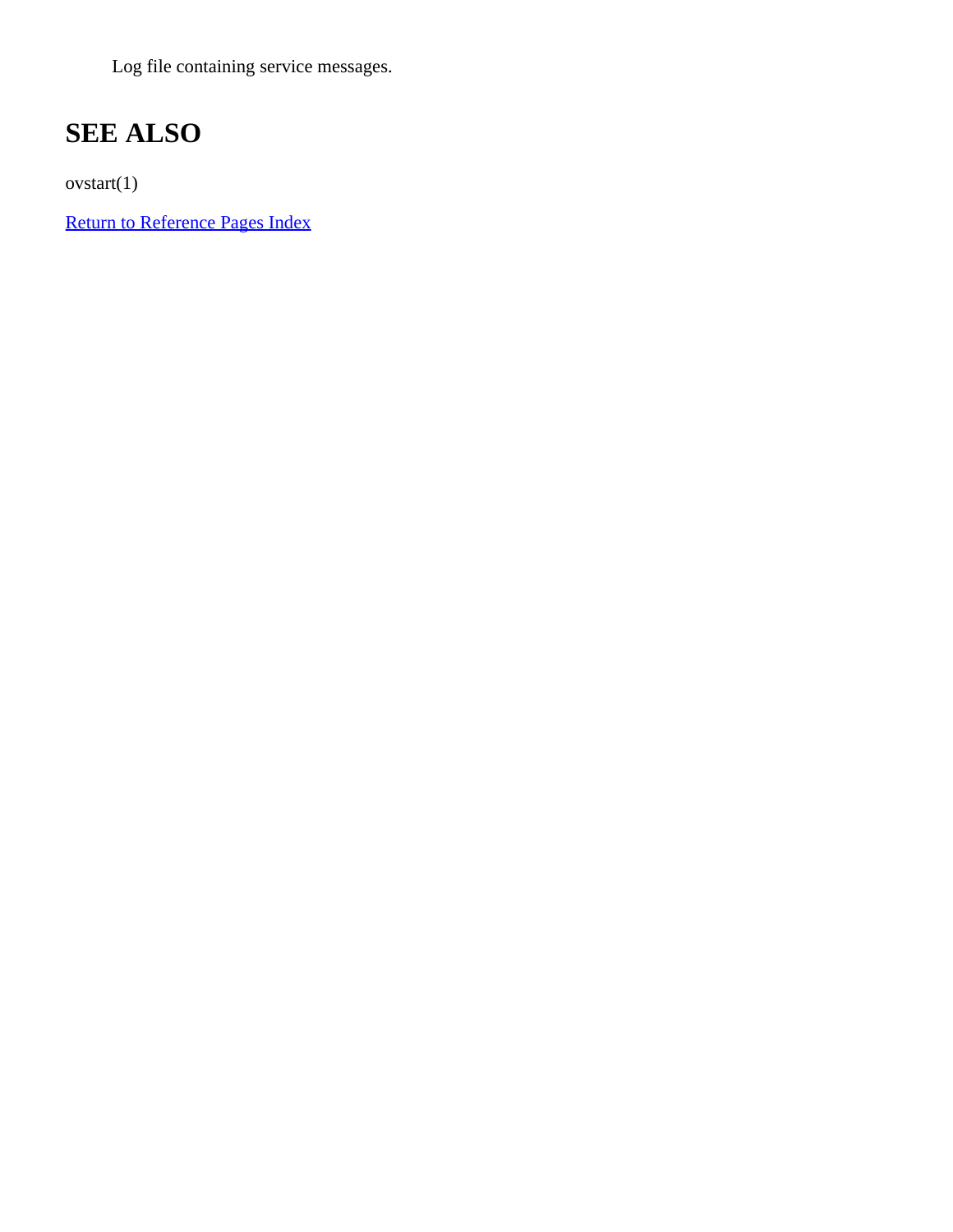Log file containing service messages.

## SEE ALSO

ovstart(1)

Return to Reference Pages Index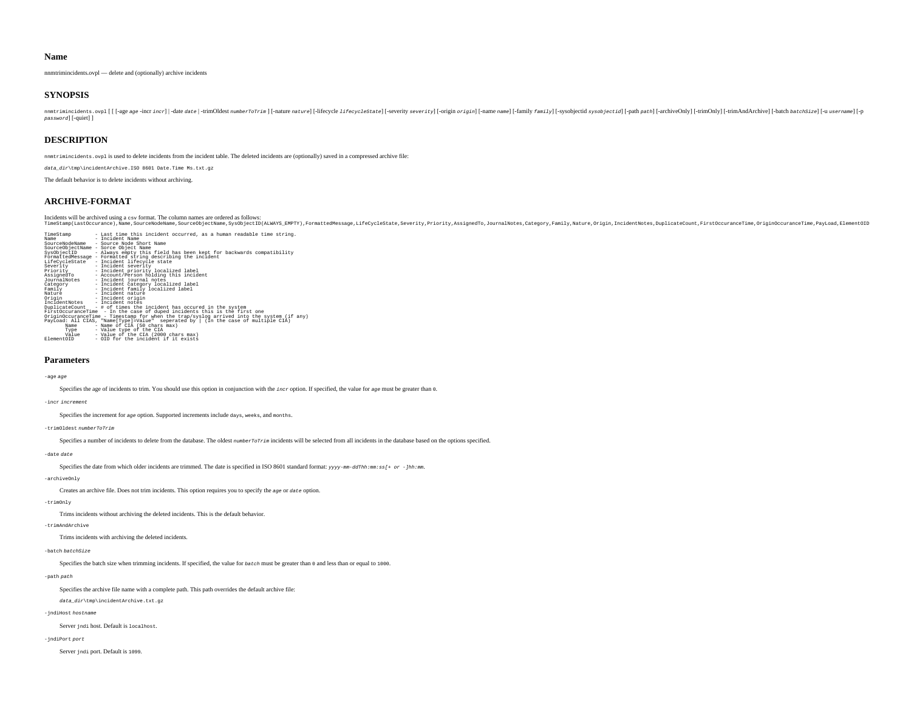## Name

nnmtrimincidents.ovpl — delete and (optionally) archive incidents

## SYNOPSIS

`nnmtrimincidents.ovpl` [ [ [-age *age* -incr *incr*] | -date *date* | -trimOldest *numberToTrim* ] [-nature *nature*] [-lifecycle *lifecycleState*] [-severity *severity*] [-origin *origin*] [-name *name*] [-family *family*] [-sysobjectid *sysobjectid*] [-path *path*] [-archiveOnly] [-trimOnly] [-trimAndArchive] [-batch *batchSize*] [-u *username*] [-p *password*] [-quiet] ]

## DESCRIPTION

`nnmtrimincidents.ovpl` is used to delete incidents from the incident table. The deleted incidents are (optionally) saved in a compressed archive file:

`data_dir\tmp\incidentArchive.ISO 8601 Date.Time Ms.txt.gz`

The default behavior is to delete incidents without archiving.

## ARCHIVE-FORMAT

Incidents will be archived using a `csv` format. The column names are ordered as follows:
`TimeStamp(LastOccurance),Name,SourceNodeName,SourceObjectName,SysObjectID(ALWAYS_EMPTY),FormattedMessage,LifeCycleState,Severity,Priority,AssignedTo,JournalNotes,Category,Family,Nature,Origin,IncidentNotes,DuplicateCount,FirstOccuranceTime,OriginOccuranceTime,PayLoad,ElementOID`

```
TimeStamp        - Last time this incident occurred, as a human readable time string.
Name             - Incident Name
SourceNodeName   - Source Node Short Name
SourceObjectName - Sorce Object Name
SysObjectID      - Always empty this field has been kept for backwards compatibility
FormattedMessage - Formatted string describing the incident
LifeCycleState   - Incident lifecycle state
Severity         - Incident severity
Priority         - Incident priority localized label
AssignedTo       - Account/Person holding this incident
JournalNotes     - Incident journal notes
Category         - Incident category localized label
Family           - Incident family localized label
Nature           - Incident nature
Origin           - Incident origin
IncidentNotes    - Incident notes
DuplicateCount   - # of times the incident has occured in the system
FirstOccuranceTime  - In the case of duped incidents this is the first one
OriginOccuranceTime - Timestamp for when the trap/syslog arrived into the system (if any)
PayLoad: All CIAS, "Name[Type]=Value"  seperated by | (In the case of multiple CIA)
       Name      - Name of CIA (50 chars max)
       Type      - Value type of the CIA
       Value     - Value of the CIA (2000 chars max)
ElementOID       - OID for the incident if it exists
```

## Parameters

`-age` *age*

Specifies the age of incidents to trim. You should use this option in conjunction with the *incr* option. If specified, the value for *age* must be greater than `0`.

`-incr` *increment*

Specifies the increment for *age* option. Supported increments include `days`, `weeks`, and `months`.

`-trimOldest` *numberToTrim*

Specifies a number of incidents to delete from the database. The oldest *numberToTrim* incidents will be selected from all incidents in the database based on the options specified.

`-date` *date*

Specifies the date from which older incidents are trimmed. The date is specified in ISO 8601 standard format: *yyyy-mm-ddThh:mm:ss[+ or -]hh:mm*.

`-archiveOnly`

Creates an archive file. Does not trim incidents. This option requires you to specify the *age* or *date* option.

`-trimOnly`

Trims incidents without archiving the deleted incidents. This is the default behavior.

`-trimAndArchive`

Trims incidents with archiving the deleted incidents.

`-batch` *batchSize*

Specifies the batch size when trimming incidents. If specified, the value for *batch* must be greater than `0` and less than or equal to `1000`.

`-path` *path*

Specifies the archive file name with a complete path. This path overrides the default archive file:

`data_dir\tmp\incidentArchive.txt.gz`

`-jndiHost` *hostname*

Server `jndi` host. Default is `localhost`.

`-jndiPort` *port*

Server `jndi` port. Default is `1099`.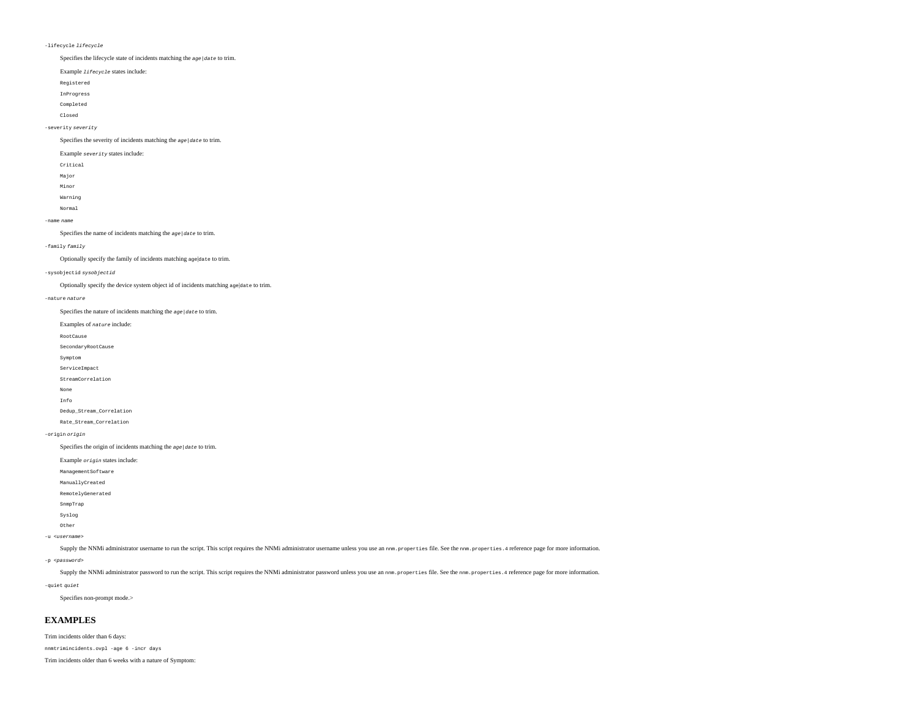-lifecycle *lifecycle*

Specifies the lifecycle state of incidents matching the `age|date` to trim.

Example *lifecycle* states include:

```
Registered
InProgress
Completed
Closed
```

-severity *severity*

Specifies the severity of incidents matching the `age|date` to trim.

Example *severity* states include:

```
Critical
Major
Minor
Warning
Normal
```

-name *name*

Specifies the name of incidents matching the `age|date` to trim.

-family *family*

Optionally specify the family of incidents matching `age|date` to trim.

-sysobjectid *sysobjectid*

Optionally specify the device system object id of incidents matching `age|date` to trim.

-nature *nature*

Specifies the nature of incidents matching the `age|date` to trim.

Examples of *nature* include:

```
RootCause
SecondaryRootCause
Symptom
ServiceImpact
StreamCorrelation
None
Info
Dedup_Stream_Correlation
Rate_Stream_Correlation
```

-origin *origin*

Specifies the origin of incidents matching the `age|date` to trim.

Example *origin* states include:

```
ManagementSoftware
ManuallyCreated
RemotelyGenerated
SnmpTrap
Syslog
Other
```

-u *<username>*

Supply the NNMi administrator username to run the script. This script requires the NNMi administrator username unless you use an `nnm.properties` file. See the `nnm.properties.4` reference page for more information.

-p *<password>*

Supply the NNMi administrator password to run the script. This script requires the NNMi administrator password unless you use an `nnm.properties` file. See the `nnm.properties.4` reference page for more information.

-quiet *quiet*

Specifies non-prompt mode.>

## EXAMPLES

Trim incidents older than 6 days:

```
nnmtrimincidents.ovpl -age 6 -incr days
```

Trim incidents older than 6 weeks with a nature of Symptom: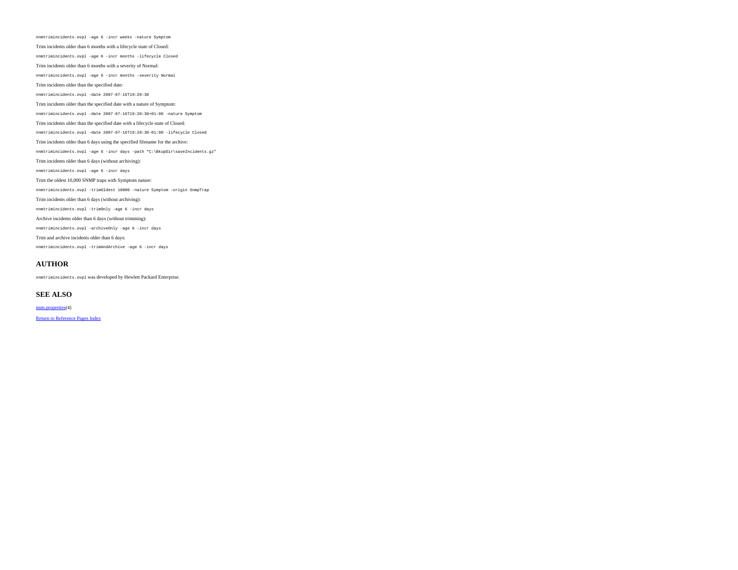```
nnmtrimincidents.ovpl -age 6 -incr weeks -nature Symptom
```

Trim incidents older than 6 months with a lifecycle state of Closed:

```
nnmtrimincidents.ovpl -age 6 -incr months -lifecycle Closed
```

Trim incidents older than 6 months with a severity of Normal:

```
nnmtrimincidents.ovpl -age 6 -incr months -severity Normal
```

Trim incidents older than the specified date:

```
nnmtrimincidents.ovpl -date 2007-07-16T19:20:30
```

Trim incidents older than the specified date with a nature of Symptom:

```
nnmtrimincidents.ovpl -date 2007-07-16T19:20:30+01:00 -nature Symptom
```

Trim incidents older than the specified date with a lifecycle state of Closed:

```
nnmtrimincidents.ovpl -date 2007-07-16T19:20:30-01:00 -lifecycle Closed
```

Trim incidents older than 6 days using the specified filename for the archive:

```
nnmtrimincidents.ovpl -age 6 -incr days -path "C:\BkupDir\saveIncidents.gz"
```

Trim incidents older than 6 days (without archiving):

```
nnmtrimincidents.ovpl -age 6 -incr days
```

Trim the oldest 10,000 SNMP traps with Symptom nature:

```
nnmtrimincidents.ovpl -trimOldest 10000 -nature Symptom -origin SnmpTrap
```

Trim incidents older than 6 days (without archiving):

```
nnmtrimincidents.ovpl -trimOnly -age 6 -incr days
```

Archive incidents older than 6 days (without trimming):

```
nnmtrimincidents.ovpl -archiveOnly -age 6 -incr days
```

Trim and archive incidents older than 6 days:

```
nnmtrimincidents.ovpl -trimAndArchive -age 6 -incr days
```

## AUTHOR

`nnmtrimincidents.ovpl` was developed by Hewlett Packard Enterprise.

## SEE ALSO

nnm.properties(4)

Return to Reference Pages Index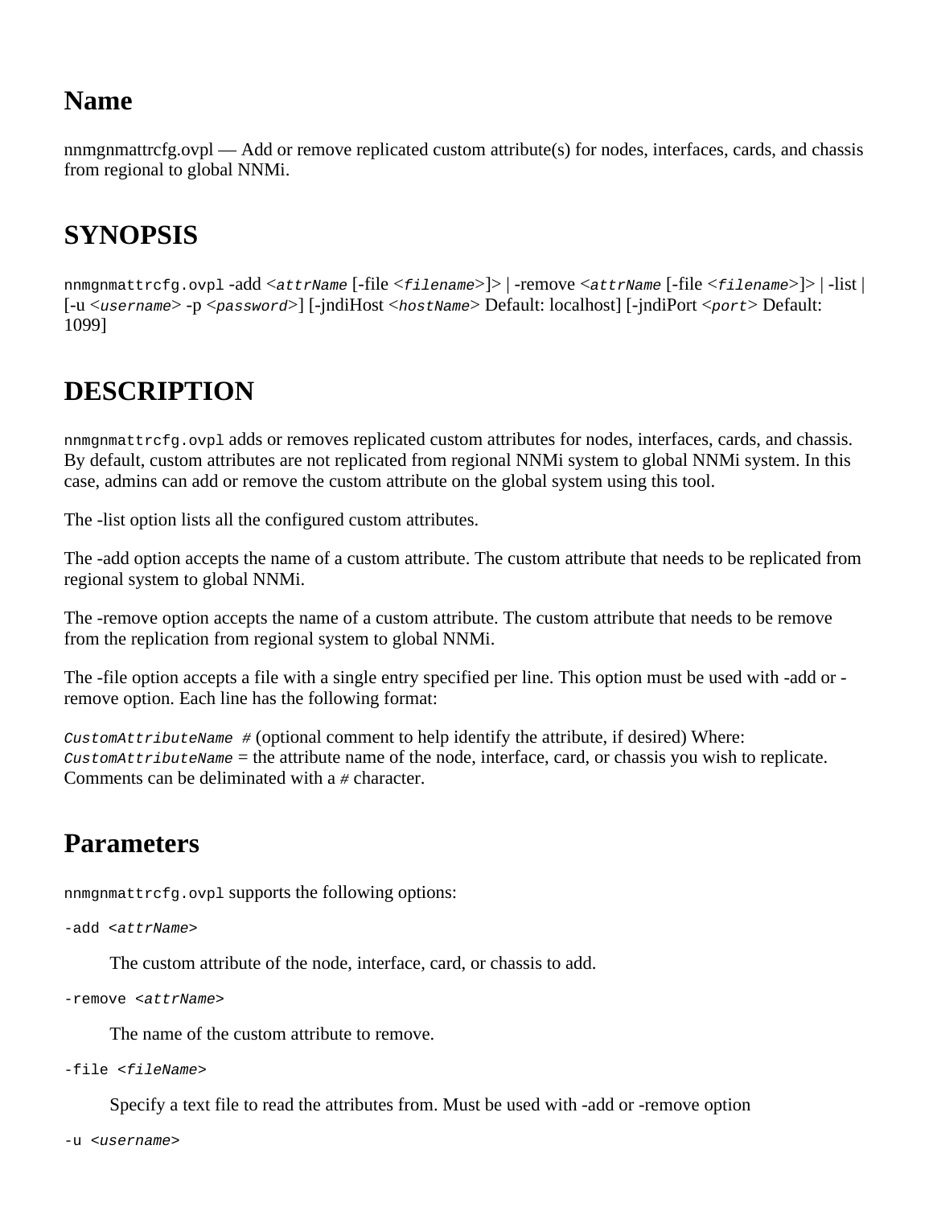## Name

nnmgnmattrcfg.ovpl — Add or remove replicated custom attribute(s) for nodes, interfaces, cards, and chassis from regional to global NNMi.

## SYNOPSIS

`nnmgnmattrcfg.ovpl` -add <*attrName* [-file <*filename*>]> | -remove <*attrName* [-file <*filename*>]> | -list | [-u <*username*> -p <*password*>] [-jndiHost <*hostName*> Default: localhost] [-jndiPort <*port*> Default: 1099]

## DESCRIPTION

`nnmgnmattrcfg.ovpl` adds or removes replicated custom attributes for nodes, interfaces, cards, and chassis. By default, custom attributes are not replicated from regional NNMi system to global NNMi system. In this case, admins can add or remove the custom attribute on the global system using this tool.

The -list option lists all the configured custom attributes.

The -add option accepts the name of a custom attribute. The custom attribute that needs to be replicated from regional system to global NNMi.

The -remove option accepts the name of a custom attribute. The custom attribute that needs to be remove from the replication from regional system to global NNMi.

The -file option accepts a file with a single entry specified per line. This option must be used with -add or -remove option. Each line has the following format:

*`CustomAttributeName #`* (optional comment to help identify the attribute, if desired) Where: *`CustomAttributeName`* = the attribute name of the node, interface, card, or chassis you wish to replicate. Comments can be deliminated with a *`#`* character.

## Parameters

`nnmgnmattrcfg.ovpl` supports the following options:

`-add <attrName>`

> The custom attribute of the node, interface, card, or chassis to add.

`-remove <attrName>`

> The name of the custom attribute to remove.

`-file <fileName>`

> Specify a text file to read the attributes from. Must be used with -add or -remove option

`-u <username>`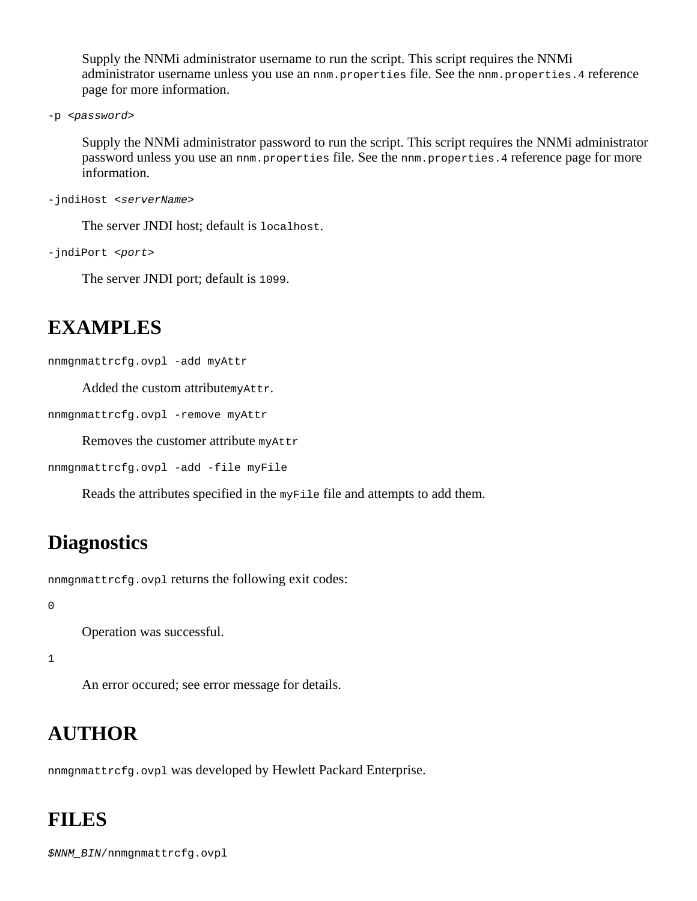Supply the NNMi administrator username to run the script. This script requires the NNMi administrator username unless you use an `nnm.properties` file. See the `nnm.properties.4` reference page for more information.

`-p <password>`

Supply the NNMi administrator password to run the script. This script requires the NNMi administrator password unless you use an `nnm.properties` file. See the `nnm.properties.4` reference page for more information.

`-jndiHost <serverName>`

The server JNDI host; default is `localhost`.

`-jndiPort <port>`

The server JNDI port; default is `1099`.

## EXAMPLES

`nnmgnmattrcfg.ovpl -add myAttr`

Added the custom attribute`myAttr`.

`nnmgnmattrcfg.ovpl -remove myAttr`

Removes the customer attribute `myAttr`

`nnmgnmattrcfg.ovpl -add -file myFile`

Reads the attributes specified in the `myFile` file and attempts to add them.

## Diagnostics

`nnmgnmattrcfg.ovpl` returns the following exit codes:

`0`

Operation was successful.

`1`

An error occured; see error message for details.

## AUTHOR

`nnmgnmattrcfg.ovpl` was developed by Hewlett Packard Enterprise.

## FILES

`$NNM_BIN/nnmgnmattrcfg.ovpl`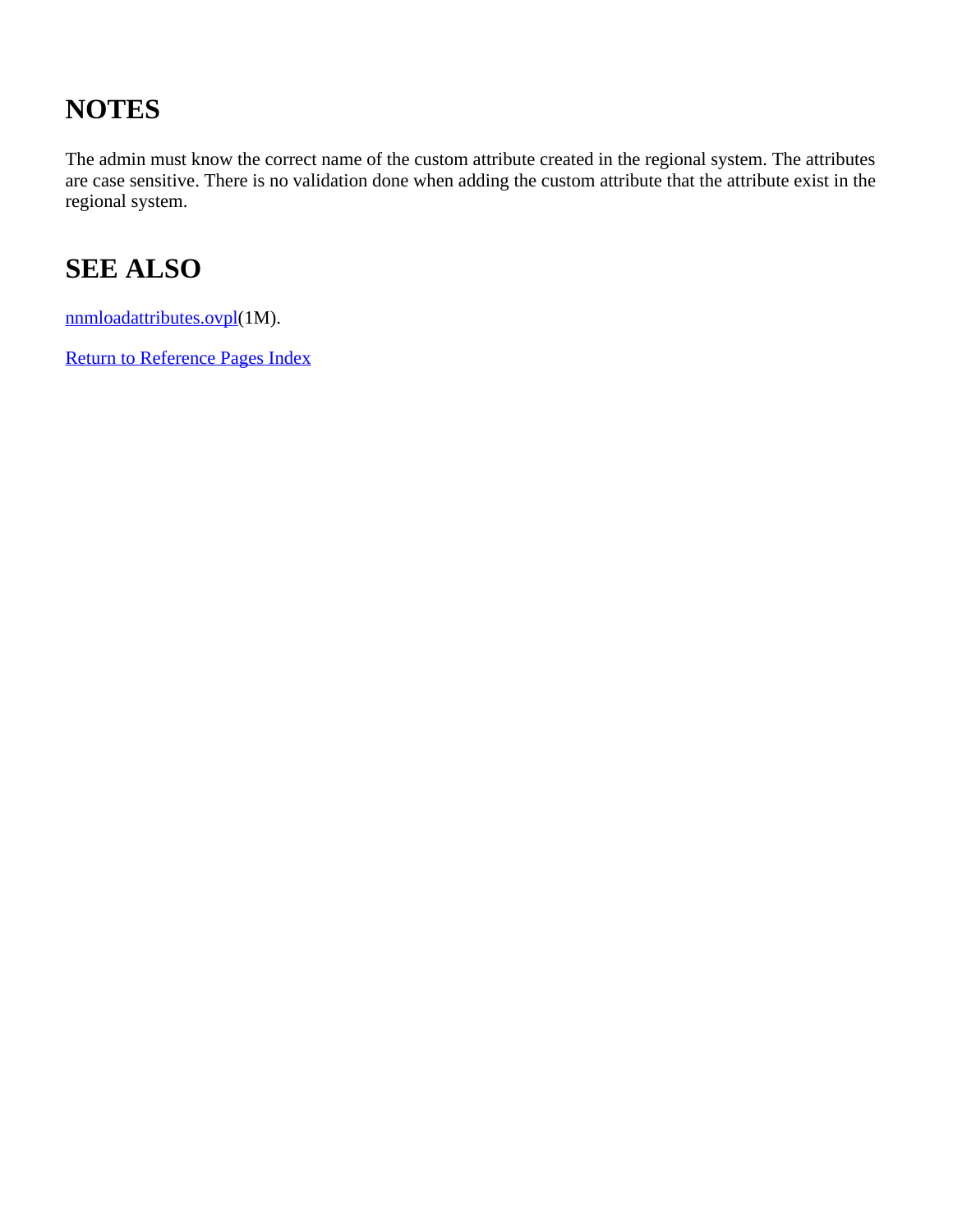## NOTES

The admin must know the correct name of the custom attribute created in the regional system. The attributes are case sensitive. There is no validation done when adding the custom attribute that the attribute exist in the regional system.

## SEE ALSO

nnmloadattributes.ovpl(1M).

Return to Reference Pages Index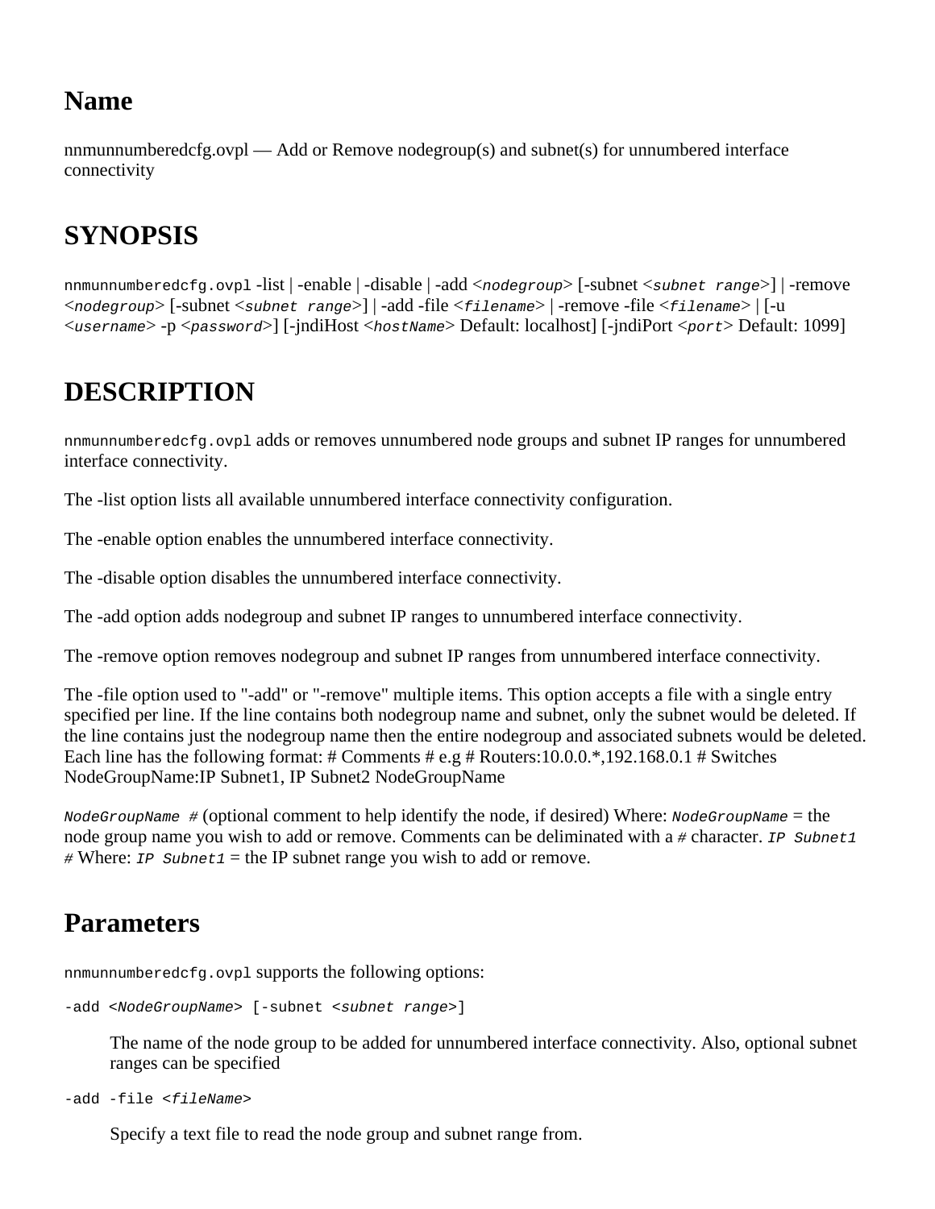## Name

nnmunnumberedcfg.ovpl — Add or Remove nodegroup(s) and subnet(s) for unnumbered interface connectivity

## SYNOPSIS

`nnmunnumberedcfg.ovpl` -list | -enable | -disable | -add <*nodegroup*> [-subnet <*subnet range*>] | -remove <*nodegroup*> [-subnet <*subnet range*>] | -add -file <*filename*> | -remove -file <*filename*> | [-u <*username*> -p <*password*>] [-jndiHost <*hostName*> Default: localhost] [-jndiPort <*port*> Default: 1099]

## DESCRIPTION

`nnmunnumberedcfg.ovpl` adds or removes unnumbered node groups and subnet IP ranges for unnumbered interface connectivity.

The -list option lists all available unnumbered interface connectivity configuration.

The -enable option enables the unnumbered interface connectivity.

The -disable option disables the unnumbered interface connectivity.

The -add option adds nodegroup and subnet IP ranges to unnumbered interface connectivity.

The -remove option removes nodegroup and subnet IP ranges from unnumbered interface connectivity.

The -file option used to "-add" or "-remove" multiple items. This option accepts a file with a single entry specified per line. If the line contains both nodegroup name and subnet, only the subnet would be deleted. If the line contains just the nodegroup name then the entire nodegroup and associated subnets would be deleted. Each line has the following format: # Comments # e.g # Routers:10.0.0.*,192.168.0.1 # Switches NodeGroupName:IP Subnet1, IP Subnet2 NodeGroupName

*`NodeGroupName #`* (optional comment to help identify the node, if desired) Where: *`NodeGroupName`* = the node group name you wish to add or remove. Comments can be deliminated with a *`#`* character. *`IP Subnet1 #`* Where: *`IP Subnet1`* = the IP subnet range you wish to add or remove.

## Parameters

`nnmunnumberedcfg.ovpl` supports the following options:

`-add <NodeGroupName> [-subnet <subnet range>]`

> The name of the node group to be added for unnumbered interface connectivity. Also, optional subnet ranges can be specified

`-add -file <fileName>`

> Specify a text file to read the node group and subnet range from.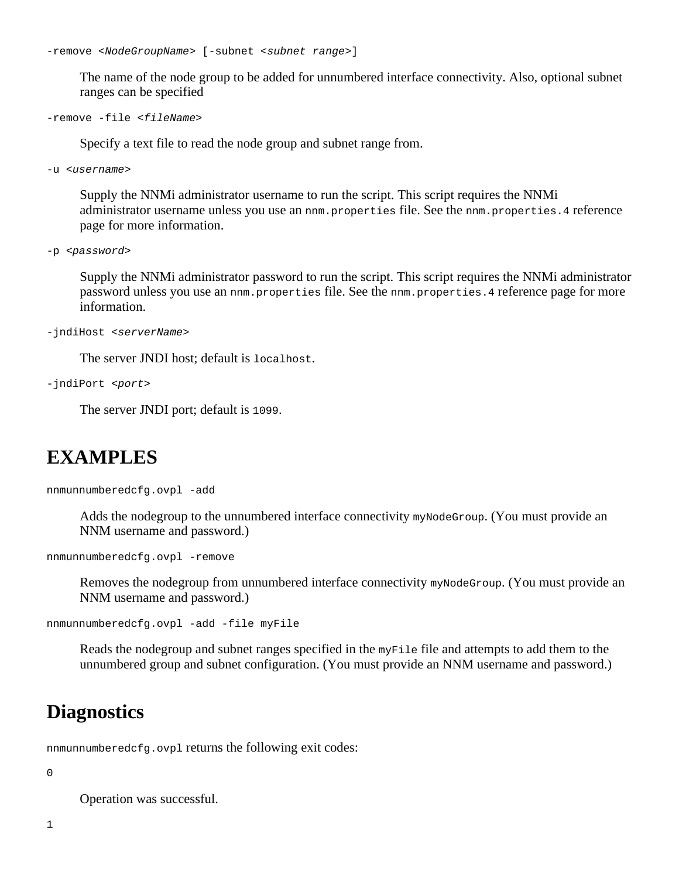`-remove <NodeGroupName> [-subnet <subnet range>]`

The name of the node group to be added for unnumbered interface connectivity. Also, optional subnet ranges can be specified

`-remove -file <fileName>`

Specify a text file to read the node group and subnet range from.

`-u <username>`

Supply the NNMi administrator username to run the script. This script requires the NNMi administrator username unless you use an `nnm.properties` file. See the `nnm.properties.4` reference page for more information.

`-p <password>`

Supply the NNMi administrator password to run the script. This script requires the NNMi administrator password unless you use an `nnm.properties` file. See the `nnm.properties.4` reference page for more information.

`-jndiHost <serverName>`

The server JNDI host; default is `localhost`.

`-jndiPort <port>`

The server JNDI port; default is `1099`.

# EXAMPLES

`nnmunnumberedcfg.ovpl -add`

Adds the nodegroup to the unnumbered interface connectivity `myNodeGroup`. (You must provide an NNM username and password.)

`nnmunnumberedcfg.ovpl -remove`

Removes the nodegroup from unnumbered interface connectivity `myNodeGroup`. (You must provide an NNM username and password.)

`nnmunnumberedcfg.ovpl -add -file myFile`

Reads the nodegroup and subnet ranges specified in the `myFile` file and attempts to add them to the unnumbered group and subnet configuration. (You must provide an NNM username and password.)

# Diagnostics

`nnmunnumberedcfg.ovpl` returns the following exit codes:

`0`

Operation was successful.

`1`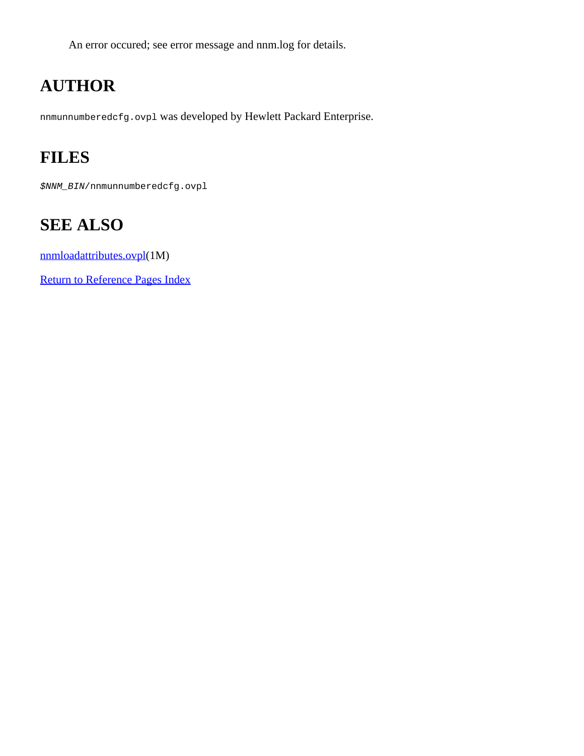An error occured; see error message and nnm.log for details.

## AUTHOR

`nnmunnumberedcfg.ovpl` was developed by Hewlett Packard Enterprise.

## FILES

*$NNM_BIN/*`nnmunnumberedcfg.ovpl`

## SEE ALSO

nnmloadattributes.ovpl(1M)

Return to Reference Pages Index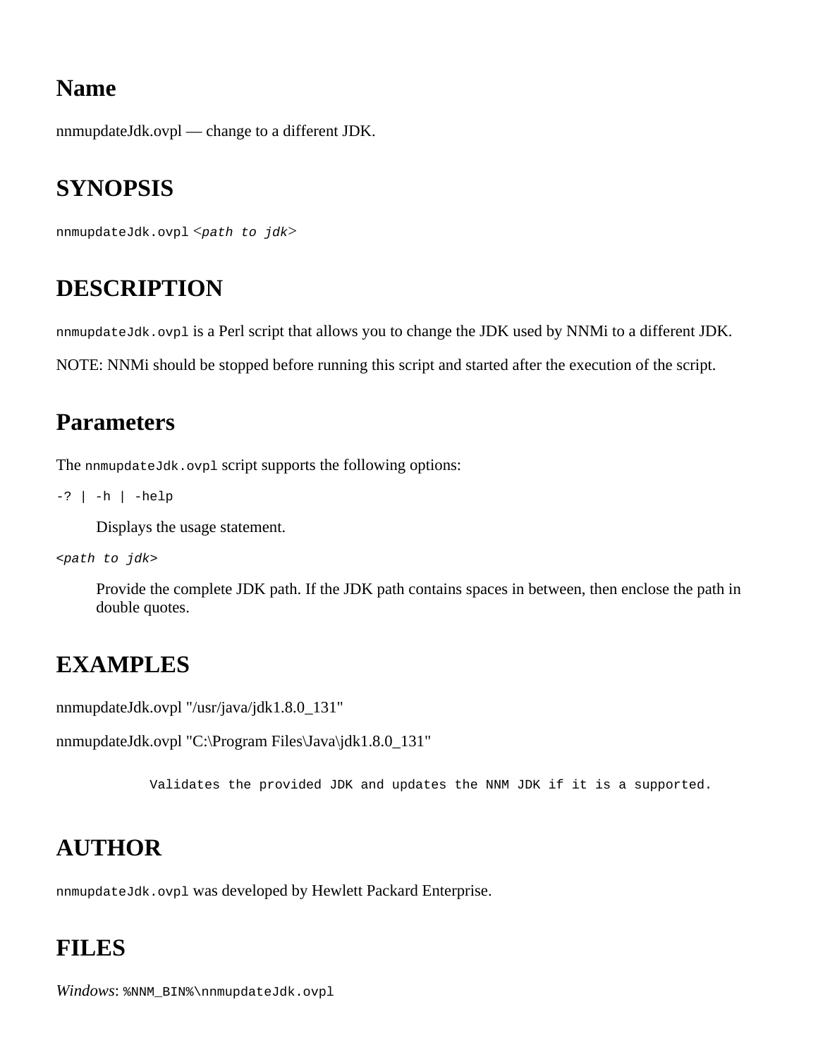## Name

nnmupdateJdk.ovpl — change to a different JDK.

## SYNOPSIS

`nnmupdateJdk.ovpl` <*path to jdk*>

## DESCRIPTION

`nnmupdateJdk.ovpl` is a Perl script that allows you to change the JDK used by NNMi to a different JDK.

NOTE: NNMi should be stopped before running this script and started after the execution of the script.

## Parameters

The `nnmupdateJdk.ovpl` script supports the following options:

`-? | -h | -help`

Displays the usage statement.

<*path to jdk*>

Provide the complete JDK path. If the JDK path contains spaces in between, then enclose the path in double quotes.

## EXAMPLES

nnmupdateJdk.ovpl "/usr/java/jdk1.8.0_131"

nnmupdateJdk.ovpl "C:\Program Files\Java\jdk1.8.0_131"

```
Validates the provided JDK and updates the NNM JDK if it is a supported.
```

## AUTHOR

`nnmupdateJdk.ovpl` was developed by Hewlett Packard Enterprise.

## FILES

*Windows*: `%NNM_BIN%\nnmupdateJdk.ovpl`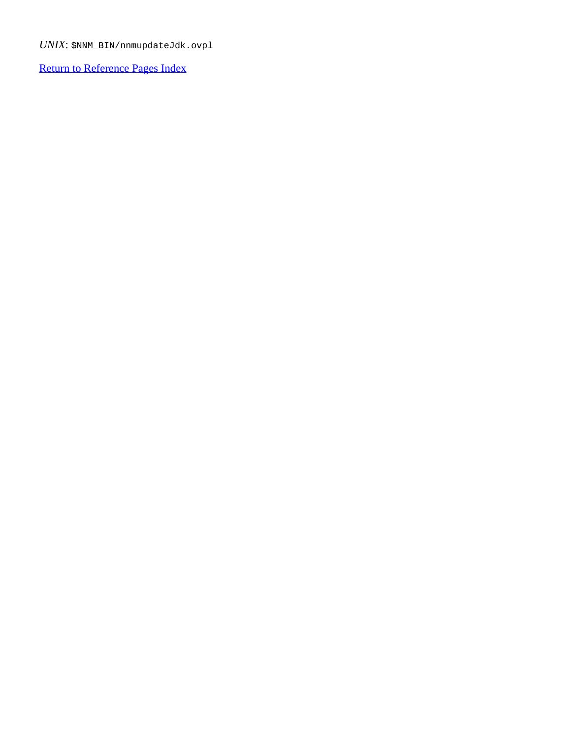*UNIX*: `$NNM_BIN/nnmupdateJdk.ovpl`

Return to Reference Pages Index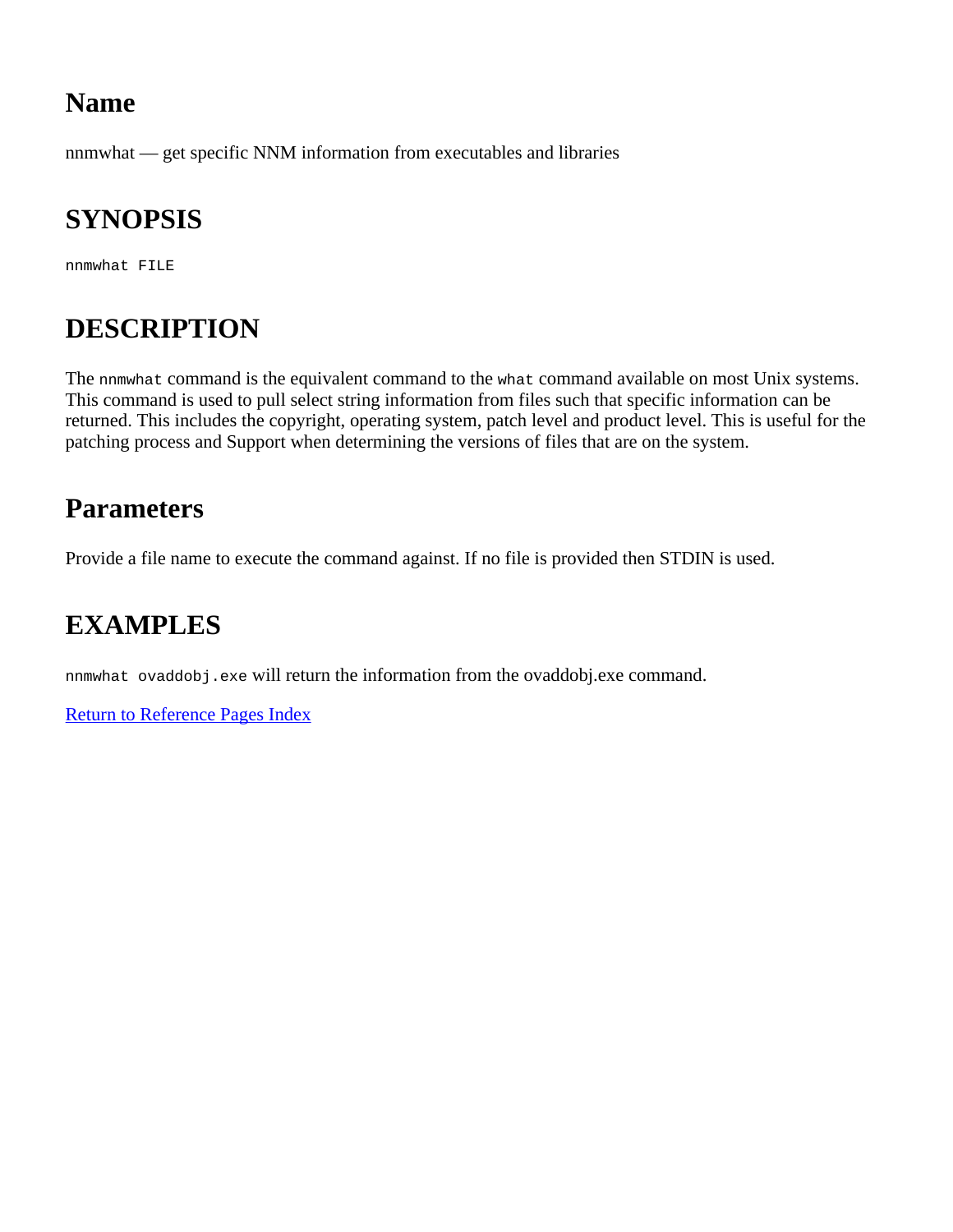## Name

nnmwhat — get specific NNM information from executables and libraries

## SYNOPSIS

`nnmwhat FILE`

## DESCRIPTION

The `nnmwhat` command is the equivalent command to the `what` command available on most Unix systems. This command is used to pull select string information from files such that specific information can be returned. This includes the copyright, operating system, patch level and product level. This is useful for the patching process and Support when determining the versions of files that are on the system.

## Parameters

Provide a file name to execute the command against. If no file is provided then STDIN is used.

## EXAMPLES

`nnmwhat ovaddobj.exe` will return the information from the ovaddobj.exe command.

Return to Reference Pages Index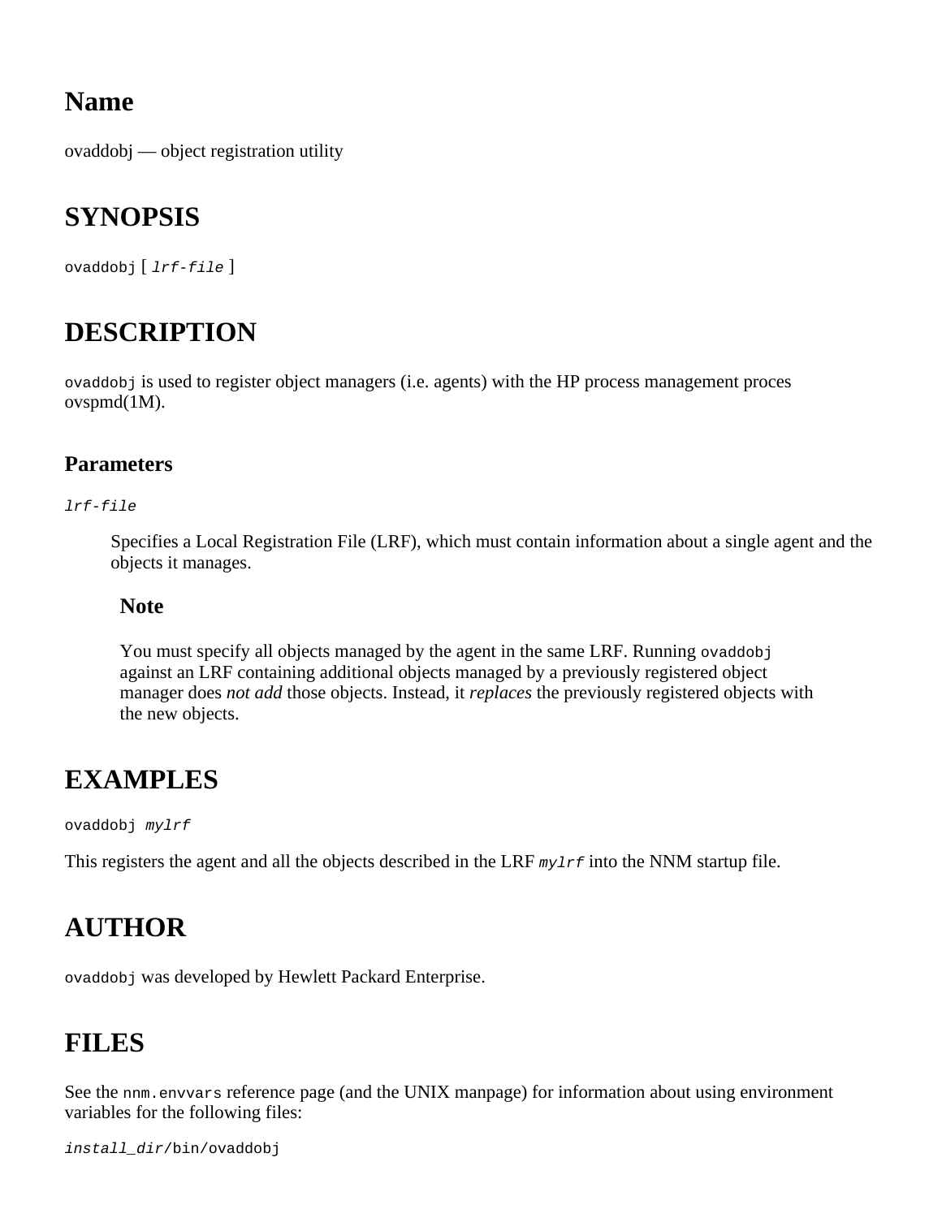## Name

ovaddobj — object registration utility

## SYNOPSIS

`ovaddobj` [ *`lrf-file`* ]

## DESCRIPTION

`ovaddobj` is used to register object managers (i.e. agents) with the HP process management proces ovspmd(1M).

### Parameters

*`lrf-file`*

Specifies a Local Registration File (LRF), which must contain information about a single agent and the objects it manages.

> **Note**
>
> You must specify all objects managed by the agent in the same LRF. Running `ovaddobj` against an LRF containing additional objects managed by a previously registered object manager does *not add* those objects. Instead, it *replaces* the previously registered objects with the new objects.

## EXAMPLES

`ovaddobj` *`mylrf`*

This registers the agent and all the objects described in the LRF *`mylrf`* into the NNM startup file.

## AUTHOR

`ovaddobj` was developed by Hewlett Packard Enterprise.

## FILES

See the `nnm.envvars` reference page (and the UNIX manpage) for information about using environment variables for the following files:

*`install_dir`*`/bin/ovaddobj`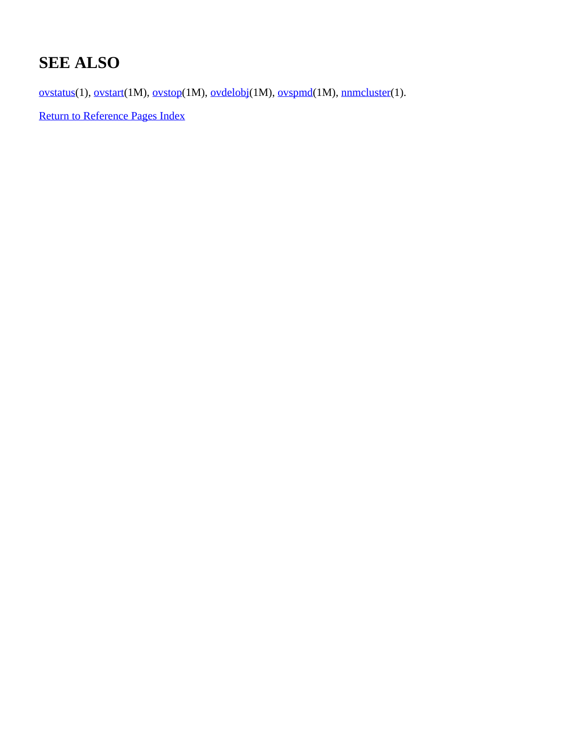## SEE ALSO

ovstatus(1), ovstart(1M), ovstop(1M), ovdelobj(1M), ovspmd(1M), nnmcluster(1).

Return to Reference Pages Index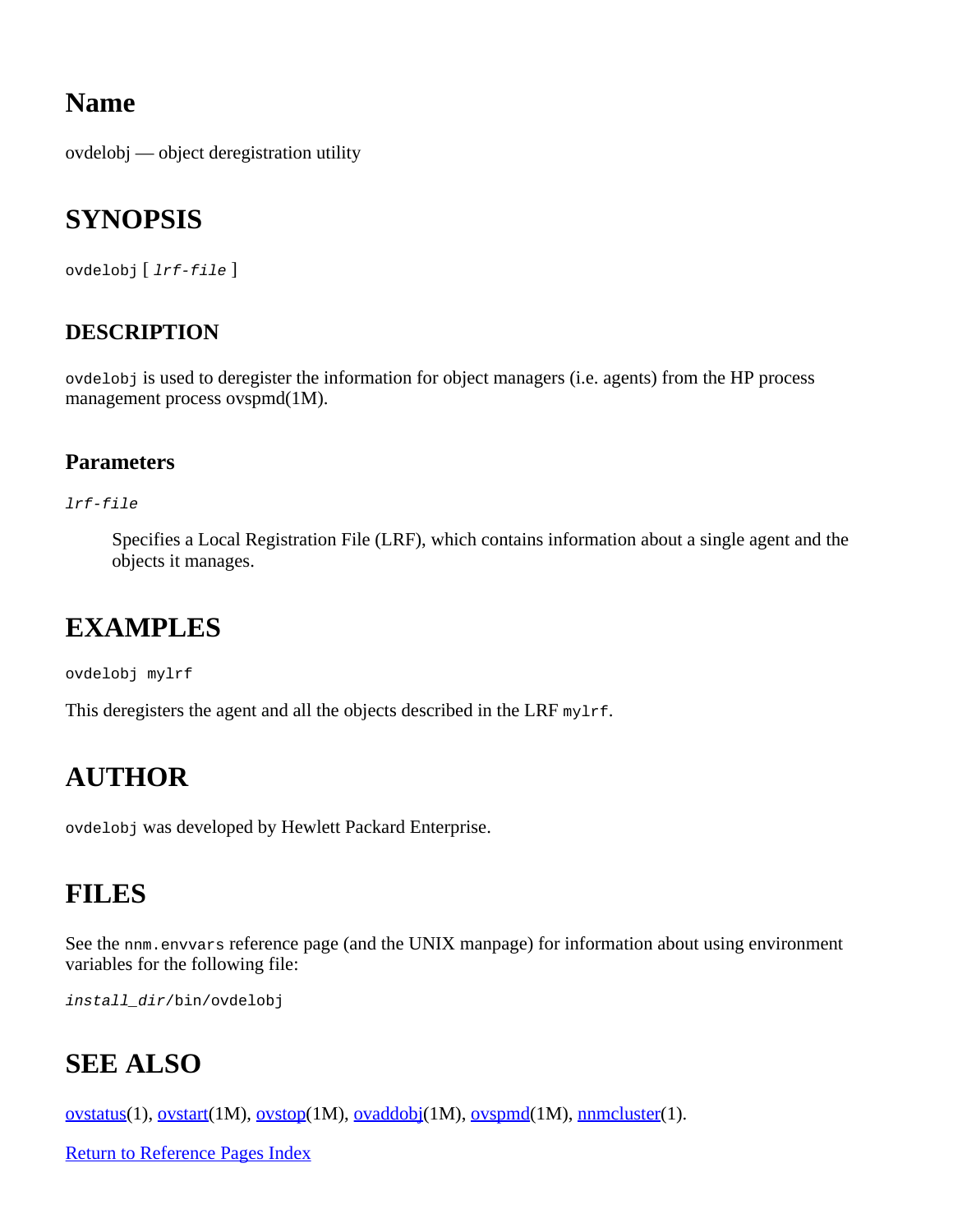# Name

ovdelobj — object deregistration utility

# SYNOPSIS

`ovdelobj` [ *`lrf-file`* ]

## DESCRIPTION

`ovdelobj` is used to deregister the information for object managers (i.e. agents) from the HP process management process ovspmd(1M).

## Parameters

*`lrf-file`*

Specifies a Local Registration File (LRF), which contains information about a single agent and the objects it manages.

# EXAMPLES

```
ovdelobj mylrf
```

This deregisters the agent and all the objects described in the LRF `mylrf`.

# AUTHOR

`ovdelobj` was developed by Hewlett Packard Enterprise.

# FILES

See the `nnm.envvars` reference page (and the UNIX manpage) for information about using environment variables for the following file:

*`install_dir`*`/bin/ovdelobj`

# SEE ALSO

ovstatus(1), ovstart(1M), ovstop(1M), ovaddobj(1M), ovspmd(1M), nnmcluster(1).

Return to Reference Pages Index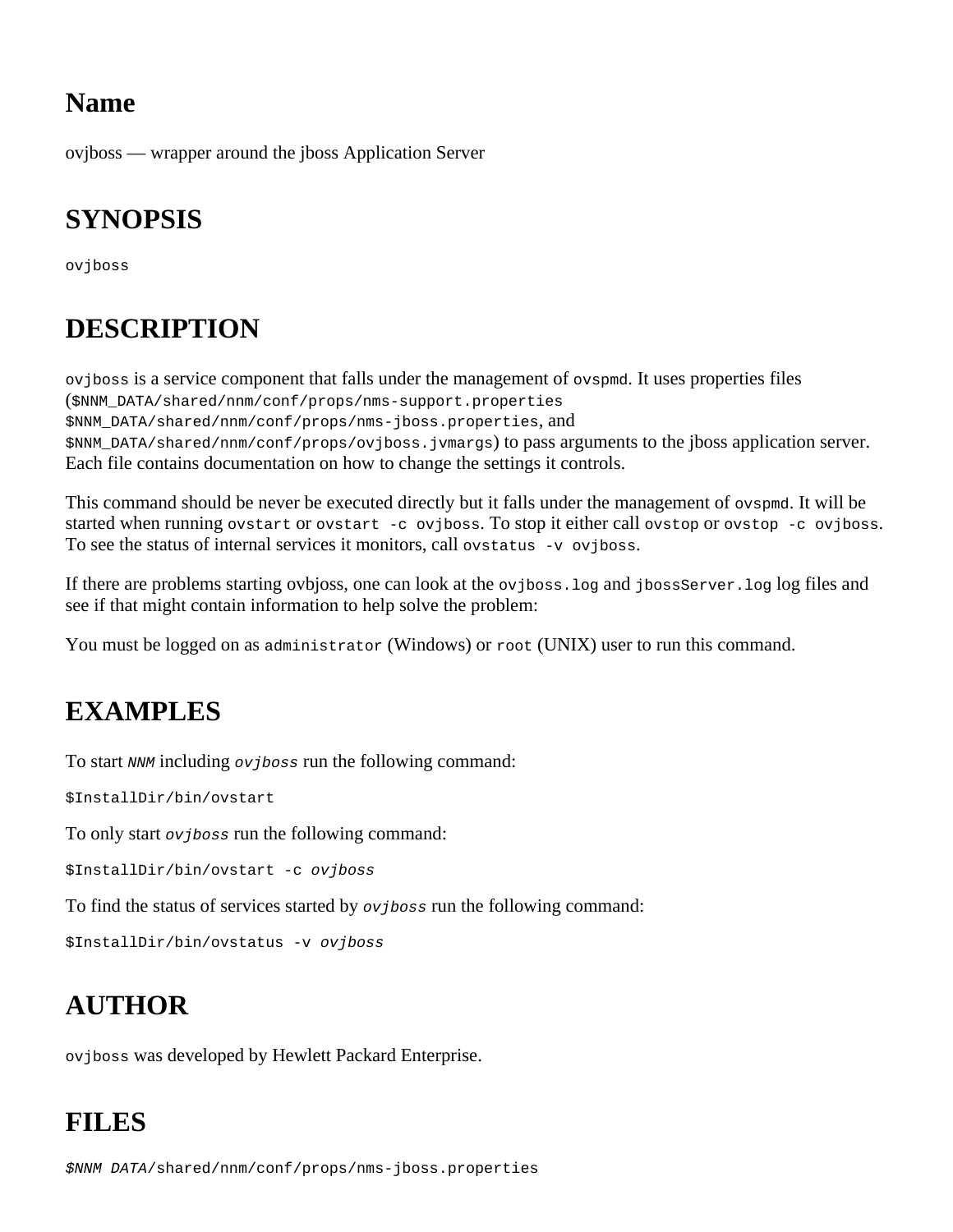# Name

ovjboss — wrapper around the jboss Application Server

# SYNOPSIS

`ovjboss`

# DESCRIPTION

`ovjboss` is a service component that falls under the management of `ovspmd`. It uses properties files (`$NNM_DATA/shared/nnm/conf/props/nms-support.properties` `$NNM_DATA/shared/nnm/conf/props/nms-jboss.properties`, and `$NNM_DATA/shared/nnm/conf/props/ovjboss.jvmargs`) to pass arguments to the jboss application server. Each file contains documentation on how to change the settings it controls.

This command should be never be executed directly but it falls under the management of `ovspmd`. It will be started when running `ovstart` or `ovstart -c ovjboss`. To stop it either call `ovstop` or `ovstop -c ovjboss`. To see the status of internal services it monitors, call `ovstatus -v ovjboss`.

If there are problems starting ovbjoss, one can look at the `ovjboss.log` and `jbossServer.log` log files and see if that might contain information to help solve the problem:

You must be logged on as `administrator` (Windows) or `root` (UNIX) user to run this command.

# EXAMPLES

To start *NNM* including *ovjboss* run the following command:

`$InstallDir/bin/ovstart`

To only start *ovjboss* run the following command:

`$InstallDir/bin/ovstart -c ovjboss`

To find the status of services started by *ovjboss* run the following command:

`$InstallDir/bin/ovstatus -v ovjboss`

# AUTHOR

`ovjboss` was developed by Hewlett Packard Enterprise.

# FILES

*$NNM DATA*/shared/nnm/conf/props/nms-jboss.properties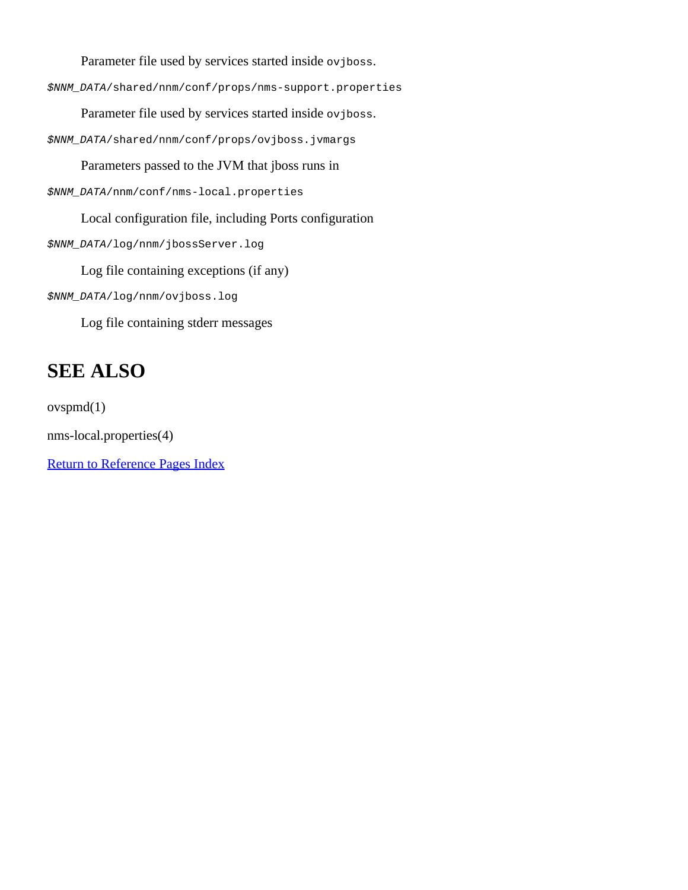Parameter file used by services started inside `ovjboss`.

*$NNM_DATA*/shared/nnm/conf/props/nms-support.properties

Parameter file used by services started inside `ovjboss`.

*$NNM_DATA*/shared/nnm/conf/props/ovjboss.jvmargs

Parameters passed to the JVM that jboss runs in

*$NNM_DATA*/nnm/conf/nms-local.properties

Local configuration file, including Ports configuration

*$NNM_DATA*/log/nnm/jbossServer.log

Log file containing exceptions (if any)

*$NNM_DATA*/log/nnm/ovjboss.log

Log file containing stderr messages

## SEE ALSO

ovspmd(1)

nms-local.properties(4)

Return to Reference Pages Index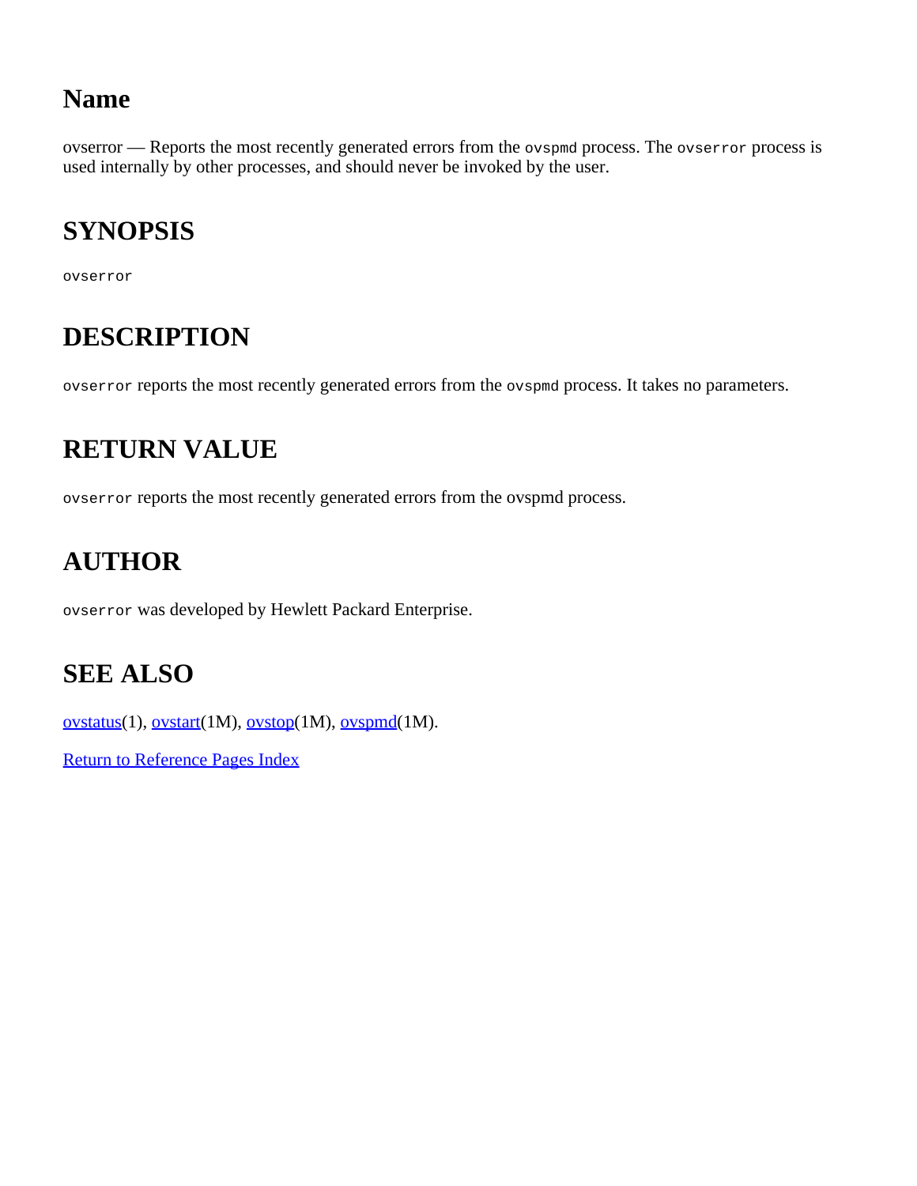## Name

ovserror — Reports the most recently generated errors from the `ovspmd` process. The `ovserror` process is used internally by other processes, and should never be invoked by the user.

## SYNOPSIS

`ovserror`

## DESCRIPTION

`ovserror` reports the most recently generated errors from the `ovspmd` process. It takes no parameters.

## RETURN VALUE

`ovserror` reports the most recently generated errors from the ovspmd process.

## AUTHOR

`ovserror` was developed by Hewlett Packard Enterprise.

## SEE ALSO

ovstatus(1), ovstart(1M), ovstop(1M), ovspmd(1M).

Return to Reference Pages Index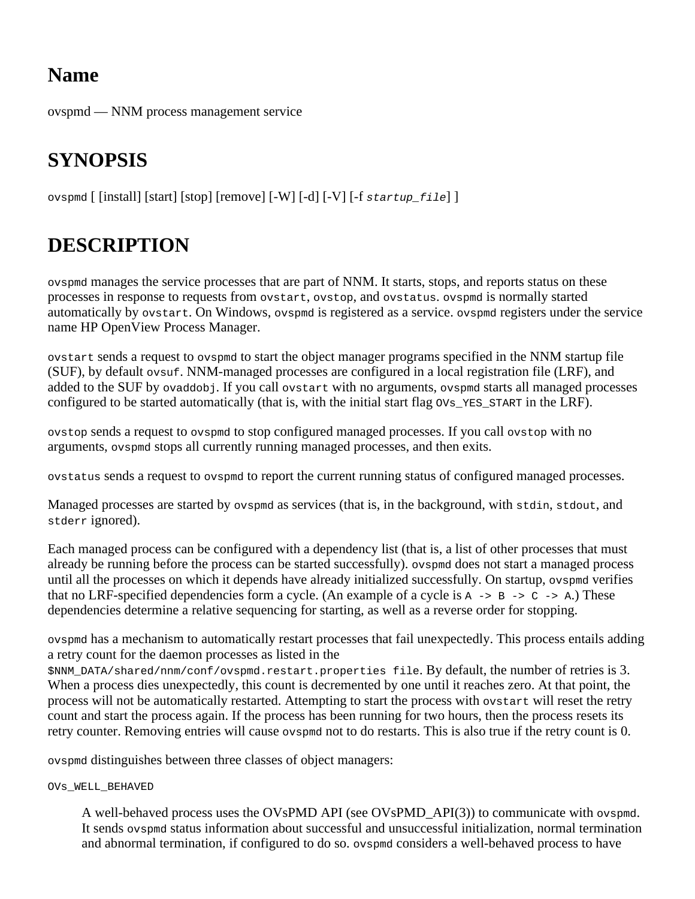# Name

ovspmd — NNM process management service

# SYNOPSIS

`ovspmd` [ [install] [start] [stop] [remove] [-W] [-d] [-V] [-f *`startup_file`*] ]

# DESCRIPTION

`ovspmd` manages the service processes that are part of NNM. It starts, stops, and reports status on these processes in response to requests from `ovstart`, `ovstop`, and `ovstatus`. `ovspmd` is normally started automatically by `ovstart`. On Windows, `ovspmd` is registered as a service. `ovspmd` registers under the service name HP OpenView Process Manager.

`ovstart` sends a request to `ovspmd` to start the object manager programs specified in the NNM startup file (SUF), by default `ovsuf`. NNM-managed processes are configured in a local registration file (LRF), and added to the SUF by `ovaddobj`. If you call `ovstart` with no arguments, `ovspmd` starts all managed processes configured to be started automatically (that is, with the initial start flag `OVs_YES_START` in the LRF).

`ovstop` sends a request to `ovspmd` to stop configured managed processes. If you call `ovstop` with no arguments, `ovspmd` stops all currently running managed processes, and then exits.

`ovstatus` sends a request to `ovspmd` to report the current running status of configured managed processes.

Managed processes are started by `ovspmd` as services (that is, in the background, with `stdin`, `stdout`, and `stderr` ignored).

Each managed process can be configured with a dependency list (that is, a list of other processes that must already be running before the process can be started successfully). `ovspmd` does not start a managed process until all the processes on which it depends have already initialized successfully. On startup, `ovspmd` verifies that no LRF-specified dependencies form a cycle. (An example of a cycle is `A -> B -> C -> A`.) These dependencies determine a relative sequencing for starting, as well as a reverse order for stopping.

`ovspmd` has a mechanism to automatically restart processes that fail unexpectedly. This process entails adding a retry count for the daemon processes as listed in the `$NNM_DATA/shared/nnm/conf/ovspmd.restart.properties file`. By default, the number of retries is 3. When a process dies unexpectedly, this count is decremented by one until it reaches zero. At that point, the process will not be automatically restarted. Attempting to start the process with `ovstart` will reset the retry count and start the process again. If the process has been running for two hours, then the process resets its retry counter. Removing entries will cause `ovspmd` not to do restarts. This is also true if the retry count is 0.

`ovspmd` distinguishes between three classes of object managers:

`OVs_WELL_BEHAVED`

> A well-behaved process uses the OVsPMD API (see OVsPMD_API(3)) to communicate with `ovspmd`. It sends `ovspmd` status information about successful and unsuccessful initialization, normal termination and abnormal termination, if configured to do so. `ovspmd` considers a well-behaved process to have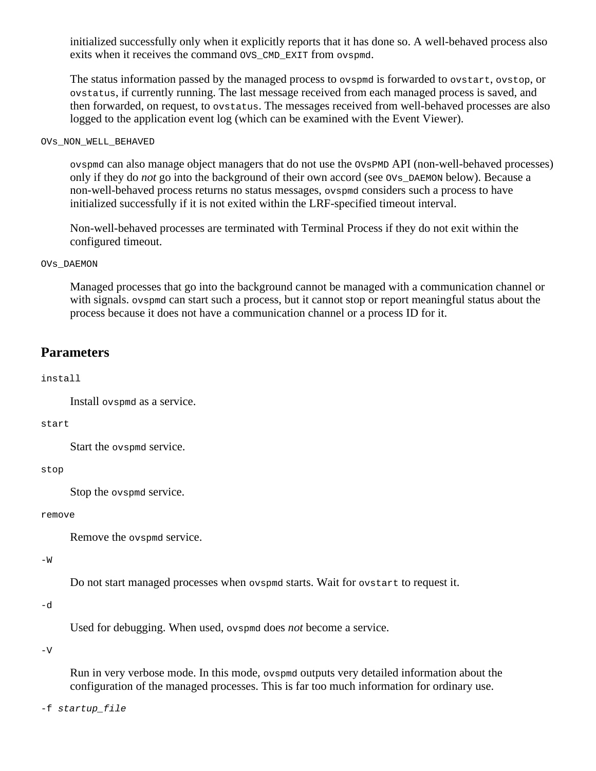initialized successfully only when it explicitly reports that it has done so. A well-behaved process also exits when it receives the command `OVS_CMD_EXIT` from `ovspmd`.

The status information passed by the managed process to `ovspmd` is forwarded to `ovstart`, `ovstop`, or `ovstatus`, if currently running. The last message received from each managed process is saved, and then forwarded, on request, to `ovstatus`. The messages received from well-behaved processes are also logged to the application event log (which can be examined with the Event Viewer).

`OVs_NON_WELL_BEHAVED`

`ovspmd` can also manage object managers that do not use the `OVsPMD` API (non-well-behaved processes) only if they do *not* go into the background of their own accord (see `OVs_DAEMON` below). Because a non-well-behaved process returns no status messages, `ovspmd` considers such a process to have initialized successfully if it is not exited within the LRF-specified timeout interval.

Non-well-behaved processes are terminated with Terminal Process if they do not exit within the configured timeout.

`OVs_DAEMON`

Managed processes that go into the background cannot be managed with a communication channel or with signals. `ovspmd` can start such a process, but it cannot stop or report meaningful status about the process because it does not have a communication channel or a process ID for it.

## Parameters

`install`

Install `ovspmd` as a service.

`start`

Start the `ovspmd` service.

`stop`

Stop the `ovspmd` service.

`remove`

Remove the `ovspmd` service.

`-W`

Do not start managed processes when `ovspmd` starts. Wait for `ovstart` to request it.

`-d`

Used for debugging. When used, `ovspmd` does *not* become a service.

`-V`

Run in very verbose mode. In this mode, `ovspmd` outputs very detailed information about the configuration of the managed processes. This is far too much information for ordinary use.

`-f` *`startup_file`*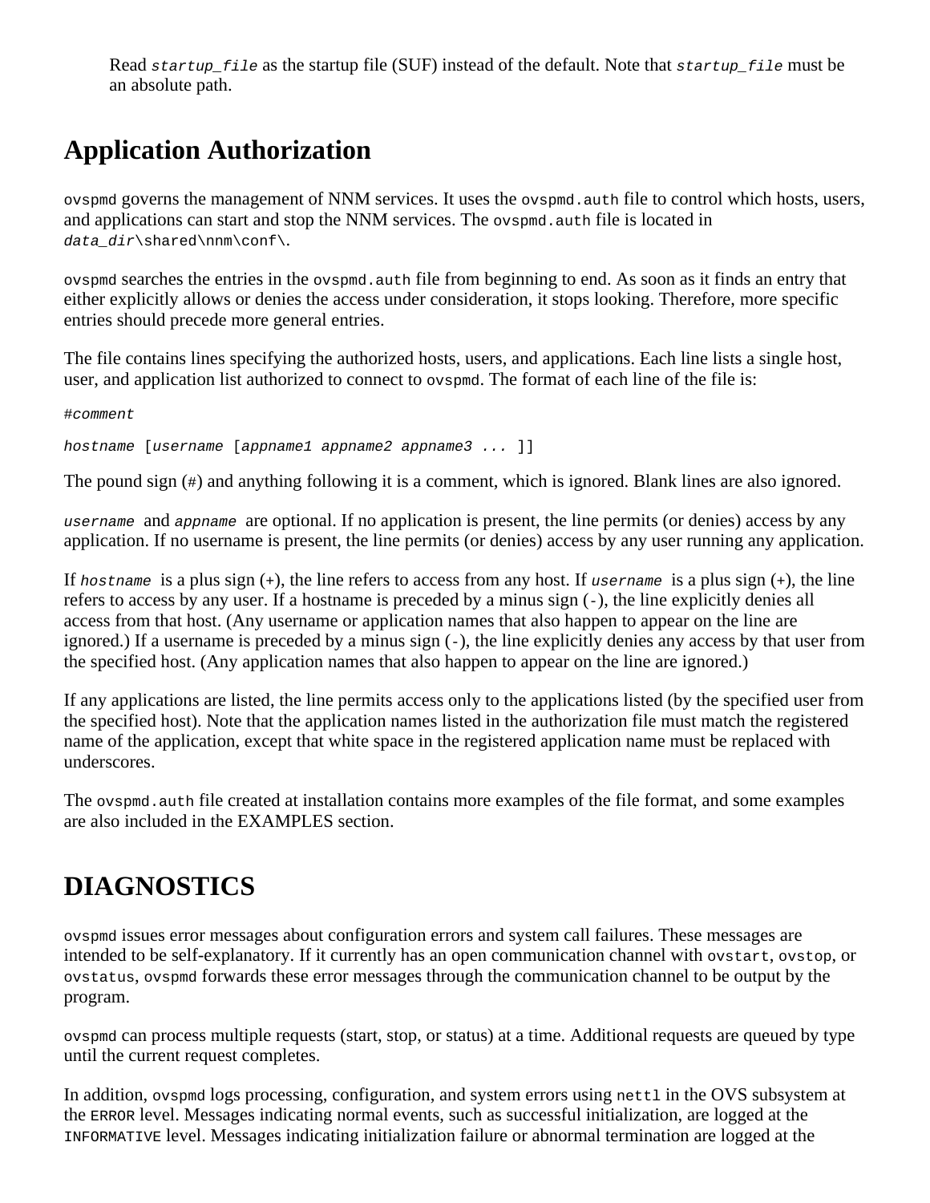Read *startup_file* as the startup file (SUF) instead of the default. Note that *startup_file* must be an absolute path.

## Application Authorization

`ovspmd` governs the management of NNM services. It uses the `ovspmd.auth` file to control which hosts, users, and applications can start and stop the NNM services. The `ovspmd.auth` file is located in *data_dir*`\shared\nnm\conf\`.

`ovspmd` searches the entries in the `ovspmd.auth` file from beginning to end. As soon as it finds an entry that either explicitly allows or denies the access under consideration, it stops looking. Therefore, more specific entries should precede more general entries.

The file contains lines specifying the authorized hosts, users, and applications. Each line lists a single host, user, and application list authorized to connect to `ovspmd`. The format of each line of the file is:

*#comment*

*hostname* [*username* [*appname1 appname2 appname3 ...* ]]

The pound sign (`#`) and anything following it is a comment, which is ignored. Blank lines are also ignored.

*username* and *appname* are optional. If no application is present, the line permits (or denies) access by any application. If no username is present, the line permits (or denies) access by any user running any application.

If *hostname* is a plus sign (`+`), the line refers to access from any host. If *username* is a plus sign (`+`), the line refers to access by any user. If a hostname is preceded by a minus sign (`-`), the line explicitly denies all access from that host. (Any username or application names that also happen to appear on the line are ignored.) If a username is preceded by a minus sign (`-`), the line explicitly denies any access by that user from the specified host. (Any application names that also happen to appear on the line are ignored.)

If any applications are listed, the line permits access only to the applications listed (by the specified user from the specified host). Note that the application names listed in the authorization file must match the registered name of the application, except that white space in the registered application name must be replaced with underscores.

The `ovspmd.auth` file created at installation contains more examples of the file format, and some examples are also included in the EXAMPLES section.

## DIAGNOSTICS

`ovspmd` issues error messages about configuration errors and system call failures. These messages are intended to be self-explanatory. If it currently has an open communication channel with `ovstart`, `ovstop`, or `ovstatus`, `ovspmd` forwards these error messages through the communication channel to be output by the program.

`ovspmd` can process multiple requests (start, stop, or status) at a time. Additional requests are queued by type until the current request completes.

In addition, `ovspmd` logs processing, configuration, and system errors using `nettl` in the OVS subsystem at the `ERROR` level. Messages indicating normal events, such as successful initialization, are logged at the `INFORMATIVE` level. Messages indicating initialization failure or abnormal termination are logged at the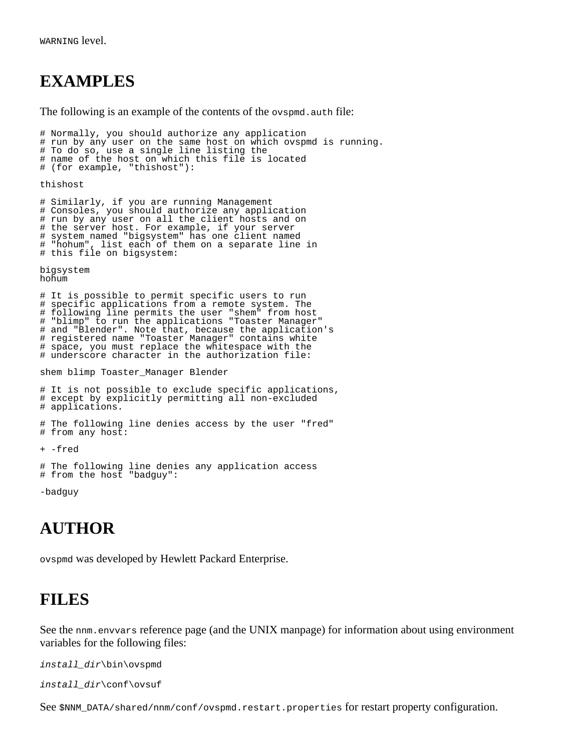`WARNING` level.

## EXAMPLES

The following is an example of the contents of the `ovspmd.auth` file:

```
# Normally, you should authorize any application
# run by any user on the same host on which ovspmd is running.
# To do so, use a single line listing the
# name of the host on which this file is located
# (for example, "thishost"):

thishost

# Similarly, if you are running Management
# Consoles, you should authorize any application
# run by any user on all the client hosts and on
# the server host. For example, if your server
# system named "bigsystem" has one client named
# "hohum", list each of them on a separate line in
# this file on bigsystem:

bigsystem
hohum

# It is possible to permit specific users to run
# specific applications from a remote system. The
# following line permits the user "shem" from host
# "blimp" to run the applications "Toaster Manager"
# and "Blender". Note that, because the application's
# registered name "Toaster Manager" contains white
# space, you must replace the whitespace with the
# underscore character in the authorization file:

shem blimp Toaster_Manager Blender

# It is not possible to exclude specific applications,
# except by explicitly permitting all non-excluded
# applications.

# The following line denies access by the user "fred"
# from any host:

+ -fred

# The following line denies any application access
# from the host "badguy":

-badguy
```

## AUTHOR

`ovspmd` was developed by Hewlett Packard Enterprise.

## FILES

See the `nnm.envvars` reference page (and the UNIX manpage) for information about using environment variables for the following files:

*install_dir*`\bin\ovspmd`

*install_dir*`\conf\ovsuf`

See `$NNM_DATA/shared/nnm/conf/ovspmd.restart.properties` for restart property configuration.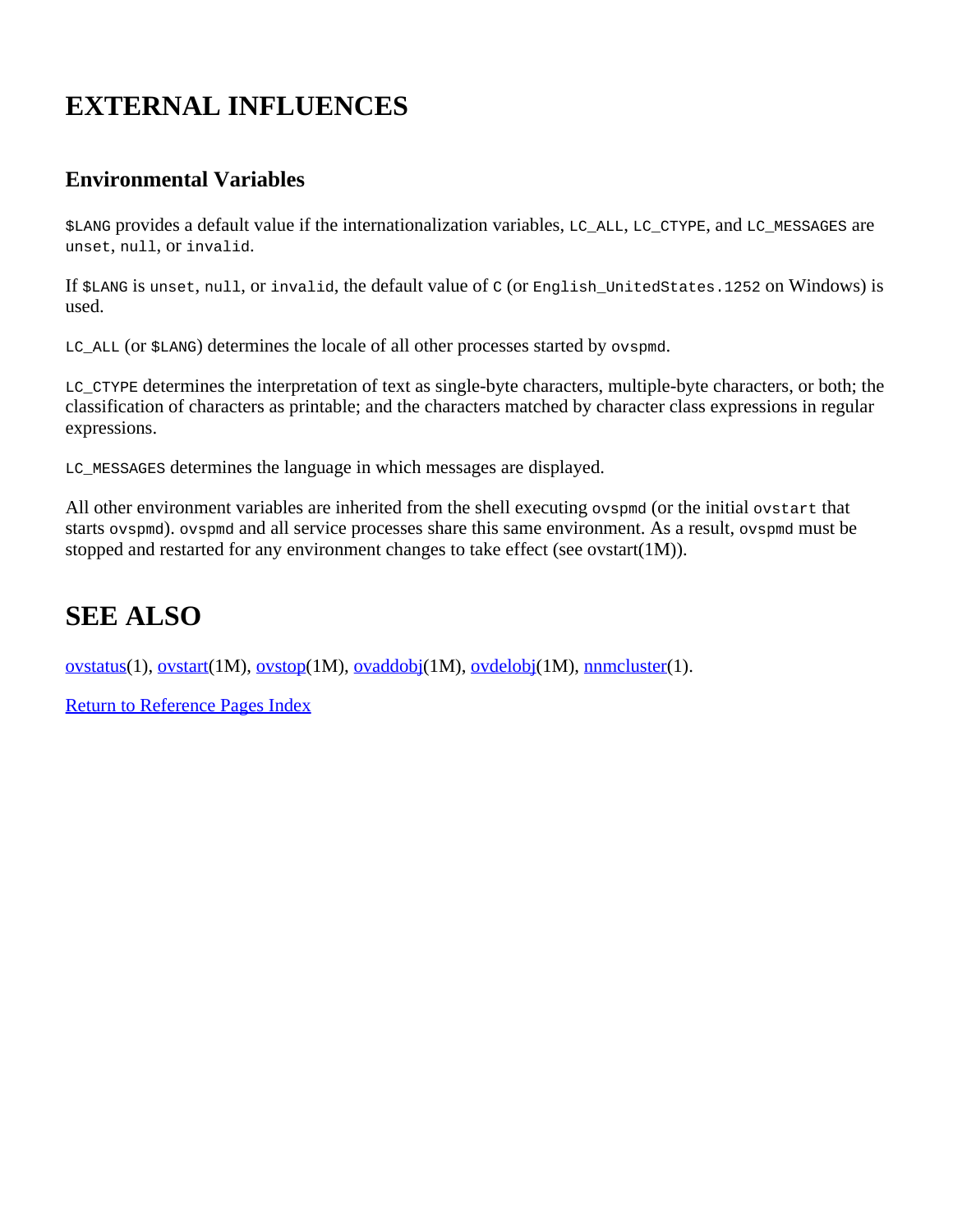# EXTERNAL INFLUENCES

## Environmental Variables

`$LANG` provides a default value if the internationalization variables, `LC_ALL`, `LC_CTYPE`, and `LC_MESSAGES` are `unset`, `null`, or `invalid`.

If `$LANG` is `unset`, `null`, or `invalid`, the default value of `C` (or `English_UnitedStates.1252` on Windows) is used.

`LC_ALL` (or `$LANG`) determines the locale of all other processes started by `ovspmd`.

`LC_CTYPE` determines the interpretation of text as single-byte characters, multiple-byte characters, or both; the classification of characters as printable; and the characters matched by character class expressions in regular expressions.

`LC_MESSAGES` determines the language in which messages are displayed.

All other environment variables are inherited from the shell executing `ovspmd` (or the initial `ovstart` that starts `ovspmd`). `ovspmd` and all service processes share this same environment. As a result, `ovspmd` must be stopped and restarted for any environment changes to take effect (see ovstart(1M)).

# SEE ALSO

ovstatus(1), ovstart(1M), ovstop(1M), ovaddobj(1M), ovdelobj(1M), nnmcluster(1).

Return to Reference Pages Index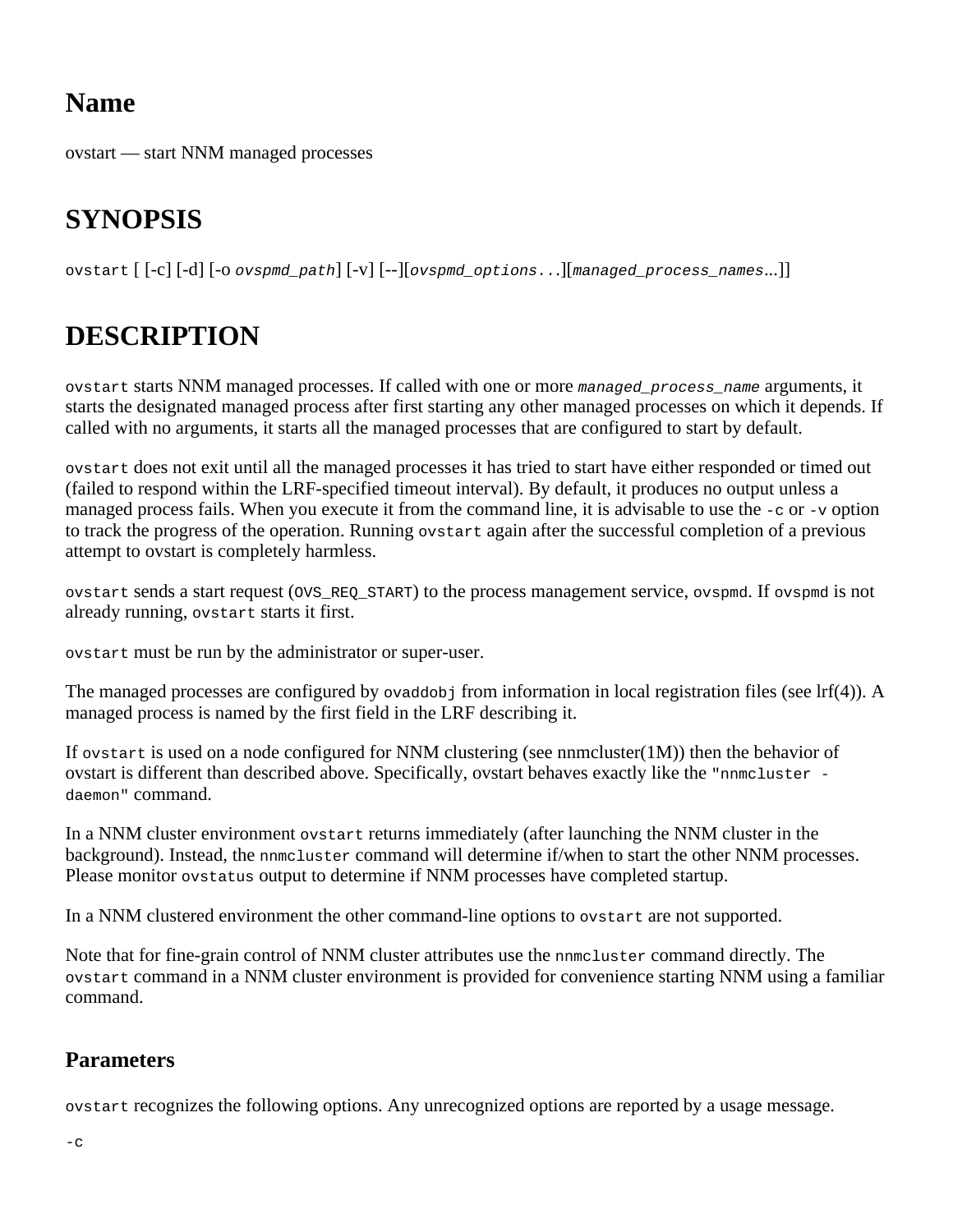# Name

ovstart — start NNM managed processes

# SYNOPSIS

`ovstart` [ [-c] [-d] [-o *ovspmd_path*] [-v] [--][*ovspmd_options...*][*managed_process_names*...]]

# DESCRIPTION

`ovstart` starts NNM managed processes. If called with one or more *managed_process_name* arguments, it starts the designated managed process after first starting any other managed processes on which it depends. If called with no arguments, it starts all the managed processes that are configured to start by default.

`ovstart` does not exit until all the managed processes it has tried to start have either responded or timed out (failed to respond within the LRF-specified timeout interval). By default, it produces no output unless a managed process fails. When you execute it from the command line, it is advisable to use the `-c` or `-v` option to track the progress of the operation. Running `ovstart` again after the successful completion of a previous attempt to ovstart is completely harmless.

`ovstart` sends a start request (`OVS_REQ_START`) to the process management service, `ovspmd`. If `ovspmd` is not already running, `ovstart` starts it first.

`ovstart` must be run by the administrator or super-user.

The managed processes are configured by `ovaddobj` from information in local registration files (see lrf(4)). A managed process is named by the first field in the LRF describing it.

If `ovstart` is used on a node configured for NNM clustering (see nnmcluster(1M)) then the behavior of ovstart is different than described above. Specifically, ovstart behaves exactly like the `"nnmcluster -daemon"` command.

In a NNM cluster environment `ovstart` returns immediately (after launching the NNM cluster in the background). Instead, the `nnmcluster` command will determine if/when to start the other NNM processes. Please monitor `ovstatus` output to determine if NNM processes have completed startup.

In a NNM clustered environment the other command-line options to `ovstart` are not supported.

Note that for fine-grain control of NNM cluster attributes use the `nnmcluster` command directly. The `ovstart` command in a NNM cluster environment is provided for convenience starting NNM using a familiar command.

## Parameters

`ovstart` recognizes the following options. Any unrecognized options are reported by a usage message.

`-c`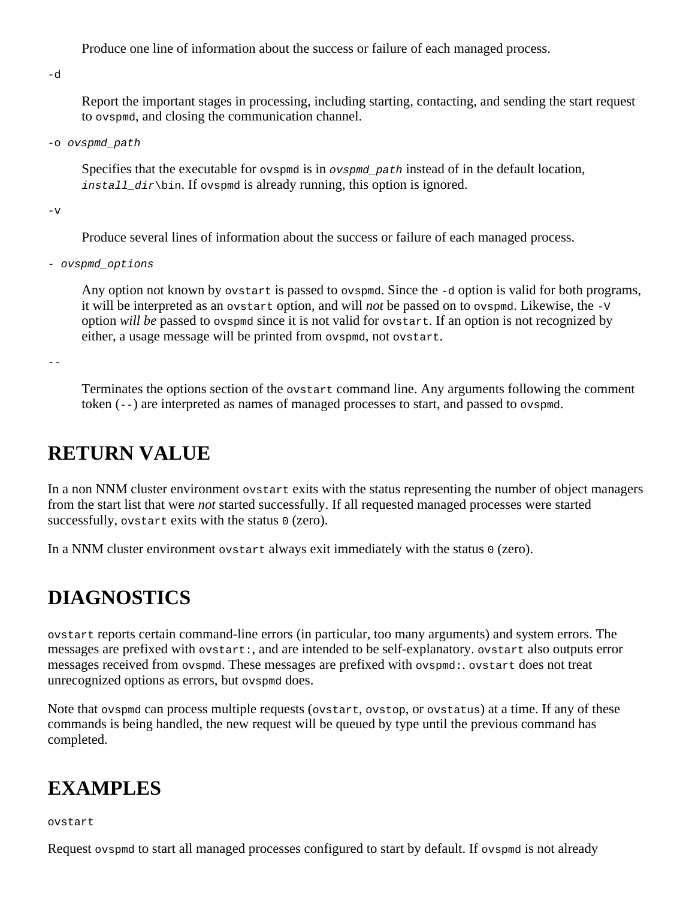Produce one line of information about the success or failure of each managed process.

`-d`

Report the important stages in processing, including starting, contacting, and sending the start request to `ovspmd`, and closing the communication channel.

`-o` *`ovspmd_path`*

Specifies that the executable for `ovspmd` is in *`ovspmd_path`* instead of in the default location, *`install_dir`*`\bin`. If `ovspmd` is already running, this option is ignored.

`-v`

Produce several lines of information about the success or failure of each managed process.

`-` *`ovspmd_options`*

Any option not known by `ovstart` is passed to `ovspmd`. Since the `-d` option is valid for both programs, it will be interpreted as an `ovstart` option, and will *not* be passed on to `ovspmd`. Likewise, the `-V` option *will be* passed to `ovspmd` since it is not valid for `ovstart`. If an option is not recognized by either, a usage message will be printed from `ovspmd`, not `ovstart`.

`--`

Terminates the options section of the `ovstart` command line. Any arguments following the comment token (`--`) are interpreted as names of managed processes to start, and passed to `ovspmd`.

## RETURN VALUE

In a non NNM cluster environment `ovstart` exits with the status representing the number of object managers from the start list that were *not* started successfully. If all requested managed processes were started successfully, `ovstart` exits with the status `0` (zero).

In a NNM cluster environment `ovstart` always exit immediately with the status `0` (zero).

## DIAGNOSTICS

`ovstart` reports certain command-line errors (in particular, too many arguments) and system errors. The messages are prefixed with `ovstart:`, and are intended to be self-explanatory. `ovstart` also outputs error messages received from `ovspmd`. These messages are prefixed with `ovspmd:`. `ovstart` does not treat unrecognized options as errors, but `ovspmd` does.

Note that `ovspmd` can process multiple requests (`ovstart`, `ovstop`, or `ovstatus`) at a time. If any of these commands is being handled, the new request will be queued by type until the previous command has completed.

## EXAMPLES

`ovstart`

Request `ovspmd` to start all managed processes configured to start by default. If `ovspmd` is not already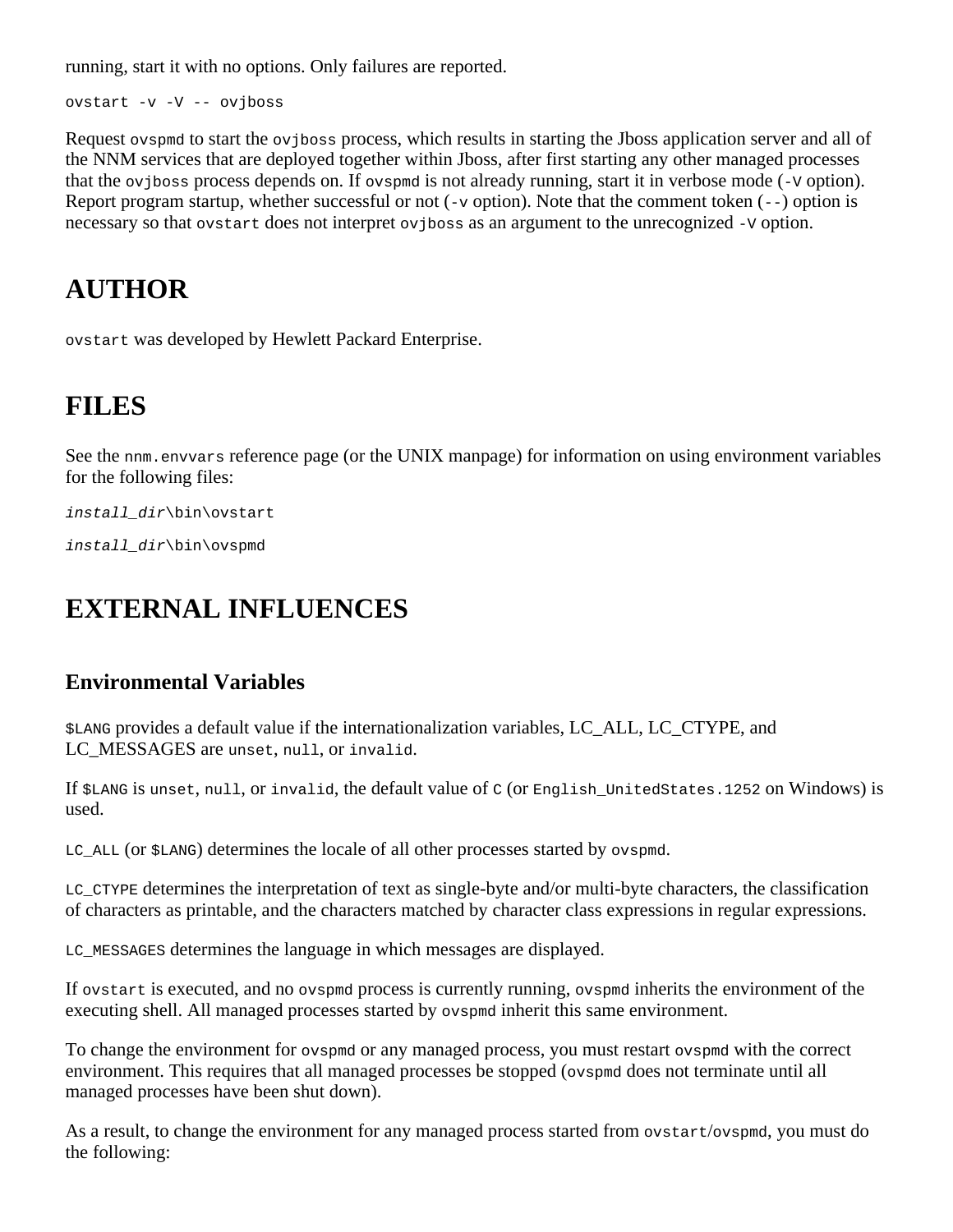running, start it with no options. Only failures are reported.

```
ovstart -v -V -- ovjboss
```

Request `ovspmd` to start the `ovjboss` process, which results in starting the Jboss application server and all of the NNM services that are deployed together within Jboss, after first starting any other managed processes that the `ovjboss` process depends on. If `ovspmd` is not already running, start it in verbose mode (`-V` option). Report program startup, whether successful or not (`-v` option). Note that the comment token (`--`) option is necessary so that `ovstart` does not interpret `ovjboss` as an argument to the unrecognized `-V` option.

## AUTHOR

`ovstart` was developed by Hewlett Packard Enterprise.

## FILES

See the `nnm.envvars` reference page (or the UNIX manpage) for information on using environment variables for the following files:

*install_dir*`\bin\ovstart`

*install_dir*`\bin\ovspmd`

## EXTERNAL INFLUENCES

### Environmental Variables

`$LANG` provides a default value if the internationalization variables, LC_ALL, LC_CTYPE, and LC_MESSAGES are `unset`, `null`, or `invalid`.

If `$LANG` is `unset`, `null`, or `invalid`, the default value of `C` (or `English_UnitedStates.1252` on Windows) is used.

`LC_ALL` (or `$LANG`) determines the locale of all other processes started by `ovspmd`.

`LC_CTYPE` determines the interpretation of text as single-byte and/or multi-byte characters, the classification of characters as printable, and the characters matched by character class expressions in regular expressions.

`LC_MESSAGES` determines the language in which messages are displayed.

If `ovstart` is executed, and no `ovspmd` process is currently running, `ovspmd` inherits the environment of the executing shell. All managed processes started by `ovspmd` inherit this same environment.

To change the environment for `ovspmd` or any managed process, you must restart `ovspmd` with the correct environment. This requires that all managed processes be stopped (`ovspmd` does not terminate until all managed processes have been shut down).

As a result, to change the environment for any managed process started from `ovstart`/`ovspmd`, you must do the following: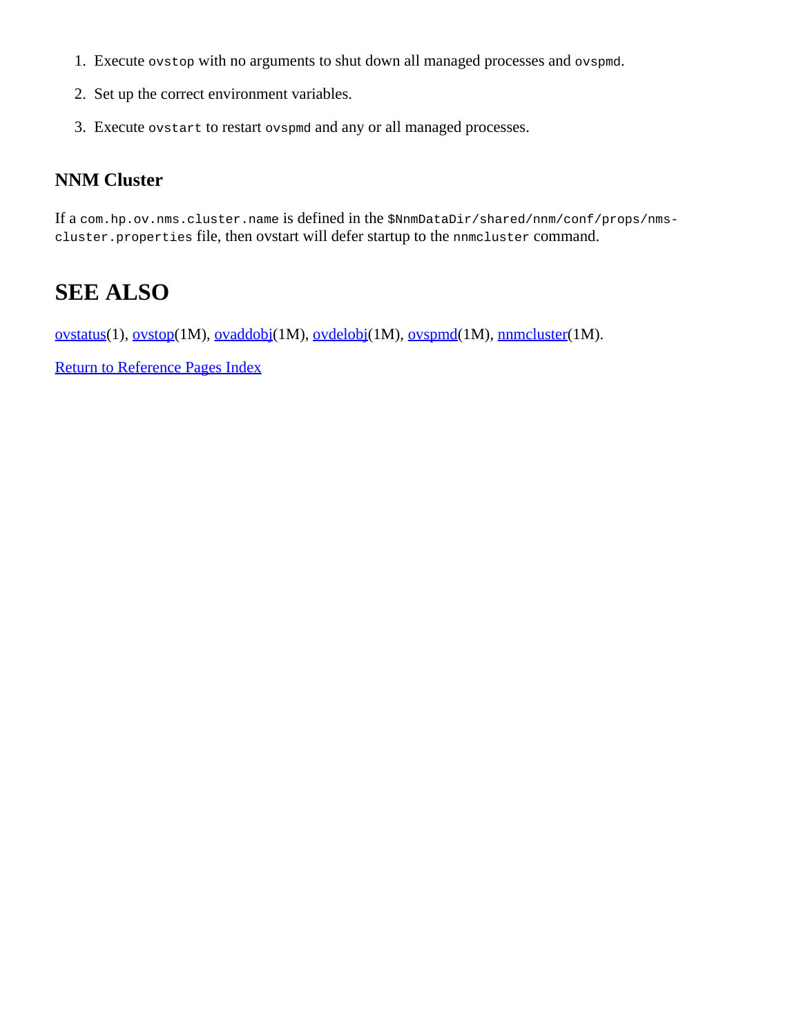1. Execute `ovstop` with no arguments to shut down all managed processes and `ovspmd`.
2. Set up the correct environment variables.
3. Execute `ovstart` to restart `ovspmd` and any or all managed processes.

### NNM Cluster

If a `com.hp.ov.nms.cluster.name` is defined in the `$NnmDataDir/shared/nnm/conf/props/nms-cluster.properties` file, then ovstart will defer startup to the `nnmcluster` command.

## SEE ALSO

ovstatus(1), ovstop(1M), ovaddobj(1M), ovdelobj(1M), ovspmd(1M), nnmcluster(1M).

Return to Reference Pages Index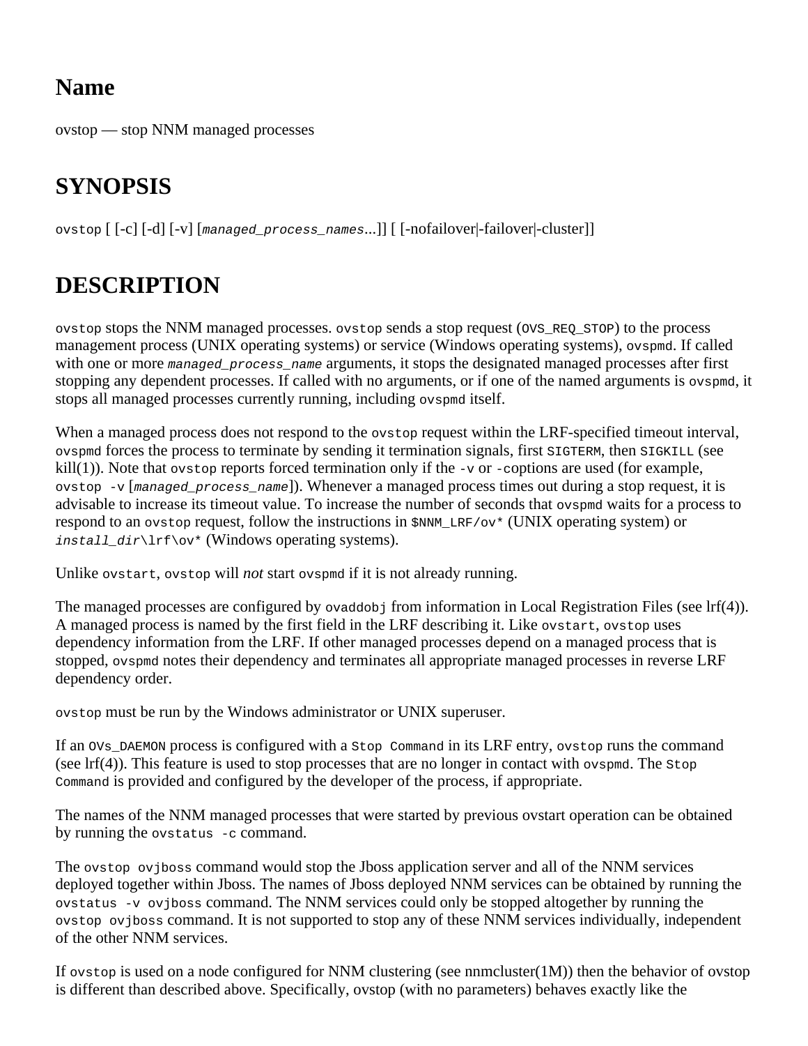# Name

ovstop — stop NNM managed processes

# SYNOPSIS

`ovstop` [ [-c] [-d] [-v] [*managed_process_names*...]] [ [-nofailover|-failover|-cluster]]

# DESCRIPTION

`ovstop` stops the NNM managed processes. `ovstop` sends a stop request (`OVS_REQ_STOP`) to the process management process (UNIX operating systems) or service (Windows operating systems), `ovspmd`. If called with one or more *`managed_process_name`* arguments, it stops the designated managed processes after first stopping any dependent processes. If called with no arguments, or if one of the named arguments is `ovspmd`, it stops all managed processes currently running, including `ovspmd` itself.

When a managed process does not respond to the `ovstop` request within the LRF-specified timeout interval, `ovspmd` forces the process to terminate by sending it termination signals, first `SIGTERM`, then `SIGKILL` (see kill(1)). Note that `ovstop` reports forced termination only if the `-v` or `-c`options are used (for example, `ovstop -v` [*`managed_process_name`*]). Whenever a managed process times out during a stop request, it is advisable to increase its timeout value. To increase the number of seconds that `ovspmd` waits for a process to respond to an `ovstop` request, follow the instructions in `$NNM_LRF/ov*` (UNIX operating system) or *`install_dir`*`\lrf\ov*` (Windows operating systems).

Unlike `ovstart`, `ovstop` will *not* start `ovspmd` if it is not already running.

The managed processes are configured by `ovaddobj` from information in Local Registration Files (see lrf(4)). A managed process is named by the first field in the LRF describing it. Like `ovstart`, `ovstop` uses dependency information from the LRF. If other managed processes depend on a managed process that is stopped, `ovspmd` notes their dependency and terminates all appropriate managed processes in reverse LRF dependency order.

`ovstop` must be run by the Windows administrator or UNIX superuser.

If an `OVs_DAEMON` process is configured with a `Stop Command` in its LRF entry, `ovstop` runs the command (see lrf(4)). This feature is used to stop processes that are no longer in contact with `ovspmd`. The `Stop Command` is provided and configured by the developer of the process, if appropriate.

The names of the NNM managed processes that were started by previous ovstart operation can be obtained by running the `ovstatus -c` command.

The `ovstop ovjboss` command would stop the Jboss application server and all of the NNM services deployed together within Jboss. The names of Jboss deployed NNM services can be obtained by running the `ovstatus -v ovjboss` command. The NNM services could only be stopped altogether by running the `ovstop ovjboss` command. It is not supported to stop any of these NNM services individually, independent of the other NNM services.

If `ovstop` is used on a node configured for NNM clustering (see nnmcluster(1M)) then the behavior of ovstop is different than described above. Specifically, ovstop (with no parameters) behaves exactly like the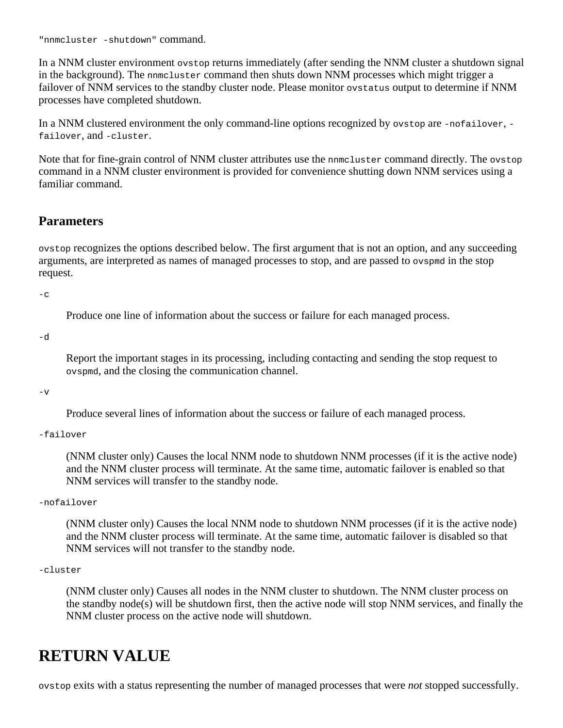`"nnmcluster -shutdown"` command.

In a NNM cluster environment `ovstop` returns immediately (after sending the NNM cluster a shutdown signal in the background). The `nnmcluster` command then shuts down NNM processes which might trigger a failover of NNM services to the standby cluster node. Please monitor `ovstatus` output to determine if NNM processes have completed shutdown.

In a NNM clustered environment the only command-line options recognized by `ovstop` are `-nofailover`, `-failover`, and `-cluster`.

Note that for fine-grain control of NNM cluster attributes use the `nnmcluster` command directly. The `ovstop` command in a NNM cluster environment is provided for convenience shutting down NNM services using a familiar command.

### Parameters

`ovstop` recognizes the options described below. The first argument that is not an option, and any succeeding arguments, are interpreted as names of managed processes to stop, and are passed to `ovspmd` in the stop request.

`-c`

Produce one line of information about the success or failure for each managed process.

`-d`

Report the important stages in its processing, including contacting and sending the stop request to `ovspmd`, and the closing the communication channel.

`-v`

Produce several lines of information about the success or failure of each managed process.

`-failover`

(NNM cluster only) Causes the local NNM node to shutdown NNM processes (if it is the active node) and the NNM cluster process will terminate. At the same time, automatic failover is enabled so that NNM services will transfer to the standby node.

`-nofailover`

(NNM cluster only) Causes the local NNM node to shutdown NNM processes (if it is the active node) and the NNM cluster process will terminate. At the same time, automatic failover is disabled so that NNM services will not transfer to the standby node.

`-cluster`

(NNM cluster only) Causes all nodes in the NNM cluster to shutdown. The NNM cluster process on the standby node(s) will be shutdown first, then the active node will stop NNM services, and finally the NNM cluster process on the active node will shutdown.

## RETURN VALUE

`ovstop` exits with a status representing the number of managed processes that were *not* stopped successfully.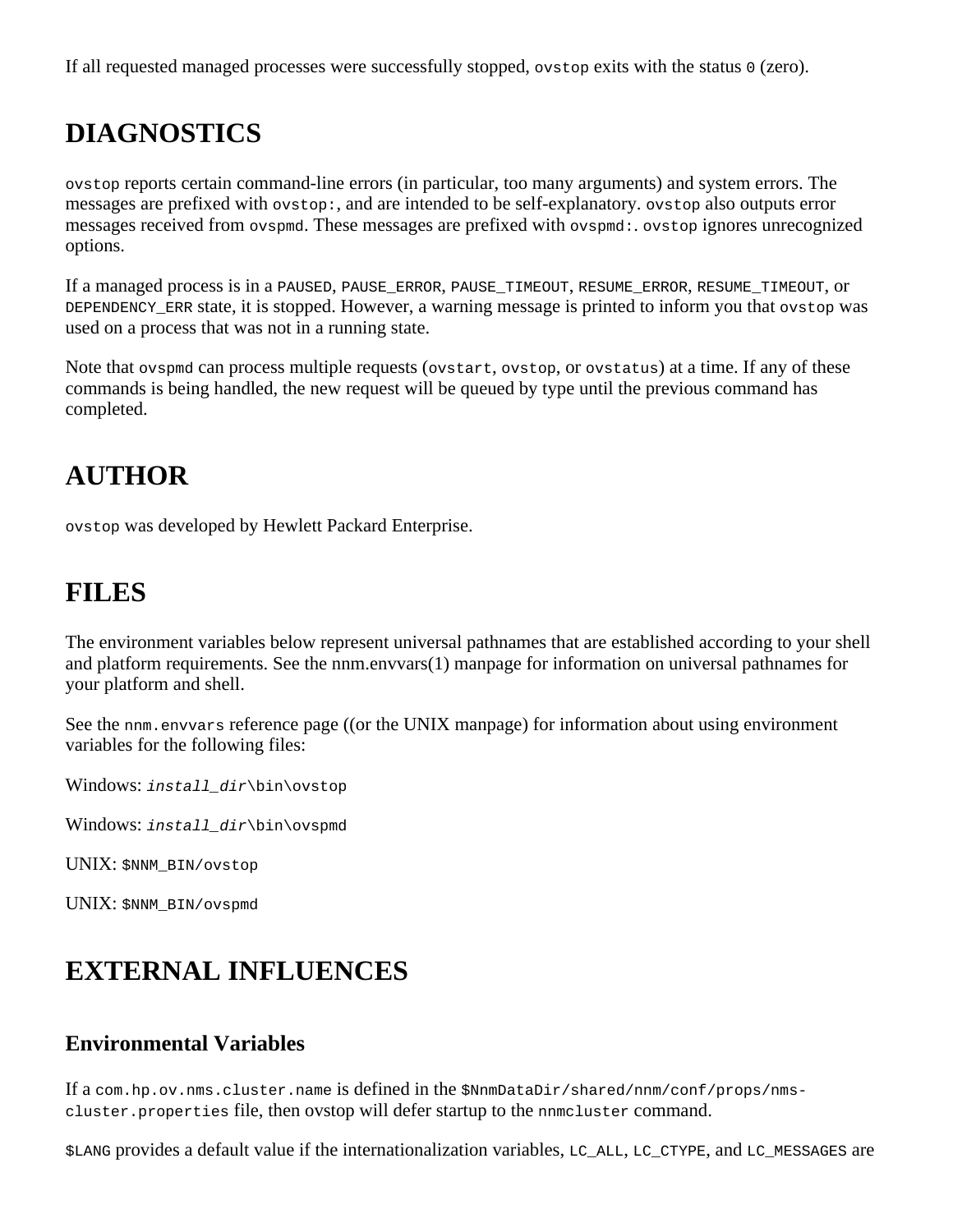If all requested managed processes were successfully stopped, `ovstop` exits with the status `0` (zero).

## DIAGNOSTICS

`ovstop` reports certain command-line errors (in particular, too many arguments) and system errors. The messages are prefixed with `ovstop:`, and are intended to be self-explanatory. `ovstop` also outputs error messages received from `ovspmd`. These messages are prefixed with `ovspmd:`. `ovstop` ignores unrecognized options.

If a managed process is in a `PAUSED`, `PAUSE_ERROR`, `PAUSE_TIMEOUT`, `RESUME_ERROR`, `RESUME_TIMEOUT`, or `DEPENDENCY_ERR` state, it is stopped. However, a warning message is printed to inform you that `ovstop` was used on a process that was not in a running state.

Note that `ovspmd` can process multiple requests (`ovstart`, `ovstop`, or `ovstatus`) at a time. If any of these commands is being handled, the new request will be queued by type until the previous command has completed.

## AUTHOR

`ovstop` was developed by Hewlett Packard Enterprise.

## FILES

The environment variables below represent universal pathnames that are established according to your shell and platform requirements. See the nnm.envvars(1) manpage for information on universal pathnames for your platform and shell.

See the `nnm.envvars` reference page ((or the UNIX manpage) for information about using environment variables for the following files:

Windows: *install_dir*`\bin\ovstop`

Windows: *install_dir*`\bin\ovspmd`

UNIX: `$NNM_BIN/ovstop`

UNIX: `$NNM_BIN/ovspmd`

## EXTERNAL INFLUENCES

### Environmental Variables

If a `com.hp.ov.nms.cluster.name` is defined in the `$NnmDataDir/shared/nnm/conf/props/nms-cluster.properties` file, then ovstop will defer startup to the `nnmcluster` command.

`$LANG` provides a default value if the internationalization variables, `LC_ALL`, `LC_CTYPE`, and `LC_MESSAGES` are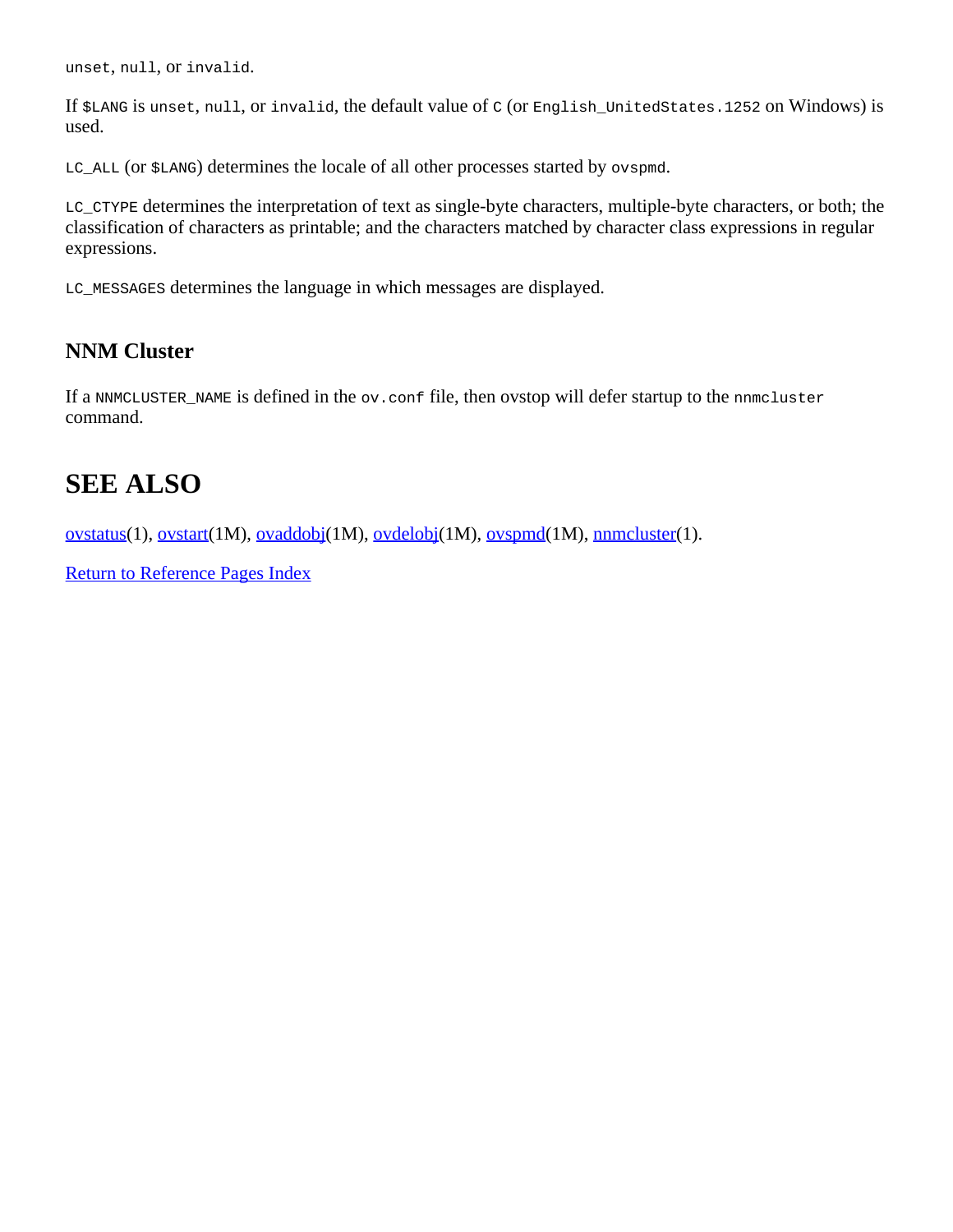`unset`, `null`, or `invalid`.

If `$LANG` is `unset`, `null`, or `invalid`, the default value of `C` (or `English_UnitedStates.1252` on Windows) is used.

`LC_ALL` (or `$LANG`) determines the locale of all other processes started by `ovspmd`.

`LC_CTYPE` determines the interpretation of text as single-byte characters, multiple-byte characters, or both; the classification of characters as printable; and the characters matched by character class expressions in regular expressions.

`LC_MESSAGES` determines the language in which messages are displayed.

### NNM Cluster

If a `NNMCLUSTER_NAME` is defined in the `ov.conf` file, then ovstop will defer startup to the `nnmcluster` command.

## SEE ALSO

ovstatus(1), ovstart(1M), ovaddobj(1M), ovdelobj(1M), ovspmd(1M), nnmcluster(1).

Return to Reference Pages Index